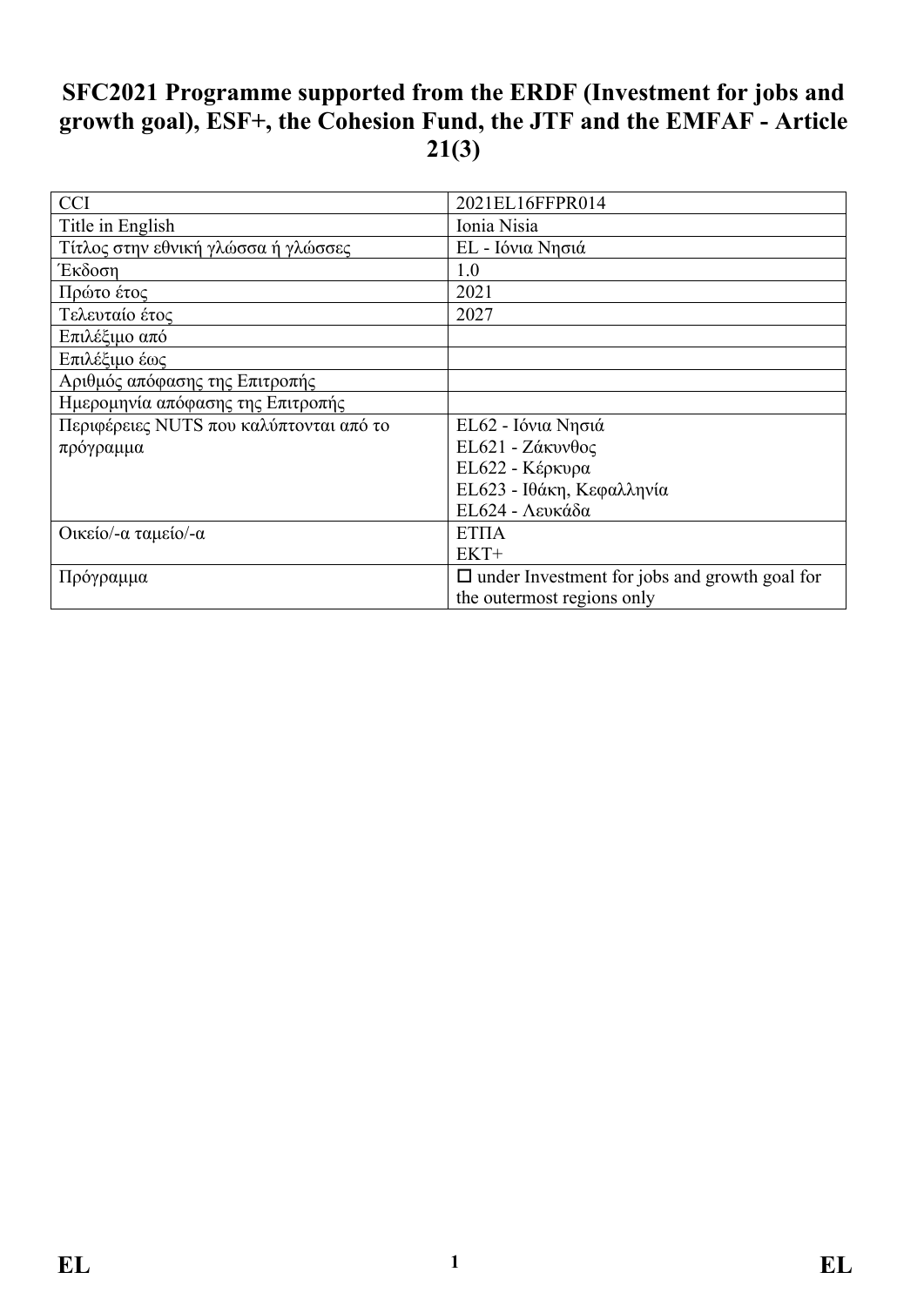# SFC2021 Programme supported from the ERDF (Investment for jobs and growth goal), ESF+, the Cohesion Fund, the JTF and the EMFAF - Article 21(3)

| CCI | 2021EL16FFPR014 |
|---|---|
| Title in English | Ionia Nisia |
| Τίτλος στην εθνική γλώσσα ή γλώσσες | EL - Ιόνια Νησιά |
| Έκδοση | 1.0 |
| Πρώτο έτος | 2021 |
| Τελευταίο έτος | 2027 |
| Επιλέξιμο από | |
| Επιλέξιμο έως | |
| Αριθμός απόφασης της Επιτροπής | |
| Ημερομηνία απόφασης της Επιτροπής | |
| Περιφέρειες NUTS που καλύπτονται από το πρόγραμμα | EL62 - Ιόνια Νησιά<br>EL621 - Ζάκυνθος<br>EL622 - Κέρκυρα<br>EL623 - Ιθάκη, Κεφαλληνία<br>EL624 - Λευκάδα |
| Οικείο/-α ταμείο/-α | ΕΤΠΑ<br>ΕΚΤ+ |
| Πρόγραμμα | ☐ under Investment for jobs and growth goal for the outermost regions only |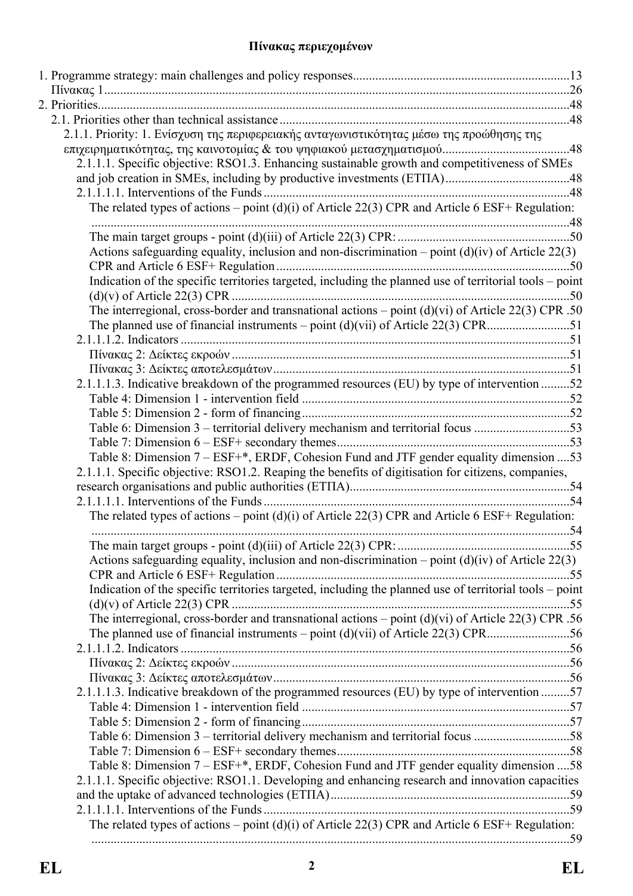**Πίνακας περιεχομένων**

1. Programme strategy: main challenges and policy responses....................................................................13
    Πίνακας 1..................................................................................................................................................26
2. Priorities....................................................................................................................................................48
    2.1. Priorities other than technical assistance ............................................................................................48
        2.1.1. Priority: 1. Ενίσχυση της περιφερειακής ανταγωνιστικότητας μέσω της προώθησης της επιχειρηματικότητας, της καινοτομίας & του ψηφιακού μετασχηματισμού........................................48
            2.1.1.1. Specific objective: RSO1.3. Enhancing sustainable growth and competitiveness of SMEs and job creation in SMEs, including by productive investments (ΕΤΠΑ).......................................48
            2.1.1.1.1. Interventions of the Funds ...............................................................................................48
                The related types of actions – point (d)(i) of Article 22(3) CPR and Article 6 ESF+ Regulation: .....................................................................................................................................................48
                The main target groups - point (d)(iii) of Article 22(3) CPR: ......................................................50
                Actions safeguarding equality, inclusion and non-discrimination – point (d)(iv) of Article 22(3) CPR and Article 6 ESF+ Regulation ............................................................................................50
                Indication of the specific territories targeted, including the planned use of territorial tools – point (d)(v) of Article 22(3) CPR ..........................................................................................................50
                The interregional, cross-border and transnational actions – point (d)(vi) of Article 22(3) CPR .50
                The planned use of financial instruments – point (d)(vii) of Article 22(3) CPR..........................51
            2.1.1.1.2. Indicators ..........................................................................................................................51
                Πίνακας 2: Δείκτες εκροών ..........................................................................................................51
                Πίνακας 3: Δείκτες αποτελεσμάτων ............................................................................................51
            2.1.1.1.3. Indicative breakdown of the programmed resources (EU) by type of intervention .........52
                Table 4: Dimension 1 - intervention field ....................................................................................52
                Table 5: Dimension 2 - form of financing....................................................................................52
                Table 6: Dimension 3 – territorial delivery mechanism and territorial focus ..............................53
                Table 7: Dimension 6 – ESF+ secondary themes.........................................................................53
                Table 8: Dimension 7 – ESF+*, ERDF, Cohesion Fund and JTF gender equality dimension ....53
            2.1.1.1. Specific objective: RSO1.2. Reaping the benefits of digitisation for citizens, companies, research organisations and public authorities (ΕΤΠΑ)....................................................................54
            2.1.1.1.1. Interventions of the Funds ...............................................................................................54
                The related types of actions – point (d)(i) of Article 22(3) CPR and Article 6 ESF+ Regulation: .....................................................................................................................................................54
                The main target groups - point (d)(iii) of Article 22(3) CPR: ......................................................55
                Actions safeguarding equality, inclusion and non-discrimination – point (d)(iv) of Article 22(3) CPR and Article 6 ESF+ Regulation ............................................................................................55
                Indication of the specific territories targeted, including the planned use of territorial tools – point (d)(v) of Article 22(3) CPR ..........................................................................................................55
                The interregional, cross-border and transnational actions – point (d)(vi) of Article 22(3) CPR .56
                The planned use of financial instruments – point (d)(vii) of Article 22(3) CPR..........................56
            2.1.1.1.2. Indicators ..........................................................................................................................56
                Πίνακας 2: Δείκτες εκροών ..........................................................................................................56
                Πίνακας 3: Δείκτες αποτελεσμάτων ............................................................................................56
            2.1.1.1.3. Indicative breakdown of the programmed resources (EU) by type of intervention .........57
                Table 4: Dimension 1 - intervention field ....................................................................................57
                Table 5: Dimension 2 - form of financing....................................................................................57
                Table 6: Dimension 3 – territorial delivery mechanism and territorial focus ..............................58
                Table 7: Dimension 6 – ESF+ secondary themes.........................................................................58
                Table 8: Dimension 7 – ESF+*, ERDF, Cohesion Fund and JTF gender equality dimension ....58
            2.1.1.1. Specific objective: RSO1.1. Developing and enhancing research and innovation capacities and the uptake of advanced technologies (ΕΤΠΑ)...........................................................................59
            2.1.1.1.1. Interventions of the Funds ...............................................................................................59
                The related types of actions – point (d)(i) of Article 22(3) CPR and Article 6 ESF+ Regulation: .....................................................................................................................................................59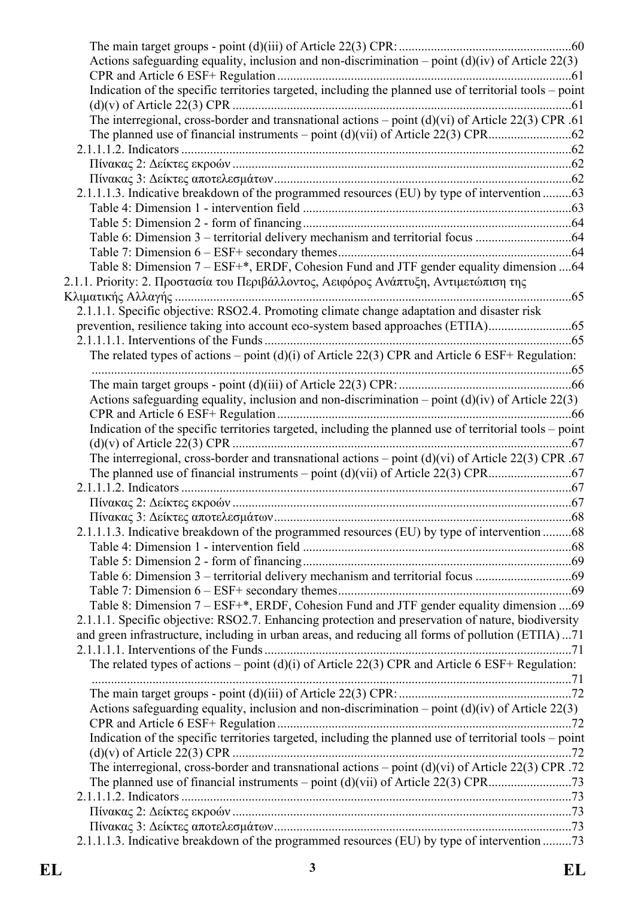The main target groups - point (d)(iii) of Article 22(3) CPR: ......................................................60
Actions safeguarding equality, inclusion and non-discrimination – point (d)(iv) of Article 22(3) CPR and Article 6 ESF+ Regulation ..........................................................................................61
Indication of the specific territories targeted, including the planned use of territorial tools – point (d)(v) of Article 22(3) CPR ........................................................................................................61
The interregional, cross-border and transnational actions – point (d)(vi) of Article 22(3) CPR .61
The planned use of financial instruments – point (d)(vii) of Article 22(3) CPR..........................62
2.1.1.1.2. Indicators .......................................................................................................................62
Πίνακας 2: Δείκτες εκροών ........................................................................................................62
Πίνακας 3: Δείκτες αποτελεσμάτων...........................................................................................62
2.1.1.1.3. Indicative breakdown of the programmed resources (EU) by type of intervention .........63
Table 4: Dimension 1 - intervention field ..................................................................................63
Table 5: Dimension 2 - form of financing..................................................................................64
Table 6: Dimension 3 – territorial delivery mechanism and territorial focus .............................64
Table 7: Dimension 6 – ESF+ secondary themes.......................................................................64
Table 8: Dimension 7 – ESF+*, ERDF, Cohesion Fund and JTF gender equality dimension ....64
2.1.1. Priority: 2. Προστασία του Περιβάλλοντος, Αειφόρος Ανάπτυξη, Αντιμετώπιση της Κλιματικής Αλλαγής ..........................................................................................................................65
2.1.1.1. Specific objective: RSO2.4. Promoting climate change adaptation and disaster risk prevention, resilience taking into account eco-system based approaches (ΕΤΠΑ).........................65
2.1.1.1.1. Interventions of the Funds ..............................................................................................65
The related types of actions – point (d)(i) of Article 22(3) CPR and Article 6 ESF+ Regulation: ...................................................................................................................................................65
The main target groups - point (d)(iii) of Article 22(3) CPR: ......................................................66
Actions safeguarding equality, inclusion and non-discrimination – point (d)(iv) of Article 22(3) CPR and Article 6 ESF+ Regulation ..........................................................................................66
Indication of the specific territories targeted, including the planned use of territorial tools – point (d)(v) of Article 22(3) CPR ........................................................................................................67
The interregional, cross-border and transnational actions – point (d)(vi) of Article 22(3) CPR .67
The planned use of financial instruments – point (d)(vii) of Article 22(3) CPR..........................67
2.1.1.1.2. Indicators .......................................................................................................................67
Πίνακας 2: Δείκτες εκροών ........................................................................................................67
Πίνακας 3: Δείκτες αποτελεσμάτων...........................................................................................68
2.1.1.1.3. Indicative breakdown of the programmed resources (EU) by type of intervention .........68
Table 4: Dimension 1 - intervention field ..................................................................................68
Table 5: Dimension 2 - form of financing..................................................................................69
Table 6: Dimension 3 – territorial delivery mechanism and territorial focus .............................69
Table 7: Dimension 6 – ESF+ secondary themes.......................................................................69
Table 8: Dimension 7 – ESF+*, ERDF, Cohesion Fund and JTF gender equality dimension ....69
2.1.1.1. Specific objective: RSO2.7. Enhancing protection and preservation of nature, biodiversity and green infrastructure, including in urban areas, and reducing all forms of pollution (ΕΤΠΑ) ...71
2.1.1.1.1. Interventions of the Funds ..............................................................................................71
The related types of actions – point (d)(i) of Article 22(3) CPR and Article 6 ESF+ Regulation: ...................................................................................................................................................71
The main target groups - point (d)(iii) of Article 22(3) CPR: ......................................................72
Actions safeguarding equality, inclusion and non-discrimination – point (d)(iv) of Article 22(3) CPR and Article 6 ESF+ Regulation ..........................................................................................72
Indication of the specific territories targeted, including the planned use of territorial tools – point (d)(v) of Article 22(3) CPR ........................................................................................................72
The interregional, cross-border and transnational actions – point (d)(vi) of Article 22(3) CPR .72
The planned use of financial instruments – point (d)(vii) of Article 22(3) CPR..........................73
2.1.1.1.2. Indicators .......................................................................................................................73
Πίνακας 2: Δείκτες εκροών ........................................................................................................73
Πίνακας 3: Δείκτες αποτελεσμάτων...........................................................................................73
2.1.1.1.3. Indicative breakdown of the programmed resources (EU) by type of intervention .........73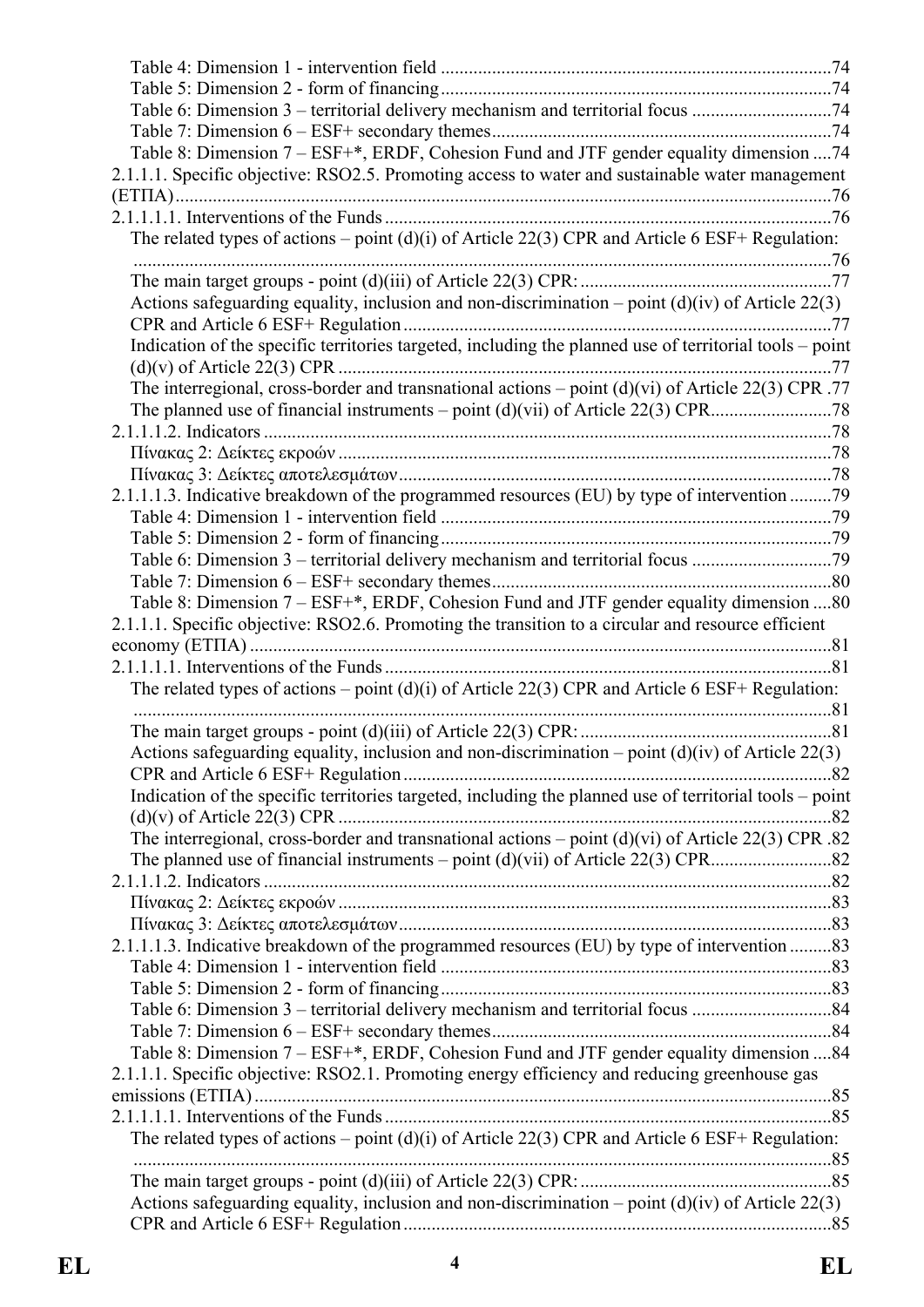Table 4: Dimension 1 - intervention field ....74
Table 5: Dimension 2 - form of financing....74
Table 6: Dimension 3 – territorial delivery mechanism and territorial focus ....74
Table 7: Dimension 6 – ESF+ secondary themes....74
Table 8: Dimension 7 – ESF+*, ERDF, Cohesion Fund and JTF gender equality dimension ....74

2.1.1.1. Specific objective: RSO2.5. Promoting access to water and sustainable water management (ΕΤΠΑ)....76

2.1.1.1.1. Interventions of the Funds....76

The related types of actions – point (d)(i) of Article 22(3) CPR and Article 6 ESF+ Regulation: ....76
The main target groups - point (d)(iii) of Article 22(3) CPR: ....77
Actions safeguarding equality, inclusion and non-discrimination – point (d)(iv) of Article 22(3) CPR and Article 6 ESF+ Regulation ....77
Indication of the specific territories targeted, including the planned use of territorial tools – point (d)(v) of Article 22(3) CPR ....77
The interregional, cross-border and transnational actions – point (d)(vi) of Article 22(3) CPR .77
The planned use of financial instruments – point (d)(vii) of Article 22(3) CPR....78

2.1.1.1.2. Indicators ....78

Πίνακας 2: Δείκτες εκροών ....78
Πίνακας 3: Δείκτες αποτελεσμάτων....78

2.1.1.1.3. Indicative breakdown of the programmed resources (EU) by type of intervention ....79

Table 4: Dimension 1 - intervention field ....79
Table 5: Dimension 2 - form of financing....79
Table 6: Dimension 3 – territorial delivery mechanism and territorial focus ....79
Table 7: Dimension 6 – ESF+ secondary themes....80
Table 8: Dimension 7 – ESF+*, ERDF, Cohesion Fund and JTF gender equality dimension ....80

2.1.1.1. Specific objective: RSO2.6. Promoting the transition to a circular and resource efficient economy (ΕΤΠΑ) ....81

2.1.1.1.1. Interventions of the Funds....81

The related types of actions – point (d)(i) of Article 22(3) CPR and Article 6 ESF+ Regulation: ....81
The main target groups - point (d)(iii) of Article 22(3) CPR: ....81
Actions safeguarding equality, inclusion and non-discrimination – point (d)(iv) of Article 22(3) CPR and Article 6 ESF+ Regulation ....82
Indication of the specific territories targeted, including the planned use of territorial tools – point (d)(v) of Article 22(3) CPR ....82
The interregional, cross-border and transnational actions – point (d)(vi) of Article 22(3) CPR .82
The planned use of financial instruments – point (d)(vii) of Article 22(3) CPR....82

2.1.1.1.2. Indicators ....82

Πίνακας 2: Δείκτες εκροών ....83
Πίνακας 3: Δείκτες αποτελεσμάτων....83

2.1.1.1.3. Indicative breakdown of the programmed resources (EU) by type of intervention ....83

Table 4: Dimension 1 - intervention field ....83
Table 5: Dimension 2 - form of financing....83
Table 6: Dimension 3 – territorial delivery mechanism and territorial focus ....84
Table 7: Dimension 6 – ESF+ secondary themes....84
Table 8: Dimension 7 – ESF+*, ERDF, Cohesion Fund and JTF gender equality dimension ....84

2.1.1.1. Specific objective: RSO2.1. Promoting energy efficiency and reducing greenhouse gas emissions (ΕΤΠΑ)....85

2.1.1.1.1. Interventions of the Funds....85

The related types of actions – point (d)(i) of Article 22(3) CPR and Article 6 ESF+ Regulation: ....85
The main target groups - point (d)(iii) of Article 22(3) CPR: ....85
Actions safeguarding equality, inclusion and non-discrimination – point (d)(iv) of Article 22(3) CPR and Article 6 ESF+ Regulation ....85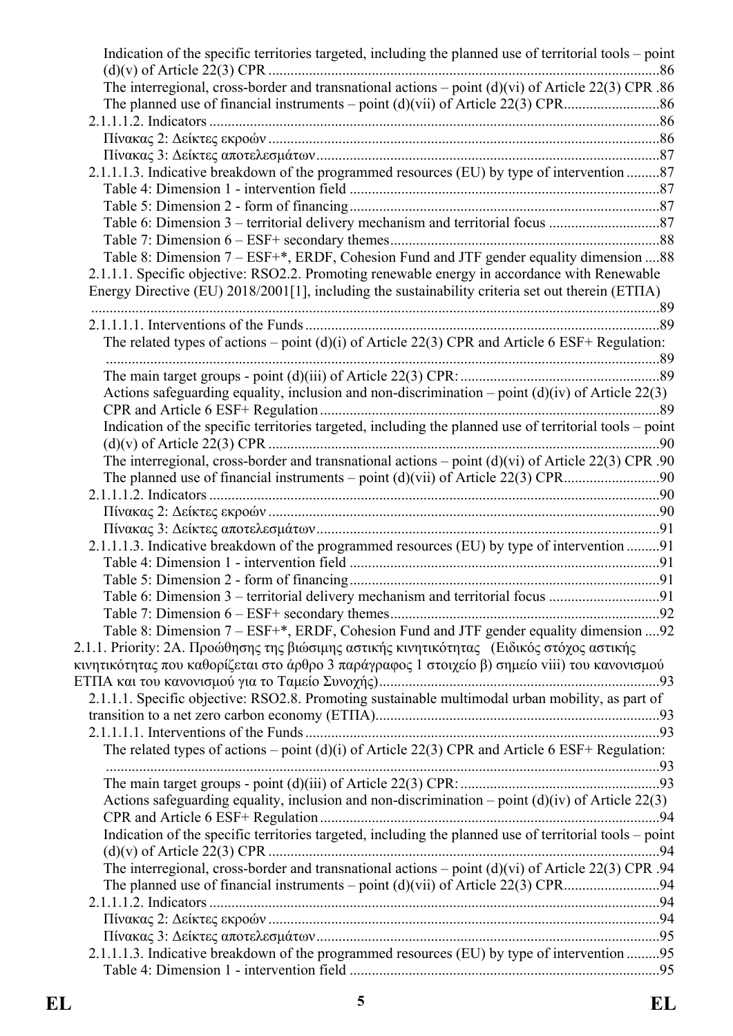Indication of the specific territories targeted, including the planned use of territorial tools – point (d)(v) of Article 22(3) CPR ......................................................................................................86
The interregional, cross-border and transnational actions – point (d)(vi) of Article 22(3) CPR .86
The planned use of financial instruments – point (d)(vii) of Article 22(3) CPR.........................86
2.1.1.1.2. Indicators ......................................................................................................................86
Πίνακας 2: Δείκτες εκροών .......................................................................................................86
Πίνακας 3: Δείκτες αποτελεσμάτων..........................................................................................87
2.1.1.1.3. Indicative breakdown of the programmed resources (EU) by type of intervention .........87
Table 4: Dimension 1 - intervention field ..................................................................................87
Table 5: Dimension 2 - form of financing..................................................................................87
Table 6: Dimension 3 – territorial delivery mechanism and territorial focus .............................87
Table 7: Dimension 6 – ESF+ secondary themes.......................................................................88
Table 8: Dimension 7 – ESF+*, ERDF, Cohesion Fund and JTF gender equality dimension ....88
2.1.1.1. Specific objective: RSO2.2. Promoting renewable energy in accordance with Renewable Energy Directive (EU) 2018/2001[1], including the sustainability criteria set out therein (ΕΤΠΑ) .......................................................................................................................................................89
2.1.1.1.1. Interventions of the Funds ..............................................................................................89
The related types of actions – point (d)(i) of Article 22(3) CPR and Article 6 ESF+ Regulation: ...................................................................................................................................................89
The main target groups - point (d)(iii) of Article 22(3) CPR: .....................................................89
Actions safeguarding equality, inclusion and non-discrimination – point (d)(iv) of Article 22(3) CPR and Article 6 ESF+ Regulation ..........................................................................................89
Indication of the specific territories targeted, including the planned use of territorial tools – point (d)(v) of Article 22(3) CPR ......................................................................................................90
The interregional, cross-border and transnational actions – point (d)(vi) of Article 22(3) CPR .90
The planned use of financial instruments – point (d)(vii) of Article 22(3) CPR.........................90
2.1.1.1.2. Indicators ......................................................................................................................90
Πίνακας 2: Δείκτες εκροών .......................................................................................................90
Πίνακας 3: Δείκτες αποτελεσμάτων..........................................................................................91
2.1.1.1.3. Indicative breakdown of the programmed resources (EU) by type of intervention .........91
Table 4: Dimension 1 - intervention field ..................................................................................91
Table 5: Dimension 2 - form of financing..................................................................................91
Table 6: Dimension 3 – territorial delivery mechanism and territorial focus .............................91
Table 7: Dimension 6 – ESF+ secondary themes.......................................................................92
Table 8: Dimension 7 – ESF+*, ERDF, Cohesion Fund and JTF gender equality dimension ....92
2.1.1. Priority: 2A. Προώθησης της βιώσιμης αστικής κινητικότητας (Ειδικός στόχος αστικής κινητικότητας που καθορίζεται στο άρθρο 3 παράγραφος 1 στοιχείο β) σημείο viii) του κανονισμού ΕΤΠΑ και του κανονισμού για το Ταμείο Συνοχής)..........................................................................93
2.1.1.1. Specific objective: RSO2.8. Promoting sustainable multimodal urban mobility, as part of transition to a net zero carbon economy (ΕΤΠΑ)...........................................................................93
2.1.1.1.1. Interventions of the Funds ..............................................................................................93
The related types of actions – point (d)(i) of Article 22(3) CPR and Article 6 ESF+ Regulation: ...................................................................................................................................................93
The main target groups - point (d)(iii) of Article 22(3) CPR: .....................................................93
Actions safeguarding equality, inclusion and non-discrimination – point (d)(iv) of Article 22(3) CPR and Article 6 ESF+ Regulation ..........................................................................................94
Indication of the specific territories targeted, including the planned use of territorial tools – point (d)(v) of Article 22(3) CPR ......................................................................................................94
The interregional, cross-border and transnational actions – point (d)(vi) of Article 22(3) CPR .94
The planned use of financial instruments – point (d)(vii) of Article 22(3) CPR.........................94
2.1.1.1.2. Indicators ......................................................................................................................94
Πίνακας 2: Δείκτες εκροών .......................................................................................................94
Πίνακας 3: Δείκτες αποτελεσμάτων..........................................................................................95
2.1.1.1.3. Indicative breakdown of the programmed resources (EU) by type of intervention .........95
Table 4: Dimension 1 - intervention field ..................................................................................95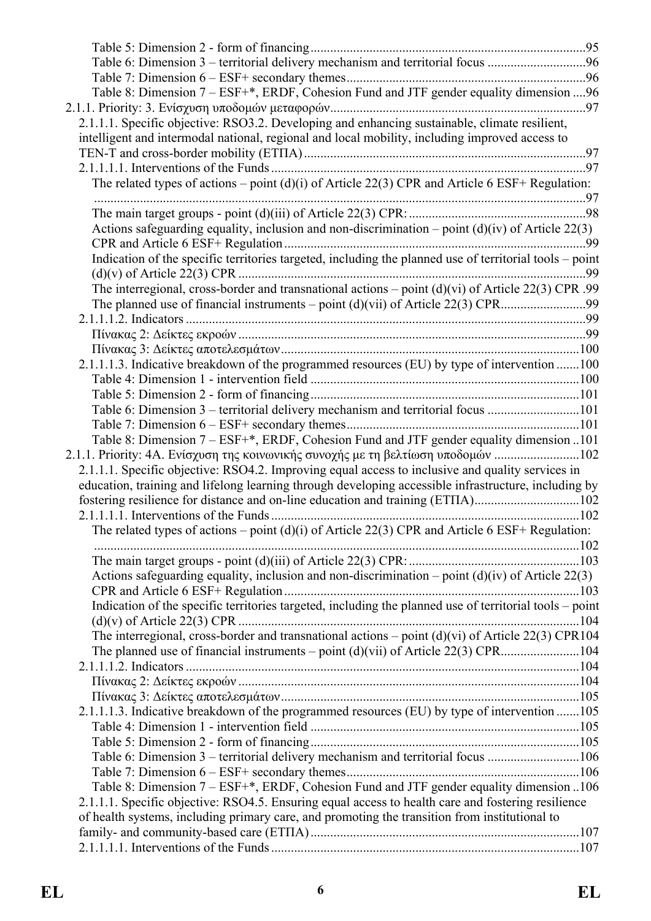Table 5: Dimension 2 - form of financing ....95
Table 6: Dimension 3 – territorial delivery mechanism and territorial focus ....96
Table 7: Dimension 6 – ESF+ secondary themes ....96
Table 8: Dimension 7 – ESF+*, ERDF, Cohesion Fund and JTF gender equality dimension ....96

2.1.1. Priority: 3. Ενίσχυση υποδομών μεταφορών ....97

2.1.1.1. Specific objective: RSO3.2. Developing and enhancing sustainable, climate resilient, intelligent and intermodal national, regional and local mobility, including improved access to TEN-T and cross-border mobility (ΕΤΠΑ) ....97

2.1.1.1.1. Interventions of the Funds ....97

The related types of actions – point (d)(i) of Article 22(3) CPR and Article 6 ESF+ Regulation: ....97
The main target groups - point (d)(iii) of Article 22(3) CPR: ....98
Actions safeguarding equality, inclusion and non-discrimination – point (d)(iv) of Article 22(3) CPR and Article 6 ESF+ Regulation ....99
Indication of the specific territories targeted, including the planned use of territorial tools – point (d)(v) of Article 22(3) CPR ....99
The interregional, cross-border and transnational actions – point (d)(vi) of Article 22(3) CPR .99
The planned use of financial instruments – point (d)(vii) of Article 22(3) CPR....99

2.1.1.1.2. Indicators ....99

Πίνακας 2: Δείκτες εκροών ....99
Πίνακας 3: Δείκτες αποτελεσμάτων ....100

2.1.1.1.3. Indicative breakdown of the programmed resources (EU) by type of intervention ....100

Table 4: Dimension 1 - intervention field ....100
Table 5: Dimension 2 - form of financing ....101
Table 6: Dimension 3 – territorial delivery mechanism and territorial focus ....101
Table 7: Dimension 6 – ESF+ secondary themes ....101
Table 8: Dimension 7 – ESF+*, ERDF, Cohesion Fund and JTF gender equality dimension ..101

2.1.1. Priority: 4A. Ενίσχυση της κοινωνικής συνοχής με τη βελτίωση υποδομών ....102

2.1.1.1. Specific objective: RSO4.2. Improving equal access to inclusive and quality services in education, training and lifelong learning through developing accessible infrastructure, including by fostering resilience for distance and on-line education and training (ΕΤΠΑ) ....102

2.1.1.1.1. Interventions of the Funds ....102

The related types of actions – point (d)(i) of Article 22(3) CPR and Article 6 ESF+ Regulation: ....102
The main target groups - point (d)(iii) of Article 22(3) CPR: ....103
Actions safeguarding equality, inclusion and non-discrimination – point (d)(iv) of Article 22(3) CPR and Article 6 ESF+ Regulation ....103
Indication of the specific territories targeted, including the planned use of territorial tools – point (d)(v) of Article 22(3) CPR ....104
The interregional, cross-border and transnational actions – point (d)(vi) of Article 22(3) CPR104
The planned use of financial instruments – point (d)(vii) of Article 22(3) CPR....104

2.1.1.1.2. Indicators ....104

Πίνακας 2: Δείκτες εκροών ....104
Πίνακας 3: Δείκτες αποτελεσμάτων ....105

2.1.1.1.3. Indicative breakdown of the programmed resources (EU) by type of intervention ....105

Table 4: Dimension 1 - intervention field ....105
Table 5: Dimension 2 - form of financing ....105
Table 6: Dimension 3 – territorial delivery mechanism and territorial focus ....106
Table 7: Dimension 6 – ESF+ secondary themes ....106
Table 8: Dimension 7 – ESF+*, ERDF, Cohesion Fund and JTF gender equality dimension ..106

2.1.1.1. Specific objective: RSO4.5. Ensuring equal access to health care and fostering resilience of health systems, including primary care, and promoting the transition from institutional to family- and community-based care (ΕΤΠΑ) ....107

2.1.1.1.1. Interventions of the Funds ....107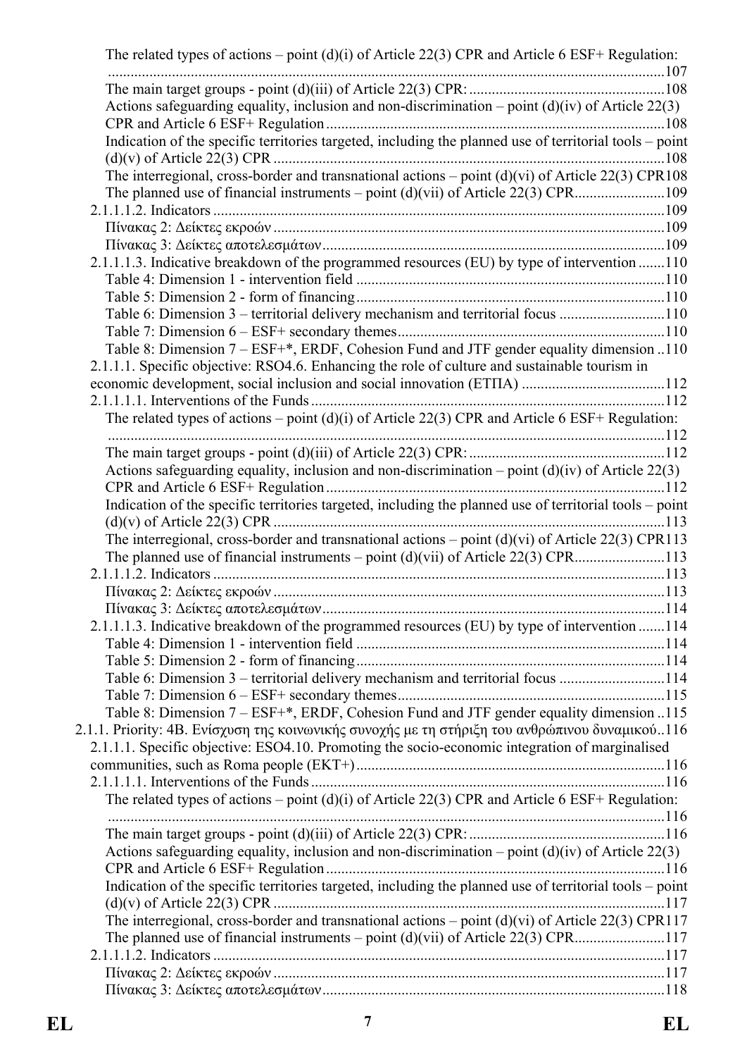The related types of actions – point (d)(i) of Article 22(3) CPR and Article 6 ESF+ Regulation: ..........107
The main target groups - point (d)(iii) of Article 22(3) CPR: ..........108
Actions safeguarding equality, inclusion and non-discrimination – point (d)(iv) of Article 22(3) CPR and Article 6 ESF+ Regulation ..........108
Indication of the specific territories targeted, including the planned use of territorial tools – point (d)(v) of Article 22(3) CPR ..........108
The interregional, cross-border and transnational actions – point (d)(vi) of Article 22(3) CPR108
The planned use of financial instruments – point (d)(vii) of Article 22(3) CPR..........109
2.1.1.1.2. Indicators ..........109
Πίνακας 2: Δείκτες εκροών ..........109
Πίνακας 3: Δείκτες αποτελεσμάτων ..........109
2.1.1.1.3. Indicative breakdown of the programmed resources (EU) by type of intervention ..........110
Table 4: Dimension 1 - intervention field ..........110
Table 5: Dimension 2 - form of financing ..........110
Table 6: Dimension 3 – territorial delivery mechanism and territorial focus ..........110
Table 7: Dimension 6 – ESF+ secondary themes ..........110
Table 8: Dimension 7 – ESF+*, ERDF, Cohesion Fund and JTF gender equality dimension ..110
2.1.1.1. Specific objective: RSO4.6. Enhancing the role of culture and sustainable tourism in economic development, social inclusion and social innovation (ΕΤΠΑ) ..........112
2.1.1.1.1. Interventions of the Funds ..........112
The related types of actions – point (d)(i) of Article 22(3) CPR and Article 6 ESF+ Regulation: ..........112
The main target groups - point (d)(iii) of Article 22(3) CPR: ..........112
Actions safeguarding equality, inclusion and non-discrimination – point (d)(iv) of Article 22(3) CPR and Article 6 ESF+ Regulation ..........112
Indication of the specific territories targeted, including the planned use of territorial tools – point (d)(v) of Article 22(3) CPR ..........113
The interregional, cross-border and transnational actions – point (d)(vi) of Article 22(3) CPR113
The planned use of financial instruments – point (d)(vii) of Article 22(3) CPR..........113
2.1.1.1.2. Indicators ..........113
Πίνακας 2: Δείκτες εκροών ..........113
Πίνακας 3: Δείκτες αποτελεσμάτων ..........114
2.1.1.1.3. Indicative breakdown of the programmed resources (EU) by type of intervention ..........114
Table 4: Dimension 1 - intervention field ..........114
Table 5: Dimension 2 - form of financing ..........114
Table 6: Dimension 3 – territorial delivery mechanism and territorial focus ..........114
Table 7: Dimension 6 – ESF+ secondary themes ..........115
Table 8: Dimension 7 – ESF+*, ERDF, Cohesion Fund and JTF gender equality dimension ..115
2.1.1. Priority: 4B. Ενίσχυση της κοινωνικής συνοχής με τη στήριξη του ανθρώπινου δυναμικού..116
2.1.1.1. Specific objective: ESO4.10. Promoting the socio-economic integration of marginalised communities, such as Roma people (ΕΚΤ+) ..........116
2.1.1.1.1. Interventions of the Funds ..........116
The related types of actions – point (d)(i) of Article 22(3) CPR and Article 6 ESF+ Regulation: ..........116
The main target groups - point (d)(iii) of Article 22(3) CPR: ..........116
Actions safeguarding equality, inclusion and non-discrimination – point (d)(iv) of Article 22(3) CPR and Article 6 ESF+ Regulation ..........116
Indication of the specific territories targeted, including the planned use of territorial tools – point (d)(v) of Article 22(3) CPR ..........117
The interregional, cross-border and transnational actions – point (d)(vi) of Article 22(3) CPR117
The planned use of financial instruments – point (d)(vii) of Article 22(3) CPR..........117
2.1.1.1.2. Indicators ..........117
Πίνακας 2: Δείκτες εκροών ..........117
Πίνακας 3: Δείκτες αποτελεσμάτων ..........118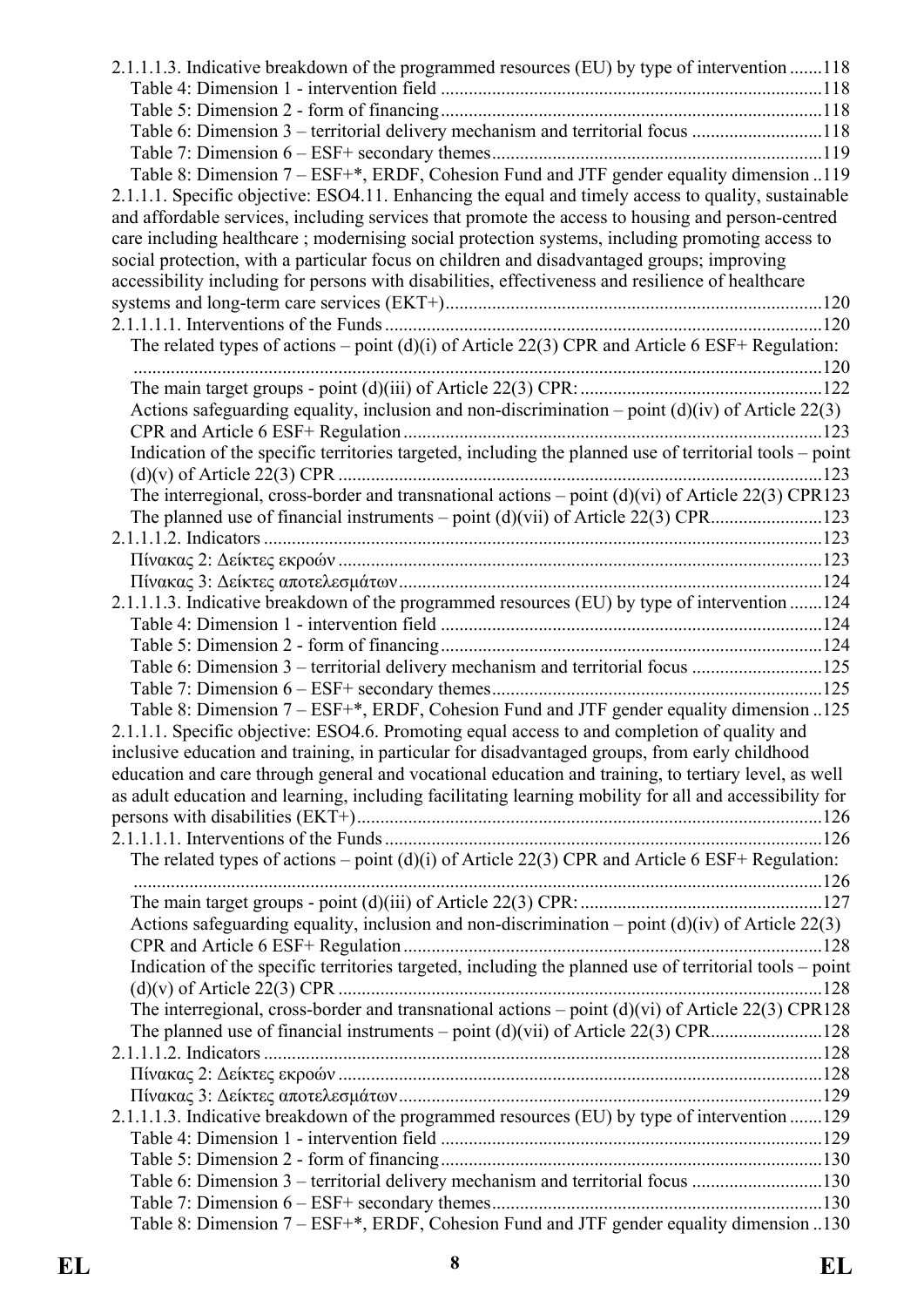2.1.1.1.3. Indicative breakdown of the programmed resources (EU) by type of intervention .......118
Table 4: Dimension 1 - intervention field .................................................................................118
Table 5: Dimension 2 - form of financing.................................................................................118
Table 6: Dimension 3 – territorial delivery mechanism and territorial focus ............................118
Table 7: Dimension 6 – ESF+ secondary themes.......................................................................119
Table 8: Dimension 7 – ESF+*, ERDF, Cohesion Fund and JTF gender equality dimension ..119
2.1.1.1. Specific objective: ESO4.11. Enhancing the equal and timely access to quality, sustainable and affordable services, including services that promote the access to housing and person-centred care including healthcare ; modernising social protection systems, including promoting access to social protection, with a particular focus on children and disadvantaged groups; improving accessibility including for persons with disabilities, effectiveness and resilience of healthcare systems and long-term care services (ΕΚΤ+)................................................................................120
2.1.1.1.1. Interventions of the Funds.............................................................................................120
The related types of actions – point (d)(i) of Article 22(3) CPR and Article 6 ESF+ Regulation: ...................................................................................................................................................120
The main target groups - point (d)(iii) of Article 22(3) CPR: ....................................................122
Actions safeguarding equality, inclusion and non-discrimination – point (d)(iv) of Article 22(3) CPR and Article 6 ESF+ Regulation.........................................................................................123
Indication of the specific territories targeted, including the planned use of territorial tools – point (d)(v) of Article 22(3) CPR .......................................................................................................123
The interregional, cross-border and transnational actions – point (d)(vi) of Article 22(3) CPR123
The planned use of financial instruments – point (d)(vii) of Article 22(3) CPR........................123
2.1.1.1.2. Indicators .......................................................................................................................123
Πίνακας 2: Δείκτες εκροών.......................................................................................................123
Πίνακας 3: Δείκτες αποτελεσμάτων..........................................................................................124
2.1.1.1.3. Indicative breakdown of the programmed resources (EU) by type of intervention .......124
Table 4: Dimension 1 - intervention field .................................................................................124
Table 5: Dimension 2 - form of financing.................................................................................124
Table 6: Dimension 3 – territorial delivery mechanism and territorial focus ............................125
Table 7: Dimension 6 – ESF+ secondary themes.......................................................................125
Table 8: Dimension 7 – ESF+*, ERDF, Cohesion Fund and JTF gender equality dimension ..125
2.1.1.1. Specific objective: ESO4.6. Promoting equal access to and completion of quality and inclusive education and training, in particular for disadvantaged groups, from early childhood education and care through general and vocational education and training, to tertiary level, as well as adult education and learning, including facilitating learning mobility for all and accessibility for persons with disabilities (ΕΚΤ+)...................................................................................................126
2.1.1.1.1. Interventions of the Funds.............................................................................................126
The related types of actions – point (d)(i) of Article 22(3) CPR and Article 6 ESF+ Regulation: ...................................................................................................................................................126
The main target groups - point (d)(iii) of Article 22(3) CPR: ....................................................127
Actions safeguarding equality, inclusion and non-discrimination – point (d)(iv) of Article 22(3) CPR and Article 6 ESF+ Regulation.........................................................................................128
Indication of the specific territories targeted, including the planned use of territorial tools – point (d)(v) of Article 22(3) CPR .......................................................................................................128
The interregional, cross-border and transnational actions – point (d)(vi) of Article 22(3) CPR128
The planned use of financial instruments – point (d)(vii) of Article 22(3) CPR........................128
2.1.1.1.2. Indicators .......................................................................................................................128
Πίνακας 2: Δείκτες εκροών.......................................................................................................128
Πίνακας 3: Δείκτες αποτελεσμάτων..........................................................................................129
2.1.1.1.3. Indicative breakdown of the programmed resources (EU) by type of intervention .......129
Table 4: Dimension 1 - intervention field .................................................................................129
Table 5: Dimension 2 - form of financing.................................................................................130
Table 6: Dimension 3 – territorial delivery mechanism and territorial focus ............................130
Table 7: Dimension 6 – ESF+ secondary themes.......................................................................130
Table 8: Dimension 7 – ESF+*, ERDF, Cohesion Fund and JTF gender equality dimension ..130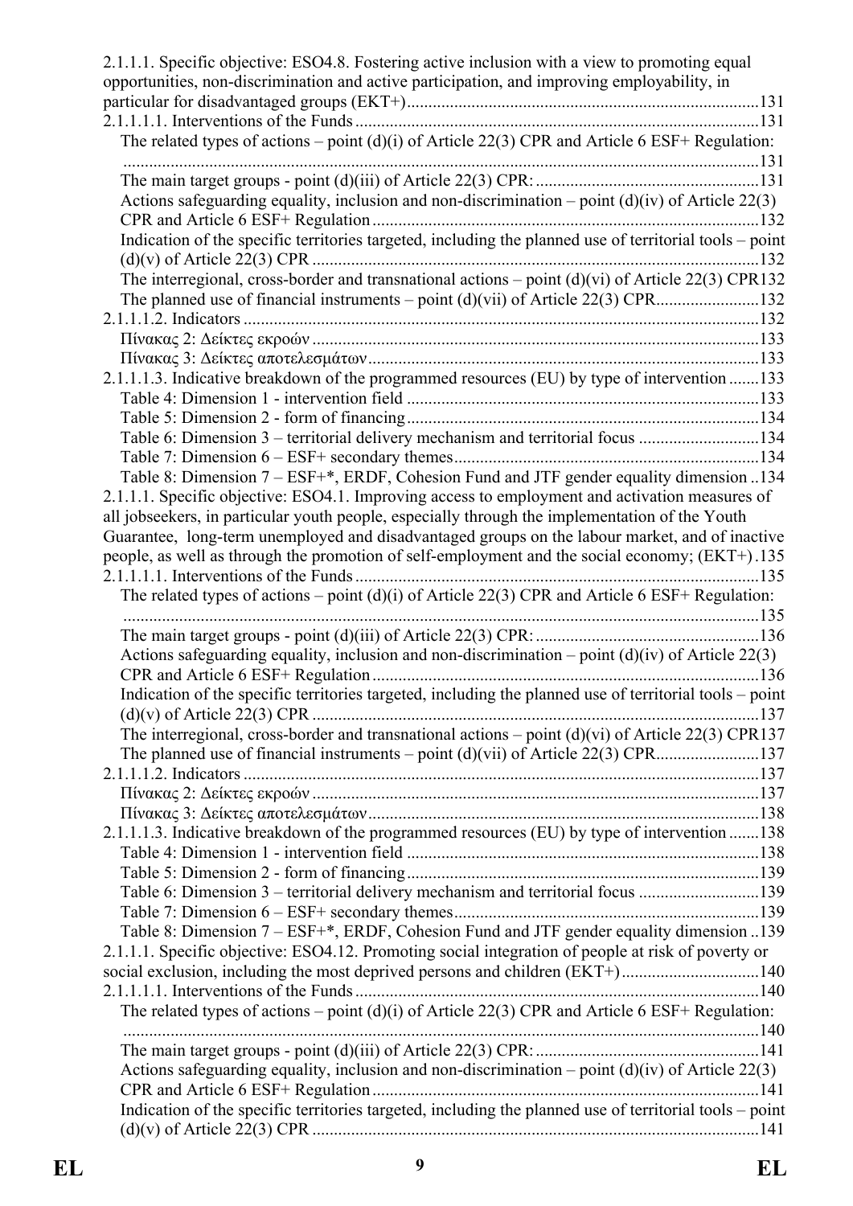2.1.1.1. Specific objective: ESO4.8. Fostering active inclusion with a view to promoting equal opportunities, non-discrimination and active participation, and improving employability, in particular for disadvantaged groups (EKT+) ........ 131

2.1.1.1.1. Interventions of the Funds ........ 131

The related types of actions – point (d)(i) of Article 22(3) CPR and Article 6 ESF+ Regulation: ........ 131

The main target groups - point (d)(iii) of Article 22(3) CPR: ........ 131

Actions safeguarding equality, inclusion and non-discrimination – point (d)(iv) of Article 22(3) CPR and Article 6 ESF+ Regulation ........ 132

Indication of the specific territories targeted, including the planned use of territorial tools – point (d)(v) of Article 22(3) CPR ........ 132

The interregional, cross-border and transnational actions – point (d)(vi) of Article 22(3) CPR 132

The planned use of financial instruments – point (d)(vii) of Article 22(3) CPR ........ 132

2.1.1.1.2. Indicators ........ 132

Πίνακας 2: Δείκτες εκροών ........ 133

Πίνακας 3: Δείκτες αποτελεσμάτων ........ 133

2.1.1.1.3. Indicative breakdown of the programmed resources (EU) by type of intervention ........ 133

Table 4: Dimension 1 - intervention field ........ 133

Table 5: Dimension 2 - form of financing ........ 134

Table 6: Dimension 3 – territorial delivery mechanism and territorial focus ........ 134

Table 7: Dimension 6 – ESF+ secondary themes ........ 134

Table 8: Dimension 7 – ESF+*, ERDF, Cohesion Fund and JTF gender equality dimension ........ 134

2.1.1.1. Specific objective: ESO4.1. Improving access to employment and activation measures of all jobseekers, in particular youth people, especially through the implementation of the Youth Guarantee, long-term unemployed and disadvantaged groups on the labour market, and of inactive people, as well as through the promotion of self-employment and the social economy; (EKT+) ........ 135

2.1.1.1.1. Interventions of the Funds ........ 135

The related types of actions – point (d)(i) of Article 22(3) CPR and Article 6 ESF+ Regulation: ........ 135

The main target groups - point (d)(iii) of Article 22(3) CPR: ........ 136

Actions safeguarding equality, inclusion and non-discrimination – point (d)(iv) of Article 22(3) CPR and Article 6 ESF+ Regulation ........ 136

Indication of the specific territories targeted, including the planned use of territorial tools – point (d)(v) of Article 22(3) CPR ........ 137

The interregional, cross-border and transnational actions – point (d)(vi) of Article 22(3) CPR 137

The planned use of financial instruments – point (d)(vii) of Article 22(3) CPR ........ 137

2.1.1.1.2. Indicators ........ 137

Πίνακας 2: Δείκτες εκροών ........ 137

Πίνακας 3: Δείκτες αποτελεσμάτων ........ 138

2.1.1.1.3. Indicative breakdown of the programmed resources (EU) by type of intervention ........ 138

Table 4: Dimension 1 - intervention field ........ 138

Table 5: Dimension 2 - form of financing ........ 139

Table 6: Dimension 3 – territorial delivery mechanism and territorial focus ........ 139

Table 7: Dimension 6 – ESF+ secondary themes ........ 139

Table 8: Dimension 7 – ESF+*, ERDF, Cohesion Fund and JTF gender equality dimension ........ 139

2.1.1.1. Specific objective: ESO4.12. Promoting social integration of people at risk of poverty or social exclusion, including the most deprived persons and children (EKT+) ........ 140

2.1.1.1.1. Interventions of the Funds ........ 140

The related types of actions – point (d)(i) of Article 22(3) CPR and Article 6 ESF+ Regulation: ........ 140

The main target groups - point (d)(iii) of Article 22(3) CPR: ........ 141

Actions safeguarding equality, inclusion and non-discrimination – point (d)(iv) of Article 22(3) CPR and Article 6 ESF+ Regulation ........ 141

Indication of the specific territories targeted, including the planned use of territorial tools – point (d)(v) of Article 22(3) CPR ........ 141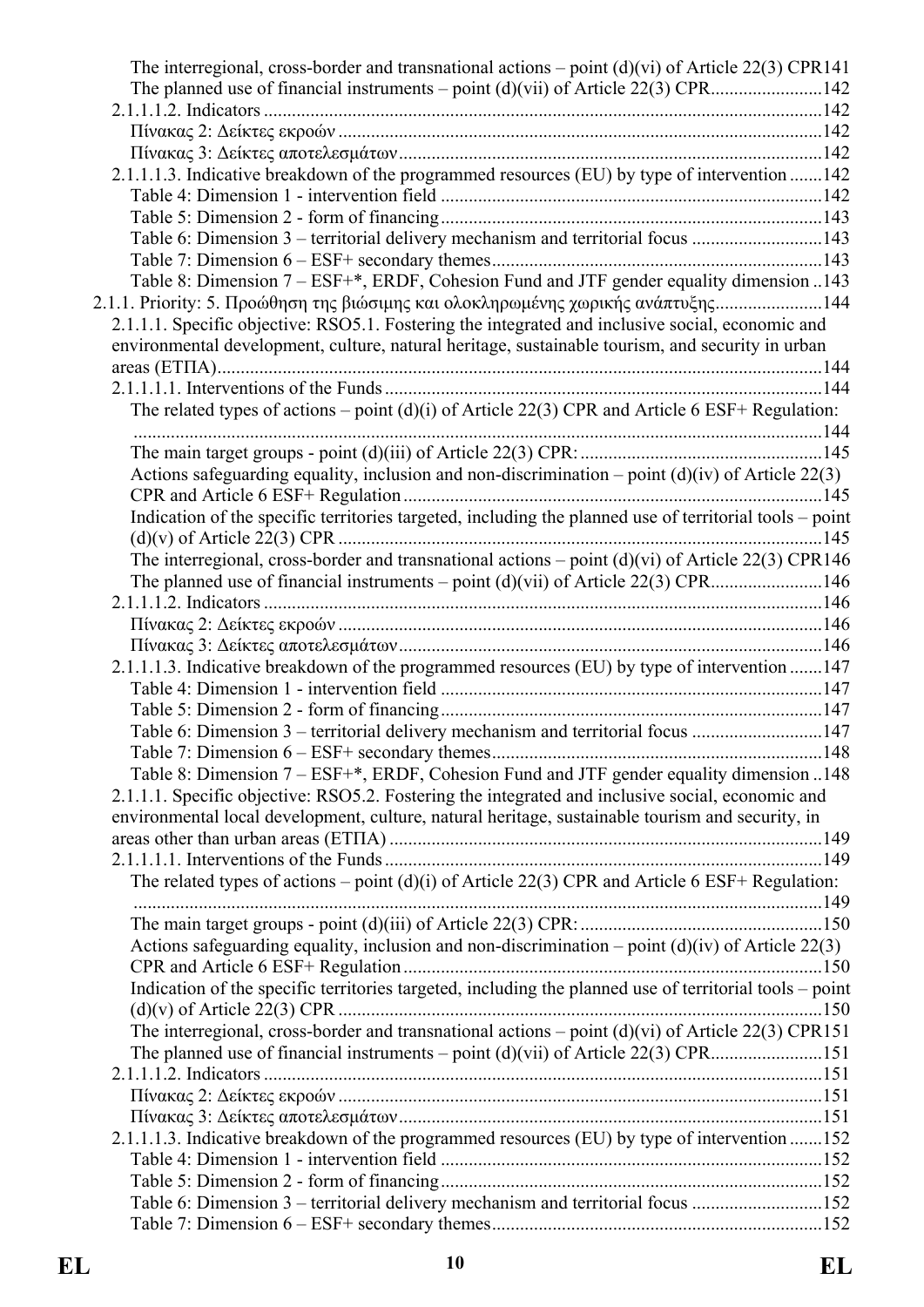The interregional, cross-border and transnational actions – point (d)(vi) of Article 22(3) CPR141
The planned use of financial instruments – point (d)(vii) of Article 22(3) CPR........................142
2.1.1.1.2. Indicators ......................................................................................................................142
Πίνακας 2: Δείκτες εκροών ......................................................................................................142
Πίνακας 3: Δείκτες αποτελεσμάτων.........................................................................................142
2.1.1.1.3. Indicative breakdown of the programmed resources (EU) by type of intervention .......142
Table 4: Dimension 1 - intervention field .................................................................................142
Table 5: Dimension 2 - form of financing.................................................................................143
Table 6: Dimension 3 – territorial delivery mechanism and territorial focus ............................143
Table 7: Dimension 6 – ESF+ secondary themes......................................................................143
Table 8: Dimension 7 – ESF+*, ERDF, Cohesion Fund and JTF gender equality dimension ..143
2.1.1. Priority: 5. Προώθηση της βιώσιμης και ολοκληρωμένης χωρικής ανάπτυξης.......................144
2.1.1.1. Specific objective: RSO5.1. Fostering the integrated and inclusive social, economic and environmental development, culture, natural heritage, sustainable tourism, and security in urban areas (ΕΤΠΑ).................................................................................................................................144
2.1.1.1.1. Interventions of the Funds .............................................................................................144
The related types of actions – point (d)(i) of Article 22(3) CPR and Article 6 ESF+ Regulation: ..................................................................................................................................................144
The main target groups - point (d)(iii) of Article 22(3) CPR: ...................................................145
Actions safeguarding equality, inclusion and non-discrimination – point (d)(iv) of Article 22(3) CPR and Article 6 ESF+ Regulation .........................................................................................145
Indication of the specific territories targeted, including the planned use of territorial tools – point (d)(v) of Article 22(3) CPR .......................................................................................................145
The interregional, cross-border and transnational actions – point (d)(vi) of Article 22(3) CPR146
The planned use of financial instruments – point (d)(vii) of Article 22(3) CPR........................146
2.1.1.1.2. Indicators ......................................................................................................................146
Πίνακας 2: Δείκτες εκροών ......................................................................................................146
Πίνακας 3: Δείκτες αποτελεσμάτων.........................................................................................146
2.1.1.1.3. Indicative breakdown of the programmed resources (EU) by type of intervention .......147
Table 4: Dimension 1 - intervention field .................................................................................147
Table 5: Dimension 2 - form of financing.................................................................................147
Table 6: Dimension 3 – territorial delivery mechanism and territorial focus ............................147
Table 7: Dimension 6 – ESF+ secondary themes......................................................................148
Table 8: Dimension 7 – ESF+*, ERDF, Cohesion Fund and JTF gender equality dimension ..148
2.1.1.1. Specific objective: RSO5.2. Fostering the integrated and inclusive social, economic and environmental local development, culture, natural heritage, sustainable tourism and security, in areas other than urban areas (ΕΤΠΑ) ............................................................................................149
2.1.1.1.1. Interventions of the Funds .............................................................................................149
The related types of actions – point (d)(i) of Article 22(3) CPR and Article 6 ESF+ Regulation: ..................................................................................................................................................149
The main target groups - point (d)(iii) of Article 22(3) CPR: ...................................................150
Actions safeguarding equality, inclusion and non-discrimination – point (d)(iv) of Article 22(3) CPR and Article 6 ESF+ Regulation .........................................................................................150
Indication of the specific territories targeted, including the planned use of territorial tools – point (d)(v) of Article 22(3) CPR .......................................................................................................150
The interregional, cross-border and transnational actions – point (d)(vi) of Article 22(3) CPR151
The planned use of financial instruments – point (d)(vii) of Article 22(3) CPR........................151
2.1.1.1.2. Indicators ......................................................................................................................151
Πίνακας 2: Δείκτες εκροών ......................................................................................................151
Πίνακας 3: Δείκτες αποτελεσμάτων.........................................................................................151
2.1.1.1.3. Indicative breakdown of the programmed resources (EU) by type of intervention .......152
Table 4: Dimension 1 - intervention field .................................................................................152
Table 5: Dimension 2 - form of financing.................................................................................152
Table 6: Dimension 3 – territorial delivery mechanism and territorial focus ............................152
Table 7: Dimension 6 – ESF+ secondary themes......................................................................152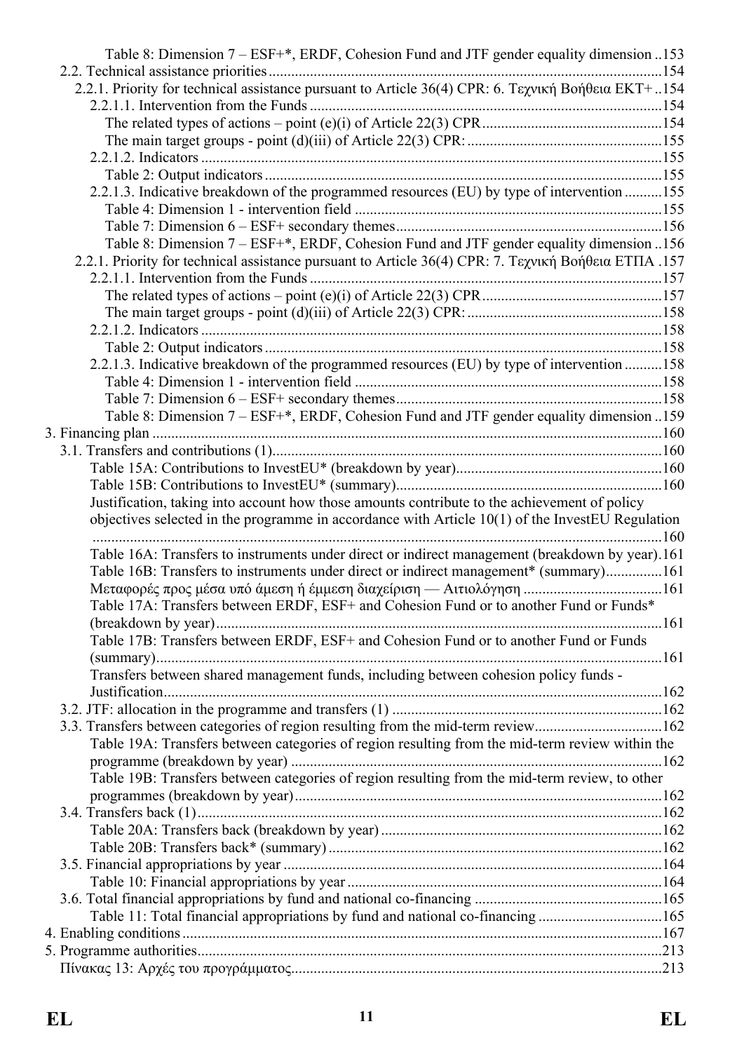Table 8: Dimension 7 – ESF+*, ERDF, Cohesion Fund and JTF gender equality dimension ..153
2.2. Technical assistance priorities ..........154
2.2.1. Priority for technical assistance pursuant to Article 36(4) CPR: 6. Τεχνική Βοήθεια ΕΚΤ+ ..154
2.2.1.1. Intervention from the Funds ..........154
The related types of actions – point (e)(i) of Article 22(3) CPR ..........154
The main target groups - point (d)(iii) of Article 22(3) CPR: ..........155
2.2.1.2. Indicators ..........155
Table 2: Output indicators ..........155
2.2.1.3. Indicative breakdown of the programmed resources (EU) by type of intervention ..........155
Table 4: Dimension 1 - intervention field ..........155
Table 7: Dimension 6 – ESF+ secondary themes ..........156
Table 8: Dimension 7 – ESF+*, ERDF, Cohesion Fund and JTF gender equality dimension ..156
2.2.1. Priority for technical assistance pursuant to Article 36(4) CPR: 7. Τεχνική Βοήθεια ΕΤΠΑ .157
2.2.1.1. Intervention from the Funds ..........157
The related types of actions – point (e)(i) of Article 22(3) CPR ..........157
The main target groups - point (d)(iii) of Article 22(3) CPR: ..........158
2.2.1.2. Indicators ..........158
Table 2: Output indicators ..........158
2.2.1.3. Indicative breakdown of the programmed resources (EU) by type of intervention ..........158
Table 4: Dimension 1 - intervention field ..........158
Table 7: Dimension 6 – ESF+ secondary themes ..........158
Table 8: Dimension 7 – ESF+*, ERDF, Cohesion Fund and JTF gender equality dimension ..159
3. Financing plan ..........160
3.1. Transfers and contributions (1) ..........160
Table 15A: Contributions to InvestEU* (breakdown by year) ..........160
Table 15B: Contributions to InvestEU* (summary) ..........160
Justification, taking into account how those amounts contribute to the achievement of policy objectives selected in the programme in accordance with Article 10(1) of the InvestEU Regulation ..........160
Table 16A: Transfers to instruments under direct or indirect management (breakdown by year).161
Table 16B: Transfers to instruments under direct or indirect management* (summary) ..........161
Μεταφορές προς μέσα υπό άμεση ή έμμεση διαχείριση — Αιτιολόγηση ..........161
Table 17A: Transfers between ERDF, ESF+ and Cohesion Fund or to another Fund or Funds* (breakdown by year) ..........161
Table 17B: Transfers between ERDF, ESF+ and Cohesion Fund or to another Fund or Funds (summary) ..........161
Transfers between shared management funds, including between cohesion policy funds - Justification ..........162
3.2. JTF: allocation in the programme and transfers (1) ..........162
3.3. Transfers between categories of region resulting from the mid-term review ..........162
Table 19A: Transfers between categories of region resulting from the mid-term review within the programme (breakdown by year) ..........162
Table 19B: Transfers between categories of region resulting from the mid-term review, to other programmes (breakdown by year) ..........162
3.4. Transfers back (1) ..........162
Table 20A: Transfers back (breakdown by year) ..........162
Table 20B: Transfers back* (summary) ..........162
3.5. Financial appropriations by year ..........164
Table 10: Financial appropriations by year ..........164
3.6. Total financial appropriations by fund and national co-financing ..........165
Table 11: Total financial appropriations by fund and national co-financing ..........165
4. Enabling conditions ..........167
5. Programme authorities ..........213
Πίνακας 13: Αρχές του προγράμματος ..........213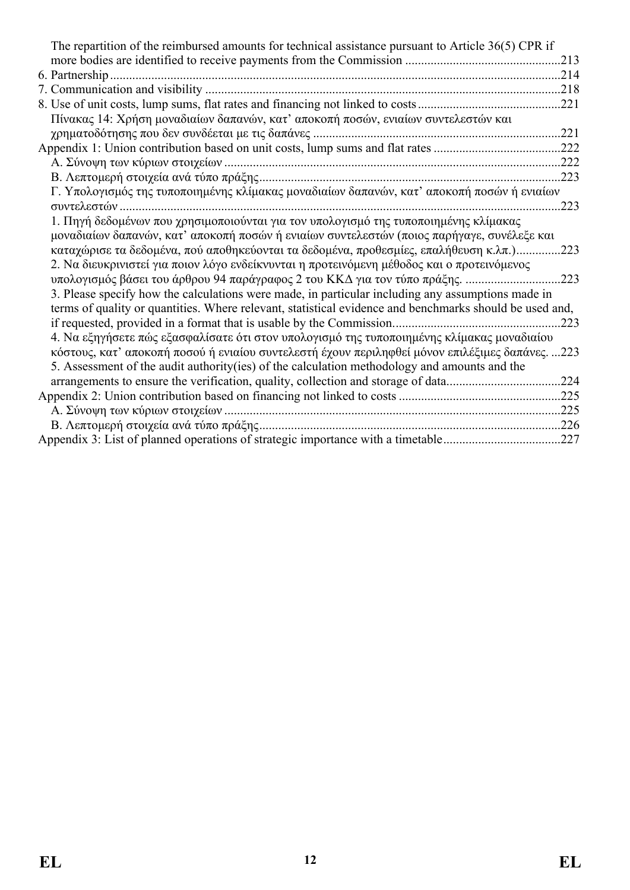The repartition of the reimbursed amounts for technical assistance pursuant to Article 36(5) CPR if more bodies are identified to receive payments from the Commission .....213

6. Partnership .....214

7. Communication and visibility .....218

8. Use of unit costs, lump sums, flat rates and financing not linked to costs .....221

Πίνακας 14: Χρήση μοναδιαίων δαπανών, κατ' αποκοπή ποσών, ενιαίων συντελεστών και χρηματοδότησης που δεν συνδέεται με τις δαπάνες .....221

Appendix 1: Union contribution based on unit costs, lump sums and flat rates .....222

Α. Σύνοψη των κύριων στοιχείων .....222

Β. Λεπτομερή στοιχεία ανά τύπο πράξης .....223

Γ. Υπολογισμός της τυποποιημένης κλίμακας μοναδιαίων δαπανών, κατ' αποκοπή ποσών ή ενιαίων συντελεστών .....223

1. Πηγή δεδομένων που χρησιμοποιούνται για τον υπολογισμό της τυποποιημένης κλίμακας μοναδιαίων δαπανών, κατ' αποκοπή ποσών ή ενιαίων συντελεστών (ποιος παρήγαγε, συνέλεξε και καταχώρισε τα δεδομένα, πού αποθηκεύονται τα δεδομένα, προθεσμίες, επαλήθευση κ.λπ.) .....223

2. Να διευκρινιστεί για ποιον λόγο ενδείκνυνται η προτεινόμενη μέθοδος και ο προτεινόμενος υπολογισμός βάσει του άρθρου 94 παράγραφος 2 του ΚΚΔ για τον τύπο πράξης. .....223

3. Please specify how the calculations were made, in particular including any assumptions made in terms of quality or quantities. Where relevant, statistical evidence and benchmarks should be used and, if requested, provided in a format that is usable by the Commission. .....223

4. Να εξηγήσετε πώς εξασφαλίσατε ότι στον υπολογισμό της τυποποιημένης κλίμακας μοναδιαίου κόστους, κατ' αποκοπή ποσού ή ενιαίου συντελεστή έχουν περιληφθεί μόνον επιλέξιμες δαπάνες. ...223

5. Assessment of the audit authority(ies) of the calculation methodology and amounts and the arrangements to ensure the verification, quality, collection and storage of data .....224

Appendix 2: Union contribution based on financing not linked to costs .....225

Α. Σύνοψη των κύριων στοιχείων .....225

Β. Λεπτομερή στοιχεία ανά τύπο πράξης .....226

Appendix 3: List of planned operations of strategic importance with a timetable .....227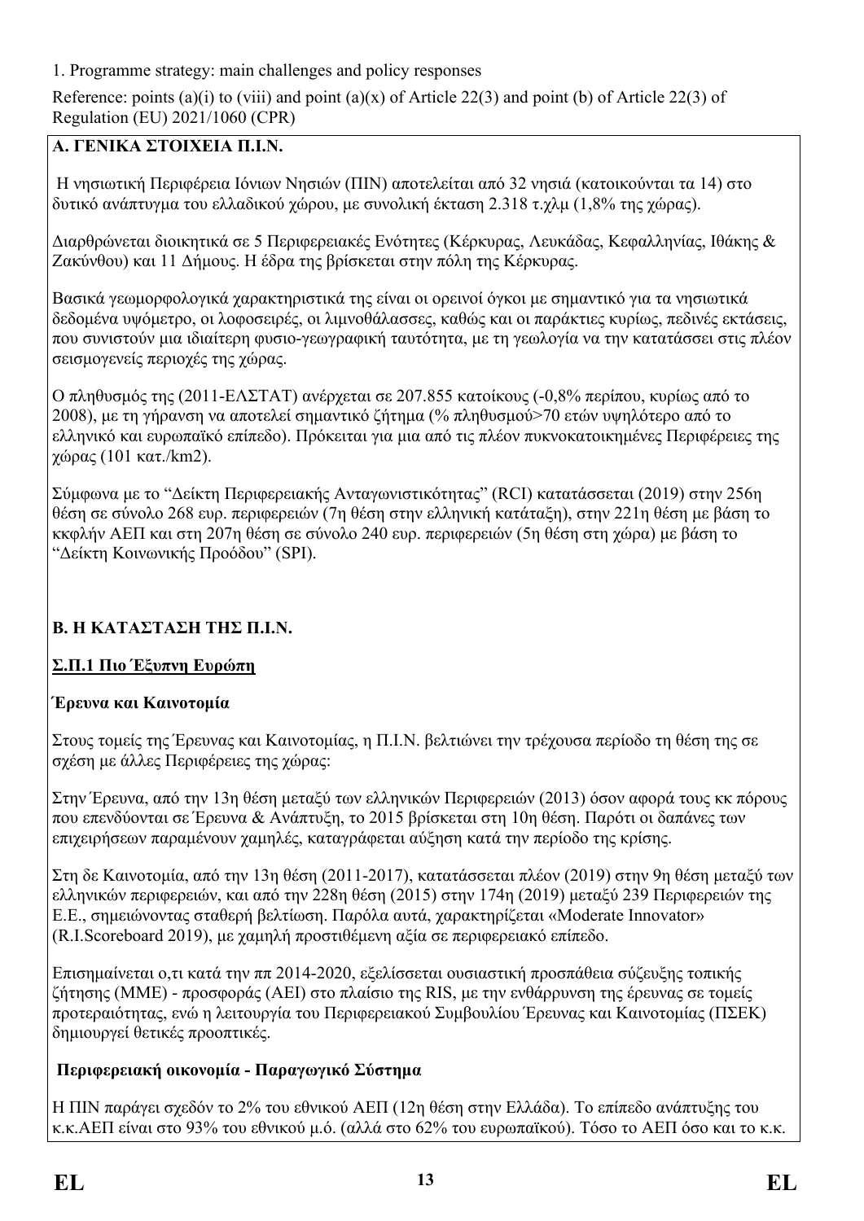1. Programme strategy: main challenges and policy responses

Reference: points (a)(i) to (viii) and point (a)(x) of Article 22(3) and point (b) of Article 22(3) of Regulation (EU) 2021/1060 (CPR)

**Α. ΓΕΝΙΚΑ ΣΤΟΙΧΕΙΑ Π.Ι.Ν.**

Η νησιωτική Περιφέρεια Ιόνιων Νησιών (ΠΙΝ) αποτελείται από 32 νησιά (κατοικούνται τα 14) στο δυτικό ανάπτυγμα του ελλαδικού χώρου, με συνολική έκταση 2.318 τ.χλμ (1,8% της χώρας).

Διαρθρώνεται διοικητικά σε 5 Περιφερειακές Ενότητες (Κέρκυρας, Λευκάδας, Κεφαλληνίας, Ιθάκης & Ζακύνθου) και 11 Δήμους. Η έδρα της βρίσκεται στην πόλη της Κέρκυρας.

Βασικά γεωμορφολογικά χαρακτηριστικά της είναι οι ορεινοί όγκοι με σημαντικό για τα νησιωτικά δεδομένα υψόμετρο, οι λοφοσειρές, οι λιμνοθάλασσες, καθώς και οι παράκτιες κυρίως, πεδινές εκτάσεις, που συνιστούν μια ιδιαίτερη φυσιο-γεωγραφική ταυτότητα, με τη γεωλογία να την κατατάσσει στις πλέον σεισμογενείς περιοχές της χώρας.

Ο πληθυσμός της (2011-ΕΛΣΤΑΤ) ανέρχεται σε 207.855 κατοίκους (-0,8% περίπου, κυρίως από το 2008), με τη γήρανση να αποτελεί σημαντικό ζήτημα (% πληθυσμού>70 ετών υψηλότερο από το ελληνικό και ευρωπαϊκό επίπεδο). Πρόκειται για μια από τις πλέον πυκνοκατοικημένες Περιφέρειες της χώρας (101 κατ./km2).

Σύμφωνα με το "Δείκτη Περιφερειακής Ανταγωνιστικότητας" (RCI) κατατάσσεται (2019) στην 256η θέση σε σύνολο 268 ευρ. περιφερειών (7η θέση στην ελληνική κατάταξη), στην 221η θέση με βάση το κκφλήν ΑΕΠ και στη 207η θέση σε σύνολο 240 ευρ. περιφερειών (5η θέση στη χώρα) με βάση το "Δείκτη Κοινωνικής Προόδου" (SPI).

**Β. Η ΚΑΤΑΣΤΑΣΗ ΤΗΣ Π.Ι.Ν.**

**<u>Σ.Π.1 Πιο Έξυπνη Ευρώπη</u>**

**Έρευνα και Καινοτομία**

Στους τομείς της Έρευνας και Καινοτομίας, η Π.Ι.Ν. βελτιώνει την τρέχουσα περίοδο τη θέση της σε σχέση με άλλες Περιφέρειες της χώρας:

Στην Έρευνα, από την 13η θέση μεταξύ των ελληνικών Περιφερειών (2013) όσον αφορά τους κκ πόρους που επενδύονται σε Έρευνα & Ανάπτυξη, το 2015 βρίσκεται στη 10η θέση. Παρότι οι δαπάνες των επιχειρήσεων παραμένουν χαμηλές, καταγράφεται αύξηση κατά την περίοδο της κρίσης.

Στη δε Καινοτομία, από την 13η θέση (2011-2017), κατατάσσεται πλέον (2019) στην 9η θέση μεταξύ των ελληνικών περιφερειών, και από την 228η θέση (2015) στην 174η (2019) μεταξύ 239 Περιφερειών της Ε.Ε., σημειώνοντας σταθερή βελτίωση. Παρόλα αυτά, χαρακτηρίζεται «Moderate Innovator» (R.I.Scoreboard 2019), με χαμηλή προστιθέμενη αξία σε περιφερειακό επίπεδο.

Επισημαίνεται ο,τι κατά την πп 2014-2020, εξελίσσεται ουσιαστική προσπάθεια σύζευξης τοπικής ζήτησης (ΜΜΕ) - προσφοράς (ΑΕΙ) στο πλαίσιο της RIS, με την ενθάρρυνση της έρευνας σε τομείς προτεραιότητας, ενώ η λειτουργία του Περιφερειακού Συμβουλίου Έρευνας και Καινοτομίας (ΠΣΕΚ) δημιουργεί θετικές προοπτικές.

**Περιφερειακή οικονομία - Παραγωγικό Σύστημα**

Η ΠΙΝ παράγει σχεδόν το 2% του εθνικού ΑΕΠ (12η θέση στην Ελλάδα). Το επίπεδο ανάπτυξης του κ.κ.ΑΕΠ είναι στο 93% του εθνικού μ.ό. (αλλά στο 62% του ευρωπαϊκού). Τόσο το ΑΕΠ όσο και το κ.κ.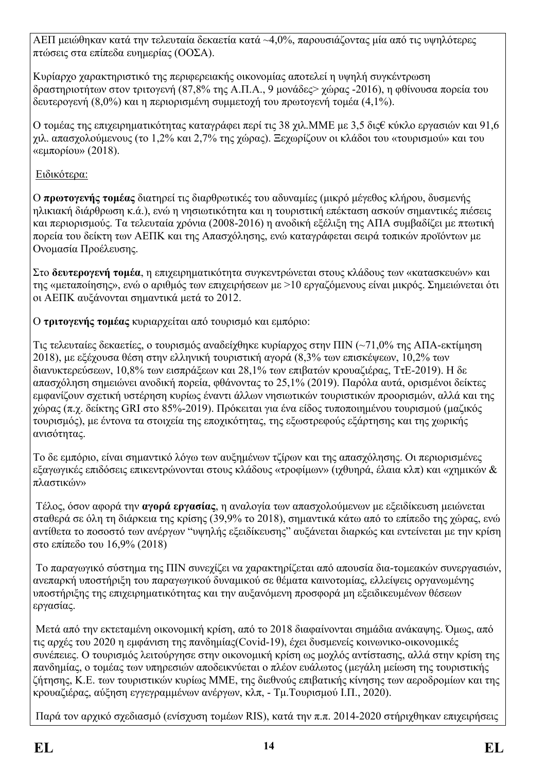ΑΕΠ μειώθηκαν κατά την τελευταία δεκαετία κατά ~4,0%, παρουσιάζοντας μία από τις υψηλότερες πτώσεις στα επίπεδα ευημερίας (ΟΟΣΑ).

Κυρίαρχο χαρακτηριστικό της περιφερειακής οικονομίας αποτελεί η υψηλή συγκέντρωση δραστηριοτήτων στον τριτογενή (87,8% της Α.Π.Α., 9 μονάδες> χώρας -2016), η φθίνουσα πορεία του δευτερογενή (8,0%) και η περιορισμένη συμμετοχή του πρωτογενή τομέα (4,1%).

Ο τομέας της επιχειρηματικότητας καταγράφει περί τις 38 χιλ.ΜΜΕ με 3,5 δις€ κύκλο εργασιών και 91,6 χιλ. απασχολούμενους (το 1,2% και 2,7% της χώρας). Ξεχωρίζουν οι κλάδοι του «τουρισμού» και του «εμπορίου» (2018).

Ειδικότερα:

Ο **πρωτογενής τομέας** διατηρεί τις διαρθρωτικές του αδυναμίες (μικρό μέγεθος κλήρου, δυσμενής ηλικιακή διάρθρωση κ.ά.), ενώ η νησιωτικότητα και η τουριστική επέκταση ασκούν σημαντικές πιέσεις και περιορισμούς. Τα τελευταία χρόνια (2008-2016) η ανοδική εξέλιξη της ΑΠΑ συμβαδίζει με πτωτική πορεία του δείκτη των ΑΕΠΚ και της Απασχόλησης, ενώ καταγράφεται σειρά τοπικών προϊόντων με Ονομασία Προέλευσης.

Στο **δευτερογενή τομέα**, η επιχειρηματικότητα συγκεντρώνεται στους κλάδους των «κατασκευών» και της «μεταποίησης», ενώ ο αριθμός των επιχειρήσεων με >10 εργαζόμενους είναι μικρός. Σημειώνεται ότι οι ΑΕΠΚ αυξάνονται σημαντικά μετά το 2012.

Ο **τριτογενής τομέας** κυριαρχείται από τουρισμό και εμπόριο:

Τις τελευταίες δεκαετίες, ο τουρισμός αναδείχθηκε κυρίαρχος στην ΠΙΝ (~71,0% της ΑΠΑ-εκτίμηση 2018), με εξέχουσα θέση στην ελληνική τουριστική αγορά (8,3% των επισκέψεων, 10,2% των διανυκτερεύσεων, 10,8% των εισπράξεων και 28,1% των επιβατών κρουαζιέρας, ΤτΕ-2019). Η δε απασχόληση σημειώνει ανοδική πορεία, φθάνοντας το 25,1% (2019). Παρόλα αυτά, ορισμένοι δείκτες εμφανίζουν σχετική υστέρηση κυρίως έναντι άλλων νησιωτικών τουριστικών προορισμών, αλλά και της χώρας (π.χ. δείκτης GRI στο 85%-2019). Πρόκειται για ένα είδος τυποποιημένου τουρισμού (μαζικός τουρισμός), με έντονα τα στοιχεία της εποχικότητας, της εξωστρεφούς εξάρτησης και της χωρικής ανισότητας.

Το δε εμπόριο, είναι σημαντικό λόγω των αυξημένων τζίρων και της απασχόλησης. Οι περιορισμένες εξαγωγικές επιδόσεις επικεντρώνονται στους κλάδους «τροφίμων» (ιχθυηρά, έλαια κλπ) και «χημικών & πλαστικών»

Τέλος, όσον αφορά την **αγορά εργασίας**, η αναλογία των απασχολούμενων με εξειδίκευση μειώνεται σταθερά σε όλη τη διάρκεια της κρίσης (39,9% το 2018), σημαντικά κάτω από το επίπεδο της χώρας, ενώ αντίθετα το ποσοστό των ανέργων "υψηλής εξειδίκευσης" αυξάνεται διαρκώς και εντείνεται με την κρίση στο επίπεδο του 16,9% (2018)

Το παραγωγικό σύστημα της ΠΙΝ συνεχίζει να χαρακτηρίζεται από απουσία δια-τομεακών συνεργασιών, ανεπαρκή υποστήριξη του παραγωγικού δυναμικού σε θέματα καινοτομίας, ελλείψεις οργανωμένης υποστήριξης της επιχειρηματικότητας και την αυξανόμενη προσφορά μη εξειδικευμένων θέσεων εργασίας.

Μετά από την εκτεταμένη οικονομική κρίση, από το 2018 διαφαίνονται σημάδια ανάκαψης. Όμως, από τις αρχές του 2020 η εμφάνιση της πανδημίας(Covid-19), έχει δυσμενείς κοινωνικο-οικονομικές συνέπειες. Ο τουρισμός λειτούργησε στην οικονομική κρίση ως μοχλός αντίστασης, αλλά στην κρίση της πανδημίας, ο τομέας των υπηρεσιών αποδεικνύεται ο πλέον ευάλωτος (μεγάλη μείωση της τουριστικής ζήτησης, Κ.Ε. των τουριστικών κυρίως ΜΜΕ, της διεθνούς επιβατικής κίνησης των αεροδρομίων και της κρουαζιέρας, αύξηση εγγεγραμμένων ανέργων, κλπ, - Τμ.Τουρισμού Ι.Π., 2020).

Παρά τον αρχικό σχεδιασμό (ενίσχυση τομέων RIS), κατά την π.π. 2014-2020 στήριχθηκαν επιχειρήσεις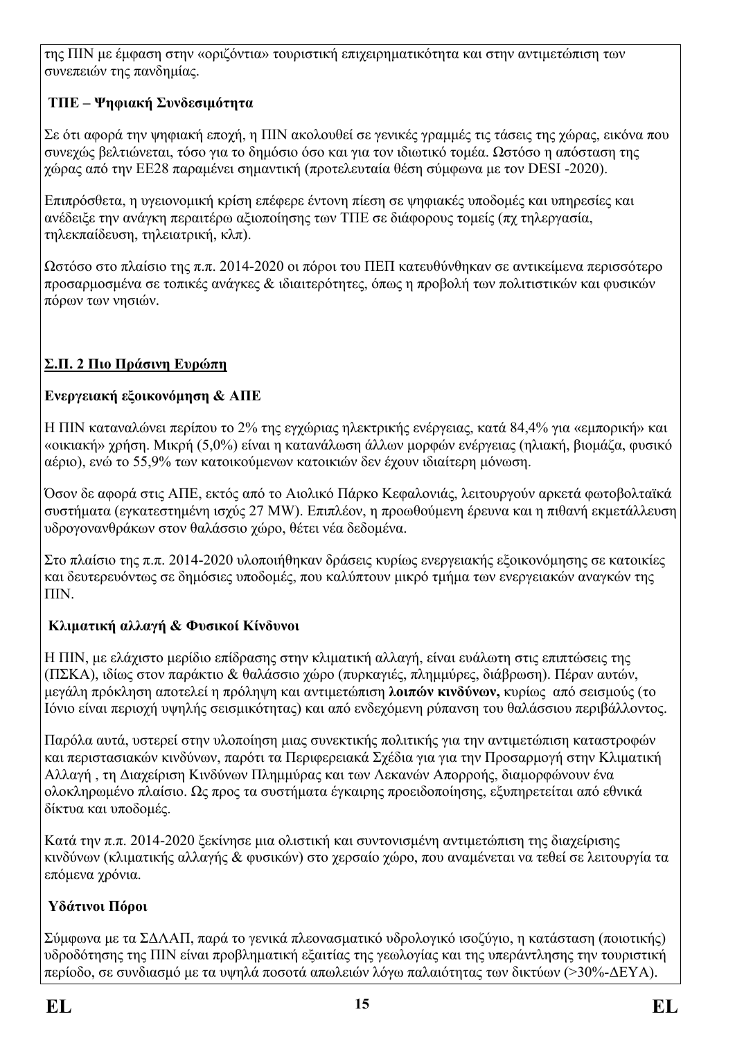της ΠΙΝ με έμφαση στην «οριζόντια» τουριστική επιχειρηματικότητα και στην αντιμετώπιση των συνεπειών της πανδημίας.

**ΤΠΕ – Ψηφιακή Συνδεσιμότητα**

Σε ότι αφορά την ψηφιακή εποχή, η ΠΙΝ ακολουθεί σε γενικές γραμμές τις τάσεις της χώρας, εικόνα που συνεχώς βελτιώνεται, τόσο για το δημόσιο όσο και για τον ιδιωτικό τομέα. Ωστόσο η απόσταση της χώρας από την ΕΕ28 παραμένει σημαντική (προτελευταία θέση σύμφωνα με τον DESI -2020).

Επιπρόσθετα, η υγειονομική κρίση επέφερε έντονη πίεση σε ψηφιακές υποδομές και υπηρεσίες και ανέδειξε την ανάγκη περαιτέρω αξιοποίησης των ΤΠΕ σε διάφορους τομείς (πχ τηλεργασία, τηλεκπαίδευση, τηλειατρική, κλπ).

Ωστόσο στο πλαίσιο της π.π. 2014-2020 οι πόροι του ΠΕΠ κατευθύνθηκαν σε αντικείμενα περισσότερο προσαρμοσμένα σε τοπικές ανάγκες & ιδιαιτερότητες, όπως η προβολή των πολιτιστικών και φυσικών πόρων των νησιών.

**<u>Σ.Π. 2 Πιο Πράσινη Ευρώπη</u>**

**Ενεργειακή εξοικονόμηση & ΑΠΕ**

Η ΠΙΝ καταναλώνει περίπου το 2% της εγχώριας ηλεκτρικής ενέργειας, κατά 84,4% για «εμπορική» και «οικιακή» χρήση. Μικρή (5,0%) είναι η κατανάλωση άλλων μορφών ενέργειας (ηλιακή, βιομάζα, φυσικό αέριο), ενώ το 55,9% των κατοικούμενων κατοικιών δεν έχουν ιδιαίτερη μόνωση.

Όσον δε αφορά στις ΑΠΕ, εκτός από το Αιολικό Πάρκο Κεφαλονιάς, λειτουργούν αρκετά φωτοβολταϊκά συστήματα (εγκατεστημένη ισχύς 27 MW). Επιπλέον, η προωθούμενη έρευνα και η πιθανή εκμετάλλευση υδρογονανθράκων στον θαλάσσιο χώρο, θέτει νέα δεδομένα.

Στο πλαίσιο της π.π. 2014-2020 υλοποιήθηκαν δράσεις κυρίως ενεργειακής εξοικονόμησης σε κατοικίες και δευτερευόντως σε δημόσιες υποδομές, που καλύπτουν μικρό τμήμα των ενεργειακών αναγκών της ΠΙΝ.

**Κλιματική αλλαγή & Φυσικοί Κίνδυνοι**

Η ΠΙΝ, με ελάχιστο μερίδιο επίδρασης στην κλιματική αλλαγή, είναι ευάλωτη στις επιπτώσεις της (ΠΣΚΑ), ιδίως στον παράκτιο & θαλάσσιο χώρο (πυρκαγιές, πλημμύρες, διάβρωση). Πέραν αυτών, μεγάλη πρόκληση αποτελεί η πρόληψη και αντιμετώπιση **λοιπών κινδύνων,** κυρίως από σεισμούς (το Ιόνιο είναι περιοχή υψηλής σεισμικότητας) και από ενδεχόμενη ρύπανση του θαλάσσιου περιβάλλοντος.

Παρόλα αυτά, υστερεί στην υλοποίηση μιας συνεκτικής πολιτικής για την αντιμετώπιση καταστροφών και περιστασιακών κινδύνων, παρότι τα Περιφερειακά Σχέδια για για την Προσαρμογή στην Κλιματική Αλλαγή , τη Διαχείριση Κινδύνων Πλημμύρας και των Λεκανών Απορροής, διαμορφώνουν ένα ολοκληρωμένο πλαίσιο. Ως προς τα συστήματα έγκαιρης προειδοποίησης, εξυπηρετείται από εθνικά δίκτυα και υποδομές.

Κατά την π.π. 2014-2020 ξεκίνησε μια ολιστική και συντονισμένη αντιμετώπιση της διαχείρισης κινδύνων (κλιματικής αλλαγής & φυσικών) στο χερσαίο χώρο, που αναμένεται να τεθεί σε λειτουργία τα επόμενα χρόνια.

**Υδάτινοι Πόροι**

Σύμφωνα με τα ΣΔΛΑΠ, παρά το γενικά πλεονασματικό υδρολογικό ισοζύγιο, η κατάσταση (ποιοτικής) υδροδότησης της ΠΙΝ είναι προβληματική εξαιτίας της γεωλογίας και της υπεράντλησης την τουριστική περίοδο, σε συνδιασμό με τα υψηλά ποσοτά απωλειών λόγω παλαιότητας των δικτύων (>30%-ΔΕΥΑ).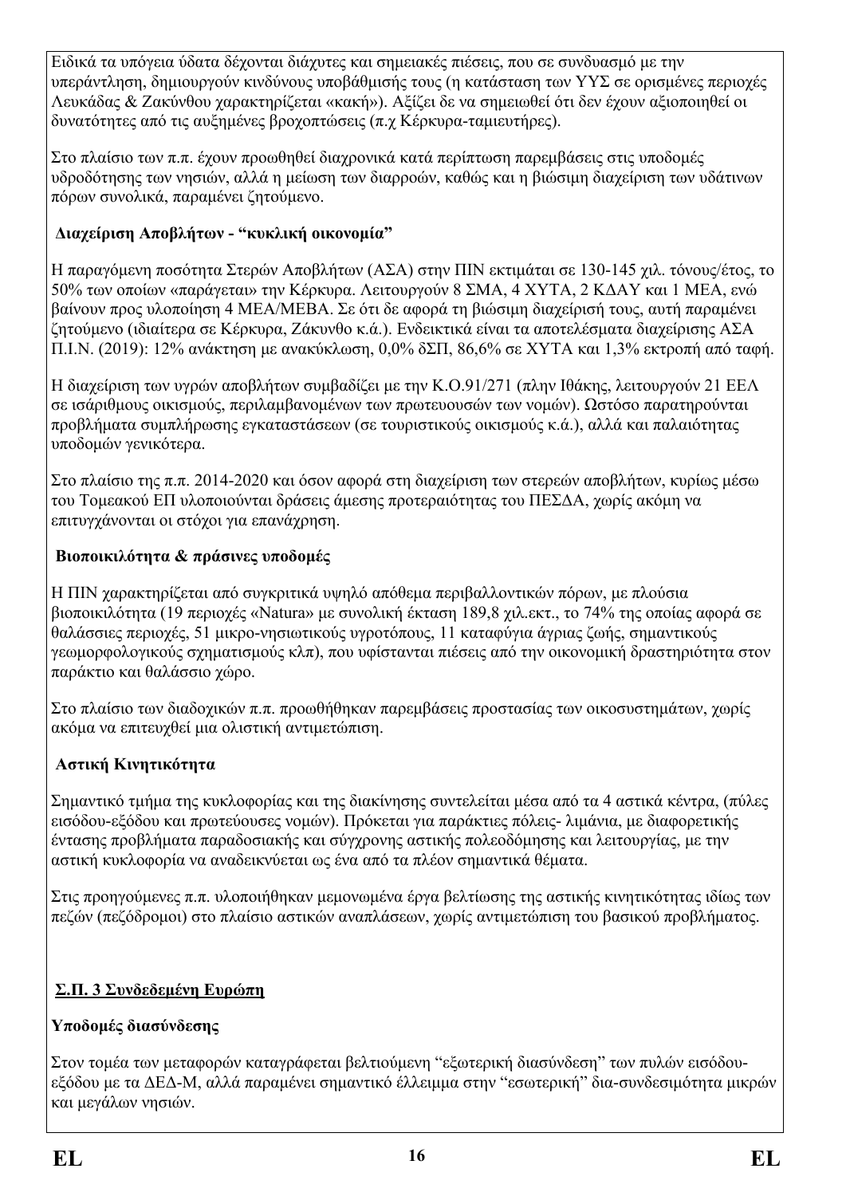Ειδικά τα υπόγεια ύδατα δέχονται διάχυτες και σημειακές πιέσεις, που σε συνδυασμό με την υπεράντληση, δημιουργούν κινδύνους υποβάθμισής τους (η κατάσταση των ΥΥΣ σε ορισμένες περιοχές Λευκάδας & Ζακύνθου χαρακτηρίζεται «κακή»). Αξίζει δε να σημειωθεί ότι δεν έχουν αξιοποιηθεί οι δυνατότητες από τις αυξημένες βροχοπτώσεις (π.χ Κέρκυρα-ταμιευτήρες).

Στο πλαίσιο των π.π. έχουν προωθηθεί διαχρονικά κατά περίπτωση παρεμβάσεις στις υποδομές υδροδότησης των νησιών, αλλά η μείωση των διαρροών, καθώς και η βιώσιμη διαχείριση των υδάτινων πόρων συνολικά, παραμένει ζητούμενο.

**Διαχείριση Αποβλήτων - "κυκλική οικονομία"**

Η παραγόμενη ποσότητα Στερών Αποβλήτων (ΑΣΑ) στην ΠΙΝ εκτιμάται σε 130-145 χιλ. τόνους/έτος, το 50% των οποίων «παράγεται» την Κέρκυρα. Λειτουργούν 8 ΣΜΑ, 4 ΧΥΤΑ, 2 ΚΔΑΥ και 1 ΜΕΑ, ενώ βαίνουν προς υλοποίηση 4 ΜΕΑ/ΜΕΒΑ. Σε ότι δε αφορά τη βιώσιμη διαχείρισή τους, αυτή παραμένει ζητούμενο (ιδιαίτερα σε Κέρκυρα, Ζάκυνθο κ.ά.). Ενδεικτικά είναι τα αποτελέσματα διαχείρισης ΑΣΑ Π.Ι.Ν. (2019): 12% ανάκτηση με ανακύκλωση, 0,0% δΣΠ, 86,6% σε ΧΥΤΑ και 1,3% εκτροπή από ταφή.

Η διαχείριση των υγρών αποβλήτων συμβαδίζει με την Κ.Ο.91/271 (πλην Ιθάκης, λειτουργούν 21 ΕΕΛ σε ισάριθμους οικισμούς, περιλαμβανομένων των πρωτευουσών των νομών). Ωστόσο παρατηρούνται προβλήματα συμπλήρωσης εγκαταστάσεων (σε τουριστικούς οικισμούς κ.ά.), αλλά και παλαιότητας υποδομών γενικότερα.

Στο πλαίσιο της π.π. 2014-2020 και όσον αφορά στη διαχείριση των στερεών αποβλήτων, κυρίως μέσω του Τομεακού ΕΠ υλοποιούνται δράσεις άμεσης προτεραιότητας του ΠΕΣΔΑ, χωρίς ακόμη να επιτυγχάνονται οι στόχοι για επανάχρηση.

**Βιοποικιλότητα & πράσινες υποδομές**

Η ΠΙΝ χαρακτηρίζεται από συγκριτικά υψηλό απόθεμα περιβαλλοντικών πόρων, με πλούσια βιοποικιλότητα (19 περιοχές «Natura» με συνολική έκταση 189,8 χιλ.εκτ., το 74% της οποίας αφορά σε θαλάσσιες περιοχές, 51 μικρο-νησιωτικούς υγροτόπους, 11 καταφύγια άγριας ζωής, σημαντικούς γεωμορφολογικούς σχηματισμούς κλπ), που υφίστανται πιέσεις από την οικονομική δραστηριότητα στον παράκτιο και θαλάσσιο χώρο.

Στο πλαίσιο των διαδοχικών π.π. προωθήθηκαν παρεμβάσεις προστασίας των οικοσυστημάτων, χωρίς ακόμα να επιτευχθεί μια ολιστική αντιμετώπιση.

**Αστική Κινητικότητα**

Σημαντικό τμήμα της κυκλοφορίας και της διακίνησης συντελείται μέσα από τα 4 αστικά κέντρα, (πύλες εισόδου-εξόδου και πρωτεύουσες νομών). Πρόκειται για παράκτιες πόλεις- λιμάνια, με διαφορετικής έντασης προβλήματα παραδοσιακής και σύγχρονης αστικής πολεοδόμησης και λειτουργίας, με την αστική κυκλοφορία να αναδεικνύεται ως ένα από τα πλέον σημαντικά θέματα.

Στις προηγούμενες π.π. υλοποιήθηκαν μεμονωμένα έργα βελτίωσης της αστικής κινητικότητας ιδίως των πεζών (πεζόδρομοι) στο πλαίσιο αστικών αναπλάσεων, χωρίς αντιμετώπιση του βασικού προβλήματος.

**Σ.Π. 3 Συνδεδεμένη Ευρώπη**

**Υποδομές διασύνδεσης**

Στον τομέα των μεταφορών καταγράφεται βελτιούμενη "εξωτερική διασύνδεση" των πυλών εισόδου-εξόδου με τα ΔΕΔ-Μ, αλλά παραμένει σημαντικό έλλειμμα στην "εσωτερική" δια-συνδεσιμότητα μικρών και μεγάλων νησιών.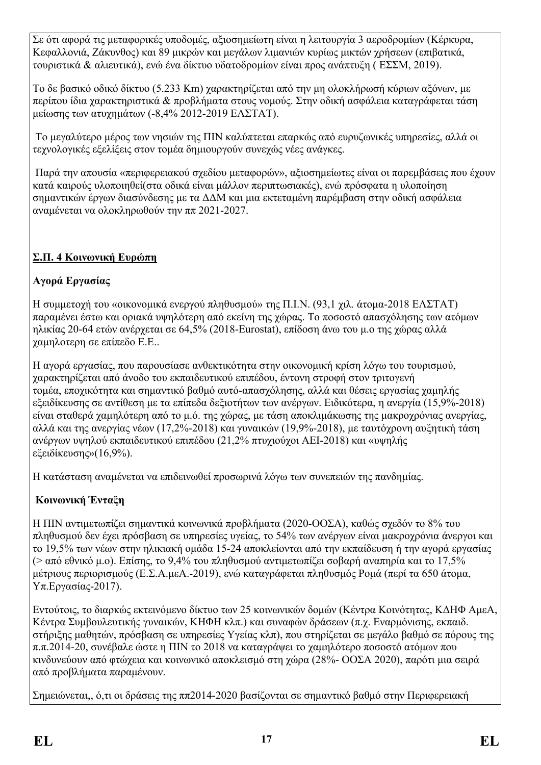Σε ότι αφορά τις μεταφορικές υποδομές, αξιοσημείωτη είναι η λειτουργία 3 αεροδρομίων (Κέρκυρα, Κεφαλλονιά, Ζάκυνθος) και 89 μικρών και μεγάλων λιμανιών κυρίως μικτών χρήσεων (επιβατικά, τουριστικά & αλιευτικά), ενώ ένα δίκτυο υδατοδρομίων είναι προς ανάπτυξη ( ΕΣΣΜ, 2019).

Το δε βασικό οδικό δίκτυο (5.233 Km) χαρακτηρίζεται από την μη ολοκλήρωσή κύριων αξόνων, με περίπου ίδια χαρακτηριστικά & προβλήματα στους νομούς. Στην οδική ασφάλεια καταγράφεται τάση μείωσης των ατυχημάτων (-8,4% 2012-2019 ΕΛΣΤΑΤ).

Το μεγαλύτερο μέρος των νησιών της ΠΙΝ καλύπτεται επαρκώς από ευρυζωνικές υπηρεσίες, αλλά οι τεχνολογικές εξελίξεις στον τομέα δημιουργούν συνεχώς νέες ανάγκες.

Παρά την απουσία «περιφερειακού σχεδίου μεταφορών», αξιοσημείωτες είναι οι παρεμβάσεις που έχουν κατά καιρούς υλοποιηθεί(στα οδικά είναι μάλλον περιπτωσιακές), ενώ πρόσφατα η υλοποίηση σημαντικών έργων διασύνδεσης με τα ΔΔΜ και μια εκτεταμένη παρέμβαση στην οδική ασφάλεια αναμένεται να ολοκληρωθούν την πп 2021-2027.

**<u>Σ.Π. 4 Κοινωνική Ευρώπη</u>**

**Αγορά Εργασίας**

Η συμμετοχή του «οικονομικά ενεργού πληθυσμού» της Π.Ι.Ν. (93,1 χιλ. άτομα-2018 ΕΛΣΤΑΤ) παραμένει έστω και οριακά υψηλότερη από εκείνη της χώρας. Το ποσοστό απασχόλησης των ατόμων ηλικίας 20-64 ετών ανέρχεται σε 64,5% (2018-Eurostat), επίδοση άνω του μ.ο της χώρας αλλά χαμηλοτερη σε επίπεδο Ε.Ε..

Η αγορά εργασίας, που παρουσίασε ανθεκτικότητα στην οικονομική κρίση λόγω του τουρισμού, χαρακτηρίζεται από άνοδο του εκπαιδευτικού επιπέδου, έντονη στροφή στον τριτογενή τομέα, εποχικότητα και σημαντικό βαθμό αυτό-απασχόλησης, αλλά και θέσεις εργασίας χαμηλής εξειδίκευσης σε αντίθεση με τα επίπεδα δεξιοτήτων των ανέργων. Ειδικότερα, η ανεργία (15,9%-2018) είναι σταθερά χαμηλότερη από το μ.ό. της χώρας, με τάση αποκλιμάκωσης της μακροχρόνιας ανεργίας, αλλά και της ανεργίας νέων (17,2%-2018) και γυναικών (19,9%-2018), με ταυτόχρονη αυξητική τάση ανέργων υψηλού εκπαιδευτικού επιπέδου (21,2% πτυχιούχοι ΑΕΙ-2018) και «υψηλής εξειδίκευσης»(16,9%).

Η κατάσταση αναμένεται να επιδεινωθεί προσωρινά λόγω των συνεπειών της πανδημίας.

**Κοινωνική Ένταξη**

Η ΠΙΝ αντιμετωπίζει σημαντικά κοινωνικά προβλήματα (2020-ΟΟΣΑ), καθώς σχεδόν το 8% του πληθυσμού δεν έχει πρόσβαση σε υπηρεσίες υγείας, το 54% των ανέργων είναι μακροχρόνια άνεργοι και το 19,5% των νέων στην ηλικιακή ομάδα 15-24 αποκλείονται από την εκπαίδευση ή την αγορά εργασίας (> από εθνικό μ.ο). Επίσης, το 9,4% του πληθυσμού αντιμετωπίζει σοβαρή αναπηρία και το 17,5% μέτριους περιορισμούς (Ε.Σ.Α.μεΑ.-2019), ενώ καταγράφεται πληθυσμός Ρομά (περί τα 650 άτομα, Υπ.Εργασίας-2017).

Εντούτοις, το διαρκώς εκτεινόμενο δίκτυο των 25 κοινωνικών δομών (Κέντρα Κοινότητας, ΚΔΗΦ ΑμεΑ, Κέντρα Συμβουλευτικής γυναικών, ΚΗΦΗ κλπ.) και συναφών δράσεων (π.χ. Εναρμόνισης, εκπαιδ. στήριξης μαθητών, πρόσβαση σε υπηρεσίες Υγείας κλπ), που στηρίζεται σε μεγάλο βαθμό σε πόρους της π.π.2014-20, συνέβαλε ώστε η ΠΙΝ το 2018 να καταγράψει το χαμηλότερο ποσοστό ατόμων που κινδυνεύουν από φτώχεια και κοινωνικό αποκλεισμό στη χώρα (28%- ΟΟΣΑ 2020), παρότι μια σειρά από προβλήματα παραμένουν.

Σημειώνεται,, ό,τι οι δράσεις της ππ2014-2020 βασίζονται σε σημαντικό βαθμό στην Περιφερειακή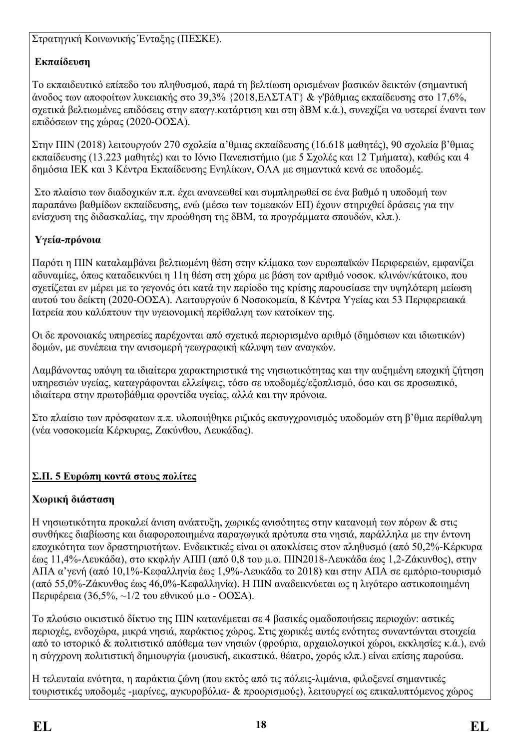Στρατηγική Κοινωνικής Ένταξης (ΠΕΣΚΕ).

**Εκπαίδευση**

Το εκπαιδευτικό επίπεδο του πληθυσμού, παρά τη βελτίωση ορισμένων βασικών δεικτών (σημαντική άνοδος των αποφοίτων λυκειακής στο 39,3% {2018,ΕΛΣΤΑΤ} & γ'βάθμιας εκπαίδευσης στο 17,6%, σχετικά βελτιωμένες επιδόσεις στην επαγγ.κατάρτιση και στη δΒΜ κ.ά.), συνεχίζει να υστερεί έναντι των επιδόσεων της χώρας (2020-ΟΟΣΑ).

Στην ΠΙΝ (2018) λειτουργούν 270 σχολεία α'θμιας εκπαίδευσης (16.618 μαθητές), 90 σχολεία β'θμιας εκπαίδευσης (13.223 μαθητές) και το Ιόνιο Πανεπιστήμιο (με 5 Σχολές και 12 Τμήματα), καθώς και 4 δημόσια ΙΕΚ και 3 Κέντρα Εκπαίδευσης Ενηλίκων, ΟΛΑ με σημαντικά κενά σε υποδομές.

Στο πλαίσιο των διαδοχικών π.π. έχει ανανεωθεί και συμπληρωθεί σε ένα βαθμό η υποδομή των παραπάνω βαθμίδων εκπαίδευσης, ενώ (μέσω των τομεακών ΕΠ) έχουν στηριχθεί δράσεις για την ενίσχυση της διδασκαλίας, την προώθηση της δΒΜ, τα προγράμματα σπουδών, κλπ.).

**Υγεία-πρόνοια**

Παρότι η ΠΙΝ καταλαμβάνει βελτιωμένη θέση στην κλίμακα των ευρωπαϊκών Περιφερειών, εμφανίζει αδυναμίες, όπως καταδεικνύει η 11η θέση στη χώρα με βάση τον αριθμό νοσοκ. κλινών/κάτοικο, που σχετίζεται εν μέρει με το γεγονός ότι κατά την περίοδο της κρίσης παρουσίασε την υψηλότερη μείωση αυτού του δείκτη (2020-ΟΟΣΑ). Λειτουργούν 6 Νοσοκομεία, 8 Κέντρα Υγείας και 53 Περιφερειακά Ιατρεία που καλύπτουν την υγειονομική περίθαλψη των κατοίκων της.

Οι δε προνοιακές υπηρεσίες παρέχονται από σχετικά περιορισμένο αριθμό (δημόσιων και ιδιωτικών) δομών, με συνέπεια την ανισομερή γεωγραφική κάλυψη των αναγκών.

Λαμβάνοντας υπόψη τα ιδιαίτερα χαρακτηριστικά της νησιωτικότητας και την αυξημένη εποχική ζήτηση υπηρεσιών υγείας, καταγράφονται ελλείψεις, τόσο σε υποδομές/εξοπλισμό, όσο και σε προσωπικό, ιδιαίτερα στην πρωτοβάθμια φροντίδα υγείας, αλλά και την πρόνοια.

Στο πλαίσιο των πρόσφατων π.π. υλοποιήθηκε ριζικός εκσυγχρονισμός υποδομών στη β'θμια περίθαλψη (νέα νοσοκομεία Κέρκυρας, Ζακύνθου, Λευκάδας).

**Σ.Π. 5 Ευρώπη κοντά στους πολίτες**

**Χωρική διάσταση**

Η νησιωτικότητα προκαλεί άνιση ανάπτυξη, χωρικές ανισότητες στην κατανομή των πόρων & στις συνθήκες διαβίωσης και διαφοροποιημένα παραγωγικά πρότυπα στα νησιά, παράλληλα με την έντονη εποχικότητα των δραστηριοτήτων. Ενδεικτικές είναι οι αποκλίσεις στον πληθυσμό (από 50,2%-Κέρκυρα έως 11,4%-Λευκάδα), στο κκφλήν ΑΠΠ (από 0,8 του μ.ο. ΠΙΝ2018-Λευκάδα έως 1,2-Ζάκυνθος), στην ΑΠΑ α'γενή (από 10,1%-Κεφαλληνία έως 1,9%-Λευκάδα το 2018) και στην ΑΠΑ σε εμπόριο-τουρισμό (από 55,0%-Ζάκυνθος έως 46,0%-Κεφαλληνία). Η ΠΙΝ αναδεικνύεται ως η λιγότερο αστικοποιημένη Περιφέρεια (36,5%, ~1/2 του εθνικού μ.ο - ΟΟΣΑ).

Το πλούσιο οικιστικό δίκτυο της ΠΙΝ κατανέμεται σε 4 βασικές ομαδοποιήσεις περιοχών: αστικές περιοχές, ενδοχώρα, μικρά νησιά, παράκτιος χώρος. Στις χωρικές αυτές ενότητες συναντώνται στοιχεία από το ιστορικό & πολιτιστικό απόθεμα των νησιών (φρούρια, αρχαιολογικοί χώροι, εκκλησίες κ.ά.), ενώ η σύγχρονη πολιτιστική δημιουργία (μουσική, εικαστικά, θέατρο, χορός κλπ.) είναι επίσης παρούσα.

Η τελευταία ενότητα, η παράκτια ζώνη (που εκτός από τις πόλεις-λιμάνια, φιλοξενεί σημαντικές τουριστικές υποδομές -μαρίνες, αγκυροβόλια- & προορισμούς), λειτουργεί ως επικαλυπτόμενος χώρος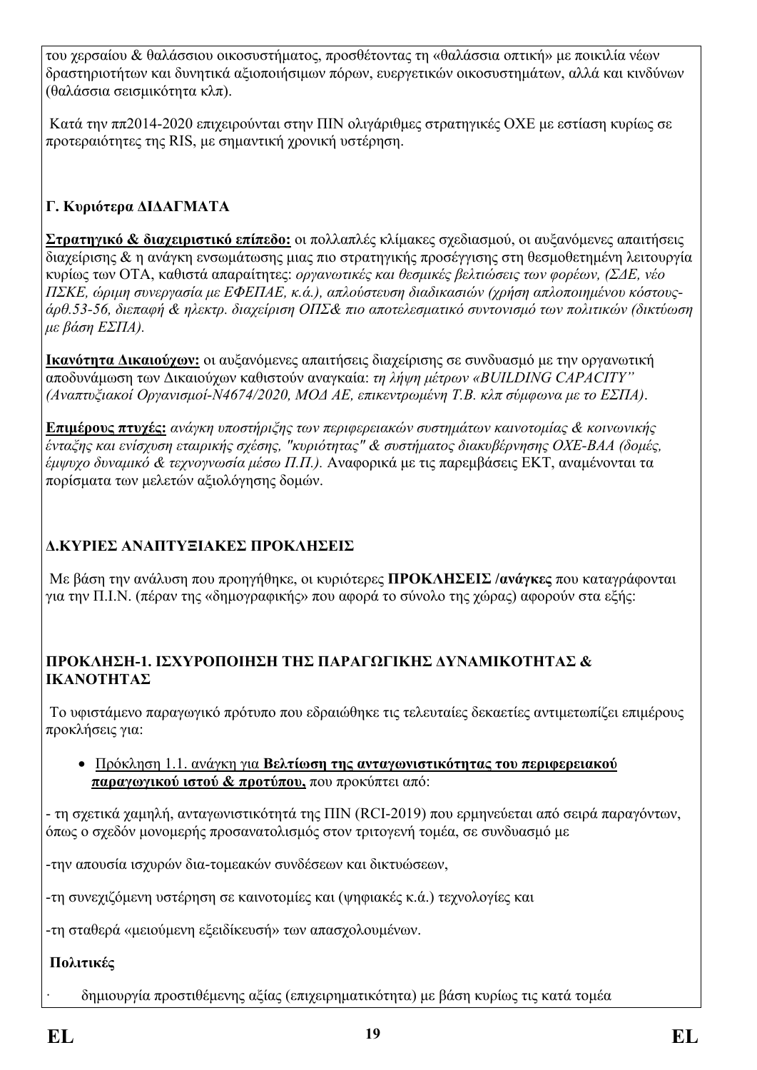του χερσαίου & θαλάσσιου οικοσυστήματος, προσθέτοντας τη «θαλάσσια οπτική» με ποικιλία νέων δραστηριοτήτων και δυνητικά αξιοποιήσιμων πόρων, ευεργετικών οικοσυστημάτων, αλλά και κινδύνων (θαλάσσια σεισμικότητα κλπ).

Κατά την ππ2014-2020 επιχειρούνται στην ΠΙΝ ολιγάριθμες στρατηγικές ΟΧΕ με εστίαση κυρίως σε προτεραιότητες της RIS, με σημαντική χρονική υστέρηση.

### Γ. Κυριότερα ΔΙΔΑΓΜΑΤΑ

**Στρατηγικό & διαχειριστικό επίπεδο:** οι πολλαπλές κλίμακες σχεδιασμού, οι αυξανόμενες απαιτήσεις διαχείρισης & η ανάγκη ενσωμάτωσης μιας πιο στρατηγικής προσέγγισης στη θεσμοθετημένη λειτουργία κυρίως των ΟΤΑ, καθιστά απαραίτητες: *οργανωτικές και θεσμικές βελτιώσεις των φορέων, (ΣΔΕ, νέο ΠΣΚΕ, ώριμη συνεργασία με ΕΦΕΠΑΕ, κ.ά.), απλούστευση διαδικασιών (χρήση απλοποιημένου κόστους-άρθ.53-56, διεπαφή & ηλεκτρ. διαχείριση ΟΠΣ& πιο αποτελεσματικό συντονισμό των πολιτικών (δικτύωση με βάση ΕΣΠΑ).*

**Ικανότητα Δικαιούχων:** οι αυξανόμενες απαιτήσεις διαχείρισης σε συνδυασμό με την οργανωτική αποδυνάμωση των Δικαιούχων καθιστούν αναγκαία: *τη λήψη μέτρων «BUILDING CAPACITY" (Αναπτυξιακοί Οργανισμοί-N4674/2020, ΜΟΔ ΑΕ, επικεντρωμένη Τ.Β. κλπ σύμφωνα με το ΕΣΠΑ).*

**Επιμέρους πτυχές:** *ανάγκη υποστήριξης των περιφερειακών συστημάτων καινοτομίας & κοινωνικής ένταξης και ενίσχυση εταιρικής σχέσης, "κυριότητας" & συστήματος διακυβέρνησης ΟΧΕ-ΒΑΑ (δομές, έμψυχο δυναμικό & τεχνογνωσία μέσω Π.Π.).* Αναφορικά με τις παρεμβάσεις ΕΚΤ, αναμένονται τα πορίσματα των μελετών αξιολόγησης δομών.

### Δ.ΚΥΡΙΕΣ ΑΝΑΠΤΥΞΙΑΚΕΣ ΠΡΟΚΛΗΣΕΙΣ

Με βάση την ανάλυση που προηγήθηκε, οι κυριότερες **ΠΡΟΚΛΗΣΕΙΣ /ανάγκες** που καταγράφονται για την Π.Ι.Ν. (πέραν της «δημογραφικής» που αφορά το σύνολο της χώρας) αφορούν στα εξής:

### ΠΡΟΚΛΗΣΗ-1. ΙΣΧΥΡΟΠΟΙΗΣΗ ΤΗΣ ΠΑΡΑΓΩΓΙΚΗΣ ΔΥΝΑΜΙΚΟΤΗΤΑΣ & ΙΚΑΝΟΤΗΤΑΣ

Το υφιστάμενο παραγωγικό πρότυπο που εδραιώθηκε τις τελευταίες δεκαετίες αντιμετωπίζει επιμέρους προκλήσεις για:

- Πρόκληση 1.1. ανάγκη για **Βελτίωση της ανταγωνιστικότητας του περιφερειακού παραγωγικού ιστού & προτύπου,** που προκύπτει από:

- τη σχετικά χαμηλή, ανταγωνιστικότητά της ΠΙΝ (RCI-2019) που ερμηνεύεται από σειρά παραγόντων, όπως ο σχεδόν μονομερής προσανατολισμός στον τριτογενή τομέα, σε συνδυασμό με

-την απουσία ισχυρών δια-τομεακών συνδέσεων και δικτυώσεων,

-τη συνεχιζόμενη υστέρηση σε καινοτομίες και (ψηφιακές κ.ά.) τεχνολογίες και

-τη σταθερά «μειούμενη εξειδίκευσή» των απασχολουμένων.

**Πολιτικές**

· δημιουργία προστιθέμενης αξίας (επιχειρηματικότητα) με βάση κυρίως τις κατά τομέα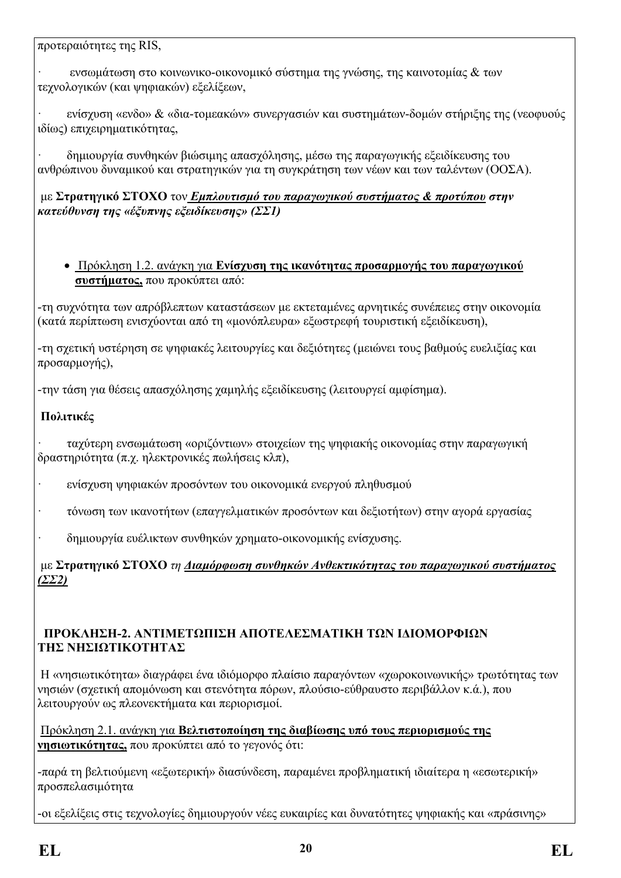προτεραιότητες της RIS,

· ενσωμάτωση στο κοινωνικο-οικονομικό σύστημα της γνώσης, της καινοτομίας & των τεχνολογικών (και ψηφιακών) εξελίξεων,

· ενίσχυση «ενδο» & «δια-τομεακών» συνεργασιών και συστημάτων-δομών στήριξης της (νεοφυούς ιδίως) επιχειρηματικότητας,

· δημιουργία συνθηκών βιώσιμης απασχόλησης, μέσω της παραγωγικής εξειδίκευσης του ανθρώπινου δυναμικού και στρατηγικών για τη συγκράτηση των νέων και των ταλέντων (ΟΟΣΑ).

με **Στρατηγικό ΣΤΟΧΟ** τον ***<u>Εμπλουτισμό του παραγωγικού συστήματος & προτύπου</u> στην κατεύθυνση της «έξυπνης εξειδίκευσης» (ΣΣ1)***

- <u>Πρόκληση 1.2. ανάγκη για **Ενίσχυση της ικανότητας προσαρμογής του παραγωγικού συστήματος,**</u> που προκύπτει από:

-τη συχνότητα των απρόβλεπτων καταστάσεων με εκτεταμένες αρνητικές συνέπειες στην οικονομία (κατά περίπτωση ενισχύονται από τη «μονόπλευρα» εξωστρεφή τουριστική εξειδίκευση),

-τη σχετική υστέρηση σε ψηφιακές λειτουργίες και δεξιότητες (μειώνει τους βαθμούς ευελιξίας και προσαρμογής),

-την τάση για θέσεις απασχόλησης χαμηλής εξειδίκευσης (λειτουργεί αμφίσημα).

**Πολιτικές**

· ταχύτερη ενσωμάτωση «οριζόντιων» στοιχείων της ψηφιακής οικονομίας στην παραγωγική δραστηριότητα (π.χ. ηλεκτρονικές πωλήσεις κλπ),

· ενίσχυση ψηφιακών προσόντων του οικονομικά ενεργού πληθυσμού

· τόνωση των ικανοτήτων (επαγγελματικών προσόντων και δεξιοτήτων) στην αγορά εργασίας

· δημιουργία ευέλικτων συνθηκών χρηματο-οικονομικής ενίσχυσης.

με **Στρατηγικό ΣΤΟΧΟ** *τη <u>Διαμόρφωση συνθηκών Ανθεκτικότητας του παραγωγικού συστήματος (ΣΣ2)</u>*

**ΠΡΟΚΛΗΣΗ-2. ΑΝΤΙΜΕΤΩΠΙΣΗ ΑΠΟΤΕΛΕΣΜΑΤΙΚΗ ΤΩΝ ΙΔΙΟΜΟΡΦΙΩΝ ΤΗΣ ΝΗΣΙΩΤΙΚΟΤΗΤΑΣ**

Η «νησιωτικότητα» διαγράφει ένα ιδιόμορφο πλαίσιο παραγόντων «χωροκοινωνικής» τρωτότητας των νησιών (σχετική απομόνωση και στενότητα πόρων, πλούσιο-εύθραυστο περιβάλλον κ.ά.), που λειτουργούν ως πλεονεκτήματα και περιορισμοί.

<u>Πρόκληση 2.1. ανάγκη για **Βελτιστοποίηση της διαβίωσης υπό τους περιορισμούς της νησιωτικότητας,**</u> που προκύπτει από το γεγονός ότι:

-παρά τη βελτιούμενη «εξωτερική» διασύνδεση, παραμένει προβληματική ιδιαίτερα η «εσωτερική» προσπελασιμότητα

-οι εξελίξεις στις τεχνολογίες δημιουργούν νέες ευκαιρίες και δυνατότητες ψηφιακής και «πράσινης»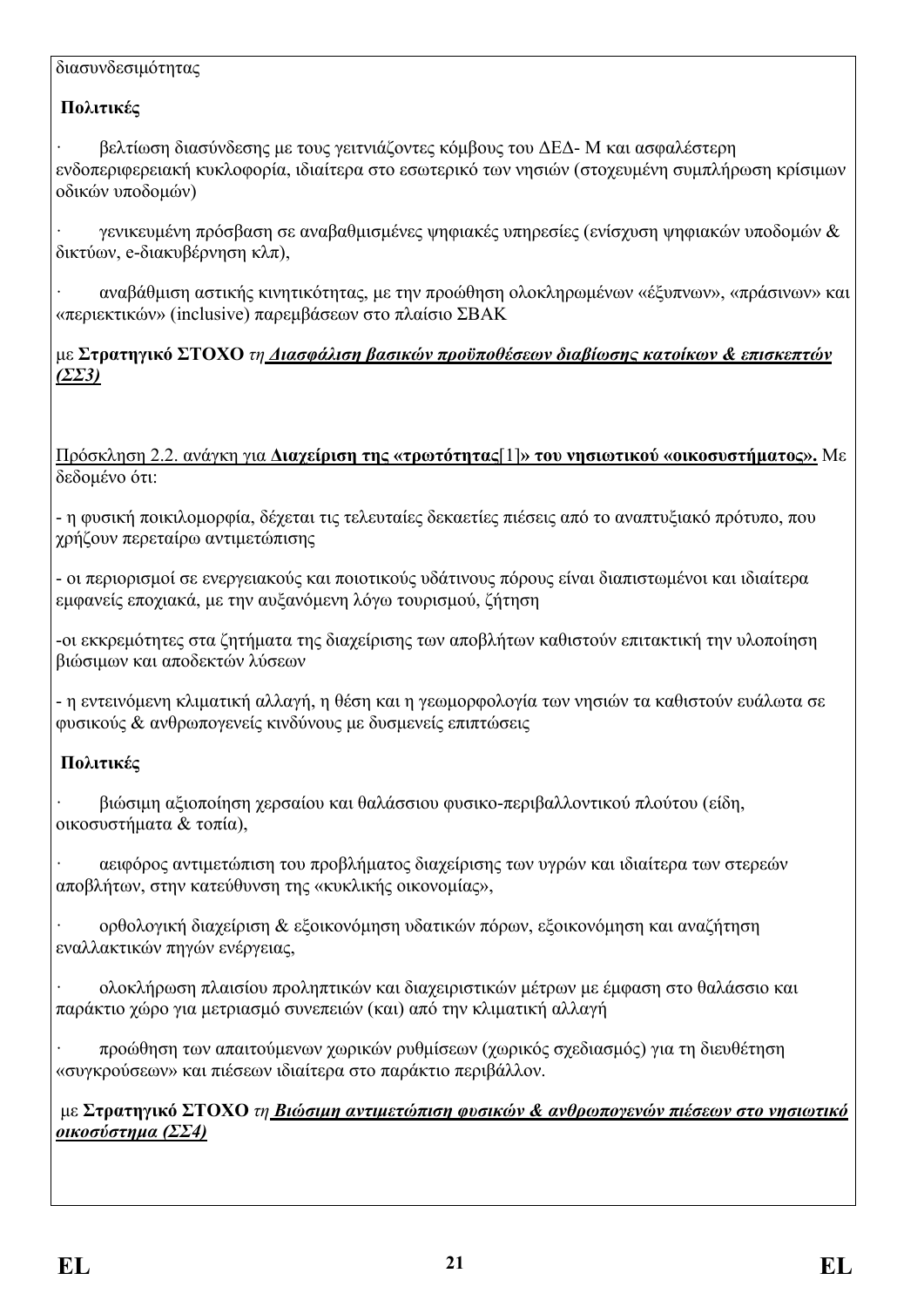διασυνδεσιμότητας

**Πολιτικές**

· βελτίωση διασύνδεσης με τους γειτνιάζοντες κόμβους του ΔΕΔ- Μ και ασφαλέστερη ενδοπεριφερειακή κυκλοφορία, ιδιαίτερα στο εσωτερικό των νησιών (στοχευμένη συμπλήρωση κρίσιμων οδικών υποδομών)

· γενικευμένη πρόσβαση σε αναβαθμισμένες ψηφιακές υπηρεσίες (ενίσχυση ψηφιακών υποδομών & δικτύων, e-διακυβέρνηση κλπ),

· αναβάθμιση αστικής κινητικότητας, με την προώθηση ολοκληρωμένων «έξυπνων», «πράσινων» και «περιεκτικών» (inclusive) παρεμβάσεων στο πλαίσιο ΣΒΑΚ

με **Στρατηγικό ΣΤΟΧΟ** *τη* ***<u>Διασφάλιση βασικών προϋποθέσεων διαβίωσης κατοίκων & επισκεπτών (ΣΣ3)</u>***

<u>Πρόσκληση 2.2. ανάγκη για</u> **<u>Διαχείριση της «τρωτότητας</u>**<u>[1]</u>**<u>» του νησιωτικού «οικοσυστήματος».</u>** Με δεδομένο ότι:

- η φυσική ποικιλομορφία, δέχεται τις τελευταίες δεκαετίες πιέσεις από το αναπτυξιακό πρότυπο, που χρήζουν περεταίρω αντιμετώπισης

- οι περιορισμοί σε ενεργειακούς και ποιοτικούς υδάτινους πόρους είναι διαπιστωμένοι και ιδιαίτερα εμφανείς εποχιακά, με την αυξανόμενη λόγω τουρισμού, ζήτηση

-οι εκκρεμότητες στα ζητήματα της διαχείρισης των αποβλήτων καθιστούν επιτακτική την υλοποίηση βιώσιμων και αποδεκτών λύσεων

- η εντεινόμενη κλιματική αλλαγή, η θέση και η γεωμορφολογία των νησιών τα καθιστούν ευάλωτα σε φυσικούς & ανθρωπογενείς κινδύνους με δυσμενείς επιπτώσεις

**Πολιτικές**

· βιώσιμη αξιοποίηση χερσαίου και θαλάσσιου φυσικο-περιβαλλοντικού πλούτου (είδη, οικοσυστήματα & τοπία),

· αειφόρος αντιμετώπιση του προβλήματος διαχείρισης των υγρών και ιδιαίτερα των στερεών αποβλήτων, στην κατεύθυνση της «κυκλικής οικονομίας»,

· ορθολογική διαχείριση & εξοικονόμηση υδατικών πόρων, εξοικονόμηση και αναζήτηση εναλλακτικών πηγών ενέργειας,

· ολοκλήρωση πλαισίου προληπτικών και διαχειριστικών μέτρων με έμφαση στο θαλάσσιο και παράκτιο χώρο για μετριασμό συνεπειών (και) από την κλιματική αλλαγή

· προώθηση των απαιτούμενων χωρικών ρυθμίσεων (χωρικός σχεδιασμός) για τη διευθέτηση «συγκρούσεων» και πιέσεων ιδιαίτερα στο παράκτιο περιβάλλον.

με **Στρατηγικό ΣΤΟΧΟ** *τη* ***<u>Βιώσιμη αντιμετώπιση φυσικών & ανθρωπογενών πιέσεων στο νησιωτικό οικοσύστημα (ΣΣ4)</u>***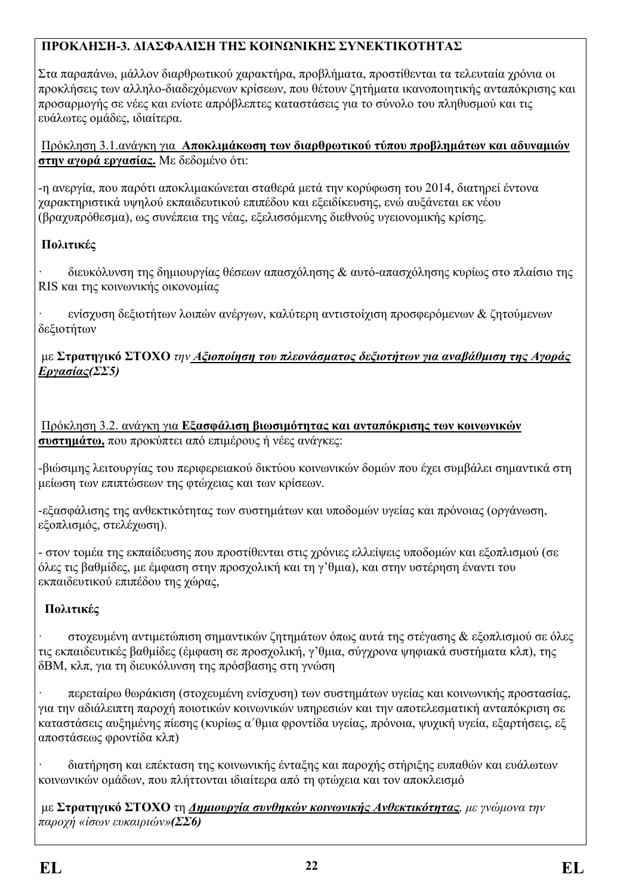**ΠΡΟΚΛΗΣΗ-3. ΔΙΑΣΦΑΛΙΣΗ ΤΗΣ ΚΟΙΝΩΝΙΚΗΣ ΣΥΝΕΚΤΙΚΟΤΗΤΑΣ**

Στα παραπάνω, μάλλον διαρθρωτικού χαρακτήρα, προβλήματα, προστίθενται τα τελευταία χρόνια οι προκλήσεις των αλληλο-διαδεχόμενων κρίσεων, που θέτουν ζητήματα ικανοποιητικής ανταπόκρισης και προσαρμογής σε νέες και ενίοτε απρόβλεπτες καταστάσεις για το σύνολο του πληθυσμού και τις ευάλωτες ομάδες, ιδιαίτερα.

<u>Πρόκληση 3.1.ανάγκη για **Αποκλιμάκωση των διαρθρωτικού τύπου προβλημάτων και αδυναμιών στην αγορά εργασίας.**</u> Με δεδομένο ότι:

-η ανεργία, που παρότι αποκλιμακώνεται σταθερά μετά την κορύφωση του 2014, διατηρεί έντονα χαρακτηριστικά υψηλού εκπαιδευτικού επιπέδου και εξειδίκευσης, ενώ αυξάνεται εκ νέου (βραχυπρόθεσμα), ως συνέπεια της νέας, εξελισσόμενης διεθνούς υγειονομικής κρίσης.

**Πολιτικές**

- διευκόλυνση της δημιουργίας θέσεων απασχόλησης & αυτό-απασχόλησης κυρίως στο πλαίσιο της RIS και της κοινωνικής οικονομίας
- ενίσχυση δεξιοτήτων λοιπών ανέργων, καλύτερη αντιστοίχιση προσφερόμενων & ζητούμενων δεξιοτήτων

με **Στρατηγικό ΣΤΟΧΟ** *την **<u>Αξιοποίηση του πλεονάσματος δεξιοτήτων για αναβάθμιση της Αγοράς Εργασίας(ΣΣ5)</u>***

<u>Πρόκληση 3.2. ανάγκη για **Εξασφάλιση βιωσιμότητας και ανταπόκρισης των κοινωνικών συστημάτω,**</u> που προκύπτει από επιμέρους ή νέες ανάγκες:

-βιώσιμης λειτουργίας του περιφερειακού δικτύου κοινωνικών δομών που έχει συμβάλει σημαντικά στη μείωση των επιπτώσεων της φτώχειας και των κρίσεων.

-εξασφάλισης της ανθεκτικότητας των συστημάτων και υποδομών υγείας και πρόνοιας (οργάνωση, εξοπλισμός, στελέχωση).

- στον τομέα της εκπαίδευσης που προστίθενται στις χρόνιες ελλείψεις υποδομών και εξοπλισμού (σε όλες τις βαθμίδες, με έμφαση στην προσχολική και τη γ'θμια), και στην υστέρηση έναντι του εκπαιδευτικού επιπέδου της χώρας,

**Πολιτικές**

- στοχευμένη αντιμετώπιση σημαντικών ζητημάτων όπως αυτά της στέγασης & εξοπλισμού σε όλες τις εκπαιδευτικές βαθμίδες (έμφαση σε προσχολική, γ'θμια, σύγχρονα ψηφιακά συστήματα κλπ), της δΒΜ, κλπ, για τη διευκόλυνση της πρόσβασης στη γνώση
- περεταίρω θωράκιση (στοχευμένη ενίσχυση) των συστημάτων υγείας και κοινωνικής προστασίας, για την αδιάλειπτη παροχή ποιοτικών κοινωνικών υπηρεσιών και την αποτελεσματική ανταπόκριση σε καταστάσεις αυξημένης πίεσης (κυρίως α΄θμια φροντίδα υγείας, πρόνοια, ψυχική υγεία, εξαρτήσεις, εξ αποστάσεως φροντίδα κλπ)
- διατήρηση και επέκταση της κοινωνικής ένταξης και παροχής στήριξης ευπαθών και ευάλωτων κοινωνικών ομάδων, που πλήττονται ιδιαίτερα από τη φτώχεια και τον αποκλεισμό

με **Στρατηγικό ΣΤΟΧΟ** τη ***<u>Δημιουργία συνθηκών κοινωνικής Ανθεκτικότητας</u>****, με γνώμονα την παροχή «ίσων ευκαιριών»**(ΣΣ6)***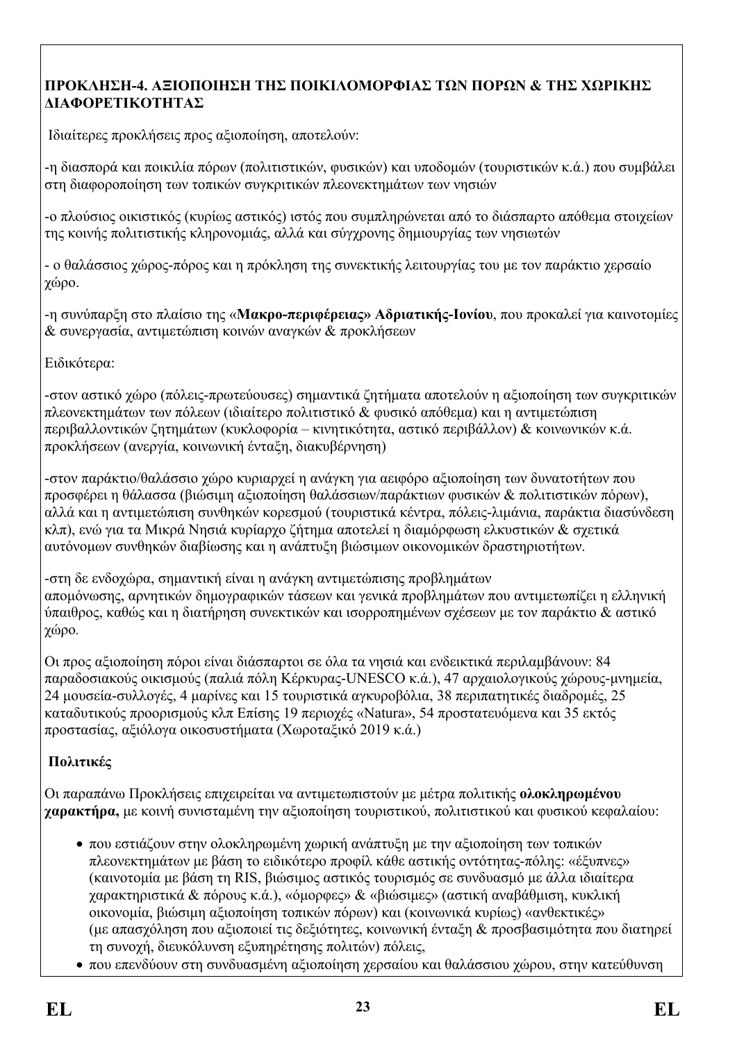**ΠΡΟΚΛΗΣΗ-4. ΑΞΙΟΠΟΙΗΣΗ ΤΗΣ ΠΟΙΚΙΛΟΜΟΡΦΙΑΣ ΤΩΝ ΠΟΡΩΝ & ΤΗΣ ΧΩΡΙΚΗΣ ΔΙΑΦΟΡΕΤΙΚΟΤΗΤΑΣ**

Ιδιαίτερες προκλήσεις προς αξιοποίηση, αποτελούν:

-η διασπορά και ποικιλία πόρων (πολιτιστικών, φυσικών) και υποδομών (τουριστικών κ.ά.) που συμβάλει στη διαφοροποίηση των τοπικών συγκριτικών πλεονεκτημάτων των νησιών

-ο πλούσιος οικιστικός (κυρίως αστικός) ιστός που συμπληρώνεται από το διάσπαρτο απόθεμα στοιχείων της κοινής πολιτιστικής κληρονομιάς, αλλά και σύγχρονης δημιουργίας των νησιωτών

- ο θαλάσσιος χώρος-πόρος και η πρόκληση της συνεκτικής λειτουργίας του με τον παράκτιο χερσαίο χώρο.

-η συνύπαρξη στο πλαίσιο της «**Μακρο-περιφέρειας» Αδριατικής-Ιονίου**, που προκαλεί για καινοτομίες & συνεργασία, αντιμετώπιση κοινών αναγκών & προκλήσεων

Ειδικότερα:

-στον αστικό χώρο (πόλεις-πρωτεύουσες) σημαντικά ζητήματα αποτελούν η αξιοποίηση των συγκριτικών πλεονεκτημάτων των πόλεων (ιδιαίτερο πολιτιστικό & φυσικό απόθεμα) και η αντιμετώπιση περιβαλλοντικών ζητημάτων (κυκλοφορία – κινητικότητα, αστικό περιβάλλον) & κοινωνικών κ.ά. προκλήσεων (ανεργία, κοινωνική ένταξη, διακυβέρνηση)

-στον παράκτιο/θαλάσσιο χώρο κυριαρχεί η ανάγκη για αειφόρο αξιοποίηση των δυνατοτήτων που προσφέρει η θάλασσα (βιώσιμη αξιοποίηση θαλάσσιων/παράκτιων φυσικών & πολιτιστικών πόρων), αλλά και η αντιμετώπιση συνθηκών κορεσμού (τουριστικά κέντρα, πόλεις-λιμάνια, παράκτια διασύνδεση κλπ), ενώ για τα Μικρά Νησιά κυρίαρχο ζήτημα αποτελεί η διαμόρφωση ελκυστικών & σχετικά αυτόνομων συνθηκών διαβίωσης και η ανάπτυξη βιώσιμων οικονομικών δραστηριοτήτων.

-στη δε ενδοχώρα, σημαντική είναι η ανάγκη αντιμετώπισης προβλημάτων απομόνωσης, αρνητικών δημογραφικών τάσεων και γενικά προβλημάτων που αντιμετωπίζει η ελληνική ύπαιθρος, καθώς και η διατήρηση συνεκτικών και ισορροπημένων σχέσεων με τον παράκτιο & αστικό χώρο.

Οι προς αξιοποίηση πόροι είναι διάσπαρτοι σε όλα τα νησιά και ενδεικτικά περιλαμβάνουν: 84 παραδοσιακούς οικισμούς (παλιά πόλη Κέρκυρας-UNESCO κ.ά.), 47 αρχαιολογικούς χώρους-μνημεία, 24 μουσεία-συλλογές, 4 μαρίνες και 15 τουριστικά αγκυροβόλια, 38 περιπατητικές διαδρομές, 25 καταδυτικούς προορισμούς κλπ Επίσης 19 περιοχές «Natura», 54 προστατευόμενα και 35 εκτός προστασίας, αξιόλογα οικοσυστήματα (Χωροταξικό 2019 κ.ά.)

**Πολιτικές**

Οι παραπάνω Προκλήσεις επιχειρείται να αντιμετωπιστούν με μέτρα πολιτικής **ολοκληρωμένου χαρακτήρα,** με κοινή συνισταμένη την αξιοποίηση τουριστικού, πολιτιστικού και φυσικού κεφαλαίου:

- που εστιάζουν στην ολοκληρωμένη χωρική ανάπτυξη με την αξιοποίηση των τοπικών πλεονεκτημάτων με βάση το ειδικότερο προφίλ κάθε αστικής οντότητας-πόλης: «έξυπνες» (καινοτομία με βάση τη RIS, βιώσιμος αστικός τουρισμός σε συνδυασμό με άλλα ιδιαίτερα χαρακτηριστικά & πόρους κ.ά.), «όμορφες» & «βιώσιμες» (αστική αναβάθμιση, κυκλική οικονομία, βιώσιμη αξιοποίηση τοπικών πόρων) και (κοινωνικά κυρίως) «ανθεκτικές» (με απασχόληση που αξιοποιεί τις δεξιότητες, κοινωνική ένταξη & προσβασιμότητα που διατηρεί τη συνοχή, διευκόλυνση εξυπηρέτησης πολιτών) πόλεις,
- που επενδύουν στη συνδυασμένη αξιοποίηση χερσαίου και θαλάσσιου χώρου, στην κατεύθυνση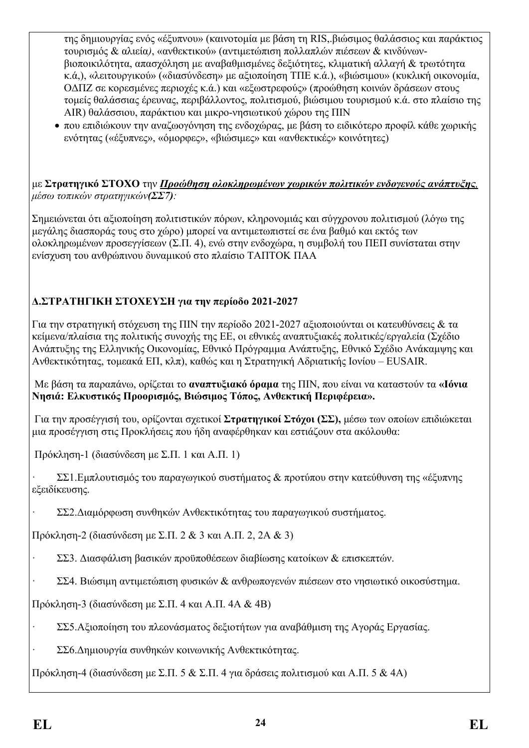της δημιουργίας ενός «έξυπνου» (καινοτομία με βάση τη RIS,.βιώσιμος θαλάσσιος και παράκτιος τουρισμός & αλιεία*)*, «ανθεκτικού» (αντιμετώπιση πολλαπλών πιέσεων & κινδύνων-βιοποικιλότητα, απασχόληση με αναβαθμισμένες δεξιότητες, κλιματική αλλαγή & τρωτότητα κ.ά,), «λειτουργικού» («διασύνδεση» με αξιοποίηση ΤΠΕ κ.ά.), «βιώσιμου» (κυκλική οικονομία, ΟΔΠΖ σε κορεσμένες περιοχές κ.ά.) και «εξωστρεφούς» (προώθηση κοινών δράσεων στους τομείς θαλάσσιας έρευνας, περιβάλλοντος, πολιτισμού, βιώσιμου τουρισμού κ.ά. στο πλαίσιο της AIR) θαλάσσιου, παράκτιου και μικρο-νησιωτικού χώρου της ΠΙΝ

- που επιδιώκουν την αναζωογόνηση της ενδοχώρας, με βάση το ειδικότερο προφίλ κάθε χωρικής ενότητας («έξυπνες», «όμορφες», «βιώσιμες» και «ανθεκτικές» κοινότητες)

με **Στρατηγικό ΣΤΟΧΟ** την ***Προώθηση ολοκληρωμένων χωρικών πολιτικών ενδογενούς ανάπτυξης,*** *μέσω τοπικών στρατηγικών**(ΣΣ7)**:*

Σημειώνεται ότι αξιοποίηση πολιτιστικών πόρων, κληρονομιάς και σύγχρονου πολιτισμού (λόγω της μεγάλης διασποράς τους στο χώρο) μπορεί να αντιμετωπιστεί σε ένα βαθμό και εκτός των ολοκληρωμένων προσεγγίσεων (Σ.Π. 4), ενώ στην ενδοχώρα, η συμβολή του ΠΕΠ συνίσταται στην ενίσχυση του ανθρώπινου δυναμικού στο πλαίσιο ΤΑΠΤΟΚ ΠΑΑ

**Δ.ΣΤΡΑΤΗΓΙΚΗ ΣΤΟΧΕΥΣΗ για την περίοδο 2021-2027**

Για την στρατηγική στόχευση της ΠΙΝ την περίοδο 2021-2027 αξιοποιούνται οι κατευθύνσεις & τα κείμενα/πλαίσια της πολιτικής συνοχής της ΕΕ, οι εθνικές αναπτυξιακές πολιτικές/εργαλεία (Σχέδιο Ανάπτυξης της Ελληνικής Οικονομίας, Εθνικό Πρόγραμμα Ανάπτυξης, Εθνικό Σχέδιο Ανάκαμψης και Ανθεκτικότητας, τομεακά ΕΠ, κλπ), καθώς και η Στρατηγική Αδριατικής Ιονίου – EUSAIR.

Με βάση τα παραπάνω, ορίζεται το **αναπτυξιακό όραμα** της ΠΙΝ, που είναι να καταστούν τα **«Ιόνια Νησιά: Ελκυστικός Προορισμός, Βιώσιμος Τόπος, Ανθεκτική Περιφέρεια».**

Για την προσέγγισή του, ορίζονται σχετικοί **Στρατηγικοί Στόχοι (ΣΣ),** μέσω των οποίων επιδιώκεται μια προσέγγιση στις Προκλήσεις που ήδη αναφέρθηκαν και εστιάζουν στα ακόλουθα:

Πρόκληση-1 (διασύνδεση με Σ.Π. 1 και Α.Π. 1)

· ΣΣ1.Εμπλουτισμός του παραγωγικού συστήματος & προτύπου στην κατεύθυνση της «έξυπνης εξειδίκευσης.

· ΣΣ2.Διαμόρφωση συνθηκών Ανθεκτικότητας του παραγωγικού συστήματος.

Πρόκληση-2 (διασύνδεση με Σ.Π. 2 & 3 και Α.Π. 2, 2Α & 3)

· ΣΣ3. Διασφάλιση βασικών προϋποθέσεων διαβίωσης κατοίκων & επισκεπτών.

· ΣΣ4. Βιώσιμη αντιμετώπιση φυσικών & ανθρωπογενών πιέσεων στο νησιωτικό οικοσύστημα.

Πρόκληση-3 (διασύνδεση με Σ.Π. 4 και Α.Π. 4Α & 4Β)

· ΣΣ5.Αξιοποίηση του πλεονάσματος δεξιοτήτων για αναβάθμιση της Αγοράς Εργασίας.

· ΣΣ6.Δημιουργία συνθηκών κοινωνικής Ανθεκτικότητας.

Πρόκληση-4 (διασύνδεση με Σ.Π. 5 & Σ.Π. 4 για δράσεις πολιτισμού και Α.Π. 5 & 4Α)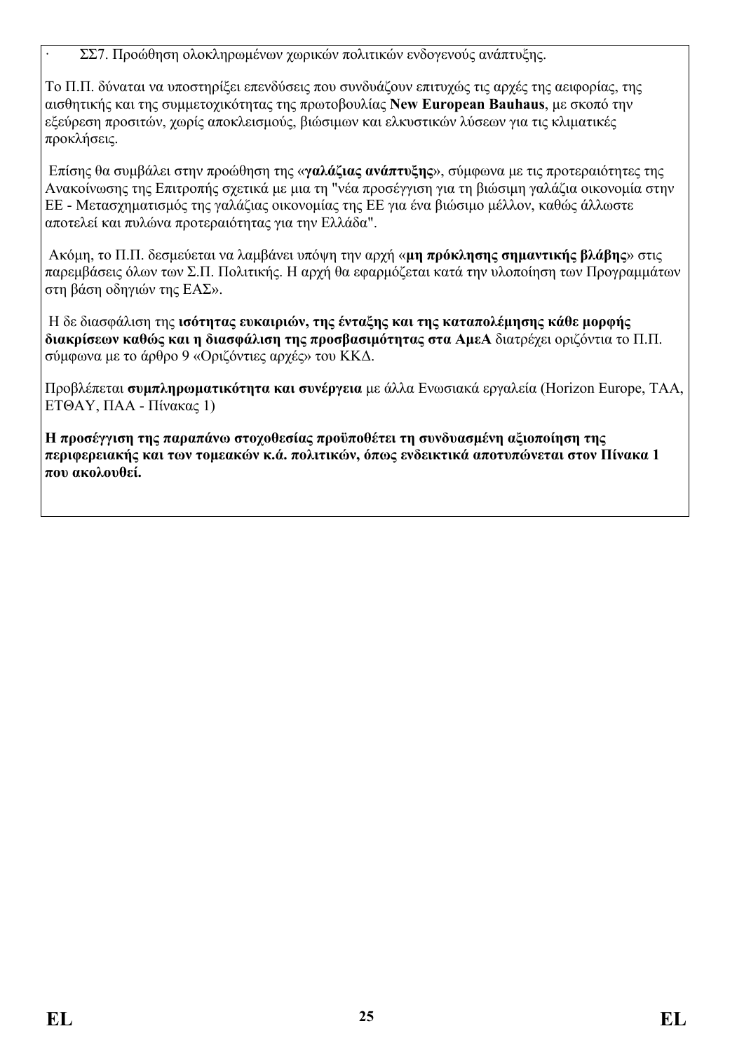· ΣΣ7. Προώθηση ολοκληρωμένων χωρικών πολιτικών ενδογενούς ανάπτυξης.

Το Π.Π. δύναται να υποστηρίξει επενδύσεις που συνδυάζουν επιτυχώς τις αρχές της αειφορίας, της αισθητικής και της συμμετοχικότητας της πρωτοβουλίας **New European Bauhaus**, με σκοπό την εξεύρεση προσιτών, χωρίς αποκλεισμούς, βιώσιμων και ελκυστικών λύσεων για τις κλιματικές προκλήσεις.

Επίσης θα συμβάλει στην προώθηση της «**γαλάζιας ανάπτυξης**», σύμφωνα με τις προτεραιότητες της Ανακοίνωσης της Επιτροπής σχετικά με μια τη "νέα προσέγγιση για τη βιώσιμη γαλάζια οικονομία στην ΕΕ - Μετασχηματισμός της γαλάζιας οικονομίας της ΕΕ για ένα βιώσιμο μέλλον, καθώς άλλωστε αποτελεί και πυλώνα προτεραιότητας για την Ελλάδα".

Ακόμη, το Π.Π. δεσμεύεται να λαμβάνει υπόψη την αρχή «**μη πρόκλησης σημαντικής βλάβης**» στις παρεμβάσεις όλων των Σ.Π. Πολιτικής. Η αρχή θα εφαρμόζεται κατά την υλοποίηση των Προγραμμάτων στη βάση οδηγιών της ΕΑΣ».

Η δε διασφάλιση της **ισότητας ευκαιριών, της ένταξης και της καταπολέμησης κάθε μορφής διακρίσεων καθώς και η διασφάλιση της προσβασιμότητας στα ΑμεΑ** διατρέχει οριζόντια το Π.Π. σύμφωνα με το άρθρο 9 «Οριζόντιες αρχές» του ΚΚΔ.

Προβλέπεται **συμπληρωματικότητα και συνέργεια** με άλλα Ενωσιακά εργαλεία (Horizon Europe, ΤΑΑ, ΕΤΘΑΥ, ΠΑΑ - Πίνακας 1)

**Η προσέγγιση της παραπάνω στοχοθεσίας προϋποθέτει τη συνδυασμένη αξιοποίηση της περιφερειακής και των τομεακών κ.ά. πολιτικών, όπως ενδεικτικά αποτυπώνεται στον Πίνακα 1 που ακολουθεί.**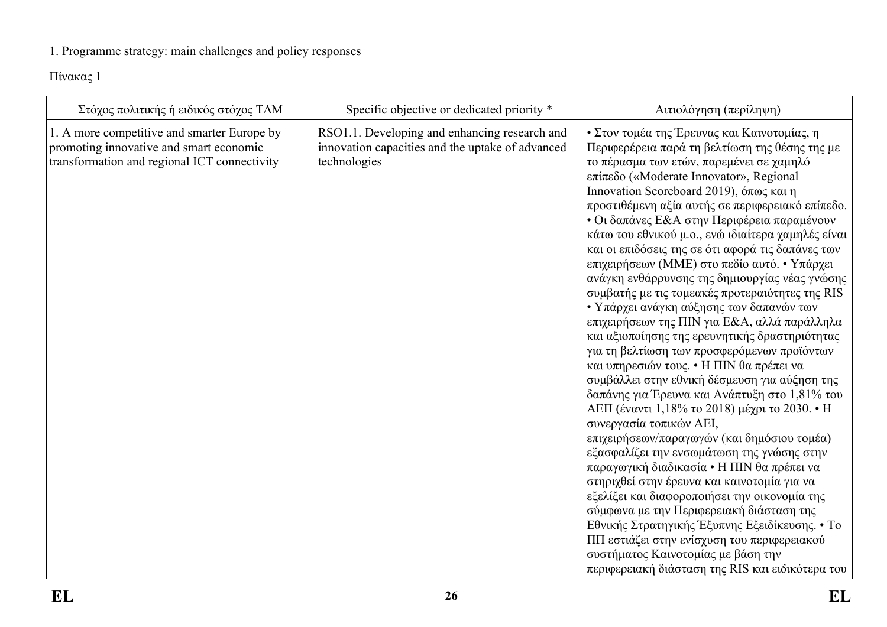1. Programme strategy: main challenges and policy responses

Πίνακας 1

| Στόχος πολιτικής ή ειδικός στόχος ΤΔΜ | Specific objective or dedicated priority * | Αιτιολόγηση (περίληψη) |
| --- | --- | --- |
| 1. A more competitive and smarter Europe by promoting innovative and smart economic transformation and regional ICT connectivity | RSO1.1. Developing and enhancing research and innovation capacities and the uptake of advanced technologies | • Στον τομέα της Έρευνας και Καινοτομίας, η Περιφερέρεια παρά τη βελτίωση της θέσης της με το πέρασμα των ετών, παρεμένει σε χαμηλό επίπεδο («Moderate Innovator», Regional Innovation Scoreboard 2019), όπως και η προστιθέμενη αξία αυτής σε περιφερειακό επίπεδο. • Οι δαπάνες Ε&Α στην Περιφέρεια παραμένουν κάτω του εθνικού μ.ο., ενώ ιδιαίτερα χαμηλές είναι και οι επιδόσεις της σε ότι αφορά τις δαπάνες των επιχειρήσεων (ΜΜΕ) στο πεδίο αυτό. • Υπάρχει ανάγκη ενθάρρυνσης της δημιουργίας νέας γνώσης συμβατής με τις τομεακές προτεραιότητες της RIS • Υπάρχει ανάγκη αύξησης των δαπανών των επιχειρήσεων της ΠΙΝ για Ε&Α, αλλά παράλληλα και αξιοποίησης της ερευνητικής δραστηριότητας για τη βελτίωση των προσφερόμενων προϊόντων και υπηρεσιών τους. • Η ΠΙΝ θα πρέπει να συμβάλλει στην εθνική δέσμευση για αύξηση της δαπάνης για Έρευνα και Ανάπτυξη στο 1,81% του ΑΕΠ (έναντι 1,18% το 2018) μέχρι το 2030. • Η συνεργασία τοπικών ΑΕΙ, επιχειρήσεων/παραγωγών (και δημόσιου τομέα) εξασφαλίζει την ενσωμάτωση της γνώσης στην παραγωγική διαδικασία • Η ΠΙΝ θα πρέπει να στηριχθεί στην έρευνα και καινοτομία για να εξελίξει και διαφοροποιήσει την οικονομία της σύμφωνα με την Περιφερειακή διάσταση της Εθνικής Στρατηγικής Έξυπνης Εξειδίκευσης. • Το ΠΠ εστιάζει στην ενίσχυση του περιφερειακού συστήματος Καινοτομίας με βάση την περιφερειακή διάσταση της RIS και ειδικότερα του |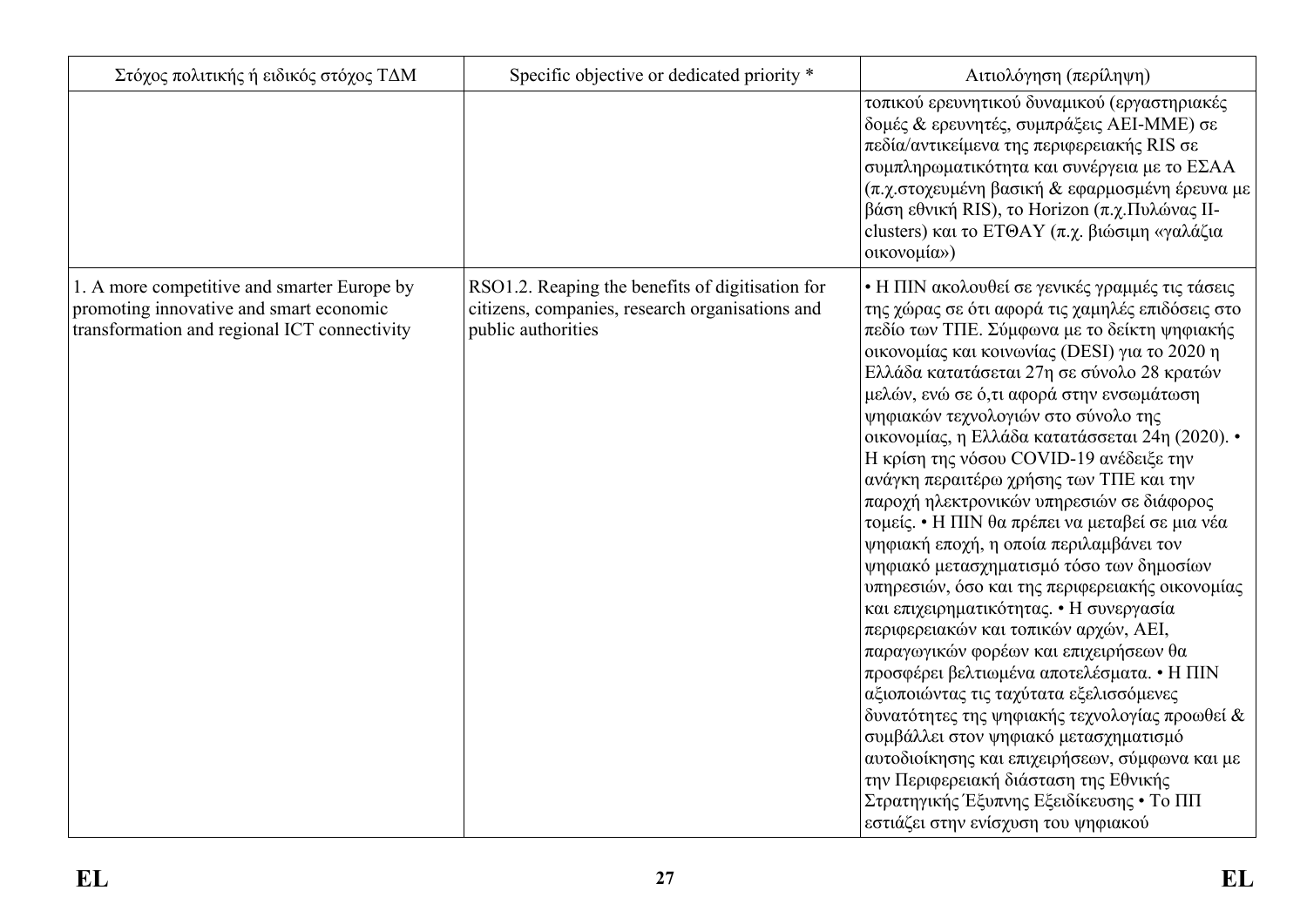| Στόχος πολιτικής ή ειδικός στόχος ΤΔΜ | Specific objective or dedicated priority * | Αιτιολόγηση (περίληψη) |
| --- | --- | --- |
| | | τοπικού ερευνητικού δυναμικού (εργαστηριακές δομές & ερευνητές, συμπράξεις ΑΕΙ-ΜΜΕ) σε πεδία/αντικείμενα της περιφερειακής RIS σε συμπληρωματικότητα και συνέργεια με το ΕΣΑΑ (π.χ.στοχευμένη βασική & εφαρμοσμένη έρευνα με βάση εθνική RIS), το Horizon (π.χ.Πυλώνας II-clusters) και το ΕΤΘΑΥ (π.χ. βιώσιμη «γαλάζια οικονομία») |
| 1. A more competitive and smarter Europe by promoting innovative and smart economic transformation and regional ICT connectivity | RSO1.2. Reaping the benefits of digitisation for citizens, companies, research organisations and public authorities | • Η ΠΙΝ ακολουθεί σε γενικές γραμμές τις τάσεις της χώρας σε ότι αφορά τις χαμηλές επιδόσεις στο πεδίο των ΤΠΕ. Σύμφωνα με το δείκτη ψηφιακής οικονομίας και κοινωνίας (DESI) για το 2020 η Ελλάδα κατατάσεται 27η σε σύνολο 28 κρατών μελών, ενώ σε ό,τι αφορά στην ενσωμάτωση ψηφιακών τεχνολογιών στο σύνολο της οικονομίας, η Ελλάδα κατατάσσεται 24η (2020). • Η κρίση της νόσου COVID-19 ανέδειξε την ανάγκη περαιτέρω χρήσης των ΤΠΕ και την παροχή ηλεκτρονικών υπηρεσιών σε διάφορος τομείς. • Η ΠΙΝ θα πρέπει να μεταβεί σε μια νέα ψηφιακή εποχή, η οποία περιλαμβάνει τον ψηφιακό μετασχηματισμό τόσο των δημοσίων υπηρεσιών, όσο και της περιφερειακής οικονομίας και επιχειρηματικότητας. • Η συνεργασία περιφερειακών και τοπικών αρχών, ΑΕΙ, παραγωγικών φορέων και επιχειρήσεων θα προσφέρει βελτιωμένα αποτελέσματα. • Η ΠΙΝ αξιοποιώντας τις ταχύτατα εξελισσόμενες δυνατότητες της ψηφιακής τεχνολογίας προωθεί & συμβάλλει στον ψηφιακό μετασχηματισμό αυτοδιοίκησης και επιχειρήσεων, σύμφωνα και με την Περιφερειακή διάσταση της Εθνικής Στρατηγικής Έξυπνης Εξειδίκευσης • Το ΠΠ εστιάζει στην ενίσχυση του ψηφιακού |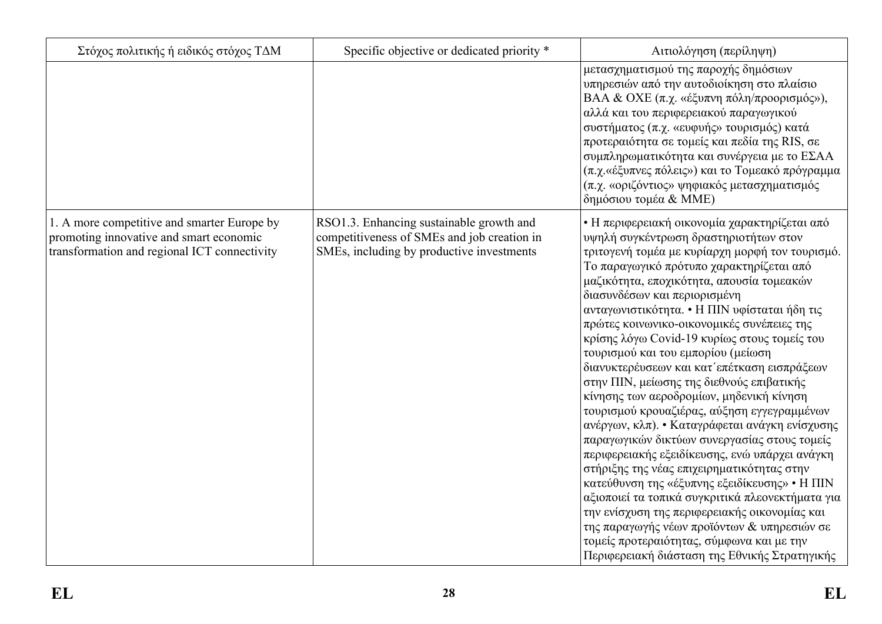| Στόχος πολιτικής ή ειδικός στόχος ΤΔΜ | Specific objective or dedicated priority * | Αιτιολόγηση (περίληψη) |
|---|---|---|
| | | μετασχηματισμού της παροχής δημόσιων υπηρεσιών από την αυτοδιοίκηση στο πλαίσιο ΒΑΑ & ΟΧΕ (π.χ. «έξυπνη πόλη/προορισμός»), αλλά και του περιφερειακού παραγωγικού συστήματος (π.χ. «ευφυής» τουρισμός) κατά προτεραιότητα σε τομείς και πεδία της RIS, σε συμπληρωματικότητα και συνέργεια με το ΕΣΑΑ (π.χ.«έξυπνες πόλεις») και το Τομεακό πρόγραμμα (π.χ. «οριζόντιος» ψηφιακός μετασχηματισμός δημόσιου τομέα & ΜΜΕ) |
| 1. A more competitive and smarter Europe by promoting innovative and smart economic transformation and regional ICT connectivity | RSO1.3. Enhancing sustainable growth and competitiveness of SMEs and job creation in SMEs, including by productive investments | • Η περιφερειακή οικονομία χαρακτηρίζεται από υψηλή συγκέντρωση δραστηριοτήτων στον τριτογενή τομέα με κυρίαρχη μορφή τον τουρισμό. Το παραγωγικό πρότυπο χαρακτηρίζεται από μαζικότητα, εποχικότητα, απουσία τομεακών διασυνδέσων και περιορισμένη ανταγωνιστικότητα. • Η ΠΙΝ υφίσταται ήδη τις πρώτες κοινωνικο-οικονομικές συνέπειες της κρίσης λόγω Covid-19 κυρίως στους τομείς του τουρισμού και του εμπορίου (μείωση διανυκτερέυσεων και κατ΄επέτκαση εισπράξεων στην ΠΙΝ, μείωσης της διεθνούς επιβατικής κίνησης των αεροδρομίων, μηδενική κίνηση τουρισμού κρουαζιέρας, αύξηση εγγεγραμμένων ανέργων, κλπ). • Καταγράφεται ανάγκη ενίσχυσης παραγωγικών δικτύων συνεργασίας στους τομείς περιφερειακής εξειδίκευσης, ενώ υπάρχει ανάγκη στήριξης της νέας επιχειρηματικότητας στην κατεύθυνση της «έξυπνης εξειδίκευσης» • Η ΠΙΝ αξιοποιεί τα τοπικά συγκριτικά πλεονεκτήματα για την ενίσχυση της περιφερειακής οικονομίας και της παραγωγής νέων προϊόντων & υπηρεσιών σε τομείς προτεραιότητας, σύμφωνα και με την Περιφερειακή διάσταση της Εθνικής Στρατηγικής |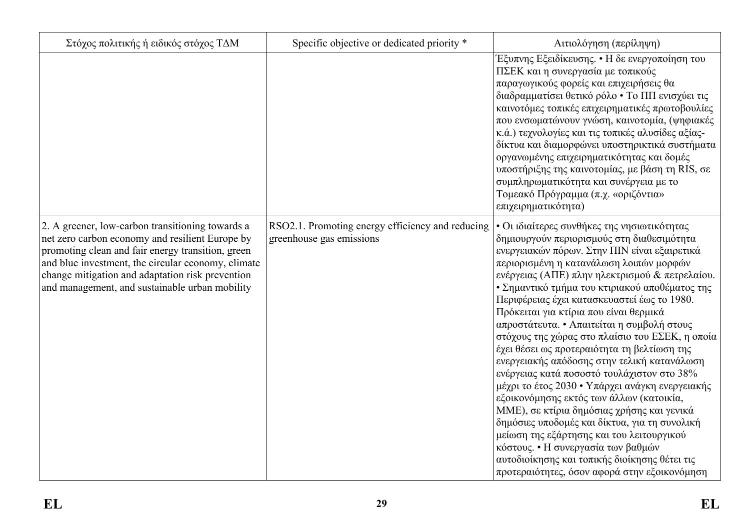| Στόχος πολιτικής ή ειδικός στόχος ΤΔΜ | Specific objective or dedicated priority * | Αιτιολόγηση (περίληψη) |
|---|---|---|
| | | Έξυπνης Εξειδίκευσης. • Η δε ενεργοποίηση του ΠΣΕΚ και η συνεργασία με τοπικούς παραγωγικούς φορείς και επιχειρήσεις θα διαδραματίσει θετικό ρόλο • Το ΠΠ ενισχύει τις καινοτόμες τοπικές επιχειρηματικές πρωτοβουλίες που ενσωματώνουν γνώση, καινοτομία, (ψηφιακές κ.ά.) τεχνολογίες και τις τοπικές αλυσίδες αξίας-δίκτυα και διαμορφώνει υποστηρικτικά συστήματα οργανωμένης επιχειρηματικότητας και δομές υποστήριξης της καινοτομίας, με βάση τη RIS, σε συμπληρωματικότητα και συνέργεια με το Τομεακό Πρόγραμμα (π.χ. «οριζόντια» επιχειρηματικότητα) |
| 2. A greener, low-carbon transitioning towards a net zero carbon economy and resilient Europe by promoting clean and fair energy transition, green and blue investment, the circular economy, climate change mitigation and adaptation risk prevention and management, and sustainable urban mobility | RSO2.1. Promoting energy efficiency and reducing greenhouse gas emissions | • Οι ιδιαίτερες συνθήκες της νησιωτικότητας δημιουργούν περιορισμούς στη διαθεσιμότητα ενεργειακών πόρων. Στην ΠΙΝ είναι εξαιρετικά περιορισμένη η κατανάλωση λοιπών μορφών ενέργειας (ΑΠΕ) πλην ηλεκτρισμού & πετρελαίου. • Σημαντικό τμήμα του κτιριακού αποθέματος της Περιφέρειας έχει κατασκευαστεί έως το 1980. Πρόκειται για κτίρια που είναι θερμικά απροστάτευτα. • Απαιτείται η συμβολή στους στόχους της χώρας στο πλαίσιο του ΕΣΕΚ, η οποία έχει θέσει ως προτεραιότητα τη βελτίωση της ενεργειακής απόδοσης στην τελική κατανάλωση ενέργειας κατά ποσοστό τουλάχιστον στο 38% μέχρι το έτος 2030 • Υπάρχει ανάγκη ενεργειακής εξοικονόμησης εκτός των άλλων (κατοικία, ΜΜΕ), σε κτίρια δημόσιας χρήσης και γενικά δημόσιες υποδομές και δίκτυα, για τη συνολική μείωση της εξάρτησης και του λειτουργικού κόστους. • Η συνεργασία των βαθμών αυτοδιοίκησης και τοπικής διοίκησης θέτει τις προτεραιότητες, όσον αφορά στην εξοικονόμηση |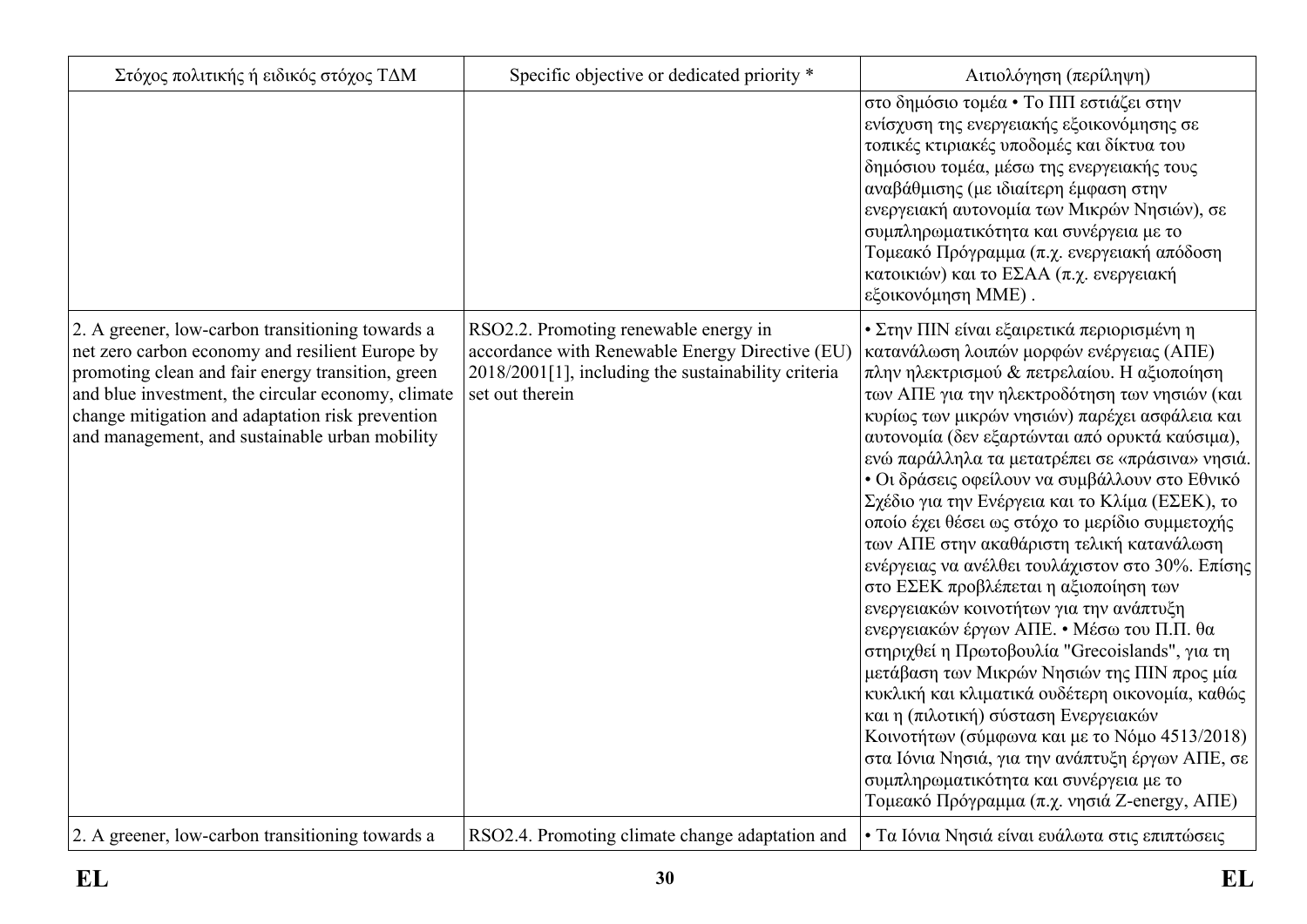| Στόχος πολιτικής ή ειδικός στόχος ΤΔΜ | Specific objective or dedicated priority * | Αιτιολόγηση (περίληψη) |
|---|---|---|
| | | στο δημόσιο τομέα • Το ΠΠ εστιάζει στην ενίσχυση της ενεργειακής εξοικονόμησης σε τοπικές κτιριακές υποδομές και δίκτυα του δημόσιου τομέα, μέσω της ενεργειακής τους αναβάθμισης (με ιδιαίτερη έμφαση στην ενεργειακή αυτονομία των Μικρών Νησιών), σε συμπληρωματικότητα και συνέργεια με το Τομεακό Πρόγραμμα (π.χ. ενεργειακή απόδοση κατοικιών) και το ΕΣΑΑ (π.χ. ενεργειακή εξοικονόμηση ΜΜΕ) . |
| 2. A greener, low-carbon transitioning towards a net zero carbon economy and resilient Europe by promoting clean and fair energy transition, green and blue investment, the circular economy, climate change mitigation and adaptation risk prevention and management, and sustainable urban mobility | RSO2.2. Promoting renewable energy in accordance with Renewable Energy Directive (EU) 2018/2001[1], including the sustainability criteria set out therein | • Στην ΠΙΝ είναι εξαιρετικά περιορισμένη η κατανάλωση λοιπών μορφών ενέργειας (ΑΠΕ) πλην ηλεκτρισμού & πετρελαίου. Η αξιοποίηση των ΑΠΕ για την ηλεκτροδότηση των νησιών (και κυρίως των μικρών νησιών) παρέχει ασφάλεια και αυτονομία (δεν εξαρτώνται από ορυκτά καύσιμα), ενώ παράλληλα τα μετατρέπει σε «πράσινα» νησιά. • Οι δράσεις οφείλουν να συμβάλλουν στο Εθνικό Σχέδιο για την Ενέργεια και το Κλίμα (ΕΣΕΚ), το οποίο έχει θέσει ως στόχο το μερίδιο συμμετοχής των ΑΠΕ στην ακαθάριστη τελική κατανάλωση ενέργειας να ανέλθει τουλάχιστον στο 30%. Επίσης στο ΕΣΕΚ προβλέπεται η αξιοποίηση των ενεργειακών κοινοτήτων για την ανάπτυξη ενεργειακών έργων ΑΠΕ. • Μέσω του Π.Π. θα στηριχθεί η Πρωτοβουλία "Grecoislands", για τη μετάβαση των Μικρών Νησιών της ΠΙΝ προς μία κυκλική και κλιματικά ουδέτερη οικονομία, καθώς και η (πιλοτική) σύσταση Ενεργειακών Κοινοτήτων (σύμφωνα και με το Νόμο 4513/2018) στα Ιόνια Νησιά, για την ανάπτυξη έργων ΑΠΕ, σε συμπληρωματικότητα και συνέργεια με το Τομεακό Πρόγραμμα (π.χ. νησιά Z-energy, ΑΠΕ) |
| 2. A greener, low-carbon transitioning towards a | RSO2.4. Promoting climate change adaptation and | • Τα Ιόνια Νησιά είναι ευάλωτα στις επιπτώσεις |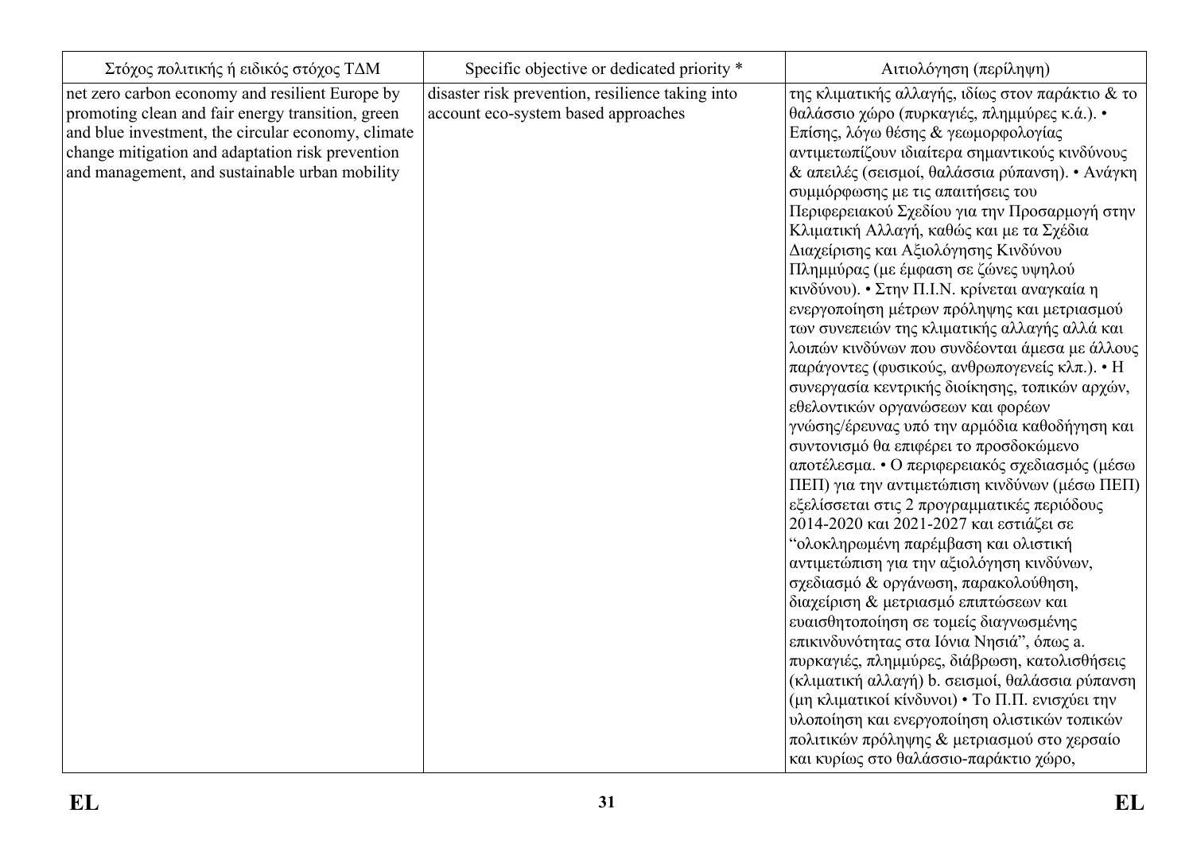| Στόχος πολιτικής ή ειδικός στόχος ΤΔΜ | Specific objective or dedicated priority * | Αιτιολόγηση (περίληψη) |
|---|---|---|
| net zero carbon economy and resilient Europe by promoting clean and fair energy transition, green and blue investment, the circular economy, climate change mitigation and adaptation risk prevention and management, and sustainable urban mobility | disaster risk prevention, resilience taking into account eco-system based approaches | της κλιματικής αλλαγής, ιδίως στον παράκτιο & το θαλάσσιο χώρο (πυρκαγιές, πλημμύρες κ.ά.). • Επίσης, λόγω θέσης & γεωμορφολογίας αντιμετωπίζουν ιδιαίτερα σημαντικούς κινδύνους & απειλές (σεισμοί, θαλάσσια ρύπανση). • Ανάγκη συμμόρφωσης με τις απαιτήσεις του Περιφερειακού Σχεδίου για την Προσαρμογή στην Κλιματική Αλλαγή, καθώς και με τα Σχέδια Διαχείρισης και Αξιολόγησης Κινδύνου Πλημμύρας (με έμφαση σε ζώνες υψηλού κινδύνου). • Στην Π.Ι.Ν. κρίνεται αναγκαία η ενεργοποίηση μέτρων πρόληψης και μετριασμού των συνεπειών της κλιματικής αλλαγής αλλά και λοιπών κινδύνων που συνδέονται άμεσα με άλλους παράγοντες (φυσικούς, ανθρωπογενείς κλπ.). • Η συνεργασία κεντρικής διοίκησης, τοπικών αρχών, εθελοντικών οργανώσεων και φορέων γνώσης/έρευνας υπό την αρμόδια καθοδήγηση και συντονισμό θα επιφέρει το προσδοκώμενο αποτέλεσμα. • Ο περιφερειακός σχεδιασμός (μέσω ΠΕΠ) για την αντιμετώπιση κινδύνων (μέσω ΠΕΠ) εξελίσσεται στις 2 προγραμματικές περιόδους 2014-2020 και 2021-2027 και εστιάζει σε "ολοκληρωμένη παρέμβαση και ολιστική αντιμετώπιση για την αξιολόγηση κινδύνων, σχεδιασμό & οργάνωση, παρακολούθηση, διαχείριση & μετριασμό επιπτώσεων και ευαισθητοποίηση σε τομείς διαγνωσμένης επικινδυνότητας στα Ιόνια Νησιά", όπως a. πυρκαγιές, πλημμύρες, διάβρωση, κατολισθήσεις (κλιματική αλλαγή) b. σεισμοί, θαλάσσια ρύπανση (μη κλιματικοί κίνδυνοι) • Το Π.Π. ενισχύει την υλοποίηση και ενεργοποίηση ολιστικών τοπικών πολιτικών πρόληψης & μετριασμού στο χερσαίο και κυρίως στο θαλάσσιο-παράκτιο χώρο, |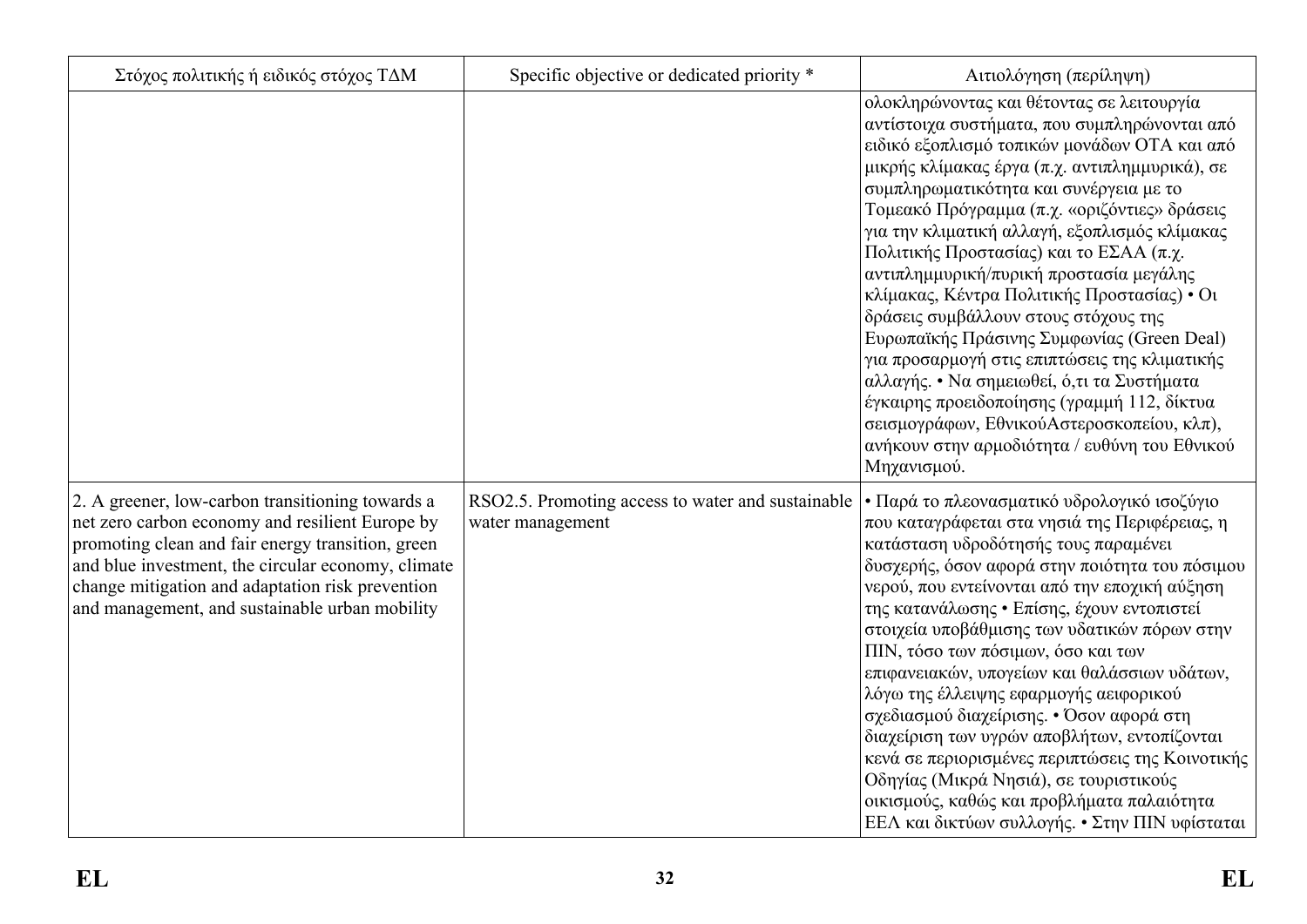| Στόχος πολιτικής ή ειδικός στόχος ΤΔΜ | Specific objective or dedicated priority * | Αιτιολόγηση (περίληψη) |
|---|---|---|
| | | ολοκληρώνοντας και θέτοντας σε λειτουργία αντίστοιχα συστήματα, που συμπληρώνονται από ειδικό εξοπλισμό τοπικών μονάδων ΟΤΑ και από μικρής κλίμακας έργα (π.χ. αντιπλημμυρικά), σε συμπληρωματικότητα και συνέργεια με το Τομεακό Πρόγραμμα (π.χ. «οριζόντιες» δράσεις για την κλιματική αλλαγή, εξοπλισμός κλίμακας Πολιτικής Προστασίας) και το ΕΣΑΑ (π.χ. αντιπλημμυρική/πυρική προστασία μεγάλης κλίμακας, Κέντρα Πολιτικής Προστασίας) • Οι δράσεις συμβάλλουν στους στόχους της Ευρωπαϊκής Πράσινης Συμφωνίας (Green Deal) για προσαρμογή στις επιπτώσεις της κλιματικής αλλαγής. • Να σημειωθεί, ό,τι τα Συστήματα έγκαιρης προειδοποίησης (γραμμή 112, δίκτυα σεισμογράφων, ΕθνικούΑστεροσκοπείου, κλπ), ανήκουν στην αρμοδιότητα / ευθύνη του Εθνικού Μηχανισμού. |
| 2. A greener, low-carbon transitioning towards a net zero carbon economy and resilient Europe by promoting clean and fair energy transition, green and blue investment, the circular economy, climate change mitigation and adaptation risk prevention and management, and sustainable urban mobility | RSO2.5. Promoting access to water and sustainable water management | • Παρά το πλεονασματικό υδρολογικό ισοζύγιο που καταγράφεται στα νησιά της Περιφέρειας, η κατάσταση υδροδότησής τους παραμένει δυσχερής, όσον αφορά στην ποιότητα του πόσιμου νερού, που εντείνονται από την εποχική αύξηση της κατανάλωσης • Επίσης, έχουν εντοπιστεί στοιχεία υποβάθμισης των υδατικών πόρων στην ΠΙΝ, τόσο των πόσιμων, όσο και των επιφανειακών, υπογείων και θαλάσσιων υδάτων, λόγω της έλλειψης εφαρμογής αειφορικού σχεδιασμού διαχείρισης. • Όσον αφορά στη διαχείριση των υγρών αποβλήτων, εντοπίζονται κενά σε περιορισμένες περιπτώσεις της Κοινοτικής Οδηγίας (Μικρά Νησιά), σε τουριστικούς οικισμούς, καθώς και προβλήματα παλαιότητα ΕΕΛ και δικτύων συλλογής. • Στην ΠΙΝ υφίσταται |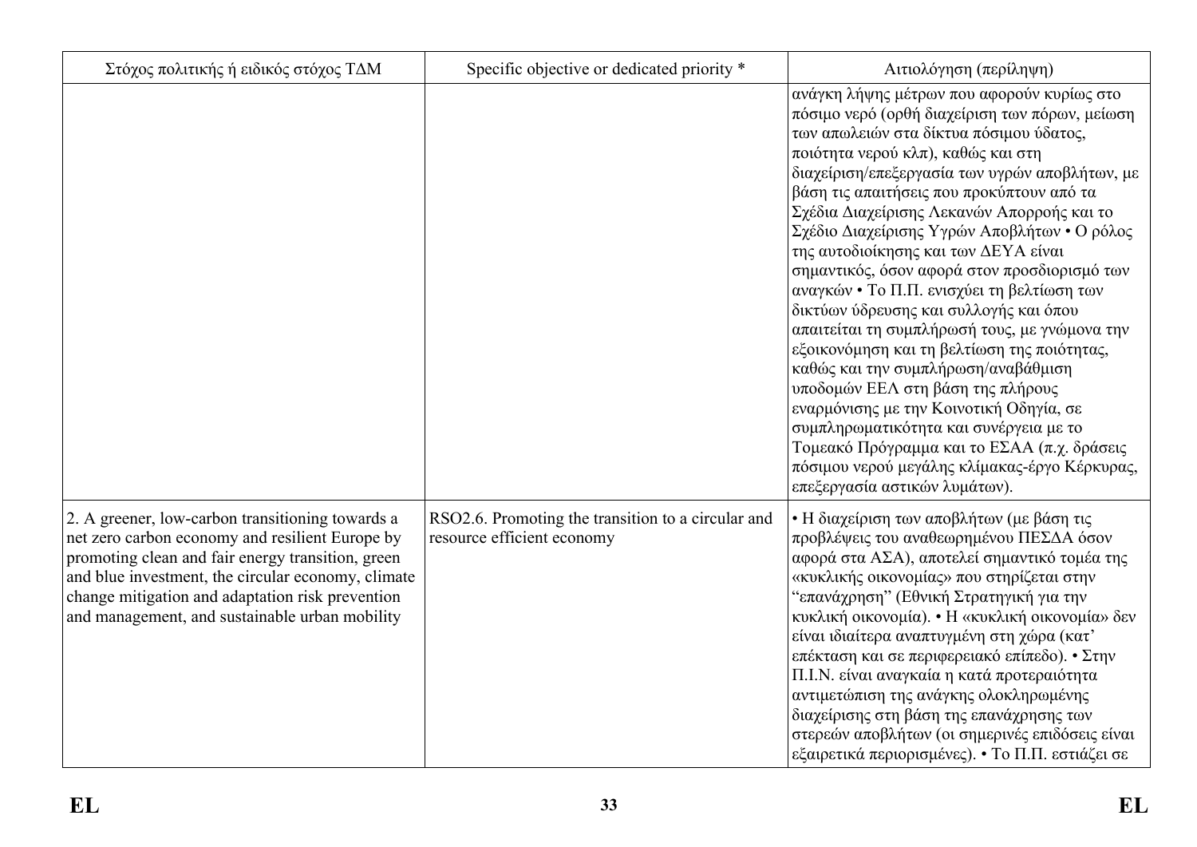| Στόχος πολιτικής ή ειδικός στόχος ΤΔΜ | Specific objective or dedicated priority * | Αιτιολόγηση (περίληψη) |
|---|---|---|
| | | ανάγκη λήψης μέτρων που αφορούν κυρίως στο πόσιμο νερό (ορθή διαχείριση των πόρων, μείωση των απωλειών στα δίκτυα πόσιμου ύδατος, ποιότητα νερού κλπ), καθώς και στη διαχείριση/επεξεργασία των υγρών αποβλήτων, με βάση τις απαιτήσεις που προκύπτουν από τα Σχέδια Διαχείρισης Λεκανών Απορροής και το Σχέδιο Διαχείρισης Υγρών Αποβλήτων • Ο ρόλος της αυτοδιοίκησης και των ΔΕΥΑ είναι σημαντικός, όσον αφορά στον προσδιορισμό των αναγκών • Το Π.Π. ενισχύει τη βελτίωση των δικτύων ύδρευσης και συλλογής και όπου απαιτείται τη συμπλήρωσή τους, με γνώμονα την εξοικονόμηση και τη βελτίωση της ποιότητας, καθώς και την συμπλήρωση/αναβάθμιση υποδομών ΕΕΛ στη βάση της πλήρους εναρμόνισης με την Κοινοτική Οδηγία, σε συμπληρωματικότητα και συνέργεια με το Τομεακό Πρόγραμμα και το ΕΣΑΑ (π.χ. δράσεις πόσιμου νερού μεγάλης κλίμακας-έργο Κέρκυρας, επεξεργασία αστικών λυμάτων). |
| 2. A greener, low-carbon transitioning towards a net zero carbon economy and resilient Europe by promoting clean and fair energy transition, green and blue investment, the circular economy, climate change mitigation and adaptation risk prevention and management, and sustainable urban mobility | RSO2.6. Promoting the transition to a circular and resource efficient economy | • Η διαχείριση των αποβλήτων (με βάση τις προβλέψεις του αναθεωρημένου ΠΕΣΔΑ όσον αφορά στα ΑΣΑ), αποτελεί σημαντικό τομέα της «κυκλικής οικονομίας» που στηρίζεται στην "επανάχρηση" (Εθνική Στρατηγική για την κυκλική οικονομία). • Η «κυκλική οικονομία» δεν είναι ιδιαίτερα αναπτυγμένη στη χώρα (κατ' επέκταση και σε περιφερειακό επίπεδο). • Στην Π.Ι.Ν. είναι αναγκαία η κατά προτεραιότητα αντιμετώπιση της ανάγκης ολοκληρωμένης διαχείρισης στη βάση της επανάχρησης των στερεών αποβλήτων (οι σημερινές επιδόσεις είναι εξαιρετικά περιορισμένες). • Το Π.Π. εστιάζει σε |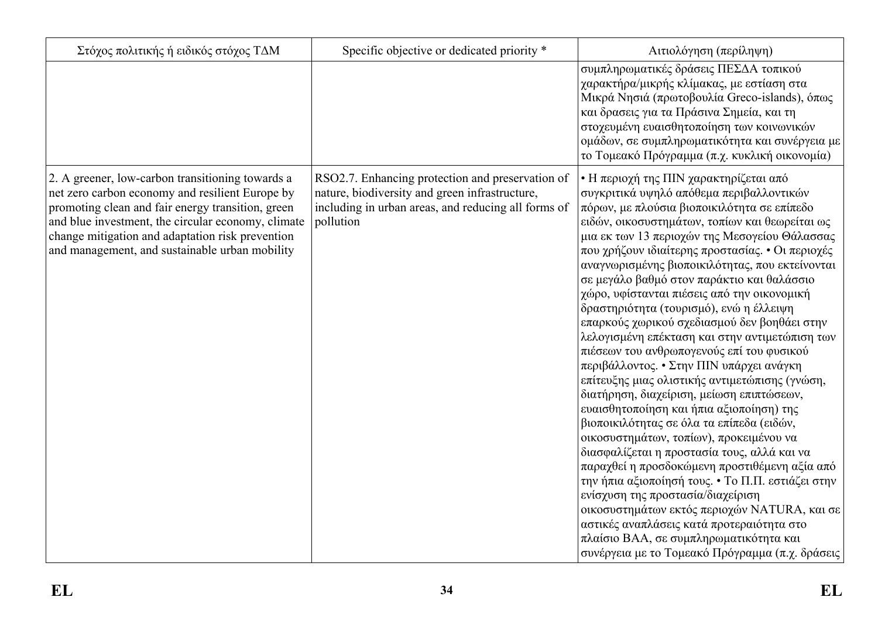| Στόχος πολιτικής ή ειδικός στόχος ΤΔΜ | Specific objective or dedicated priority * | Αιτιολόγηση (περίληψη) |
| --- | --- | --- |
| | | συμπληρωματικές δράσεις ΠΕΣΔΑ τοπικού χαρακτήρα/μικρής κλίμακας, με εστίαση στα Μικρά Νησιά (πρωτοβουλία Greco-islands), όπως και δρασεις για τα Πράσινα Σημεία, και τη στοχευμένη ευαισθητοποίηση των κοινωνικών ομάδων, σε συμπληρωματικότητα και συνέργεια με το Τομεακό Πρόγραμμα (π.χ. κυκλική οικονομία) |
| 2. A greener, low-carbon transitioning towards a net zero carbon economy and resilient Europe by promoting clean and fair energy transition, green and blue investment, the circular economy, climate change mitigation and adaptation risk prevention and management, and sustainable urban mobility | RSO2.7. Enhancing protection and preservation of nature, biodiversity and green infrastructure, including in urban areas, and reducing all forms of pollution | • Η περιοχή της ΠΙΝ χαρακτηρίζεται από συγκριτικά υψηλό απόθεμα περιβαλλοντικών πόρων, με πλούσια βιοποικιλότητα σε επίπεδο ειδών, οικοσυστημάτων, τοπίων και θεωρείται ως μια εκ των 13 περιοχών της Μεσογείου Θάλασσας που χρήζουν ιδιαίτερης προστασίας. • Οι περιοχές αναγνωρισμένης βιοποικιλότητας, που εκτείνονται σε μεγάλο βαθμό στον παράκτιο και θαλάσσιο χώρο, υφίστανται πιέσεις από την οικονομική δραστηριότητα (τουρισμό), ενώ η έλλειψη επαρκούς χωρικού σχεδιασμού δεν βοηθάει στην λελογισμένη επέκταση και στην αντιμετώπιση των πιέσεων του ανθρωπογενούς επί του φυσικού περιβάλλοντος. • Στην ΠΙΝ υπάρχει ανάγκη επίτευξης μιας ολιστικής αντιμετώπισης (γνώση, διατήρηση, διαχείριση, μείωση επιπτώσεων, ευαισθητοποίηση και ήπια αξιοποίηση) της βιοποικιλότητας σε όλα τα επίπεδα (ειδών, οικοσυστημάτων, τοπίων), προκειμένου να διασφαλίζεται η προστασία τους, αλλά και να παραχθεί η προσδοκώμενη προστιθέμενη αξία από την ήπια αξιοποίησή τους. • Το Π.Π. εστιάζει στην ενίσχυση της προστασία/διαχείριση οικοσυστημάτων εκτός περιοχών NATURA, και σε αστικές αναπλάσεις κατά προτεραιότητα στο πλαίσιο ΒΑΑ, σε συμπληρωματικότητα και συνέργεια με το Τομεακό Πρόγραμμα (π.χ. δράσεις |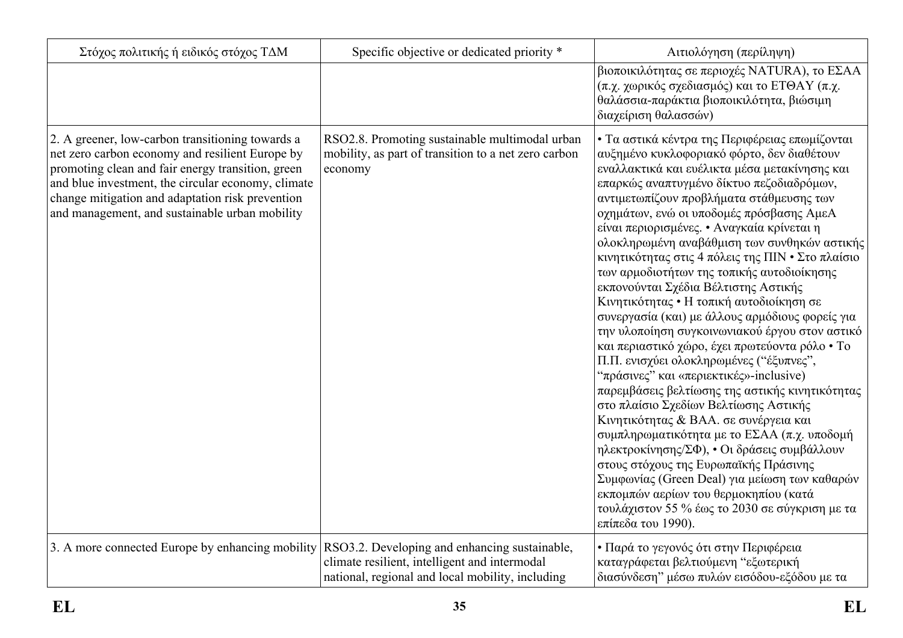| Στόχος πολιτικής ή ειδικός στόχος ΤΔΜ | Specific objective or dedicated priority * | Αιτιολόγηση (περίληψη) |
|---|---|---|
| | | βιοποικιλότητας σε περιοχές NATURA), το ΕΣΑΑ (π.χ. χωρικός σχεδιασμός) και το ΕΤΘΑΥ (π.χ. θαλάσσια-παράκτια βιοποικιλότητα, βιώσιμη διαχείριση θαλασσών) |
| 2. A greener, low-carbon transitioning towards a net zero carbon economy and resilient Europe by promoting clean and fair energy transition, green and blue investment, the circular economy, climate change mitigation and adaptation risk prevention and management, and sustainable urban mobility | RSO2.8. Promoting sustainable multimodal urban mobility, as part of transition to a net zero carbon economy | • Τα αστικά κέντρα της Περιφέρειας επωμίζονται αυξημένο κυκλοφοριακό φόρτο, δεν διαθέτουν εναλλακτικά και ευέλικτα μέσα μετακίνησης και επαρκώς αναπτυγμένο δίκτυο πεζοδιαδρόμων, αντιμετωπίζουν προβλήματα στάθμευσης των οχημάτων, ενώ οι υποδομές πρόσβασης ΑμεΑ είναι περιορισμένες. • Αναγκαία κρίνεται η ολοκληρωμένη αναβάθμιση των συνθηκών αστικής κινητικότητας στις 4 πόλεις της ΠΙΝ • Στο πλαίσιο των αρμοδιοτήτων της τοπικής αυτοδιοίκησης εκπονούνται Σχέδια Βέλτιστης Αστικής Κινητικότητας • Η τοπική αυτοδιοίκηση σε συνεργασία (και) με άλλους αρμόδιους φορείς για την υλοποίηση συγκοινωνιακού έργου στον αστικό και περιαστικό χώρο, έχει πρωτεύοντα ρόλο • Το Π.Π. ενισχύει ολοκληρωμένες ("έξυπνες", "πράσινες" και «περιεκτικές»-inclusive) παρεμβάσεις βελτίωσης της αστικής κινητικότητας στο πλαίσιο Σχεδίων Βελτίωσης Αστικής Κινητικότητας & ΒΑΑ. σε συνέργεια και συμπληρωματικότητα με το ΕΣΑΑ (π.χ. υποδομή ηλεκτροκίνησης/ΣΦ), • Οι δράσεις συμβάλλουν στους στόχους της Ευρωπαϊκής Πράσινης Συμφωνίας (Green Deal) για μείωση των καθαρών εκπομπών αερίων του θερμοκηπίου (κατά τουλάχιστον 55 % έως το 2030 σε σύγκριση με τα επίπεδα του 1990). |
| 3. A more connected Europe by enhancing mobility | RSO3.2. Developing and enhancing sustainable, climate resilient, intelligent and intermodal national, regional and local mobility, including | • Παρά το γεγονός ότι στην Περιφέρεια καταγράφεται βελτιούμενη "εξωτερική διασύνδεση" μέσω πυλών εισόδου-εξόδου με τα |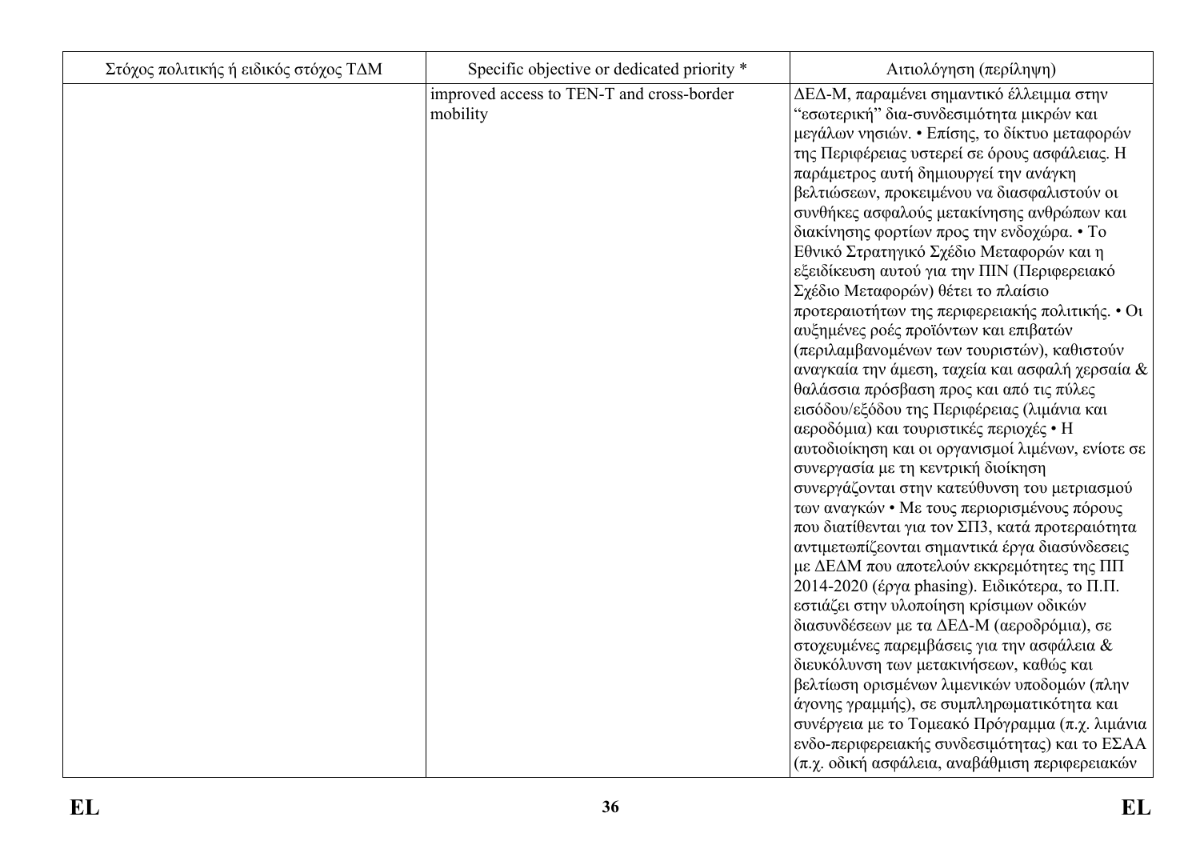| Στόχος πολιτικής ή ειδικός στόχος ΤΔΜ | Specific objective or dedicated priority * | Αιτιολόγηση (περίληψη) |
| --- | --- | --- |
| | improved access to TEN-T and cross-border mobility | ΔΕΔ-Μ, παραμένει σημαντικό έλλειμμα στην "εσωτερική" δια-συνδεσιμότητα μικρών και μεγάλων νησιών. • Επίσης, το δίκτυο μεταφορών της Περιφέρειας υστερεί σε όρους ασφάλειας. Η παράμετρος αυτή δημιουργεί την ανάγκη βελτιώσεων, προκειμένου να διασφαλιστούν οι συνθήκες ασφαλούς μετακίνησης ανθρώπων και διακίνησης φορτίων προς την ενδοχώρα. • Το Εθνικό Στρατηγικό Σχέδιο Μεταφορών και η εξειδίκευση αυτού για την ΠΝΙ (Περιφερειακό Σχέδιο Μεταφορών) θέτει το πλαίσιο προτεραιοτήτων της περιφερειακής πολιτικής. • Οι αυξημένες ροές προϊόντων και επιβατών (περιλαμβανομένων των τουριστών), καθιστούν αναγκαία την άμεση, ταχεία και ασφαλή χερσαία & θαλάσσια πρόσβαση προς και από τις πύλες εισόδου/εξόδου της Περιφέρειας (λιμάνια και αεροδόμια) και τουριστικές περιοχές • Η αυτοδιοίκηση και οι οργανισμοί λιμένων, ενίοτε σε συνεργασία με τη κεντρική διοίκηση συνεργάζονται στην κατεύθυνση του μετριασμού των αναγκών • Με τους περιορισμένους πόρους που διατίθενται για τον ΣΠ3, κατά προτεραιότητα αντιμετωπίζεονται σημαντικά έργα διασύνδεσεις με ΔΕΔΜ που αποτελούν εκκρεμότητες της ΠΠ 2014-2020 (έργα phasing). Ειδικότερα, το Π.Π. εστιάζει στην υλοποίηση κρίσιμων οδικών διασυνδέσεων με τα ΔΕΔ-Μ (αεροδρόμια), σε στοχευμένες παρεμβάσεις για την ασφάλεια & διευκόλυνση των μετακινήσεων, καθώς και βελτίωση ορισμένων λιμενικών υποδομών (πλην άγονης γραμμής), σε συμπληρωματικότητα και συνέργεια με το Τομεακό Πρόγραμμα (π.χ. λιμάνια ενδο-περιφερειακής συνδεσιμότητας) και το ΕΣΑΑ (π.χ. οδική ασφάλεια, αναβάθμιση περιφερειακών |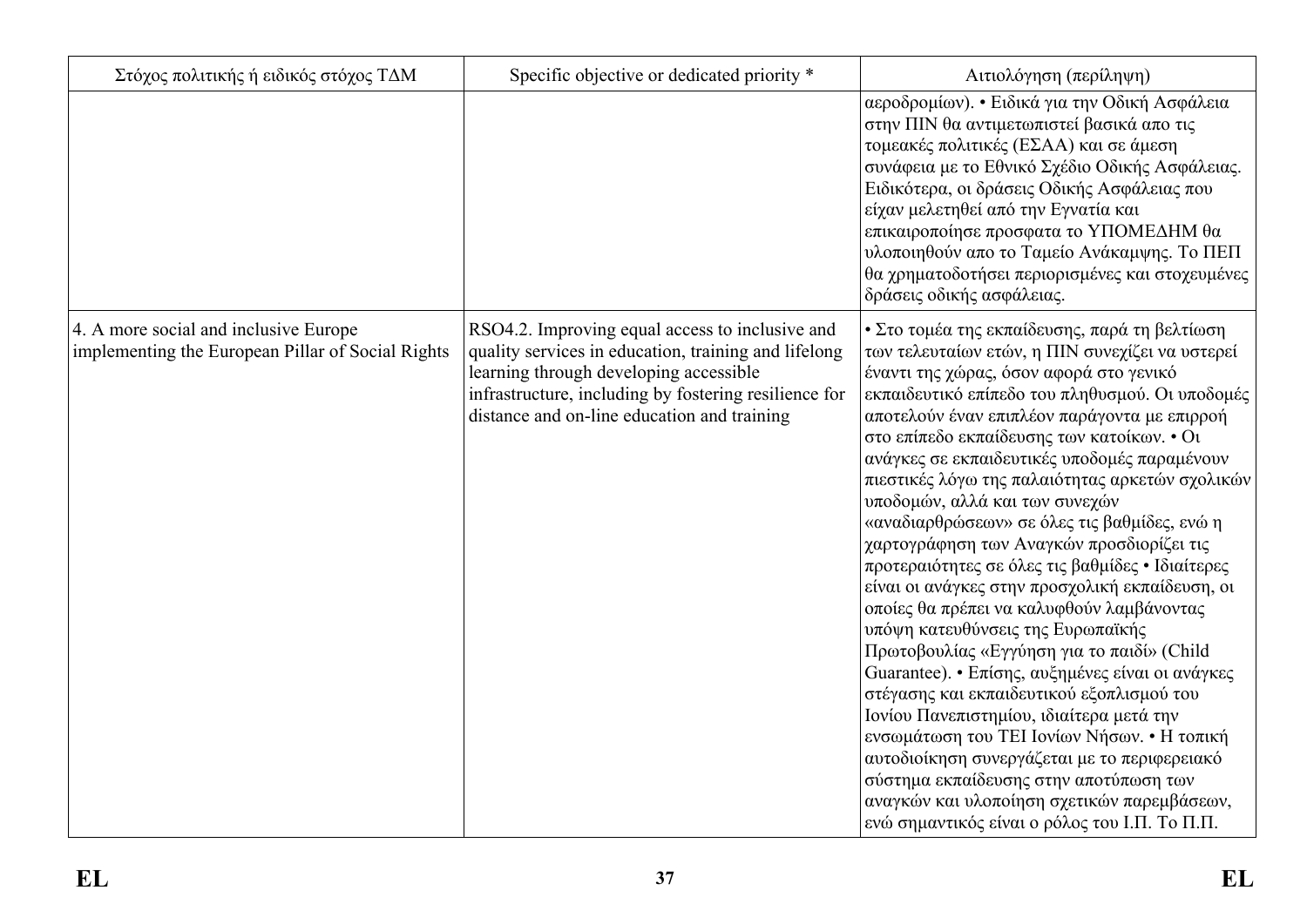| Στόχος πολιτικής ή ειδικός στόχος ΤΔΜ | Specific objective or dedicated priority * | Αιτιολόγηση (περίληψη) |
|---|---|---|
| | | αεροδρομίων). • Ειδικά για την Οδική Ασφάλεια στην ΠΙΝ θα αντιμετωπιστεί βασικά απο τις τομεακές πολιτικές (ΕΣΑΑ) και σε άμεση συνάφεια με το Εθνικό Σχέδιο Οδικής Ασφάλειας. Ειδικότερα, οι δράσεις Οδικής Ασφάλειας που είχαν μελετηθεί από την Εγνατία και επικαιροποίησε προσφατα το ΥΠΟΜΕΔΗΜ θα υλοποιηθούν απο το Ταμείο Ανάκαμψης. Το ΠΕΠ θα χρηματοδοτήσει περιορισμένες και στοχευμένες δράσεις οδικής ασφάλειας. |
| 4. A more social and inclusive Europe implementing the European Pillar of Social Rights | RSO4.2. Improving equal access to inclusive and quality services in education, training and lifelong learning through developing accessible infrastructure, including by fostering resilience for distance and on-line education and training | • Στο τομέα της εκπαίδευσης, παρά τη βελτίωση των τελευταίων ετών, η ΠΙΝ συνεχίζει να υστερεί έναντι της χώρας, όσον αφορά στο γενικό εκπαιδευτικό επίπεδο του πληθυσμού. Οι υποδομές αποτελούν έναν επιπλέον παράγοντα με επιρροή στο επίπεδο εκπαίδευσης των κατοίκων. • Οι ανάγκες σε εκπαιδευτικές υποδομές παραμένουν πιεστικές λόγω της παλαιότητας αρκετών σχολικών υποδομών, αλλά και των συνεχών «αναδιαρθρώσεων» σε όλες τις βαθμίδες, ενώ η χαρτογράφηση των Αναγκών προσδιορίζει τις προτεραιότητες σε όλες τις βαθμίδες • Ιδιαίτερες είναι οι ανάγκες στην προσχολική εκπαίδευση, οι οποίες θα πρέπει να καλυφθούν λαμβάνοντας υπόψη κατευθύνσεις της Ευρωπαϊκής Πρωτοβουλίας «Εγγύηση για το παιδί» (Child Guarantee). • Επίσης, αυξημένες είναι οι ανάγκες στέγασης και εκπαιδευτικού εξοπλισμού του Ιονίου Πανεπιστημίου, ιδιαίτερα μετά την ενσωμάτωση του ΤΕΙ Ιονίων Νήσων. • Η τοπική αυτοδιοίκηση συνεργάζεται με το περιφερειακό σύστημα εκπαίδευσης στην αποτύπωση των αναγκών και υλοποίηση σχετικών παρεμβάσεων, ενώ σημαντικός είναι ο ρόλος του Ι.Π. Το Π.Π. |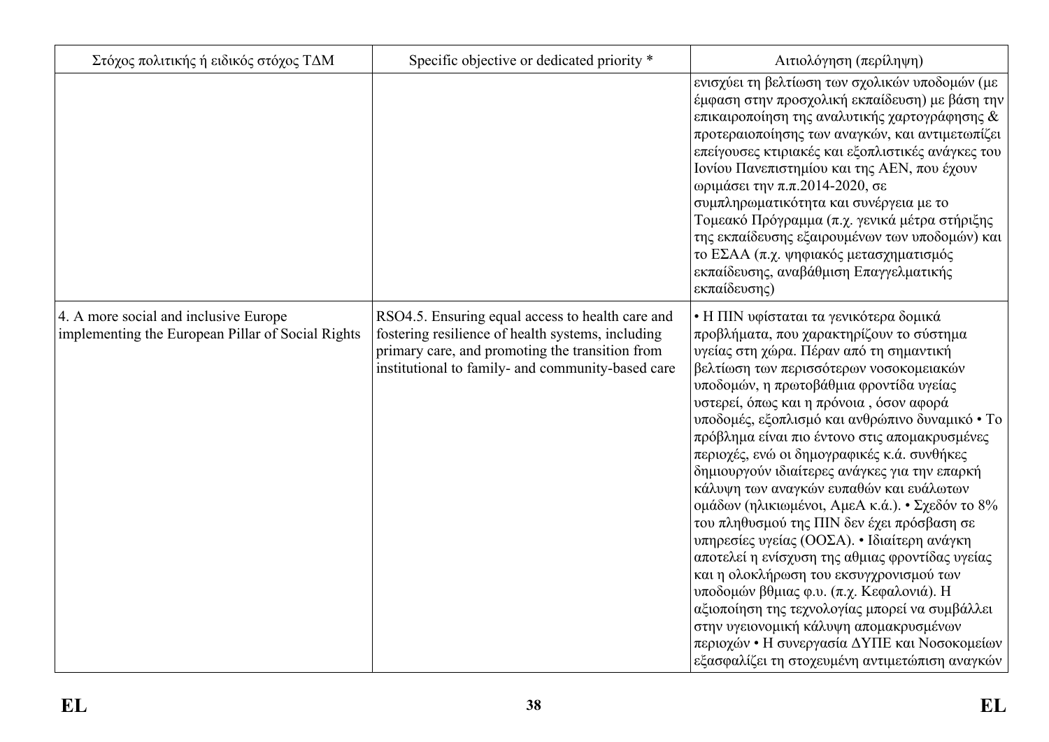| Στόχος πολιτικής ή ειδικός στόχος ΤΔΜ | Specific objective or dedicated priority * | Αιτιολόγηση (περίληψη) |
|---|---|---|
| | | ενισχύει τη βελτίωση των σχολικών υποδομών (με έμφαση στην προσχολική εκπαίδευση) με βάση την επικαιροποίηση της αναλυτικής χαρτογράφησης & προτεραιοποίησης των αναγκών, και αντιμετωπίζει επείγουσες κτιριακές και εξοπλιστικές ανάγκες του Ιονίου Πανεπιστημίου και της ΑΕΝ, που έχουν ωριμάσει την π.π.2014-2020, σε συμπληρωματικότητα και συνέργεια με το Τομεακό Πρόγραμμα (π.χ. γενικά μέτρα στήριξης της εκπαίδευσης εξαιρουμένων των υποδομών) και το ΕΣΑΑ (π.χ. ψηφιακός μετασχηματισμός εκπαίδευσης, αναβάθμιση Επαγγελματικής εκπαίδευσης) |
| 4. A more social and inclusive Europe implementing the European Pillar of Social Rights | RSO4.5. Ensuring equal access to health care and fostering resilience of health systems, including primary care, and promoting the transition from institutional to family- and community-based care | • Η ΠΙΝ υφίσταται τα γενικότερα δομικά προβλήματα, που χαρακτηρίζουν το σύστημα υγείας στη χώρα. Πέραν από τη σημαντική βελτίωση των περισσότερων νοσοκομειακών υποδομών, η πρωτοβάθμια φροντίδα υγείας υστερεί, όπως και η πρόνοια , όσον αφορά υποδομές, εξοπλισμό και ανθρώπινο δυναμικό • Το πρόβλημα είναι πιο έντονο στις απομακρυσμένες περιοχές, ενώ οι δημογραφικές κ.ά. συνθήκες δημιουργούν ιδιαίτερες ανάγκες για την επαρκή κάλυψη των αναγκών ευπαθών και ευάλωτων ομάδων (ηλικιωμένοι, ΑμεΑ κ.ά.). • Σχεδόν το 8% του πληθυσμού της ΠΙΝ δεν έχει πρόσβαση σε υπηρεσίες υγείας (ΟΟΣΑ). • Ιδιαίτερη ανάγκη αποτελεί η ενίσχυση της αθμιας φροντίδας υγείας και η ολοκλήρωση του εκσυγχρονισμού των υποδομών βθμιας φ.υ. (π.χ. Κεφαλονιά). Η αξιοποίηση της τεχνολογίας μπορεί να συμβάλλει στην υγειονομική κάλυψη απομακρυσμένων περιοχών • Η συνεργασία ΔΥΠΕ και Νοσοκομείων εξασφαλίζει τη στοχευμένη αντιμετώπιση αναγκών |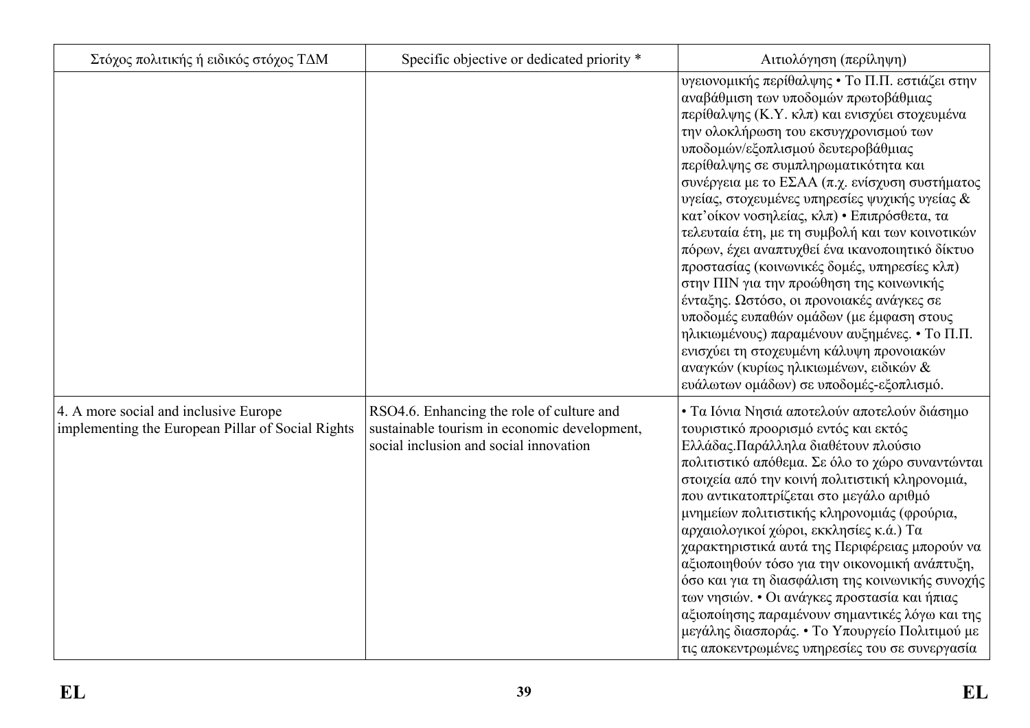| Στόχος πολιτικής ή ειδικός στόχος ΤΔΜ | Specific objective or dedicated priority * | Αιτιολόγηση (περίληψη) |
| --- | --- | --- |
| | | υγειονομικής περίθαλψης • Το Π.Π. εστιάζει στην αναβάθμιση των υποδομών πρωτοβάθμιας περίθαλψης (Κ.Υ. κλπ) και ενισχύει στοχευμένα την ολοκλήρωση του εκσυγχρονισμού των υποδομών/εξοπλισμού δευτεροβάθμιας περίθαλψης σε συμπληρωματικότητα και συνέργεια με το ΕΣΑΑ (π.χ. ενίσχυση συστήματος υγείας, στοχευμένες υπηρεσίες ψυχικής υγείας & κατ'οίκον νοσηλείας, κλπ) • Επιπρόσθετα, τα τελευταία έτη, με τη συμβολή και των κοινοτικών πόρων, έχει αναπτυχθεί ένα ικανοποιητικό δίκτυο προστασίας (κοινωνικές δομές, υπηρεσίες κλπ) στην ΠΙΝ για την προώθηση της κοινωνικής ένταξης. Ωστόσο, οι προνοιακές ανάγκες σε υποδομές ευπαθών ομάδων (με έμφαση στους ηλικιωμένους) παραμένουν αυξημένες. • Το Π.Π. ενισχύει τη στοχευμένη κάλυψη προνοιακών αναγκών (κυρίως ηλικιωμένων, ειδικών & ευάλωτων ομάδων) σε υποδομές-εξοπλισμό. |
| 4. A more social and inclusive Europe implementing the European Pillar of Social Rights | RSO4.6. Enhancing the role of culture and sustainable tourism in economic development, social inclusion and social innovation | • Τα Ιόνια Νησιά αποτελούν αποτελούν διάσημο τουριστικό προορισμό εντός και εκτός Ελλάδας.Παράλληλα διαθέτουν πλούσιο πολιτιστικό απόθεμα. Σε όλο το χώρο συναντώνται στοιχεία από την κοινή πολιτιστική κληρονομιά, που αντικατοπτρίζεται στο μεγάλο αριθμό μνημείων πολιτιστικής κληρονομιάς (φρούρια, αρχαιολογικοί χώροι, εκκλησίες κ.ά.) Τα χαρακτηριστικά αυτά της Περιφέρειας μπορούν να αξιοποιηθούν τόσο για την οικονομική ανάπτυξη, όσο και για τη διασφάλιση της κοινωνικής συνοχής των νησιών. • Οι ανάγκες προστασία και ήπιας αξιοποίησης παραμένουν σημαντικές λόγω και της μεγάλης διασποράς. • Το Υπουργείο Πολιτιμού με τις αποκεντρωμένες υπηρεσίες του σε συνεργασία |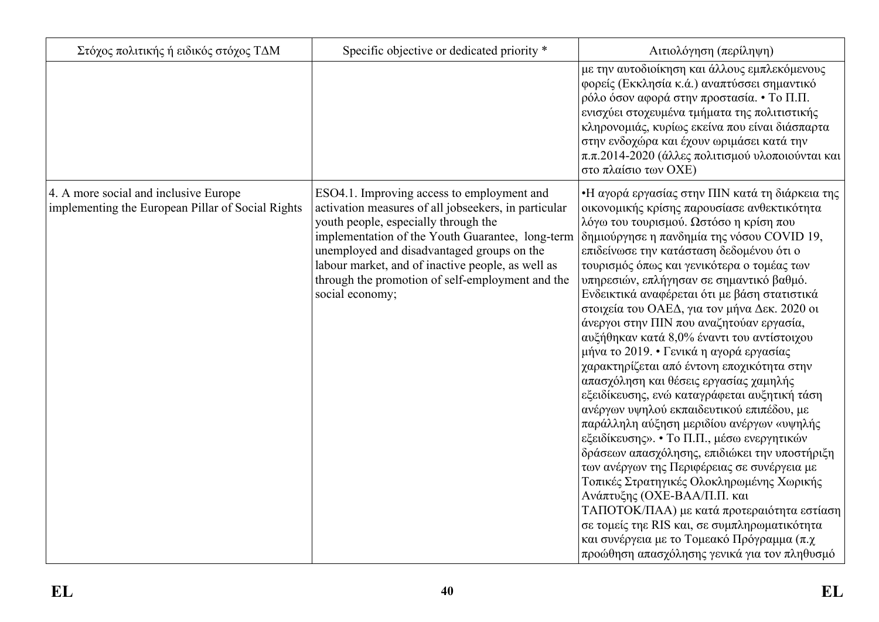| Στόχος πολιτικής ή ειδικός στόχος ΤΔΜ | Specific objective or dedicated priority * | Αιτιολόγηση (περίληψη) |
|---|---|---|
| | | με την αυτοδιοίκηση και άλλους εμπλεκόμενους φορείς (Εκκλησία κ.ά.) αναπτύσσει σημαντικό ρόλο όσον αφορά στην προστασία. • Το Π.Π. ενισχύει στοχευμένα τμήματα της πολιτιστικής κληρονομιάς, κυρίως εκείνα που είναι διάσπαρτα στην ενδοχώρα και έχουν ωριμάσει κατά την π.π.2014-2020 (άλλες πολιτισμού υλοποιούνται και στο πλαίσιο των ΟΧΕ) |
| 4. A more social and inclusive Europe implementing the European Pillar of Social Rights | ESO4.1. Improving access to employment and activation measures of all jobseekers, in particular youth people, especially through the implementation of the Youth Guarantee, long-term unemployed and disadvantaged groups on the labour market, and of inactive people, as well as through the promotion of self-employment and the social economy; | •Η αγορά εργασίας στην ΠΙΝ κατά τη διάρκεια της οικονομικής κρίσης παρουσίασε ανθεκτικότητα λόγω του τουρισμού. Ωστόσο η κρίση που δημιούργησε η πανδημία της νόσου COVID 19, επιδείνωσε την κατάσταση δεδομένου ότι ο τουρισμός όπως και γενικότερα ο τομέας των υπηρεσιών, επλήγησαν σε σημαντικό βαθμό. Ενδεικτικά αναφέρεται ότι με βάση στατιστικά στοιχεία του ΟΑΕΔ, για τον μήνα Δεκ. 2020 οι άνεργοι στην ΠΙΝ που αναζητούαν εργασία, αυξήθηκαν κατά 8,0% έναντι του αντίστοιχου μήνα το 2019. • Γενικά η αγορά εργασίας χαρακτηρίζεται από έντονη εποχικότητα στην απασχόληση και θέσεις εργασίας χαμηλής εξειδίκευσης, ενώ καταγράφεται αυξητική τάση ανέργων υψηλού εκπαιδευτικού επιπέδου, με παράλληλη αύξηση μεριδίου ανέργων «υψηλής εξειδίκευσης». • Το Π.Π., μέσω ενεργητικών δράσεων απασχόλησης, επιδιώκει την υποστήριξη των ανέργων της Περιφέρειας σε συνέργεια με Τοπικές Στρατηγικές Ολοκληρωμένης Χωρικής Ανάπτυξης (ΟΧΕ-ΒΑΑ/Π.Π. και ΤΑΠΟΤΟΚ/ΠΑΑ) με κατά προτεραιότητα εστίαση σε τομείς τηε RIS και, σε συμπληρωματικότητα και συνέργεια με το Τομεακό Πρόγραμμα (π.χ προώθηση απασχόλησης γενικά για τον πληθυσμό |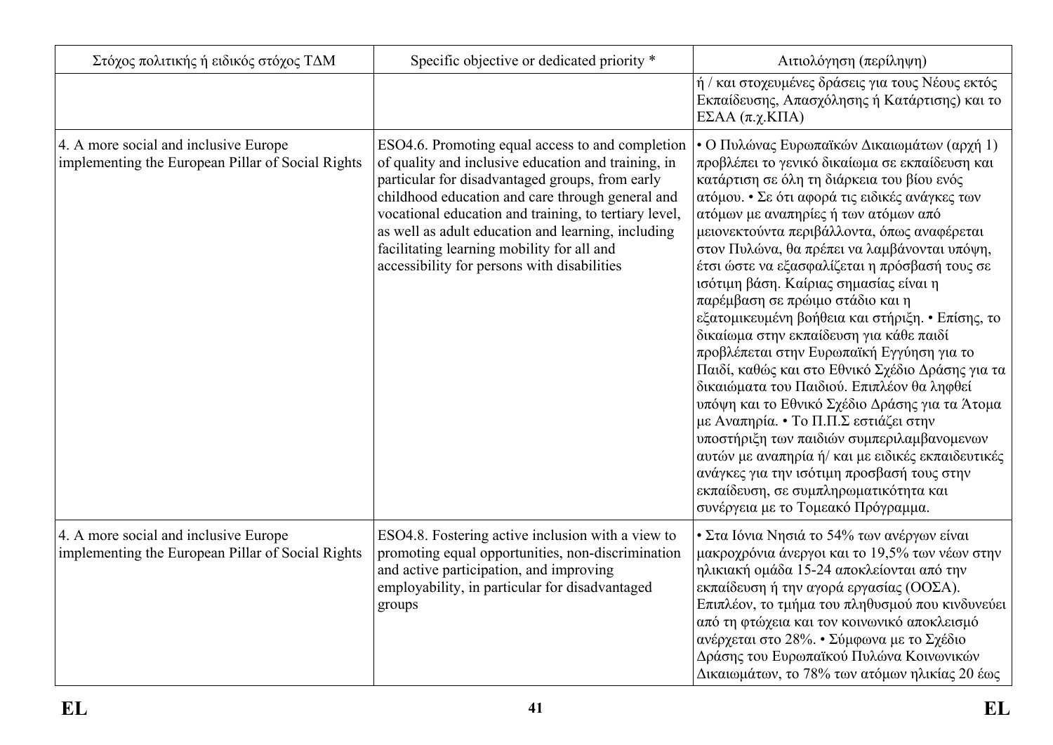| Στόχος πολιτικής ή ειδικός στόχος ΤΔΜ | Specific objective or dedicated priority * | Αιτιολόγηση (περίληψη) |
|---|---|---|
| | | ή / και στοχευμένες δράσεις για τους Νέους εκτός Εκπαίδευσης, Απασχόλησης ή Κατάρτισης) και το ΕΣΑΑ (π.χ.ΚΠΑ) |
| 4. A more social and inclusive Europe implementing the European Pillar of Social Rights | ESO4.6. Promoting equal access to and completion of quality and inclusive education and training, in particular for disadvantaged groups, from early childhood education and care through general and vocational education and training, to tertiary level, as well as adult education and learning, including facilitating learning mobility for all and accessibility for persons with disabilities | • Ο Πυλώνας Ευρωπαϊκών Δικαιωμάτων (αρχή 1) προβλέπει το γενικό δικαίωμα σε εκπαίδευση και κατάρτιση σε όλη τη διάρκεια του βίου ενός ατόμου. • Σε ότι αφορά τις ειδικές ανάγκες των ατόμων με αναπηρίες ή των ατόμων από μειονεκτούντα περιβάλλοντα, όπως αναφέρεται στον Πυλώνα, θα πρέπει να λαμβάνονται υπόψη, έτσι ώστε να εξασφαλίζεται η πρόσβασή τους σε ισότιμη βάση. Καίριας σημασίας είναι η παρέμβαση σε πρώιμο στάδιο και η εξατομικευμένη βοήθεια και στήριξη. • Επίσης, το δικαίωμα στην εκπαίδευση για κάθε παιδί προβλέπεται στην Ευρωπαϊκή Εγγύηση για το Παιδί, καθώς και στο Εθνικό Σχέδιο Δράσης για τα δικαιώματα του Παιδιού. Επιπλέον θα ληφθεί υπόψη και το Εθνικό Σχέδιο Δράσης για τα Άτομα με Αναπηρία. • Το Π.Π.Σ εστιάζει στην υποστήριξη των παιδιών συμπεριλαμβανομενων αυτών με αναπηρία ή/ και με ειδικές εκπαιδευτικές ανάγκες για την ισότιμη προσβασή τους στην εκπαίδευση, σε συμπληρωματικότητα και συνέργεια με το Τομεακό Πρόγραμμα. |
| 4. A more social and inclusive Europe implementing the European Pillar of Social Rights | ESO4.8. Fostering active inclusion with a view to promoting equal opportunities, non-discrimination and active participation, and improving employability, in particular for disadvantaged groups | • Στα Ιόνια Νησιά το 54% των ανέργων είναι μακροχρόνια άνεργοι και το 19,5% των νέων στην ηλικιακή ομάδα 15-24 αποκλείονται από την εκπαίδευση ή την αγορά εργασίας (ΟΟΣΑ). Επιπλέον, το τμήμα του πληθυσμού που κινδυνεύει από τη φτώχεια και τον κοινωνικό αποκλεισμό ανέρχεται στο 28%. • Σύμφωνα με το Σχέδιο Δράσης του Ευρωπαϊκού Πυλώνα Κοινωνικών Δικαιωμάτων, το 78% των ατόμων ηλικίας 20 έως |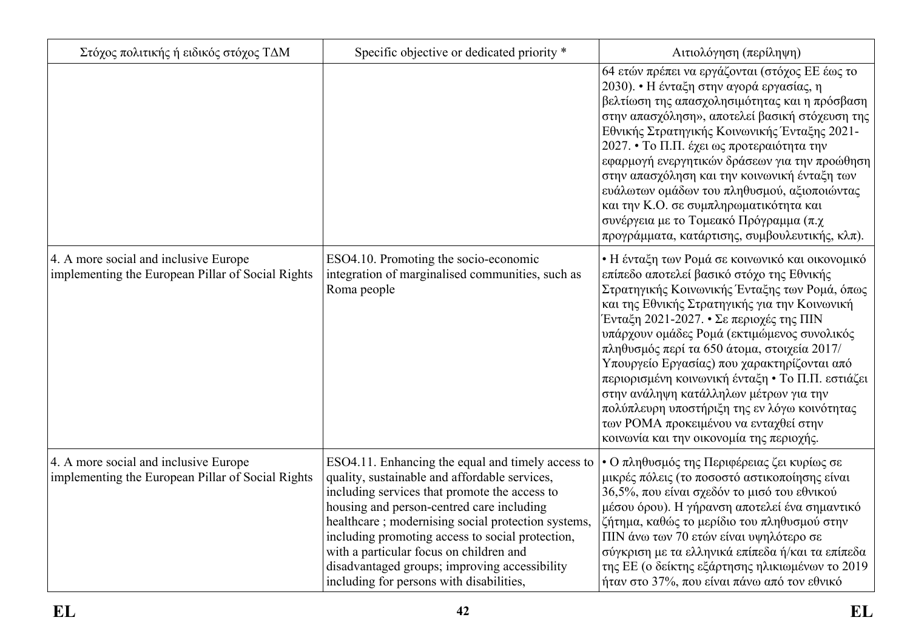| Στόχος πολιτικής ή ειδικός στόχος ΤΔΜ | Specific objective or dedicated priority * | Αιτιολόγηση (περίληψη) |
| --- | --- | --- |
| | | 64 ετών πρέπει να εργάζονται (στόχος ΕΕ έως το 2030). • Η ένταξη στην αγορά εργασίας, η βελτίωση της απασχολησιμότητας και η πρόσβαση στην απασχόληση», αποτελεί βασική στόχευση της Εθνικής Στρατηγικής Κοινωνικής Ένταξης 2021-2027. • Το Π.Π. έχει ως προτεραιότητα την εφαρμογή ενεργητικών δράσεων για την προώθηση στην απασχόληση και την κοινωνική ένταξη των ευάλωτων ομάδων του πληθυσμού, αξιοποιώντας και την Κ.Ο. σε συμπληρωματικότητα και συνέργεια με το Τομεακό Πρόγραμμα (π.χ προγράμματα, κατάρτισης, συμβουλευτικής, κλπ). |
| 4. A more social and inclusive Europe implementing the European Pillar of Social Rights | ESO4.10. Promoting the socio-economic integration of marginalised communities, such as Roma people | • Η ένταξη των Ρομά σε κοινωνικό και οικονομικό επίπεδο αποτελεί βασικό στόχο της Εθνικής Στρατηγικής Κοινωνικής Ένταξης των Ρομά, όπως και της Εθνικής Στρατηγικής για την Κοινωνική Ένταξη 2021-2027. • Σε περιοχές της ΠΙΝ υπάρχουν ομάδες Ρομά (εκτιμώμενος συνολικός πληθυσμός περί τα 650 άτομα, στοιχεία 2017/ Υπουργείο Εργασίας) που χαρακτηρίζονται από περιορισμένη κοινωνική ένταξη • Το Π.Π. εστιάζει στην ανάληψη κατάλληλων μέτρων για την πολύπλευρη υποστήριξη της εν λόγω κοινότητας των ΡΟΜΑ προκειμένου να ενταχθεί στην κοινωνία και την οικονομία της περιοχής. |
| 4. A more social and inclusive Europe implementing the European Pillar of Social Rights | ESO4.11. Enhancing the equal and timely access to quality, sustainable and affordable services, including services that promote the access to housing and person-centred care including healthcare ; modernising social protection systems, including promoting access to social protection, with a particular focus on children and disadvantaged groups; improving accessibility including for persons with disabilities, | • Ο πληθυσμός της Περιφέρειας ζει κυρίως σε μικρές πόλεις (το ποσοστό αστικοποίησης είναι 36,5%, που είναι σχεδόν το μισό του εθνικού μέσου όρου). Η γήρανση αποτελεί ένα σημαντικό ζήτημα, καθώς το μερίδιο του πληθυσμού στην ΠΙΝ άνω των 70 ετών είναι υψηλότερο σε σύγκριση με τα ελληνικά επίπεδα ή/και τα επίπεδα της ΕΕ (ο δείκτης εξάρτησης ηλικιωμένων το 2019 ήταν στο 37%, που είναι πάνω από τον εθνικό |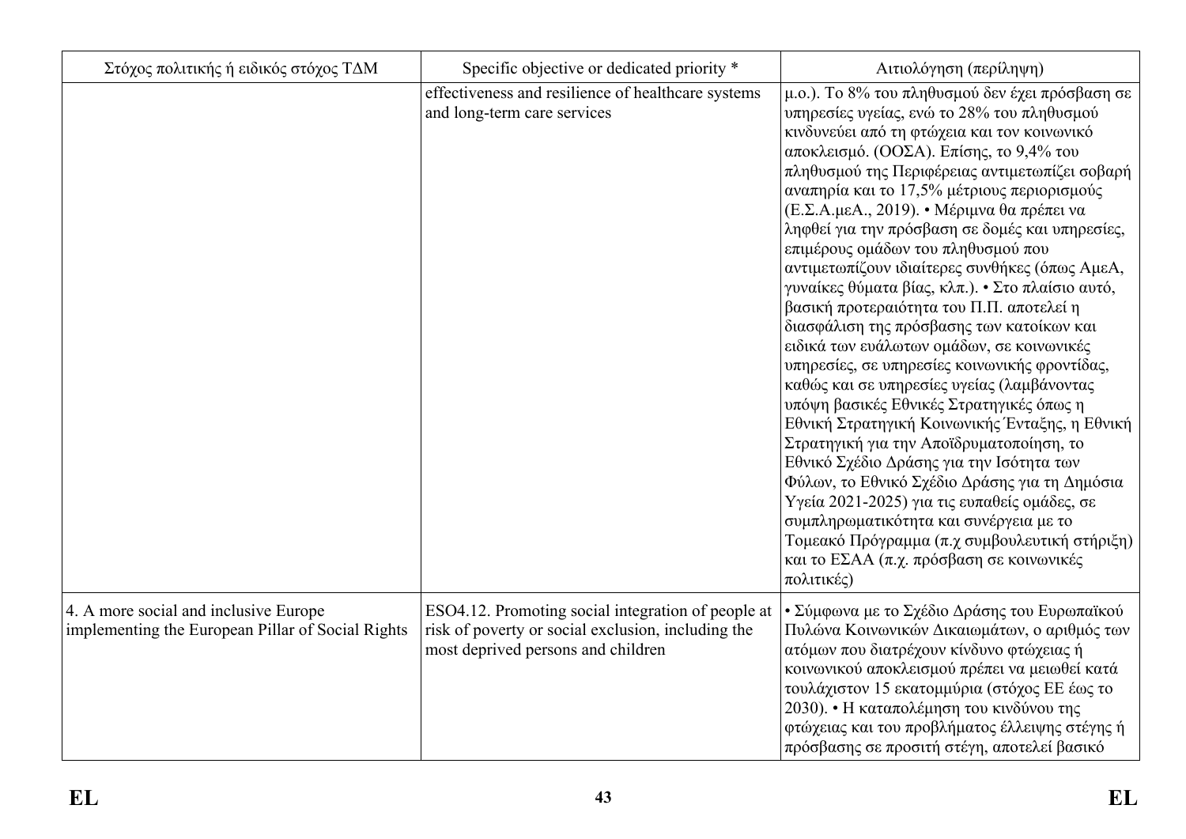| Στόχος πολιτικής ή ειδικός στόχος ΤΔΜ | Specific objective or dedicated priority * | Αιτιολόγηση (περίληψη) |
|---|---|---|
| | effectiveness and resilience of healthcare systems and long-term care services | μ.ο.). Το 8% του πληθυσμού δεν έχει πρόσβαση σε υπηρεσίες υγείας, ενώ το 28% του πληθυσμού κινδυνεύει από τη φτώχεια και τον κοινωνικό αποκλεισμό. (ΟΟΣΑ). Επίσης, το 9,4% του πληθυσμού της Περιφέρειας αντιμετωπίζει σοβαρή αναπηρία και το 17,5% μέτριους περιορισμούς (Ε.Σ.Α.μεΑ., 2019). • Μέριμνα θα πρέπει να ληφθεί για την πρόσβαση σε δομές και υπηρεσίες, επιμέρους ομάδων του πληθυσμού που αντιμετωπίζουν ιδιαίτερες συνθήκες (όπως ΑμεΑ, γυναίκες θύματα βίας, κλπ.). • Στο πλαίσιο αυτό, βασική προτεραιότητα του Π.Π. αποτελεί η διασφάλιση της πρόσβασης των κατοίκων και ειδικά των ευάλωτων ομάδων, σε κοινωνικές υπηρεσίες, σε υπηρεσίες κοινωνικής φροντίδας, καθώς και σε υπηρεσίες υγείας (λαμβάνοντας υπόψη βασικές Εθνικές Στρατηγικές όπως η Εθνική Στρατηγική Κοινωνικής Ένταξης, η Εθνική Στρατηγική για την Αποϊδρυματοποίηση, το Εθνικό Σχέδιο Δράσης για την Ισότητα των Φύλων, το Εθνικό Σχέδιο Δράσης για τη Δημόσια Υγεία 2021-2025) για τις ευπαθείς ομάδες, σε συμπληρωματικότητα και συνέργεια με το Τομεακό Πρόγραμμα (π.χ συμβουλευτική στήριξη) και το ΕΣΑΑ (π.χ. πρόσβαση σε κοινωνικές πολιτικές) |
| 4. A more social and inclusive Europe implementing the European Pillar of Social Rights | ESO4.12. Promoting social integration of people at risk of poverty or social exclusion, including the most deprived persons and children | • Σύμφωνα με το Σχέδιο Δράσης του Ευρωπαϊκού Πυλώνα Κοινωνικών Δικαιωμάτων, ο αριθμός των ατόμων που διατρέχουν κίνδυνο φτώχειας ή κοινωνικού αποκλεισμού πρέπει να μειωθεί κατά τουλάχιστον 15 εκατομμύρια (στόχος ΕΕ έως το 2030). • Η καταπολέμηση του κινδύνου της φτώχειας και του προβλήματος έλλειψης στέγης ή πρόσβασης σε προσιτή στέγη, αποτελεί βασικό |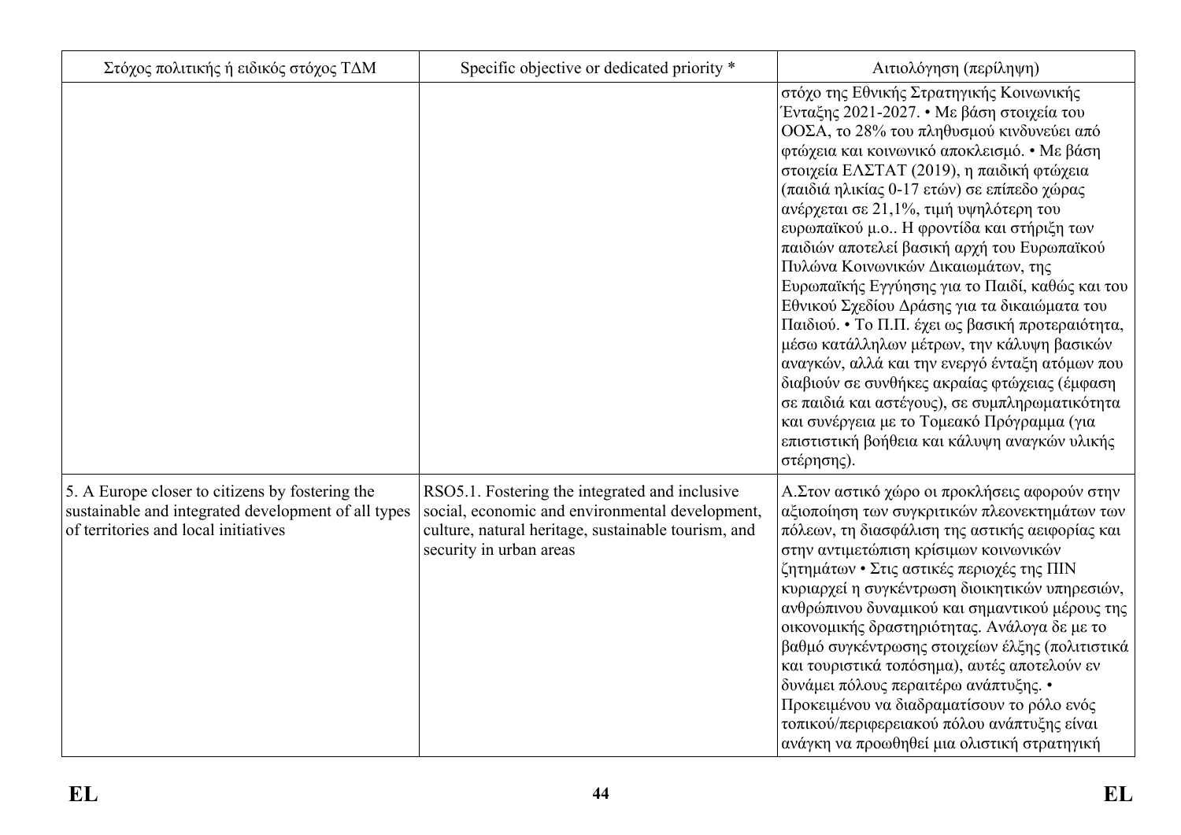| Στόχος πολιτικής ή ειδικός στόχος ΤΔΜ | Specific objective or dedicated priority * | Αιτιολόγηση (περίληψη) |
|---|---|---|
| | | στόχο της Εθνικής Στρατηγικής Κοινωνικής Ένταξης 2021-2027. • Με βάση στοιχεία του ΟΟΣΑ, το 28% του πληθυσμού κινδυνεύει από φτώχεια και κοινωνικό αποκλεισμό. • Με βάση στοιχεία ΕΛΣΤΑΤ (2019), η παιδική φτώχεια (παιδιά ηλικίας 0-17 ετών) σε επίπεδο χώρας ανέρχεται σε 21,1%, τιμή υψηλότερη του ευρωπαϊκού μ.ο.. Η φροντίδα και στήριξη των παιδιών αποτελεί βασική αρχή του Ευρωπαϊκού Πυλώνα Κοινωνικών Δικαιωμάτων, της Ευρωπαϊκής Εγγύησης για το Παιδί, καθώς και του Εθνικού Σχεδίου Δράσης για τα δικαιώματα του Παιδιού. • Το Π.Π. έχει ως βασική προτεραιότητα, μέσω κατάλληλων μέτρων, την κάλυψη βασικών αναγκών, αλλά και την ενεργό ένταξη ατόμων που διαβιούν σε συνθήκες ακραίας φτώχειας (έμφαση σε παιδιά και αστέγους), σε συμπληρωματικότητα και συνέργεια με το Τομεακό Πρόγραμμα (για επισιτιστική βοήθεια και κάλυψη αναγκών υλικής στέρησης). |
| 5. A Europe closer to citizens by fostering the sustainable and integrated development of all types of territories and local initiatives | RSO5.1. Fostering the integrated and inclusive social, economic and environmental development, culture, natural heritage, sustainable tourism, and security in urban areas | Α.Στον αστικό χώρο οι προκλήσεις αφορούν στην αξιοποίηση των συγκριτικών πλεονεκτημάτων των πόλεων, τη διασφάλιση της αστικής αειφορίας και στην αντιμετώπιση κρίσιμων κοινωνικών ζητημάτων • Στις αστικές περιοχές της ΠΙΝ κυριαρχεί η συγκέντρωση διοικητικών υπηρεσιών, ανθρώπινου δυναμικού και σημαντικού μέρους της οικονομικής δραστηριότητας. Ανάλογα δε με το βαθμό συγκέντρωσης στοιχείων έλξης (πολιτιστικά και τουριστικά τοπόσημα), αυτές αποτελούν εν δυνάμει πόλους περαιτέρω ανάπτυξης. • Προκειμένου να διαδραματίσουν το ρόλο ενός τοπικού/περιφερειακού πόλου ανάπτυξης είναι ανάγκη να προωθηθεί μια ολιστική στρατηγική |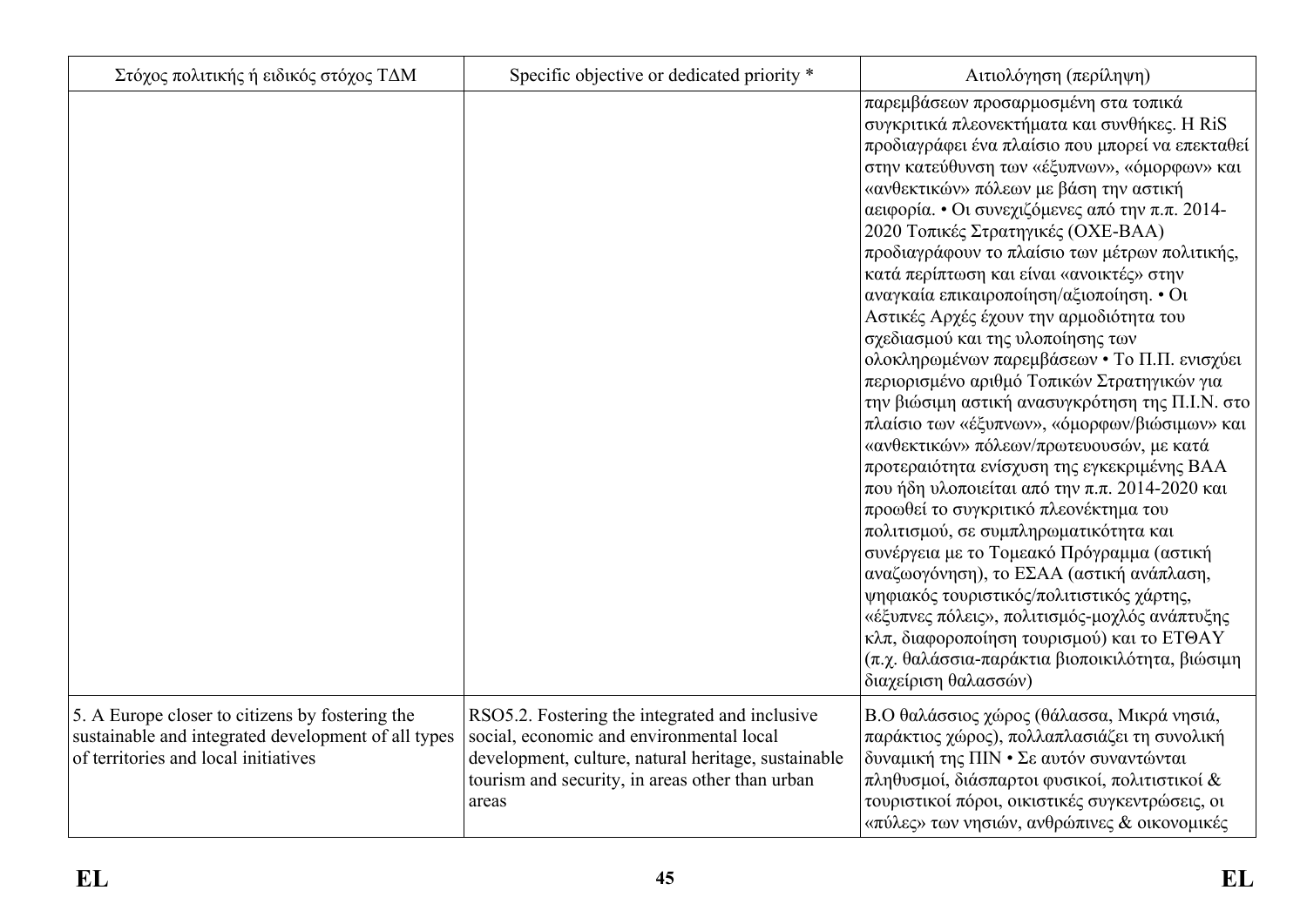| Στόχος πολιτικής ή ειδικός στόχος ΤΔΜ | Specific objective or dedicated priority * | Αιτιολόγηση (περίληψη) |
|---|---|---|
| | | παρεμβάσεων προσαρμοσμένη στα τοπικά συγκριτικά πλεονεκτήματα και συνθήκες. Η RiS προδιαγράφει ένα πλαίσιο που μπορεί να επεκταθεί στην κατεύθυνση των «έξυπνων», «όμορφων» και «ανθεκτικών» πόλεων με βάση την αστική αειφορία. • Οι συνεχιζόμενες από την π.π. 2014-2020 Τοπικές Στρατηγικές (ΟΧΕ-ΒΑΑ) προδιαγράφουν το πλαίσιο των μέτρων πολιτικής, κατά περίπτωση και είναι «ανοικτές» στην αναγκαία επικαιροποίηση/αξιοποίηση. • Οι Αστικές Αρχές έχουν την αρμοδιότητα του σχεδιασμού και της υλοποίησης των ολοκληρωμένων παρεμβάσεων • Το Π.Π. ενισχύει περιορισμένο αριθμό Τοπικών Στρατηγικών για την βιώσιμη αστική ανασυγκρότηση της Π.Ι.Ν. στο πλαίσιο των «έξυπνων», «όμορφων/βιώσιμων» και «ανθεκτικών» πόλεων/πρωτευουσών, με κατά προτεραιότητα ενίσχυση της εγκεκριμένης ΒΑΑ που ήδη υλοποιείται από την π.π. 2014-2020 και προωθεί το συγκριτικό πλεονέκτημα του πολιτισμού, σε συμπληρωματικότητα και συνέργεια με το Τομεακό Πρόγραμμα (αστική αναζωογόνηση), το ΕΣΑΑ (αστική ανάπλαση, ψηφιακός τουριστικός/πολιτιστικός χάρτης, «έξυπνες πόλεις», πολιτισμός-μοχλός ανάπτυξης κλπ, διαφοροποίηση τουρισμού) και το ΕΤΘΑΥ (π.χ. θαλάσσια-παράκτια βιοποικιλότητα, βιώσιμη διαχείριση θαλασσών) |
| 5. A Europe closer to citizens by fostering the sustainable and integrated development of all types of territories and local initiatives | RSO5.2. Fostering the integrated and inclusive social, economic and environmental local development, culture, natural heritage, sustainable tourism and security, in areas other than urban areas | Β.Ο θαλάσσιος χώρος (θάλασσα, Μικρά νησιά, παράκτιος χώρος), πολλαπλασιάζει τη συνολική δυναμική της ΠΙΝ • Σε αυτόν συναντώνται πληθυσμοί, διάσπαρτοι φυσικοί, πολιτιστικοί & τουριστικοί πόροι, οικιστικές συγκεντρώσεις, οι «πύλες» των νησιών, ανθρώπινες & οικονομικές |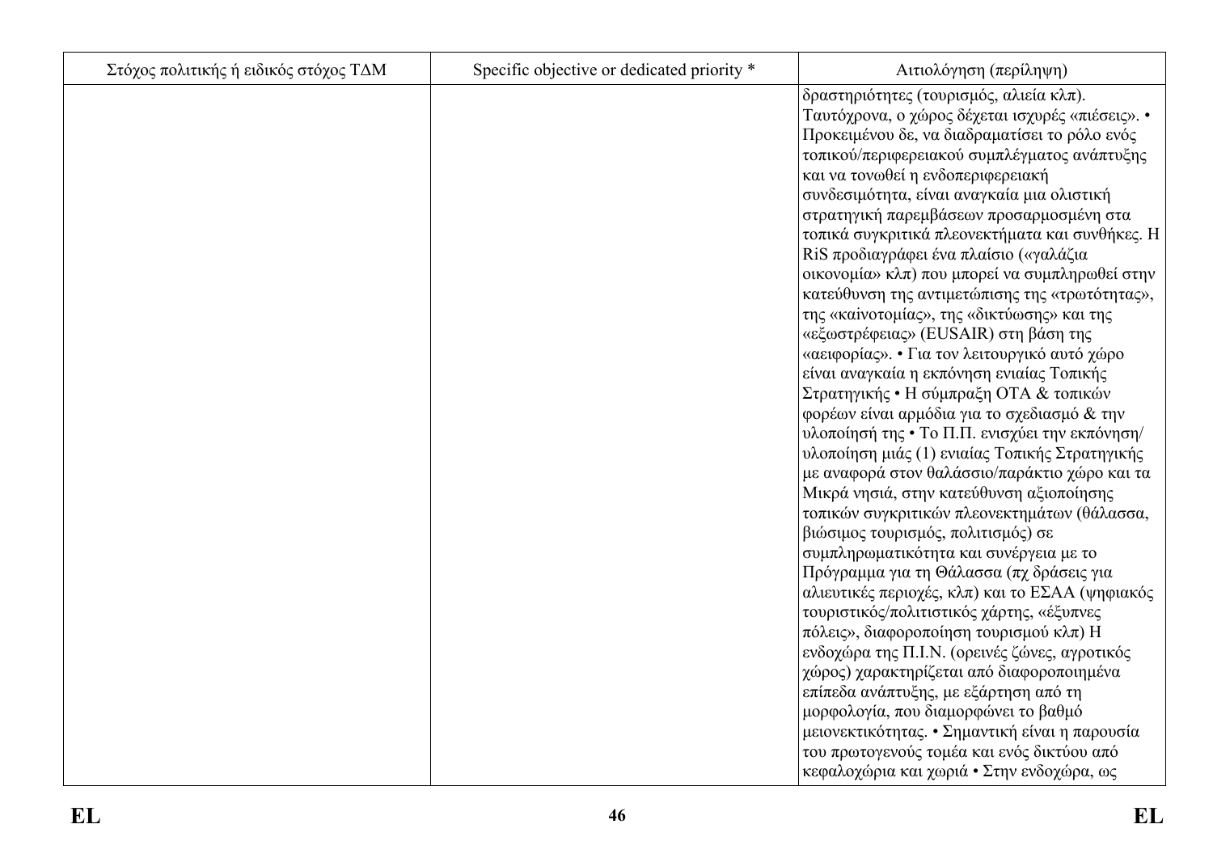| Στόχος πολιτικής ή ειδικός στόχος ΤΔΜ | Specific objective or dedicated priority * | Αιτιολόγηση (περίληψη) |
| --- | --- | --- |
| | | δραστηριότητες (τουρισμός, αλιεία κλπ). Ταυτόχρονα, ο χώρος δέχεται ισχυρές «πιέσεις». • Προκειμένου δε, να διαδραματίσει το ρόλο ενός τοπικού/περιφερειακού συμπλέγματος ανάπτυξης και να τονωθεί η ενδοπεριφερειακή συνδεσιμότητα, είναι αναγκαία μια ολιστική στρατηγική παρεμβάσεων προσαρμοσμένη στα τοπικά συγκριτικά πλεονεκτήματα και συνθήκες. Η RiS προδιαγράφει ένα πλαίσιο («γαλάζια οικονομία» κλπ) που μπορεί να συμπληρωθεί στην κατεύθυνση της αντιμετώπισης της «τρωτότητας», της «καινοτομίας», της «δικτύωσης» και της «εξωστρέφειας» (EUSAIR) στη βάση της «αειφορίας». • Για τον λειτουργικό αυτό χώρο είναι αναγκαία η εκπόνηση ενιαίας Τοπικής Στρατηγικής • Η σύμπραξη ΟΤΑ & τοπικών φορέων είναι αρμόδια για το σχεδιασμό & την υλοποίησή της • Το Π.Π. ενισχύει την εκπόνηση/ υλοποίηση μιάς (1) ενιαίας Τοπικής Στρατηγικής με αναφορά στον θαλάσσιο/παράκτιο χώρο και τα Μικρά νησιά, στην κατεύθυνση αξιοποίησης τοπικών συγκριτικών πλεονεκτημάτων (θάλασσα, βιώσιμος τουρισμός, πολιτισμός) σε συμπληρωματικότητα και συνέργεια με το Πρόγραμμα για τη Θάλασσα (πχ δράσεις για αλιευτικές περιοχές, κλπ) και το ΕΣΑΑ (ψηφιακός τουριστικός/πολιτιστικός χάρτης, «έξυπνες πόλεις», διαφοροποίηση τουρισμού κλπ) Η ενδοχώρα της Π.Ι.Ν. (ορεινές ζώνες, αγροτικός χώρος) χαρακτηρίζεται από διαφοροποιημένα επίπεδα ανάπτυξης, με εξάρτηση από τη μορφολογία, που διαμορφώνει το βαθμό μειονεκτικότητας. • Σημαντική είναι η παρουσία του πρωτογενούς τομέα και ενός δικτύου από κεφαλοχώρια και χωριά • Στην ενδοχώρα, ως |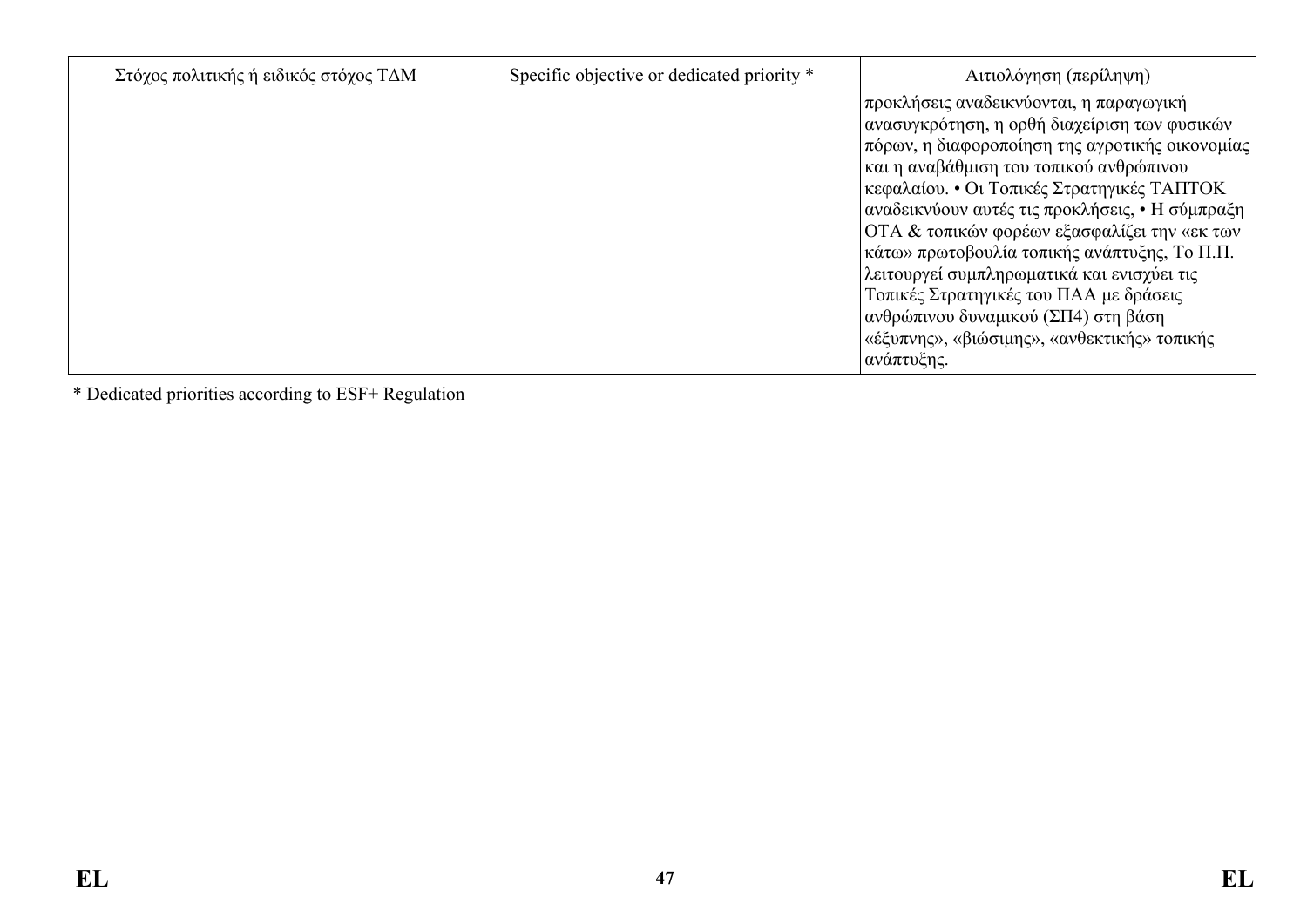| Στόχος πολιτικής ή ειδικός στόχος ΤΔΜ | Specific objective or dedicated priority * | Αιτιολόγηση (περίληψη) |
| --- | --- | --- |
| | | προκλήσεις αναδεικνύονται, η παραγωγική ανασυγκρότηση, η ορθή διαχείριση των φυσικών πόρων, η διαφοροποίηση της αγροτικής οικονομίας και η αναβάθμιση του τοπικού ανθρώπινου κεφαλαίου. • Οι Τοπικές Στρατηγικές ΤΑΠΤΟΚ αναδεικνύουν αυτές τις προκλήσεις, • Η σύμπραξη ΟΤΑ & τοπικών φορέων εξασφαλίζει την «εκ των κάτω» πρωτοβουλία τοπικής ανάπτυξης, Το Π.Π. λειτουργεί συμπληρωματικά και ενισχύει τις Τοπικές Στρατηγικές του ΠΑΑ με δράσεις ανθρώπινου δυναμικού (ΣΠ4) στη βάση «έξυπνης», «βιώσιμης», «ανθεκτικής» τοπικής ανάπτυξης. |

* Dedicated priorities according to ESF+ Regulation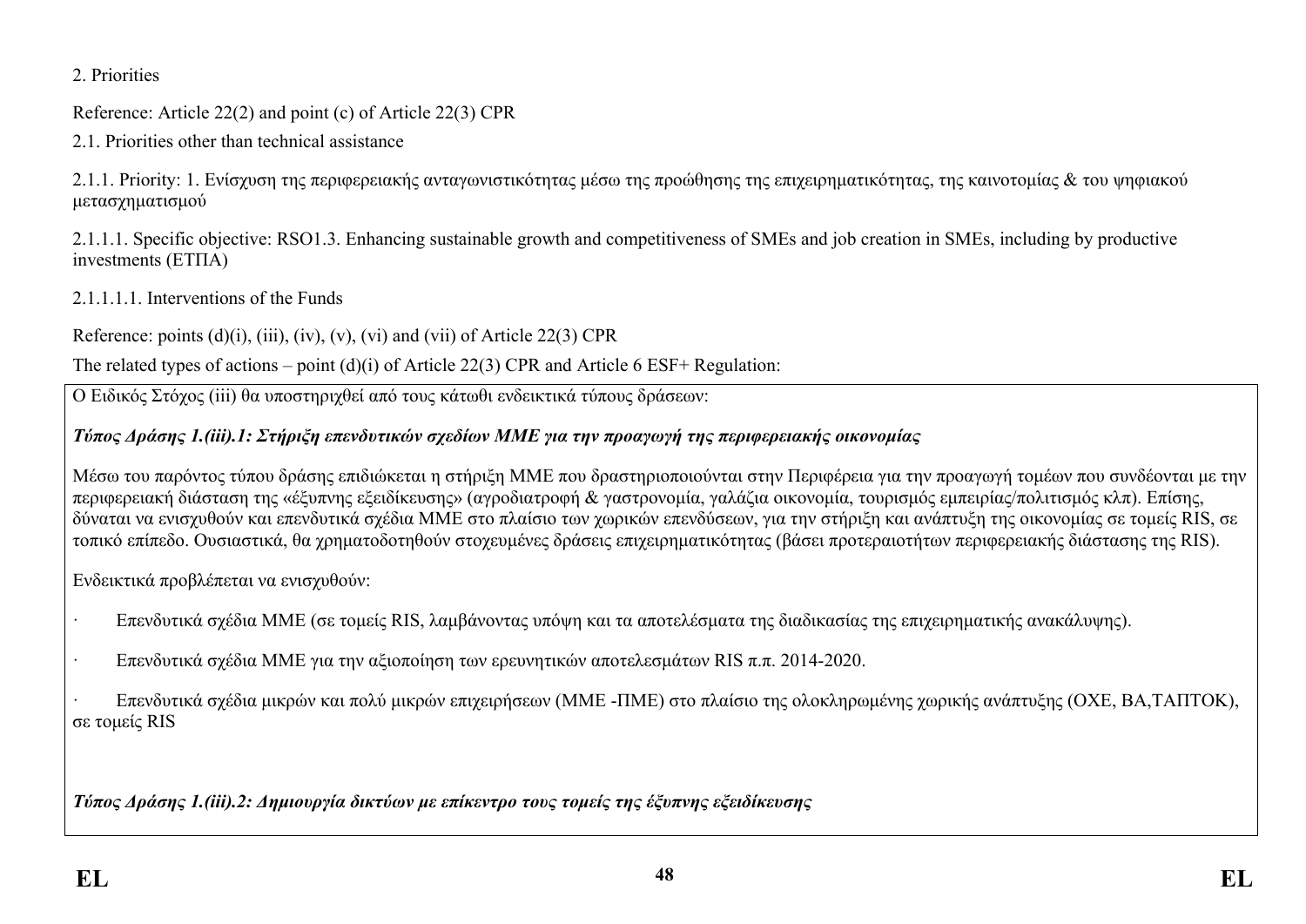2. Priorities

Reference: Article 22(2) and point (c) of Article 22(3) CPR

2.1. Priorities other than technical assistance

2.1.1. Priority: 1. Ενίσχυση της περιφερειακής ανταγωνιστικότητας μέσω της προώθησης της επιχειρηματικότητας, της καινοτομίας & του ψηφιακού μετασχηματισμού

2.1.1.1. Specific objective: RSO1.3. Enhancing sustainable growth and competitiveness of SMEs and job creation in SMEs, including by productive investments (ΕΤΠΑ)

2.1.1.1.1. Interventions of the Funds

Reference: points (d)(i), (iii), (iv), (v), (vi) and (vii) of Article 22(3) CPR

The related types of actions – point (d)(i) of Article 22(3) CPR and Article 6 ESF+ Regulation:

Ο Ειδικός Στόχος (iii) θα υποστηριχθεί από τους κάτωθι ενδεικτικά τύπους δράσεων:

***Τύπος Δράσης 1.(iii).1: Στήριξη επενδυτικών σχεδίων ΜΜΕ για την προαγωγή της περιφερειακής οικονομίας***

Μέσω του παρόντος τύπου δράσης επιδιώκεται η στήριξη ΜΜΕ που δραστηριοποιούνται στην Περιφέρεια για την προαγωγή τομέων που συνδέονται με την περιφερειακή διάσταση της «έξυπνης εξειδίκευσης» (αγροδιατροφή & γαστρονομία, γαλάζια οικονομία, τουρισμός εμπειρίας/πολιτισμός κλπ). Επίσης, δύναται να ενισχυθούν και επενδυτικά σχέδια ΜΜΕ στο πλαίσιο των χωρικών επενδύσεων, για την στήριξη και ανάπτυξη της οικονομίας σε τομείς RIS, σε τοπικό επίπεδο. Ουσιαστικά, θα χρηματοδοτηθούν στοχευμένες δράσεις επιχειρηματικότητας (βάσει προτεραιοτήτων περιφερειακής διάστασης της RIS).

Ενδεικτικά προβλέπεται να ενισχυθούν:

- Επενδυτικά σχέδια ΜΜΕ (σε τομείς RIS, λαμβάνοντας υπόψη και τα αποτελέσματα της διαδικασίας της επιχειρηματικής ανακάλυψης).
- Επενδυτικά σχέδια ΜΜΕ για την αξιοποίηση των ερευνητικών αποτελεσμάτων RIS π.π. 2014-2020.
- Επενδυτικά σχέδια μικρών και πολύ μικρών επιχειρήσεων (ΜΜΕ -ΠΜΕ) στο πλαίσιο της ολοκληρωμένης χωρικής ανάπτυξης (ΟΧΕ, ΒΑ,ΤΑΠΤΟΚ), σε τομείς RIS

***Τύπος Δράσης 1.(iii).2: Δημιουργία δικτύων με επίκεντρο τους τομείς της έξυπνης εξειδίκευσης***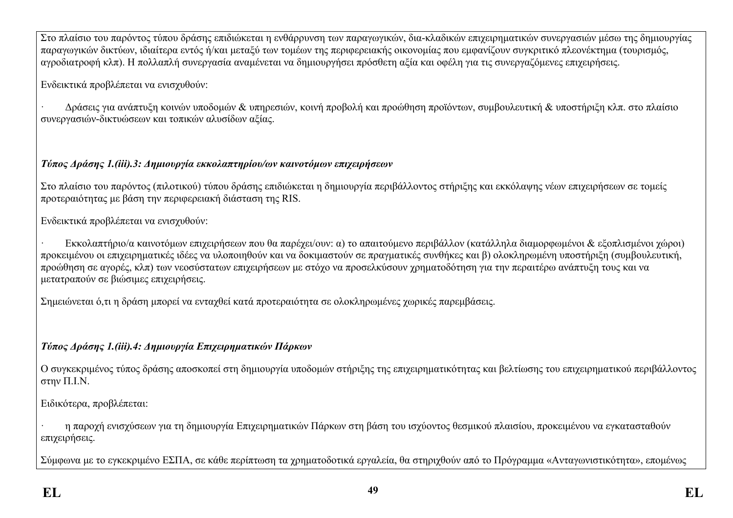Στο πλαίσιο του παρόντος τύπου δράσης επιδιώκεται η ενθάρρυνση των παραγωγικών, δια-κλαδικών επιχειρηματικών συνεργασιών μέσω της δημιουργίας παραγωγικών δικτύων, ιδιαίτερα εντός ή/και μεταξύ των τομέων της περιφερειακής οικονομίας που εμφανίζουν συγκριτικό πλεονέκτημα (τουρισμός, αγροδιατροφή κλπ). Η πολλαπλή συνεργασία αναμένεται να δημιουργήσει πρόσθετη αξία και οφέλη για τις συνεργαζόμενες επιχειρήσεις.

Ενδεικτικά προβλέπεται να ενισχυθούν:

· Δράσεις για ανάπτυξη κοινών υποδομών & υπηρεσιών, κοινή προβολή και προώθηση προϊόντων, συμβουλευτική & υποστήριξη κλπ. στο πλαίσιο συνεργασιών-δικτυώσεων και τοπικών αλυσίδων αξίας.

***Τύπος Δράσης 1.(iii).3: Δημιουργία εκκολαπτηρίου/ων καινοτόμων επιχειρήσεων***

Στο πλαίσιο του παρόντος (πιλοτικού) τύπου δράσης επιδιώκεται η δημιουργία περιβάλλοντος στήριξης και εκκόλαψης νέων επιχειρήσεων σε τομείς προτεραιότητας με βάση την περιφερειακή διάσταση της RIS.

Ενδεικτικά προβλέπεται να ενισχυθούν:

· Εκκολαπτήριο/α καινοτόμων επιχειρήσεων που θα παρέχει/ουν: α) το απαιτούμενο περιβάλλον (κατάλληλα διαμορφωμένοι & εξοπλισμένοι χώροι) προκειμένου οι επιχειρηματικές ιδέες να υλοποιηθούν και να δοκιμαστούν σε πραγματικές συνθήκες και β) ολοκληρωμένη υποστήριξη (συμβουλευτική, προώθηση σε αγορές, κλπ) των νεοσύστατων επιχειρήσεων με στόχο να προσελκύσουν χρηματοδότηση για την περαιτέρω ανάπτυξη τους και να μετατραπούν σε βιώσιμες επιχειρήσεις.

Σημειώνεται ό,τι η δράση μπορεί να ενταχθεί κατά προτεραιότητα σε ολοκληρωμένες χωρικές παρεμβάσεις.

***Τύπος Δράσης 1.(iii).4: Δημιουργία Επιχειρηματικών Πάρκων***

Ο συγκεκριμένος τύπος δράσης αποσκοπεί στη δημιουργία υποδομών στήριξης της επιχειρηματικότητας και βελτίωσης του επιχειρηματικού περιβάλλοντος στην Π.Ι.Ν.

Ειδικότερα, προβλέπεται:

· η παροχή ενισχύσεων για τη δημιουργία Επιχειρηματικών Πάρκων στη βάση του ισχύοντος θεσμικού πλαισίου, προκειμένου να εγκατασταθούν επιχειρήσεις.

Σύμφωνα με το εγκεκριμένο ΕΣΠΑ, σε κάθε περίπτωση τα χρηματοδοτικά εργαλεία, θα στηριχθούν από το Πρόγραμμα «Ανταγωνιστικότητα», επομένως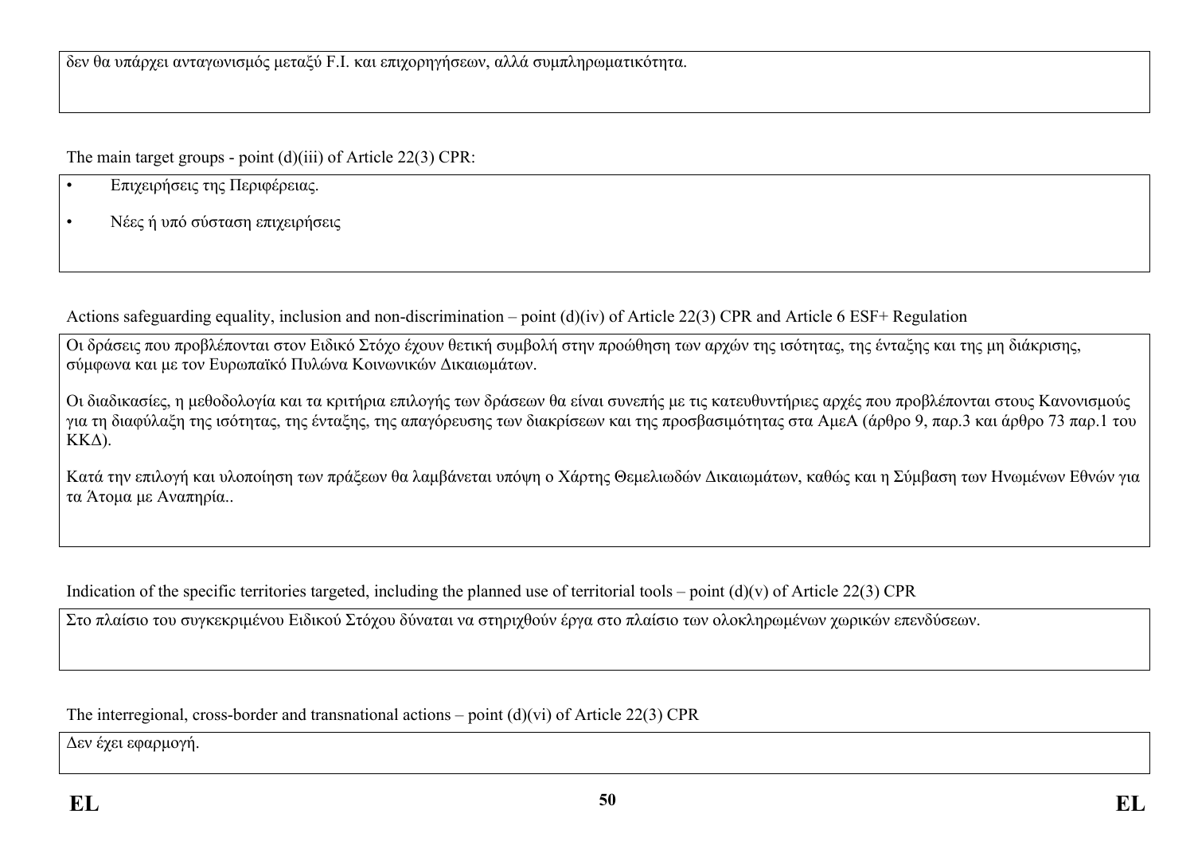δεν θα υπάρχει ανταγωνισμός μεταξύ F.I. και επιχορηγήσεων, αλλά συμπληρωματικότητα.

The main target groups - point (d)(iii) of Article 22(3) CPR:

- Επιχειρήσεις της Περιφέρειας.
- Νέες ή υπό σύσταση επιχειρήσεις

Actions safeguarding equality, inclusion and non-discrimination – point (d)(iv) of Article 22(3) CPR and Article 6 ESF+ Regulation

Οι δράσεις που προβλέπονται στον Ειδικό Στόχο έχουν θετική συμβολή στην προώθηση των αρχών της ισότητας, της ένταξης και της μη διάκρισης, σύμφωνα και με τον Ευρωπαϊκό Πυλώνα Κοινωνικών Δικαιωμάτων.

Οι διαδικασίες, η μεθοδολογία και τα κριτήρια επιλογής των δράσεων θα είναι συνεπής με τις κατευθυντήριες αρχές που προβλέπονται στους Κανονισμούς για τη διαφύλαξη της ισότητας, της ένταξης, της απαγόρευσης των διακρίσεων και της προσβασιμότητας στα ΑμεΑ (άρθρο 9, παρ.3 και άρθρο 73 παρ.1 του ΚΚΔ).

Κατά την επιλογή και υλοποίηση των πράξεων θα λαμβάνεται υπόψη ο Χάρτης Θεμελιωδών Δικαιωμάτων, καθώς και η Σύμβαση των Ηνωμένων Εθνών για τα Άτομα με Αναπηρία..

Indication of the specific territories targeted, including the planned use of territorial tools – point (d)(v) of Article 22(3) CPR

Στο πλαίσιο του συγκεκριμένου Ειδικού Στόχου δύναται να στηριχθούν έργα στο πλαίσιο των ολοκληρωμένων χωρικών επενδύσεων.

The interregional, cross-border and transnational actions – point (d)(vi) of Article 22(3) CPR

Δεν έχει εφαρμογή.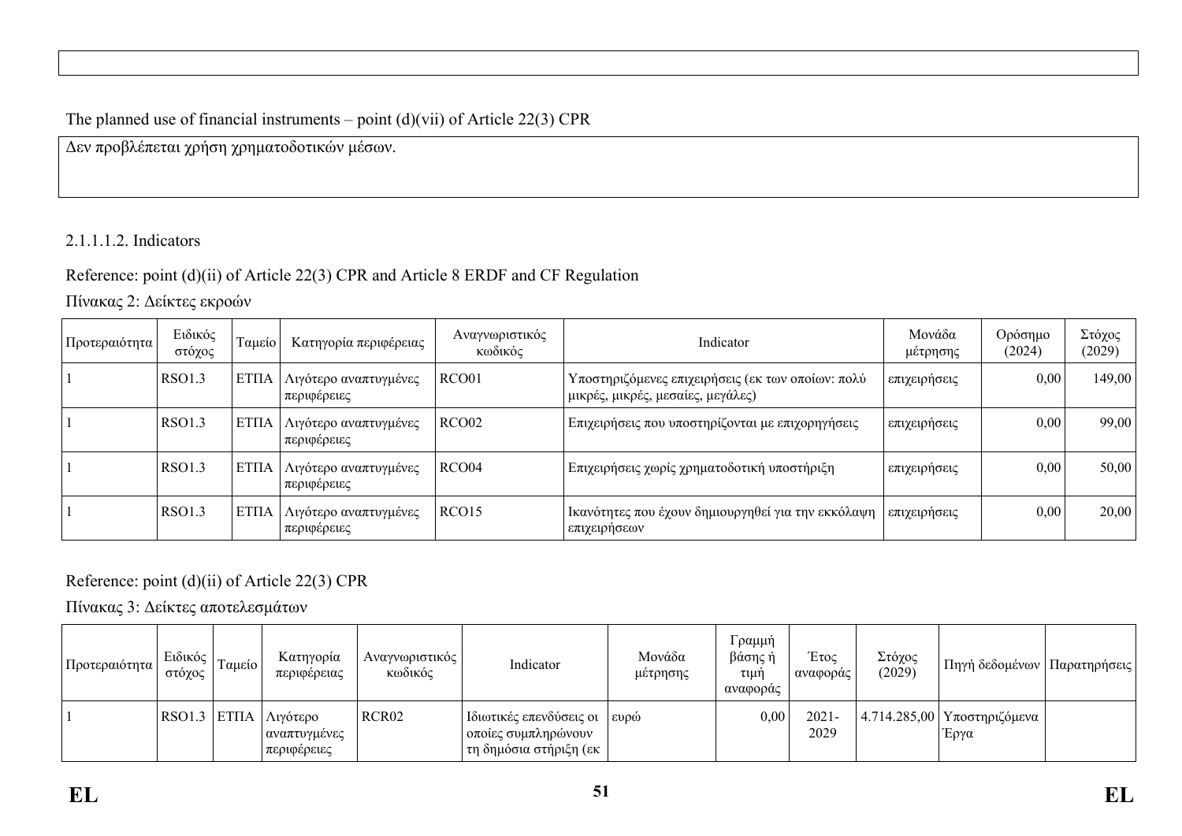The planned use of financial instruments – point (d)(vii) of Article 22(3) CPR

Δεν προβλέπεται χρήση χρηματοδοτικών μέσων.

2.1.1.1.2. Indicators

Reference: point (d)(ii) of Article 22(3) CPR and Article 8 ERDF and CF Regulation

Πίνακας 2: Δείκτες εκροών

| Προτεραιότητα | Ειδικός στόχος | Ταμείο | Κατηγορία περιφέρειας | Αναγνωριστικός κωδικός | Indicator | Μονάδα μέτρησης | Ορόσημο (2024) | Στόχος (2029) |
|---|---|---|---|---|---|---|---|---|
| 1 | RSO1.3 | ΕΤΠΑ | Λιγότερο αναπτυγμένες περιφέρειες | RCO01 | Υποστηριζόμενες επιχειρήσεις (εκ των οποίων: πολύ μικρές, μικρές, μεσαίες, μεγάλες) | επιχειρήσεις | 0,00 | 149,00 |
| 1 | RSO1.3 | ΕΤΠΑ | Λιγότερο αναπτυγμένες περιφέρειες | RCO02 | Επιχειρήσεις που υποστηρίζονται με επιχορηγήσεις | επιχειρήσεις | 0,00 | 99,00 |
| 1 | RSO1.3 | ΕΤΠΑ | Λιγότερο αναπτυγμένες περιφέρειες | RCO04 | Επιχειρήσεις χωρίς χρηματοδοτική υποστήριξη | επιχειρήσεις | 0,00 | 50,00 |
| 1 | RSO1.3 | ΕΤΠΑ | Λιγότερο αναπτυγμένες περιφέρειες | RCO15 | Ικανότητες που έχουν δημιουργηθεί για την εκκόλαψη επιχειρήσεων | επιχειρήσεις | 0,00 | 20,00 |

Reference: point (d)(ii) of Article 22(3) CPR

Πίνακας 3: Δείκτες αποτελεσμάτων

| Προτεραιότητα | Ειδικός στόχος | Ταμείο | Κατηγορία περιφέρειας | Αναγνωριστικός κωδικός | Indicator | Μονάδα μέτρησης | Γραμμή βάσης ή τιμή αναφοράς | Έτος αναφοράς | Στόχος (2029) | Πηγή δεδομένων | Παρατηρήσεις |
|---|---|---|---|---|---|---|---|---|---|---|---|
| 1 | RSO1.3 | ΕΤΠΑ | Λιγότερο αναπτυγμένες περιφέρειες | RCR02 | Ιδιωτικές επενδύσεις οι οποίες συμπληρώνουν τη δημόσια στήριξη (εκ | ευρώ | 0,00 | 2021-2029 | 4.714.285,00 | Υποστηριζόμενα Έργα | |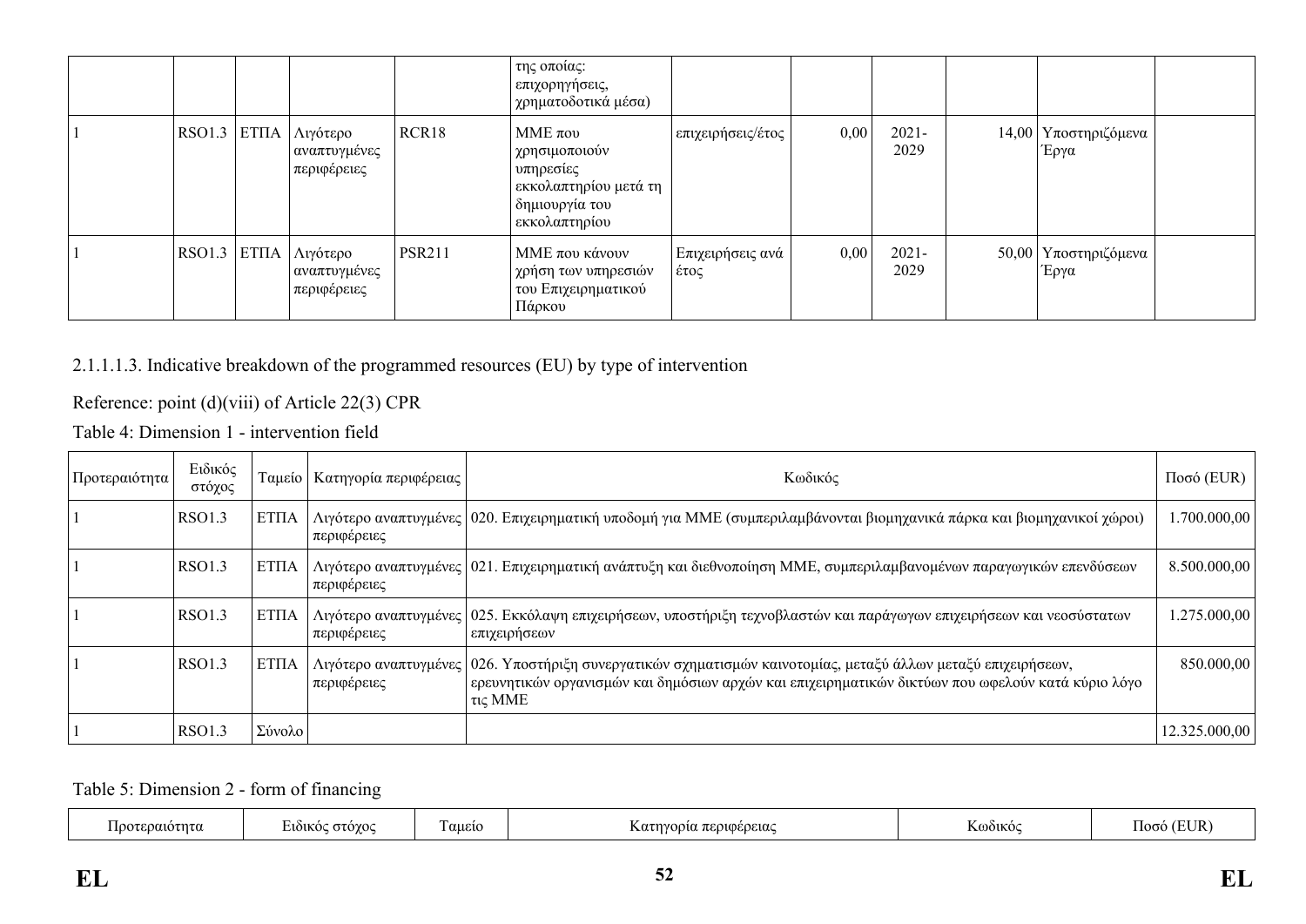| | | | | | της οποίας: επιχορηγήσεις, χρηματοδοτικά μέσα) | | | | | | |
|---|---|---|---|---|---|---|---|---|---|---|---|
| 1 | RSO1.3 | ΕΤΠΑ | Λιγότερο αναπτυγμένες περιφέρειες | RCR18 | ΜΜΕ που χρησιμοποιούν υπηρεσίες εκκολαπτηρίου μετά τη δημιουργία του εκκολαπτηρίου | επιχειρήσεις/έτος | 0,00 | 2021-2029 | 14,00 | Υποστηριζόμενα Έργα | |
| 1 | RSO1.3 | ΕΤΠΑ | Λιγότερο αναπτυγμένες περιφέρειες | PSR211 | ΜΜΕ που κάνουν χρήση των υπηρεσιών του Επιχειρηματικού Πάρκου | Επιχειρήσεις ανά έτος | 0,00 | 2021-2029 | 50,00 | Υποστηριζόμενα Έργα | |

2.1.1.1.3. Indicative breakdown of the programmed resources (EU) by type of intervention

Reference: point (d)(viii) of Article 22(3) CPR

Table 4: Dimension 1 - intervention field

| Προτεραιότητα | Ειδικός στόχος | Ταμείο | Κατηγορία περιφέρειας | Κωδικός | Ποσό (EUR) |
|---|---|---|---|---|---|
| 1 | RSO1.3 | ΕΤΠΑ | Λιγότερο αναπτυγμένες περιφέρειες | 020. Επιχειρηματική υποδομή για ΜΜΕ (συμπεριλαμβάνονται βιομηχανικά πάρκα και βιομηχανικοί χώροι) | 1.700.000,00 |
| 1 | RSO1.3 | ΕΤΠΑ | Λιγότερο αναπτυγμένες περιφέρειες | 021. Επιχειρηματική ανάπτυξη και διεθνοποίηση ΜΜΕ, συμπεριλαμβανομένων παραγωγικών επενδύσεων | 8.500.000,00 |
| 1 | RSO1.3 | ΕΤΠΑ | Λιγότερο αναπτυγμένες περιφέρειες | 025. Εκκόλαψη επιχειρήσεων, υποστήριξη τεχνοβλαστών και παράγωγων επιχειρήσεων και νεοσύστατων επιχειρήσεων | 1.275.000,00 |
| 1 | RSO1.3 | ΕΤΠΑ | Λιγότερο αναπτυγμένες περιφέρειες | 026. Υποστήριξη συνεργατικών σχηματισμών καινοτομίας, μεταξύ άλλων μεταξύ επιχειρήσεων, ερευνητικών οργανισμών και δημόσιων αρχών και επιχειρηματικών δικτύων που ωφελούν κατά κύριο λόγο τις ΜΜΕ | 850.000,00 |
| 1 | RSO1.3 | Σύνολο | | | 12.325.000,00 |

Table 5: Dimension 2 - form of financing

| Προτεραιότητα | Ειδικός στόχος | Ταμείο | Κατηγορία περιφέρειας | Κωδικός | Ποσό (EUR) |
|---|---|---|---|---|---|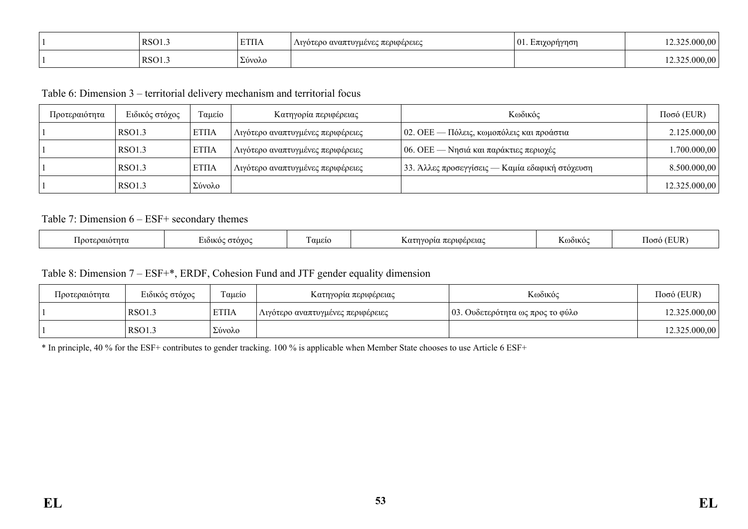| | | | | | |
|---|---|---|---|---|---|
| 1 | RSO1.3 | ΕΤΠΑ | Λιγότερο αναπτυγμένες περιφέρειες | 01. Επιχορήγηση | 12.325.000,00 |
| 1 | RSO1.3 | Σύνολο | | | 12.325.000,00 |

Table 6: Dimension 3 – territorial delivery mechanism and territorial focus

| Προτεραιότητα | Ειδικός στόχος | Ταμείο | Κατηγορία περιφέρειας | Κωδικός | Ποσό (EUR) |
|---|---|---|---|---|---|
| 1 | RSO1.3 | ΕΤΠΑ | Λιγότερο αναπτυγμένες περιφέρειες | 02. ΟΕΕ — Πόλεις, κωμοπόλεις και προάστια | 2.125.000,00 |
| 1 | RSO1.3 | ΕΤΠΑ | Λιγότερο αναπτυγμένες περιφέρειες | 06. ΟΕΕ — Νησιά και παράκτιες περιοχές | 1.700.000,00 |
| 1 | RSO1.3 | ΕΤΠΑ | Λιγότερο αναπτυγμένες περιφέρειες | 33. Άλλες προσεγγίσεις — Καμία εδαφική στόχευση | 8.500.000,00 |
| 1 | RSO1.3 | Σύνολο | | | 12.325.000,00 |

Table 7: Dimension 6 – ESF+ secondary themes

| Προτεραιότητα | Ειδικός στόχος | Ταμείο | Κατηγορία περιφέρειας | Κωδικός | Ποσό (EUR) |
|---|---|---|---|---|---|

Table 8: Dimension 7 – ESF+*, ERDF, Cohesion Fund and JTF gender equality dimension

| Προτεραιότητα | Ειδικός στόχος | Ταμείο | Κατηγορία περιφέρειας | Κωδικός | Ποσό (EUR) |
|---|---|---|---|---|---|
| 1 | RSO1.3 | ΕΤΠΑ | Λιγότερο αναπτυγμένες περιφέρειες | 03. Ουδετερότητα ως προς το φύλο | 12.325.000,00 |
| 1 | RSO1.3 | Σύνολο | | | 12.325.000,00 |

* In principle, 40 % for the ESF+ contributes to gender tracking. 100 % is applicable when Member State chooses to use Article 6 ESF+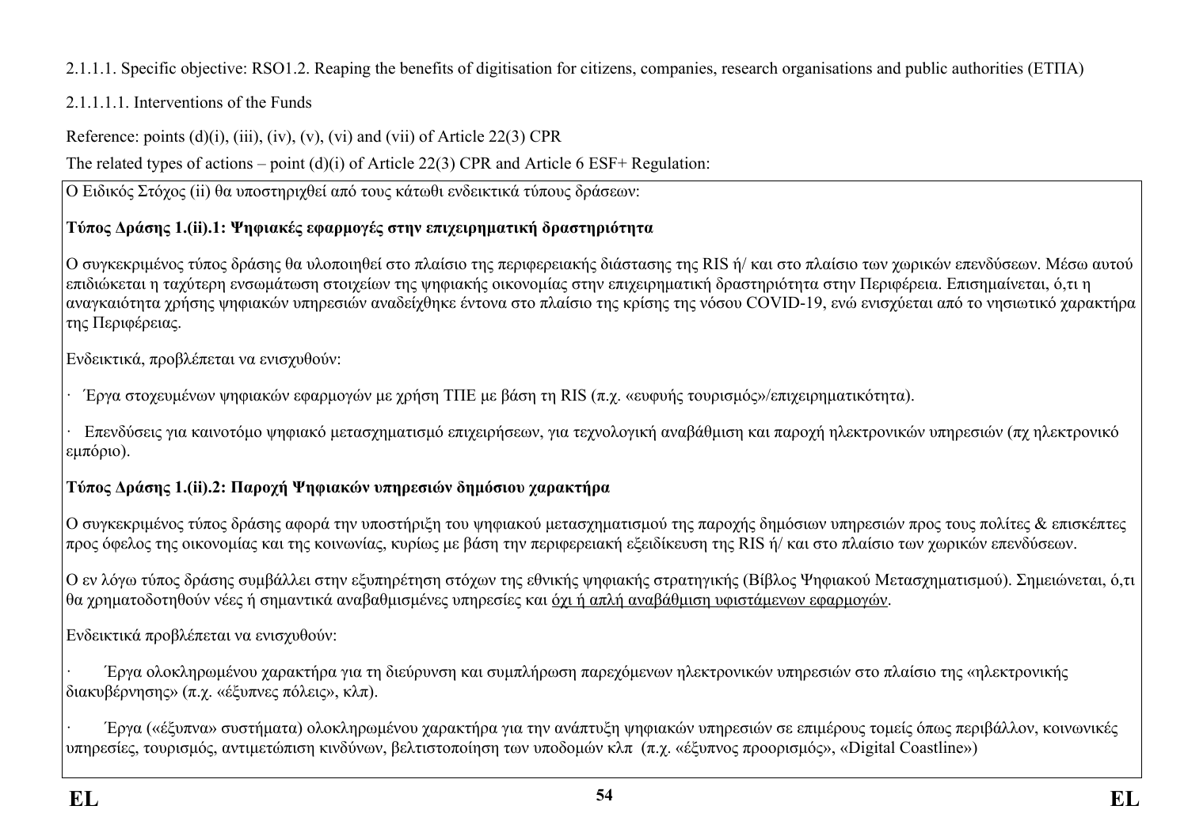2.1.1.1. Specific objective: RSO1.2. Reaping the benefits of digitisation for citizens, companies, research organisations and public authorities (ΕΤΠΑ)

2.1.1.1.1. Interventions of the Funds

Reference: points (d)(i), (iii), (iv), (v), (vi) and (vii) of Article 22(3) CPR

The related types of actions – point (d)(i) of Article 22(3) CPR and Article 6 ESF+ Regulation:

Ο Ειδικός Στόχος (ii) θα υποστηριχθεί από τους κάτωθι ενδεικτικά τύπους δράσεων:

**Τύπος Δράσης 1.(ii).1: Ψηφιακές εφαρμογές στην επιχειρηματική δραστηριότητα**

Ο συγκεκριμένος τύπος δράσης θα υλοποιηθεί στο πλαίσιο της περιφερειακής διάστασης της RIS ή/ και στο πλαίσιο των χωρικών επενδύσεων. Μέσω αυτού επιδιώκεται η ταχύτερη ενσωμάτωση στοιχείων της ψηφιακής οικονομίας στην επιχειρηματική δραστηριότητα στην Περιφέρεια. Επισημαίνεται, ό,τι η αναγκαιότητα χρήσης ψηφιακών υπηρεσιών αναδείχθηκε έντονα στο πλαίσιο της κρίσης της νόσου COVID-19, ενώ ενισχύεται από το νησιωτικό χαρακτήρα της Περιφέρειας.

Ενδεικτικά, προβλέπεται να ενισχυθούν:

· Έργα στοχευμένων ψηφιακών εφαρμογών με χρήση ΤΠΕ με βάση τη RIS (π.χ. «ευφυής τουρισμός»/επιχειρηματικότητα).

· Επενδύσεις για καινοτόμο ψηφιακό μετασχηματισμό επιχειρήσεων, για τεχνολογική αναβάθμιση και παροχή ηλεκτρονικών υπηρεσιών (πχ ηλεκτρονικό εμπόριο).

**Τύπος Δράσης 1.(ii).2: Παροχή Ψηφιακών υπηρεσιών δημόσιου χαρακτήρα**

Ο συγκεκριμένος τύπος δράσης αφορά την υποστήριξη του ψηφιακού μετασχηματισμού της παροχής δημόσιων υπηρεσιών προς τους πολίτες & επισκέπτες προς όφελος της οικονομίας και της κοινωνίας, κυρίως με βάση την περιφερειακή εξειδίκευση της RIS ή/ και στο πλαίσιο των χωρικών επενδύσεων.

Ο εν λόγω τύπος δράσης συμβάλλει στην εξυπηρέτηση στόχων της εθνικής ψηφιακής στρατηγικής (Βίβλος Ψηφιακού Μετασχηματισμού). Σημειώνεται, ό,τι θα χρηματοδοτηθούν νέες ή σημαντικά αναβαθμισμένες υπηρεσίες και όχι ή απλή αναβάθμιση υφιστάμενων εφαρμογών.

Ενδεικτικά προβλέπεται να ενισχυθούν:

· Έργα ολοκληρωμένου χαρακτήρα για τη διεύρυνση και συμπλήρωση παρεχόμενων ηλεκτρονικών υπηρεσιών στο πλαίσιο της «ηλεκτρονικής διακυβέρνησης» (π.χ. «έξυπνες πόλεις», κλπ).

· Έργα («έξυπνα» συστήματα) ολοκληρωμένου χαρακτήρα για την ανάπτυξη ψηφιακών υπηρεσιών σε επιμέρους τομείς όπως περιβάλλον, κοινωνικές υπηρεσίες, τουρισμός, αντιμετώπιση κινδύνων, βελτιστοποίηση των υποδομών κλπ (π.χ. «έξυπνος προορισμός», «Digital Coastline»)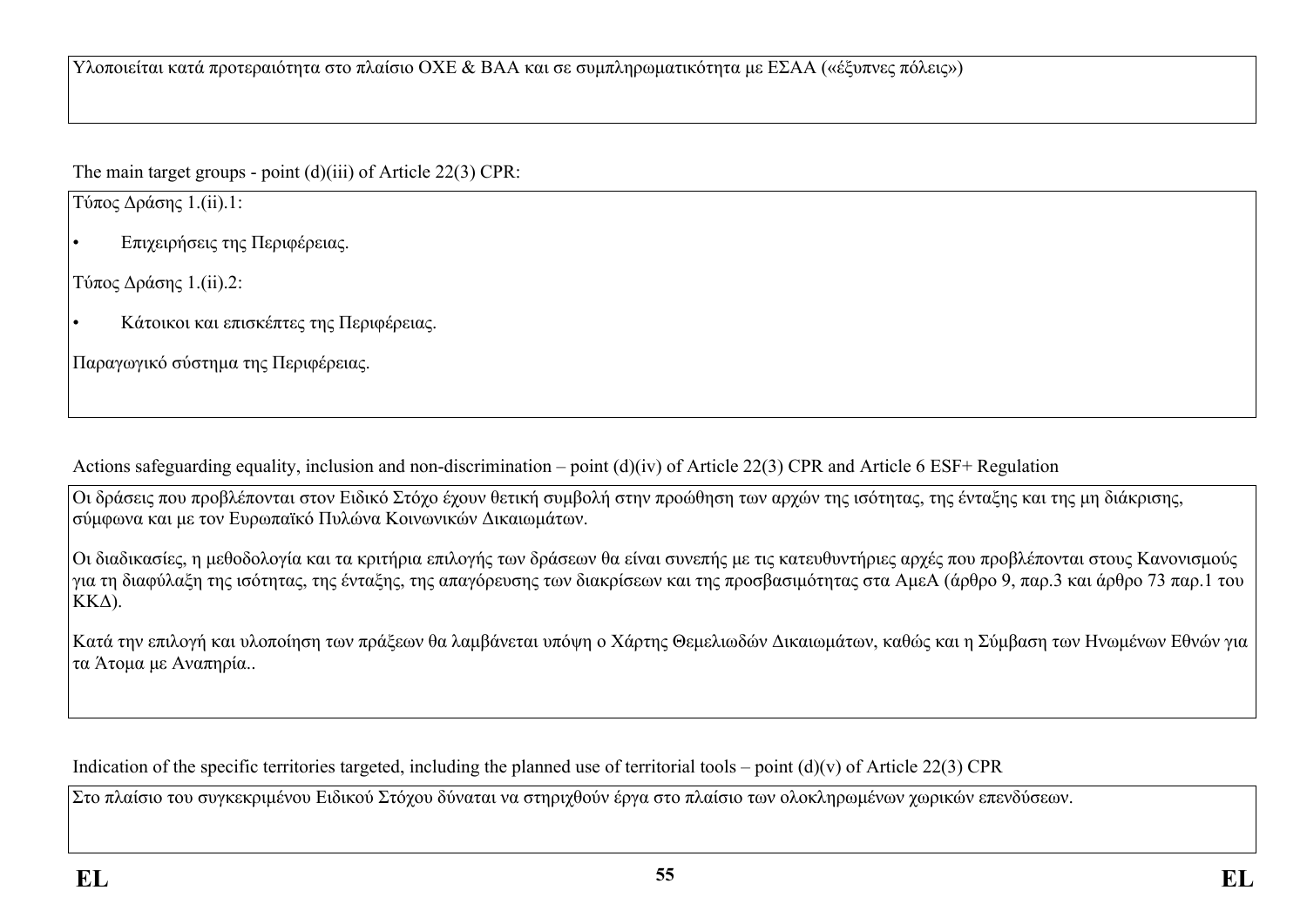Υλοποιείται κατά προτεραιότητα στο πλαίσιο ΟΧΕ & ΒΑΑ και σε συμπληρωματικότητα με ΕΣΑΑ («έξυπνες πόλεις»)

The main target groups - point (d)(iii) of Article 22(3) CPR:

Τύπος Δράσης 1.(ii).1:

- Επιχειρήσεις της Περιφέρειας.

Τύπος Δράσης 1.(ii).2:

- Κάτοικοι και επισκέπτες της Περιφέρειας.

Παραγωγικό σύστημα της Περιφέρειας.

Actions safeguarding equality, inclusion and non-discrimination – point (d)(iv) of Article 22(3) CPR and Article 6 ESF+ Regulation

Οι δράσεις που προβλέπονται στον Ειδικό Στόχο έχουν θετική συμβολή στην προώθηση των αρχών της ισότητας, της ένταξης και της μη διάκρισης, σύμφωνα και με τον Ευρωπαϊκό Πυλώνα Κοινωνικών Δικαιωμάτων.

Οι διαδικασίες, η μεθοδολογία και τα κριτήρια επιλογής των δράσεων θα είναι συνεπής με τις κατευθυντήριες αρχές που προβλέπονται στους Κανονισμούς για τη διαφύλαξη της ισότητας, της ένταξης, της απαγόρευσης των διακρίσεων και της προσβασιμότητας στα ΑμεΑ (άρθρο 9, παρ.3 και άρθρο 73 παρ.1 του ΚΚΔ).

Κατά την επιλογή και υλοποίηση των πράξεων θα λαμβάνεται υπόψη ο Χάρτης Θεμελιωδών Δικαιωμάτων, καθώς και η Σύμβαση των Ηνωμένων Εθνών για τα Άτομα με Αναπηρία..

Indication of the specific territories targeted, including the planned use of territorial tools – point (d)(v) of Article 22(3) CPR

Στο πλαίσιο του συγκεκριμένου Ειδικού Στόχου δύναται να στηριχθούν έργα στο πλαίσιο των ολοκληρωμένων χωρικών επενδύσεων.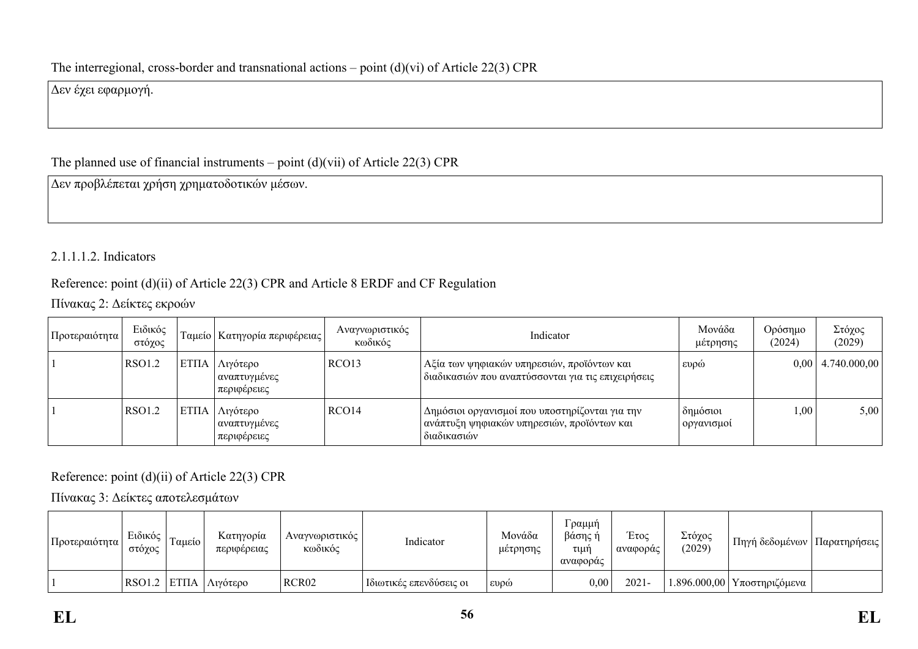The interregional, cross-border and transnational actions – point (d)(vi) of Article 22(3) CPR

Δεν έχει εφαρμογή.

The planned use of financial instruments – point (d)(vii) of Article 22(3) CPR

Δεν προβλέπεται χρήση χρηματοδοτικών μέσων.

2.1.1.1.2. Indicators

Reference: point (d)(ii) of Article 22(3) CPR and Article 8 ERDF and CF Regulation

Πίνακας 2: Δείκτες εκροών

| Προτεραιότητα | Ειδικός στόχος | Ταμείο | Κατηγορία περιφέρειας | Αναγνωριστικός κωδικός | Indicator | Μονάδα μέτρησης | Ορόσημο (2024) | Στόχος (2029) |
|---|---|---|---|---|---|---|---|---|
| 1 | RSO1.2 | ΕΤΠΑ | Λιγότερο αναπτυγμένες περιφέρειες | RCO13 | Αξία των ψηφιακών υπηρεσιών, προϊόντων και διαδικασιών που αναπτύσσονται για τις επιχειρήσεις | ευρώ | 0,00 | 4.740.000,00 |
| 1 | RSO1.2 | ΕΤΠΑ | Λιγότερο αναπτυγμένες περιφέρειες | RCO14 | Δημόσιοι οργανισμοί που υποστηρίζονται για την ανάπτυξη ψηφιακών υπηρεσιών, προϊόντων και διαδικασιών | δημόσιοι οργανισμοί | 1,00 | 5,00 |

Reference: point (d)(ii) of Article 22(3) CPR

Πίνακας 3: Δείκτες αποτελεσμάτων

| Προτεραιότητα | Ειδικός στόχος | Ταμείο | Κατηγορία περιφέρειας | Αναγνωριστικός κωδικός | Indicator | Μονάδα μέτρησης | Γραμμή βάσης ή τιμή αναφοράς | Έτος αναφοράς | Στόχος (2029) | Πηγή δεδομένων | Παρατηρήσεις |
|---|---|---|---|---|---|---|---|---|---|---|---|
| 1 | RSO1.2 | ΕΤΠΑ | Λιγότερο | RCR02 | Ιδιωτικές επενδύσεις οι | ευρώ | 0,00 | 2021- | 1.896.000,00 | Υποστηριζόμενα | |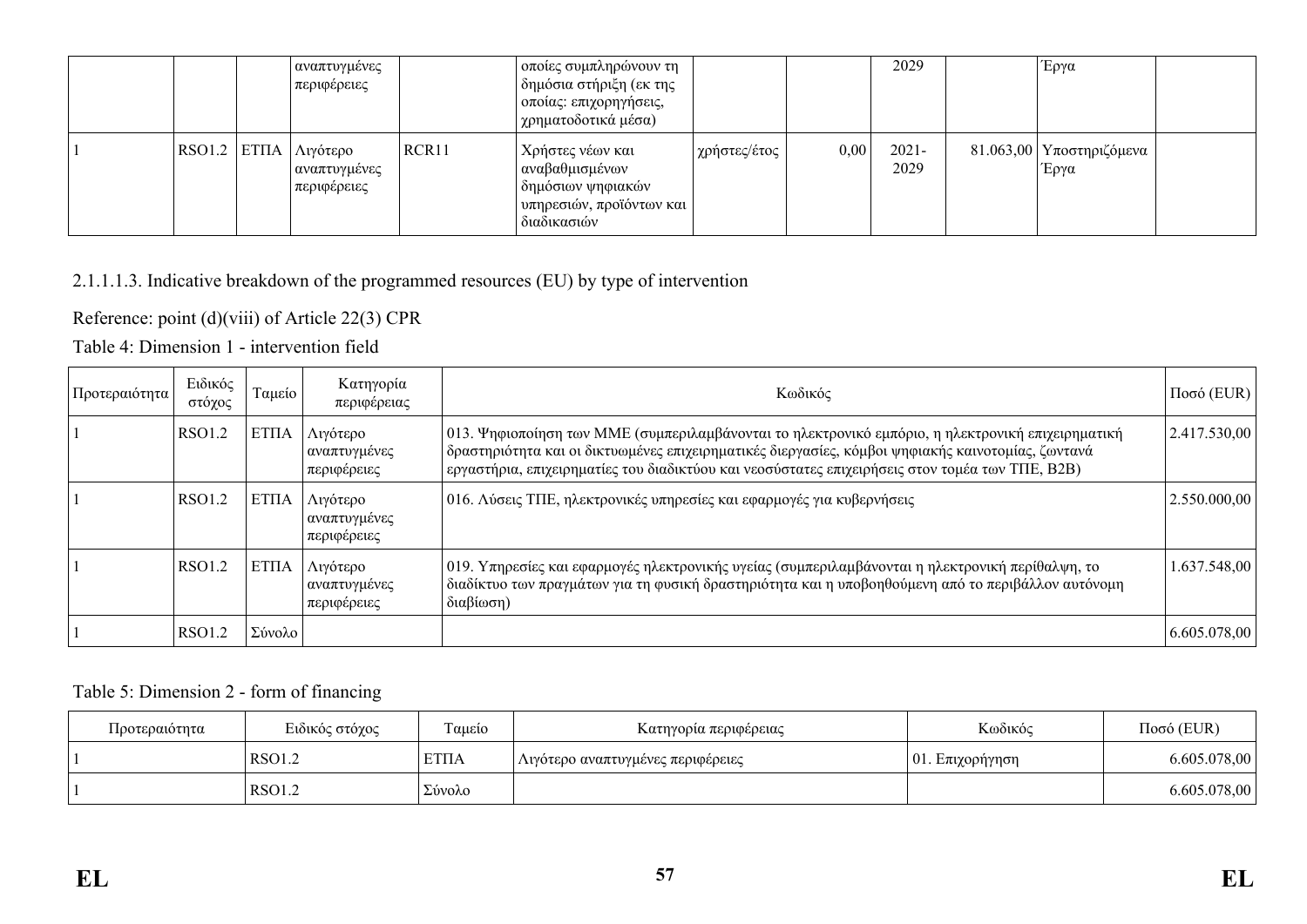| | | | | | | | | | | | |
|---|---|---|---|---|---|---|---|---|---|---|---|
| | | | αναπτυγμένες περιφέρειες | | οποίες συμπληρώνουν τη δημόσια στήριξη (εκ της οποίας: επιχορηγήσεις, χρηματοδοτικά μέσα) | | | 2029 | | Έργα | |
| 1 | RSO1.2 | ΕΤΠΑ | Λιγότερο αναπτυγμένες περιφέρειες | RCR11 | Χρήστες νέων και αναβαθμισμένων δημόσιων ψηφιακών υπηρεσιών, προϊόντων και διαδικασιών | χρήστες/έτος | 0,00 | 2021-2029 | 81.063,00 | Υποστηριζόμενα Έργα | |

2.1.1.1.3. Indicative breakdown of the programmed resources (EU) by type of intervention

Reference: point (d)(viii) of Article 22(3) CPR

Table 4: Dimension 1 - intervention field

| Προτεραιότητα | Ειδικός στόχος | Ταμείο | Κατηγορία περιφέρειας | Κωδικός | Ποσό (EUR) |
|---|---|---|---|---|---|
| 1 | RSO1.2 | ΕΤΠΑ | Λιγότερο αναπτυγμένες περιφέρειες | 013. Ψηφιοποίηση των ΜΜΕ (συμπεριλαμβάνονται το ηλεκτρονικό εμπόριο, η ηλεκτρονική επιχειρηματική δραστηριότητα και οι δικτυωμένες επιχειρηματικές διεργασίες, κόμβοι ψηφιακής καινοτομίας, ζωντανά εργαστήρια, επιχειρηματίες του διαδικτύου και νεοσύστατες επιχειρήσεις στον τομέα των ΤΠΕ, B2B) | 2.417.530,00 |
| 1 | RSO1.2 | ΕΤΠΑ | Λιγότερο αναπτυγμένες περιφέρειες | 016. Λύσεις ΤΠΕ, ηλεκτρονικές υπηρεσίες και εφαρμογές για κυβερνήσεις | 2.550.000,00 |
| 1 | RSO1.2 | ΕΤΠΑ | Λιγότερο αναπτυγμένες περιφέρειες | 019. Υπηρεσίες και εφαρμογές ηλεκτρονικής υγείας (συμπεριλαμβάνονται η ηλεκτρονική περίθαλψη, το διαδίκτυο των πραγμάτων για τη φυσική δραστηριότητα και η υποβοηθούμενη από το περιβάλλον αυτόνομη διαβίωση) | 1.637.548,00 |
| 1 | RSO1.2 | Σύνολο | | | 6.605.078,00 |

Table 5: Dimension 2 - form of financing

| Προτεραιότητα | Ειδικός στόχος | Ταμείο | Κατηγορία περιφέρειας | Κωδικός | Ποσό (EUR) |
|---|---|---|---|---|---|
| 1 | RSO1.2 | ΕΤΠΑ | Λιγότερο αναπτυγμένες περιφέρειες | 01. Επιχορήγηση | 6.605.078,00 |
| 1 | RSO1.2 | Σύνολο | | | 6.605.078,00 |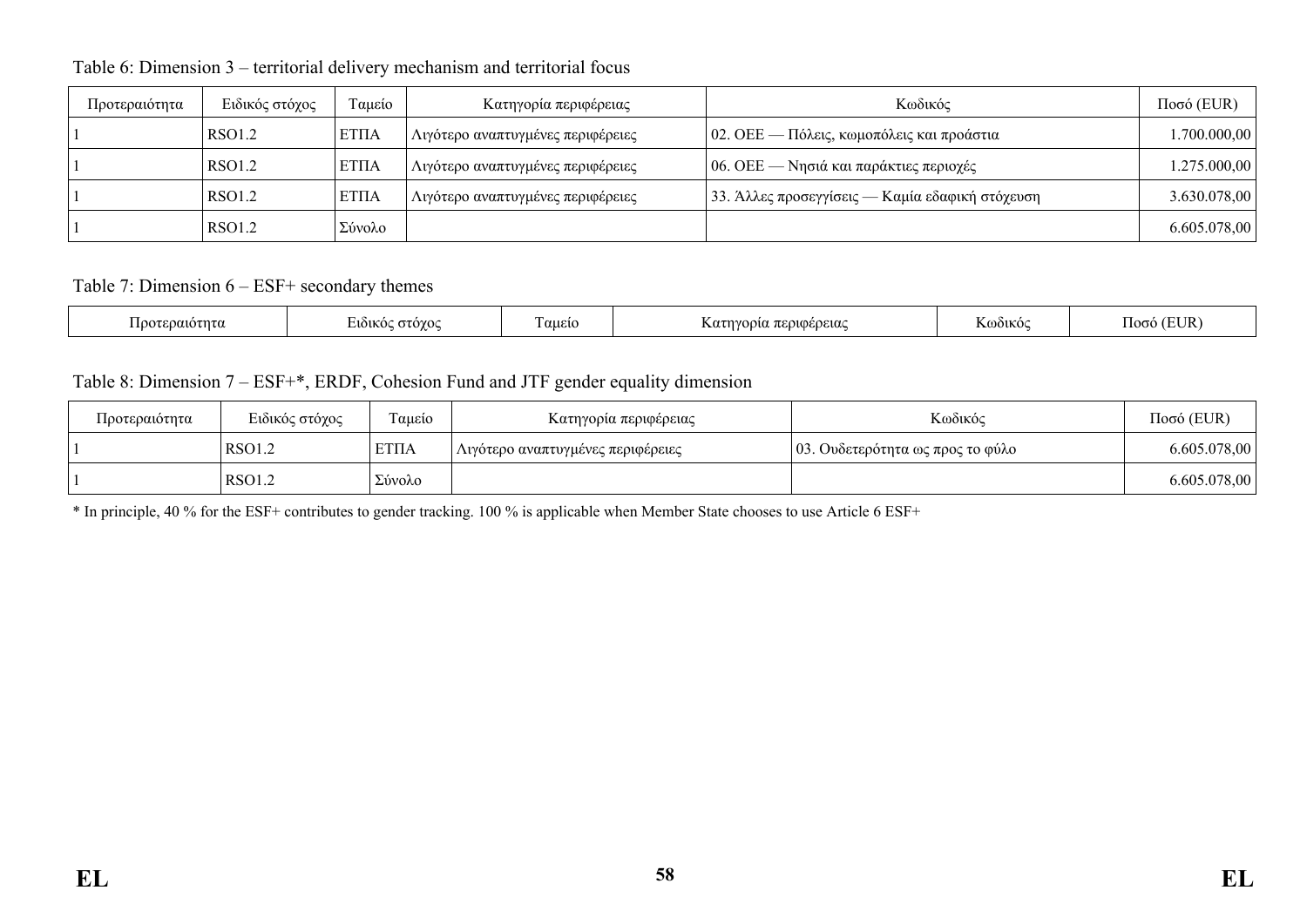Table 6: Dimension 3 – territorial delivery mechanism and territorial focus

| Προτεραιότητα | Ειδικός στόχος | Ταμείο | Κατηγορία περιφέρειας | Κωδικός | Ποσό (EUR) |
|---|---|---|---|---|---|
| 1 | RSO1.2 | ΕΤΠΑ | Λιγότερο αναπτυγμένες περιφέρειες | 02. ΟΕΕ — Πόλεις, κωμοπόλεις και προάστια | 1.700.000,00 |
| 1 | RSO1.2 | ΕΤΠΑ | Λιγότερο αναπτυγμένες περιφέρειες | 06. ΟΕΕ — Νησιά και παράκτιες περιοχές | 1.275.000,00 |
| 1 | RSO1.2 | ΕΤΠΑ | Λιγότερο αναπτυγμένες περιφέρειες | 33. Άλλες προσεγγίσεις — Καμία εδαφική στόχευση | 3.630.078,00 |
| 1 | RSO1.2 | Σύνολο | | | 6.605.078,00 |

Table 7: Dimension 6 – ESF+ secondary themes

| Προτεραιότητα | Ειδικός στόχος | Ταμείο | Κατηγορία περιφέρειας | Κωδικός | Ποσό (EUR) |
|---|---|---|---|---|---|

Table 8: Dimension 7 – ESF+*, ERDF, Cohesion Fund and JTF gender equality dimension

| Προτεραιότητα | Ειδικός στόχος | Ταμείο | Κατηγορία περιφέρειας | Κωδικός | Ποσό (EUR) |
|---|---|---|---|---|---|
| 1 | RSO1.2 | ΕΤΠΑ | Λιγότερο αναπτυγμένες περιφέρειες | 03. Ουδετερότητα ως προς το φύλο | 6.605.078,00 |
| 1 | RSO1.2 | Σύνολο | | | 6.605.078,00 |

* In principle, 40 % for the ESF+ contributes to gender tracking. 100 % is applicable when Member State chooses to use Article 6 ESF+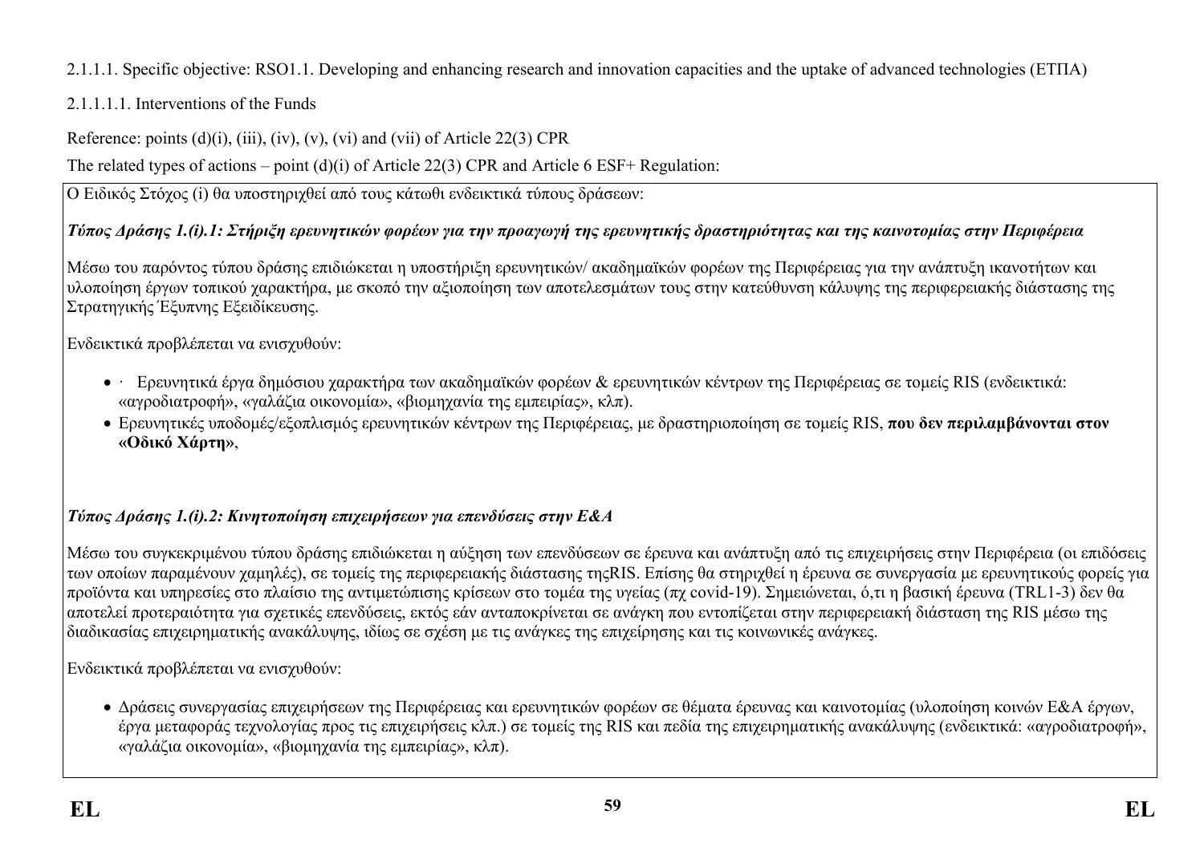2.1.1.1. Specific objective: RSO1.1. Developing and enhancing research and innovation capacities and the uptake of advanced technologies (ΕΤΠΑ)

2.1.1.1.1. Interventions of the Funds

Reference: points (d)(i), (iii), (iv), (v), (vi) and (vii) of Article 22(3) CPR

The related types of actions – point (d)(i) of Article 22(3) CPR and Article 6 ESF+ Regulation:

Ο Ειδικός Στόχος (i) θα υποστηριχθεί από τους κάτωθι ενδεικτικά τύπους δράσεων:

***Τύπος Δράσης 1.(i).1: Στήριξη ερευνητικών φορέων για την προαγωγή της ερευνητικής δραστηριότητας και της καινοτομίας στην Περιφέρεια***

Μέσω του παρόντος τύπου δράσης επιδιώκεται η υποστήριξη ερευνητικών/ ακαδημαϊκών φορέων της Περιφέρειας για την ανάπτυξη ικανοτήτων και υλοποίηση έργων τοπικού χαρακτήρα, με σκοπό την αξιοποίηση των αποτελεσμάτων τους στην κατεύθυνση κάλυψης της περιφερειακής διάστασης της Στρατηγικής Έξυπνης Εξειδίκευσης.

Ενδεικτικά προβλέπεται να ενισχυθούν:

- · Ερευνητικά έργα δημόσιου χαρακτήρα των ακαδημαϊκών φορέων & ερευνητικών κέντρων της Περιφέρειας σε τομείς RIS (ενδεικτικά: «αγροδιατροφή», «γαλάζια οικονομία», «βιομηχανία της εμπειρίας», κλπ).
- Ερευνητικές υποδομές/εξοπλισμός ερευνητικών κέντρων της Περιφέρειας, με δραστηριοποίηση σε τομείς RIS, **που δεν περιλαμβάνονται στον «Οδικό Χάρτη»**,

***Τύπος Δράσης 1.(i).2: Κινητοποίηση επιχειρήσεων για επενδύσεις στην Ε&Α***

Μέσω του συγκεκριμένου τύπου δράσης επιδιώκεται η αύξηση των επενδύσεων σε έρευνα και ανάπτυξη από τις επιχειρήσεις στην Περιφέρεια (οι επιδόσεις των οποίων παραμένουν χαμηλές), σε τομείς της περιφερειακής διάστασης τηςRIS. Επίσης θα στηριχθεί η έρευνα σε συνεργασία με ερευνητικούς φορείς για προϊόντα και υπηρεσίες στο πλαίσιο της αντιμετώπισης κρίσεων στο τομέα της υγείας (πχ covid-19). Σημειώνεται, ό,τι η βασική έρευνα (TRL1-3) δεν θα αποτελεί προτεραιότητα για σχετικές επενδύσεις, εκτός εάν ανταποκρίνεται σε ανάγκη που εντοπίζεται στην περιφερειακή διάσταση της RIS μέσω της διαδικασίας επιχειρηματικής ανακάλυψης, ιδίως σε σχέση με τις ανάγκες της επιχείρησης και τις κοινωνικές ανάγκες.

Ενδεικτικά προβλέπεται να ενισχυθούν:

- Δράσεις συνεργασίας επιχειρήσεων της Περιφέρειας και ερευνητικών φορέων σε θέματα έρευνας και καινοτομίας (υλοποίηση κοινών Ε&Α έργων, έργα μεταφοράς τεχνολογίας προς τις επιχειρήσεις κλπ.) σε τομείς της RIS και πεδία της επιχειρηματικής ανακάλυψης (ενδεικτικά: «αγροδιατροφή», «γαλάζια οικονομία», «βιομηχανία της εμπειρίας», κλπ).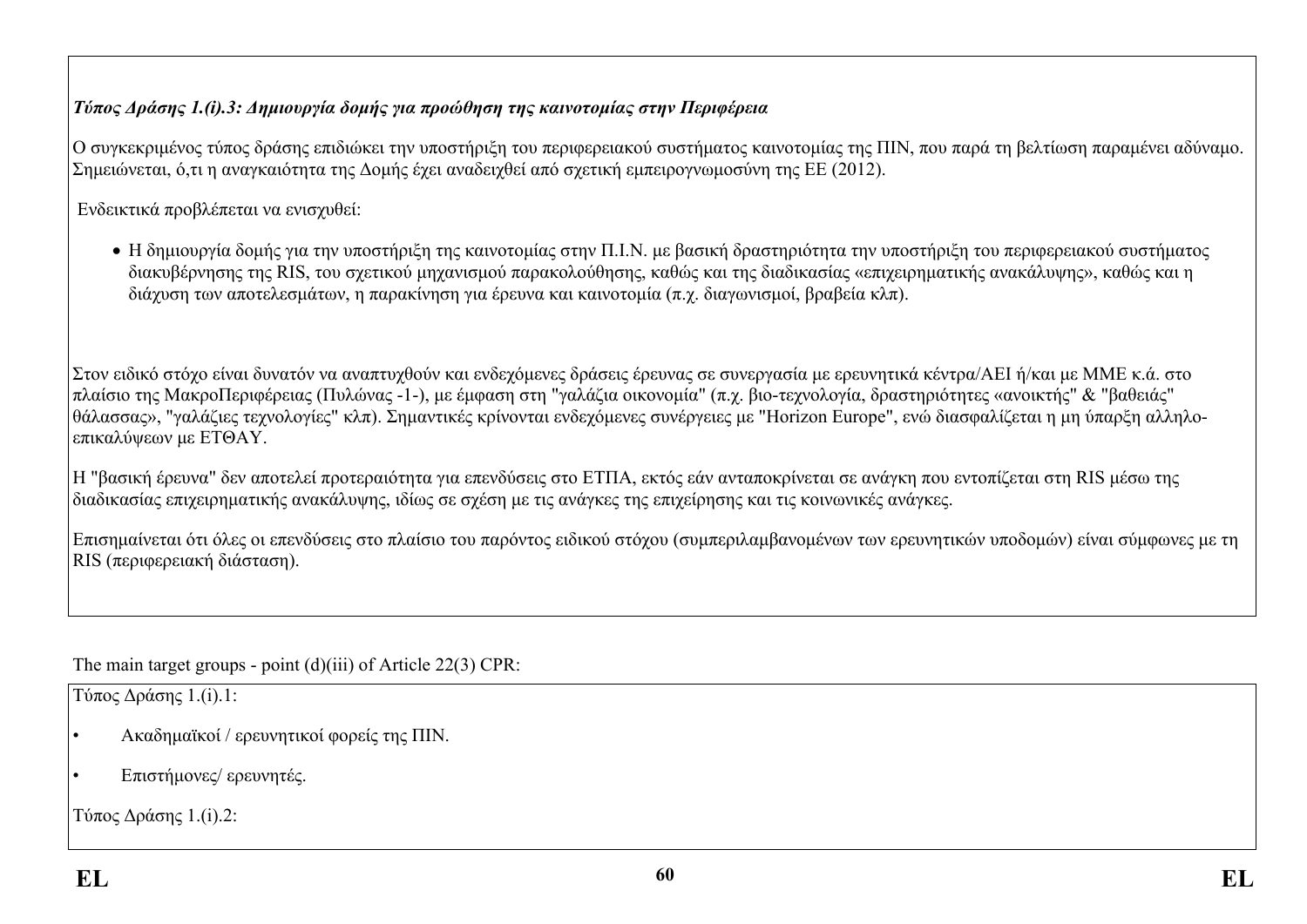***Τύπος Δράσης 1.(i).3: Δημιουργία δομής για προώθηση της καινοτομίας στην Περιφέρεια***

Ο συγκεκριμένος τύπος δράσης επιδιώκει την υποστήριξη του περιφερειακού συστήματος καινοτομίας της ΠΙΝ, που παρά τη βελτίωση παραμένει αδύναμο. Σημειώνεται, ό,τι η αναγκαιότητα της Δομής έχει αναδειχθεί από σχετική εμπειρογνωμοσύνη της ΕΕ (2012).

Ενδεικτικά προβλέπεται να ενισχυθεί:

- Η δημιουργία δομής για την υποστήριξη της καινοτομίας στην Π.Ι.Ν. με βασική δραστηριότητα την υποστήριξη του περιφερειακού συστήματος διακυβέρνησης της RIS, του σχετικού μηχανισμού παρακολούθησης, καθώς και της διαδικασίας «επιχειρηματικής ανακάλυψης», καθώς και η διάχυση των αποτελεσμάτων, η παρακίνηση για έρευνα και καινοτομία (π.χ. διαγωνισμοί, βραβεία κλπ).

Στον ειδικό στόχο είναι δυνατόν να αναπτυχθούν και ενδεχόμενες δράσεις έρευνας σε συνεργασία με ερευνητικά κέντρα/ΑΕΙ ή/και με ΜΜΕ κ.ά. στο πλαίσιο της ΜακροΠεριφέρειας (Πυλώνας -1-), με έμφαση στη "γαλάζια οικονομία" (π.χ. βιο-τεχνολογία, δραστηριότητες «ανοικτής" & "βαθειάς" θάλασσας», "γαλάζιες τεχνολογίες" κλπ). Σημαντικές κρίνονται ενδεχόμενες συνέργειες με "Horizon Europe", ενώ διασφαλίζεται η μη ύπαρξη αλληλο-επικαλύψεων με ΕΤΘΑΥ.

Η "βασική έρευνα" δεν αποτελεί προτεραιότητα για επενδύσεις στο ΕΤΠΑ, εκτός εάν ανταποκρίνεται σε ανάγκη που εντοπίζεται στη RIS μέσω της διαδικασίας επιχειρηματικής ανακάλυψης, ιδίως σε σχέση με τις ανάγκες της επιχείρησης και τις κοινωνικές ανάγκες.

Επισημαίνεται ότι όλες οι επενδύσεις στο πλαίσιο του παρόντος ειδικού στόχου (συμπεριλαμβανομένων των ερευνητικών υποδομών) είναι σύμφωνες με τη RIS (περιφερειακή διάσταση).

The main target groups - point (d)(iii) of Article 22(3) CPR:

Τύπος Δράσης 1.(i).1:

- Ακαδημαϊκοί / ερευνητικοί φορείς της ΠΙΝ.
- Επιστήμονες/ ερευνητές.

Τύπος Δράσης 1.(i).2: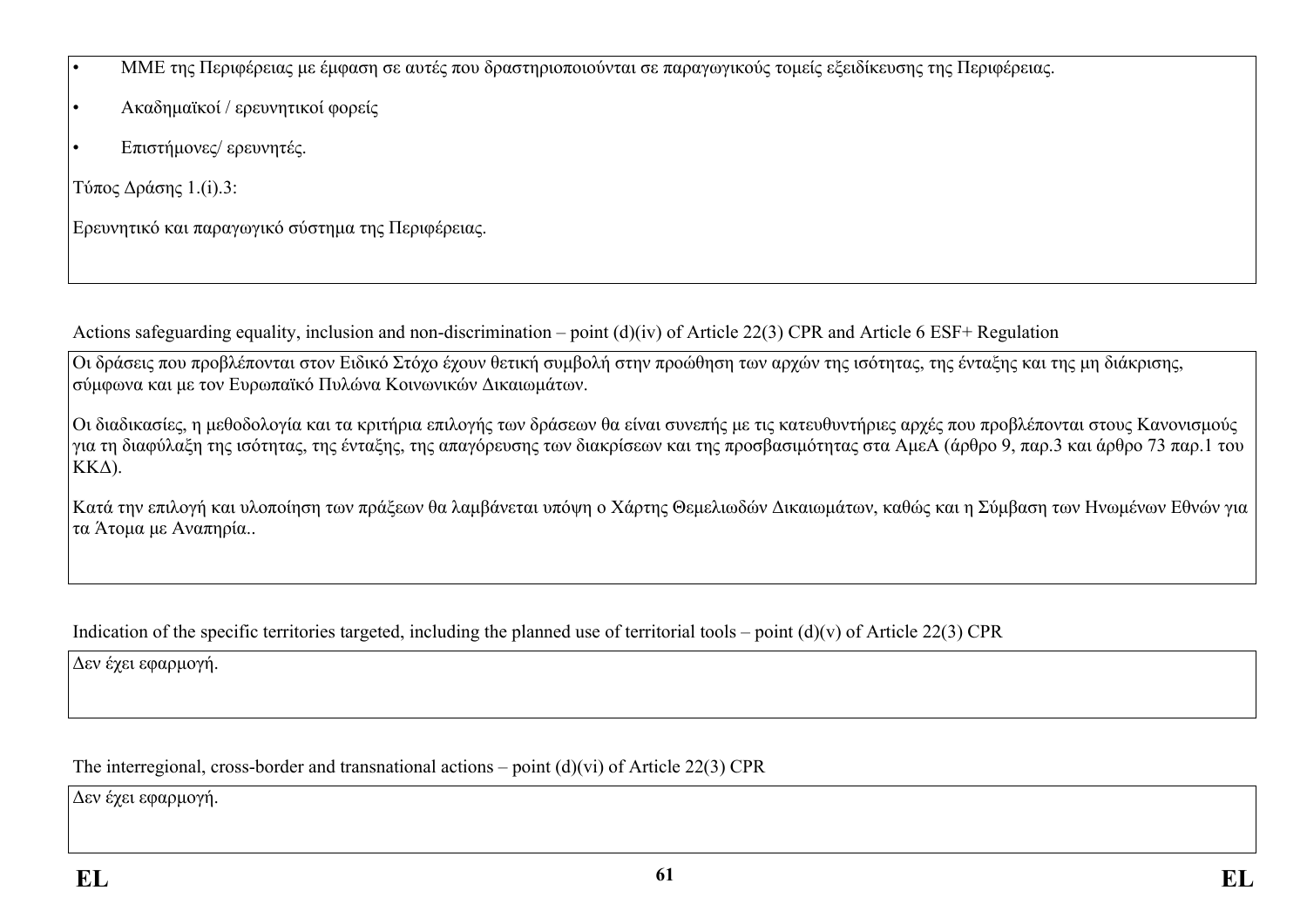- ΜΜΕ της Περιφέρειας με έμφαση σε αυτές που δραστηριοποιούνται σε παραγωγικούς τομείς εξειδίκευσης της Περιφέρειας.
- Ακαδημαϊκοί / ερευνητικοί φορείς
- Επιστήμονες/ ερευνητές.

Τύπος Δράσης 1.(i).3:

Ερευνητικό και παραγωγικό σύστημα της Περιφέρειας.

Actions safeguarding equality, inclusion and non-discrimination – point (d)(iv) of Article 22(3) CPR and Article 6 ESF+ Regulation

Οι δράσεις που προβλέπονται στον Ειδικό Στόχο έχουν θετική συμβολή στην προώθηση των αρχών της ισότητας, της ένταξης και της μη διάκρισης, σύμφωνα και με τον Ευρωπαϊκό Πυλώνα Κοινωνικών Δικαιωμάτων.

Οι διαδικασίες, η μεθοδολογία και τα κριτήρια επιλογής των δράσεων θα είναι συνεπής με τις κατευθυντήριες αρχές που προβλέπονται στους Κανονισμούς για τη διαφύλαξη της ισότητας, της ένταξης, της απαγόρευσης των διακρίσεων και της προσβασιμότητας στα ΑμεΑ (άρθρο 9, παρ.3 και άρθρο 73 παρ.1 του ΚΚΔ).

Κατά την επιλογή και υλοποίηση των πράξεων θα λαμβάνεται υπόψη ο Χάρτης Θεμελιωδών Δικαιωμάτων, καθώς και η Σύμβαση των Ηνωμένων Εθνών για τα Άτομα με Αναπηρία..

Indication of the specific territories targeted, including the planned use of territorial tools – point (d)(v) of Article 22(3) CPR

Δεν έχει εφαρμογή.

The interregional, cross-border and transnational actions – point (d)(vi) of Article 22(3) CPR

Δεν έχει εφαρμογή.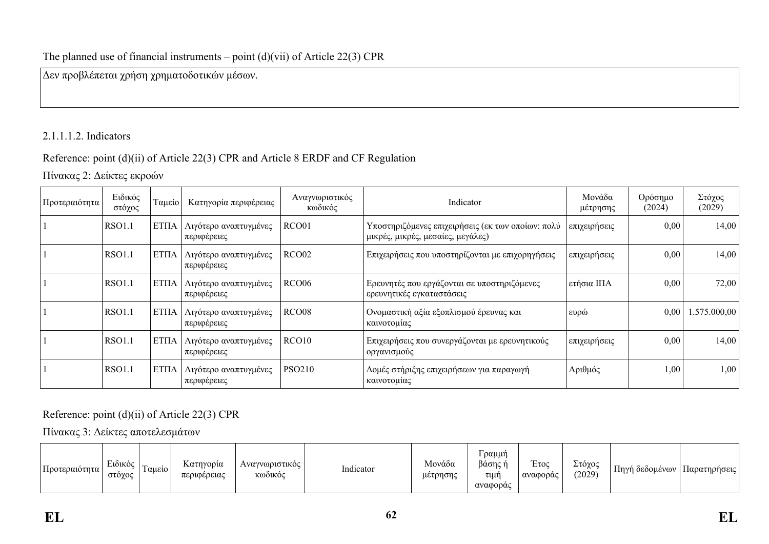The planned use of financial instruments – point (d)(vii) of Article 22(3) CPR

Δεν προβλέπεται χρήση χρηματοδοτικών μέσων.

2.1.1.1.2. Indicators

Reference: point (d)(ii) of Article 22(3) CPR and Article 8 ERDF and CF Regulation

Πίνακας 2: Δείκτες εκροών

| Προτεραιότητα | Ειδικός στόχος | Ταμείο | Κατηγορία περιφέρειας | Αναγνωριστικός κωδικός | Indicator | Μονάδα μέτρησης | Ορόσημο (2024) | Στόχος (2029) |
|---|---|---|---|---|---|---|---|---|
| 1 | RSO1.1 | ΕΤΠΑ | Λιγότερο αναπτυγμένες περιφέρειες | RCO01 | Υποστηριζόμενες επιχειρήσεις (εκ των οποίων: πολύ μικρές, μικρές, μεσαίες, μεγάλες) | επιχειρήσεις | 0,00 | 14,00 |
| 1 | RSO1.1 | ΕΤΠΑ | Λιγότερο αναπτυγμένες περιφέρειες | RCO02 | Επιχειρήσεις που υποστηρίζονται με επιχορηγήσεις | επιχειρήσεις | 0,00 | 14,00 |
| 1 | RSO1.1 | ΕΤΠΑ | Λιγότερο αναπτυγμένες περιφέρειες | RCO06 | Ερευνητές που εργάζονται σε υποστηριζόμενες ερευνητικές εγκαταστάσεις | ετήσια ΙΠΑ | 0,00 | 72,00 |
| 1 | RSO1.1 | ΕΤΠΑ | Λιγότερο αναπτυγμένες περιφέρειες | RCO08 | Ονομαστική αξία εξοπλισμού έρευνας και καινοτομίας | ευρώ | 0,00 | 1.575.000,00 |
| 1 | RSO1.1 | ΕΤΠΑ | Λιγότερο αναπτυγμένες περιφέρειες | RCO10 | Επιχειρήσεις που συνεργάζονται με ερευνητικούς οργανισμούς | επιχειρήσεις | 0,00 | 14,00 |
| 1 | RSO1.1 | ΕΤΠΑ | Λιγότερο αναπτυγμένες περιφέρειες | PSO210 | Δομές στήριξης επιχειρήσεων για παραγωγή καινοτομίας | Αριθμός | 1,00 | 1,00 |

Reference: point (d)(ii) of Article 22(3) CPR

Πίνακας 3: Δείκτες αποτελεσμάτων

| Προτεραιότητα | Ειδικός στόχος | Ταμείο | Κατηγορία περιφέρειας | Αναγνωριστικός κωδικός | Indicator | Μονάδα μέτρησης | Γραμμή βάσης ή τιμή αναφοράς | Έτος αναφοράς | Στόχος (2029) | Πηγή δεδομένων | Παρατηρήσεις |
|---|---|---|---|---|---|---|---|---|---|---|---|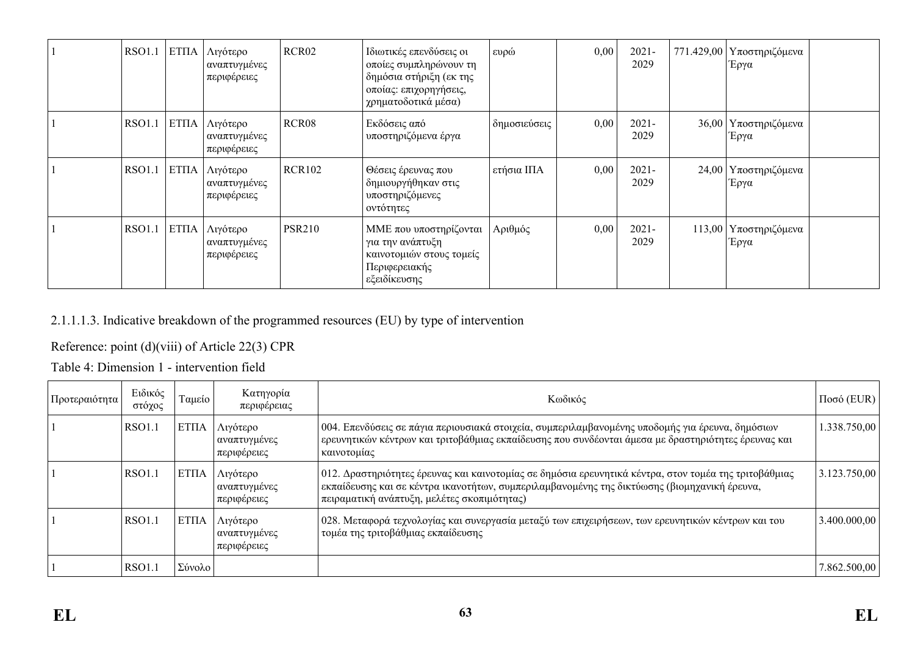| | | | | | | | | | | | |
|---|---|---|---|---|---|---|---|---|---|---|---|
| 1 | RSO1.1 | ΕΤΠΑ | Λιγότερο αναπτυγμένες περιφέρειες | RCR02 | Ιδιωτικές επενδύσεις οι οποίες συμπληρώνουν τη δημόσια στήριξη (εκ της οποίας: επιχορηγήσεις, χρηματοδοτικά μέσα) | ευρώ | 0,00 | 2021-2029 | 771.429,00 | Υποστηριζόμενα Έργα | |
| 1 | RSO1.1 | ΕΤΠΑ | Λιγότερο αναπτυγμένες περιφέρειες | RCR08 | Εκδόσεις από υποστηριζόμενα έργα | δημοσιεύσεις | 0,00 | 2021-2029 | 36,00 | Υποστηριζόμενα Έργα | |
| 1 | RSO1.1 | ΕΤΠΑ | Λιγότερο αναπτυγμένες περιφέρειες | RCR102 | Θέσεις έρευνας που δημιουργήθηκαν στις υποστηριζόμενες οντότητες | ετήσια ΙΠΑ | 0,00 | 2021-2029 | 24,00 | Υποστηριζόμενα Έργα | |
| 1 | RSO1.1 | ΕΤΠΑ | Λιγότερο αναπτυγμένες περιφέρειες | PSR210 | ΜΜΕ που υποστηρίζονται για την ανάπτυξη καινοτομιών στους τομείς Περιφερειακής εξειδίκευσης | Αριθμός | 0,00 | 2021-2029 | 113,00 | Υποστηριζόμενα Έργα | |

2.1.1.1.3. Indicative breakdown of the programmed resources (EU) by type of intervention

Reference: point (d)(viii) of Article 22(3) CPR

Table 4: Dimension 1 - intervention field

| Προτεραιότητα | Ειδικός στόχος | Ταμείο | Κατηγορία περιφέρειας | Κωδικός | Ποσό (EUR) |
|---|---|---|---|---|---|
| 1 | RSO1.1 | ΕΤΠΑ | Λιγότερο αναπτυγμένες περιφέρειες | 004. Επενδύσεις σε πάγια περιουσιακά στοιχεία, συμπεριλαμβανομένης υποδομής για έρευνα, δημόσιων ερευνητικών κέντρων και τριτοβάθμιας εκπαίδευσης που συνδέονται άμεσα με δραστηριότητες έρευνας και καινοτομίας | 1.338.750,00 |
| 1 | RSO1.1 | ΕΤΠΑ | Λιγότερο αναπτυγμένες περιφέρειες | 012. Δραστηριότητες έρευνας και καινοτομίας σε δημόσια ερευνητικά κέντρα, στον τομέα της τριτοβάθμιας εκπαίδευσης και σε κέντρα ικανοτήτων, συμπεριλαμβανομένης της δικτύωσης (βιομηχανική έρευνα, πειραματική ανάπτυξη, μελέτες σκοπιμότητας) | 3.123.750,00 |
| 1 | RSO1.1 | ΕΤΠΑ | Λιγότερο αναπτυγμένες περιφέρειες | 028. Μεταφορά τεχνολογίας και συνεργασία μεταξύ των επιχειρήσεων, των ερευνητικών κέντρων και του τομέα της τριτοβάθμιας εκπαίδευσης | 3.400.000,00 |
| 1 | RSO1.1 | Σύνολο | | | 7.862.500,00 |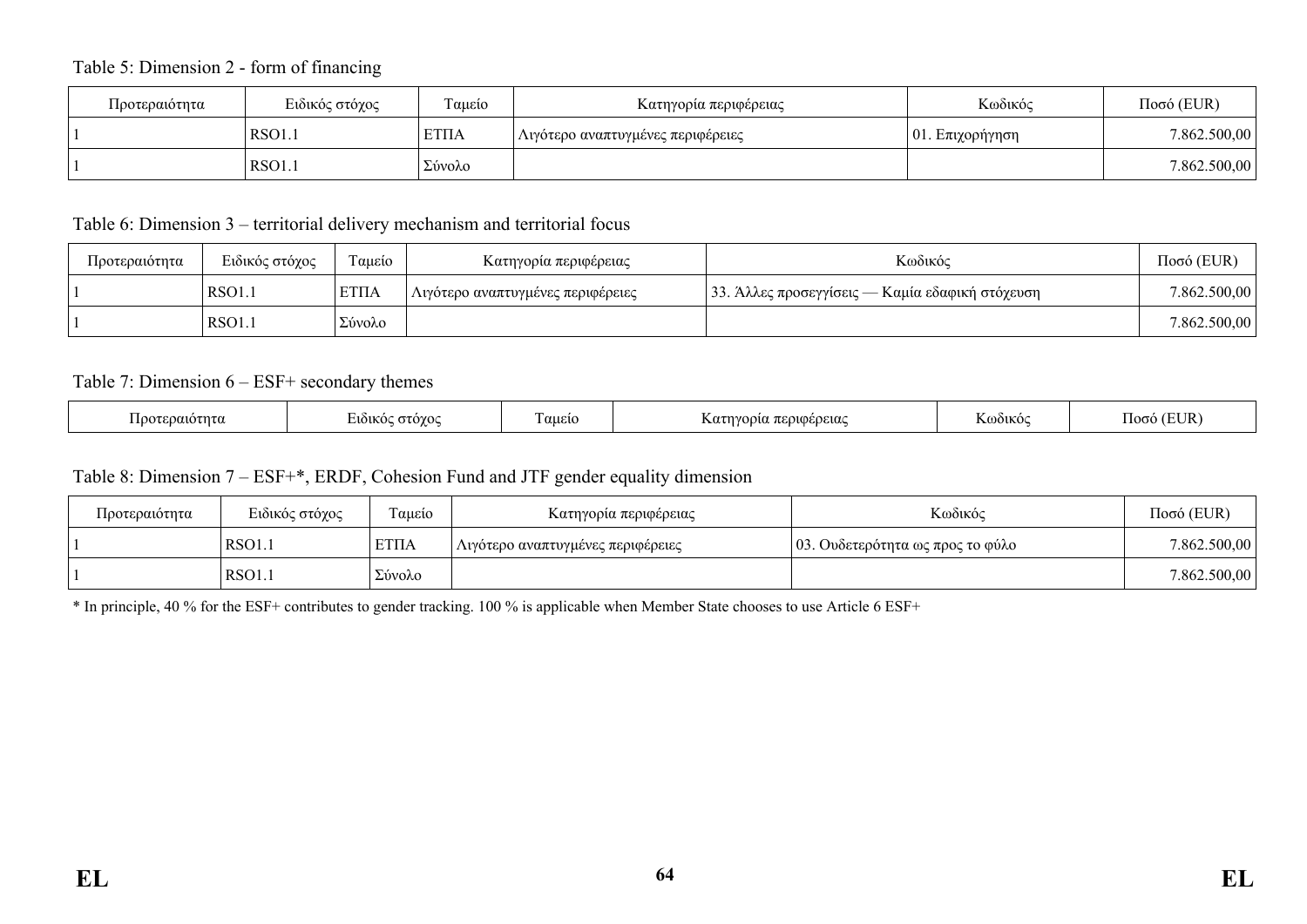Table 5: Dimension 2 - form of financing

| Προτεραιότητα | Ειδικός στόχος | Ταμείο | Κατηγορία περιφέρειας | Κωδικός | Ποσό (EUR) |
| --- | --- | --- | --- | --- | --- |
| 1 | RSO1.1 | ΕΤΠΑ | Λιγότερο αναπτυγμένες περιφέρειες | 01. Επιχορήγηση | 7.862.500,00 |
| 1 | RSO1.1 | Σύνολο | | | 7.862.500,00 |

Table 6: Dimension 3 – territorial delivery mechanism and territorial focus

| Προτεραιότητα | Ειδικός στόχος | Ταμείο | Κατηγορία περιφέρειας | Κωδικός | Ποσό (EUR) |
| --- | --- | --- | --- | --- | --- |
| 1 | RSO1.1 | ΕΤΠΑ | Λιγότερο αναπτυγμένες περιφέρειες | 33. Άλλες προσεγγίσεις — Καμία εδαφική στόχευση | 7.862.500,00 |
| 1 | RSO1.1 | Σύνολο | | | 7.862.500,00 |

Table 7: Dimension 6 – ESF+ secondary themes

| Προτεραιότητα | Ειδικός στόχος | Ταμείο | Κατηγορία περιφέρειας | Κωδικός | Ποσό (EUR) |
| --- | --- | --- | --- | --- | --- |

Table 8: Dimension 7 – ESF+*, ERDF, Cohesion Fund and JTF gender equality dimension

| Προτεραιότητα | Ειδικός στόχος | Ταμείο | Κατηγορία περιφέρειας | Κωδικός | Ποσό (EUR) |
| --- | --- | --- | --- | --- | --- |
| 1 | RSO1.1 | ΕΤΠΑ | Λιγότερο αναπτυγμένες περιφέρειες | 03. Ουδετερότητα ως προς το φύλο | 7.862.500,00 |
| 1 | RSO1.1 | Σύνολο | | | 7.862.500,00 |

* In principle, 40 % for the ESF+ contributes to gender tracking. 100 % is applicable when Member State chooses to use Article 6 ESF+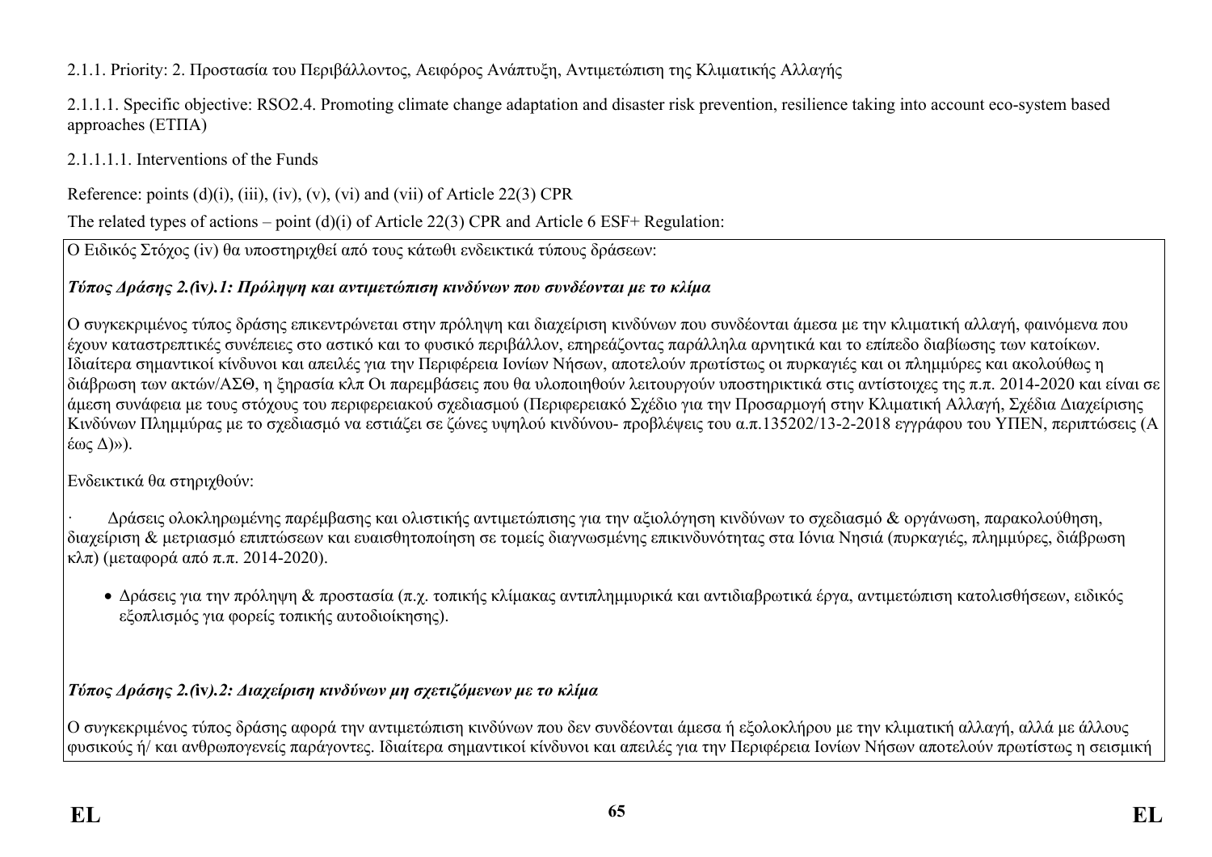2.1.1. Priority: 2. Προστασία του Περιβάλλοντος, Αειφόρος Ανάπτυξη, Αντιμετώπιση της Κλιματικής Αλλαγής

2.1.1.1. Specific objective: RSO2.4. Promoting climate change adaptation and disaster risk prevention, resilience taking into account eco-system based approaches (ΕΤΠΑ)

2.1.1.1.1. Interventions of the Funds

Reference: points (d)(i), (iii), (iv), (v), (vi) and (vii) of Article 22(3) CPR

The related types of actions – point (d)(i) of Article 22(3) CPR and Article 6 ESF+ Regulation:

Ο Ειδικός Στόχος (iv) θα υποστηριχθεί από τους κάτωθι ενδεικτικά τύπους δράσεων:

***Τύπος Δράσης 2.(iv).1: Πρόληψη και αντιμετώπιση κινδύνων που συνδέονται με το κλίμα***

Ο συγκεκριμένος τύπος δράσης επικεντρώνεται στην πρόληψη και διαχείριση κινδύνων που συνδέονται άμεσα με την κλιματική αλλαγή, φαινόμενα που έχουν καταστρεπτικές συνέπειες στο αστικό και το φυσικό περιβάλλον, επηρεάζοντας παράλληλα αρνητικά και το επίπεδο διαβίωσης των κατοίκων. Ιδιαίτερα σημαντικοί κίνδυνοι και απειλές για την Περιφέρεια Ιονίων Νήσων, αποτελούν πρωτίστως οι πυρκαγιές και οι πλημμύρες και ακολούθως η διάβρωση των ακτών/ΑΣΘ, η ξηρασία κλπ Οι παρεμβάσεις που θα υλοποιηθούν λειτουργούν υποστηρικτικά στις αντίστοιχες της π.π. 2014-2020 και είναι σε άμεση συνάφεια με τους στόχους του περιφερειακού σχεδιασμού (Περιφερειακό Σχέδιο για την Προσαρμογή στην Κλιματική Αλλαγή, Σχέδια Διαχείρισης Κινδύνων Πλημμύρας με το σχεδιασμό να εστιάζει σε ζώνες υψηλού κινδύνου- προβλέψεις του α.π.135202/13-2-2018 εγγράφου του ΥΠΕΝ, περιπτώσεις (Α έως Δ)»).

Ενδεικτικά θα στηριχθούν:

· Δράσεις ολοκληρωμένης παρέμβασης και ολιστικής αντιμετώπισης για την αξιολόγηση κινδύνων το σχεδιασμό & οργάνωση, παρακολούθηση, διαχείριση & μετριασμό επιπτώσεων και ευαισθητοποίηση σε τομείς διαγνωσμένης επικινδυνότητας στα Ιόνια Νησιά (πυρκαγιές, πλημμύρες, διάβρωση κλπ) (μεταφορά από π.π. 2014-2020).

- Δράσεις για την πρόληψη & προστασία (π.χ. τοπικής κλίμακας αντιπλημμυρικά και αντιδιαβρωτικά έργα, αντιμετώπιση κατολισθήσεων, ειδικός εξοπλισμός για φορείς τοπικής αυτοδιοίκησης).

***Τύπος Δράσης 2.(iv).2: Διαχείριση κινδύνων μη σχετιζόμενων με το κλίμα***

Ο συγκεκριμένος τύπος δράσης αφορά την αντιμετώπιση κινδύνων που δεν συνδέονται άμεσα ή εξολοκλήρου με την κλιματική αλλαγή, αλλά με άλλους φυσικούς ή/ και ανθρωπογενείς παράγοντες. Ιδιαίτερα σημαντικοί κίνδυνοι και απειλές για την Περιφέρεια Ιονίων Νήσων αποτελούν πρωτίστως η σεισμική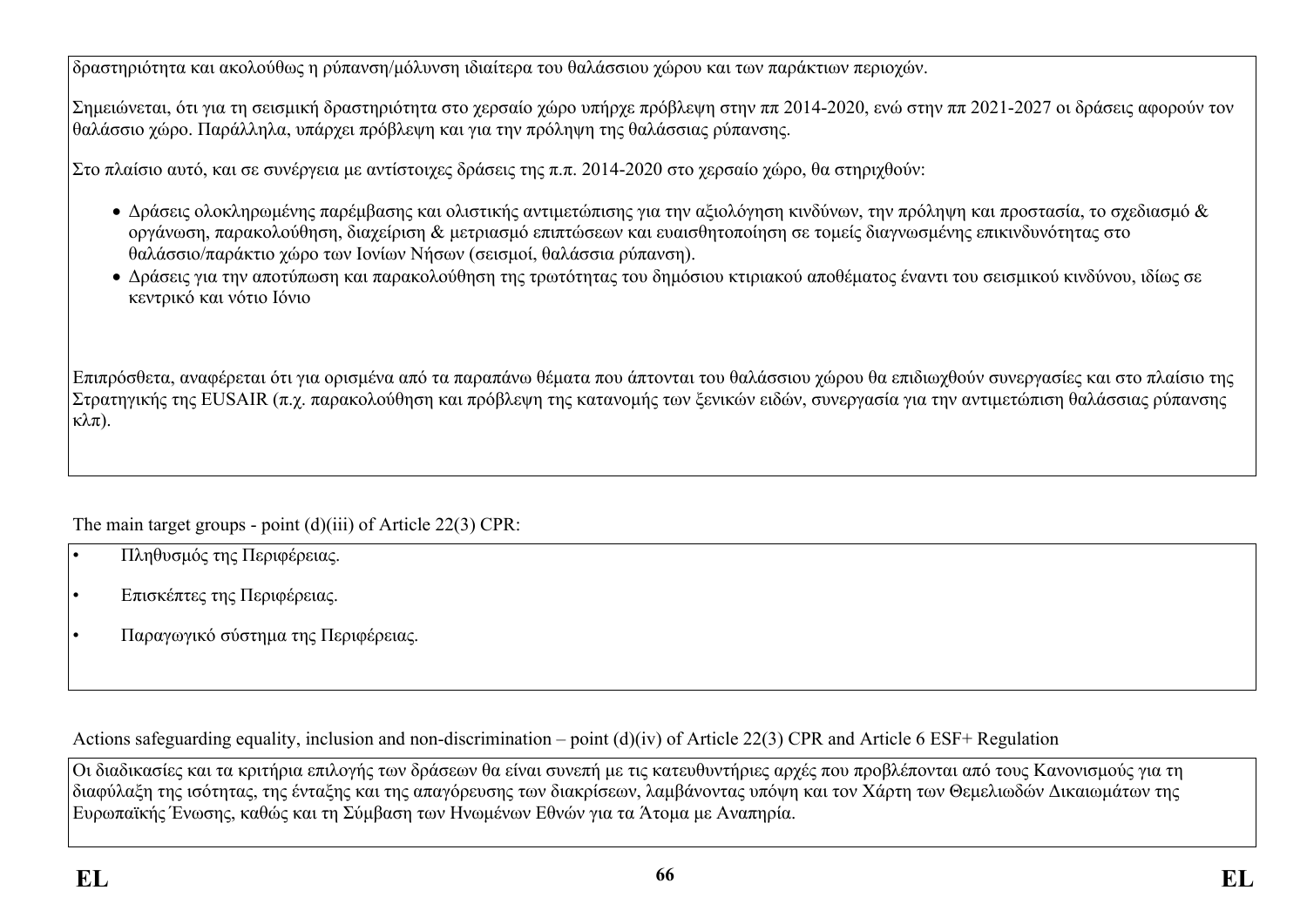δραστηριότητα και ακολούθως η ρύπανση/μόλυνση ιδιαίτερα του θαλάσσιου χώρου και των παράκτιων περιοχών.

Σημειώνεται, ότι για τη σεισμική δραστηριότητα στο χερσαίο χώρο υπήρχε πρόβλεψη στην ππ 2014-2020, ενώ στην ππ 2021-2027 οι δράσεις αφορούν τον θαλάσσιο χώρο. Παράλληλα, υπάρχει πρόβλεψη και για την πρόληψη της θαλάσσιας ρύπανσης.

Στο πλαίσιο αυτό, και σε συνέργεια με αντίστοιχες δράσεις της π.π. 2014-2020 στο χερσαίο χώρο, θα στηριχθούν:

- Δράσεις ολοκληρωμένης παρέμβασης και ολιστικής αντιμετώπισης για την αξιολόγηση κινδύνων, την πρόληψη και προστασία, το σχεδιασμό & οργάνωση, παρακολούθηση, διαχείριση & μετριασμό επιπτώσεων και ευαισθητοποίηση σε τομείς διαγνωσμένης επικινδυνότητας στο θαλάσσιο/παράκτιο χώρο των Ιονίων Νήσων (σεισμοί, θαλάσσια ρύπανση).
- Δράσεις για την αποτύπωση και παρακολούθηση της τρωτότητας του δημόσιου κτιριακού αποθέματος έναντι του σεισμικού κινδύνου, ιδίως σε κεντρικό και νότιο Ιόνιο

Επιπρόσθετα, αναφέρεται ότι για ορισμένα από τα παραπάνω θέματα που άπτονται του θαλάσσιου χώρου θα επιδιωχθούν συνεργασίες και στο πλαίσιο της Στρατηγικής της EUSAIR (π.χ. παρακολούθηση και πρόβλεψη της κατανομής των ξενικών ειδών, συνεργασία για την αντιμετώπιση θαλάσσιας ρύπανσης κλπ).

The main target groups - point (d)(iii) of Article 22(3) CPR:

- Πληθυσμός της Περιφέρειας.
- Επισκέπτες της Περιφέρειας.
- Παραγωγικό σύστημα της Περιφέρειας.

Actions safeguarding equality, inclusion and non-discrimination – point (d)(iv) of Article 22(3) CPR and Article 6 ESF+ Regulation

Οι διαδικασίες και τα κριτήρια επιλογής των δράσεων θα είναι συνεπή με τις κατευθυντήριες αρχές που προβλέπονται από τους Κανονισμούς για τη διαφύλαξη της ισότητας, της ένταξης και της απαγόρευσης των διακρίσεων, λαμβάνοντας υπόψη και τον Χάρτη των Θεμελιωδών Δικαιωμάτων της Ευρωπαϊκής Ένωσης, καθώς και τη Σύμβαση των Ηνωμένων Εθνών για τα Άτομα με Αναπηρία.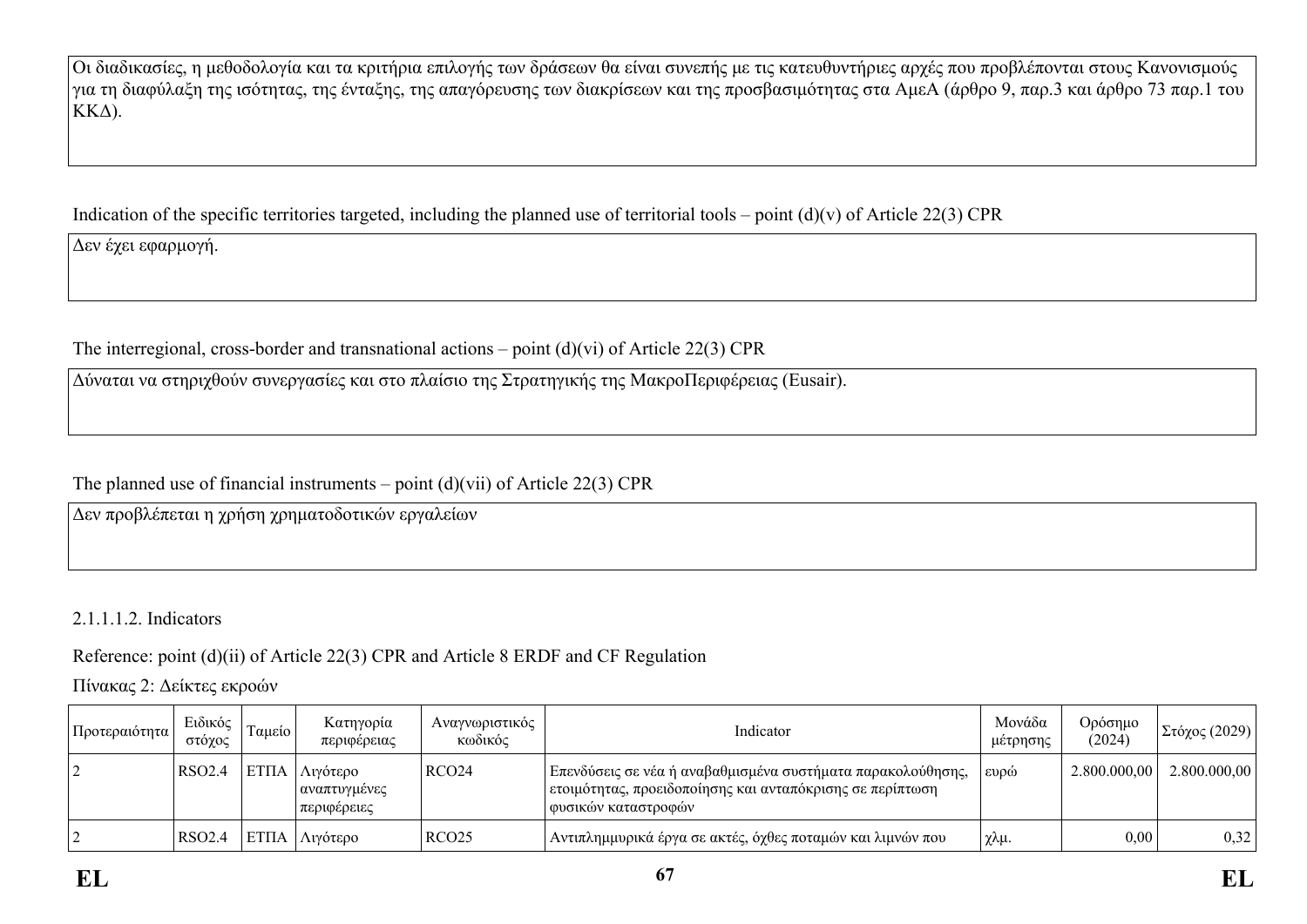Οι διαδικασίες, η μεθοδολογία και τα κριτήρια επιλογής των δράσεων θα είναι συνεπής με τις κατευθυντήριες αρχές που προβλέπονται στους Κανονισμούς για τη διαφύλαξη της ισότητας, της ένταξης, της απαγόρευσης των διακρίσεων και της προσβασιμότητας στα ΑμεΑ (άρθρο 9, παρ.3 και άρθρο 73 παρ.1 του ΚΚΔ).

Indication of the specific territories targeted, including the planned use of territorial tools – point (d)(v) of Article 22(3) CPR

Δεν έχει εφαρμογή.

The interregional, cross-border and transnational actions – point (d)(vi) of Article 22(3) CPR

Δύναται να στηριχθούν συνεργασίες και στο πλαίσιο της Στρατηγικής της ΜακροΠεριφέρειας (Eusair).

The planned use of financial instruments – point (d)(vii) of Article 22(3) CPR

Δεν προβλέπεται η χρήση χρηματοδοτικών εργαλείων

2.1.1.1.2. Indicators

Reference: point (d)(ii) of Article 22(3) CPR and Article 8 ERDF and CF Regulation

Πίνακας 2: Δείκτες εκροών

| Προτεραιότητα | Ειδικός στόχος | Ταμείο | Κατηγορία περιφέρειας | Αναγνωριστικός κωδικός | Indicator | Μονάδα μέτρησης | Ορόσημο (2024) | Στόχος (2029) |
|---|---|---|---|---|---|---|---|---|
| 2 | RSO2.4 | ΕΤΠΑ | Λιγότερο αναπτυγμένες περιφέρειες | RCO24 | Επενδύσεις σε νέα ή αναβαθμισμένα συστήματα παρακολούθησης, ετοιμότητας, προειδοποίησης και ανταπόκρισης σε περίπτωση φυσικών καταστροφών | ευρώ | 2.800.000,00 | 2.800.000,00 |
| 2 | RSO2.4 | ΕΤΠΑ | Λιγότερο | RCO25 | Αντιπλημμυρικά έργα σε ακτές, όχθες ποταμών και λιμνών που | χλμ. | 0,00 | 0,32 |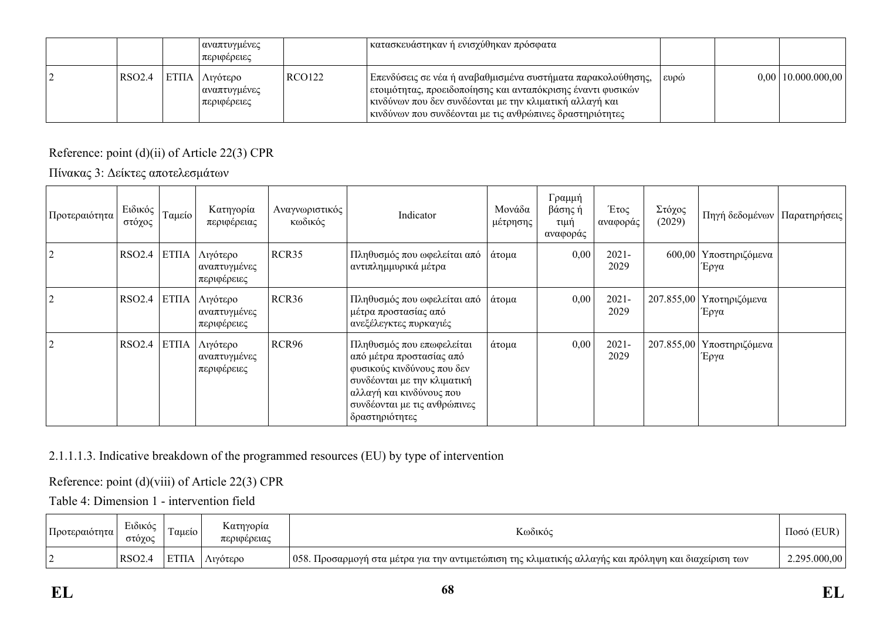| | | | αναπτυγμένες περιφέρειες | | κατασκευάστηκαν ή ενισχύθηκαν πρόσφατα | | | |
|---|---|---|---|---|---|---|---|---|
| 2 | RSO2.4 | ΕΤΠΑ | Λιγότερο αναπτυγμένες περιφέρειες | RCO122 | Επενδύσεις σε νέα ή αναβαθμισμένα συστήματα παρακολούθησης, ετοιμότητας, προειδοποίησης και ανταπόκρισης έναντι φυσικών κινδύνων που δεν συνδέονται με την κλιματική αλλαγή και κινδύνων που συνδέονται με τις ανθρώπινες δραστηριότητες | ευρώ | 0,00 | 10.000.000,00 |

Reference: point (d)(ii) of Article 22(3) CPR

Πίνακας 3: Δείκτες αποτελεσμάτων

| Προτεραιότητα | Ειδικός στόχος | Ταμείο | Κατηγορία περιφέρειας | Αναγνωριστικός κωδικός | Indicator | Μονάδα μέτρησης | Γραμμή βάσης ή τιμή αναφοράς | Έτος αναφοράς | Στόχος (2029) | Πηγή δεδομένων | Παρατηρήσεις |
|---|---|---|---|---|---|---|---|---|---|---|---|
| 2 | RSO2.4 | ΕΤΠΑ | Λιγότερο αναπτυγμένες περιφέρειες | RCR35 | Πληθυσμός που ωφελείται από αντιπλημμυρικά μέτρα | άτομα | 0,00 | 2021-2029 | 600,00 | Υποστηριζόμενα Έργα | |
| 2 | RSO2.4 | ΕΤΠΑ | Λιγότερο αναπτυγμένες περιφέρειες | RCR36 | Πληθυσμός που ωφελείται από μέτρα προστασίας από ανεξέλεγκτες πυρκαγιές | άτομα | 0,00 | 2021-2029 | 207.855,00 | Υποτηριζόμενα Έργα | |
| 2 | RSO2.4 | ΕΤΠΑ | Λιγότερο αναπτυγμένες περιφέρειες | RCR96 | Πληθυσμός που επωφελείται από μέτρα προστασίας από φυσικούς κινδύνους που δεν συνδέονται με την κλιματική αλλαγή και κινδύνους που συνδέονται με τις ανθρώπινες δραστηριότητες | άτομα | 0,00 | 2021-2029 | 207.855,00 | Υποστηριζόμενα Έργα | |

2.1.1.1.3. Indicative breakdown of the programmed resources (EU) by type of intervention

Reference: point (d)(viii) of Article 22(3) CPR

Table 4: Dimension 1 - intervention field

| Προτεραιότητα | Ειδικός στόχος | Ταμείο | Κατηγορία περιφέρειας | Κωδικός | Ποσό (EUR) |
|---|---|---|---|---|---|
| 2 | RSO2.4 | ΕΤΠΑ | Λιγότερο | 058. Προσαρμογή στα μέτρα για την αντιμετώπιση της κλιματικής αλλαγής και πρόληψη και διαχείριση των | 2.295.000,00 |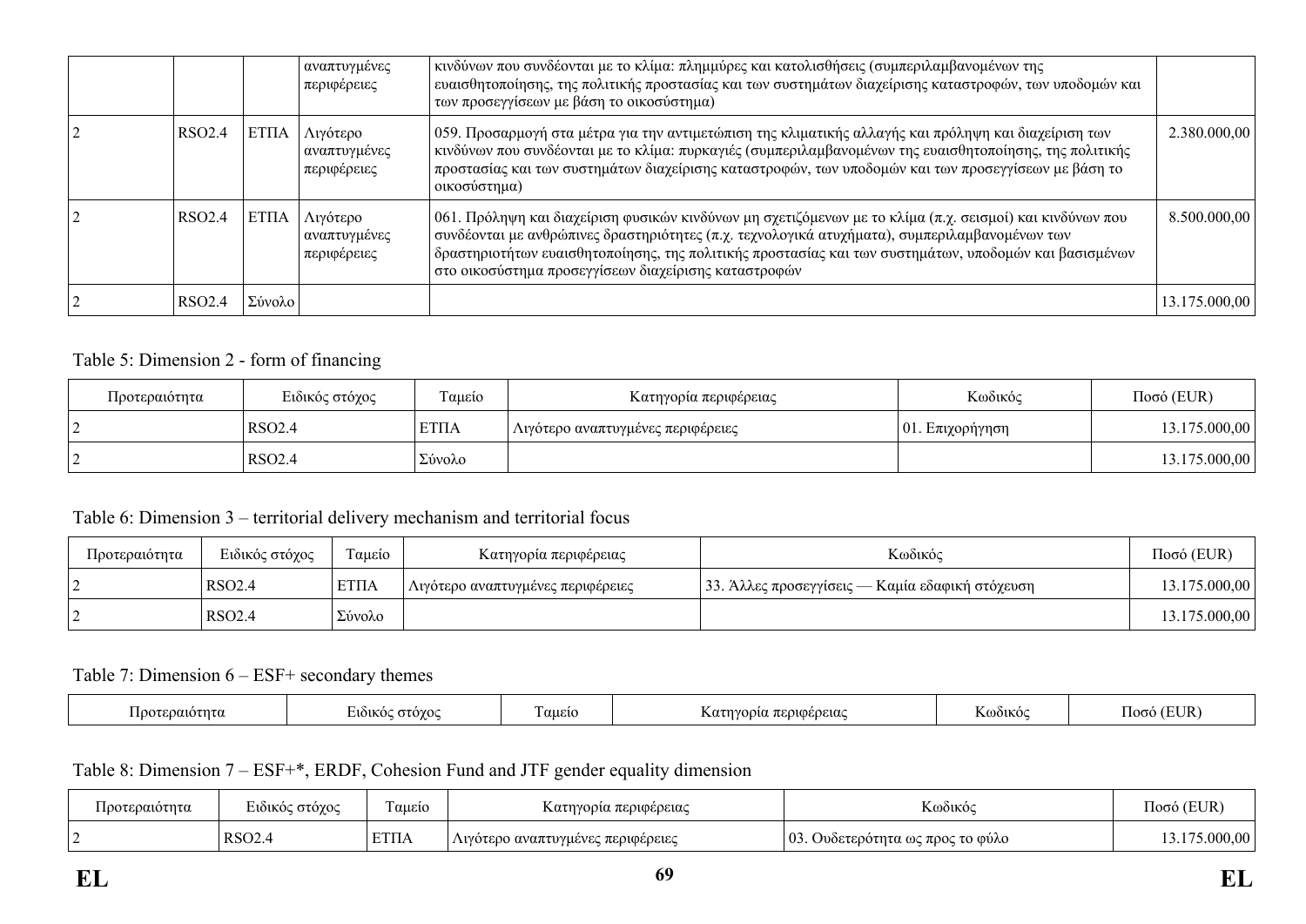| | | | αναπτυγμένες περιφέρειες | κινδύνων που συνδέονται με το κλίμα: πλημμύρες και κατολισθήσεις (συμπεριλαμβανομένων της ευαισθητοποίησης, της πολιτικής προστασίας και των συστημάτων διαχείρισης καταστροφών, των υποδομών και των προσεγγίσεων με βάση το οικοσύστημα) | |
|---|---|---|---|---|---|
| 2 | RSO2.4 | ΕΤΠΑ | Λιγότερο αναπτυγμένες περιφέρειες | 059. Προσαρμογή στα μέτρα για την αντιμετώπιση της κλιματικής αλλαγής και πρόληψη και διαχείριση των κινδύνων που συνδέονται με το κλίμα: πυρκαγιές (συμπεριλαμβανομένων της ευαισθητοποίησης, της πολιτικής προστασίας και των συστημάτων διαχείρισης καταστροφών, των υποδομών και των προσεγγίσεων με βάση το οικοσύστημα) | 2.380.000,00 |
| 2 | RSO2.4 | ΕΤΠΑ | Λιγότερο αναπτυγμένες περιφέρειες | 061. Πρόληψη και διαχείριση φυσικών κινδύνων μη σχετιζόμενων με το κλίμα (π.χ. σεισμοί) και κινδύνων που συνδέονται με ανθρώπινες δραστηριότητες (π.χ. τεχνολογικά ατυχήματα), συμπεριλαμβανομένων των δραστηριοτήτων ευαισθητοποίησης, της πολιτικής προστασίας και των συστημάτων, υποδομών και βασισμένων στο οικοσύστημα προσεγγίσεων διαχείρισης καταστροφών | 8.500.000,00 |
| 2 | RSO2.4 | Σύνολο | | | 13.175.000,00 |

Table 5: Dimension 2 - form of financing

| Προτεραιότητα | Ειδικός στόχος | Ταμείο | Κατηγορία περιφέρειας | Κωδικός | Ποσό (EUR) |
|---|---|---|---|---|---|
| 2 | RSO2.4 | ΕΤΠΑ | Λιγότερο αναπτυγμένες περιφέρειες | 01. Επιχορήγηση | 13.175.000,00 |
| 2 | RSO2.4 | Σύνολο | | | 13.175.000,00 |

Table 6: Dimension 3 – territorial delivery mechanism and territorial focus

| Προτεραιότητα | Ειδικός στόχος | Ταμείο | Κατηγορία περιφέρειας | Κωδικός | Ποσό (EUR) |
|---|---|---|---|---|---|
| 2 | RSO2.4 | ΕΤΠΑ | Λιγότερο αναπτυγμένες περιφέρειες | 33. Άλλες προσεγγίσεις — Καμία εδαφική στόχευση | 13.175.000,00 |
| 2 | RSO2.4 | Σύνολο | | | 13.175.000,00 |

Table 7: Dimension 6 – ESF+ secondary themes

| Προτεραιότητα | Ειδικός στόχος | Ταμείο | Κατηγορία περιφέρειας | Κωδικός | Ποσό (EUR) |
|---|---|---|---|---|---|

Table 8: Dimension 7 – ESF+*, ERDF, Cohesion Fund and JTF gender equality dimension

| Προτεραιότητα | Ειδικός στόχος | Ταμείο | Κατηγορία περιφέρειας | Κωδικός | Ποσό (EUR) |
|---|---|---|---|---|---|
| 2 | RSO2.4 | ΕΤΠΑ | Λιγότερο αναπτυγμένες περιφέρειες | 03. Ουδετερότητα ως προς το φύλο | 13.175.000,00 |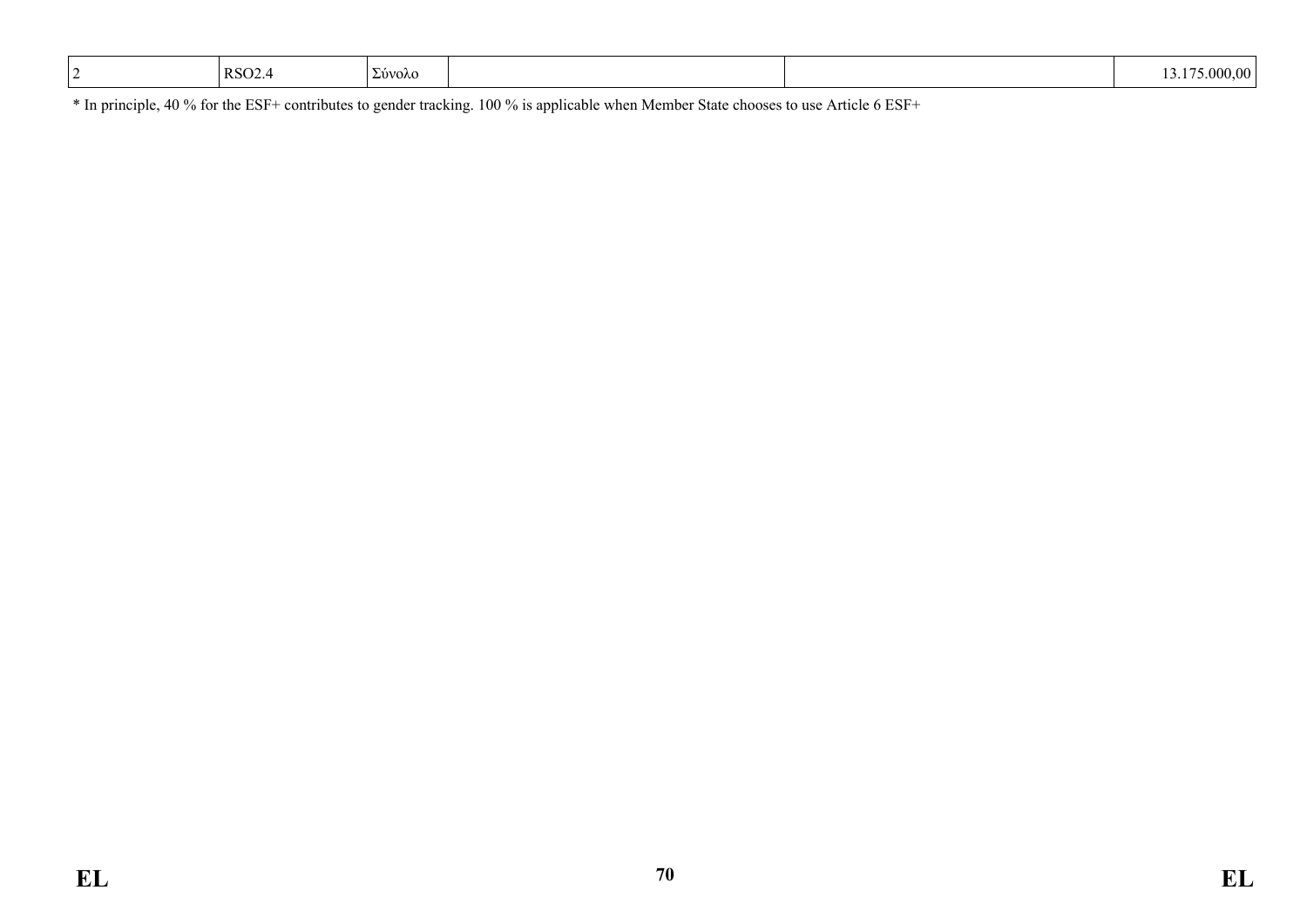| | | | | | |
|---|---|---|---|---|---|
| 2 | RSO2.4 | Σύνολο | | | 13.175.000,00 |

* In principle, 40 % for the ESF+ contributes to gender tracking. 100 % is applicable when Member State chooses to use Article 6 ESF+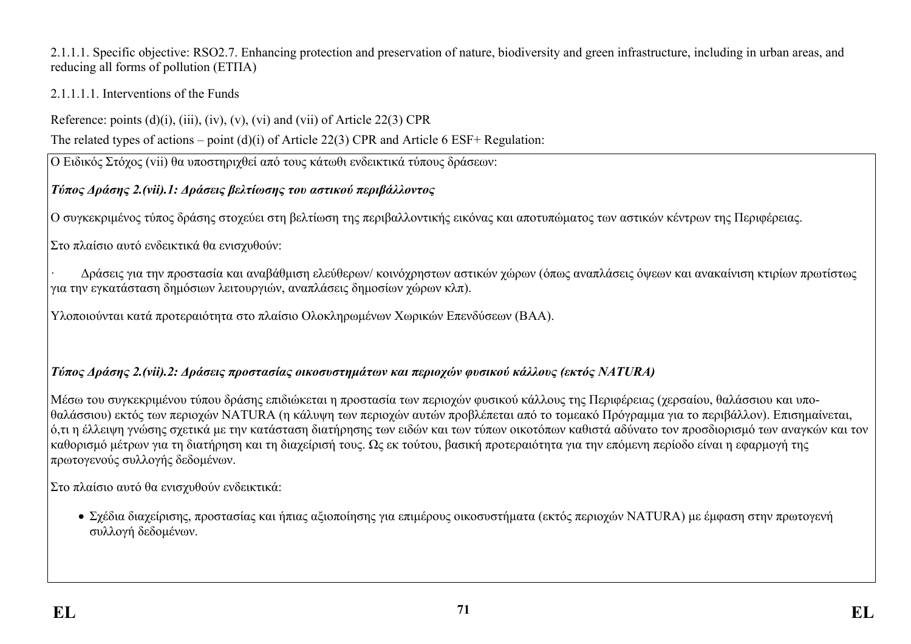2.1.1.1. Specific objective: RSO2.7. Enhancing protection and preservation of nature, biodiversity and green infrastructure, including in urban areas, and reducing all forms of pollution (ΕΤΠΑ)

2.1.1.1.1. Interventions of the Funds

Reference: points (d)(i), (iii), (iv), (v), (vi) and (vii) of Article 22(3) CPR

The related types of actions – point (d)(i) of Article 22(3) CPR and Article 6 ESF+ Regulation:

Ο Ειδικός Στόχος (vii) θα υποστηριχθεί από τους κάτωθι ενδεικτικά τύπους δράσεων:

***Τύπος Δράσης 2.(vii).1: Δράσεις βελτίωσης του αστικού περιβάλλοντος***

Ο συγκεκριμένος τύπος δράσης στοχεύει στη βελτίωση της περιβαλλοντικής εικόνας και αποτυπώματος των αστικών κέντρων της Περιφέρειας.

Στο πλαίσιο αυτό ενδεικτικά θα ενισχυθούν:

· Δράσεις για την προστασία και αναβάθμιση ελεύθερων/ κοινόχρηστων αστικών χώρων (όπως αναπλάσεις όψεων και ανακαίνιση κτιρίων πρωτίστως για την εγκατάσταση δημόσιων λειτουργιών, αναπλάσεις δημοσίων χώρων κλπ).

Υλοποιούνται κατά προτεραιότητα στο πλαίσιο Ολοκληρωμένων Χωρικών Επενδύσεων (ΒΑΑ).

***Τύπος Δράσης 2.(vii).2: Δράσεις προστασίας οικοσυστημάτων και περιοχών φυσικού κάλλους (εκτός NATURA)***

Μέσω του συγκεκριμένου τύπου δράσης επιδιώκεται η προστασία των περιοχών φυσικού κάλλους της Περιφέρειας (χερσαίου, θαλάσσιου και υπο-θαλάσσιου) εκτός των περιοχών NATURA (η κάλυψη των περιοχών αυτών προβλέπεται από το τομεακό Πρόγραμμα για το περιβάλλον). Επισημαίνεται, ό,τι η έλλειψη γνώσης σχετικά με την κατάσταση διατήρησης των ειδών και των τύπων οικοτόπων καθιστά αδύνατο τον προσδιορισμό των αναγκών και τον καθορισμό μέτρων για τη διατήρηση και τη διαχείρισή τους. Ως εκ τούτου, βασική προτεραιότητα για την επόμενη περίοδο είναι η εφαρμογή της πρωτογενούς συλλογής δεδομένων.

Στο πλαίσιο αυτό θα ενισχυθούν ενδεικτικά:

- Σχέδια διαχείρισης, προστασίας και ήπιας αξιοποίησης για επιμέρους οικοσυστήματα (εκτός περιοχών NATURA) με έμφαση στην πρωτογενή συλλογή δεδομένων.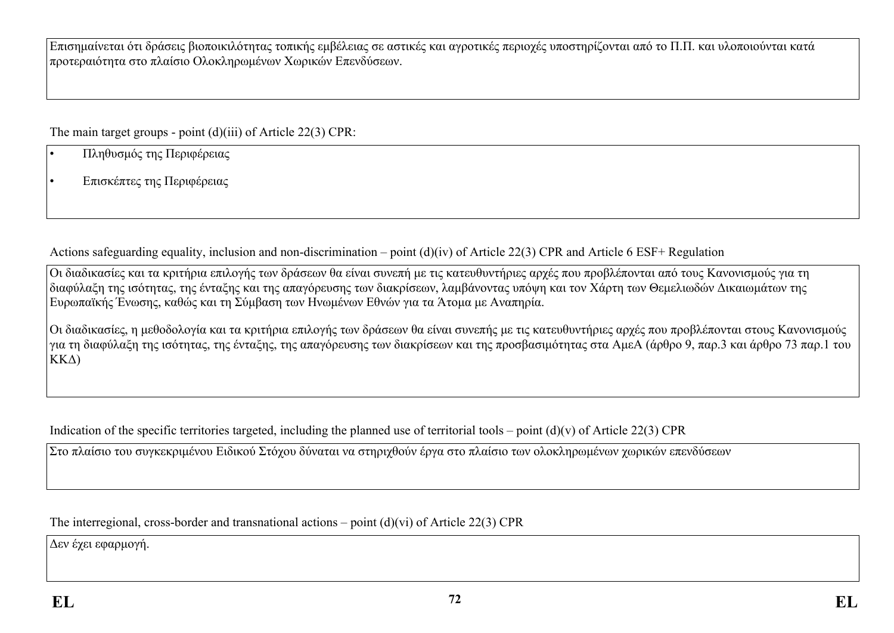Επισημαίνεται ότι δράσεις βιοποικιλότητας τοπικής εμβέλειας σε αστικές και αγροτικές περιοχές υποστηρίζονται από το Π.Π. και υλοποιούνται κατά προτεραιότητα στο πλαίσιο Ολοκληρωμένων Χωρικών Επενδύσεων.

The main target groups - point (d)(iii) of Article 22(3) CPR:

- Πληθυσμός της Περιφέρειας
- Επισκέπτες της Περιφέρειας

Actions safeguarding equality, inclusion and non-discrimination – point (d)(iv) of Article 22(3) CPR and Article 6 ESF+ Regulation

Οι διαδικασίες και τα κριτήρια επιλογής των δράσεων θα είναι συνεπή με τις κατευθυντήριες αρχές που προβλέπονται από τους Κανονισμούς για τη διαφύλαξη της ισότητας, της ένταξης και της απαγόρευσης των διακρίσεων, λαμβάνοντας υπόψη και τον Χάρτη των Θεμελιωδών Δικαιωμάτων της Ευρωπαϊκής Ένωσης, καθώς και τη Σύμβαση των Ηνωμένων Εθνών για τα Άτομα με Αναπηρία.

Οι διαδικασίες, η μεθοδολογία και τα κριτήρια επιλογής των δράσεων θα είναι συνεπής με τις κατευθυντήριες αρχές που προβλέπονται στους Κανονισμούς για τη διαφύλαξη της ισότητας, της ένταξης, της απαγόρευσης των διακρίσεων και της προσβασιμότητας στα ΑμεΑ (άρθρο 9, παρ.3 και άρθρο 73 παρ.1 του ΚΚΔ)

Indication of the specific territories targeted, including the planned use of territorial tools – point (d)(v) of Article 22(3) CPR

Στο πλαίσιο του συγκεκριμένου Ειδικού Στόχου δύναται να στηριχθούν έργα στο πλαίσιο των ολοκληρωμένων χωρικών επενδύσεων

The interregional, cross-border and transnational actions – point (d)(vi) of Article 22(3) CPR

Δεν έχει εφαρμογή.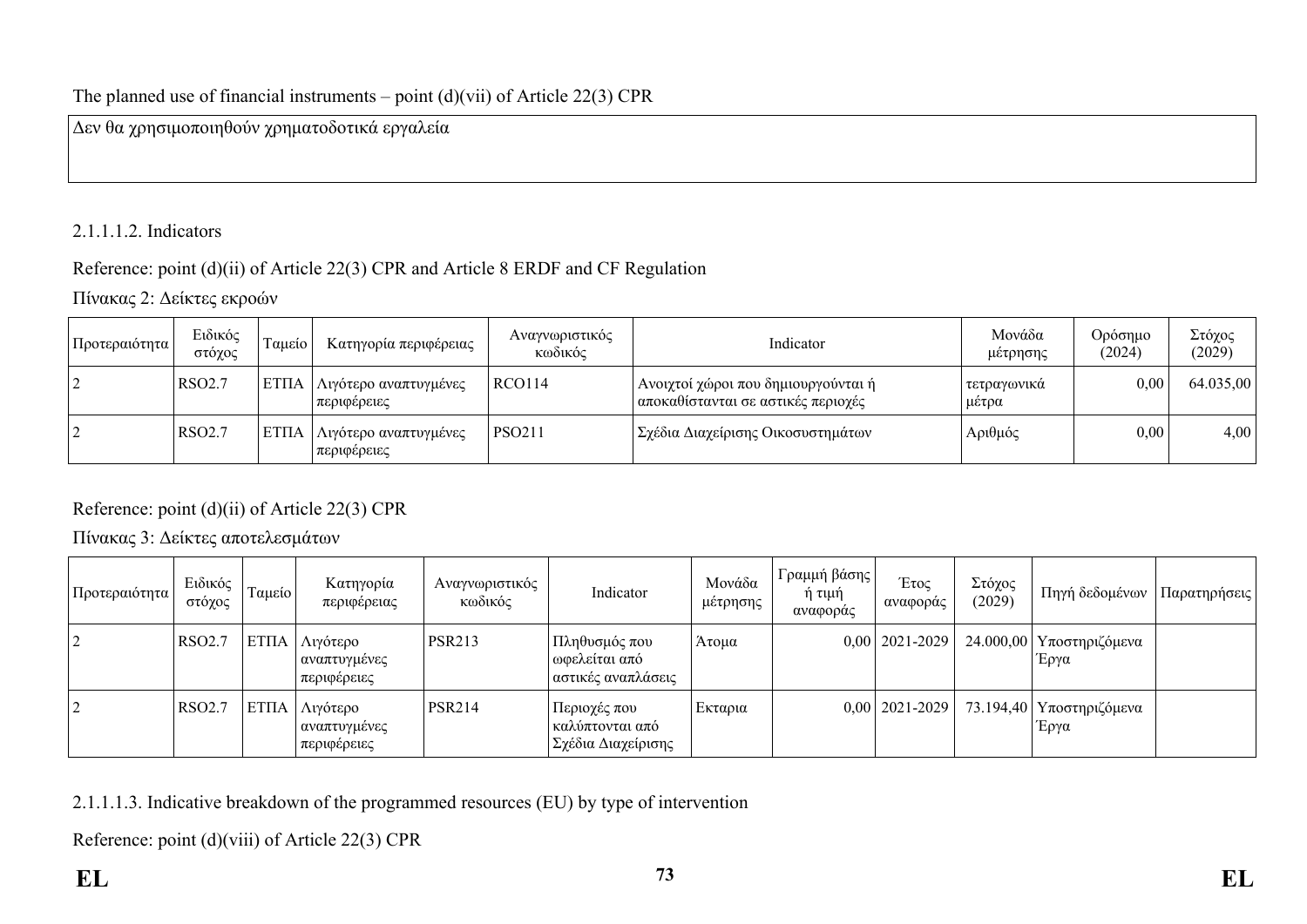The planned use of financial instruments – point (d)(vii) of Article 22(3) CPR

Δεν θα χρησιμοποιηθούν χρηματοδοτικά εργαλεία

2.1.1.1.2. Indicators

Reference: point (d)(ii) of Article 22(3) CPR and Article 8 ERDF and CF Regulation

Πίνακας 2: Δείκτες εκροών

| Προτεραιότητα | Ειδικός στόχος | Ταμείο | Κατηγορία περιφέρειας | Αναγνωριστικός κωδικός | Indicator | Μονάδα μέτρησης | Ορόσημο (2024) | Στόχος (2029) |
|---|---|---|---|---|---|---|---|---|
| 2 | RSO2.7 | ΕΤΠΑ | Λιγότερο αναπτυγμένες περιφέρειες | RCO114 | Ανοιχτοί χώροι που δημιουργούνται ή αποκαθίστανται σε αστικές περιοχές | τετραγωνικά μέτρα | 0,00 | 64.035,00 |
| 2 | RSO2.7 | ΕΤΠΑ | Λιγότερο αναπτυγμένες περιφέρειες | PSO211 | Σχέδια Διαχείρισης Οικοσυστημάτων | Αριθμός | 0,00 | 4,00 |

Reference: point (d)(ii) of Article 22(3) CPR

Πίνακας 3: Δείκτες αποτελεσμάτων

| Προτεραιότητα | Ειδικός στόχος | Ταμείο | Κατηγορία περιφέρειας | Αναγνωριστικός κωδικός | Indicator | Μονάδα μέτρησης | Γραμμή βάσης ή τιμή αναφοράς | Έτος αναφοράς | Στόχος (2029) | Πηγή δεδομένων | Παρατηρήσεις |
|---|---|---|---|---|---|---|---|---|---|---|---|
| 2 | RSO2.7 | ΕΤΠΑ | Λιγότερο αναπτυγμένες περιφέρειες | PSR213 | Πληθυσμός που ωφελείται από αστικές αναπλάσεις | Άτομα | 0,00 | 2021-2029 | 24.000,00 | Υποστηριζόμενα Έργα | |
| 2 | RSO2.7 | ΕΤΠΑ | Λιγότερο αναπτυγμένες περιφέρειες | PSR214 | Περιοχές που καλύπτονται από Σχέδια Διαχείρισης | Εκταρια | 0,00 | 2021-2029 | 73.194,40 | Υποστηριζόμενα Έργα | |

2.1.1.1.3. Indicative breakdown of the programmed resources (EU) by type of intervention

Reference: point (d)(viii) of Article 22(3) CPR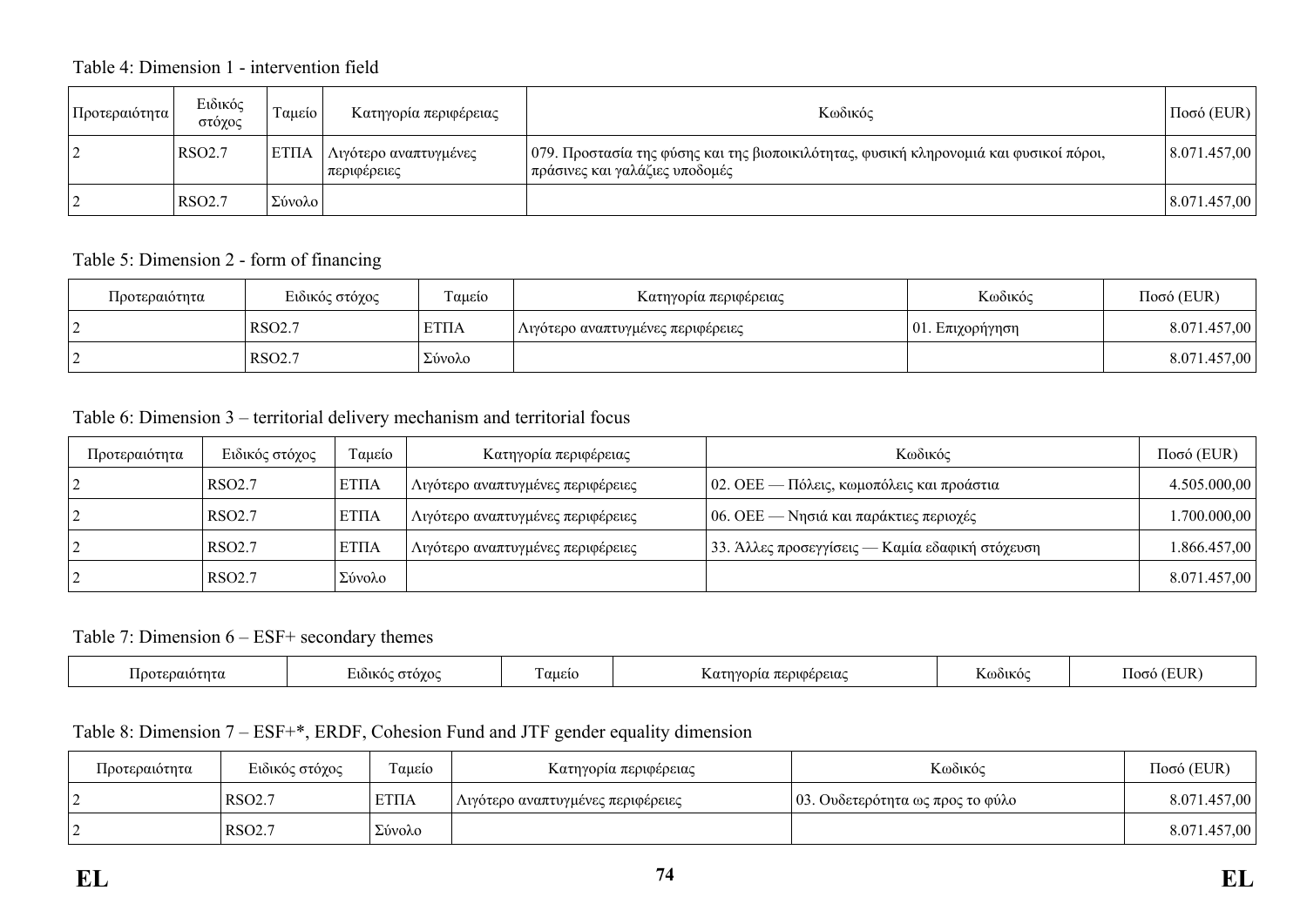Table 4: Dimension 1 - intervention field

| Προτεραιότητα | Ειδικός στόχος | Ταμείο | Κατηγορία περιφέρειας | Κωδικός | Ποσό (EUR) |
|---|---|---|---|---|---|
| 2 | RSO2.7 | ΕΤΠΑ | Λιγότερο αναπτυγμένες περιφέρειες | 079. Προστασία της φύσης και της βιοποικιλότητας, φυσική κληρονομιά και φυσικοί πόροι, πράσινες και γαλάζιες υποδομές | 8.071.457,00 |
| 2 | RSO2.7 | Σύνολο | | | 8.071.457,00 |

Table 5: Dimension 2 - form of financing

| Προτεραιότητα | Ειδικός στόχος | Ταμείο | Κατηγορία περιφέρειας | Κωδικός | Ποσό (EUR) |
|---|---|---|---|---|---|
| 2 | RSO2.7 | ΕΤΠΑ | Λιγότερο αναπτυγμένες περιφέρειες | 01. Επιχορήγηση | 8.071.457,00 |
| 2 | RSO2.7 | Σύνολο | | | 8.071.457,00 |

Table 6: Dimension 3 – territorial delivery mechanism and territorial focus

| Προτεραιότητα | Ειδικός στόχος | Ταμείο | Κατηγορία περιφέρειας | Κωδικός | Ποσό (EUR) |
|---|---|---|---|---|---|
| 2 | RSO2.7 | ΕΤΠΑ | Λιγότερο αναπτυγμένες περιφέρειες | 02. ΟΕΕ — Πόλεις, κωμοπόλεις και προάστια | 4.505.000,00 |
| 2 | RSO2.7 | ΕΤΠΑ | Λιγότερο αναπτυγμένες περιφέρειες | 06. ΟΕΕ — Νησιά και παράκτιες περιοχές | 1.700.000,00 |
| 2 | RSO2.7 | ΕΤΠΑ | Λιγότερο αναπτυγμένες περιφέρειες | 33. Άλλες προσεγγίσεις — Καμία εδαφική στόχευση | 1.866.457,00 |
| 2 | RSO2.7 | Σύνολο | | | 8.071.457,00 |

Table 7: Dimension 6 – ESF+ secondary themes

| Προτεραιότητα | Ειδικός στόχος | Ταμείο | Κατηγορία περιφέρειας | Κωδικός | Ποσό (EUR) |
|---|---|---|---|---|---|

Table 8: Dimension 7 – ESF+*, ERDF, Cohesion Fund and JTF gender equality dimension

| Προτεραιότητα | Ειδικός στόχος | Ταμείο | Κατηγορία περιφέρειας | Κωδικός | Ποσό (EUR) |
|---|---|---|---|---|---|
| 2 | RSO2.7 | ΕΤΠΑ | Λιγότερο αναπτυγμένες περιφέρειες | 03. Ουδετερότητα ως προς το φύλο | 8.071.457,00 |
| 2 | RSO2.7 | Σύνολο | | | 8.071.457,00 |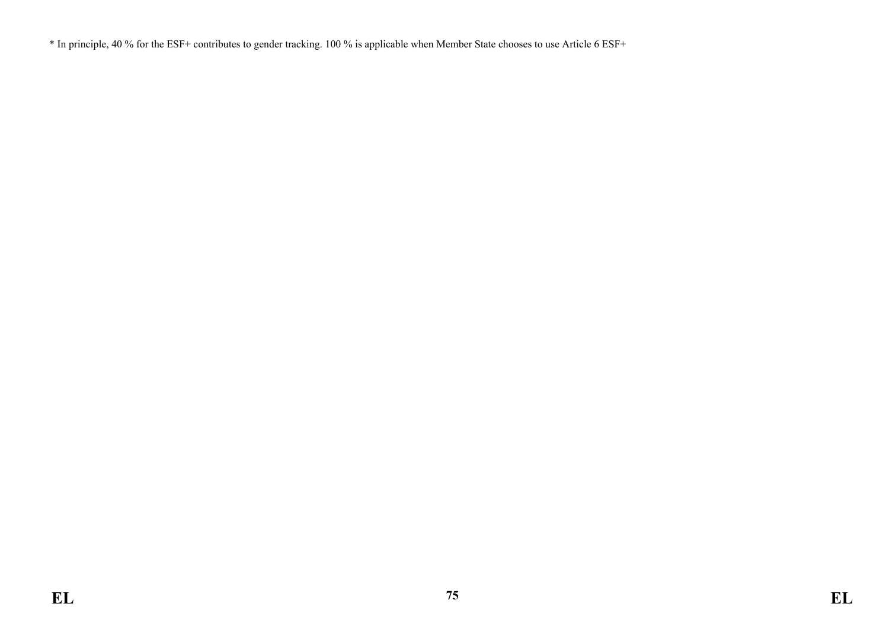* In principle, 40 % for the ESF+ contributes to gender tracking. 100 % is applicable when Member State chooses to use Article 6 ESF+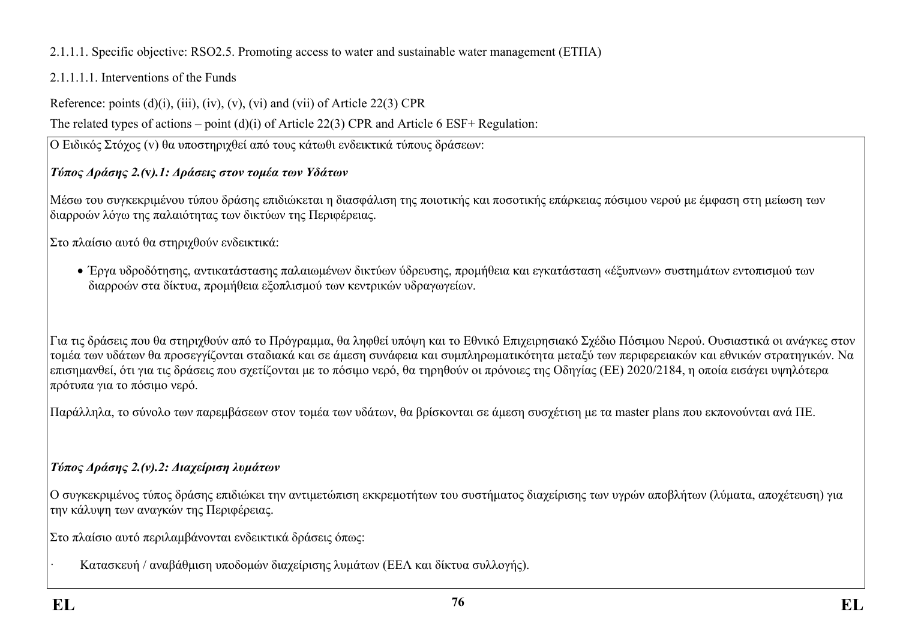2.1.1.1. Specific objective: RSO2.5. Promoting access to water and sustainable water management (ΕΤΠΑ)

2.1.1.1.1. Interventions of the Funds

Reference: points (d)(i), (iii), (iv), (v), (vi) and (vii) of Article 22(3) CPR

The related types of actions – point (d)(i) of Article 22(3) CPR and Article 6 ESF+ Regulation:

Ο Ειδικός Στόχος (v) θα υποστηριχθεί από τους κάτωθι ενδεικτικά τύπους δράσεων:

***Τύπος Δράσης 2.(v).1: Δράσεις στον τομέα των Υδάτων***

Μέσω του συγκεκριμένου τύπου δράσης επιδιώκεται η διασφάλιση της ποιοτικής και ποσοτικής επάρκειας πόσιμου νερού με έμφαση στη μείωση των διαρροών λόγω της παλαιότητας των δικτύων της Περιφέρειας.

Στο πλαίσιο αυτό θα στηριχθούν ενδεικτικά:

- Έργα υδροδότησης, αντικατάστασης παλαιωμένων δικτύων ύδρευσης, προμήθεια και εγκατάσταση «έξυπνων» συστημάτων εντοπισμού των διαρροών στα δίκτυα, προμήθεια εξοπλισμού των κεντρικών υδραγωγείων.

Για τις δράσεις που θα στηριχθούν από το Πρόγραμμα, θα ληφθεί υπόψη και το Εθνικό Επιχειρησιακό Σχέδιο Πόσιμου Νερού. Ουσιαστικά οι ανάγκες στον τομέα των υδάτων θα προσεγγίζονται σταδιακά και σε άμεση συνάφεια και συμπληρωματικότητα μεταξύ των περιφερειακών και εθνικών στρατηγικών. Να επισημανθεί, ότι για τις δράσεις που σχετίζονται με το πόσιμο νερό, θα τηρηθούν οι πρόνοιες της Οδηγίας (ΕΕ) 2020/2184, η οποία εισάγει υψηλότερα πρότυπα για το πόσιμο νερό.

Παράλληλα, το σύνολο των παρεμβάσεων στον τομέα των υδάτων, θα βρίσκονται σε άμεση συσχέτιση με τα master plans που εκπονούνται ανά ΠΕ.

***Τύπος Δράσης 2.(v).2: Διαχείριση λυμάτων***

Ο συγκεκριμένος τύπος δράσης επιδιώκει την αντιμετώπιση εκκρεμοτήτων του συστήματος διαχείρισης των υγρών αποβλήτων (λύματα, αποχέτευση) για την κάλυψη των αναγκών της Περιφέρειας.

Στο πλαίσιο αυτό περιλαμβάνονται ενδεικτικά δράσεις όπως:

· Κατασκευή / αναβάθμιση υποδομών διαχείρισης λυμάτων (ΕΕΛ και δίκτυα συλλογής).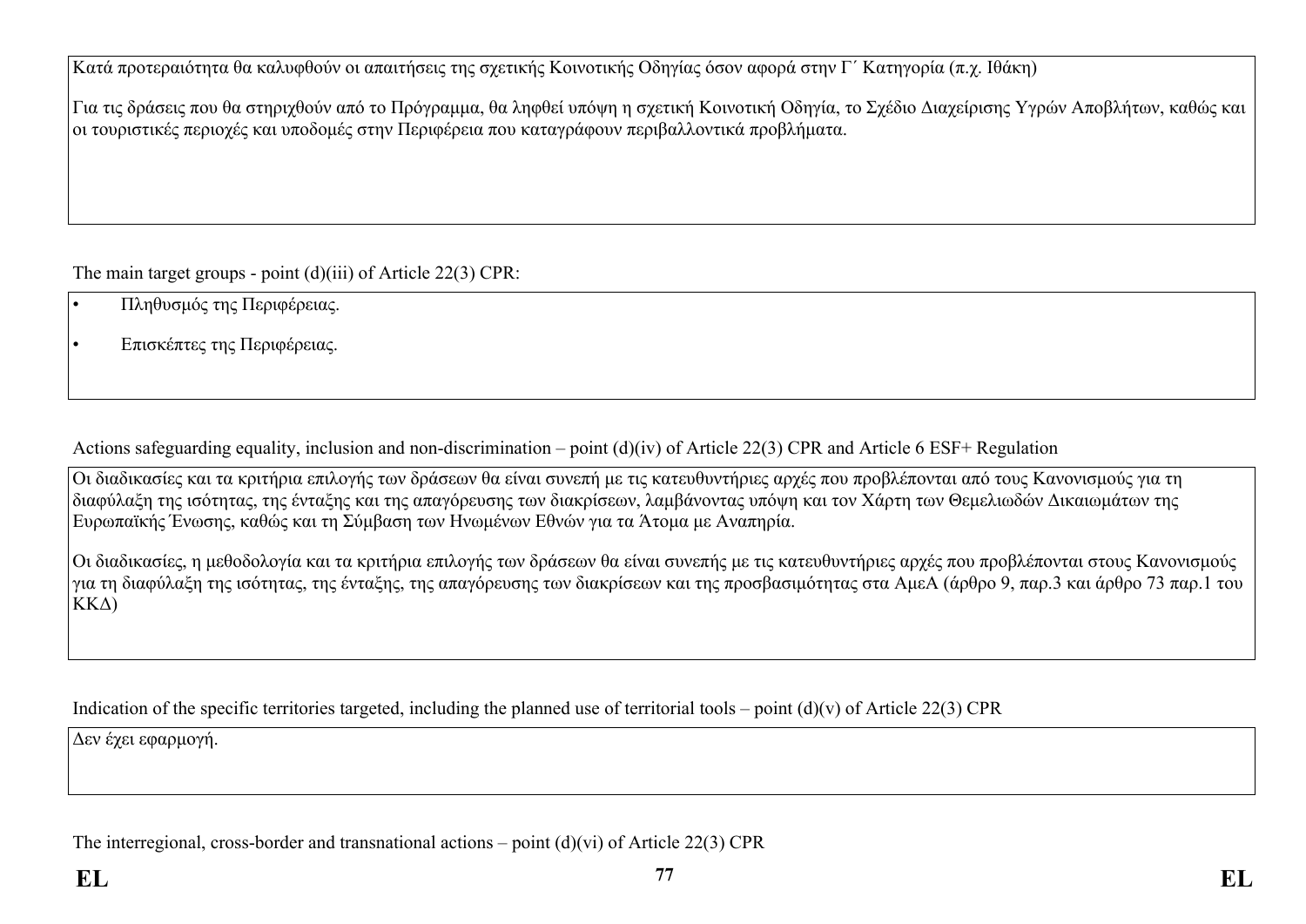Κατά προτεραιότητα θα καλυφθούν οι απαιτήσεις της σχετικής Κοινοτικής Οδηγίας όσον αφορά στην Γ΄ Κατηγορία (π.χ. Ιθάκη)

Για τις δράσεις που θα στηριχθούν από το Πρόγραμμα, θα ληφθεί υπόψη η σχετική Κοινοτική Οδηγία, το Σχέδιο Διαχείρισης Υγρών Αποβλήτων, καθώς και οι τουριστικές περιοχές και υποδομές στην Περιφέρεια που καταγράφουν περιβαλλοντικά προβλήματα.

The main target groups - point (d)(iii) of Article 22(3) CPR:

- Πληθυσμός της Περιφέρειας.
- Επισκέπτες της Περιφέρειας.

Actions safeguarding equality, inclusion and non-discrimination – point (d)(iv) of Article 22(3) CPR and Article 6 ESF+ Regulation

Οι διαδικασίες και τα κριτήρια επιλογής των δράσεων θα είναι συνεπή με τις κατευθυντήριες αρχές που προβλέπονται από τους Κανονισμούς για τη διαφύλαξη της ισότητας, της ένταξης και της απαγόρευσης των διακρίσεων, λαμβάνοντας υπόψη και τον Χάρτη των Θεμελιωδών Δικαιωμάτων της Ευρωπαϊκής Ένωσης, καθώς και τη Σύμβαση των Ηνωμένων Εθνών για τα Άτομα με Αναπηρία.

Οι διαδικασίες, η μεθοδολογία και τα κριτήρια επιλογής των δράσεων θα είναι συνεπής με τις κατευθυντήριες αρχές που προβλέπονται στους Κανονισμούς για τη διαφύλαξη της ισότητας, της ένταξης, της απαγόρευσης των διακρίσεων και της προσβασιμότητας στα ΑμεΑ (άρθρο 9, παρ.3 και άρθρο 73 παρ.1 του ΚΚΔ)

Indication of the specific territories targeted, including the planned use of territorial tools – point (d)(v) of Article 22(3) CPR

Δεν έχει εφαρμογή.

The interregional, cross-border and transnational actions – point (d)(vi) of Article 22(3) CPR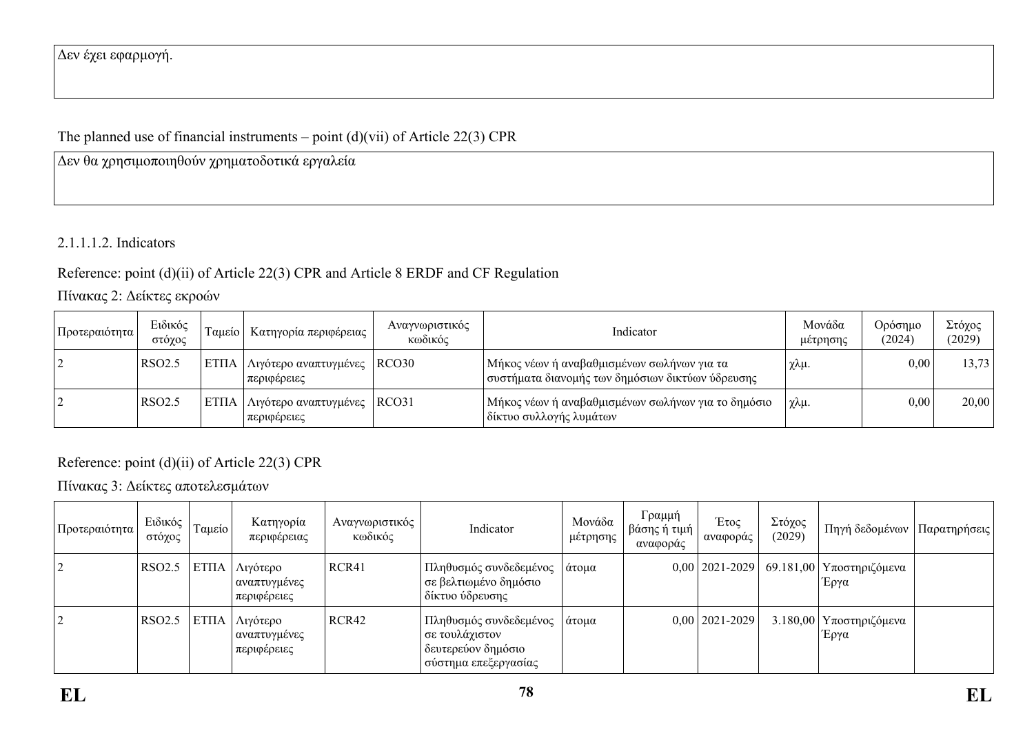Δεν έχει εφαρμογή.

The planned use of financial instruments – point (d)(vii) of Article 22(3) CPR

Δεν θα χρησιμοποιηθούν χρηματοδοτικά εργαλεία

2.1.1.1.2. Indicators

Reference: point (d)(ii) of Article 22(3) CPR and Article 8 ERDF and CF Regulation

Πίνακας 2: Δείκτες εκροών

| Προτεραιότητα | Ειδικός στόχος | Ταμείο | Κατηγορία περιφέρειας | Αναγνωριστικός κωδικός | Indicator | Μονάδα μέτρησης | Ορόσημο (2024) | Στόχος (2029) |
|---|---|---|---|---|---|---|---|---|
| 2 | RSO2.5 | ΕΤΠΑ | Λιγότερο αναπτυγμένες περιφέρειες | RCO30 | Μήκος νέων ή αναβαθμισμένων σωλήνων για τα συστήματα διανομής των δημόσιων δικτύων ύδρευσης | χλμ. | 0,00 | 13,73 |
| 2 | RSO2.5 | ΕΤΠΑ | Λιγότερο αναπτυγμένες περιφέρειες | RCO31 | Μήκος νέων ή αναβαθμισμένων σωλήνων για το δημόσιο δίκτυο συλλογής λυμάτων | χλμ. | 0,00 | 20,00 |

Reference: point (d)(ii) of Article 22(3) CPR

Πίνακας 3: Δείκτες αποτελεσμάτων

| Προτεραιότητα | Ειδικός στόχος | Ταμείο | Κατηγορία περιφέρειας | Αναγνωριστικός κωδικός | Indicator | Μονάδα μέτρησης | Γραμμή βάσης ή τιμή αναφοράς | Έτος αναφοράς | Στόχος (2029) | Πηγή δεδομένων | Παρατηρήσεις |
|---|---|---|---|---|---|---|---|---|---|---|---|
| 2 | RSO2.5 | ΕΤΠΑ | Λιγότερο αναπτυγμένες περιφέρειες | RCR41 | Πληθυσμός συνδεδεμένος σε βελτιωμένο δημόσιο δίκτυο ύδρευσης | άτομα | 0,00 | 2021-2029 | 69.181,00 | Υποστηριζόμενα Έργα | |
| 2 | RSO2.5 | ΕΤΠΑ | Λιγότερο αναπτυγμένες περιφέρειες | RCR42 | Πληθυσμός συνδεδεμένος σε τουλάχιστον δευτερεύον δημόσιο σύστημα επεξεργασίας | άτομα | 0,00 | 2021-2029 | 3.180,00 | Υποστηριζόμενα Έργα | |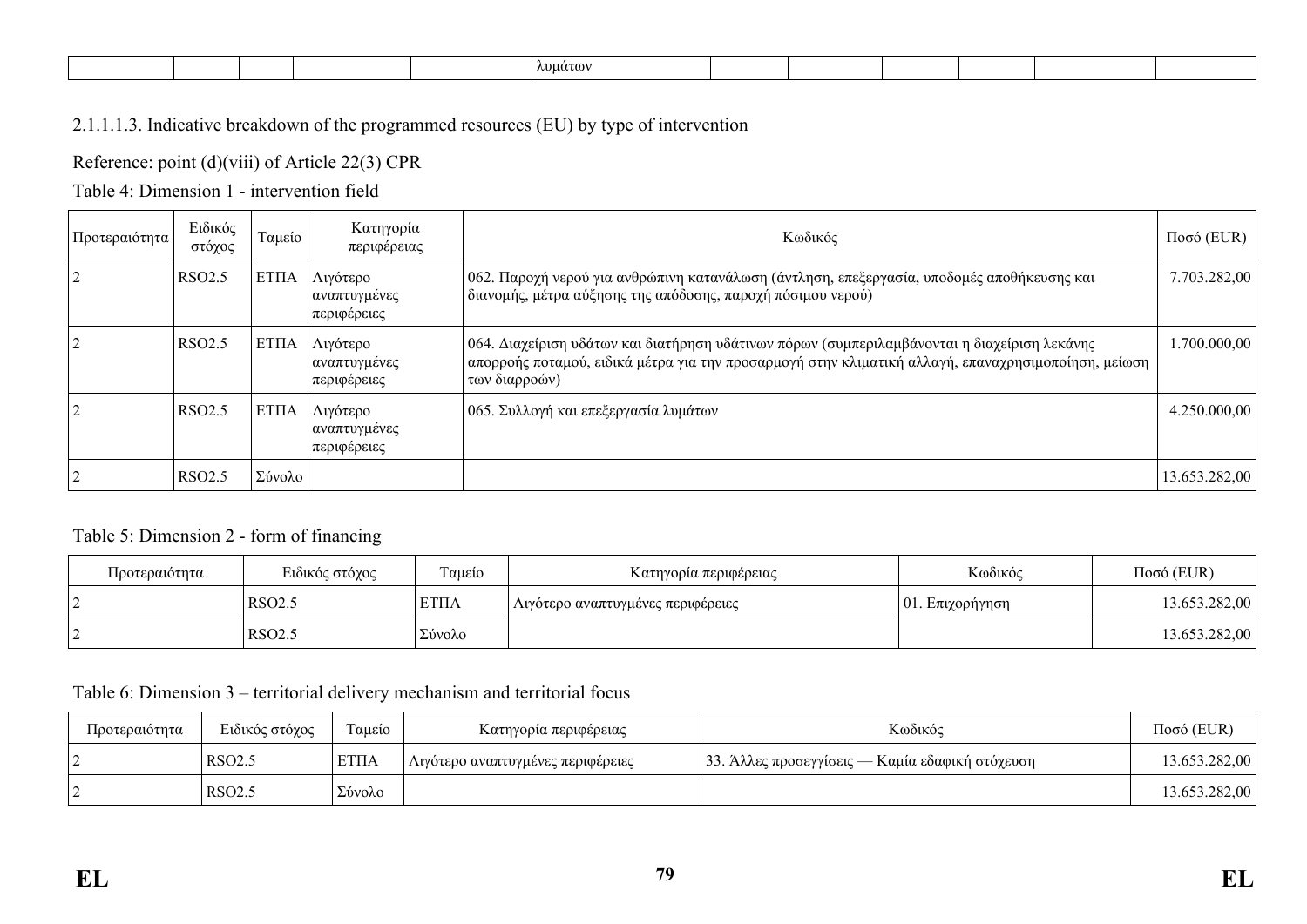| | | | | | λυμάτων | | | | | | |
|---|---|---|---|---|---|---|---|---|---|---|---|

2.1.1.1.3. Indicative breakdown of the programmed resources (EU) by type of intervention

Reference: point (d)(viii) of Article 22(3) CPR

Table 4: Dimension 1 - intervention field

| Προτεραιότητα | Ειδικός στόχος | Ταμείο | Κατηγορία περιφέρειας | Κωδικός | Ποσό (EUR) |
|---|---|---|---|---|---|
| 2 | RSO2.5 | ΕΤΠΑ | Λιγότερο αναπτυγμένες περιφέρειες | 062. Παροχή νερού για ανθρώπινη κατανάλωση (άντληση, επεξεργασία, υποδομές αποθήκευσης και διανομής, μέτρα αύξησης της απόδοσης, παροχή πόσιμου νερού) | 7.703.282,00 |
| 2 | RSO2.5 | ΕΤΠΑ | Λιγότερο αναπτυγμένες περιφέρειες | 064. Διαχείριση υδάτων και διατήρηση υδάτινων πόρων (συμπεριλαμβάνονται η διαχείριση λεκάνης απορροής ποταμού, ειδικά μέτρα για την προσαρμογή στην κλιματική αλλαγή, επαναχρησιμοποίηση, μείωση των διαρροών) | 1.700.000,00 |
| 2 | RSO2.5 | ΕΤΠΑ | Λιγότερο αναπτυγμένες περιφέρειες | 065. Συλλογή και επεξεργασία λυμάτων | 4.250.000,00 |
| 2 | RSO2.5 | Σύνολο | | | 13.653.282,00 |

Table 5: Dimension 2 - form of financing

| Προτεραιότητα | Ειδικός στόχος | Ταμείο | Κατηγορία περιφέρειας | Κωδικός | Ποσό (EUR) |
|---|---|---|---|---|---|
| 2 | RSO2.5 | ΕΤΠΑ | Λιγότερο αναπτυγμένες περιφέρειες | 01. Επιχορήγηση | 13.653.282,00 |
| 2 | RSO2.5 | Σύνολο | | | 13.653.282,00 |

Table 6: Dimension 3 – territorial delivery mechanism and territorial focus

| Προτεραιότητα | Ειδικός στόχος | Ταμείο | Κατηγορία περιφέρειας | Κωδικός | Ποσό (EUR) |
|---|---|---|---|---|---|
| 2 | RSO2.5 | ΕΤΠΑ | Λιγότερο αναπτυγμένες περιφέρειες | 33. Άλλες προσεγγίσεις — Καμία εδαφική στόχευση | 13.653.282,00 |
| 2 | RSO2.5 | Σύνολο | | | 13.653.282,00 |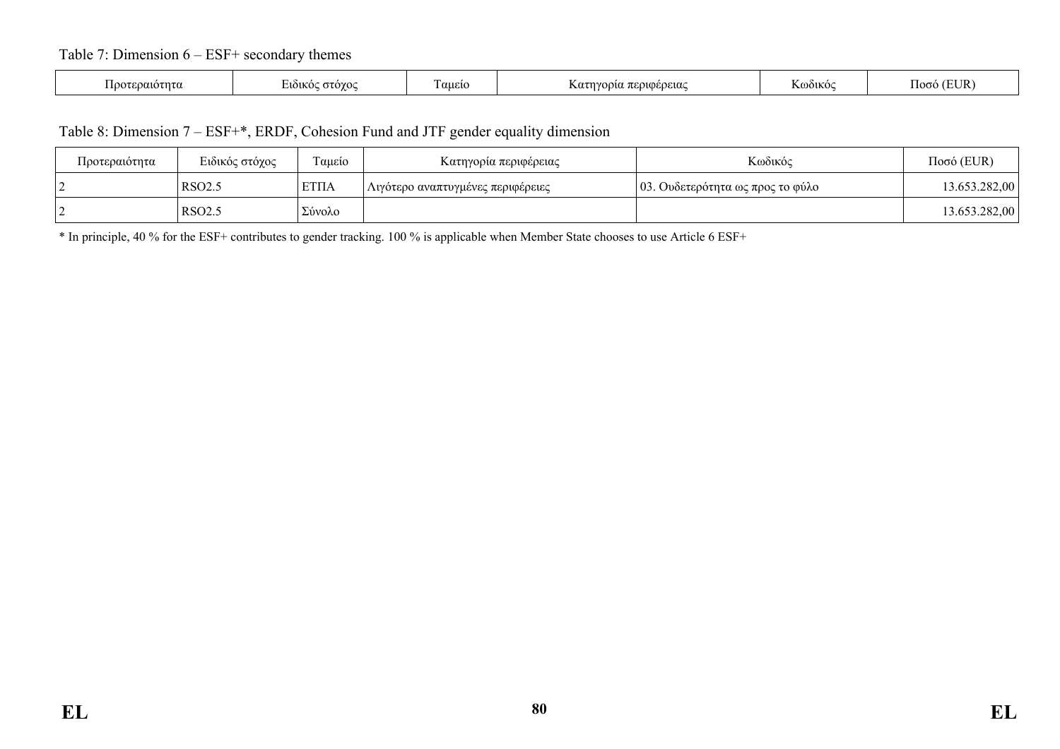Table 7: Dimension 6 – ESF+ secondary themes

| Προτεραιότητα | Ειδικός στόχος | Ταμείο | Κατηγορία περιφέρειας | Κωδικός | Ποσό (EUR) |
|---|---|---|---|---|---|

Table 8: Dimension 7 – ESF+*, ERDF, Cohesion Fund and JTF gender equality dimension

| Προτεραιότητα | Ειδικός στόχος | Ταμείο | Κατηγορία περιφέρειας | Κωδικός | Ποσό (EUR) |
|---|---|---|---|---|---|
| 2 | RSO2.5 | ΕΤΠΑ | Λιγότερο αναπτυγμένες περιφέρειες | 03. Ουδετερότητα ως προς το φύλο | 13.653.282,00 |
| 2 | RSO2.5 | Σύνολο | | | 13.653.282,00 |

* In principle, 40 % for the ESF+ contributes to gender tracking. 100 % is applicable when Member State chooses to use Article 6 ESF+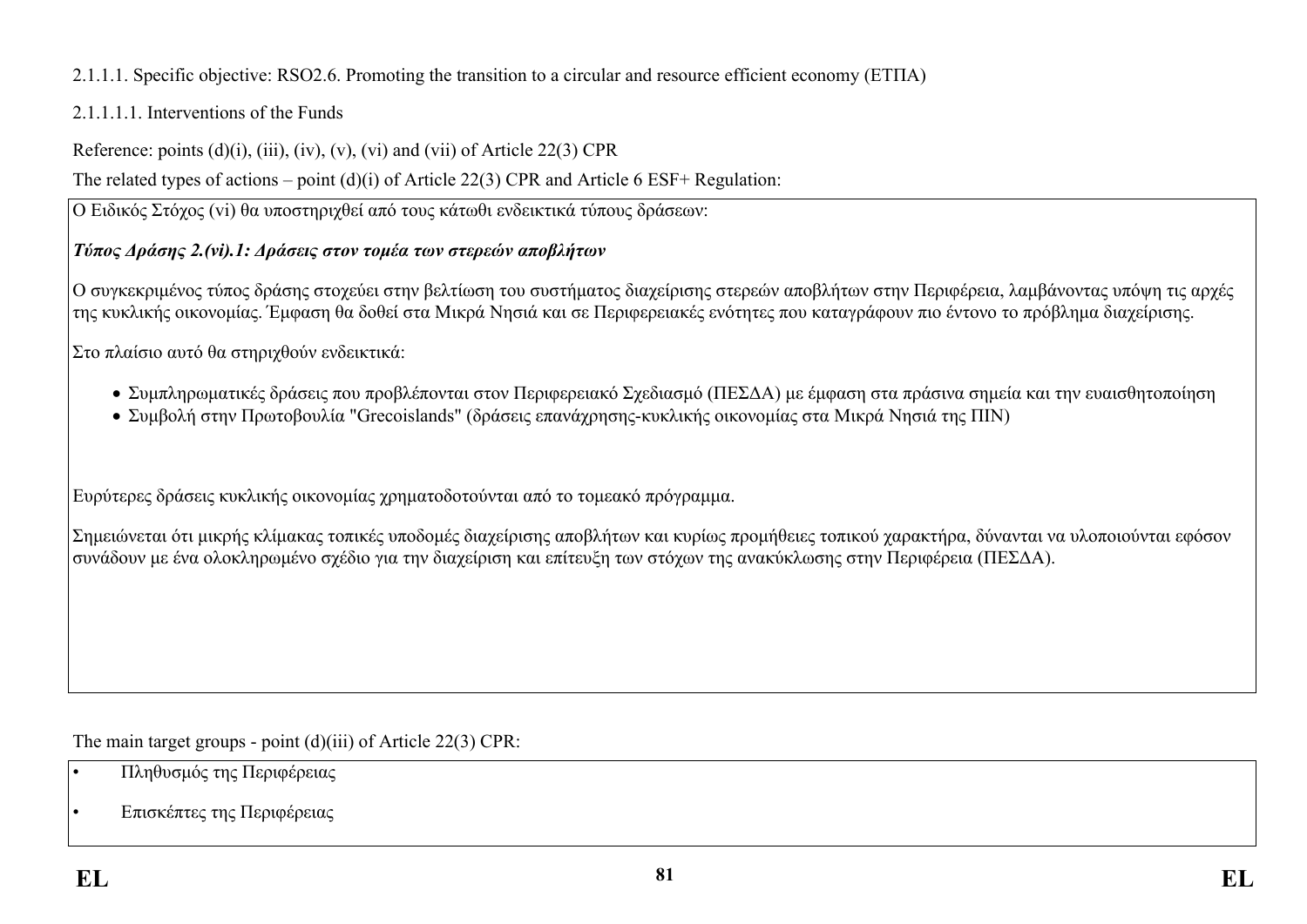2.1.1.1. Specific objective: RSO2.6. Promoting the transition to a circular and resource efficient economy (ΕΤΠΑ)

2.1.1.1.1. Interventions of the Funds

Reference: points (d)(i), (iii), (iv), (v), (vi) and (vii) of Article 22(3) CPR

The related types of actions – point (d)(i) of Article 22(3) CPR and Article 6 ESF+ Regulation:

Ο Ειδικός Στόχος (vi) θα υποστηριχθεί από τους κάτωθι ενδεικτικά τύπους δράσεων:

***Τύπος Δράσης 2.(vi).1: Δράσεις στον τομέα των στερεών αποβλήτων***

Ο συγκεκριμένος τύπος δράσης στοχεύει στην βελτίωση του συστήματος διαχείρισης στερεών αποβλήτων στην Περιφέρεια, λαμβάνοντας υπόψη τις αρχές της κυκλικής οικονομίας. Έμφαση θα δοθεί στα Μικρά Νησιά και σε Περιφερειακές ενότητες που καταγράφουν πιο έντονο το πρόβλημα διαχείρισης.

Στο πλαίσιο αυτό θα στηριχθούν ενδεικτικά:

- Συμπληρωματικές δράσεις που προβλέπονται στον Περιφερειακό Σχεδιασμό (ΠΕΣΔΑ) με έμφαση στα πράσινα σημεία και την ευαισθητοποίηση
- Συμβολή στην Πρωτοβουλία "Grecoislands" (δράσεις επανάχρησης-κυκλικής οικονομίας στα Μικρά Νησιά της ΠΙΝ)

Ευρύτερες δράσεις κυκλικής οικονομίας χρηματοδοτούνται από το τομεακό πρόγραμμα.

Σημειώνεται ότι μικρής κλίμακας τοπικές υποδομές διαχείρισης αποβλήτων και κυρίως προμήθειες τοπικού χαρακτήρα, δύνανται να υλοποιούνται εφόσον συνάδουν με ένα ολοκληρωμένο σχέδιο για την διαχείριση και επίτευξη των στόχων της ανακύκλωσης στην Περιφέρεια (ΠΕΣΔΑ).

The main target groups - point (d)(iii) of Article 22(3) CPR:

- Πληθυσμός της Περιφέρειας
- Επισκέπτες της Περιφέρειας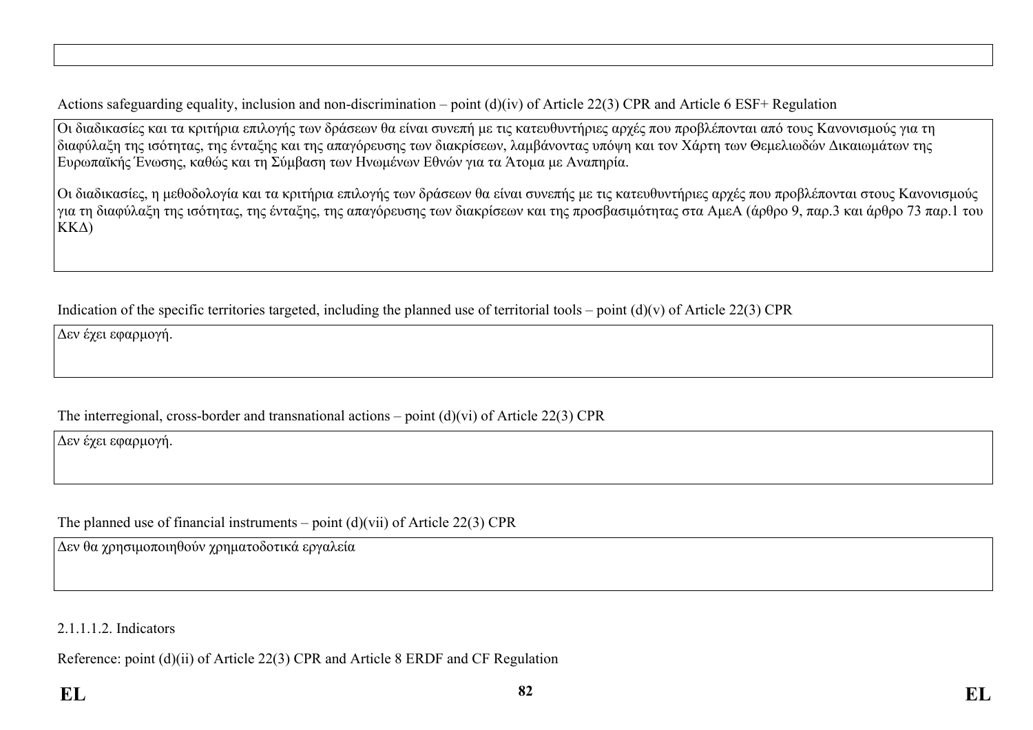Actions safeguarding equality, inclusion and non-discrimination – point (d)(iv) of Article 22(3) CPR and Article 6 ESF+ Regulation

Οι διαδικασίες και τα κριτήρια επιλογής των δράσεων θα είναι συνεπή με τις κατευθυντήριες αρχές που προβλέπονται από τους Κανονισμούς για τη διαφύλαξη της ισότητας, της ένταξης και της απαγόρευσης των διακρίσεων, λαμβάνοντας υπόψη και τον Χάρτη των Θεμελιωδών Δικαιωμάτων της Ευρωπαϊκής Ένωσης, καθώς και τη Σύμβαση των Ηνωμένων Εθνών για τα Άτομα με Αναπηρία.

Οι διαδικασίες, η μεθοδολογία και τα κριτήρια επιλογής των δράσεων θα είναι συνεπής με τις κατευθυντήριες αρχές που προβλέπονται στους Κανονισμούς για τη διαφύλαξη της ισότητας, της ένταξης, της απαγόρευσης των διακρίσεων και της προσβασιμότητας στα ΑμεΑ (άρθρο 9, παρ.3 και άρθρο 73 παρ.1 του ΚΚΔ)

Indication of the specific territories targeted, including the planned use of territorial tools – point (d)(v) of Article 22(3) CPR

Δεν έχει εφαρμογή.

The interregional, cross-border and transnational actions – point (d)(vi) of Article 22(3) CPR

Δεν έχει εφαρμογή.

The planned use of financial instruments – point (d)(vii) of Article 22(3) CPR

Δεν θα χρησιμοποιηθούν χρηματοδοτικά εργαλεία

2.1.1.1.2. Indicators

Reference: point (d)(ii) of Article 22(3) CPR and Article 8 ERDF and CF Regulation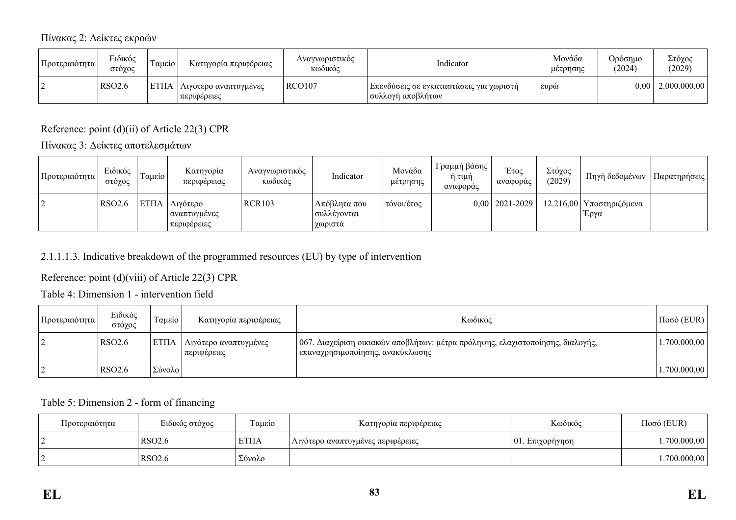Πίνακας 2: Δείκτες εκροών

| Προτεραιότητα | Ειδικός στόχος | Ταμείο | Κατηγορία περιφέρειας | Αναγνωριστικός κωδικός | Indicator | Μονάδα μέτρησης | Ορόσημο (2024) | Στόχος (2029) |
|---|---|---|---|---|---|---|---|---|
| 2 | RSO2.6 | ΕΤΠΑ | Λιγότερο αναπτυγμένες περιφέρειες | RCO107 | Επενδύσεις σε εγκαταστάσεις για χωριστή συλλογή αποβλήτων | ευρώ | 0,00 | 2.000.000,00 |

Reference: point (d)(ii) of Article 22(3) CPR

Πίνακας 3: Δείκτες αποτελεσμάτων

| Προτεραιότητα | Ειδικός στόχος | Ταμείο | Κατηγορία περιφέρειας | Αναγνωριστικός κωδικός | Indicator | Μονάδα μέτρησης | Γραμμή βάσης ή τιμή αναφοράς | Έτος αναφοράς | Στόχος (2029) | Πηγή δεδομένων | Παρατηρήσεις |
|---|---|---|---|---|---|---|---|---|---|---|---|
| 2 | RSO2.6 | ΕΤΠΑ | Λιγότερο αναπτυγμένες περιφέρειες | RCR103 | Απόβλητα που συλλέγονται χωριστά | τόνοι/έτος | 0,00 | 2021-2029 | 12.216,00 | Υποστηριζόμενα Έργα | |

2.1.1.1.3. Indicative breakdown of the programmed resources (EU) by type of intervention

Reference: point (d)(viii) of Article 22(3) CPR

Table 4: Dimension 1 - intervention field

| Προτεραιότητα | Ειδικός στόχος | Ταμείο | Κατηγορία περιφέρειας | Κωδικός | Ποσό (EUR) |
|---|---|---|---|---|---|
| 2 | RSO2.6 | ΕΤΠΑ | Λιγότερο αναπτυγμένες περιφέρειες | 067. Διαχείριση οικιακών αποβλήτων: μέτρα πρόληψης, ελαχιστοποίησης, διαλογής, επαναχρησιμοποίησης, ανακύκλωσης | 1.700.000,00 |
| 2 | RSO2.6 | Σύνολο | | | 1.700.000,00 |

Table 5: Dimension 2 - form of financing

| Προτεραιότητα | Ειδικός στόχος | Ταμείο | Κατηγορία περιφέρειας | Κωδικός | Ποσό (EUR) |
|---|---|---|---|---|---|
| 2 | RSO2.6 | ΕΤΠΑ | Λιγότερο αναπτυγμένες περιφέρειες | 01. Επιχορήγηση | 1.700.000,00 |
| 2 | RSO2.6 | Σύνολο | | | 1.700.000,00 |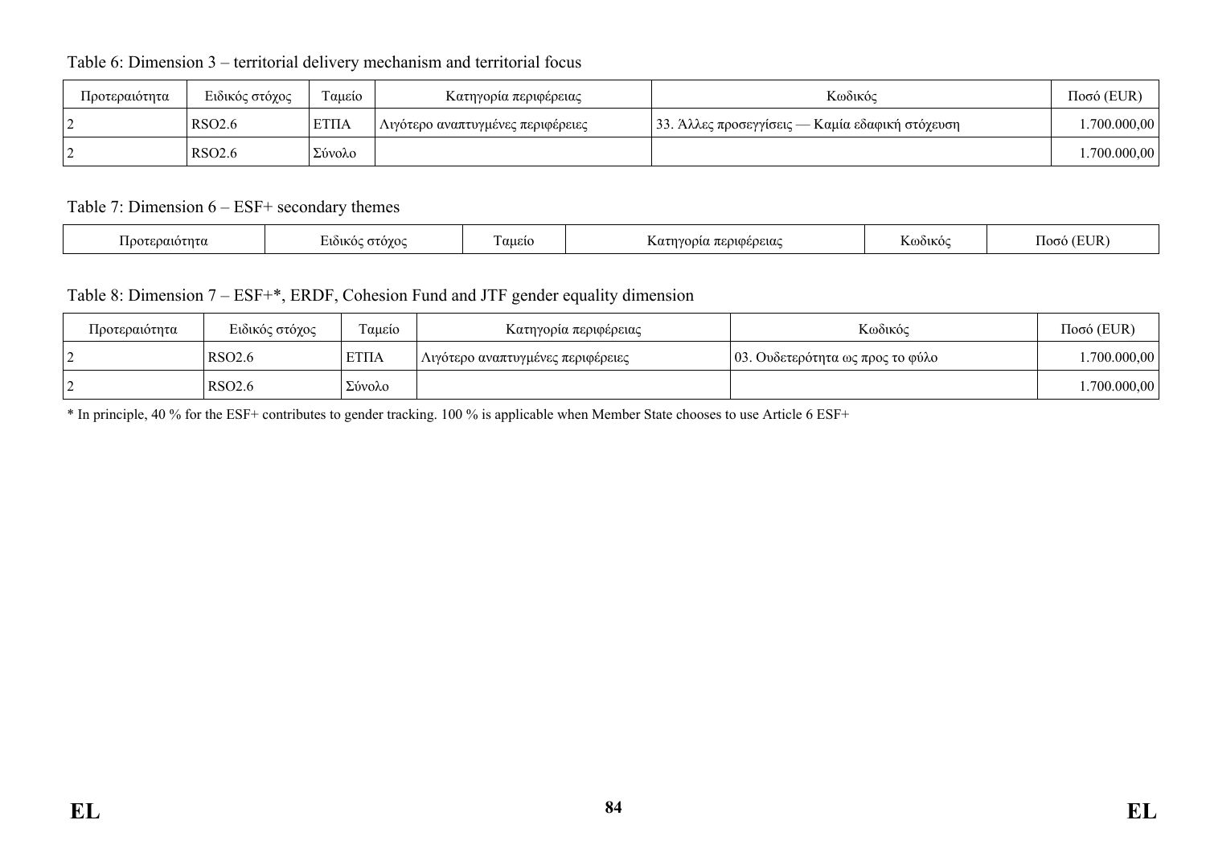Table 6: Dimension 3 – territorial delivery mechanism and territorial focus

| Προτεραιότητα | Ειδικός στόχος | Ταμείο | Κατηγορία περιφέρειας | Κωδικός | Ποσό (EUR) |
|---|---|---|---|---|---|
| 2 | RSO2.6 | ΕΤΠΑ | Λιγότερο αναπτυγμένες περιφέρειες | 33. Άλλες προσεγγίσεις — Καμία εδαφική στόχευση | 1.700.000,00 |
| 2 | RSO2.6 | Σύνολο | | | 1.700.000,00 |

Table 7: Dimension 6 – ESF+ secondary themes

| Προτεραιότητα | Ειδικός στόχος | Ταμείο | Κατηγορία περιφέρειας | Κωδικός | Ποσό (EUR) |
|---|---|---|---|---|---|

Table 8: Dimension 7 – ESF+*, ERDF, Cohesion Fund and JTF gender equality dimension

| Προτεραιότητα | Ειδικός στόχος | Ταμείο | Κατηγορία περιφέρειας | Κωδικός | Ποσό (EUR) |
|---|---|---|---|---|---|
| 2 | RSO2.6 | ΕΤΠΑ | Λιγότερο αναπτυγμένες περιφέρειες | 03. Ουδετερότητα ως προς το φύλο | 1.700.000,00 |
| 2 | RSO2.6 | Σύνολο | | | 1.700.000,00 |

* In principle, 40 % for the ESF+ contributes to gender tracking. 100 % is applicable when Member State chooses to use Article 6 ESF+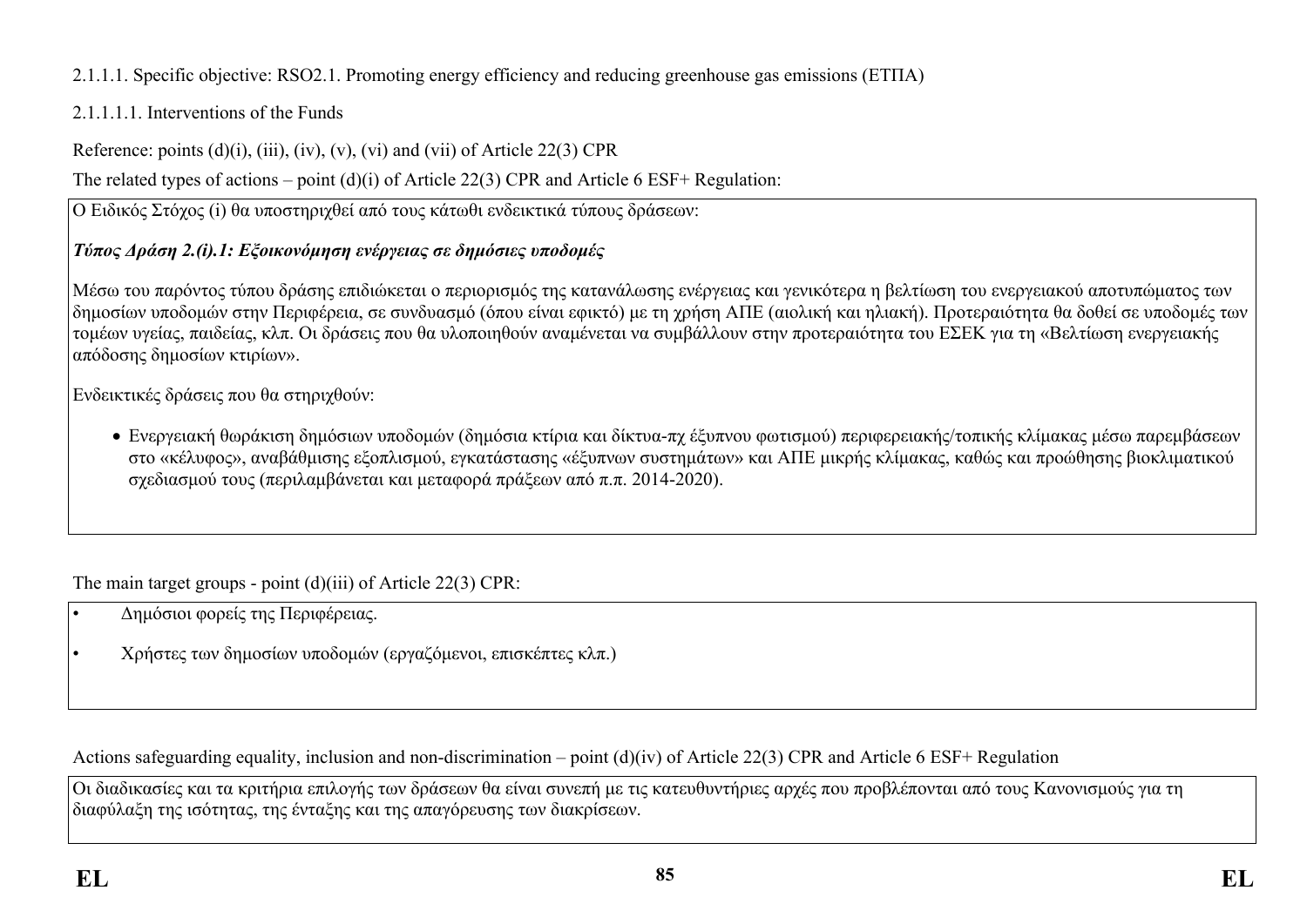2.1.1.1. Specific objective: RSO2.1. Promoting energy efficiency and reducing greenhouse gas emissions (ΕΤΠΑ)

2.1.1.1.1. Interventions of the Funds

Reference: points (d)(i), (iii), (iv), (v), (vi) and (vii) of Article 22(3) CPR

The related types of actions – point (d)(i) of Article 22(3) CPR and Article 6 ESF+ Regulation:

Ο Ειδικός Στόχος (i) θα υποστηριχθεί από τους κάτωθι ενδεικτικά τύπους δράσεων:

***Τύπος Δράση 2.(i).1: Εξοικονόμηση ενέργειας σε δημόσιες υποδομές***

Μέσω του παρόντος τύπου δράσης επιδιώκεται ο περιορισμός της κατανάλωσης ενέργειας και γενικότερα η βελτίωση του ενεργειακού αποτυπώματος των δημοσίων υποδομών στην Περιφέρεια, σε συνδυασμό (όπου είναι εφικτό) με τη χρήση ΑΠΕ (αιολική και ηλιακή). Προτεραιότητα θα δοθεί σε υποδομές των τομέων υγείας, παιδείας, κλπ. Οι δράσεις που θα υλοποιηθούν αναμένεται να συμβάλλουν στην προτεραιότητα του ΕΣΕΚ για τη «Βελτίωση ενεργειακής απόδοσης δημοσίων κτιρίων».

Ενδεικτικές δράσεις που θα στηριχθούν:

- Ενεργειακή θωράκιση δημόσιων υποδομών (δημόσια κτίρια και δίκτυα-πχ έξυπνου φωτισμού) περιφερειακής/τοπικής κλίμακας μέσω παρεμβάσεων στο «κέλυφος», αναβάθμισης εξοπλισμού, εγκατάστασης «έξυπνων συστημάτων» και ΑΠΕ μικρής κλίμακας, καθώς και προώθησης βιοκλιματικού σχεδιασμού τους (περιλαμβάνεται και μεταφορά πράξεων από π.π. 2014-2020).

The main target groups - point (d)(iii) of Article 22(3) CPR:

- Δημόσιοι φορείς της Περιφέρειας.
- Χρήστες των δημοσίων υποδομών (εργαζόμενοι, επισκέπτες κλπ.)

Actions safeguarding equality, inclusion and non-discrimination – point (d)(iv) of Article 22(3) CPR and Article 6 ESF+ Regulation

Οι διαδικασίες και τα κριτήρια επιλογής των δράσεων θα είναι συνεπή με τις κατευθυντήριες αρχές που προβλέπονται από τους Κανονισμούς για τη διαφύλαξη της ισότητας, της ένταξης και της απαγόρευσης των διακρίσεων.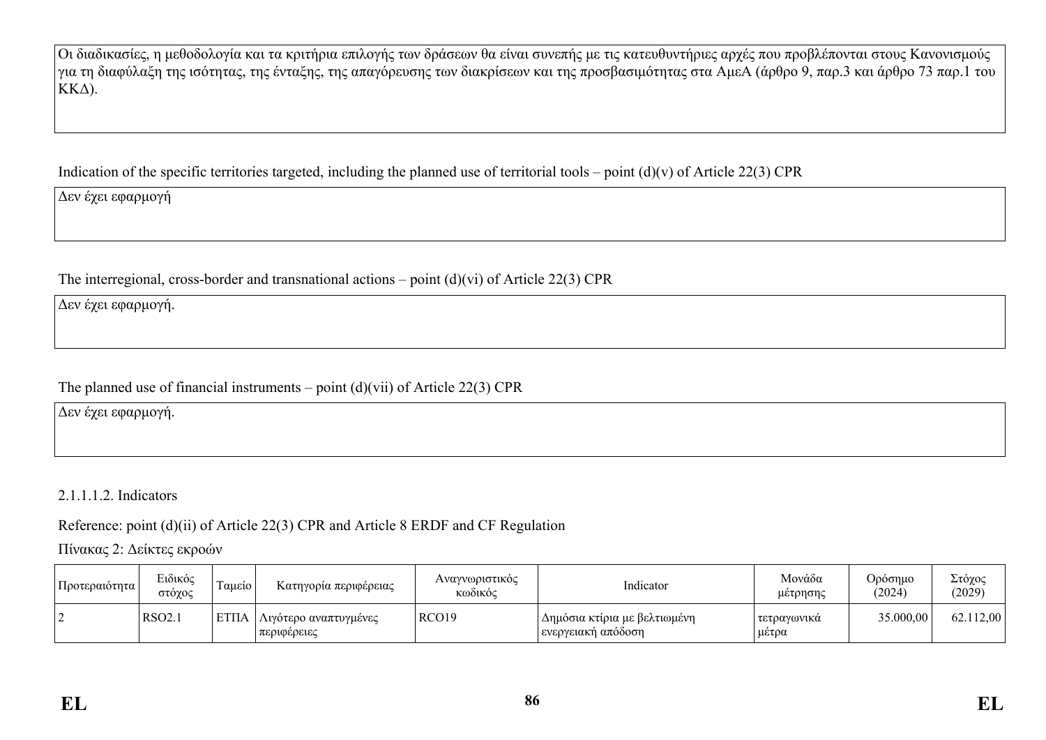Οι διαδικασίες, η μεθοδολογία και τα κριτήρια επιλογής των δράσεων θα είναι συνεπής με τις κατευθυντήριες αρχές που προβλέπονται στους Κανονισμούς για τη διαφύλαξη της ισότητας, της ένταξης, της απαγόρευσης των διακρίσεων και της προσβασιμότητας στα ΑμεΑ (άρθρο 9, παρ.3 και άρθρο 73 παρ.1 του ΚΚΔ).

Indication of the specific territories targeted, including the planned use of territorial tools – point (d)(v) of Article 22(3) CPR

Δεν έχει εφαρμογή

The interregional, cross-border and transnational actions – point (d)(vi) of Article 22(3) CPR

Δεν έχει εφαρμογή.

The planned use of financial instruments – point (d)(vii) of Article 22(3) CPR

Δεν έχει εφαρμογή.

2.1.1.1.2. Indicators

Reference: point (d)(ii) of Article 22(3) CPR and Article 8 ERDF and CF Regulation

Πίνακας 2: Δείκτες εκροών

| Προτεραιότητα | Ειδικός στόχος | Ταμείο | Κατηγορία περιφέρειας | Αναγνωριστικός κωδικός | Indicator | Μονάδα μέτρησης | Ορόσημο (2024) | Στόχος (2029) |
|---|---|---|---|---|---|---|---|---|
| 2 | RSO2.1 | ΕΤΠΑ | Λιγότερο αναπτυγμένες περιφέρειες | RCO19 | Δημόσια κτίρια με βελτιωμένη ενεργειακή απόδοση | τετραγωνικά μέτρα | 35.000,00 | 62.112,00 |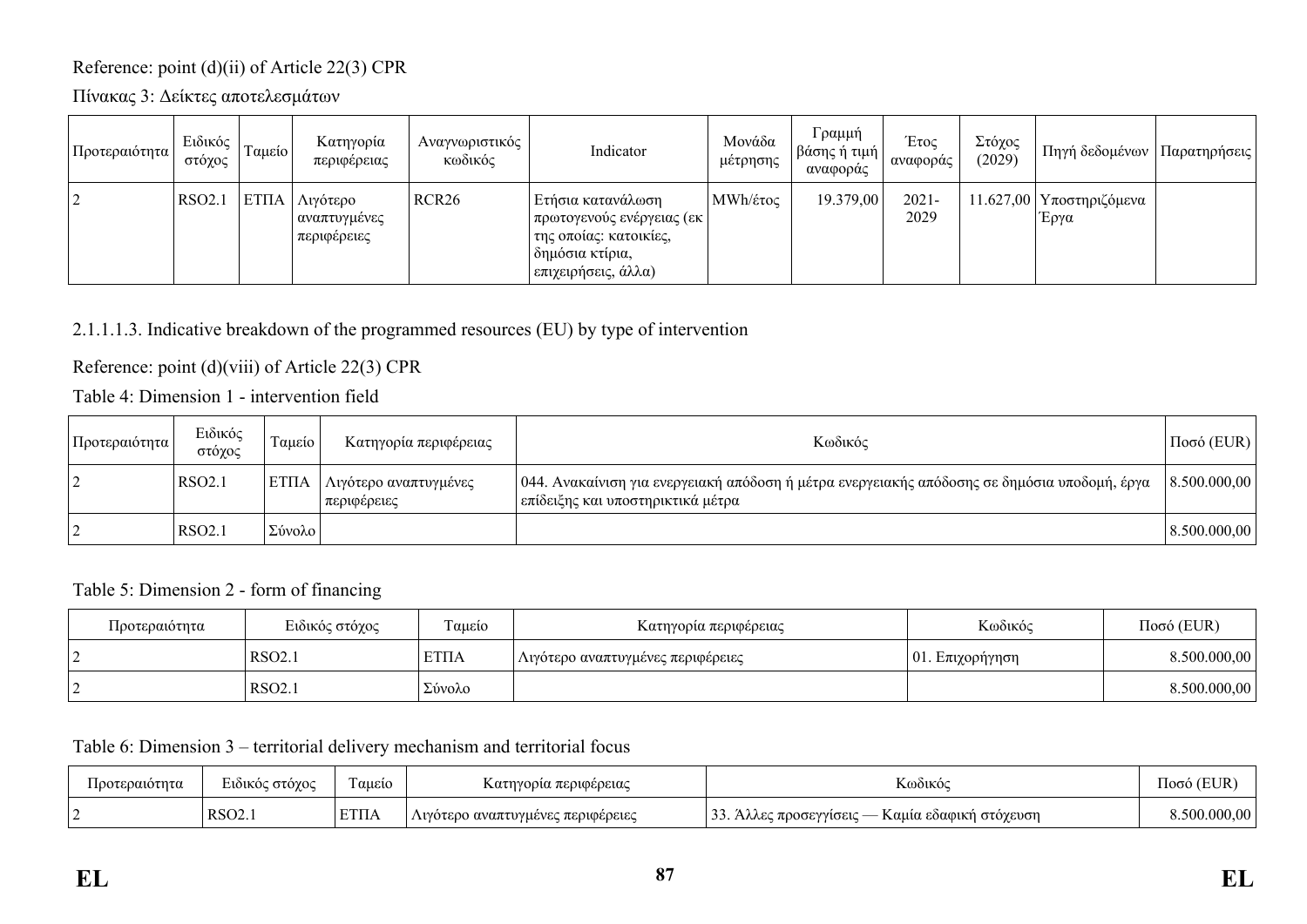Reference: point (d)(ii) of Article 22(3) CPR

Πίνακας 3: Δείκτες αποτελεσμάτων

| Προτεραιότητα | Ειδικός στόχος | Ταμείο | Κατηγορία περιφέρειας | Αναγνωριστικός κωδικός | Indicator | Μονάδα μέτρησης | Γραμμή βάσης ή τιμή αναφοράς | Έτος αναφοράς | Στόχος (2029) | Πηγή δεδομένων | Παρατηρήσεις |
|---|---|---|---|---|---|---|---|---|---|---|---|
| 2 | RSO2.1 | ΕΤΠΑ | Λιγότερο αναπτυγμένες περιφέρειες | RCR26 | Ετήσια κατανάλωση πρωτογενούς ενέργειας (εκ της οποίας: κατοικίες, δημόσια κτίρια, επιχειρήσεις, άλλα) | MWh/έτος | 19.379,00 | 2021-2029 | 11.627,00 | Υποστηριζόμενα Έργα | |

2.1.1.1.3. Indicative breakdown of the programmed resources (EU) by type of intervention

Reference: point (d)(viii) of Article 22(3) CPR

Table 4: Dimension 1 - intervention field

| Προτεραιότητα | Ειδικός στόχος | Ταμείο | Κατηγορία περιφέρειας | Κωδικός | Ποσό (EUR) |
|---|---|---|---|---|---|
| 2 | RSO2.1 | ΕΤΠΑ | Λιγότερο αναπτυγμένες περιφέρειες | 044. Ανακαίνιση για ενεργειακή απόδοση ή μέτρα ενεργειακής απόδοσης σε δημόσια υποδομή, έργα επίδειξης και υποστηρικτικά μέτρα | 8.500.000,00 |
| 2 | RSO2.1 | Σύνολο | | | 8.500.000,00 |

Table 5: Dimension 2 - form of financing

| Προτεραιότητα | Ειδικός στόχος | Ταμείο | Κατηγορία περιφέρειας | Κωδικός | Ποσό (EUR) |
|---|---|---|---|---|---|
| 2 | RSO2.1 | ΕΤΠΑ | Λιγότερο αναπτυγμένες περιφέρειες | 01. Επιχορήγηση | 8.500.000,00 |
| 2 | RSO2.1 | Σύνολο | | | 8.500.000,00 |

Table 6: Dimension 3 – territorial delivery mechanism and territorial focus

| Προτεραιότητα | Ειδικός στόχος | Ταμείο | Κατηγορία περιφέρειας | Κωδικός | Ποσό (EUR) |
|---|---|---|---|---|---|
| 2 | RSO2.1 | ΕΤΠΑ | Λιγότερο αναπτυγμένες περιφέρειες | 33. Άλλες προσεγγίσεις — Καμία εδαφική στόχευση | 8.500.000,00 |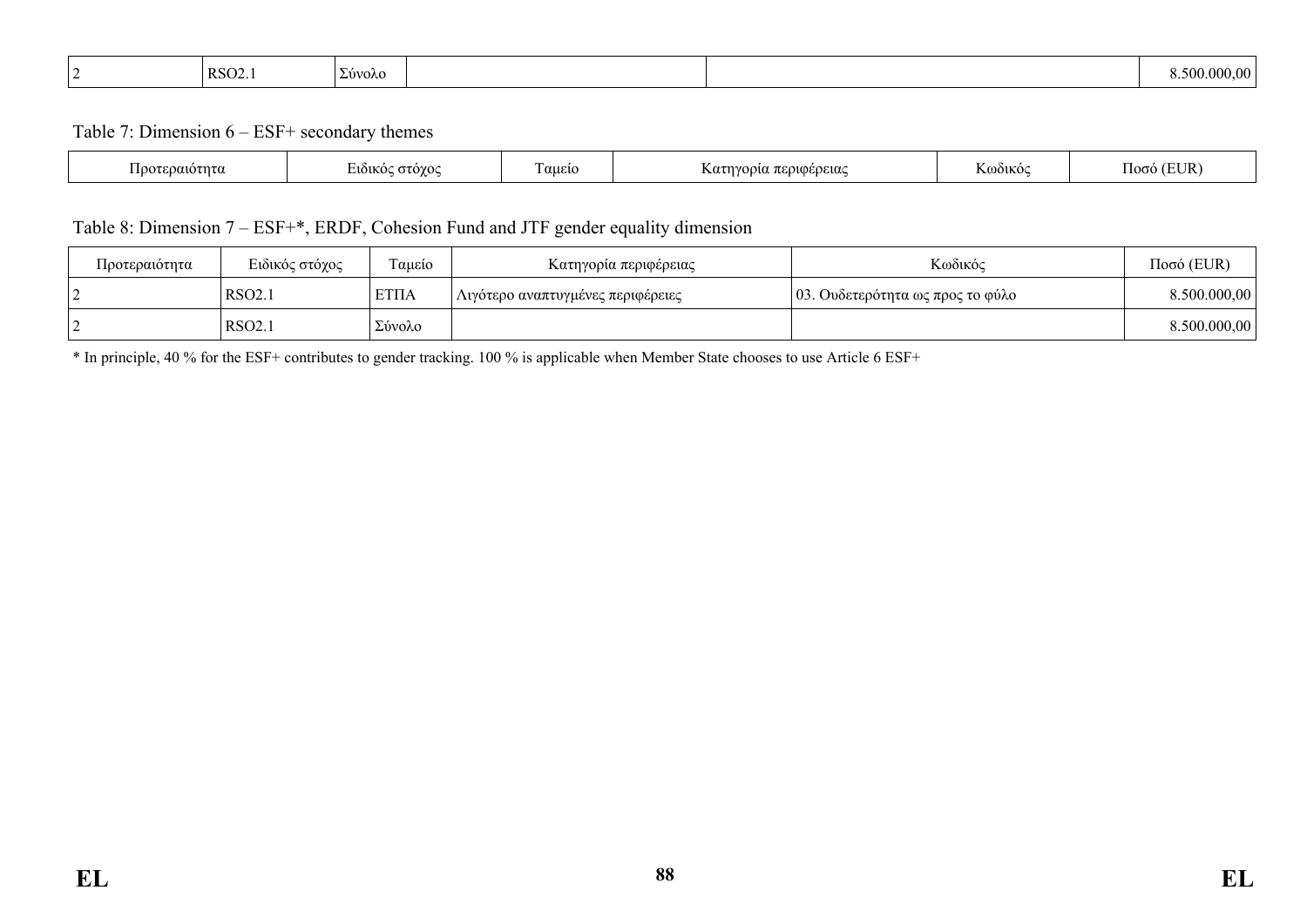| 2 | RSO2.1 | Σύνολο | | | 8.500.000,00 |
|---|---|---|---|---|---|

Table 7: Dimension 6 – ESF+ secondary themes

| Προτεραιότητα | Ειδικός στόχος | Ταμείο | Κατηγορία περιφέρειας | Κωδικός | Ποσό (EUR) |
|---|---|---|---|---|---|

Table 8: Dimension 7 – ESF+*, ERDF, Cohesion Fund and JTF gender equality dimension

| Προτεραιότητα | Ειδικός στόχος | Ταμείο | Κατηγορία περιφέρειας | Κωδικός | Ποσό (EUR) |
|---|---|---|---|---|---|
| 2 | RSO2.1 | ΕΤΠΑ | Λιγότερο αναπτυγμένες περιφέρειες | 03. Ουδετερότητα ως προς το φύλο | 8.500.000,00 |
| 2 | RSO2.1 | Σύνολο | | | 8.500.000,00 |

* In principle, 40 % for the ESF+ contributes to gender tracking. 100 % is applicable when Member State chooses to use Article 6 ESF+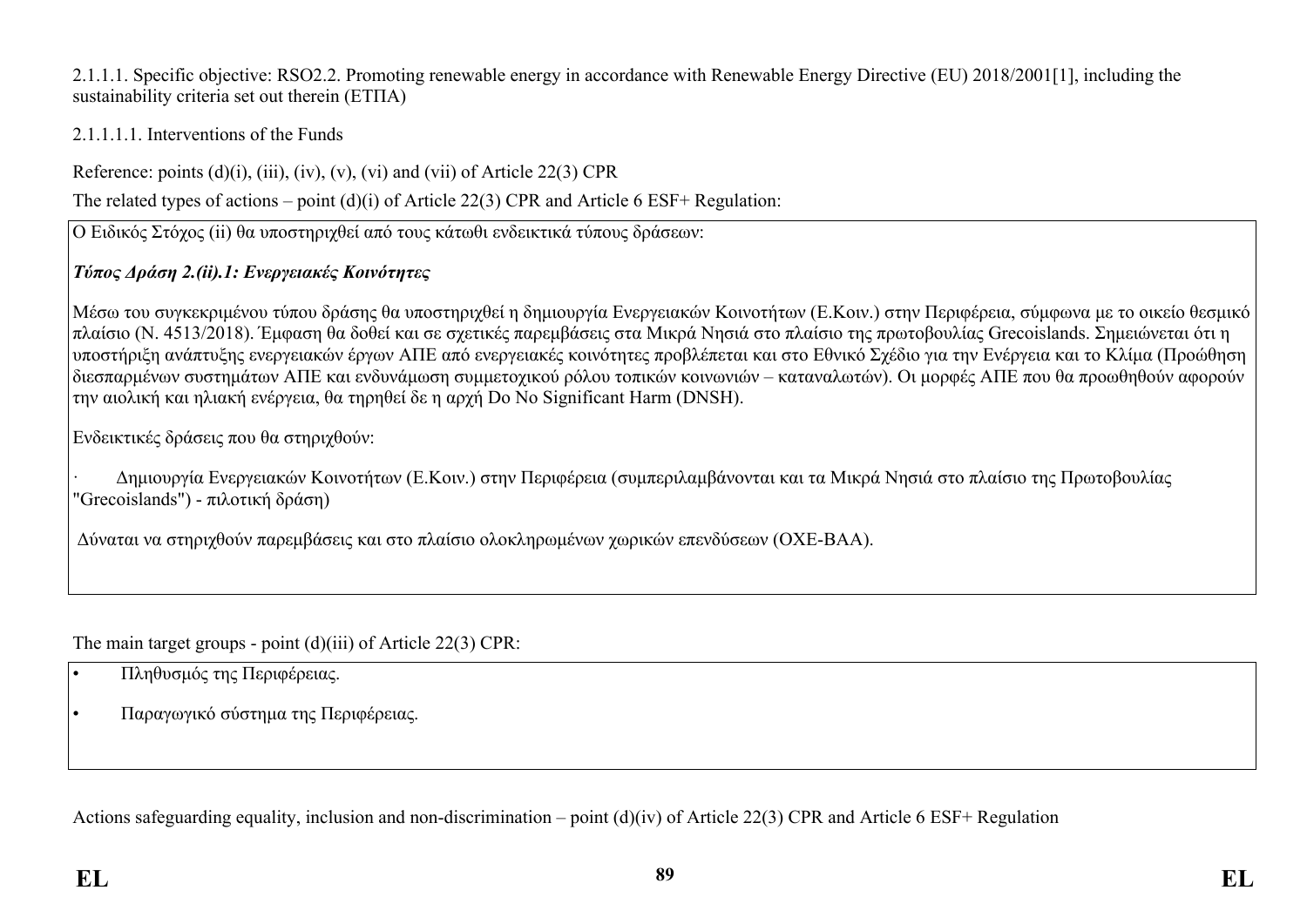2.1.1.1. Specific objective: RSO2.2. Promoting renewable energy in accordance with Renewable Energy Directive (EU) 2018/2001[1], including the sustainability criteria set out therein (ΕΤΠΑ)

2.1.1.1.1. Interventions of the Funds

Reference: points (d)(i), (iii), (iv), (v), (vi) and (vii) of Article 22(3) CPR

The related types of actions – point (d)(i) of Article 22(3) CPR and Article 6 ESF+ Regulation:

Ο Ειδικός Στόχος (ii) θα υποστηριχθεί από τους κάτωθι ενδεικτικά τύπους δράσεων:

***Τύπος Δράση 2.(ii).1: Ενεργειακές Κοινότητες***

Μέσω του συγκεκριμένου τύπου δράσης θα υποστηριχθεί η δημιουργία Ενεργειακών Κοινοτήτων (Ε.Κοιν.) στην Περιφέρεια, σύμφωνα με το οικείο θεσμικό πλαίσιο (Ν. 4513/2018). Έμφαση θα δοθεί και σε σχετικές παρεμβάσεις στα Μικρά Νησιά στο πλαίσιο της πρωτοβουλίας Grecoislands. Σημειώνεται ότι η υποστήριξη ανάπτυξης ενεργειακών έργων ΑΠΕ από ενεργειακές κοινότητες προβλέπεται και στο Εθνικό Σχέδιο για την Ενέργεια και το Κλίμα (Προώθηση διεσπαρμένων συστημάτων ΑΠΕ και ενδυνάμωση συμμετοχικού ρόλου τοπικών κοινωνιών – καταναλωτών). Οι μορφές ΑΠΕ που θα προωθηθούν αφορούν την αιολική και ηλιακή ενέργεια, θα τηρηθεί δε η αρχή Do No Significant Harm (DNSH).

Ενδεικτικές δράσεις που θα στηριχθούν:

· Δημιουργία Ενεργειακών Κοινοτήτων (Ε.Κοιν.) στην Περιφέρεια (συμπεριλαμβάνονται και τα Μικρά Νησιά στο πλαίσιο της Πρωτοβουλίας "Grecoislands") - πιλοτική δράση)

Δύναται να στηριχθούν παρεμβάσεις και στο πλαίσιο ολοκληρωμένων χωρικών επενδύσεων (ΟΧΕ-ΒΑΑ).

The main target groups - point (d)(iii) of Article 22(3) CPR:

- Πληθυσμός της Περιφέρειας.
- Παραγωγικό σύστημα της Περιφέρειας.

Actions safeguarding equality, inclusion and non-discrimination – point (d)(iv) of Article 22(3) CPR and Article 6 ESF+ Regulation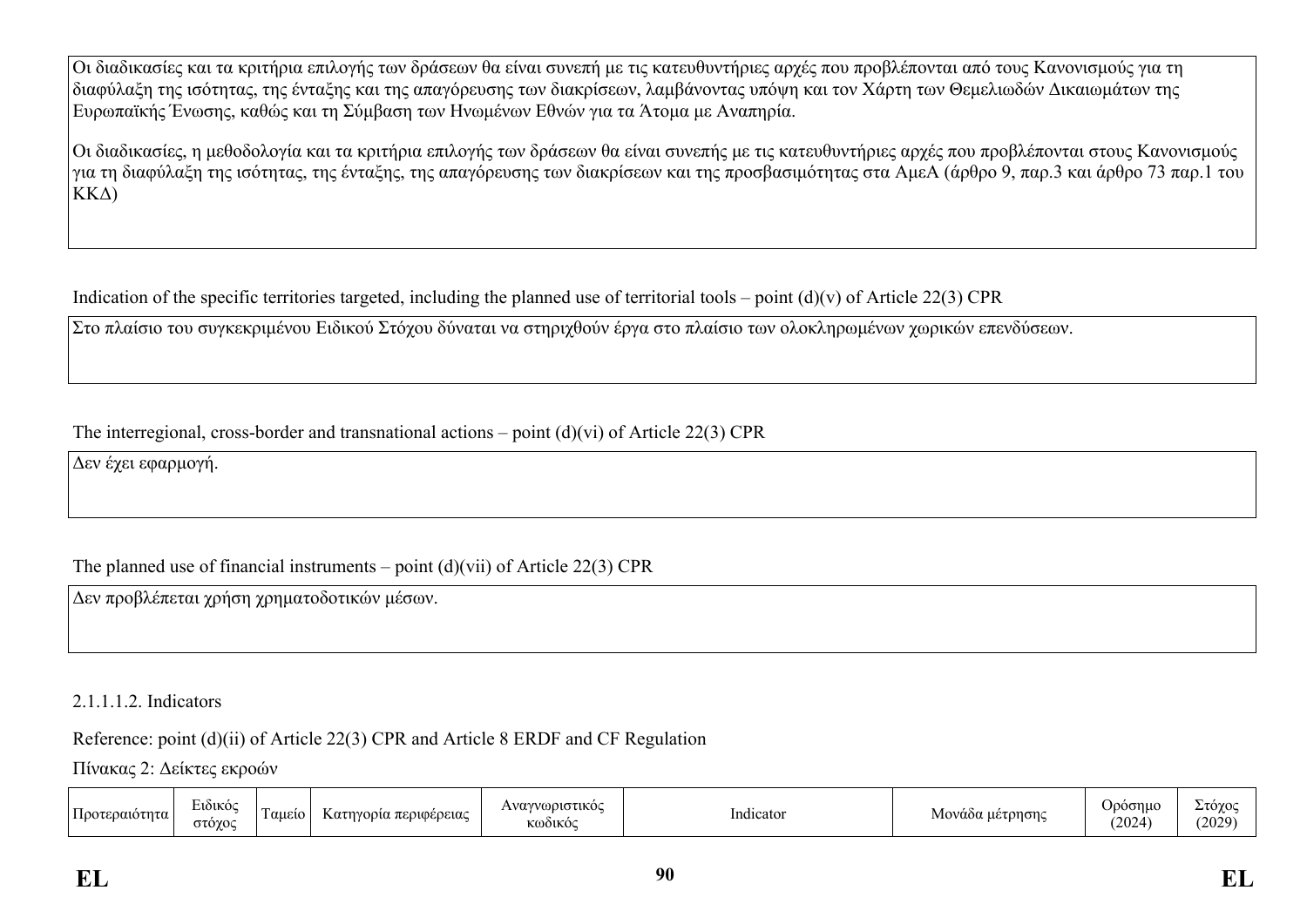Οι διαδικασίες και τα κριτήρια επιλογής των δράσεων θα είναι συνεπή με τις κατευθυντήριες αρχές που προβλέπονται από τους Κανονισμούς για τη διαφύλαξη της ισότητας, της ένταξης και της απαγόρευσης των διακρίσεων, λαμβάνοντας υπόψη και τον Χάρτη των Θεμελιωδών Δικαιωμάτων της Ευρωπαϊκής Ένωσης, καθώς και τη Σύμβαση των Ηνωμένων Εθνών για τα Άτομα με Αναπηρία.

Οι διαδικασίες, η μεθοδολογία και τα κριτήρια επιλογής των δράσεων θα είναι συνεπής με τις κατευθυντήριες αρχές που προβλέπονται στους Κανονισμούς για τη διαφύλαξη της ισότητας, της ένταξης, της απαγόρευσης των διακρίσεων και της προσβασιμότητας στα ΑμεΑ (άρθρο 9, παρ.3 και άρθρο 73 παρ.1 του ΚΚΔ)

Indication of the specific territories targeted, including the planned use of territorial tools – point (d)(v) of Article 22(3) CPR

Στο πλαίσιο του συγκεκριμένου Ειδικού Στόχου δύναται να στηριχθούν έργα στο πλαίσιο των ολοκληρωμένων χωρικών επενδύσεων.

The interregional, cross-border and transnational actions – point (d)(vi) of Article 22(3) CPR

Δεν έχει εφαρμογή.

The planned use of financial instruments – point (d)(vii) of Article 22(3) CPR

Δεν προβλέπεται χρήση χρηματοδοτικών μέσων.

2.1.1.1.2. Indicators

Reference: point (d)(ii) of Article 22(3) CPR and Article 8 ERDF and CF Regulation

Πίνακας 2: Δείκτες εκροών

| Προτεραιότητα | Ειδικός στόχος | Ταμείο | Κατηγορία περιφέρειας | Αναγνωριστικός κωδικός | Indicator | Μονάδα μέτρησης | Ορόσημο (2024) | Στόχος (2029) |
|---|---|---|---|---|---|---|---|---|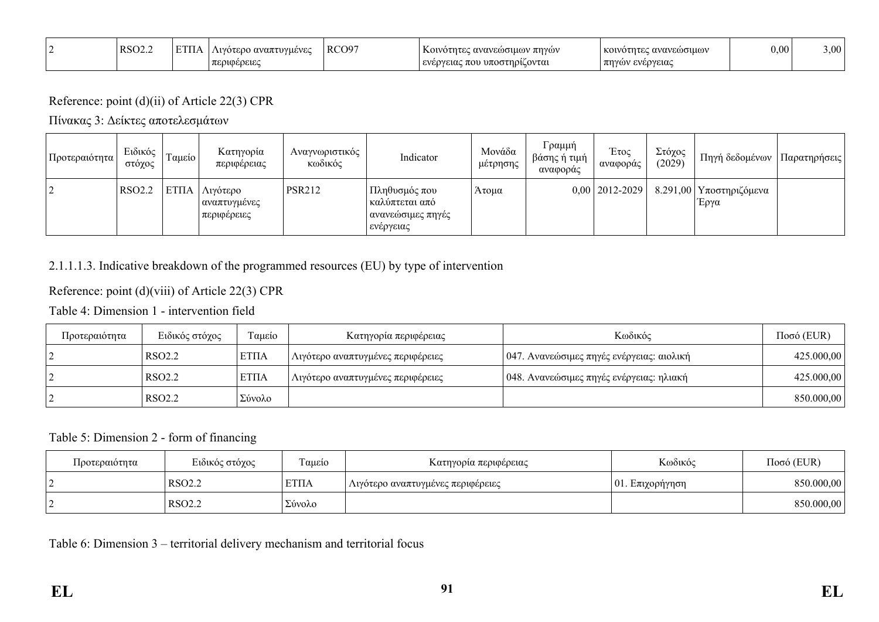| 2 | RSO2.2 | ΕΤΠΑ | Λιγότερο αναπτυγμένες περιφέρειες | RCO97 | Κοινότητες ανανεώσιμων πηγών ενέργειας που υποστηρίζονται | κοινότητες ανανεώσιμων πηγών ενέργειας | 0,00 | 3,00 |
|---|---|---|---|---|---|---|---|---|

Reference: point (d)(ii) of Article 22(3) CPR

Πίνακας 3: Δείκτες αποτελεσμάτων

| Προτεραιότητα | Ειδικός στόχος | Ταμείο | Κατηγορία περιφέρειας | Αναγνωριστικός κωδικός | Indicator | Μονάδα μέτρησης | Γραμμή βάσης ή τιμή αναφοράς | Έτος αναφοράς | Στόχος (2029) | Πηγή δεδομένων | Παρατηρήσεις |
|---|---|---|---|---|---|---|---|---|---|---|---|
| 2 | RSO2.2 | ΕΤΠΑ | Λιγότερο αναπτυγμένες περιφέρειες | PSR212 | Πληθυσμός που καλύπτεται από ανανεώσιμες πηγές ενέργειας | Άτομα | 0,00 | 2012-2029 | 8.291,00 | Υποστηριζόμενα Έργα | |

2.1.1.1.3. Indicative breakdown of the programmed resources (EU) by type of intervention

Reference: point (d)(viii) of Article 22(3) CPR

Table 4: Dimension 1 - intervention field

| Προτεραιότητα | Ειδικός στόχος | Ταμείο | Κατηγορία περιφέρειας | Κωδικός | Ποσό (EUR) |
|---|---|---|---|---|---|
| 2 | RSO2.2 | ΕΤΠΑ | Λιγότερο αναπτυγμένες περιφέρειες | 047. Ανανεώσιμες πηγές ενέργειας: αιολική | 425.000,00 |
| 2 | RSO2.2 | ΕΤΠΑ | Λιγότερο αναπτυγμένες περιφέρειες | 048. Ανανεώσιμες πηγές ενέργειας: ηλιακή | 425.000,00 |
| 2 | RSO2.2 | Σύνολο | | | 850.000,00 |

Table 5: Dimension 2 - form of financing

| Προτεραιότητα | Ειδικός στόχος | Ταμείο | Κατηγορία περιφέρειας | Κωδικός | Ποσό (EUR) |
|---|---|---|---|---|---|
| 2 | RSO2.2 | ΕΤΠΑ | Λιγότερο αναπτυγμένες περιφέρειες | 01. Επιχορήγηση | 850.000,00 |
| 2 | RSO2.2 | Σύνολο | | | 850.000,00 |

Table 6: Dimension 3 – territorial delivery mechanism and territorial focus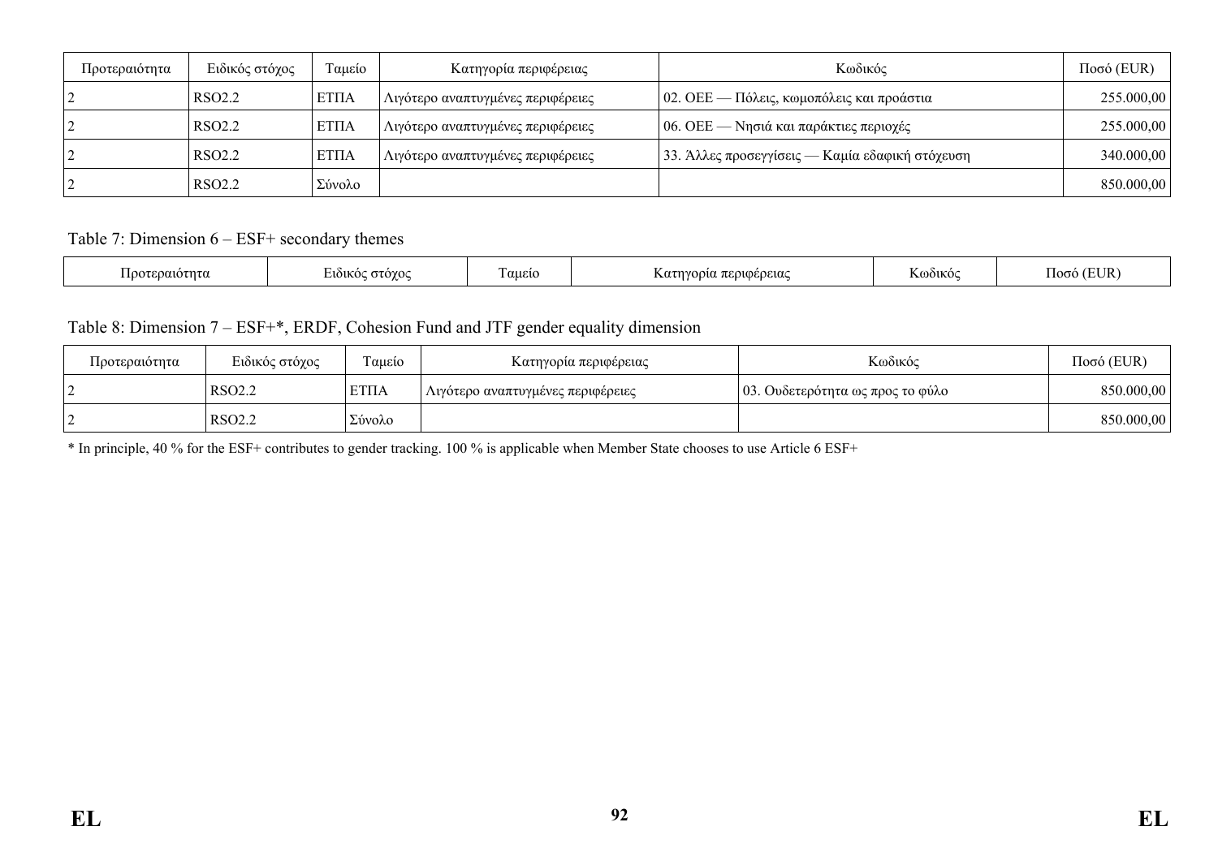| Προτεραιότητα | Ειδικός στόχος | Ταμείο | Κατηγορία περιφέρειας | Κωδικός | Ποσό (EUR) |
|---|---|---|---|---|---|
| 2 | RSO2.2 | ΕΤΠΑ | Λιγότερο αναπτυγμένες περιφέρειες | 02. ΟΕΕ — Πόλεις, κωμοπόλεις και προάστια | 255.000,00 |
| 2 | RSO2.2 | ΕΤΠΑ | Λιγότερο αναπτυγμένες περιφέρειες | 06. ΟΕΕ — Νησιά και παράκτιες περιοχές | 255.000,00 |
| 2 | RSO2.2 | ΕΤΠΑ | Λιγότερο αναπτυγμένες περιφέρειες | 33. Άλλες προσεγγίσεις — Καμία εδαφική στόχευση | 340.000,00 |
| 2 | RSO2.2 | Σύνολο | | | 850.000,00 |

Table 7: Dimension 6 – ESF+ secondary themes

| Προτεραιότητα | Ειδικός στόχος | Ταμείο | Κατηγορία περιφέρειας | Κωδικός | Ποσό (EUR) |
|---|---|---|---|---|---|

Table 8: Dimension 7 – ESF+*, ERDF, Cohesion Fund and JTF gender equality dimension

| Προτεραιότητα | Ειδικός στόχος | Ταμείο | Κατηγορία περιφέρειας | Κωδικός | Ποσό (EUR) |
|---|---|---|---|---|---|
| 2 | RSO2.2 | ΕΤΠΑ | Λιγότερο αναπτυγμένες περιφέρειες | 03. Ουδετερότητα ως προς το φύλο | 850.000,00 |
| 2 | RSO2.2 | Σύνολο | | | 850.000,00 |

* In principle, 40 % for the ESF+ contributes to gender tracking. 100 % is applicable when Member State chooses to use Article 6 ESF+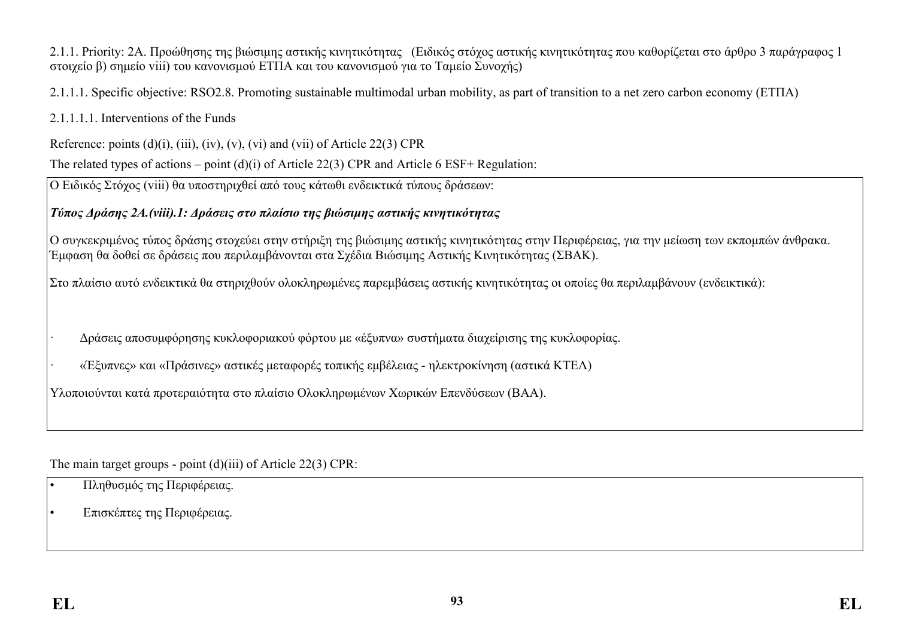2.1.1. Priority: 2A. Προώθησης της βιώσιμης αστικής κινητικότητας (Ειδικός στόχος αστικής κινητικότητας που καθορίζεται στο άρθρο 3 παράγραφος 1 στοιχείο β) σημείο viii) του κανονισμού ΕΤΠΑ και του κανονισμού για το Ταμείο Συνοχής)

2.1.1.1. Specific objective: RSO2.8. Promoting sustainable multimodal urban mobility, as part of transition to a net zero carbon economy (ΕΤΠΑ)

2.1.1.1.1. Interventions of the Funds

Reference: points (d)(i), (iii), (iv), (v), (vi) and (vii) of Article 22(3) CPR

The related types of actions – point (d)(i) of Article 22(3) CPR and Article 6 ESF+ Regulation:

Ο Ειδικός Στόχος (viii) θα υποστηριχθεί από τους κάτωθι ενδεικτικά τύπους δράσεων:

***Τύπος Δράσης 2Α.(viii).1: Δράσεις στο πλαίσιο της βιώσιμης αστικής κινητικότητας***

Ο συγκεκριμένος τύπος δράσης στοχεύει στην στήριξη της βιώσιμης αστικής κινητικότητας στην Περιφέρειας, για την μείωση των εκπομπών άνθρακα. Έμφαση θα δοθεί σε δράσεις που περιλαμβάνονται στα Σχέδια Βιώσιμης Αστικής Κινητικότητας (ΣΒΑΚ).

Στο πλαίσιο αυτό ενδεικτικά θα στηριχθούν ολοκληρωμένες παρεμβάσεις αστικής κινητικότητας οι οποίες θα περιλαμβάνουν (ενδεικτικά):

- Δράσεις αποσυμφόρησης κυκλοφοριακού φόρτου με «έξυπνα» συστήματα διαχείρισης της κυκλοφορίας.
- «Έξυπνες» και «Πράσινες» αστικές μεταφορές τοπικής εμβέλειας - ηλεκτροκίνηση (αστικά ΚΤΕΛ)

Υλοποιούνται κατά προτεραιότητα στο πλαίσιο Ολοκληρωμένων Χωρικών Επενδύσεων (ΒΑΑ).

The main target groups - point (d)(iii) of Article 22(3) CPR:

- Πληθυσμός της Περιφέρειας.
- Επισκέπτες της Περιφέρειας.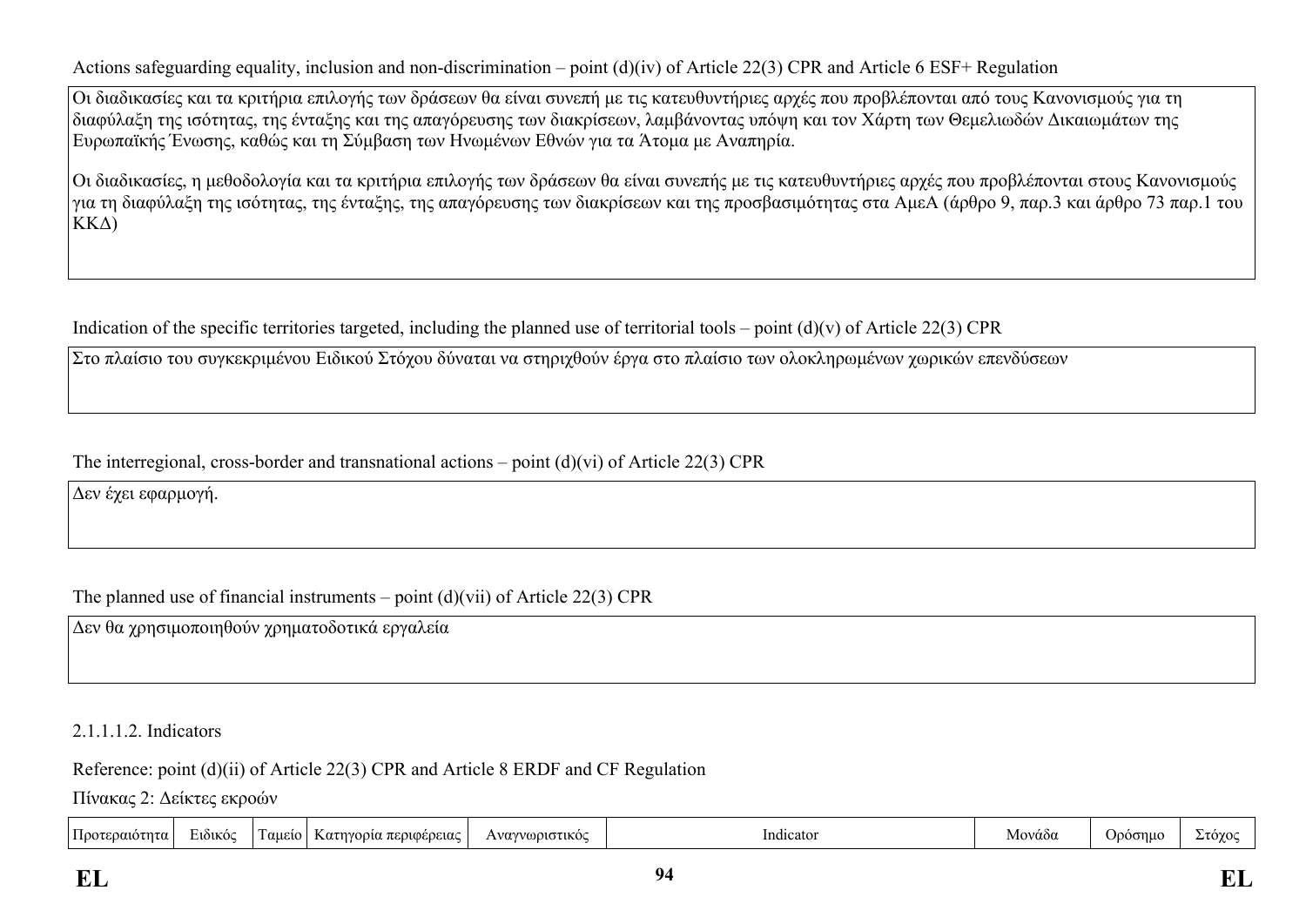Actions safeguarding equality, inclusion and non-discrimination – point (d)(iv) of Article 22(3) CPR and Article 6 ESF+ Regulation

| Οι διαδικασίες και τα κριτήρια επιλογής των δράσεων θα είναι συνεπή με τις κατευθυντήριες αρχές που προβλέπονται από τους Κανονισμούς για τη διαφύλαξη της ισότητας, της ένταξης και της απαγόρευσης των διακρίσεων, λαμβάνοντας υπόψη και τον Χάρτη των Θεμελιωδών Δικαιωμάτων της Ευρωπαϊκής Ένωσης, καθώς και τη Σύμβαση των Ηνωμένων Εθνών για τα Άτομα με Αναπηρία.<br><br>Οι διαδικασίες, η μεθοδολογία και τα κριτήρια επιλογής των δράσεων θα είναι συνεπής με τις κατευθυντήριες αρχές που προβλέπονται στους Κανονισμούς για τη διαφύλαξη της ισότητας, της ένταξης, της απαγόρευσης των διακρίσεων και της προσβασιμότητας στα ΑμεΑ (άρθρο 9, παρ.3 και άρθρο 73 παρ.1 του ΚΚΔ) |
|---|

Indication of the specific territories targeted, including the planned use of territorial tools – point (d)(v) of Article 22(3) CPR

| Στο πλαίσιο του συγκεκριμένου Ειδικού Στόχου δύναται να στηριχθούν έργα στο πλαίσιο των ολοκληρωμένων χωρικών επενδύσεων |
|---|

The interregional, cross-border and transnational actions – point (d)(vi) of Article 22(3) CPR

| Δεν έχει εφαρμογή. |
|---|

The planned use of financial instruments – point (d)(vii) of Article 22(3) CPR

| Δεν θα χρησιμοποιηθούν χρηματοδοτικά εργαλεία |
|---|

2.1.1.1.2. Indicators

Reference: point (d)(ii) of Article 22(3) CPR and Article 8 ERDF and CF Regulation

Πίνακας 2: Δείκτες εκροών

| Προτεραιότητα | Ειδικός | Ταμείο | Κατηγορία περιφέρειας | Αναγνωριστικός | Indicator | Μονάδα | Ορόσημο | Στόχος |
|---|---|---|---|---|---|---|---|---|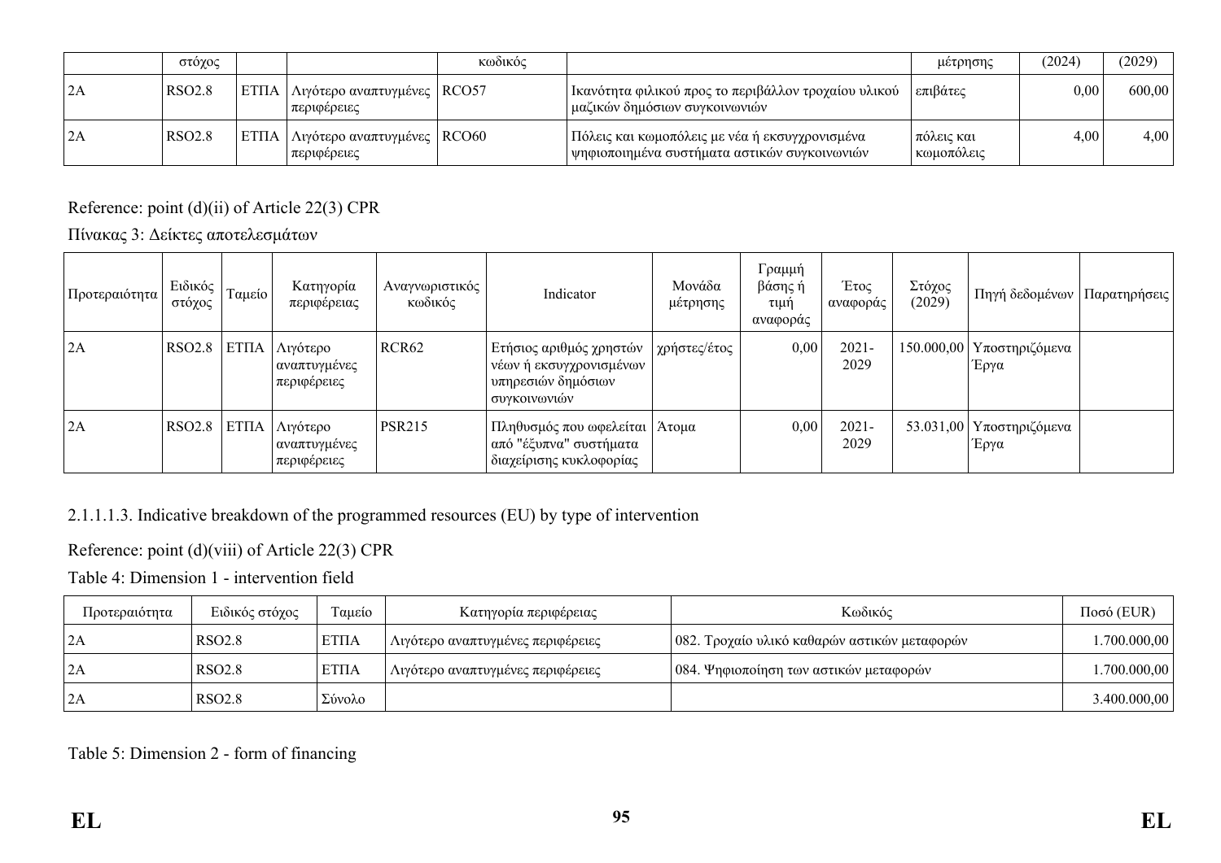| | στόχος | | | κωδικός | | μέτρησης | (2024) | (2029) |
|---|---|---|---|---|---|---|---|---|
| 2A | RSO2.8 | ΕΤΠΑ | Λιγότερο αναπτυγμένες περιφέρειες | RCO57 | Ικανότητα φιλικού προς το περιβάλλον τροχαίου υλικού μαζικών δημόσιων συγκοινωνιών | επιβάτες | 0,00 | 600,00 |
| 2A | RSO2.8 | ΕΤΠΑ | Λιγότερο αναπτυγμένες περιφέρειες | RCO60 | Πόλεις και κωμοπόλεις με νέα ή εκσυγχρονισμένα ψηφιοποιημένα συστήματα αστικών συγκοινωνιών | πόλεις και κωμοπόλεις | 4,00 | 4,00 |

Reference: point (d)(ii) of Article 22(3) CPR

Πίνακας 3: Δείκτες αποτελεσμάτων

| Προτεραιότητα | Ειδικός στόχος | Ταμείο | Κατηγορία περιφέρειας | Αναγνωριστικός κωδικός | Indicator | Μονάδα μέτρησης | Γραμμή βάσης ή τιμή αναφοράς | Έτος αναφοράς | Στόχος (2029) | Πηγή δεδομένων | Παρατηρήσεις |
|---|---|---|---|---|---|---|---|---|---|---|---|
| 2A | RSO2.8 | ΕΤΠΑ | Λιγότερο αναπτυγμένες περιφέρειες | RCR62 | Ετήσιος αριθμός χρηστών νέων ή εκσυγχρονισμένων υπηρεσιών δημόσιων συγκοινωνιών | χρήστες/έτος | 0,00 | 2021-2029 | 150.000,00 | Υποστηριζόμενα Έργα | |
| 2A | RSO2.8 | ΕΤΠΑ | Λιγότερο αναπτυγμένες περιφέρειες | PSR215 | Πληθυσμός που ωφελείται από "έξυπνα" συστήματα διαχείρισης κυκλοφορίας | Άτομα | 0,00 | 2021-2029 | 53.031,00 | Υποστηριζόμενα Έργα | |

2.1.1.1.3. Indicative breakdown of the programmed resources (EU) by type of intervention

Reference: point (d)(viii) of Article 22(3) CPR

Table 4: Dimension 1 - intervention field

| Προτεραιότητα | Ειδικός στόχος | Ταμείο | Κατηγορία περιφέρειας | Κωδικός | Ποσό (EUR) |
|---|---|---|---|---|---|
| 2A | RSO2.8 | ΕΤΠΑ | Λιγότερο αναπτυγμένες περιφέρειες | 082. Τροχαίο υλικό καθαρών αστικών μεταφορών | 1.700.000,00 |
| 2A | RSO2.8 | ΕΤΠΑ | Λιγότερο αναπτυγμένες περιφέρειες | 084. Ψηφιοποίηση των αστικών μεταφορών | 1.700.000,00 |
| 2A | RSO2.8 | Σύνολο | | | 3.400.000,00 |

Table 5: Dimension 2 - form of financing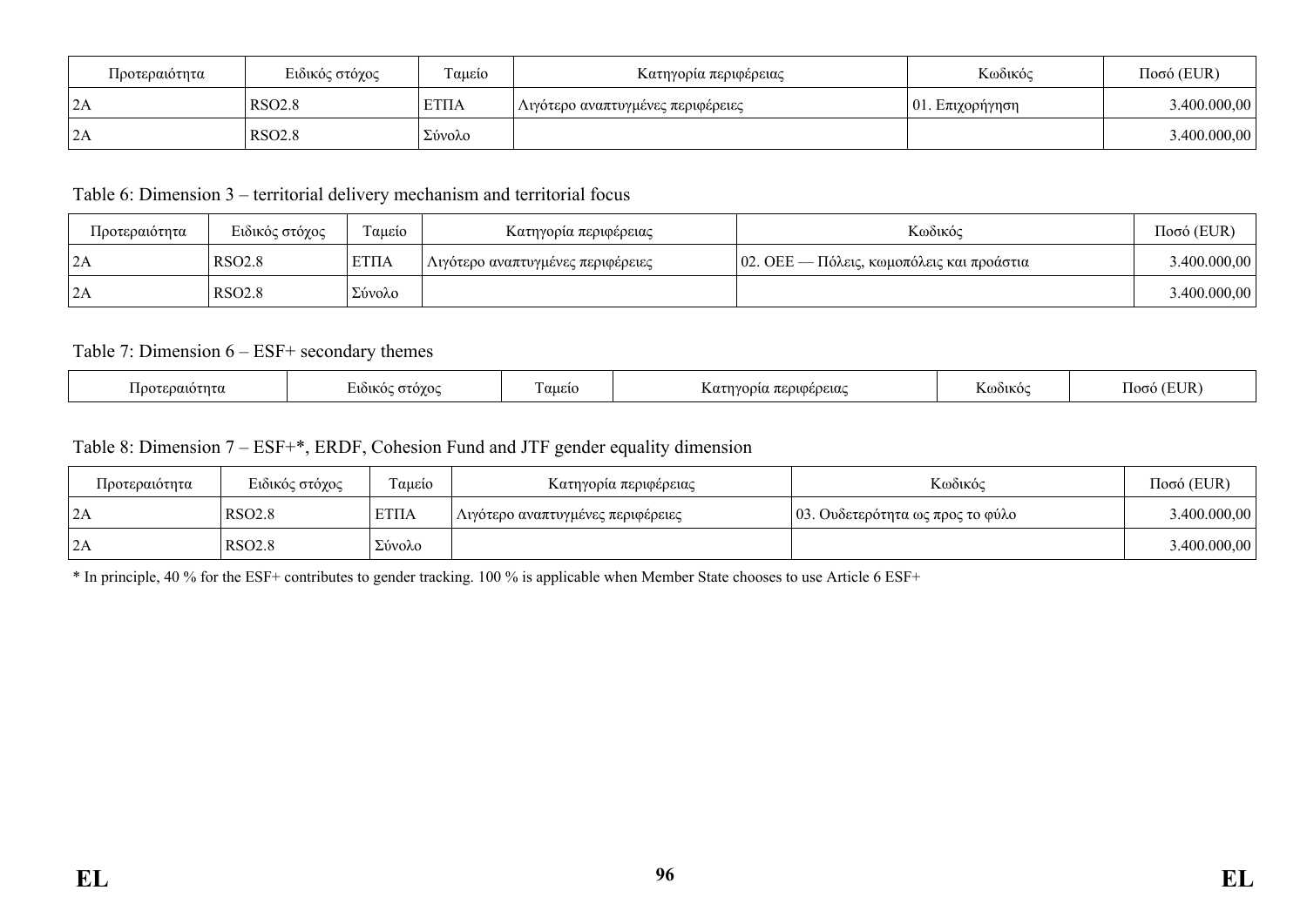| Προτεραιότητα | Ειδικός στόχος | Ταμείο | Κατηγορία περιφέρειας | Κωδικός | Ποσό (EUR) |
|---|---|---|---|---|---|
| 2A | RSO2.8 | ΕΤΠΑ | Λιγότερο αναπτυγμένες περιφέρειες | 01. Επιχορήγηση | 3.400.000,00 |
| 2A | RSO2.8 | Σύνολο | | | 3.400.000,00 |

Table 6: Dimension 3 – territorial delivery mechanism and territorial focus

| Προτεραιότητα | Ειδικός στόχος | Ταμείο | Κατηγορία περιφέρειας | Κωδικός | Ποσό (EUR) |
|---|---|---|---|---|---|
| 2A | RSO2.8 | ΕΤΠΑ | Λιγότερο αναπτυγμένες περιφέρειες | 02. ΟΕΕ — Πόλεις, κωμοπόλεις και προάστια | 3.400.000,00 |
| 2A | RSO2.8 | Σύνολο | | | 3.400.000,00 |

Table 7: Dimension 6 – ESF+ secondary themes

| Προτεραιότητα | Ειδικός στόχος | Ταμείο | Κατηγορία περιφέρειας | Κωδικός | Ποσό (EUR) |
|---|---|---|---|---|---|

Table 8: Dimension 7 – ESF+*, ERDF, Cohesion Fund and JTF gender equality dimension

| Προτεραιότητα | Ειδικός στόχος | Ταμείο | Κατηγορία περιφέρειας | Κωδικός | Ποσό (EUR) |
|---|---|---|---|---|---|
| 2A | RSO2.8 | ΕΤΠΑ | Λιγότερο αναπτυγμένες περιφέρειες | 03. Ουδετερότητα ως προς το φύλο | 3.400.000,00 |
| 2A | RSO2.8 | Σύνολο | | | 3.400.000,00 |

* In principle, 40 % for the ESF+ contributes to gender tracking. 100 % is applicable when Member State chooses to use Article 6 ESF+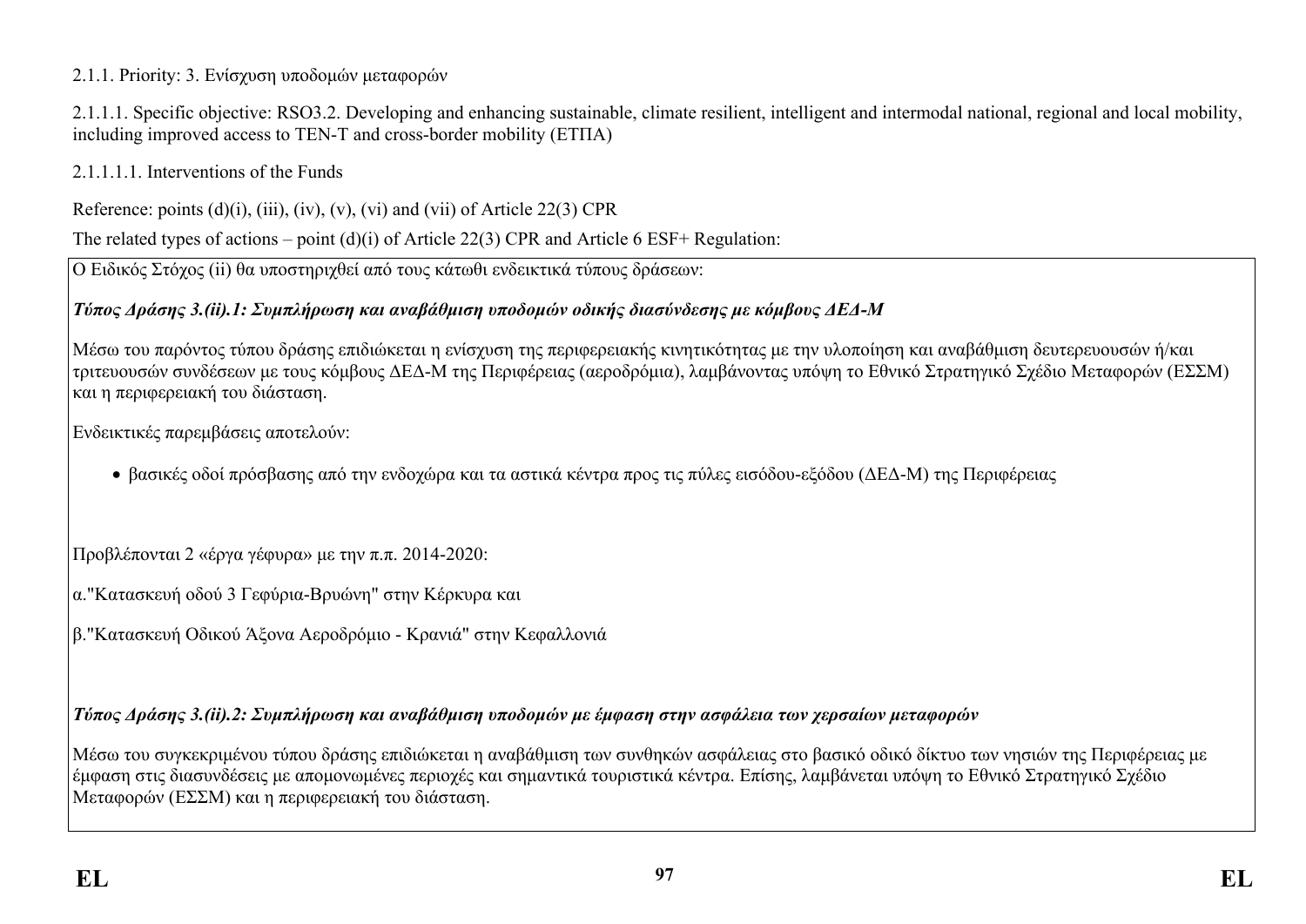2.1.1. Priority: 3. Ενίσχυση υποδομών μεταφορών

2.1.1.1. Specific objective: RSO3.2. Developing and enhancing sustainable, climate resilient, intelligent and intermodal national, regional and local mobility, including improved access to TEN-T and cross-border mobility (ΕΤΠΑ)

2.1.1.1.1. Interventions of the Funds

Reference: points (d)(i), (iii), (iv), (v), (vi) and (vii) of Article 22(3) CPR

The related types of actions – point (d)(i) of Article 22(3) CPR and Article 6 ESF+ Regulation:

Ο Ειδικός Στόχος (ii) θα υποστηριχθεί από τους κάτωθι ενδεικτικά τύπους δράσεων:

***Τύπος Δράσης 3.(ii).1: Συμπλήρωση και αναβάθμιση υποδομών οδικής διασύνδεσης με κόμβους ΔΕΔ-Μ***

Μέσω του παρόντος τύπου δράσης επιδιώκεται η ενίσχυση της περιφερειακής κινητικότητας με την υλοποίηση και αναβάθμιση δευτερευουσών ή/και τριτευουσών συνδέσεων με τους κόμβους ΔΕΔ-Μ της Περιφέρειας (αεροδρόμια), λαμβάνοντας υπόψη το Εθνικό Στρατηγικό Σχέδιο Μεταφορών (ΕΣΣΜ) και η περιφερειακή του διάσταση.

Ενδεικτικές παρεμβάσεις αποτελούν:

- βασικές οδοί πρόσβασης από την ενδοχώρα και τα αστικά κέντρα προς τις πύλες εισόδου-εξόδου (ΔΕΔ-Μ) της Περιφέρειας

Προβλέπονται 2 «έργα γέφυρα» με την π.π. 2014-2020:

α."Κατασκευή οδού 3 Γεφύρια-Βρυώνη" στην Κέρκυρα και

β."Κατασκευή Οδικού Άξονα Αεροδρόμιο - Κρανιά" στην Κεφαλλονιά

***Τύπος Δράσης 3.(ii).2: Συμπλήρωση και αναβάθμιση υποδομών με έμφαση στην ασφάλεια των χερσαίων μεταφορών***

Μέσω του συγκεκριμένου τύπου δράσης επιδιώκεται η αναβάθμιση των συνθηκών ασφάλειας στο βασικό οδικό δίκτυο των νησιών της Περιφέρειας με έμφαση στις διασυνδέσεις με απομονωμένες περιοχές και σημαντικά τουριστικά κέντρα. Επίσης, λαμβάνεται υπόψη το Εθνικό Στρατηγικό Σχέδιο Μεταφορών (ΕΣΣΜ) και η περιφερειακή του διάσταση.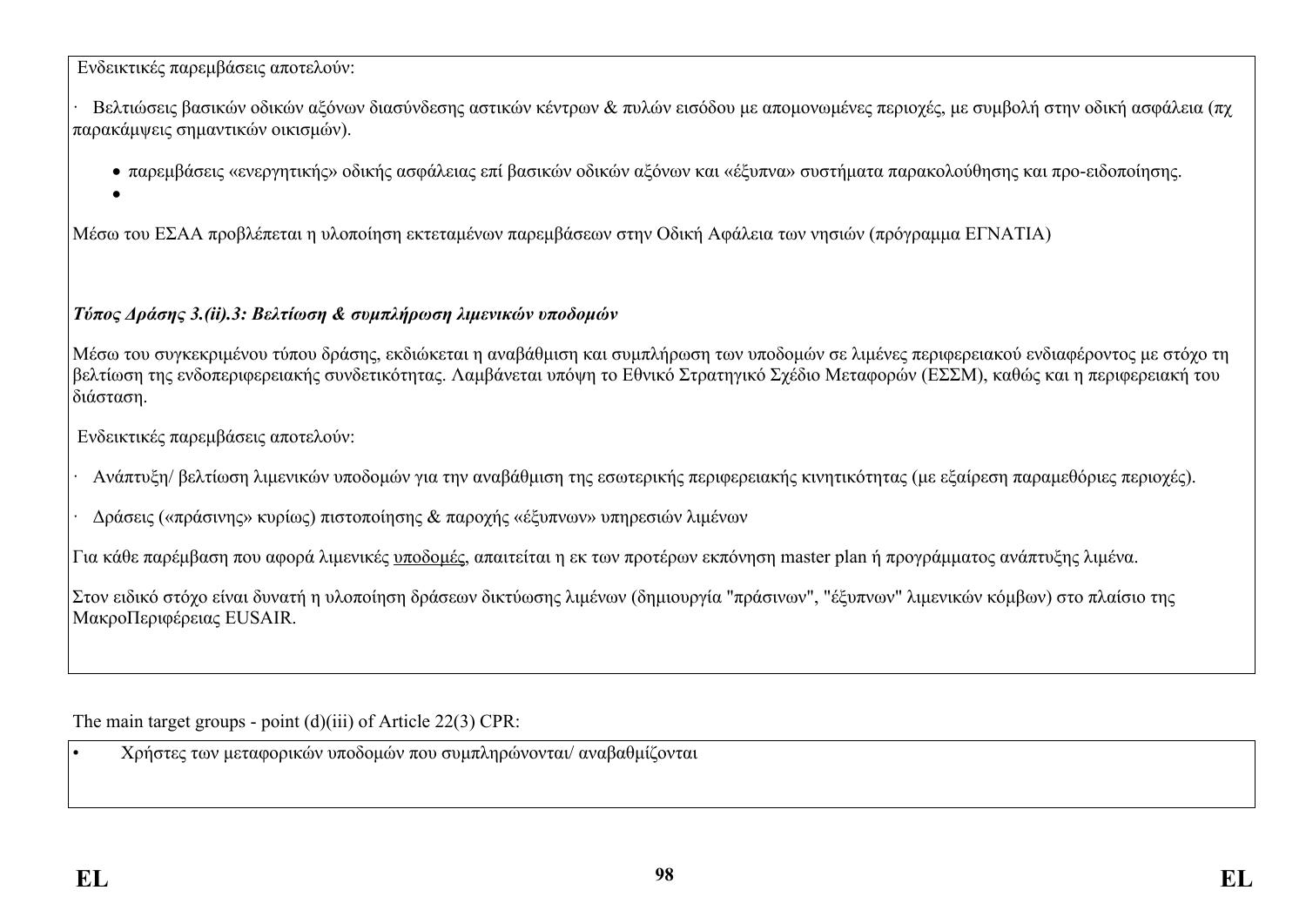Ενδεικτικές παρεμβάσεις αποτελούν:

· Βελτιώσεις βασικών οδικών αξόνων διασύνδεσης αστικών κέντρων & πυλών εισόδου με απομονωμένες περιοχές, με συμβολή στην οδική ασφάλεια (πχ παρακάμψεις σημαντικών οικισμών).

- παρεμβάσεις «ενεργητικής» οδικής ασφάλειας επί βασικών οδικών αξόνων και «έξυπνα» συστήματα παρακολούθησης και προ-ειδοποίησης.
- 

Μέσω του ΕΣΑΑ προβλέπεται η υλοποίηση εκτεταμένων παρεμβάσεων στην Οδική Αφάλεια των νησιών (πρόγραμμα ΕΓΝΑΤΙΑ)

***Τύπος Δράσης 3.(ii).3: Βελτίωση & συμπλήρωση λιμενικών υποδομών***

Μέσω του συγκεκριμένου τύπου δράσης, εκδιώκεται η αναβάθμιση και συμπλήρωση των υποδομών σε λιμένες περιφερειακού ενδιαφέροντος με στόχο τη βελτίωση της ενδοπεριφερειακής συνδετικότητας. Λαμβάνεται υπόψη το Εθνικό Στρατηγικό Σχέδιο Μεταφορών (ΕΣΣΜ), καθώς και η περιφερειακή του διάσταση.

Ενδεικτικές παρεμβάσεις αποτελούν:

· Ανάπτυξη/ βελτίωση λιμενικών υποδομών για την αναβάθμιση της εσωτερικής περιφερειακής κινητικότητας (με εξαίρεση παραμεθόριες περιοχές).

· Δράσεις («πράσινης» κυρίως) πιστοποίησης & παροχής «έξυπνων» υπηρεσιών λιμένων

Για κάθε παρέμβαση που αφορά λιμενικές <u>υποδομές</u>, απαιτείται η εκ των προτέρων εκπόνηση master plan ή προγράμματος ανάπτυξης λιμένα.

Στον ειδικό στόχο είναι δυνατή η υλοποίηση δράσεων δικτύωσης λιμένων (δημιουργία "πράσινων", "έξυπνων" λιμενικών κόμβων) στο πλαίσιο της ΜακροΠεριφέρειας EUSAIR.

The main target groups - point (d)(iii) of Article 22(3) CPR:

- Χρήστες των μεταφορικών υποδομών που συμπληρώνονται/ αναβαθμίζονται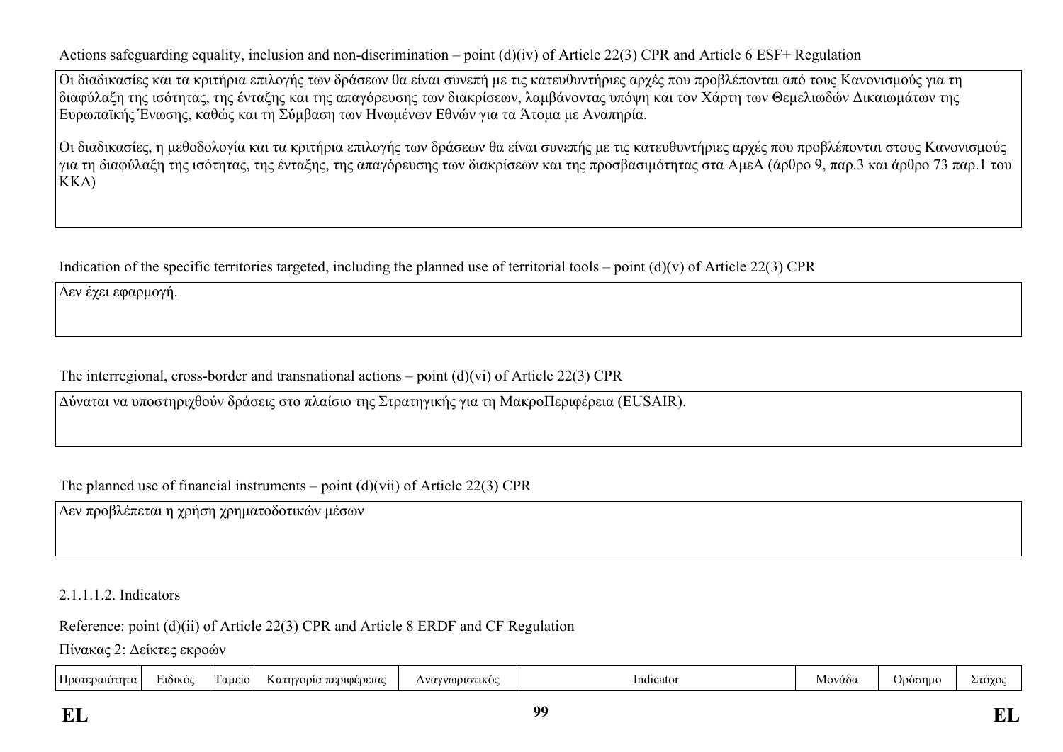Actions safeguarding equality, inclusion and non-discrimination – point (d)(iv) of Article 22(3) CPR and Article 6 ESF+ Regulation

Οι διαδικασίες και τα κριτήρια επιλογής των δράσεων θα είναι συνεπή με τις κατευθυντήριες αρχές που προβλέπονται από τους Κανονισμούς για τη διαφύλαξη της ισότητας, της ένταξης και της απαγόρευσης των διακρίσεων, λαμβάνοντας υπόψη και τον Χάρτη των Θεμελιωδών Δικαιωμάτων της Ευρωπαϊκής Ένωσης, καθώς και τη Σύμβαση των Ηνωμένων Εθνών για τα Άτομα με Αναπηρία.

Οι διαδικασίες, η μεθοδολογία και τα κριτήρια επιλογής των δράσεων θα είναι συνεπής με τις κατευθυντήριες αρχές που προβλέπονται στους Κανονισμούς για τη διαφύλαξη της ισότητας, της ένταξης, της απαγόρευσης των διακρίσεων και της προσβασιμότητας στα ΑμεΑ (άρθρο 9, παρ.3 και άρθρο 73 παρ.1 του ΚΚΔ)

Indication of the specific territories targeted, including the planned use of territorial tools – point (d)(v) of Article 22(3) CPR

Δεν έχει εφαρμογή.

The interregional, cross-border and transnational actions – point (d)(vi) of Article 22(3) CPR

Δύναται να υποστηριχθούν δράσεις στο πλαίσιο της Στρατηγικής για τη ΜακροΠεριφέρεια (EUSAIR).

The planned use of financial instruments – point (d)(vii) of Article 22(3) CPR

Δεν προβλέπεται η χρήση χρηματοδοτικών μέσων

2.1.1.1.2. Indicators

Reference: point (d)(ii) of Article 22(3) CPR and Article 8 ERDF and CF Regulation

Πίνακας 2: Δείκτες εκροών

| Προτεραιότητα | Ειδικός | Ταμείο | Κατηγορία περιφέρειας | Αναγνωριστικός | Indicator | Μονάδα | Ορόσημο | Στόχος |
|---|---|---|---|---|---|---|---|---|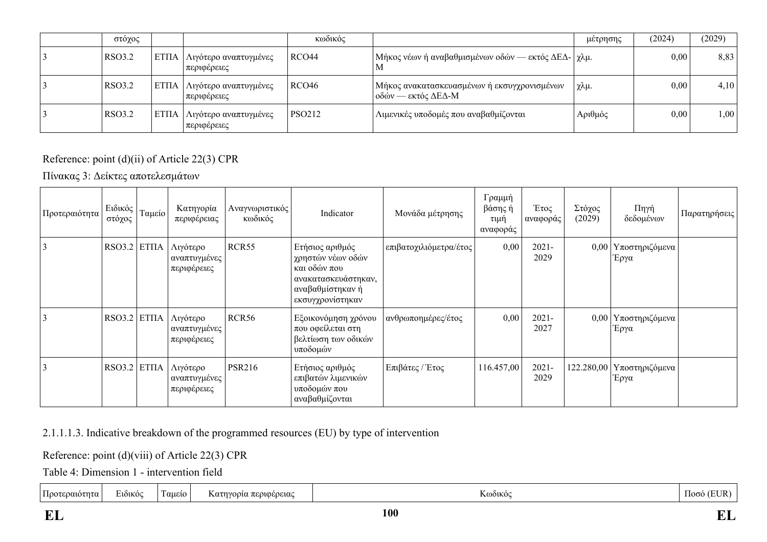| | στόχος | | | κωδικός | | μέτρησης | (2024) | (2029) |
|---|---|---|---|---|---|---|---|---|
| 3 | RSO3.2 | ΕΤΠΑ | Λιγότερο αναπτυγμένες περιφέρειες | RCO44 | Μήκος νέων ή αναβαθμισμένων οδών — εκτός ΔΕΔ-Μ | χλμ. | 0,00 | 8,83 |
| 3 | RSO3.2 | ΕΤΠΑ | Λιγότερο αναπτυγμένες περιφέρειες | RCO46 | Μήκος ανακατασκευασμένων ή εκσυγχρονισμένων οδών — εκτός ΔΕΔ-Μ | χλμ. | 0,00 | 4,10 |
| 3 | RSO3.2 | ΕΤΠΑ | Λιγότερο αναπτυγμένες περιφέρειες | PSO212 | Λιμενικές υποδομές που αναβαθμίζονται | Αριθμός | 0,00 | 1,00 |

Reference: point (d)(ii) of Article 22(3) CPR

Πίνακας 3: Δείκτες αποτελεσμάτων

| Προτεραιότητα | Ειδικός στόχος | Ταμείο | Κατηγορία περιφέρειας | Αναγνωριστικός κωδικός | Indicator | Μονάδα μέτρησης | Γραμμή βάσης ή τιμή αναφοράς | Έτος αναφοράς | Στόχος (2029) | Πηγή δεδομένων | Παρατηρήσεις |
|---|---|---|---|---|---|---|---|---|---|---|---|
| 3 | RSO3.2 | ΕΤΠΑ | Λιγότερο αναπτυγμένες περιφέρειες | RCR55 | Ετήσιος αριθμός χρηστών νέων οδών και οδών που ανακατασκευάστηκαν, αναβαθμίστηκαν ή εκσυγχρονίστηκαν | επιβατοχιλιόμετρα/έτος | 0,00 | 2021-2029 | 0,00 | Υποστηριζόμενα Έργα | |
| 3 | RSO3.2 | ΕΤΠΑ | Λιγότερο αναπτυγμένες περιφέρειες | RCR56 | Εξοικονόμηση χρόνου που οφείλεται στη βελτίωση των οδικών υποδομών | ανθρωποημέρες/έτος | 0,00 | 2021-2027 | 0,00 | Υποστηριζόμενα Έργα | |
| 3 | RSO3.2 | ΕΤΠΑ | Λιγότερο αναπτυγμένες περιφέρειες | PSR216 | Ετήσιος αριθμός επιβατών λιμενικών υποδομών που αναβαθμίζονται | Επιβάτες / Έτος | 116.457,00 | 2021-2029 | 122.280,00 | Υποστηριζόμενα Έργα | |

2.1.1.1.3. Indicative breakdown of the programmed resources (EU) by type of intervention

Reference: point (d)(viii) of Article 22(3) CPR

Table 4: Dimension 1 - intervention field

| Προτεραιότητα | Ειδικός | Ταμείο | Κατηγορία περιφέρειας | Κωδικός | Ποσό (EUR) |
|---|---|---|---|---|---|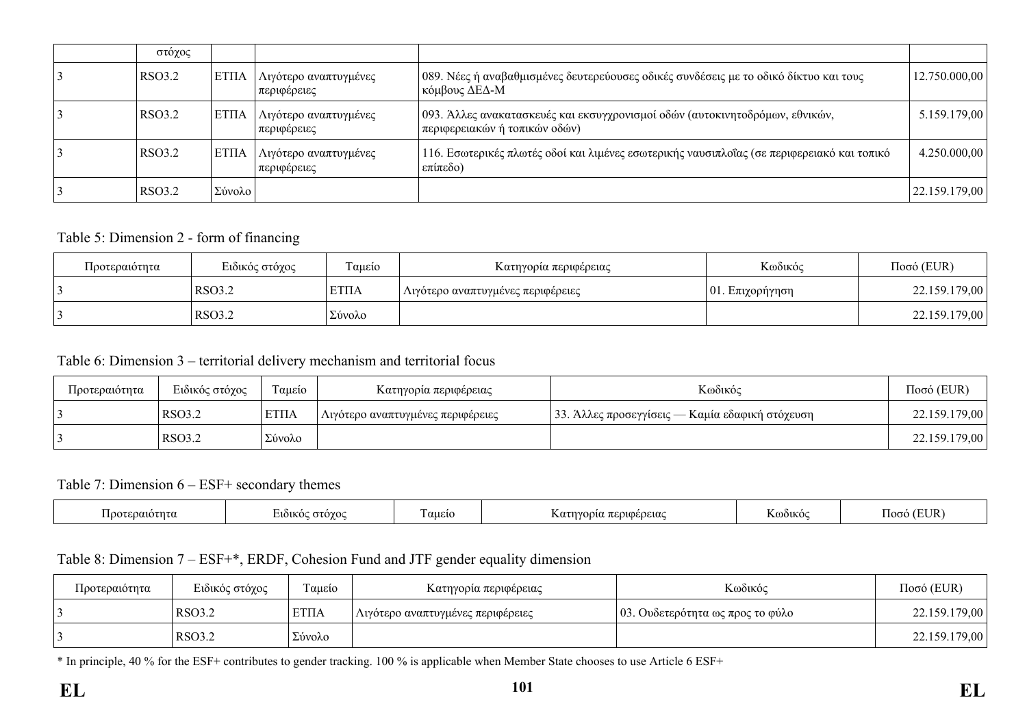| | στόχος | | | | |
|---|---|---|---|---|---|
| 3 | RSO3.2 | ΕΤΠΑ | Λιγότερο αναπτυγμένες περιφέρειες | 089. Νέες ή αναβαθμισμένες δευτερεύουσες οδικές συνδέσεις με το οδικό δίκτυο και τους κόμβους ΔΕΔ-Μ | 12.750.000,00 |
| 3 | RSO3.2 | ΕΤΠΑ | Λιγότερο αναπτυγμένες περιφέρειες | 093. Άλλες ανακατασκευές και εκσυγχρονισμοί οδών (αυτοκινητοδρόμων, εθνικών, περιφερειακών ή τοπικών οδών) | 5.159.179,00 |
| 3 | RSO3.2 | ΕΤΠΑ | Λιγότερο αναπτυγμένες περιφέρειες | 116. Εσωτερικές πλωτές οδοί και λιμένες εσωτερικής ναυσιπλοΐας (σε περιφερειακό και τοπικό επίπεδο) | 4.250.000,00 |
| 3 | RSO3.2 | Σύνολο | | | 22.159.179,00 |

Table 5: Dimension 2 - form of financing

| Προτεραιότητα | Ειδικός στόχος | Ταμείο | Κατηγορία περιφέρειας | Κωδικός | Ποσό (EUR) |
|---|---|---|---|---|---|
| 3 | RSO3.2 | ΕΤΠΑ | Λιγότερο αναπτυγμένες περιφέρειες | 01. Επιχορήγηση | 22.159.179,00 |
| 3 | RSO3.2 | Σύνολο | | | 22.159.179,00 |

Table 6: Dimension 3 – territorial delivery mechanism and territorial focus

| Προτεραιότητα | Ειδικός στόχος | Ταμείο | Κατηγορία περιφέρειας | Κωδικός | Ποσό (EUR) |
|---|---|---|---|---|---|
| 3 | RSO3.2 | ΕΤΠΑ | Λιγότερο αναπτυγμένες περιφέρειες | 33. Άλλες προσεγγίσεις — Καμία εδαφική στόχευση | 22.159.179,00 |
| 3 | RSO3.2 | Σύνολο | | | 22.159.179,00 |

Table 7: Dimension 6 – ESF+ secondary themes

| Προτεραιότητα | Ειδικός στόχος | Ταμείο | Κατηγορία περιφέρειας | Κωδικός | Ποσό (EUR) |
|---|---|---|---|---|---|

Table 8: Dimension 7 – ESF+*, ERDF, Cohesion Fund and JTF gender equality dimension

| Προτεραιότητα | Ειδικός στόχος | Ταμείο | Κατηγορία περιφέρειας | Κωδικός | Ποσό (EUR) |
|---|---|---|---|---|---|
| 3 | RSO3.2 | ΕΤΠΑ | Λιγότερο αναπτυγμένες περιφέρειες | 03. Ουδετερότητα ως προς το φύλο | 22.159.179,00 |
| 3 | RSO3.2 | Σύνολο | | | 22.159.179,00 |

* In principle, 40 % for the ESF+ contributes to gender tracking. 100 % is applicable when Member State chooses to use Article 6 ESF+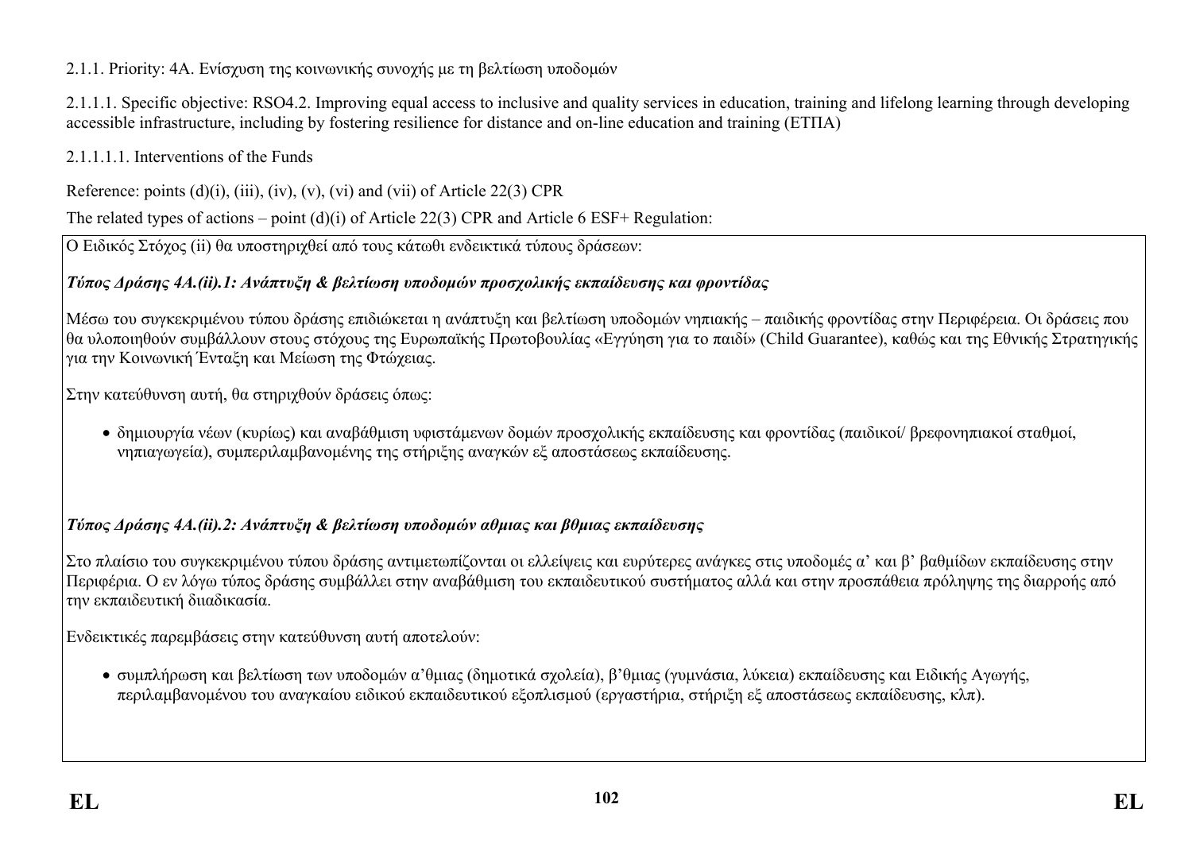2.1.1. Priority: 4A. Ενίσχυση της κοινωνικής συνοχής με τη βελτίωση υποδομών

2.1.1.1. Specific objective: RSO4.2. Improving equal access to inclusive and quality services in education, training and lifelong learning through developing accessible infrastructure, including by fostering resilience for distance and on-line education and training (ΕΤΠΑ)

2.1.1.1.1. Interventions of the Funds

Reference: points (d)(i), (iii), (iv), (v), (vi) and (vii) of Article 22(3) CPR

The related types of actions – point (d)(i) of Article 22(3) CPR and Article 6 ESF+ Regulation:

Ο Ειδικός Στόχος (ii) θα υποστηριχθεί από τους κάτωθι ενδεικτικά τύπους δράσεων:

***Τύπος Δράσης 4Α.(ii).1: Ανάπτυξη & βελτίωση υποδομών προσχολικής εκπαίδευσης και φροντίδας***

Μέσω του συγκεκριμένου τύπου δράσης επιδιώκεται η ανάπτυξη και βελτίωση υποδομών νηπιακής – παιδικής φροντίδας στην Περιφέρεια. Οι δράσεις που θα υλοποιηθούν συμβάλλουν στους στόχους της Ευρωπαϊκής Πρωτοβουλίας «Εγγύηση για το παιδί» (Child Guarantee), καθώς και της Εθνικής Στρατηγικής για την Κοινωνική Ένταξη και Μείωση της Φτώχειας.

Στην κατεύθυνση αυτή, θα στηριχθούν δράσεις όπως:

- δημιουργία νέων (κυρίως) και αναβάθμιση υφιστάμενων δομών προσχολικής εκπαίδευσης και φροντίδας (παιδικοί/ βρεφονηπιακοί σταθμοί, νηπιαγωγεία), συμπεριλαμβανομένης της στήριξης αναγκών εξ αποστάσεως εκπαίδευσης.

***Τύπος Δράσης 4Α.(ii).2: Ανάπτυξη & βελτίωση υποδομών αθμιας και βθμιας εκπαίδευσης***

Στο πλαίσιο του συγκεκριμένου τύπου δράσης αντιμετωπίζονται οι ελλείψεις και ευρύτερες ανάγκες στις υποδομές α' και β' βαθμίδων εκπαίδευσης στην Περιφέρια. Ο εν λόγω τύπος δράσης συμβάλλει στην αναβάθμιση του εκπαιδευτικού συστήματος αλλά και στην προσπάθεια πρόληψης της διαρροής από την εκπαιδευτική διιαδικασία.

Ενδεικτικές παρεμβάσεις στην κατεύθυνση αυτή αποτελούν:

- συμπλήρωση και βελτίωση των υποδομών α'θμιας (δημοτικά σχολεία), β'θμιας (γυμνάσια, λύκεια) εκπαίδευσης και Ειδικής Αγωγής, περιλαμβανομένου του αναγκαίου ειδικού εκπαιδευτικού εξοπλισμού (εργαστήρια, στήριξη εξ αποστάσεως εκπαίδευσης, κλπ).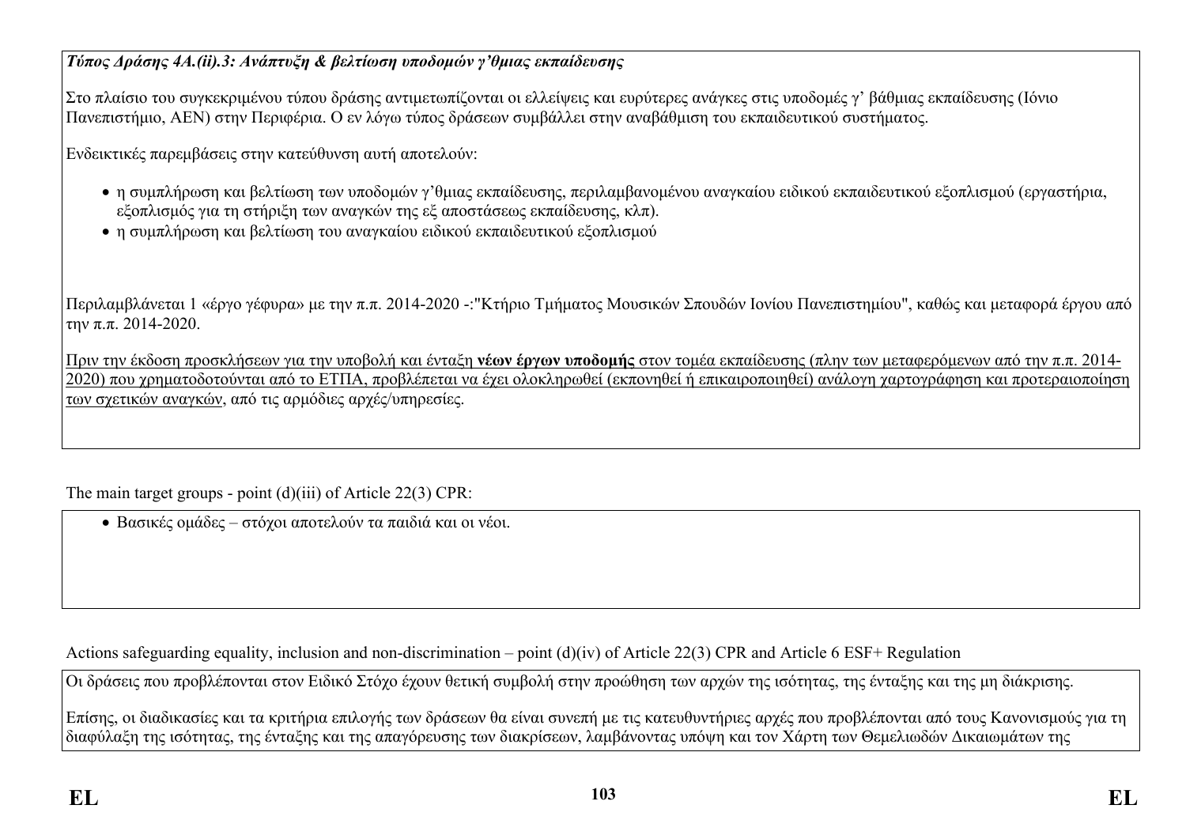***Τύπος Δράσης 4A.(ii).3: Ανάπτυξη & βελτίωση υποδομών γ'θμιας εκπαίδευσης***

Στο πλαίσιο του συγκεκριμένου τύπου δράσης αντιμετωπίζονται οι ελλείψεις και ευρύτερες ανάγκες στις υποδομές γ' βάθμιας εκπαίδευσης (Ιόνιο Πανεπιστήμιο, ΑΕΝ) στην Περιφέρια. Ο εν λόγω τύπος δράσεων συμβάλλει στην αναβάθμιση του εκπαιδευτικού συστήματος.

Ενδεικτικές παρεμβάσεις στην κατεύθυνση αυτή αποτελούν:

- η συμπλήρωση και βελτίωση των υποδομών γ'θμιας εκπαίδευσης, περιλαμβανομένου αναγκαίου ειδικού εκπαιδευτικού εξοπλισμού (εργαστήρια, εξοπλισμός για τη στήριξη των αναγκών της εξ αποστάσεως εκπαίδευσης, κλπ).
- η συμπλήρωση και βελτίωση του αναγκαίου ειδικού εκπαιδευτικού εξοπλισμού

Περιλαμβλάνεται 1 «έργο γέφυρα» με την π.π. 2014-2020 -:"Κτήριο Τμήματος Μουσικών Σπουδών Ιονίου Πανεπιστημίου", καθώς και μεταφορά έργου από την π.π. 2014-2020.

<u>Πριν την έκδοση προσκλήσεων για την υποβολή και ένταξη **νέων έργων υποδομής** στον τομέα εκπαίδευσης (πλην των μεταφερόμενων από την π.π. 2014-2020) που χρηματοδοτούνται από το ΕΤΠΑ, προβλέπεται να έχει ολοκληρωθεί (εκπονηθεί ή επικαιροποιηθεί) ανάλογη χαρτογράφηση και προτεραιοποίηση των σχετικών αναγκών</u>, από τις αρμόδιες αρχές/υπηρεσίες.

The main target groups - point (d)(iii) of Article 22(3) CPR:

- Βασικές ομάδες – στόχοι αποτελούν τα παιδιά και οι νέοι.

Actions safeguarding equality, inclusion and non-discrimination – point (d)(iv) of Article 22(3) CPR and Article 6 ESF+ Regulation

Οι δράσεις που προβλέπονται στον Ειδικό Στόχο έχουν θετική συμβολή στην προώθηση των αρχών της ισότητας, της ένταξης και της μη διάκρισης.

Επίσης, οι διαδικασίες και τα κριτήρια επιλογής των δράσεων θα είναι συνεπή με τις κατευθυντήριες αρχές που προβλέπονται από τους Κανονισμούς για τη διαφύλαξη της ισότητας, της ένταξης και της απαγόρευσης των διακρίσεων, λαμβάνοντας υπόψη και τον Χάρτη των Θεμελιωδών Δικαιωμάτων της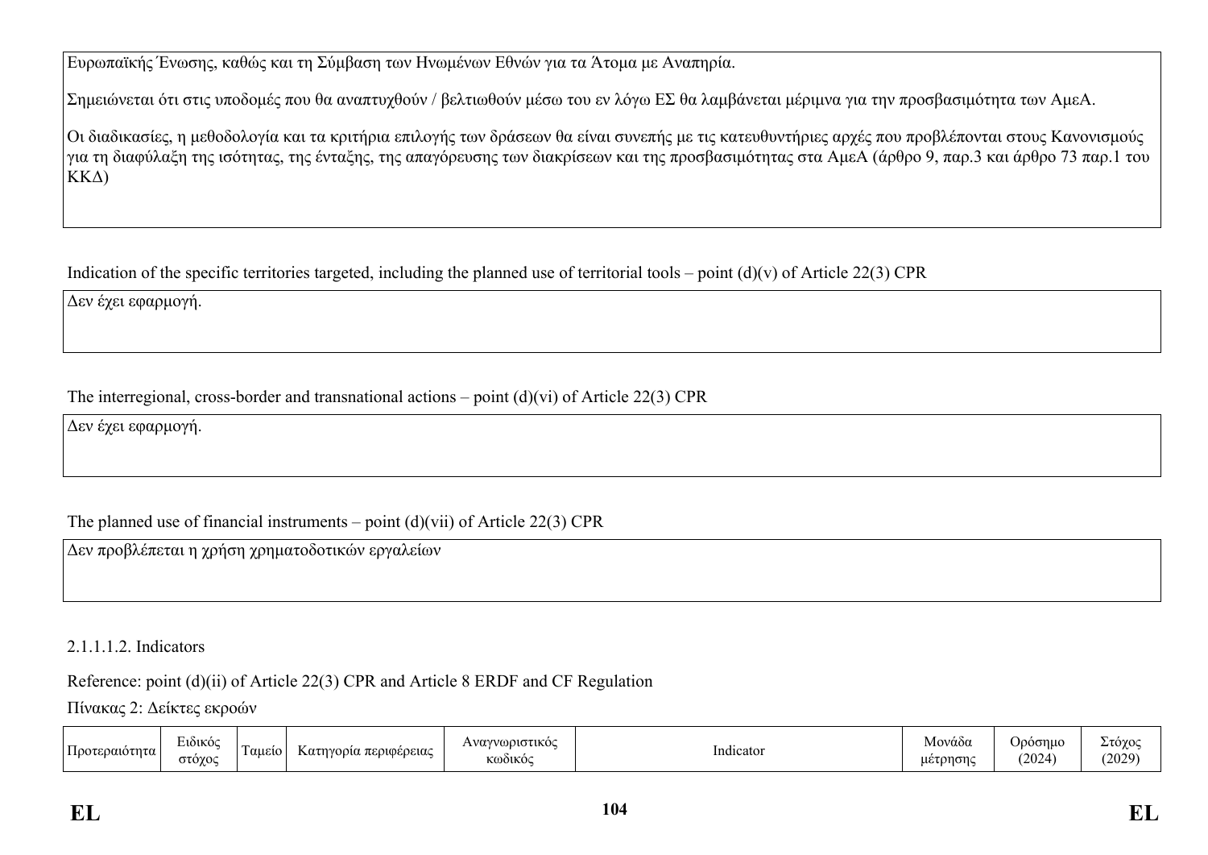Ευρωπαϊκής Ένωσης, καθώς και τη Σύμβαση των Ηνωμένων Εθνών για τα Άτομα με Αναπηρία.

Σημειώνεται ότι στις υποδομές που θα αναπτυχθούν / βελτιωθούν μέσω του εν λόγω ΕΣ θα λαμβάνεται μέριμνα για την προσβασιμότητα των ΑμεΑ.

Οι διαδικασίες, η μεθοδολογία και τα κριτήρια επιλογής των δράσεων θα είναι συνεπής με τις κατευθυντήριες αρχές που προβλέπονται στους Κανονισμούς για τη διαφύλαξη της ισότητας, της ένταξης, της απαγόρευσης των διακρίσεων και της προσβασιμότητας στα ΑμεΑ (άρθρο 9, παρ.3 και άρθρο 73 παρ.1 του ΚΚΔ)

Indication of the specific territories targeted, including the planned use of territorial tools – point (d)(v) of Article 22(3) CPR

Δεν έχει εφαρμογή.

The interregional, cross-border and transnational actions – point (d)(vi) of Article 22(3) CPR

Δεν έχει εφαρμογή.

The planned use of financial instruments – point (d)(vii) of Article 22(3) CPR

Δεν προβλέπεται η χρήση χρηματοδοτικών εργαλείων

2.1.1.1.2. Indicators

Reference: point (d)(ii) of Article 22(3) CPR and Article 8 ERDF and CF Regulation

Πίνακας 2: Δείκτες εκροών

| Προτεραιότητα | Ειδικός στόχος | Ταμείο | Κατηγορία περιφέρειας | Αναγνωριστικός κωδικός | Indicator | Μονάδα μέτρησης | Ορόσημο (2024) | Στόχος (2029) |
|---|---|---|---|---|---|---|---|---|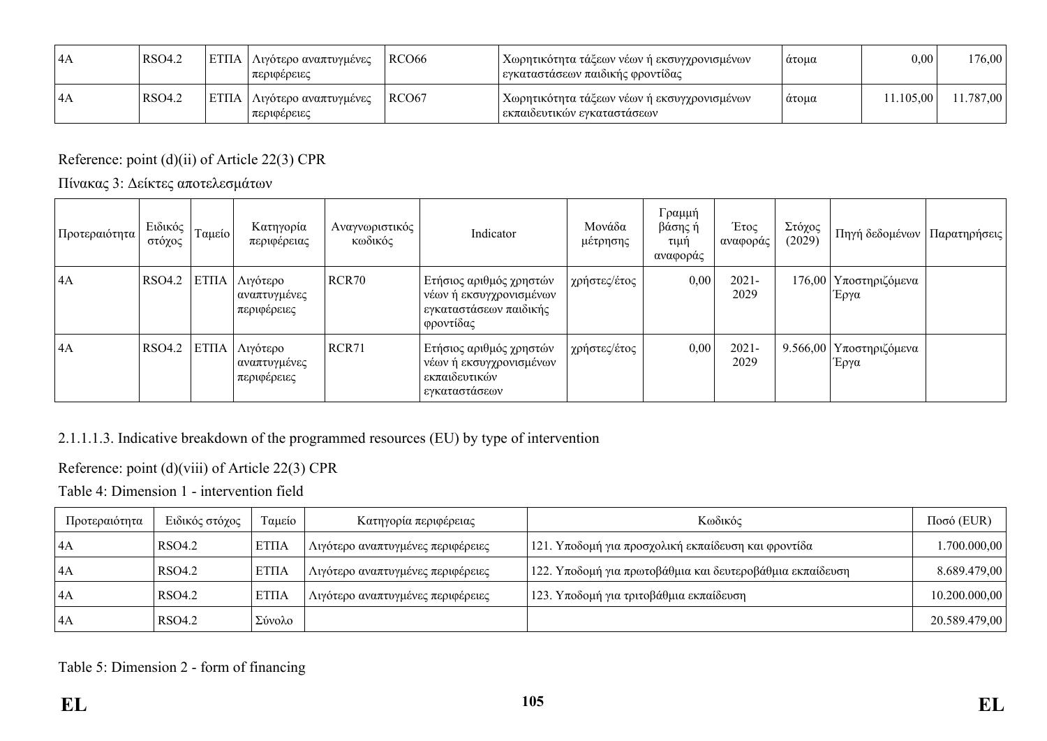| 4A | RSO4.2 | ΕΤΠΑ | Λιγότερο αναπτυγμένες περιφέρειες | RCO66 | Χωρητικότητα τάξεων νέων ή εκσυγχρονισμένων εγκαταστάσεων παιδικής φροντίδας | άτομα | 0,00 | 176,00 |
|---|---|---|---|---|---|---|---|---|
| 4A | RSO4.2 | ΕΤΠΑ | Λιγότερο αναπτυγμένες περιφέρειες | RCO67 | Χωρητικότητα τάξεων νέων ή εκσυγχρονισμένων εκπαιδευτικών εγκαταστάσεων | άτομα | 11.105,00 | 11.787,00 |

Reference: point (d)(ii) of Article 22(3) CPR

Πίνακας 3: Δείκτες αποτελεσμάτων

| Προτεραιότητα | Ειδικός στόχος | Ταμείο | Κατηγορία περιφέρειας | Αναγνωριστικός κωδικός | Indicator | Μονάδα μέτρησης | Γραμμή βάσης ή τιμή αναφοράς | Έτος αναφοράς | Στόχος (2029) | Πηγή δεδομένων | Παρατηρήσεις |
|---|---|---|---|---|---|---|---|---|---|---|---|
| 4A | RSO4.2 | ΕΤΠΑ | Λιγότερο αναπτυγμένες περιφέρειες | RCR70 | Ετήσιος αριθμός χρηστών νέων ή εκσυγχρονισμένων εγκαταστάσεων παιδικής φροντίδας | χρήστες/έτος | 0,00 | 2021-2029 | 176,00 | Υποστηριζόμενα Έργα | |
| 4A | RSO4.2 | ΕΤΠΑ | Λιγότερο αναπτυγμένες περιφέρειες | RCR71 | Ετήσιος αριθμός χρηστών νέων ή εκσυγχρονισμένων εκπαιδευτικών εγκαταστάσεων | χρήστες/έτος | 0,00 | 2021-2029 | 9.566,00 | Υποστηριζόμενα Έργα | |

2.1.1.1.3. Indicative breakdown of the programmed resources (EU) by type of intervention

Reference: point (d)(viii) of Article 22(3) CPR

Table 4: Dimension 1 - intervention field

| Προτεραιότητα | Ειδικός στόχος | Ταμείο | Κατηγορία περιφέρειας | Κωδικός | Ποσό (EUR) |
|---|---|---|---|---|---|
| 4A | RSO4.2 | ΕΤΠΑ | Λιγότερο αναπτυγμένες περιφέρειες | 121. Υποδομή για προσχολική εκπαίδευση και φροντίδα | 1.700.000,00 |
| 4A | RSO4.2 | ΕΤΠΑ | Λιγότερο αναπτυγμένες περιφέρειες | 122. Υποδομή για πρωτοβάθμια και δευτεροβάθμια εκπαίδευση | 8.689.479,00 |
| 4A | RSO4.2 | ΕΤΠΑ | Λιγότερο αναπτυγμένες περιφέρειες | 123. Υποδομή για τριτοβάθμια εκπαίδευση | 10.200.000,00 |
| 4A | RSO4.2 | Σύνολο | | | 20.589.479,00 |

Table 5: Dimension 2 - form of financing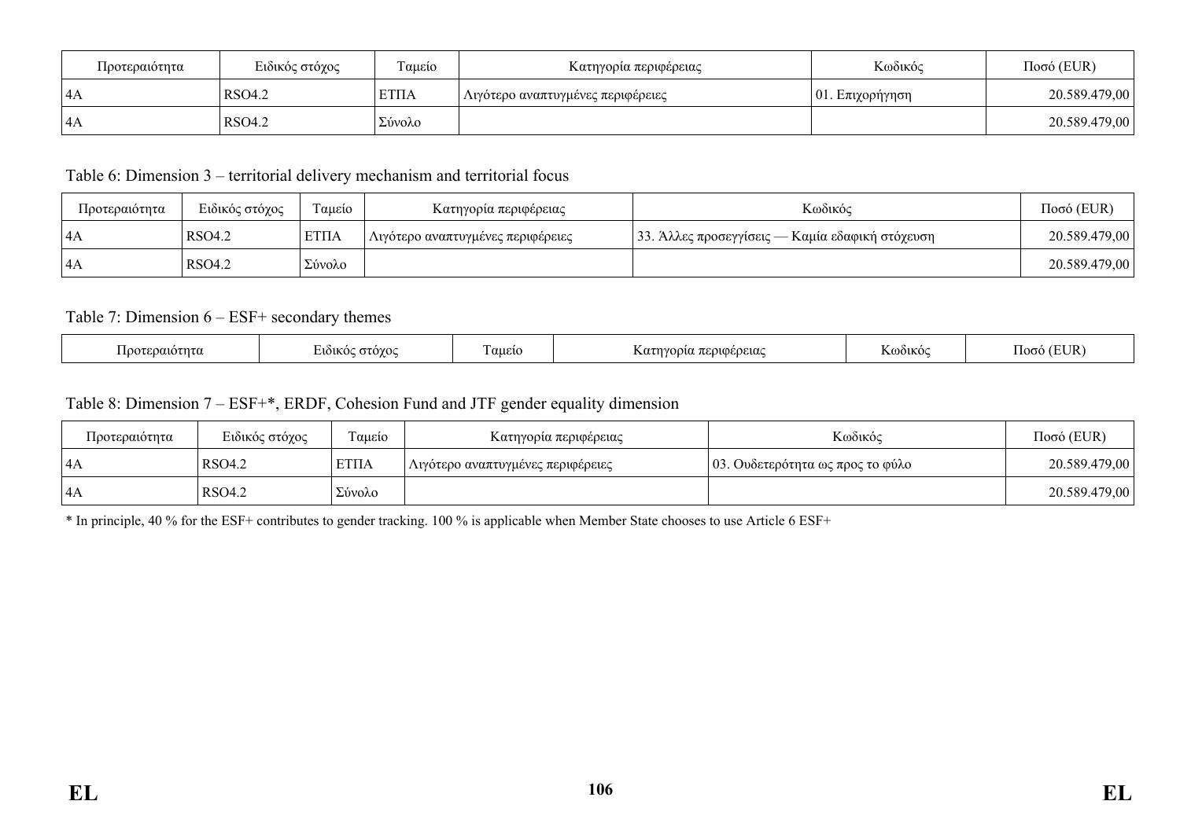| Προτεραιότητα | Ειδικός στόχος | Ταμείο | Κατηγορία περιφέρειας | Κωδικός | Ποσό (EUR) |
|---|---|---|---|---|---|
| 4A | RSO4.2 | ΕΤΠΑ | Λιγότερο αναπτυγμένες περιφέρειες | 01. Επιχορήγηση | 20.589.479,00 |
| 4A | RSO4.2 | Σύνολο | | | 20.589.479,00 |

Table 6: Dimension 3 – territorial delivery mechanism and territorial focus

| Προτεραιότητα | Ειδικός στόχος | Ταμείο | Κατηγορία περιφέρειας | Κωδικός | Ποσό (EUR) |
|---|---|---|---|---|---|
| 4A | RSO4.2 | ΕΤΠΑ | Λιγότερο αναπτυγμένες περιφέρειες | 33. Άλλες προσεγγίσεις — Καμία εδαφική στόχευση | 20.589.479,00 |
| 4A | RSO4.2 | Σύνολο | | | 20.589.479,00 |

Table 7: Dimension 6 – ESF+ secondary themes

| Προτεραιότητα | Ειδικός στόχος | Ταμείο | Κατηγορία περιφέρειας | Κωδικός | Ποσό (EUR) |
|---|---|---|---|---|---|

Table 8: Dimension 7 – ESF+*, ERDF, Cohesion Fund and JTF gender equality dimension

| Προτεραιότητα | Ειδικός στόχος | Ταμείο | Κατηγορία περιφέρειας | Κωδικός | Ποσό (EUR) |
|---|---|---|---|---|---|
| 4A | RSO4.2 | ΕΤΠΑ | Λιγότερο αναπτυγμένες περιφέρειες | 03. Ουδετερότητα ως προς το φύλο | 20.589.479,00 |
| 4A | RSO4.2 | Σύνολο | | | 20.589.479,00 |

* In principle, 40 % for the ESF+ contributes to gender tracking. 100 % is applicable when Member State chooses to use Article 6 ESF+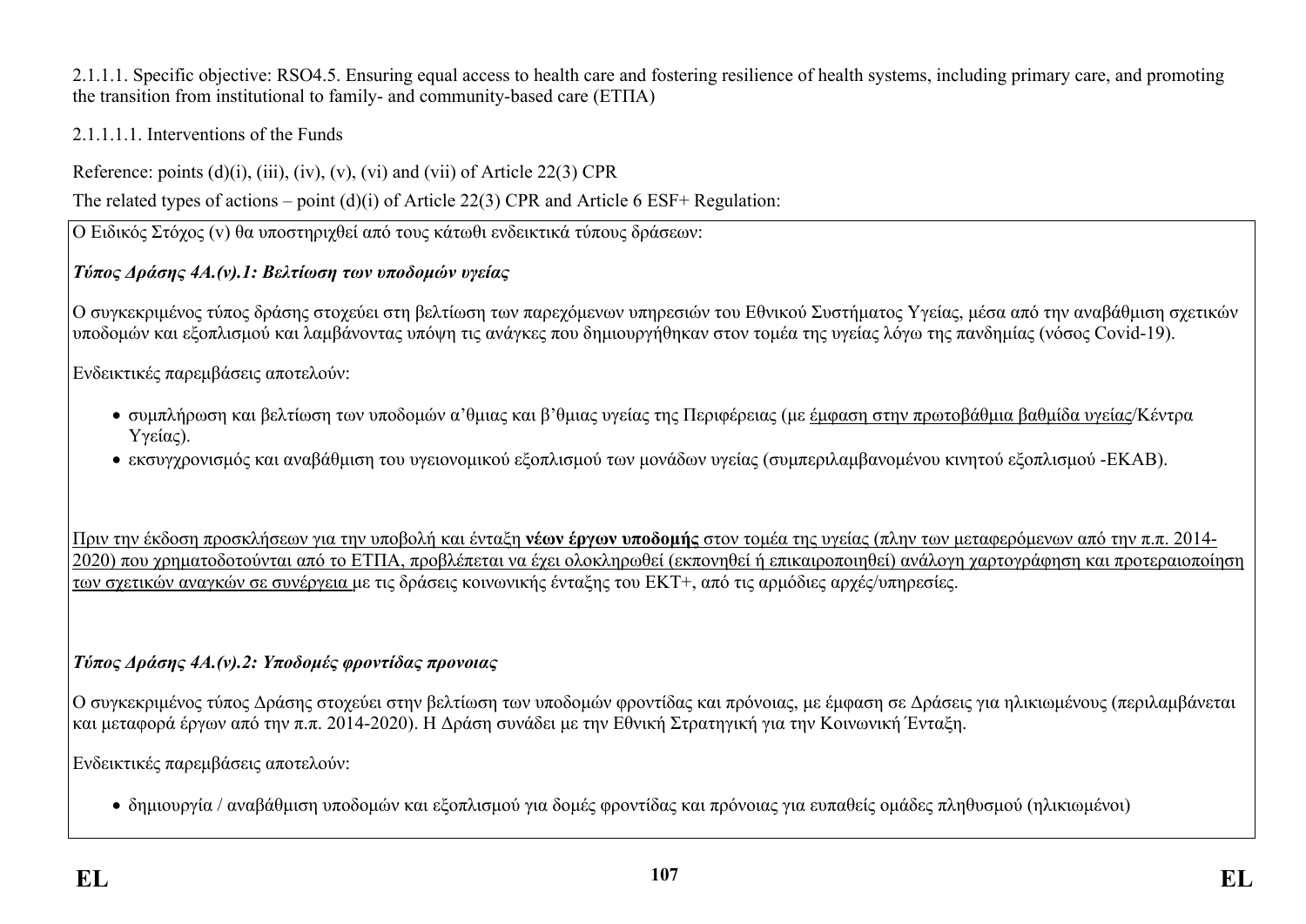2.1.1.1. Specific objective: RSO4.5. Ensuring equal access to health care and fostering resilience of health systems, including primary care, and promoting the transition from institutional to family- and community-based care (ΕΤΠΑ)

2.1.1.1.1. Interventions of the Funds

Reference: points (d)(i), (iii), (iv), (v), (vi) and (vii) of Article 22(3) CPR

The related types of actions – point (d)(i) of Article 22(3) CPR and Article 6 ESF+ Regulation:

Ο Ειδικός Στόχος (v) θα υποστηριχθεί από τους κάτωθι ενδεικτικά τύπους δράσεων:

***Τύπος Δράσης 4Α.(v).1: Βελτίωση των υποδομών υγείας***

Ο συγκεκριμένος τύπος δράσης στοχεύει στη βελτίωση των παρεχόμενων υπηρεσιών του Εθνικού Συστήματος Υγείας, μέσα από την αναβάθμιση σχετικών υποδομών και εξοπλισμού και λαμβάνοντας υπόψη τις ανάγκες που δημιουργήθηκαν στον τομέα της υγείας λόγω της πανδημίας (νόσος Covid-19).

Ενδεικτικές παρεμβάσεις αποτελούν:

- συμπλήρωση και βελτίωση των υποδομών α'θμιας και β'θμιας υγείας της Περιφέρειας (με έμφαση στην πρωτοβάθμια βαθμίδα υγείας/Κέντρα Υγείας).
- εκσυγχρονισμός και αναβάθμιση του υγειονομικού εξοπλισμού των μονάδων υγείας (συμπεριλαμβανομένου κινητού εξοπλισμού -ΕΚΑΒ).

Πριν την έκδοση προσκλήσεων για την υποβολή και ένταξη **νέων έργων υποδομής** στον τομέα της υγείας (πλην των μεταφερόμενων από την π.π. 2014-2020) που χρηματοδοτούνται από το ΕΤΠΑ, προβλέπεται να έχει ολοκληρωθεί (εκπονηθεί ή επικαιροποιηθεί) ανάλογη χαρτογράφηση και προτεραιοποίηση των σχετικών αναγκών σε συνέργεια με τις δράσεις κοινωνικής ένταξης του ΕΚΤ+, από τις αρμόδιες αρχές/υπηρεσίες.

***Τύπος Δράσης 4Α.(v).2: Υποδομές φροντίδας προνοιας***

Ο συγκεκριμένος τύπος Δράσης στοχεύει στην βελτίωση των υποδομών φροντίδας και πρόνοιας, με έμφαση σε Δράσεις για ηλικιωμένους (περιλαμβάνεται και μεταφορά έργων από την π.π. 2014-2020). Η Δράση συνάδει με την Εθνική Στρατηγική για την Κοινωνική Ένταξη.

Ενδεικτικές παρεμβάσεις αποτελούν:

- δημιουργία / αναβάθμιση υποδομών και εξοπλισμού για δομές φροντίδας και πρόνοιας για ευπαθείς ομάδες πληθυσμού (ηλικιωμένοι)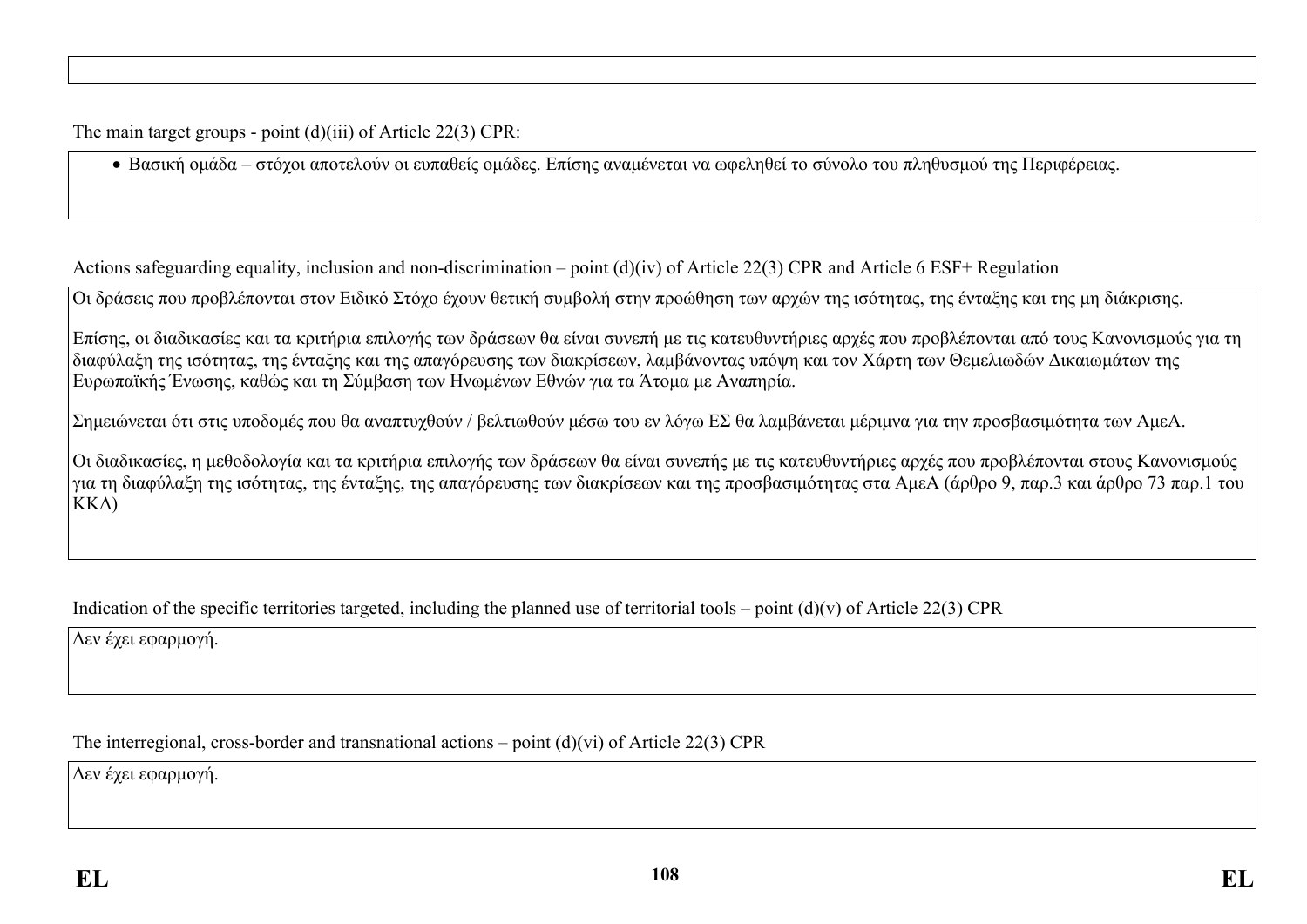The main target groups - point (d)(iii) of Article 22(3) CPR:

- Βασική ομάδα – στόχοι αποτελούν οι ευπαθείς ομάδες. Επίσης αναμένεται να ωφεληθεί το σύνολο του πληθυσμού της Περιφέρειας.

Actions safeguarding equality, inclusion and non-discrimination – point (d)(iv) of Article 22(3) CPR and Article 6 ESF+ Regulation

Οι δράσεις που προβλέπονται στον Ειδικό Στόχο έχουν θετική συμβολή στην προώθηση των αρχών της ισότητας, της ένταξης και της μη διάκρισης.

Επίσης, οι διαδικασίες και τα κριτήρια επιλογής των δράσεων θα είναι συνεπή με τις κατευθυντήριες αρχές που προβλέπονται από τους Κανονισμούς για τη διαφύλαξη της ισότητας, της ένταξης και της απαγόρευσης των διακρίσεων, λαμβάνοντας υπόψη και τον Χάρτη των Θεμελιωδών Δικαιωμάτων της Ευρωπαϊκής Ένωσης, καθώς και τη Σύμβαση των Ηνωμένων Εθνών για τα Άτομα με Αναπηρία.

Σημειώνεται ότι στις υποδομές που θα αναπτυχθούν / βελτιωθούν μέσω του εν λόγω ΕΣ θα λαμβάνεται μέριμνα για την προσβασιμότητα των ΑμεΑ.

Οι διαδικασίες, η μεθοδολογία και τα κριτήρια επιλογής των δράσεων θα είναι συνεπής με τις κατευθυντήριες αρχές που προβλέπονται στους Κανονισμούς για τη διαφύλαξη της ισότητας, της ένταξης, της απαγόρευσης των διακρίσεων και της προσβασιμότητας στα ΑμεΑ (άρθρο 9, παρ.3 και άρθρο 73 παρ.1 του ΚΚΔ)

Indication of the specific territories targeted, including the planned use of territorial tools – point (d)(v) of Article 22(3) CPR

Δεν έχει εφαρμογή.

The interregional, cross-border and transnational actions – point (d)(vi) of Article 22(3) CPR

Δεν έχει εφαρμογή.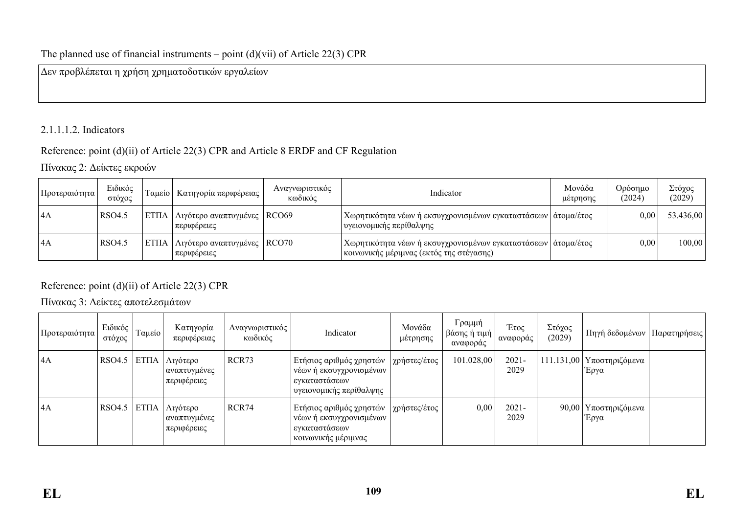The planned use of financial instruments – point (d)(vii) of Article 22(3) CPR

Δεν προβλέπεται η χρήση χρηματοδοτικών εργαλείων

2.1.1.1.2. Indicators

Reference: point (d)(ii) of Article 22(3) CPR and Article 8 ERDF and CF Regulation

Πίνακας 2: Δείκτες εκροών

| Προτεραιότητα | Ειδικός στόχος | Ταμείο | Κατηγορία περιφέρειας | Αναγνωριστικός κωδικός | Indicator | Μονάδα μέτρησης | Ορόσημο (2024) | Στόχος (2029) |
|---|---|---|---|---|---|---|---|---|
| 4A | RSO4.5 | ΕΤΠΑ | Λιγότερο αναπτυγμένες περιφέρειες | RCO69 | Χωρητικότητα νέων ή εκσυγχρονισμένων εγκαταστάσεων υγειονομικής περίθαλψης | άτομα/έτος | 0,00 | 53.436,00 |
| 4A | RSO4.5 | ΕΤΠΑ | Λιγότερο αναπτυγμένες περιφέρειες | RCO70 | Χωρητικότητα νέων ή εκσυγχρονισμένων εγκαταστάσεων κοινωνικής μέριμνας (εκτός της στέγασης) | άτομα/έτος | 0,00 | 100,00 |

Reference: point (d)(ii) of Article 22(3) CPR

Πίνακας 3: Δείκτες αποτελεσμάτων

| Προτεραιότητα | Ειδικός στόχος | Ταμείο | Κατηγορία περιφέρειας | Αναγνωριστικός κωδικός | Indicator | Μονάδα μέτρησης | Γραμμή βάσης ή τιμή αναφοράς | Έτος αναφοράς | Στόχος (2029) | Πηγή δεδομένων | Παρατηρήσεις |
|---|---|---|---|---|---|---|---|---|---|---|---|
| 4A | RSO4.5 | ΕΤΠΑ | Λιγότερο αναπτυγμένες περιφέρειες | RCR73 | Ετήσιος αριθμός χρηστών νέων ή εκσυγχρονισμένων εγκαταστάσεων υγειονομικής περίθαλψης | χρήστες/έτος | 101.028,00 | 2021-2029 | 111.131,00 | Υποστηριζόμενα Έργα | |
| 4A | RSO4.5 | ΕΤΠΑ | Λιγότερο αναπτυγμένες περιφέρειες | RCR74 | Ετήσιος αριθμός χρηστών νέων ή εκσυγχρονισμένων εγκαταστάσεων κοινωνικής μέριμνας | χρήστες/έτος | 0,00 | 2021-2029 | 90,00 | Υποστηριζόμενα Έργα | |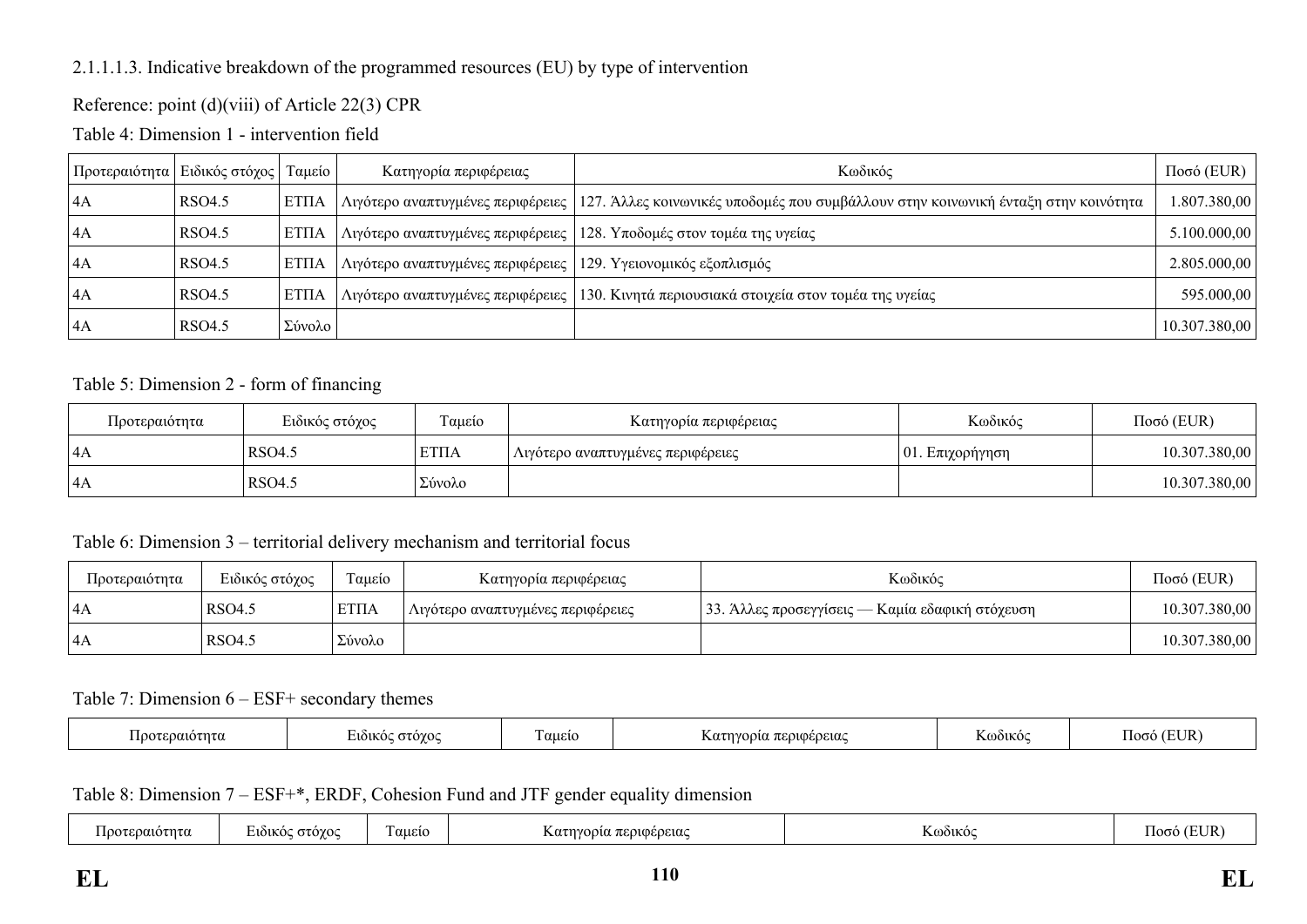2.1.1.1.3. Indicative breakdown of the programmed resources (EU) by type of intervention

Reference: point (d)(viii) of Article 22(3) CPR

Table 4: Dimension 1 - intervention field

| Προτεραιότητα | Ειδικός στόχος | Ταμείο | Κατηγορία περιφέρειας | Κωδικός | Ποσό (EUR) |
|---|---|---|---|---|---|
| 4A | RSO4.5 | ΕΤΠΑ | Λιγότερο αναπτυγμένες περιφέρειες | 127. Άλλες κοινωνικές υποδομές που συμβάλλουν στην κοινωνική ένταξη στην κοινότητα | 1.807.380,00 |
| 4A | RSO4.5 | ΕΤΠΑ | Λιγότερο αναπτυγμένες περιφέρειες | 128. Υποδομές στον τομέα της υγείας | 5.100.000,00 |
| 4A | RSO4.5 | ΕΤΠΑ | Λιγότερο αναπτυγμένες περιφέρειες | 129. Υγειονομικός εξοπλισμός | 2.805.000,00 |
| 4A | RSO4.5 | ΕΤΠΑ | Λιγότερο αναπτυγμένες περιφέρειες | 130. Κινητά περιουσιακά στοιχεία στον τομέα της υγείας | 595.000,00 |
| 4A | RSO4.5 | Σύνολο | | | 10.307.380,00 |

Table 5: Dimension 2 - form of financing

| Προτεραιότητα | Ειδικός στόχος | Ταμείο | Κατηγορία περιφέρειας | Κωδικός | Ποσό (EUR) |
|---|---|---|---|---|---|
| 4A | RSO4.5 | ΕΤΠΑ | Λιγότερο αναπτυγμένες περιφέρειες | 01. Επιχορήγηση | 10.307.380,00 |
| 4A | RSO4.5 | Σύνολο | | | 10.307.380,00 |

Table 6: Dimension 3 – territorial delivery mechanism and territorial focus

| Προτεραιότητα | Ειδικός στόχος | Ταμείο | Κατηγορία περιφέρειας | Κωδικός | Ποσό (EUR) |
|---|---|---|---|---|---|
| 4A | RSO4.5 | ΕΤΠΑ | Λιγότερο αναπτυγμένες περιφέρειες | 33. Άλλες προσεγγίσεις — Καμία εδαφική στόχευση | 10.307.380,00 |
| 4A | RSO4.5 | Σύνολο | | | 10.307.380,00 |

Table 7: Dimension 6 – ESF+ secondary themes

| Προτεραιότητα | Ειδικός στόχος | Ταμείο | Κατηγορία περιφέρειας | Κωδικός | Ποσό (EUR) |
|---|---|---|---|---|---|

Table 8: Dimension 7 – ESF+*, ERDF, Cohesion Fund and JTF gender equality dimension

| Προτεραιότητα | Ειδικός στόχος | Ταμείο | Κατηγορία περιφέρειας | Κωδικός | Ποσό (EUR) |
|---|---|---|---|---|---|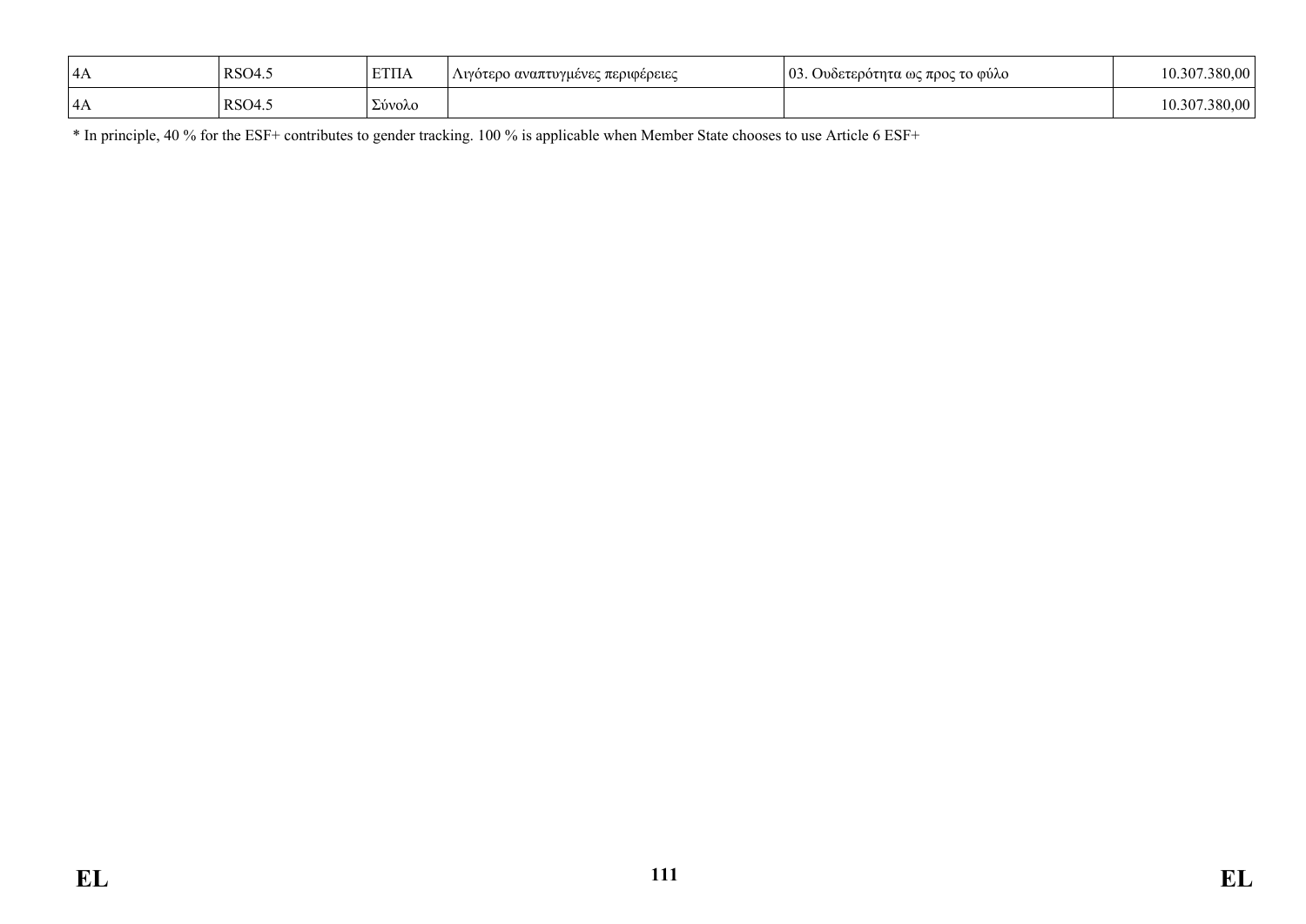| 4A | RSO4.5 | ΕΤΠΑ | Λιγότερο αναπτυγμένες περιφέρειες | 03. Ουδετερότητα ως προς το φύλο | 10.307.380,00 |
|---|---|---|---|---|---|
| 4A | RSO4.5 | Σύνολο | | | 10.307.380,00 |

* In principle, 40 % for the ESF+ contributes to gender tracking. 100 % is applicable when Member State chooses to use Article 6 ESF+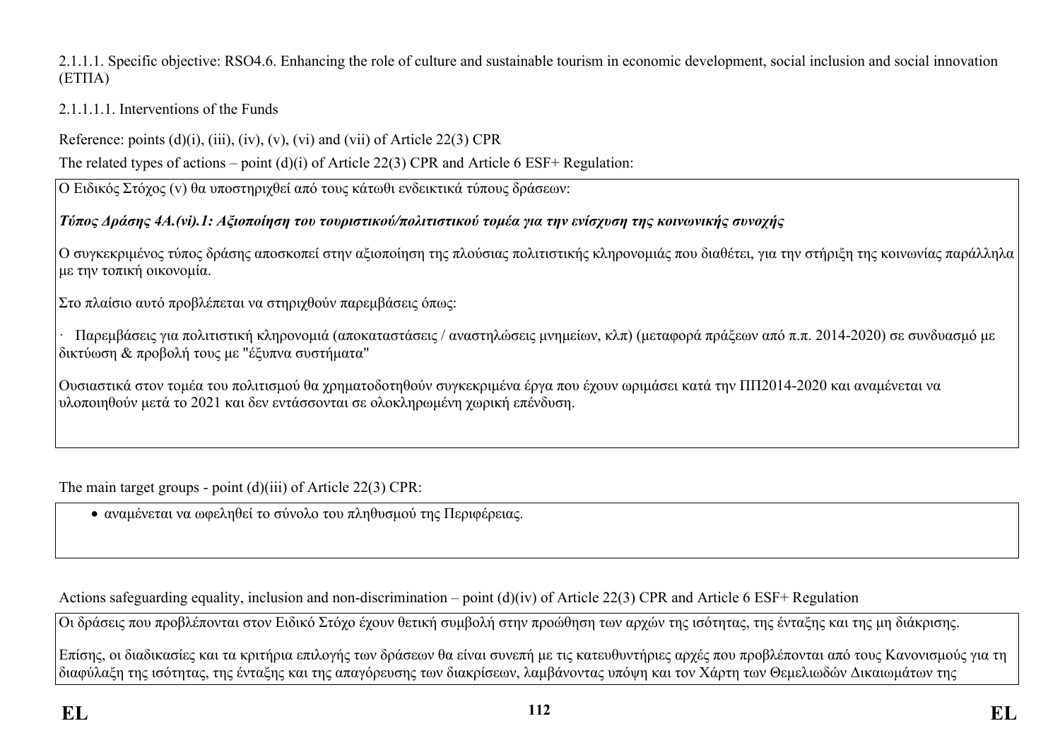2.1.1.1. Specific objective: RSO4.6. Enhancing the role of culture and sustainable tourism in economic development, social inclusion and social innovation (ΕΤΠΑ)

2.1.1.1.1. Interventions of the Funds

Reference: points (d)(i), (iii), (iv), (v), (vi) and (vii) of Article 22(3) CPR

The related types of actions – point (d)(i) of Article 22(3) CPR and Article 6 ESF+ Regulation:

Ο Ειδικός Στόχος (v) θα υποστηριχθεί από τους κάτωθι ενδεικτικά τύπους δράσεων:

***Τύπος Δράσης 4Α.(vi).1: Αξιοποίηση του τουριστικού/πολιτιστικού τομέα για την ενίσχυση της κοινωνικής συνοχής***

Ο συγκεκριμένος τύπος δράσης αποσκοπεί στην αξιοποίηση της πλούσιας πολιτιστικής κληρονομιάς που διαθέτει, για την στήριξη της κοινωνίας παράλληλα με την τοπική οικονομία.

Στο πλαίσιο αυτό προβλέπεται να στηριχθούν παρεμβάσεις όπως:

· Παρεμβάσεις για πολιτιστική κληρονομιά (αποκαταστάσεις / αναστηλώσεις μνημείων, κλπ) (μεταφορά πράξεων από π.π. 2014-2020) σε συνδυασμό με δικτύωση & προβολή τους με "έξυπνα συστήματα"

Ουσιαστικά στον τομέα του πολιτισμού θα χρηματοδοτηθούν συγκεκριμένα έργα που έχουν ωριμάσει κατά την ΠΠ2014-2020 και αναμένεται να υλοποιηθούν μετά το 2021 και δεν εντάσσονται σε ολοκληρωμένη χωρική επένδυση.

The main target groups - point (d)(iii) of Article 22(3) CPR:

- αναμένεται να ωφεληθεί το σύνολο του πληθυσμού της Περιφέρειας.

Actions safeguarding equality, inclusion and non-discrimination – point (d)(iv) of Article 22(3) CPR and Article 6 ESF+ Regulation

Οι δράσεις που προβλέπονται στον Ειδικό Στόχο έχουν θετική συμβολή στην προώθηση των αρχών της ισότητας, της ένταξης και της μη διάκρισης.

Επίσης, οι διαδικασίες και τα κριτήρια επιλογής των δράσεων θα είναι συνεπή με τις κατευθυντήριες αρχές που προβλέπονται από τους Κανονισμούς για τη διαφύλαξη της ισότητας, της ένταξης και της απαγόρευσης των διακρίσεων, λαμβάνοντας υπόψη και τον Χάρτη των Θεμελιωδών Δικαιωμάτων της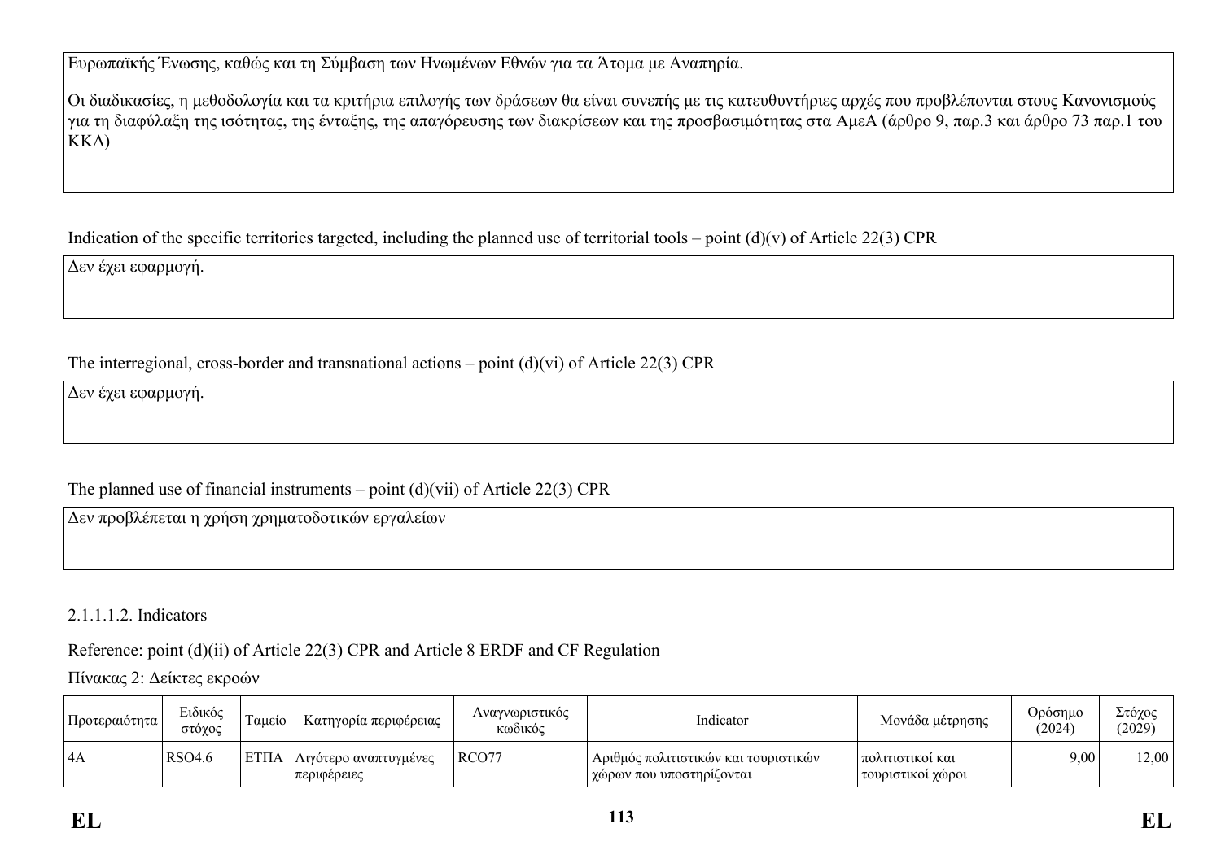Ευρωπαϊκής Ένωσης, καθώς και τη Σύμβαση των Ηνωμένων Εθνών για τα Άτομα με Αναπηρία.

Οι διαδικασίες, η μεθοδολογία και τα κριτήρια επιλογής των δράσεων θα είναι συνεπής με τις κατευθυντήριες αρχές που προβλέπονται στους Κανονισμούς για τη διαφύλαξη της ισότητας, της ένταξης, της απαγόρευσης των διακρίσεων και της προσβασιμότητας στα ΑμεΑ (άρθρο 9, παρ.3 και άρθρο 73 παρ.1 του ΚΚΔ)

Indication of the specific territories targeted, including the planned use of territorial tools – point (d)(v) of Article 22(3) CPR

Δεν έχει εφαρμογή.

The interregional, cross-border and transnational actions – point (d)(vi) of Article 22(3) CPR

Δεν έχει εφαρμογή.

The planned use of financial instruments – point (d)(vii) of Article 22(3) CPR

Δεν προβλέπεται η χρήση χρηματοδοτικών εργαλείων

2.1.1.1.2. Indicators

Reference: point (d)(ii) of Article 22(3) CPR and Article 8 ERDF and CF Regulation

Πίνακας 2: Δείκτες εκροών

| Προτεραιότητα | Ειδικός στόχος | Ταμείο | Κατηγορία περιφέρειας | Αναγνωριστικός κωδικός | Indicator | Μονάδα μέτρησης | Ορόσημο (2024) | Στόχος (2029) |
|---|---|---|---|---|---|---|---|---|
| 4A | RSO4.6 | ΕΤΠΑ | Λιγότερο αναπτυγμένες περιφέρειες | RCO77 | Αριθμός πολιτιστικών και τουριστικών χώρων που υποστηρίζονται | πολιτιστικοί και τουριστικοί χώροι | 9,00 | 12,00 |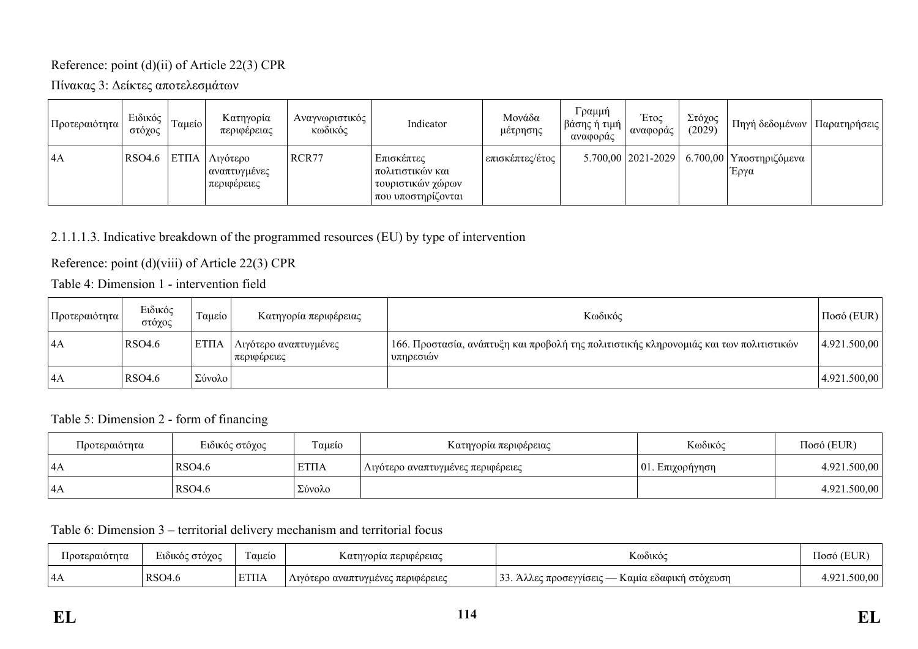Reference: point (d)(ii) of Article 22(3) CPR

Πίνακας 3: Δείκτες αποτελεσμάτων

| Προτεραιότητα | Ειδικός στόχος | Ταμείο | Κατηγορία περιφέρειας | Αναγνωριστικός κωδικός | Indicator | Μονάδα μέτρησης | Γραμμή βάσης ή τιμή αναφοράς | Έτος αναφοράς | Στόχος (2029) | Πηγή δεδομένων | Παρατηρήσεις |
|---|---|---|---|---|---|---|---|---|---|---|---|
| 4A | RSO4.6 | ΕΤΠΑ | Λιγότερο αναπτυγμένες περιφέρειες | RCR77 | Επισκέπτες πολιτιστικών και τουριστικών χώρων που υποστηρίζονται | επισκέπτες/έτος | 5.700,00 | 2021-2029 | 6.700,00 | Υποστηριζόμενα Έργα | |

2.1.1.1.3. Indicative breakdown of the programmed resources (EU) by type of intervention

Reference: point (d)(viii) of Article 22(3) CPR

Table 4: Dimension 1 - intervention field

| Προτεραιότητα | Ειδικός στόχος | Ταμείο | Κατηγορία περιφέρειας | Κωδικός | Ποσό (EUR) |
|---|---|---|---|---|---|
| 4A | RSO4.6 | ΕΤΠΑ | Λιγότερο αναπτυγμένες περιφέρειες | 166. Προστασία, ανάπτυξη και προβολή της πολιτιστικής κληρονομιάς και των πολιτιστικών υπηρεσιών | 4.921.500,00 |
| 4A | RSO4.6 | Σύνολο | | | 4.921.500,00 |

Table 5: Dimension 2 - form of financing

| Προτεραιότητα | Ειδικός στόχος | Ταμείο | Κατηγορία περιφέρειας | Κωδικός | Ποσό (EUR) |
|---|---|---|---|---|---|
| 4A | RSO4.6 | ΕΤΠΑ | Λιγότερο αναπτυγμένες περιφέρειες | 01. Επιχορήγηση | 4.921.500,00 |
| 4A | RSO4.6 | Σύνολο | | | 4.921.500,00 |

Table 6: Dimension 3 – territorial delivery mechanism and territorial focus

| Προτεραιότητα | Ειδικός στόχος | Ταμείο | Κατηγορία περιφέρειας | Κωδικός | Ποσό (EUR) |
|---|---|---|---|---|---|
| 4A | RSO4.6 | ΕΤΠΑ | Λιγότερο αναπτυγμένες περιφέρειες | 33. Άλλες προσεγγίσεις — Καμία εδαφική στόχευση | 4.921.500,00 |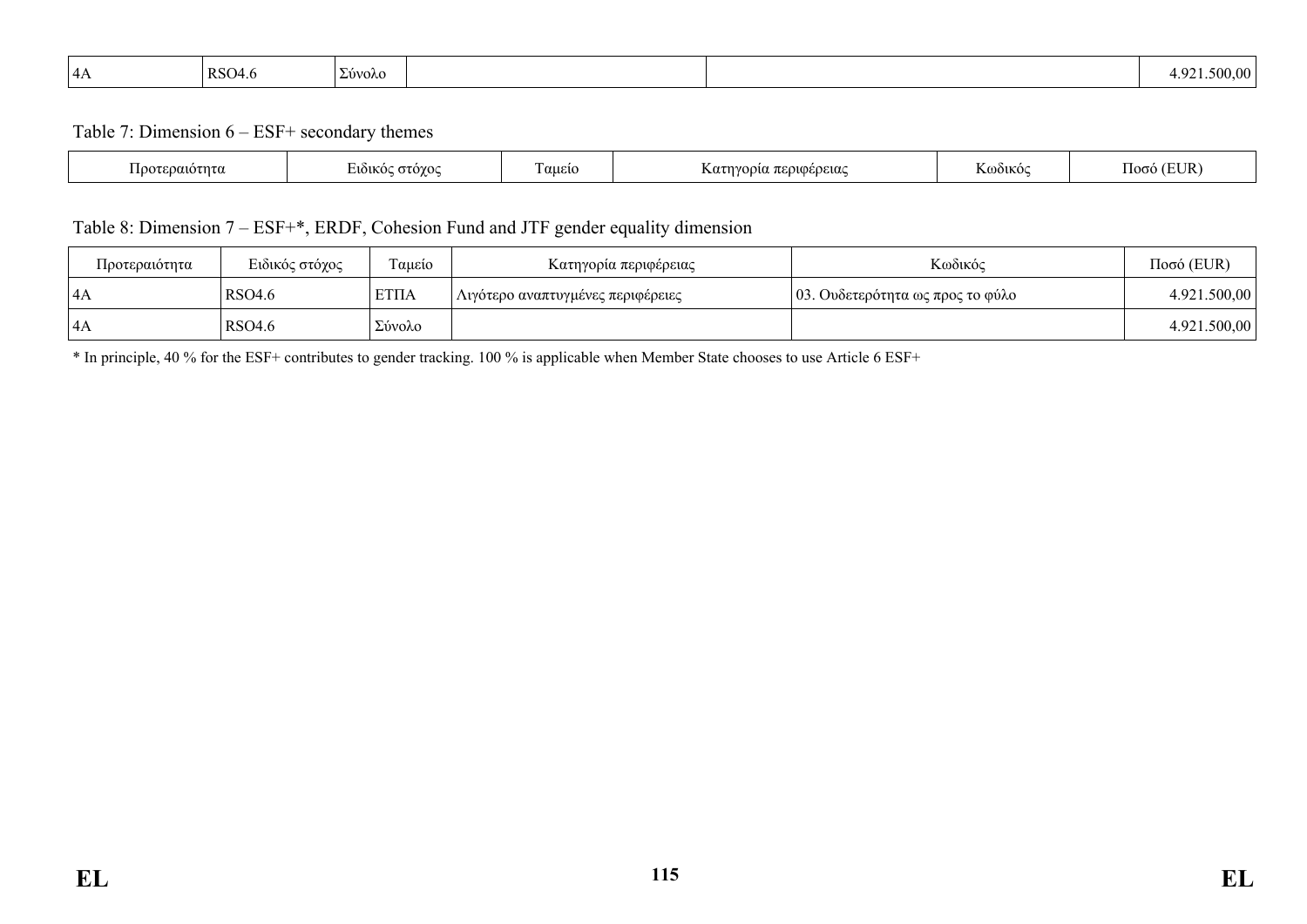| 4A | RSO4.6 | Σύνολο | | | 4.921.500,00 |
|---|---|---|---|---|---|

Table 7: Dimension 6 – ESF+ secondary themes

| Προτεραιότητα | Ειδικός στόχος | Ταμείο | Κατηγορία περιφέρειας | Κωδικός | Ποσό (EUR) |
|---|---|---|---|---|---|

Table 8: Dimension 7 – ESF+*, ERDF, Cohesion Fund and JTF gender equality dimension

| Προτεραιότητα | Ειδικός στόχος | Ταμείο | Κατηγορία περιφέρειας | Κωδικός | Ποσό (EUR) |
|---|---|---|---|---|---|
| 4A | RSO4.6 | ΕΤΠΑ | Λιγότερο αναπτυγμένες περιφέρειες | 03. Ουδετερότητα ως προς το φύλο | 4.921.500,00 |
| 4A | RSO4.6 | Σύνολο | | | 4.921.500,00 |

* In principle, 40 % for the ESF+ contributes to gender tracking. 100 % is applicable when Member State chooses to use Article 6 ESF+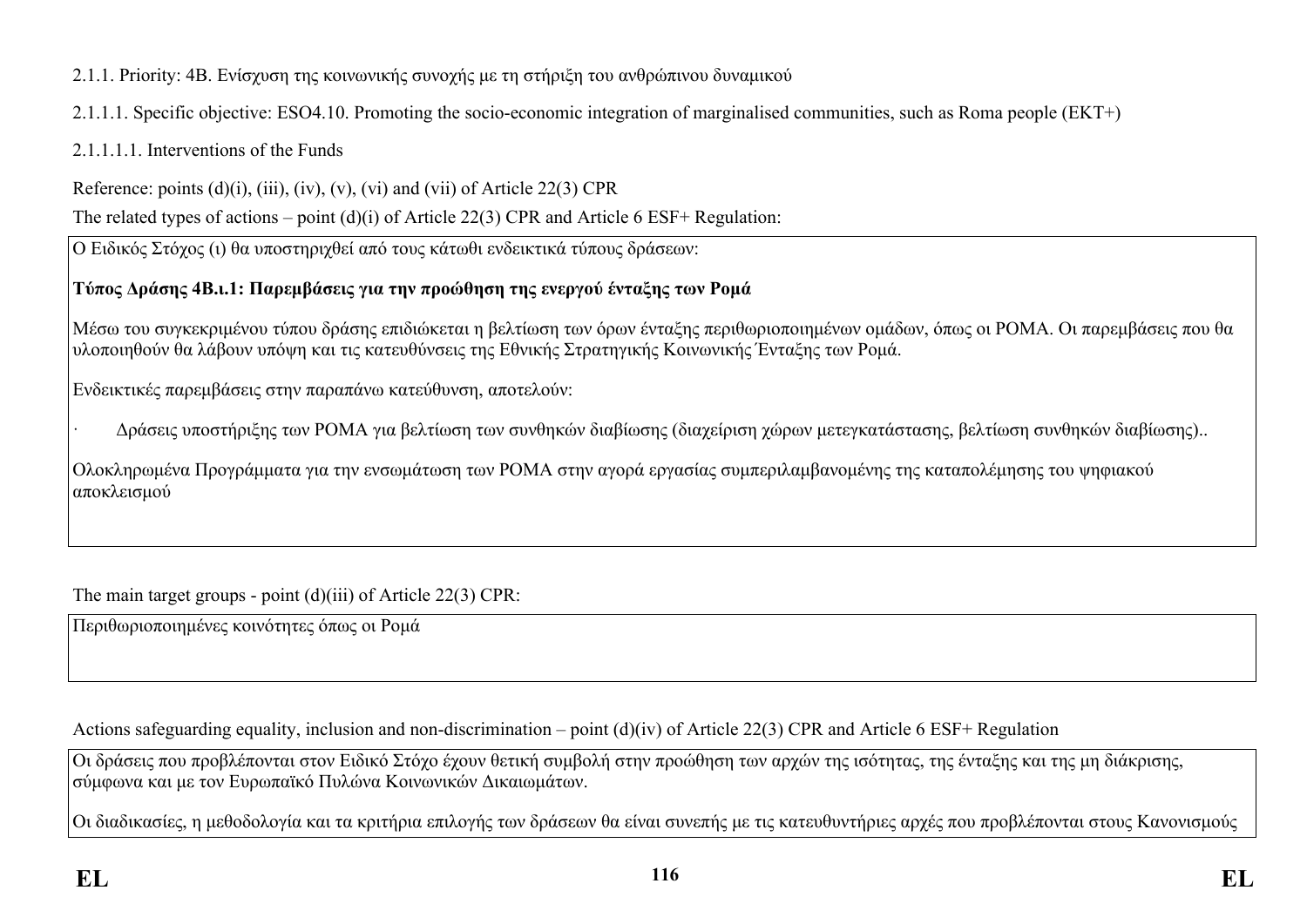2.1.1. Priority: 4B. Ενίσχυση της κοινωνικής συνοχής με τη στήριξη του ανθρώπινου δυναμικού

2.1.1.1. Specific objective: ESO4.10. Promoting the socio-economic integration of marginalised communities, such as Roma people (EKT+)

2.1.1.1.1. Interventions of the Funds

Reference: points (d)(i), (iii), (iv), (v), (vi) and (vii) of Article 22(3) CPR

The related types of actions – point (d)(i) of Article 22(3) CPR and Article 6 ESF+ Regulation:

Ο Ειδικός Στόχος (ι) θα υποστηριχθεί από τους κάτωθι ενδεικτικά τύπους δράσεων:

**Τύπος Δράσης 4Β.ι.1: Παρεμβάσεις για την προώθηση της ενεργού ένταξης των Ρομά**

Μέσω του συγκεκριμένου τύπου δράσης επιδιώκεται η βελτίωση των όρων ένταξης περιθωριοποιημένων ομάδων, όπως οι ΡΟΜΑ. Οι παρεμβάσεις που θα υλοποιηθούν θα λάβουν υπόψη και τις κατευθύνσεις της Εθνικής Στρατηγικής Κοινωνικής Ένταξης των Ρομά.

Ενδεικτικές παρεμβάσεις στην παραπάνω κατεύθυνση, αποτελούν:

· Δράσεις υποστήριξης των ΡΟΜΑ για βελτίωση των συνθηκών διαβίωσης (διαχείριση χώρων μετεγκατάστασης, βελτίωση συνθηκών διαβίωσης)..

Ολοκληρωμένα Προγράμματα για την ενσωμάτωση των ΡΟΜΑ στην αγορά εργασίας συμπεριλαμβανομένης της καταπολέμησης του ψηφιακού αποκλεισμού

The main target groups - point (d)(iii) of Article 22(3) CPR:

Περιθωριοποιημένες κοινότητες όπως οι Ρομά

Actions safeguarding equality, inclusion and non-discrimination – point (d)(iv) of Article 22(3) CPR and Article 6 ESF+ Regulation

Οι δράσεις που προβλέπονται στον Ειδικό Στόχο έχουν θετική συμβολή στην προώθηση των αρχών της ισότητας, της ένταξης και της μη διάκρισης, σύμφωνα και με τον Ευρωπαϊκό Πυλώνα Κοινωνικών Δικαιωμάτων.

Οι διαδικασίες, η μεθοδολογία και τα κριτήρια επιλογής των δράσεων θα είναι συνεπής με τις κατευθυντήριες αρχές που προβλέπονται στους Κανονισμούς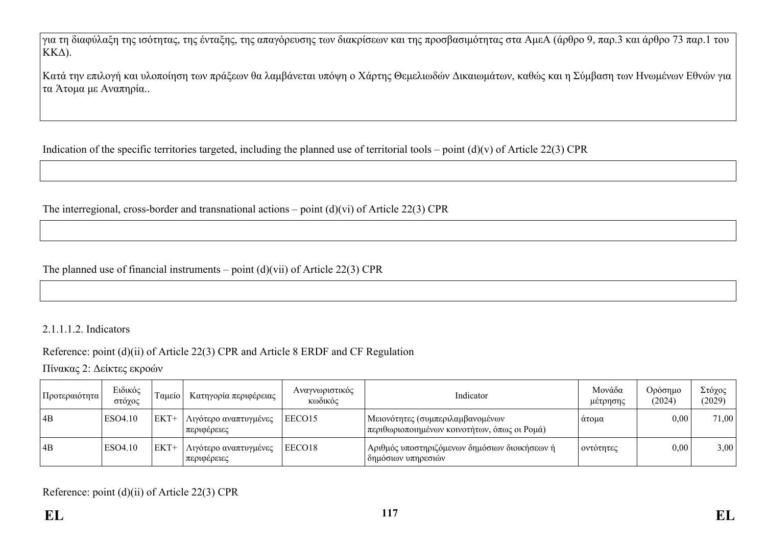για τη διαφύλαξη της ισότητας, της ένταξης, της απαγόρευσης των διακρίσεων και της προσβασιμότητας στα ΑμεΑ (άρθρο 9, παρ.3 και άρθρο 73 παρ.1 του ΚΚΔ).

Κατά την επιλογή και υλοποίηση των πράξεων θα λαμβάνεται υπόψη ο Χάρτης Θεμελιωδών Δικαιωμάτων, καθώς και η Σύμβαση των Ηνωμένων Εθνών για τα Άτομα με Αναπηρία..

Indication of the specific territories targeted, including the planned use of territorial tools – point (d)(v) of Article 22(3) CPR

The interregional, cross-border and transnational actions – point (d)(vi) of Article 22(3) CPR

The planned use of financial instruments – point (d)(vii) of Article 22(3) CPR

2.1.1.1.2. Indicators

Reference: point (d)(ii) of Article 22(3) CPR and Article 8 ERDF and CF Regulation

Πίνακας 2: Δείκτες εκροών

| Προτεραιότητα | Ειδικός στόχος | Ταμείο | Κατηγορία περιφέρειας | Αναγνωριστικός κωδικός | Indicator | Μονάδα μέτρησης | Ορόσημο (2024) | Στόχος (2029) |
|---|---|---|---|---|---|---|---|---|
| 4B | ESO4.10 | ΕΚΤ+ | Λιγότερο αναπτυγμένες περιφέρειες | EECO15 | Μειονότητες (συμπεριλαμβανομένων περιθωριοποιημένων κοινοτήτων, όπως οι Ρομά) | άτομα | 0,00 | 71,00 |
| 4B | ESO4.10 | ΕΚΤ+ | Λιγότερο αναπτυγμένες περιφέρειες | EECO18 | Αριθμός υποστηριζόμενων δημόσιων διοικήσεων ή δημόσιων υπηρεσιών | οντότητες | 0,00 | 3,00 |

Reference: point (d)(ii) of Article 22(3) CPR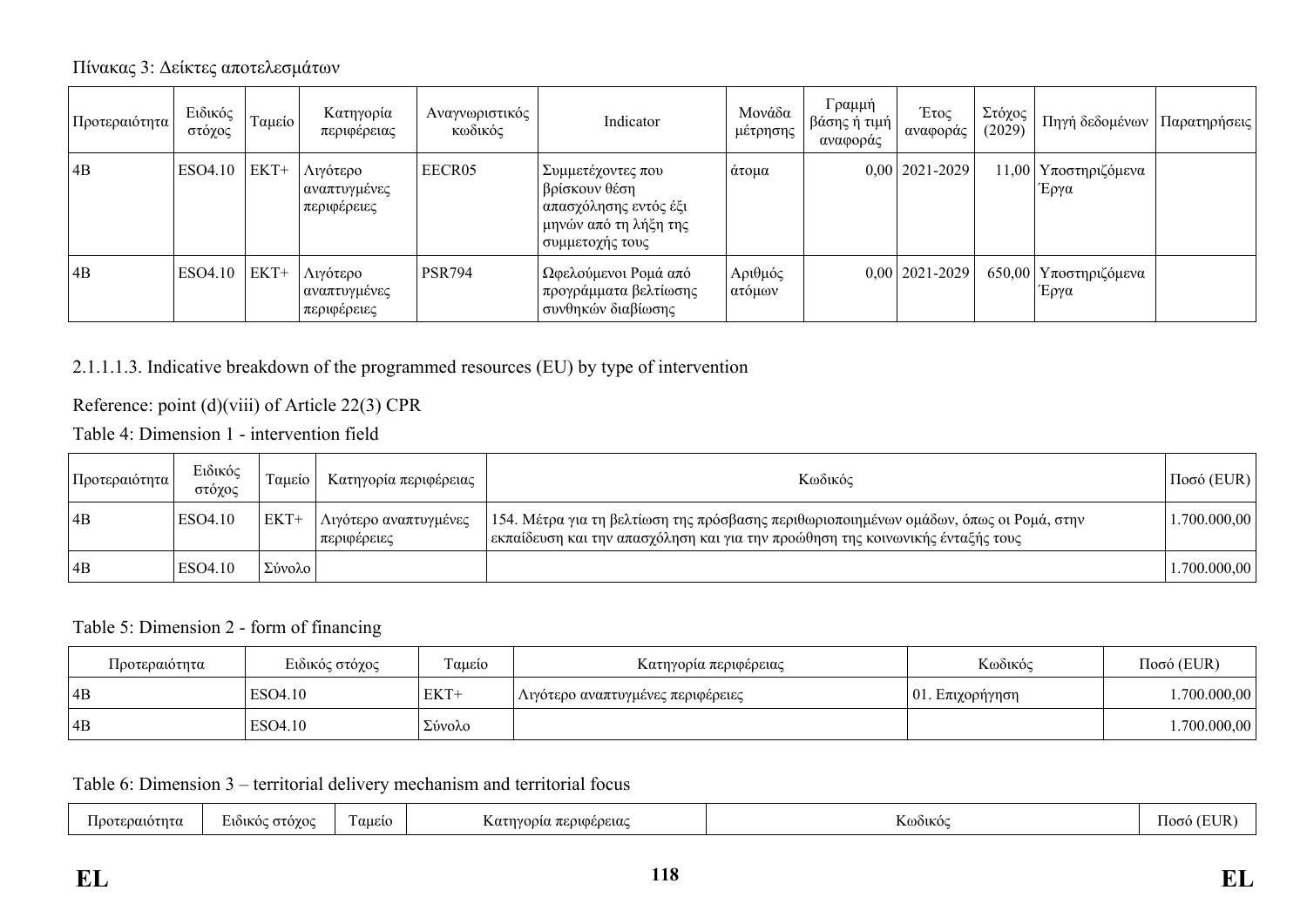Πίνακας 3: Δείκτες αποτελεσμάτων

| Προτεραιότητα | Ειδικός στόχος | Ταμείο | Κατηγορία περιφέρειας | Αναγνωριστικός κωδικός | Indicator | Μονάδα μέτρησης | Γραμμή βάσης ή τιμή αναφοράς | Έτος αναφοράς | Στόχος (2029) | Πηγή δεδομένων | Παρατηρήσεις |
|---|---|---|---|---|---|---|---|---|---|---|---|
| 4B | ESO4.10 | ΕΚΤ+ | Λιγότερο αναπτυγμένες περιφέρειες | EECR05 | Συμμετέχοντες που βρίσκουν θέση απασχόλησης εντός έξι μηνών από τη λήξη της συμμετοχής τους | άτομα | 0,00 | 2021-2029 | 11,00 | Υποστηριζόμενα Έργα | |
| 4B | ESO4.10 | ΕΚΤ+ | Λιγότερο αναπτυγμένες περιφέρειες | PSR794 | Ωφελούμενοι Ρομά από προγράμματα βελτίωσης συνθηκών διαβίωσης | Αριθμός ατόμων | 0,00 | 2021-2029 | 650,00 | Υποστηριζόμενα Έργα | |

2.1.1.1.3. Indicative breakdown of the programmed resources (EU) by type of intervention

Reference: point (d)(viii) of Article 22(3) CPR

Table 4: Dimension 1 - intervention field

| Προτεραιότητα | Ειδικός στόχος | Ταμείο | Κατηγορία περιφέρειας | Κωδικός | Ποσό (EUR) |
|---|---|---|---|---|---|
| 4B | ESO4.10 | ΕΚΤ+ | Λιγότερο αναπτυγμένες περιφέρειες | 154. Μέτρα για τη βελτίωση της πρόσβασης περιθωριοποιημένων ομάδων, όπως οι Ρομά, στην εκπαίδευση και την απασχόληση και για την προώθηση της κοινωνικής ένταξής τους | 1.700.000,00 |
| 4B | ESO4.10 | Σύνολο | | | 1.700.000,00 |

Table 5: Dimension 2 - form of financing

| Προτεραιότητα | Ειδικός στόχος | Ταμείο | Κατηγορία περιφέρειας | Κωδικός | Ποσό (EUR) |
|---|---|---|---|---|---|
| 4B | ESO4.10 | ΕΚΤ+ | Λιγότερο αναπτυγμένες περιφέρειες | 01. Επιχορήγηση | 1.700.000,00 |
| 4B | ESO4.10 | Σύνολο | | | 1.700.000,00 |

Table 6: Dimension 3 – territorial delivery mechanism and territorial focus

| Προτεραιότητα | Ειδικός στόχος | Ταμείο | Κατηγορία περιφέρειας | Κωδικός | Ποσό (EUR) |
|---|---|---|---|---|---|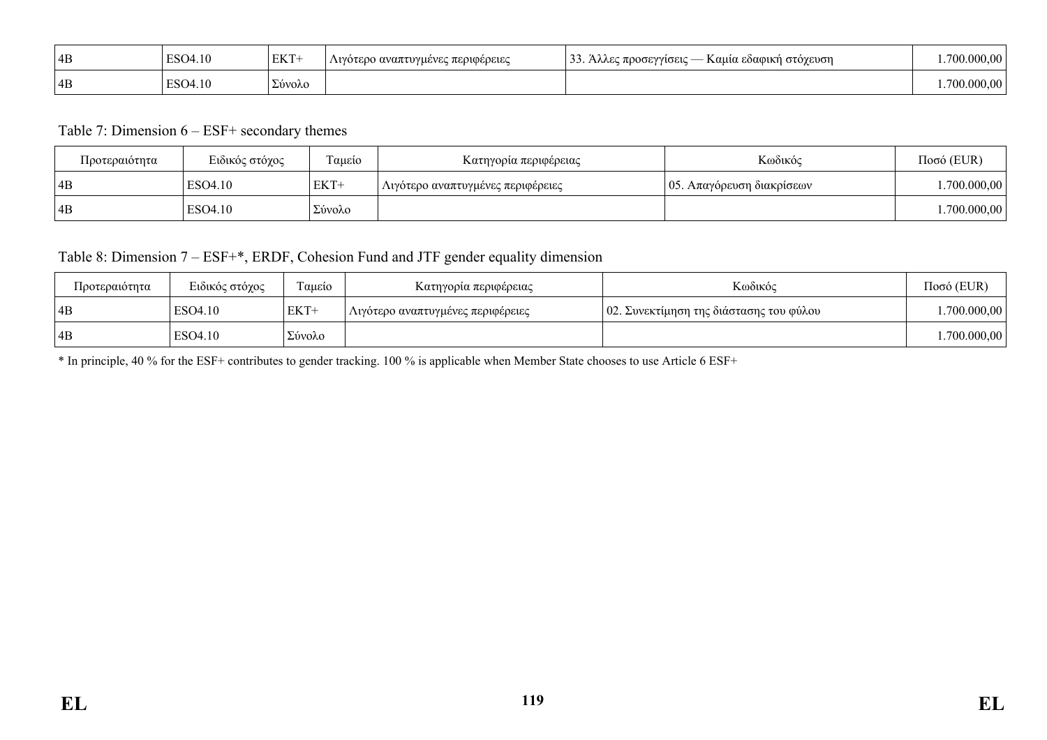| | | | | | |
|---|---|---|---|---|---|
| 4B | ESO4.10 | ΕΚΤ+ | Λιγότερο αναπτυγμένες περιφέρειες | 33. Άλλες προσεγγίσεις — Καμία εδαφική στόχευση | 1.700.000,00 |
| 4B | ESO4.10 | Σύνολο | | | 1.700.000,00 |

Table 7: Dimension 6 – ESF+ secondary themes

| Προτεραιότητα | Ειδικός στόχος | Ταμείο | Κατηγορία περιφέρειας | Κωδικός | Ποσό (EUR) |
|---|---|---|---|---|---|
| 4B | ESO4.10 | ΕΚΤ+ | Λιγότερο αναπτυγμένες περιφέρειες | 05. Απαγόρευση διακρίσεων | 1.700.000,00 |
| 4B | ESO4.10 | Σύνολο | | | 1.700.000,00 |

Table 8: Dimension 7 – ESF+*, ERDF, Cohesion Fund and JTF gender equality dimension

| Προτεραιότητα | Ειδικός στόχος | Ταμείο | Κατηγορία περιφέρειας | Κωδικός | Ποσό (EUR) |
|---|---|---|---|---|---|
| 4B | ESO4.10 | ΕΚΤ+ | Λιγότερο αναπτυγμένες περιφέρειες | 02. Συνεκτίμηση της διάστασης του φύλου | 1.700.000,00 |
| 4B | ESO4.10 | Σύνολο | | | 1.700.000,00 |

* In principle, 40 % for the ESF+ contributes to gender tracking. 100 % is applicable when Member State chooses to use Article 6 ESF+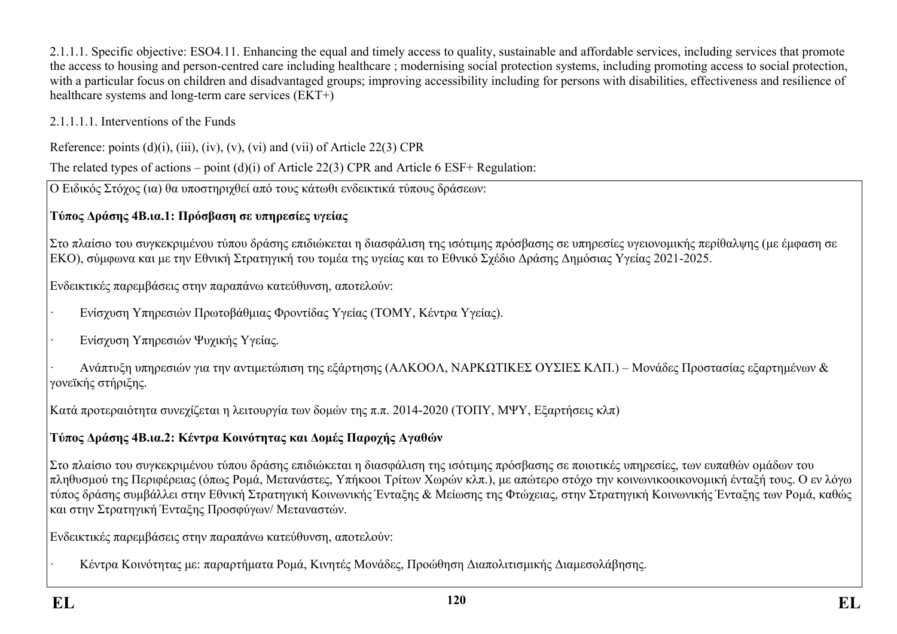2.1.1.1. Specific objective: ESO4.11. Enhancing the equal and timely access to quality, sustainable and affordable services, including services that promote the access to housing and person-centred care including healthcare ; modernising social protection systems, including promoting access to social protection, with a particular focus on children and disadvantaged groups; improving accessibility including for persons with disabilities, effectiveness and resilience of healthcare systems and long-term care services (EKT+)

2.1.1.1.1. Interventions of the Funds

Reference: points (d)(i), (iii), (iv), (v), (vi) and (vii) of Article 22(3) CPR

The related types of actions – point (d)(i) of Article 22(3) CPR and Article 6 ESF+ Regulation:

Ο Ειδικός Στόχος (ια) θα υποστηριχθεί από τους κάτωθι ενδεικτικά τύπους δράσεων:

**Τύπος Δράσης 4Β.ια.1: Πρόσβαση σε υπηρεσίες υγείας**

Στο πλαίσιο του συγκεκριμένου τύπου δράσης επιδιώκεται η διασφάλιση της ισότιμης πρόσβασης σε υπηρεσίες υγειονομικής περίθαλψης (με έμφαση σε ΕΚΟ), σύμφωνα και με την Εθνική Στρατηγική του τομέα της υγείας και το Εθνικό Σχέδιο Δράσης Δημόσιας Υγείας 2021-2025.

Ενδεικτικές παρεμβάσεις στην παραπάνω κατεύθυνση, αποτελούν:

- Ενίσχυση Υπηρεσιών Πρωτοβάθμιας Φροντίδας Υγείας (ΤΟΜΥ, Κέντρα Υγείας).
- Ενίσχυση Υπηρεσιών Ψυχικής Υγείας.
- Ανάπτυξη υπηρεσιών για την αντιμετώπιση της εξάρτησης (ΑΛΚΟΟΛ, ΝΑΡΚΩΤΙΚΕΣ ΟΥΣΙΕΣ ΚΛΠ.) – Μονάδες Προστασίας εξαρτημένων & γονεϊκής στήριξης.

Κατά προτεραιότητα συνεχίζεται η λειτουργία των δομών της π.π. 2014-2020 (ΤΟΠΥ, ΜΨΥ, Εξαρτήσεις κλπ)

**Τύπος Δράσης 4Β.ια.2: Κέντρα Κοινότητας και Δομές Παροχής Αγαθών**

Στο πλαίσιο του συγκεκριμένου τύπου δράσης επιδιώκεται η διασφάλιση της ισότιμης πρόσβασης σε ποιοτικές υπηρεσίες, των ευπαθών ομάδων του πληθυσμού της Περιφέρειας (όπως Ρομά, Μετανάστες, Υπήκοοι Τρίτων Χωρών κλπ.), με απώτερο στόχο την κοινωνικοοικονομική ένταξή τους. Ο εν λόγω τύπος δράσης συμβάλλει στην Εθνική Στρατηγική Κοινωνικής Ένταξης & Μείωσης της Φτώχειας, στην Στρατηγική Κοινωνικής Ένταξης των Ρομά, καθώς και στην Στρατηγική Ένταξης Προσφύγων/ Μεταναστών.

Ενδεικτικές παρεμβάσεις στην παραπάνω κατεύθυνση, αποτελούν:

- Κέντρα Κοινότητας με: παραρτήματα Ρομά, Κινητές Μονάδες, Προώθηση Διαπολιτισμικής Διαμεσολάβησης.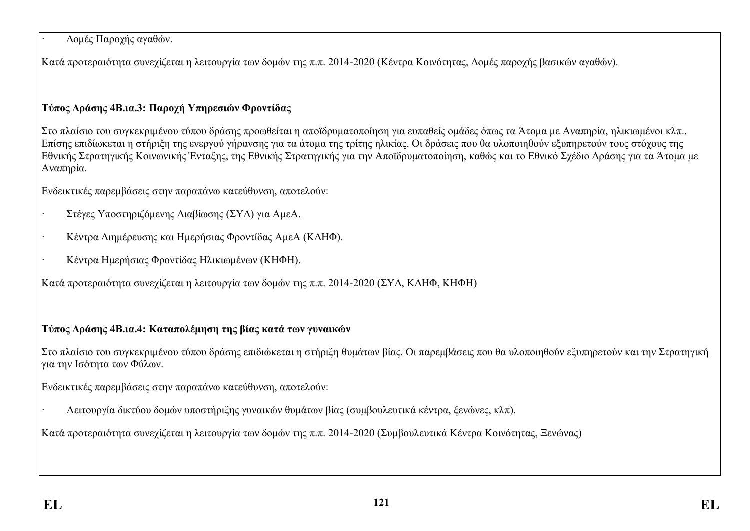· Δομές Παροχής αγαθών.

Κατά προτεραιότητα συνεχίζεται η λειτουργία των δομών της π.π. 2014-2020 (Κέντρα Κοινότητας, Δομές παροχής βασικών αγαθών).

**Τύπος Δράσης 4Β.ια.3: Παροχή Υπηρεσιών Φροντίδας**

Στο πλαίσιο του συγκεκριμένου τύπου δράσης προωθείται η αποϊδρυματοποίηση για ευπαθείς ομάδες όπως τα Άτομα με Αναπηρία, ηλικιωμένοι κλπ.. Επίσης επιδίωκεται η στήριξη της ενεργού γήρανσης για τα άτομα της τρίτης ηλικίας. Οι δράσεις που θα υλοποιηθούν εξυπηρετούν τους στόχους της Εθνικής Στρατηγικής Κοινωνικής Ένταξης, της Εθνικής Στρατηγικής για την Αποϊδρυματοποίηση, καθώς και το Εθνικό Σχέδιο Δράσης για τα Άτομα με Αναπηρία.

Ενδεικτικές παρεμβάσεις στην παραπάνω κατεύθυνση, αποτελούν:

· Στέγες Υποστηριζόμενης Διαβίωσης (ΣΥΔ) για ΑμεΑ.

· Κέντρα Διημέρευσης και Ημερήσιας Φροντίδας ΑμεΑ (ΚΔΗΦ).

· Κέντρα Ημερήσιας Φροντίδας Ηλικιωμένων (ΚΗΦΗ).

Κατά προτεραιότητα συνεχίζεται η λειτουργία των δομών της π.π. 2014-2020 (ΣΥΔ, ΚΔΗΦ, ΚΗΦΗ)

**Τύπος Δράσης 4Β.ια.4: Καταπολέμηση της βίας κατά των γυναικών**

Στο πλαίσιο του συγκεκριμένου τύπου δράσης επιδιώκεται η στήριξη θυμάτων βίας. Οι παρεμβάσεις που θα υλοποιηθούν εξυπηρετούν και την Στρατηγική για την Ισότητα των Φύλων.

Ενδεικτικές παρεμβάσεις στην παραπάνω κατεύθυνση, αποτελούν:

· Λειτουργία δικτύου δομών υποστήριξης γυναικών θυμάτων βίας (συμβουλευτικά κέντρα, ξενώνες, κλπ).

Κατά προτεραιότητα συνεχίζεται η λειτουργία των δομών της π.π. 2014-2020 (Συμβουλευτικά Κέντρα Κοινότητας, Ξενώνας)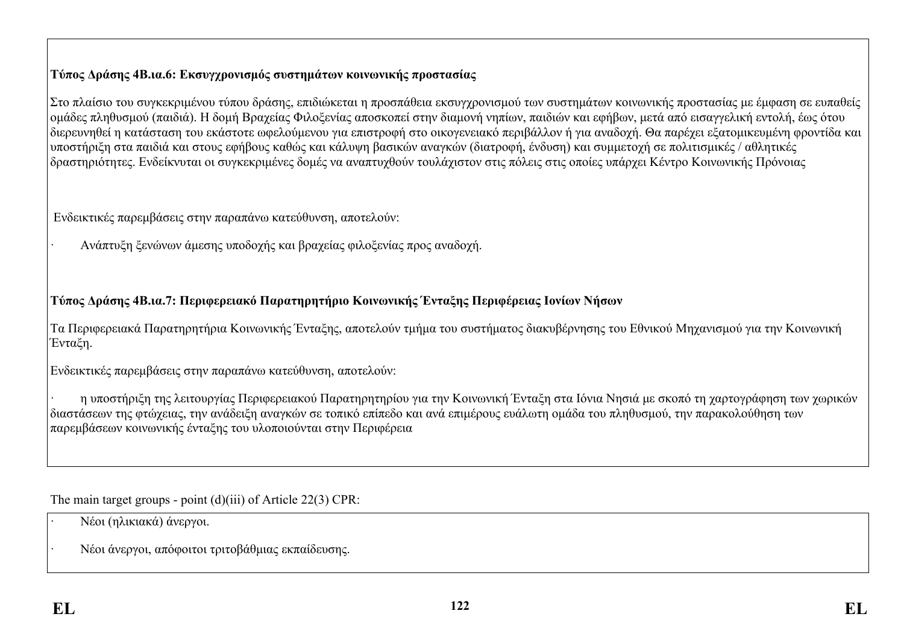**Τύπος Δράσης 4Β.ια.6: Εκσυγχρονισμός συστημάτων κοινωνικής προστασίας**

Στο πλαίσιο του συγκεκριμένου τύπου δράσης, επιδιώκεται η προσπάθεια εκσυγχρονισμού των συστημάτων κοινωνικής προστασίας με έμφαση σε ευπαθείς ομάδες πληθυσμού (παιδιά). Η δομή Βραχείας Φιλοξενίας αποσκοπεί στην διαμονή νηπίων, παιδιών και εφήβων, μετά από εισαγγελική εντολή, έως ότου διερευνηθεί η κατάσταση του εκάστοτε ωφελούμενου για επιστροφή στο οικογενειακό περιβάλλον ή για αναδοχή. Θα παρέχει εξατομικευμένη φροντίδα και υποστήριξη στα παιδιά και στους εφήβους καθώς και κάλυψη βασικών αναγκών (διατροφή, ένδυση) και συμμετοχή σε πολιτισμικές / αθλητικές δραστηριότητες. Ενδείκνυται οι συγκεκριμένες δομές να αναπτυχθούν τουλάχιστον στις πόλεις στις οποίες υπάρχει Κέντρο Κοινωνικής Πρόνοιας

Ενδεικτικές παρεμβάσεις στην παραπάνω κατεύθυνση, αποτελούν:

· Ανάπτυξη ξενώνων άμεσης υποδοχής και βραχείας φιλοξενίας προς αναδοχή.

**Τύπος Δράσης 4Β.ια.7: Περιφερειακό Παρατηρητήριο Κοινωνικής Ένταξης Περιφέρειας Ιονίων Νήσων**

Τα Περιφερειακά Παρατηρητήρια Κοινωνικής Ένταξης, αποτελούν τμήμα του συστήματος διακυβέρνησης του Εθνικού Μηχανισμού για την Κοινωνική Ένταξη.

Ενδεικτικές παρεμβάσεις στην παραπάνω κατεύθυνση, αποτελούν:

· η υποστήριξη της λειτουργίας Περιφερειακού Παρατηρητηρίου για την Κοινωνική Ένταξη στα Ιόνια Νησιά με σκοπό τη χαρτογράφηση των χωρικών διαστάσεων της φτώχειας, την ανάδειξη αναγκών σε τοπικό επίπεδο και ανά επιμέρους ευάλωτη ομάδα του πληθυσμού, την παρακολούθηση των παρεμβάσεων κοινωνικής ένταξης του υλοποιούνται στην Περιφέρεια

The main target groups - point (d)(iii) of Article 22(3) CPR:

· Νέοι (ηλικιακά) άνεργοι.

· Νέοι άνεργοι, απόφοιτοι τριτοβάθμιας εκπαίδευσης.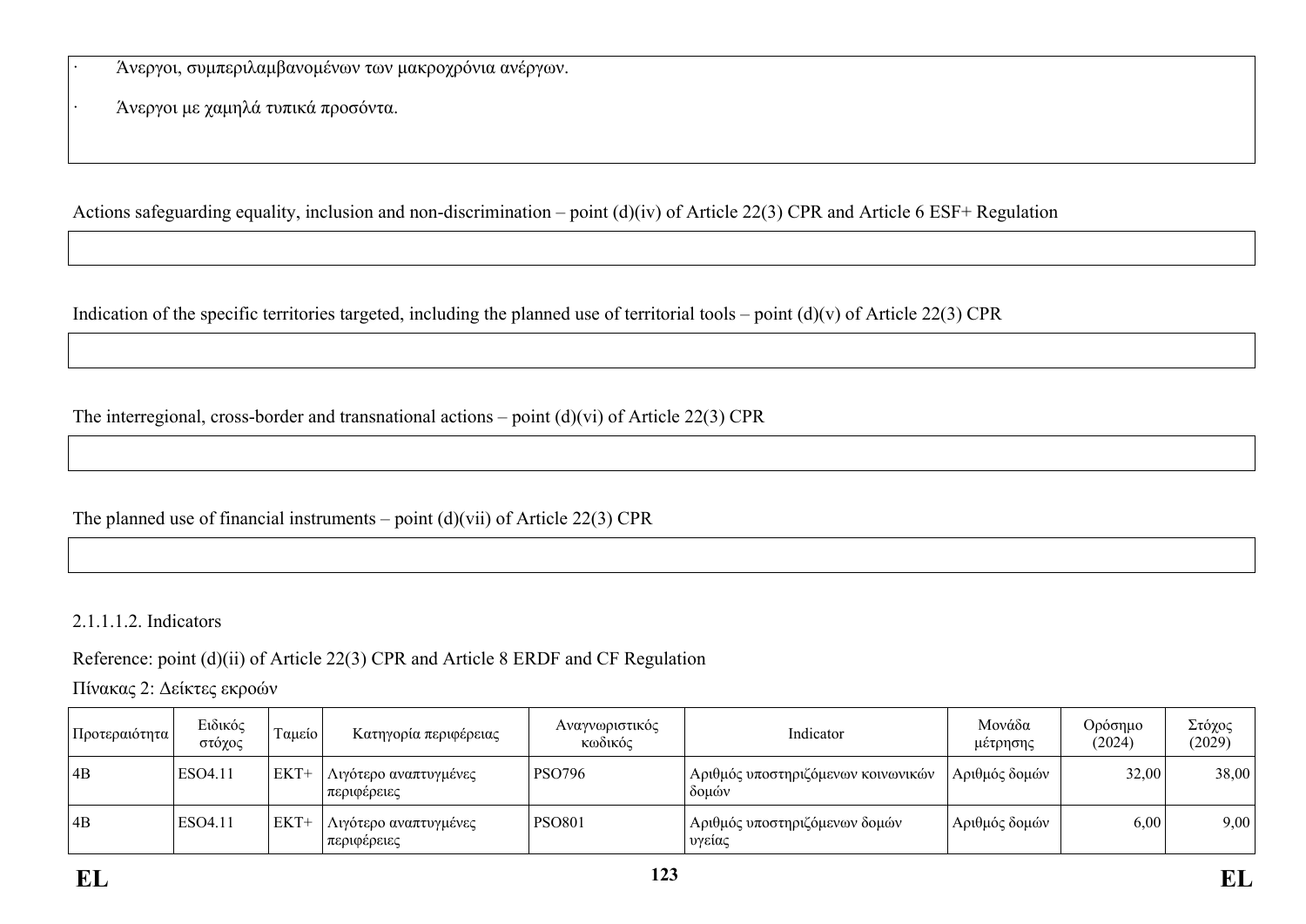· Άνεργοι, συμπεριλαμβανομένων των μακροχρόνια ανέργων.

· Άνεργοι με χαμηλά τυπικά προσόντα.

Actions safeguarding equality, inclusion and non-discrimination – point (d)(iv) of Article 22(3) CPR and Article 6 ESF+ Regulation

Indication of the specific territories targeted, including the planned use of territorial tools – point (d)(v) of Article 22(3) CPR

The interregional, cross-border and transnational actions – point (d)(vi) of Article 22(3) CPR

The planned use of financial instruments – point (d)(vii) of Article 22(3) CPR

2.1.1.1.2. Indicators

Reference: point (d)(ii) of Article 22(3) CPR and Article 8 ERDF and CF Regulation

Πίνακας 2: Δείκτες εκροών

| Προτεραιότητα | Ειδικός στόχος | Ταμείο | Κατηγορία περιφέρειας | Αναγνωριστικός κωδικός | Indicator | Μονάδα μέτρησης | Ορόσημο (2024) | Στόχος (2029) |
|---|---|---|---|---|---|---|---|---|
| 4B | ESO4.11 | ΕΚΤ+ | Λιγότερο αναπτυγμένες περιφέρειες | PSO796 | Αριθμός υποστηριζόμενων κοινωνικών δομών | Αριθμός δομών | 32,00 | 38,00 |
| 4B | ESO4.11 | ΕΚΤ+ | Λιγότερο αναπτυγμένες περιφέρειες | PSO801 | Αριθμός υποστηριζόμενων δομών υγείας | Αριθμός δομών | 6,00 | 9,00 |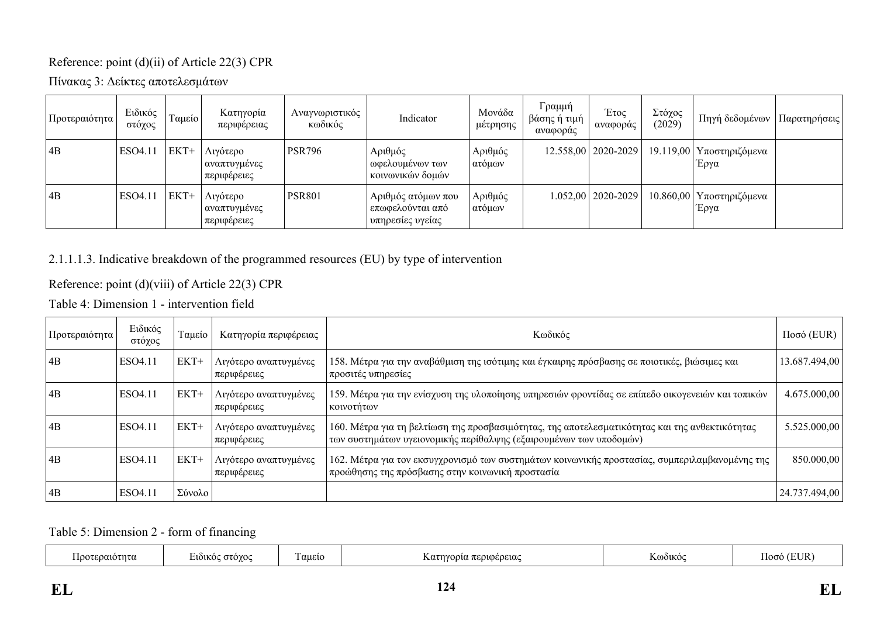Reference: point (d)(ii) of Article 22(3) CPR

Πίνακας 3: Δείκτες αποτελεσμάτων

| Προτεραιότητα | Ειδικός στόχος | Ταμείο | Κατηγορία περιφέρειας | Αναγνωριστικός κωδικός | Indicator | Μονάδα μέτρησης | Γραμμή βάσης ή τιμή αναφοράς | Έτος αναφοράς | Στόχος (2029) | Πηγή δεδομένων | Παρατηρήσεις |
|---|---|---|---|---|---|---|---|---|---|---|---|
| 4B | ESO4.11 | ΕΚΤ+ | Λιγότερο αναπτυγμένες περιφέρειες | PSR796 | Αριθμός ωφελουμένων των κοινωνικών δομών | Αριθμός ατόμων | 12.558,00 | 2020-2029 | 19.119,00 | Υποστηριζόμενα Έργα | |
| 4B | ESO4.11 | ΕΚΤ+ | Λιγότερο αναπτυγμένες περιφέρειες | PSR801 | Αριθμός ατόμων που επωφελούνται από υπηρεσίες υγείας | Αριθμός ατόμων | 1.052,00 | 2020-2029 | 10.860,00 | Υποστηριζόμενα Έργα | |

2.1.1.1.3. Indicative breakdown of the programmed resources (EU) by type of intervention

Reference: point (d)(viii) of Article 22(3) CPR

Table 4: Dimension 1 - intervention field

| Προτεραιότητα | Ειδικός στόχος | Ταμείο | Κατηγορία περιφέρειας | Κωδικός | Ποσό (EUR) |
|---|---|---|---|---|---|
| 4B | ESO4.11 | ΕΚΤ+ | Λιγότερο αναπτυγμένες περιφέρειες | 158. Μέτρα για την αναβάθμιση της ισότιμης και έγκαιρης πρόσβασης σε ποιοτικές, βιώσιμες και προσιτές υπηρεσίες | 13.687.494,00 |
| 4B | ESO4.11 | ΕΚΤ+ | Λιγότερο αναπτυγμένες περιφέρειες | 159. Μέτρα για την ενίσχυση της υλοποίησης υπηρεσιών φροντίδας σε επίπεδο οικογενειών και τοπικών κοινοτήτων | 4.675.000,00 |
| 4B | ESO4.11 | ΕΚΤ+ | Λιγότερο αναπτυγμένες περιφέρειες | 160. Μέτρα για τη βελτίωση της προσβασιμότητας, της αποτελεσματικότητας και της ανθεκτικότητας των συστημάτων υγειονομικής περίθαλψης (εξαιρουμένων των υποδομών) | 5.525.000,00 |
| 4B | ESO4.11 | ΕΚΤ+ | Λιγότερο αναπτυγμένες περιφέρειες | 162. Μέτρα για τον εκσυγχρονισμό των συστημάτων κοινωνικής προστασίας, συμπεριλαμβανομένης της προώθησης της πρόσβασης στην κοινωνική προστασία | 850.000,00 |
| 4B | ESO4.11 | Σύνολο | | | 24.737.494,00 |

Table 5: Dimension 2 - form of financing

| Προτεραιότητα | Ειδικός στόχος | Ταμείο | Κατηγορία περιφέρειας | Κωδικός | Ποσό (EUR) |
|---|---|---|---|---|---|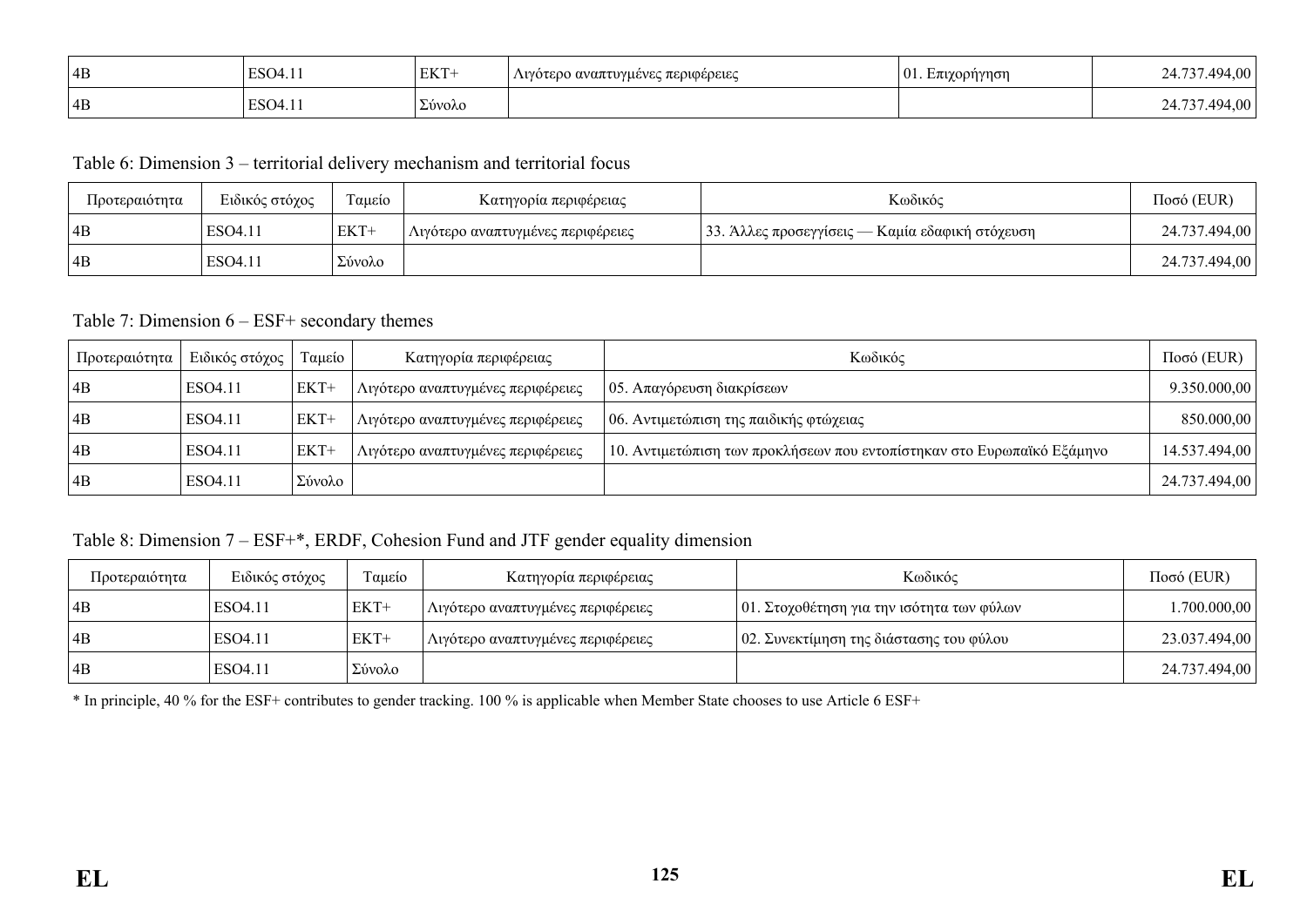| 4B | ESO4.11 | ΕΚΤ+ | Λιγότερο αναπτυγμένες περιφέρειες | 01. Επιχορήγηση | 24.737.494,00 |
|---|---|---|---|---|---|
| 4B | ESO4.11 | Σύνολο | | | 24.737.494,00 |

Table 6: Dimension 3 – territorial delivery mechanism and territorial focus

| Προτεραιότητα | Ειδικός στόχος | Ταμείο | Κατηγορία περιφέρειας | Κωδικός | Ποσό (EUR) |
|---|---|---|---|---|---|
| 4B | ESO4.11 | ΕΚΤ+ | Λιγότερο αναπτυγμένες περιφέρειες | 33. Άλλες προσεγγίσεις — Καμία εδαφική στόχευση | 24.737.494,00 |
| 4B | ESO4.11 | Σύνολο | | | 24.737.494,00 |

Table 7: Dimension 6 – ESF+ secondary themes

| Προτεραιότητα | Ειδικός στόχος | Ταμείο | Κατηγορία περιφέρειας | Κωδικός | Ποσό (EUR) |
|---|---|---|---|---|---|
| 4B | ESO4.11 | ΕΚΤ+ | Λιγότερο αναπτυγμένες περιφέρειες | 05. Απαγόρευση διακρίσεων | 9.350.000,00 |
| 4B | ESO4.11 | ΕΚΤ+ | Λιγότερο αναπτυγμένες περιφέρειες | 06. Αντιμετώπιση της παιδικής φτώχειας | 850.000,00 |
| 4B | ESO4.11 | ΕΚΤ+ | Λιγότερο αναπτυγμένες περιφέρειες | 10. Αντιμετώπιση των προκλήσεων που εντοπίστηκαν στο Ευρωπαϊκό Εξάμηνο | 14.537.494,00 |
| 4B | ESO4.11 | Σύνολο | | | 24.737.494,00 |

Table 8: Dimension 7 – ESF+*, ERDF, Cohesion Fund and JTF gender equality dimension

| Προτεραιότητα | Ειδικός στόχος | Ταμείο | Κατηγορία περιφέρειας | Κωδικός | Ποσό (EUR) |
|---|---|---|---|---|---|
| 4B | ESO4.11 | ΕΚΤ+ | Λιγότερο αναπτυγμένες περιφέρειες | 01. Στοχοθέτηση για την ισότητα των φύλων | 1.700.000,00 |
| 4B | ESO4.11 | ΕΚΤ+ | Λιγότερο αναπτυγμένες περιφέρειες | 02. Συνεκτίμηση της διάστασης του φύλου | 23.037.494,00 |
| 4B | ESO4.11 | Σύνολο | | | 24.737.494,00 |

* In principle, 40 % for the ESF+ contributes to gender tracking. 100 % is applicable when Member State chooses to use Article 6 ESF+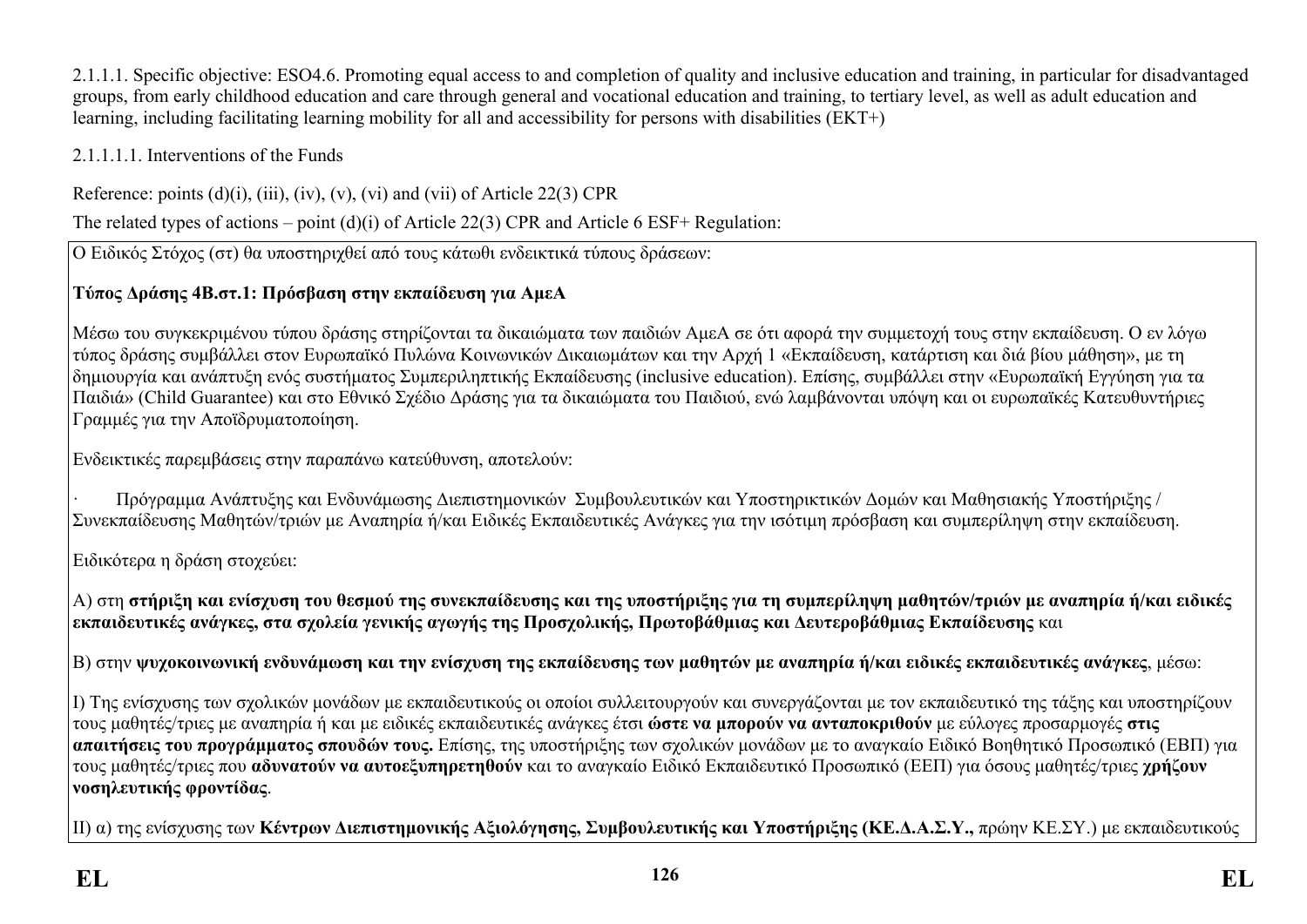2.1.1.1. Specific objective: ESO4.6. Promoting equal access to and completion of quality and inclusive education and training, in particular for disadvantaged groups, from early childhood education and care through general and vocational education and training, to tertiary level, as well as adult education and learning, including facilitating learning mobility for all and accessibility for persons with disabilities (EKT+)

2.1.1.1.1. Interventions of the Funds

Reference: points (d)(i), (iii), (iv), (v), (vi) and (vii) of Article 22(3) CPR

The related types of actions – point (d)(i) of Article 22(3) CPR and Article 6 ESF+ Regulation:

Ο Ειδικός Στόχος (στ) θα υποστηριχθεί από τους κάτωθι ενδεικτικά τύπους δράσεων:

**Τύπος Δράσης 4Β.στ.1: Πρόσβαση στην εκπαίδευση για ΑμεΑ**

Μέσω του συγκεκριμένου τύπου δράσης στηρίζονται τα δικαιώματα των παιδιών ΑμεΑ σε ότι αφορά την συμμετοχή τους στην εκπαίδευση. Ο εν λόγω τύπος δράσης συμβάλλει στον Ευρωπαϊκό Πυλώνα Κοινωνικών Δικαιωμάτων και την Αρχή 1 «Εκπαίδευση, κατάρτιση και διά βίου μάθηση», με τη δημιουργία και ανάπτυξη ενός συστήματος Συμπεριληπτικής Εκπαίδευσης (inclusive education). Επίσης, συμβάλλει στην «Ευρωπαϊκή Εγγύηση για τα Παιδιά» (Child Guarantee) και στο Εθνικό Σχέδιο Δράσης για τα δικαιώματα του Παιδιού, ενώ λαμβάνονται υπόψη και οι ευρωπαϊκές Κατευθυντήριες Γραμμές για την Αποϊδρυματοποίηση.

Ενδεικτικές παρεμβάσεις στην παραπάνω κατεύθυνση, αποτελούν:

· Πρόγραμμα Ανάπτυξης και Ενδυνάμωσης Διεπιστημονικών Συμβουλευτικών και Υποστηρικτικών Δομών και Μαθησιακής Υποστήριξης / Συνεκπαίδευσης Μαθητών/τριών με Αναπηρία ή/και Ειδικές Εκπαιδευτικές Ανάγκες για την ισότιμη πρόσβαση και συμπερίληψη στην εκπαίδευση.

Ειδικότερα η δράση στοχεύει:

Α) στη **στήριξη και ενίσχυση του θεσμού της συνεκπαίδευσης και της υποστήριξης για τη συμπερίληψη μαθητών/τριών με αναπηρία ή/και ειδικές εκπαιδευτικές ανάγκες, στα σχολεία γενικής αγωγής της Προσχολικής, Πρωτοβάθμιας και Δευτεροβάθμιας Εκπαίδευσης** και

Β) στην **ψυχοκοινωνική ενδυνάμωση και την ενίσχυση της εκπαίδευσης των μαθητών με αναπηρία ή/και ειδικές εκπαιδευτικές ανάγκες**, μέσω:

Ι) Της ενίσχυσης των σχολικών μονάδων με εκπαιδευτικούς οι οποίοι συλλειτουργούν και συνεργάζονται με τον εκπαιδευτικό της τάξης και υποστηρίζουν τους μαθητές/τριες με αναπηρία ή και με ειδικές εκπαιδευτικές ανάγκες έτσι **ώστε να μπορούν να ανταποκριθούν** με εύλογες προσαρμογές **στις απαιτήσεις του προγράμματος σπουδών τους.** Επίσης, της υποστήριξης των σχολικών μονάδων με το αναγκαίο Ειδικό Βοηθητικό Προσωπικό (ΕΒΠ) για τους μαθητές/τριες που **αδυνατούν να αυτοεξυπηρετηθούν** και το αναγκαίο Ειδικό Εκπαιδευτικό Προσωπικό (ΕΕΠ) για όσους μαθητές/τριες **χρήζουν νοσηλευτικής φροντίδας**.

ΙΙ) α) της ενίσχυσης των **Κέντρων Διεπιστημονικής Αξιολόγησης, Συμβουλευτικής και Υποστήριξης (ΚΕ.Δ.Α.Σ.Υ.,** πρώην ΚΕ.ΣΥ.) με εκπαιδευτικούς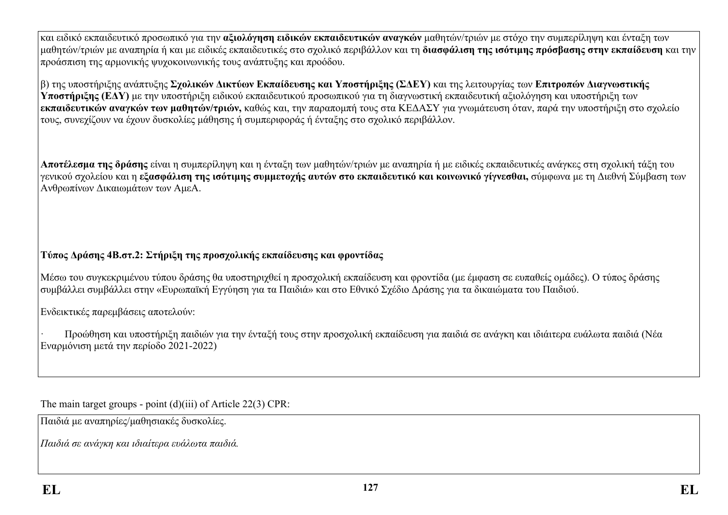και ειδικό εκπαιδευτικό προσωπικό για την **αξιολόγηση ειδικών εκπαιδευτικών αναγκών** μαθητών/τριών με στόχο την συμπερίληψη και ένταξη των μαθητών/τριών με αναπηρία ή και με ειδικές εκπαιδευτικές στο σχολικό περιβάλλον και τη **διασφάλιση της ισότιμης πρόσβασης στην εκπαίδευση** και την προάσπιση της αρμονικής ψυχοκοινωνικής τους ανάπτυξης και προόδου.

β) της υποστήριξης ανάπτυξης **Σχολικών Δικτύων Εκπαίδευσης και Υποστήριξης (ΣΔΕΥ)** και της λειτουργίας των **Επιτροπών Διαγνωστικής Υποστήριξης (ΕΔΥ)** με την υποστήριξη ειδικού εκπαιδευτικού προσωπικού για τη διαγνωστική εκπαιδευτική αξιολόγηση και υποστήριξη των **εκπαιδευτικών αναγκών των μαθητών/τριών,** καθώς και, την παραπομπή τους στα ΚΕΔΑΣΥ για γνωμάτευση όταν, παρά την υποστήριξη στο σχολείο τους, συνεχίζουν να έχουν δυσκολίες μάθησης ή συμπεριφοράς ή ένταξης στο σχολικό περιβάλλον.

**Αποτέλεσμα της δράσης** είναι η συμπερίληψη και η ένταξη των μαθητών/τριών με αναπηρία ή με ειδικές εκπαιδευτικές ανάγκες στη σχολική τάξη του γενικού σχολείου και η **εξασφάλιση της ισότιμης συμμετοχής αυτών στο εκπαιδευτικό και κοινωνικό γίγνεσθαι,** σύμφωνα με τη Διεθνή Σύμβαση των Ανθρωπίνων Δικαιωμάτων των ΑμεΑ.

**Τύπος Δράσης 4Β.στ.2: Στήριξη της προσχολικής εκπαίδευσης και φροντίδας**

Μέσω του συγκεκριμένου τύπου δράσης θα υποστηριχθεί η προσχολική εκπαίδευση και φροντίδα (με έμφαση σε ευπαθείς ομάδες). Ο τύπος δράσης συμβάλλει συμβάλλει στην «Ευρωπαϊκή Εγγύηση για τα Παιδιά» και στο Εθνικό Σχέδιο Δράσης για τα δικαιώματα του Παιδιού.

Ενδεικτικές παρεμβάσεις αποτελούν:

· Προώθηση και υποστήριξη παιδιών για την ένταξή τους στην προσχολική εκπαίδευση για παιδιά σε ανάγκη και ιδιάιτερα ευάλωτα παιδιά (Νέα Εναρμόνιση μετά την περίοδο 2021-2022)

The main target groups - point (d)(iii) of Article 22(3) CPR:

Παιδιά με αναπηρίες/μαθησιακές δυσκολίες.

*Παιδιά σε ανάγκη και ιδιαίτερα ευάλωτα παιδιά.*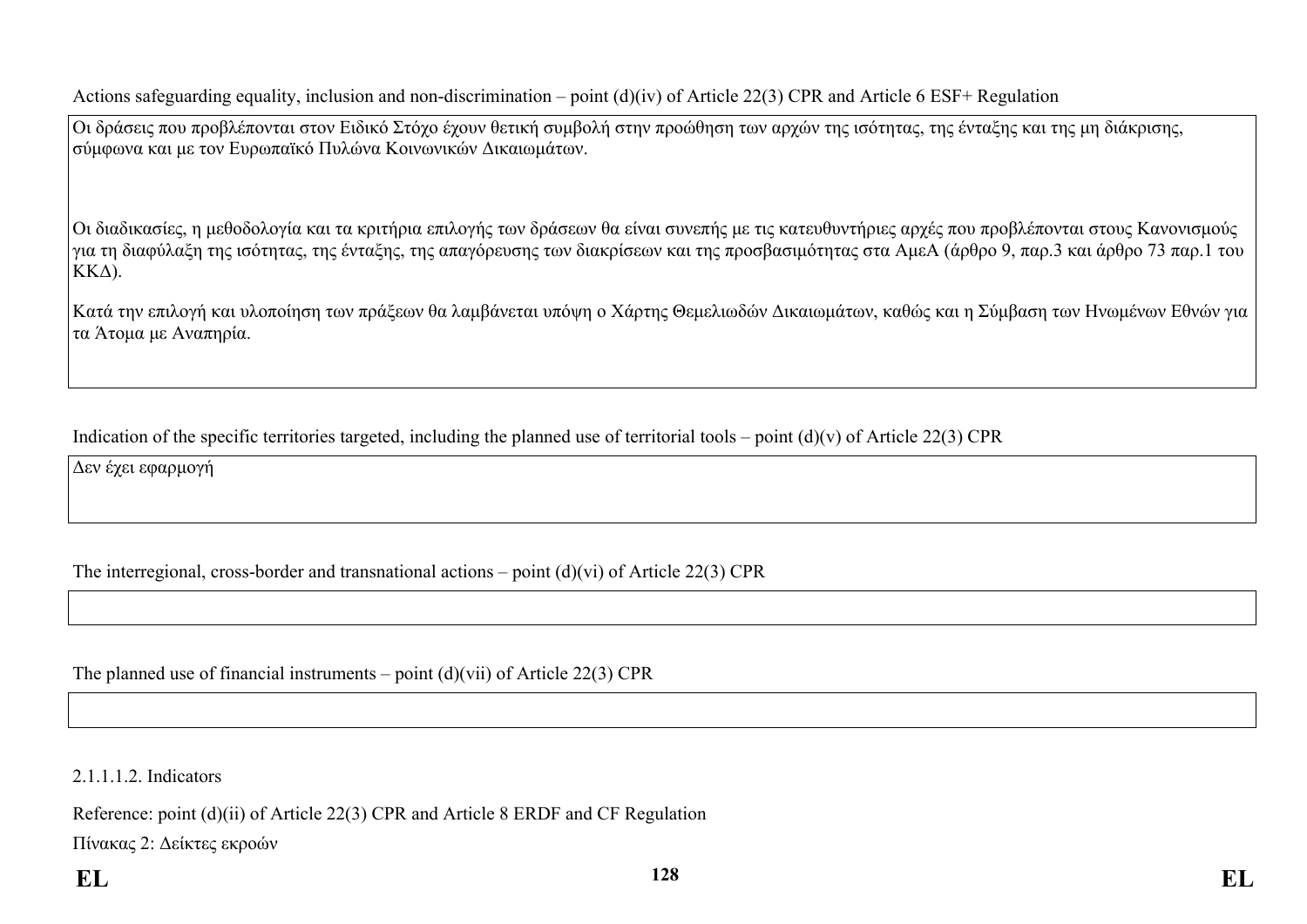Actions safeguarding equality, inclusion and non-discrimination – point (d)(iv) of Article 22(3) CPR and Article 6 ESF+ Regulation

| |
|---|
| Οι δράσεις που προβλέπονται στον Ειδικό Στόχο έχουν θετική συμβολή στην προώθηση των αρχών της ισότητας, της ένταξης και της μη διάκρισης, σύμφωνα και με τον Ευρωπαϊκό Πυλώνα Κοινωνικών Δικαιωμάτων.<br><br>Οι διαδικασίες, η μεθοδολογία και τα κριτήρια επιλογής των δράσεων θα είναι συνεπής με τις κατευθυντήριες αρχές που προβλέπονται στους Κανονισμούς για τη διαφύλαξη της ισότητας, της ένταξης, της απαγόρευσης των διακρίσεων και της προσβασιμότητας στα ΑμεΑ (άρθρο 9, παρ.3 και άρθρο 73 παρ.1 του ΚΚΔ).<br><br>Κατά την επιλογή και υλοποίηση των πράξεων θα λαμβάνεται υπόψη ο Χάρτης Θεμελιωδών Δικαιωμάτων, καθώς και η Σύμβαση των Ηνωμένων Εθνών για τα Άτομα με Αναπηρία. |

Indication of the specific territories targeted, including the planned use of territorial tools – point (d)(v) of Article 22(3) CPR

| |
|---|
| Δεν έχει εφαρμογή |

The interregional, cross-border and transnational actions – point (d)(vi) of Article 22(3) CPR

| |
|---|
| |

The planned use of financial instruments – point (d)(vii) of Article 22(3) CPR

| |
|---|
| |

2.1.1.1.2. Indicators

Reference: point (d)(ii) of Article 22(3) CPR and Article 8 ERDF and CF Regulation

Πίνακας 2: Δείκτες εκροών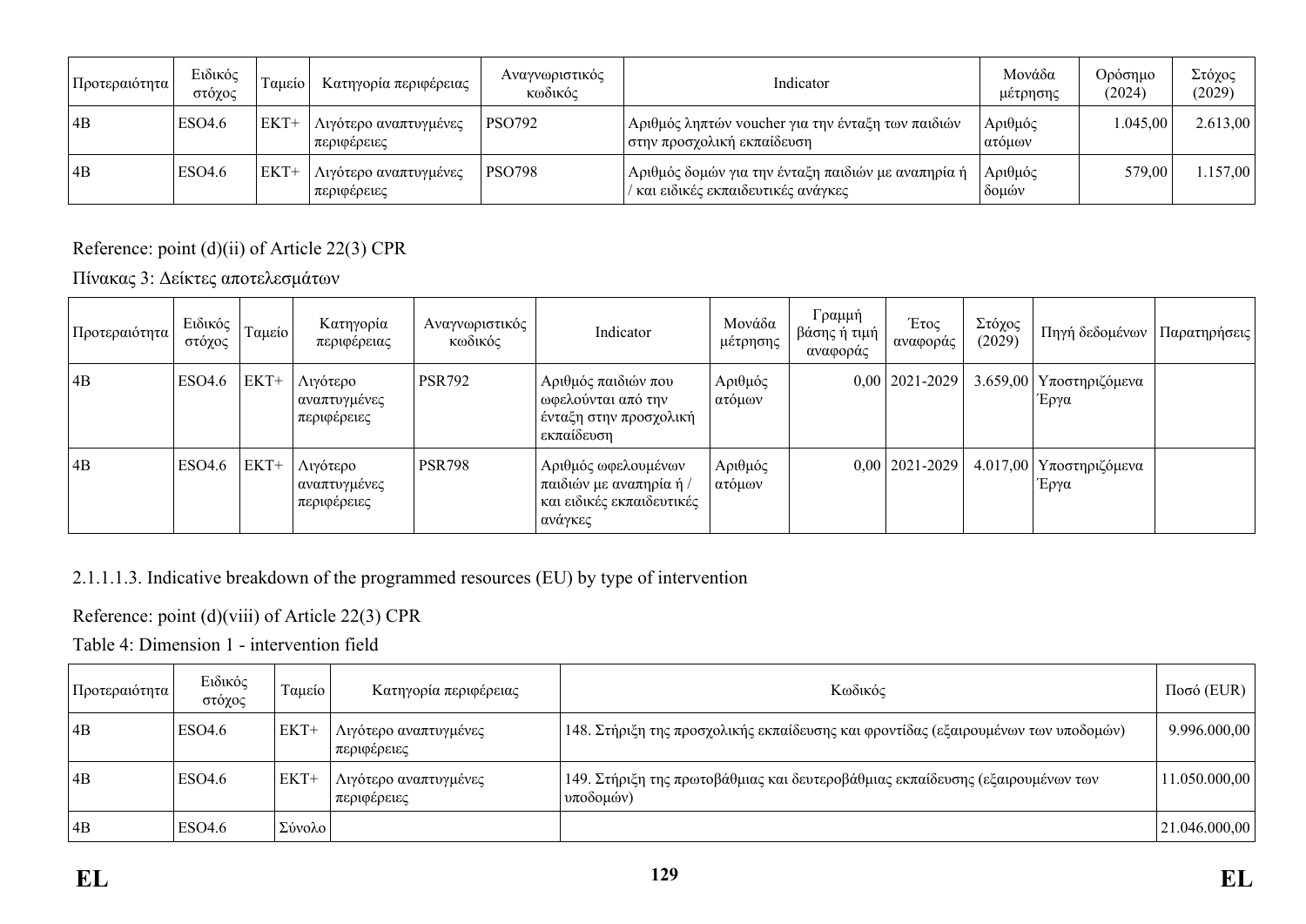| Προτεραιότητα | Ειδικός στόχος | Ταμείο | Κατηγορία περιφέρειας | Αναγνωριστικός κωδικός | Indicator | Μονάδα μέτρησης | Ορόσημο (2024) | Στόχος (2029) |
|---|---|---|---|---|---|---|---|---|
| 4B | ESO4.6 | ΕΚΤ+ | Λιγότερο αναπτυγμένες περιφέρειες | PSO792 | Αριθμός ληπτών voucher για την ένταξη των παιδιών στην προσχολική εκπαίδευση | Αριθμός ατόμων | 1.045,00 | 2.613,00 |
| 4B | ESO4.6 | ΕΚΤ+ | Λιγότερο αναπτυγμένες περιφέρειες | PSO798 | Αριθμός δομών για την ένταξη παιδιών με αναπηρία ή / και ειδικές εκπαιδευτικές ανάγκες | Αριθμός δομών | 579,00 | 1.157,00 |

Reference: point (d)(ii) of Article 22(3) CPR

Πίνακας 3: Δείκτες αποτελεσμάτων

| Προτεραιότητα | Ειδικός στόχος | Ταμείο | Κατηγορία περιφέρειας | Αναγνωριστικός κωδικός | Indicator | Μονάδα μέτρησης | Γραμμή βάσης ή τιμή αναφοράς | Έτος αναφοράς | Στόχος (2029) | Πηγή δεδομένων | Παρατηρήσεις |
|---|---|---|---|---|---|---|---|---|---|---|---|
| 4B | ESO4.6 | ΕΚΤ+ | Λιγότερο αναπτυγμένες περιφέρειες | PSR792 | Αριθμός παιδιών που ωφελούνται από την ένταξη στην προσχολική εκπαίδευση | Αριθμός ατόμων | 0,00 | 2021-2029 | 3.659,00 | Υποστηριζόμενα Έργα | |
| 4B | ESO4.6 | ΕΚΤ+ | Λιγότερο αναπτυγμένες περιφέρειες | PSR798 | Αριθμός ωφελουμένων παιδιών με αναπηρία ή / και ειδικές εκπαιδευτικές ανάγκες | Αριθμός ατόμων | 0,00 | 2021-2029 | 4.017,00 | Υποστηριζόμενα Έργα | |

2.1.1.1.3. Indicative breakdown of the programmed resources (EU) by type of intervention

Reference: point (d)(viii) of Article 22(3) CPR

Table 4: Dimension 1 - intervention field

| Προτεραιότητα | Ειδικός στόχος | Ταμείο | Κατηγορία περιφέρειας | Κωδικός | Ποσό (EUR) |
|---|---|---|---|---|---|
| 4B | ESO4.6 | ΕΚΤ+ | Λιγότερο αναπτυγμένες περιφέρειες | 148. Στήριξη της προσχολικής εκπαίδευσης και φροντίδας (εξαιρουμένων των υποδομών) | 9.996.000,00 |
| 4B | ESO4.6 | ΕΚΤ+ | Λιγότερο αναπτυγμένες περιφέρειες | 149. Στήριξη της πρωτοβάθμιας και δευτεροβάθμιας εκπαίδευσης (εξαιρουμένων των υποδομών) | 11.050.000,00 |
| 4B | ESO4.6 | Σύνολο | | | 21.046.000,00 |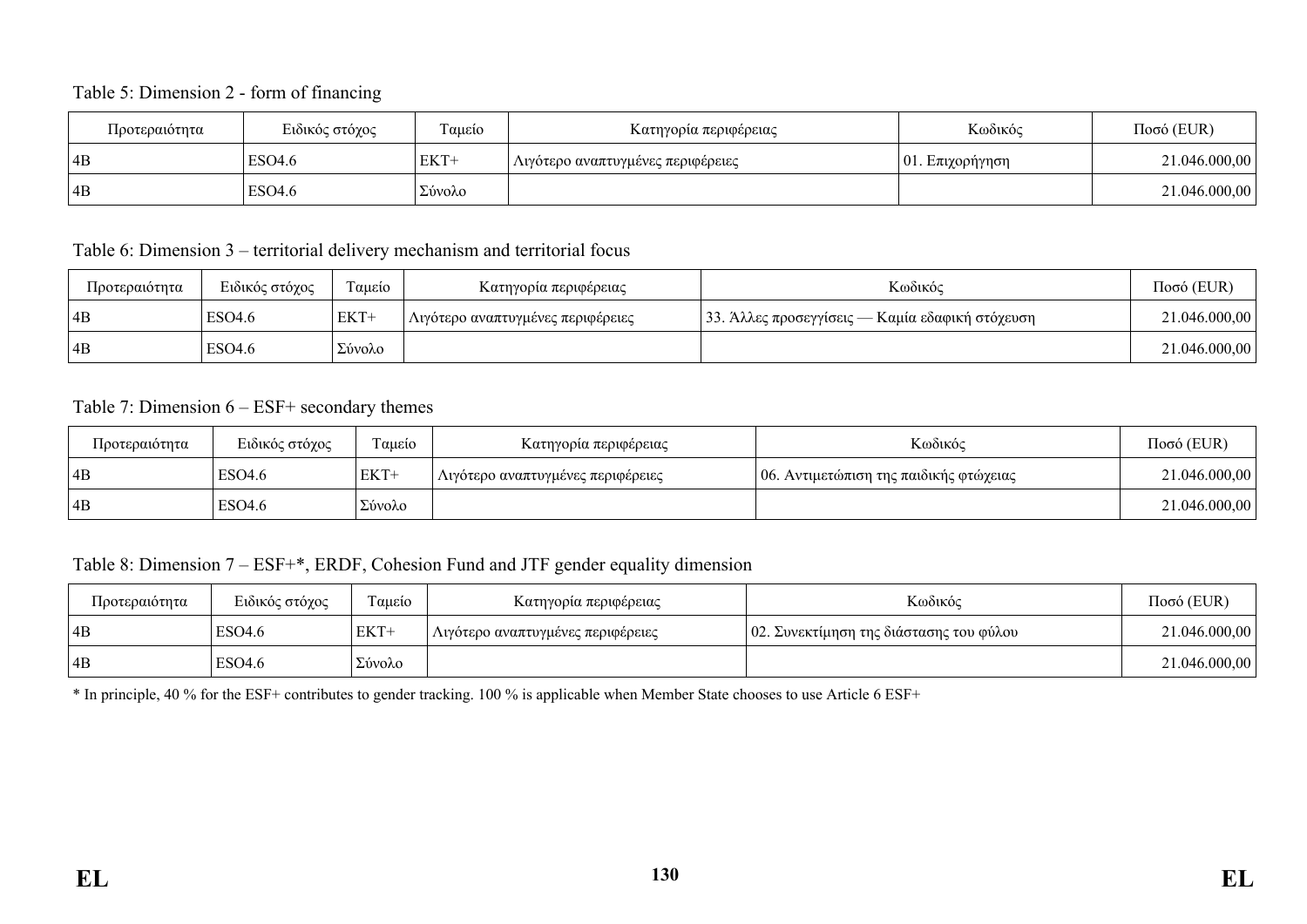Table 5: Dimension 2 - form of financing

| Προτεραιότητα | Ειδικός στόχος | Ταμείο | Κατηγορία περιφέρειας | Κωδικός | Ποσό (EUR) |
|---|---|---|---|---|---|
| 4B | ESO4.6 | ΕΚΤ+ | Λιγότερο αναπτυγμένες περιφέρειες | 01. Επιχορήγηση | 21.046.000,00 |
| 4B | ESO4.6 | Σύνολο | | | 21.046.000,00 |

Table 6: Dimension 3 – territorial delivery mechanism and territorial focus

| Προτεραιότητα | Ειδικός στόχος | Ταμείο | Κατηγορία περιφέρειας | Κωδικός | Ποσό (EUR) |
|---|---|---|---|---|---|
| 4B | ESO4.6 | ΕΚΤ+ | Λιγότερο αναπτυγμένες περιφέρειες | 33. Άλλες προσεγγίσεις — Καμία εδαφική στόχευση | 21.046.000,00 |
| 4B | ESO4.6 | Σύνολο | | | 21.046.000,00 |

Table 7: Dimension 6 – ESF+ secondary themes

| Προτεραιότητα | Ειδικός στόχος | Ταμείο | Κατηγορία περιφέρειας | Κωδικός | Ποσό (EUR) |
|---|---|---|---|---|---|
| 4B | ESO4.6 | ΕΚΤ+ | Λιγότερο αναπτυγμένες περιφέρειες | 06. Αντιμετώπιση της παιδικής φτώχειας | 21.046.000,00 |
| 4B | ESO4.6 | Σύνολο | | | 21.046.000,00 |

Table 8: Dimension 7 – ESF+*, ERDF, Cohesion Fund and JTF gender equality dimension

| Προτεραιότητα | Ειδικός στόχος | Ταμείο | Κατηγορία περιφέρειας | Κωδικός | Ποσό (EUR) |
|---|---|---|---|---|---|
| 4B | ESO4.6 | ΕΚΤ+ | Λιγότερο αναπτυγμένες περιφέρειες | 02. Συνεκτίμηση της διάστασης του φύλου | 21.046.000,00 |
| 4B | ESO4.6 | Σύνολο | | | 21.046.000,00 |

* In principle, 40 % for the ESF+ contributes to gender tracking. 100 % is applicable when Member State chooses to use Article 6 ESF+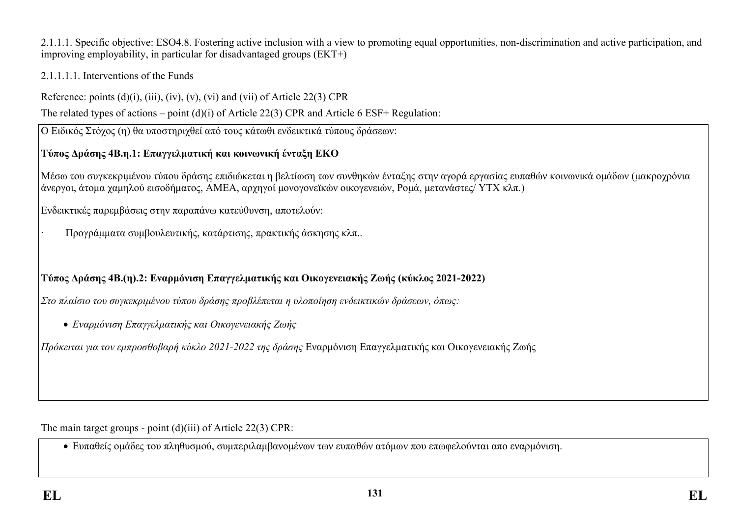2.1.1.1. Specific objective: ESO4.8. Fostering active inclusion with a view to promoting equal opportunities, non-discrimination and active participation, and improving employability, in particular for disadvantaged groups (EKT+)

2.1.1.1.1. Interventions of the Funds

Reference: points (d)(i), (iii), (iv), (v), (vi) and (vii) of Article 22(3) CPR

The related types of actions – point (d)(i) of Article 22(3) CPR and Article 6 ESF+ Regulation:

Ο Ειδικός Στόχος (η) θα υποστηριχθεί από τους κάτωθι ενδεικτικά τύπους δράσεων:

**Τύπος Δράσης 4Β.η.1: Επαγγελματική και κοινωνική ένταξη ΕΚΟ**

Μέσω του συγκεκριμένου τύπου δράσης επιδιώκεται η βελτίωση των συνθηκών ένταξης στην αγορά εργασίας ευπαθών κοινωνικά ομάδων (μακροχρόνια άνεργοι, άτομα χαμηλού εισοδήματος, ΑΜΕΑ, αρχηγοί μονογονεϊκών οικογενειών, Ρομά, μετανάστες/ ΥΤΧ κλπ.)

Ενδεικτικές παρεμβάσεις στην παραπάνω κατεύθυνση, αποτελούν:

· Προγράμματα συμβουλευτικής, κατάρτισης, πρακτικής άσκησης κλπ..

**Τύπος Δράσης 4Β.(η).2: Εναρμόνιση Επαγγελματικής και Οικογενειακής Ζωής (κύκλος 2021-2022)**

*Στο πλαίσιο του συγκεκριμένου τύπου δράσης προβλέπεται η υλοποίηση ενδεικτικών δράσεων, όπως:*

- *Εναρμόνιση Επαγγελματικής και Οικογενειακής Ζωής*

*Πρόκειται για τον εμπροσθοβαρή κύκλο 2021-2022 της δράσης* Εναρμόνιση Επαγγελματικής και Οικογενειακής Ζωής

The main target groups - point (d)(iii) of Article 22(3) CPR:

- Ευπαθείς ομάδες του πληθυσμού, συμπεριλαμβανομένων των ευπαθών ατόμων που επωφελούνται απο εναρμόνιση.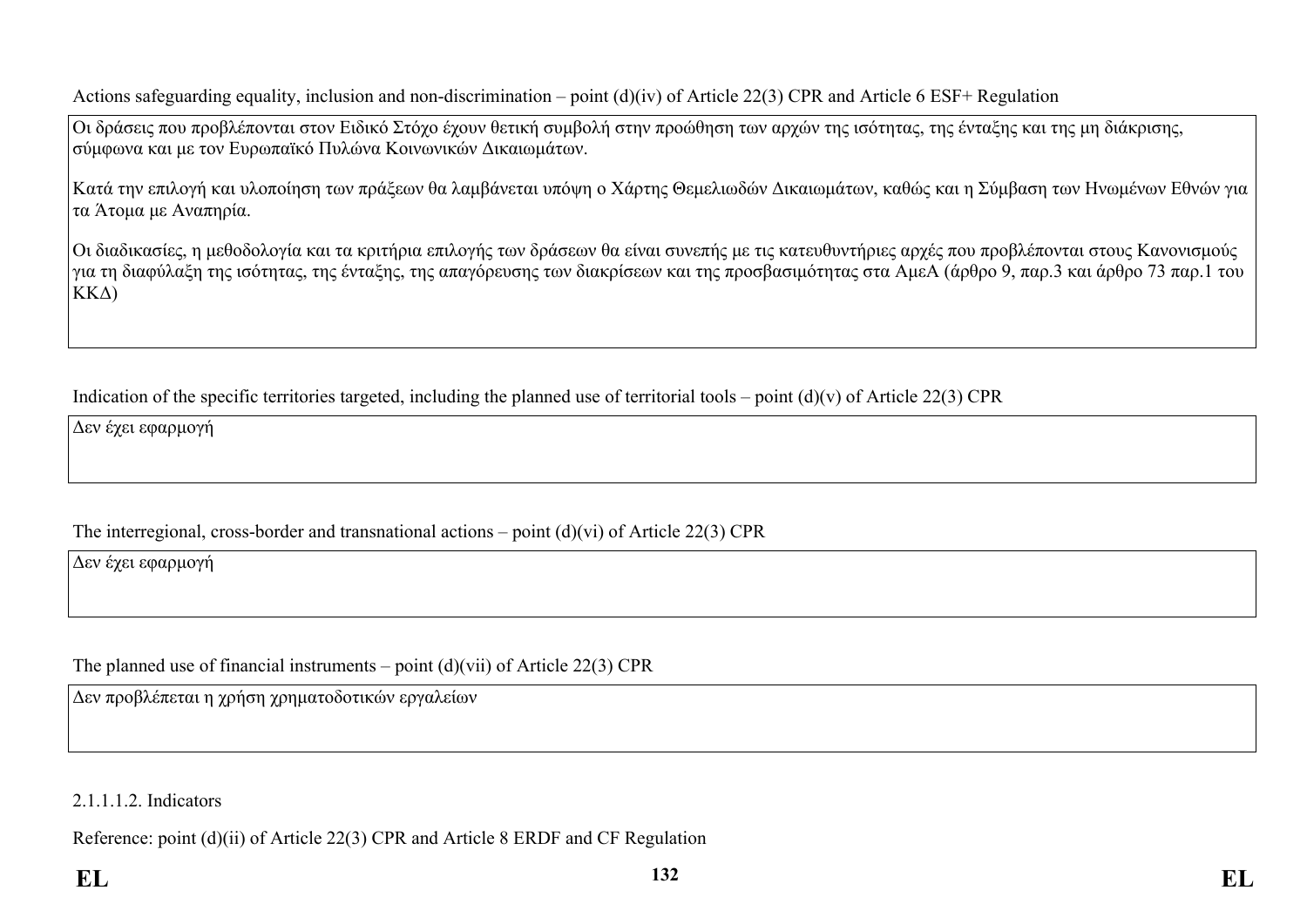Actions safeguarding equality, inclusion and non-discrimination – point (d)(iv) of Article 22(3) CPR and Article 6 ESF+ Regulation

| |
|---|
| Οι δράσεις που προβλέπονται στον Ειδικό Στόχο έχουν θετική συμβολή στην προώθηση των αρχών της ισότητας, της ένταξης και της μη διάκρισης, σύμφωνα και με τον Ευρωπαϊκό Πυλώνα Κοινωνικών Δικαιωμάτων.<br><br>Κατά την επιλογή και υλοποίηση των πράξεων θα λαμβάνεται υπόψη ο Χάρτης Θεμελιωδών Δικαιωμάτων, καθώς και η Σύμβαση των Ηνωμένων Εθνών για τα Άτομα με Αναπηρία.<br><br>Οι διαδικασίες, η μεθοδολογία και τα κριτήρια επιλογής των δράσεων θα είναι συνεπής με τις κατευθυντήριες αρχές που προβλέπονται στους Κανονισμούς για τη διαφύλαξη της ισότητας, της ένταξης, της απαγόρευσης των διακρίσεων και της προσβασιμότητας στα ΑμεΑ (άρθρο 9, παρ.3 και άρθρο 73 παρ.1 του ΚΚΔ) |

Indication of the specific territories targeted, including the planned use of territorial tools – point (d)(v) of Article 22(3) CPR

| |
|---|
| Δεν έχει εφαρμογή |

The interregional, cross-border and transnational actions – point (d)(vi) of Article 22(3) CPR

| |
|---|
| Δεν έχει εφαρμογή |

The planned use of financial instruments – point (d)(vii) of Article 22(3) CPR

| |
|---|
| Δεν προβλέπεται η χρήση χρηματοδοτικών εργαλείων |

2.1.1.1.2. Indicators

Reference: point (d)(ii) of Article 22(3) CPR and Article 8 ERDF and CF Regulation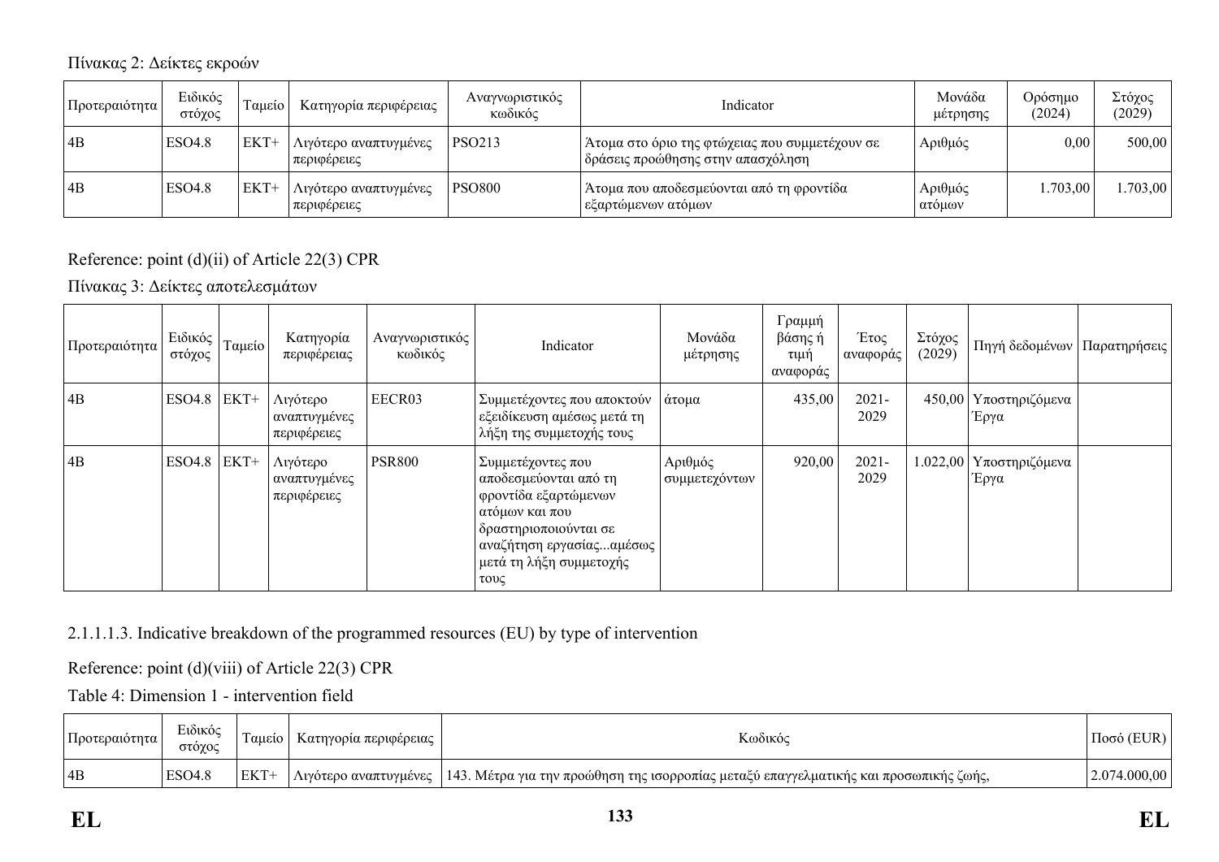Πίνακας 2: Δείκτες εκροών

| Προτεραιότητα | Ειδικός στόχος | Ταμείο | Κατηγορία περιφέρειας | Αναγνωριστικός κωδικός | Indicator | Μονάδα μέτρησης | Ορόσημο (2024) | Στόχος (2029) |
|---|---|---|---|---|---|---|---|---|
| 4B | ESO4.8 | ΕΚΤ+ | Λιγότερο αναπτυγμένες περιφέρειες | PSO213 | Άτομα στο όριο της φτώχειας που συμμετέχουν σε δράσεις προώθησης στην απασχόληση | Αριθμός | 0,00 | 500,00 |
| 4B | ESO4.8 | ΕΚΤ+ | Λιγότερο αναπτυγμένες περιφέρειες | PSO800 | Άτομα που αποδεσμεύονται από τη φροντίδα εξαρτώμενων ατόμων | Αριθμός ατόμων | 1.703,00 | 1.703,00 |

Reference: point (d)(ii) of Article 22(3) CPR

Πίνακας 3: Δείκτες αποτελεσμάτων

| Προτεραιότητα | Ειδικός στόχος | Ταμείο | Κατηγορία περιφέρειας | Αναγνωριστικός κωδικός | Indicator | Μονάδα μέτρησης | Γραμμή βάσης ή τιμή αναφοράς | Έτος αναφοράς | Στόχος (2029) | Πηγή δεδομένων | Παρατηρήσεις |
|---|---|---|---|---|---|---|---|---|---|---|---|
| 4B | ESO4.8 | ΕΚΤ+ | Λιγότερο αναπτυγμένες περιφέρειες | EECR03 | Συμμετέχοντες που αποκτούν εξειδίκευση αμέσως μετά τη λήξη της συμμετοχής τους | άτομα | 435,00 | 2021-2029 | 450,00 | Υποστηριζόμενα Έργα | |
| 4B | ESO4.8 | ΕΚΤ+ | Λιγότερο αναπτυγμένες περιφέρειες | PSR800 | Συμμετέχοντες που αποδεσμεύονται από τη φροντίδα εξαρτώμενων ατόμων και που δραστηριοποιούνται σε αναζήτηση εργασίας...αμέσως μετά τη λήξη συμμετοχής τους | Αριθμός συμμετεχόντων | 920,00 | 2021-2029 | 1.022,00 | Υποστηριζόμενα Έργα | |

2.1.1.1.3. Indicative breakdown of the programmed resources (EU) by type of intervention

Reference: point (d)(viii) of Article 22(3) CPR

Table 4: Dimension 1 - intervention field

| Προτεραιότητα | Ειδικός στόχος | Ταμείο | Κατηγορία περιφέρειας | Κωδικός | Ποσό (EUR) |
|---|---|---|---|---|---|
| 4B | ESO4.8 | ΕΚΤ+ | Λιγότερο αναπτυγμένες | 143. Μέτρα για την προώθηση της ισορροπίας μεταξύ επαγγελματικής και προσωπικής ζωής, | 2.074.000,00 |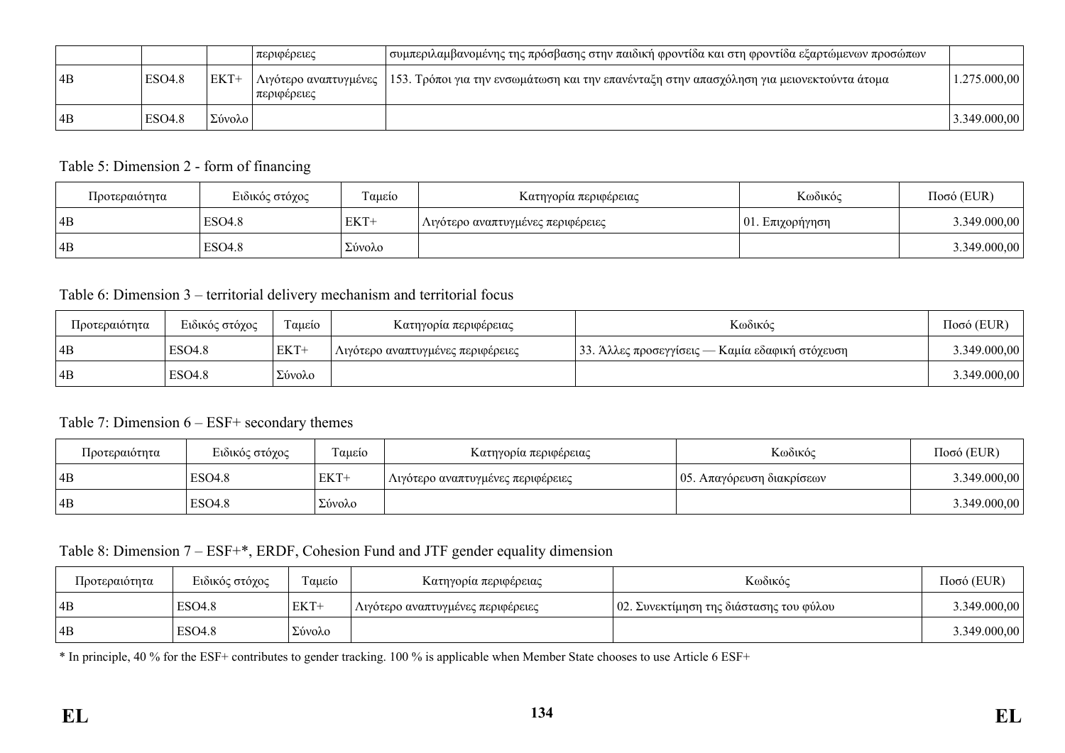|  |  |  | περιφέρειες | συμπεριλαμβανομένης της πρόσβασης στην παιδική φροντίδα και στη φροντίδα εξαρτώμενων προσώπων |  |
| --- | --- | --- | --- | --- | --- |
| 4B | ESO4.8 | ΕΚΤ+ | Λιγότερο αναπτυγμένες περιφέρειες | 153. Τρόποι για την ενσωμάτωση και την επανένταξη στην απασχόληση για μειονεκτούντα άτομα | 1.275.000,00 |
| 4B | ESO4.8 | Σύνολο |  |  | 3.349.000,00 |

Table 5: Dimension 2 - form of financing

| Προτεραιότητα | Ειδικός στόχος | Ταμείο | Κατηγορία περιφέρειας | Κωδικός | Ποσό (EUR) |
| --- | --- | --- | --- | --- | --- |
| 4B | ESO4.8 | ΕΚΤ+ | Λιγότερο αναπτυγμένες περιφέρειες | 01. Επιχορήγηση | 3.349.000,00 |
| 4B | ESO4.8 | Σύνολο |  |  | 3.349.000,00 |

Table 6: Dimension 3 – territorial delivery mechanism and territorial focus

| Προτεραιότητα | Ειδικός στόχος | Ταμείο | Κατηγορία περιφέρειας | Κωδικός | Ποσό (EUR) |
| --- | --- | --- | --- | --- | --- |
| 4B | ESO4.8 | ΕΚΤ+ | Λιγότερο αναπτυγμένες περιφέρειες | 33. Άλλες προσεγγίσεις — Καμία εδαφική στόχευση | 3.349.000,00 |
| 4B | ESO4.8 | Σύνολο |  |  | 3.349.000,00 |

Table 7: Dimension 6 – ESF+ secondary themes

| Προτεραιότητα | Ειδικός στόχος | Ταμείο | Κατηγορία περιφέρειας | Κωδικός | Ποσό (EUR) |
| --- | --- | --- | --- | --- | --- |
| 4B | ESO4.8 | ΕΚΤ+ | Λιγότερο αναπτυγμένες περιφέρειες | 05. Απαγόρευση διακρίσεων | 3.349.000,00 |
| 4B | ESO4.8 | Σύνολο |  |  | 3.349.000,00 |

Table 8: Dimension 7 – ESF+*, ERDF, Cohesion Fund and JTF gender equality dimension

| Προτεραιότητα | Ειδικός στόχος | Ταμείο | Κατηγορία περιφέρειας | Κωδικός | Ποσό (EUR) |
| --- | --- | --- | --- | --- | --- |
| 4B | ESO4.8 | ΕΚΤ+ | Λιγότερο αναπτυγμένες περιφέρειες | 02. Συνεκτίμηση της διάστασης του φύλου | 3.349.000,00 |
| 4B | ESO4.8 | Σύνολο |  |  | 3.349.000,00 |

* In principle, 40 % for the ESF+ contributes to gender tracking. 100 % is applicable when Member State chooses to use Article 6 ESF+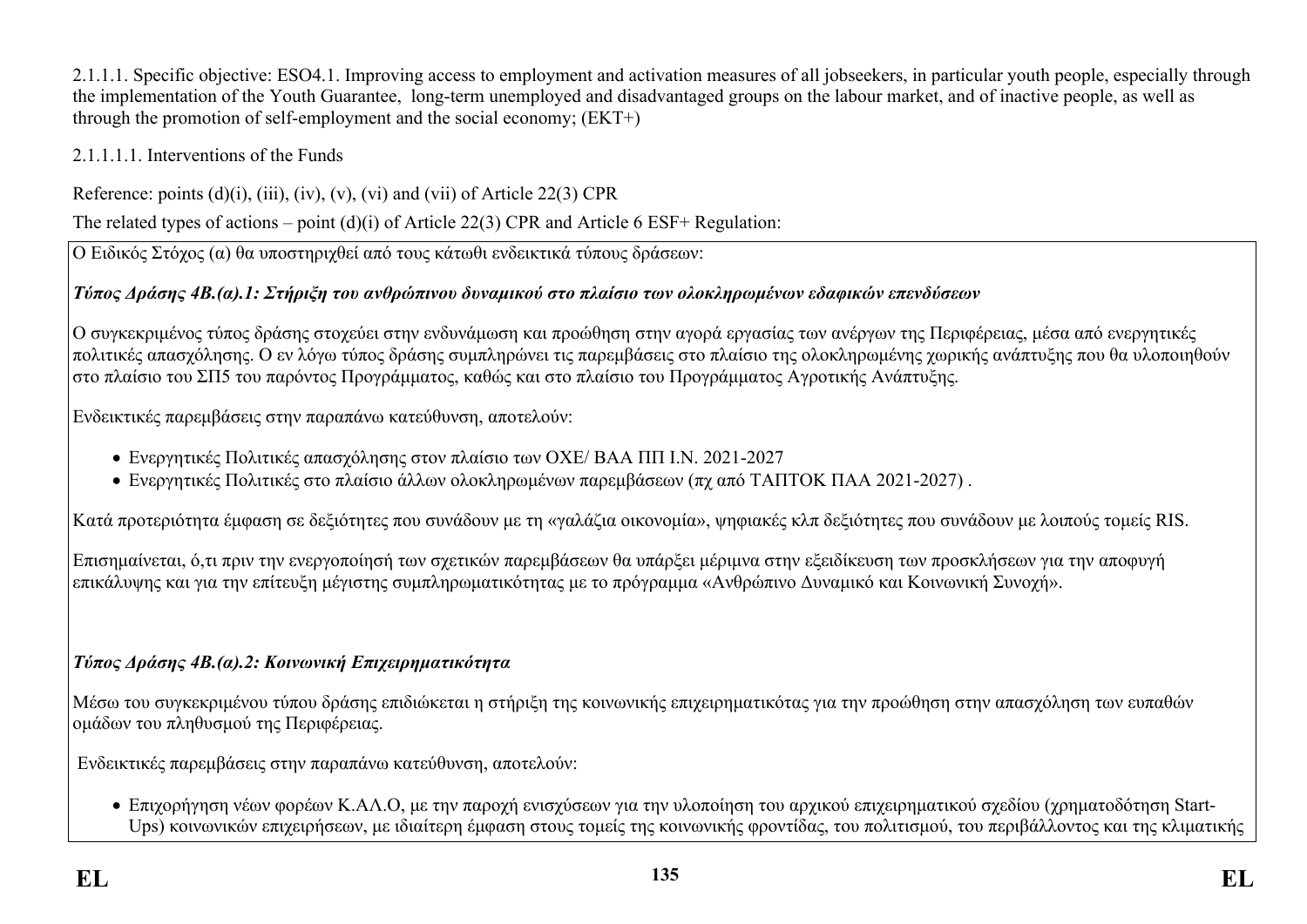2.1.1.1. Specific objective: ESO4.1. Improving access to employment and activation measures of all jobseekers, in particular youth people, especially through the implementation of the Youth Guarantee, long-term unemployed and disadvantaged groups on the labour market, and of inactive people, as well as through the promotion of self-employment and the social economy; (EKT+)

2.1.1.1.1. Interventions of the Funds

Reference: points (d)(i), (iii), (iv), (v), (vi) and (vii) of Article 22(3) CPR

The related types of actions – point (d)(i) of Article 22(3) CPR and Article 6 ESF+ Regulation:

Ο Ειδικός Στόχος (α) θα υποστηριχθεί από τους κάτωθι ενδεικτικά τύπους δράσεων:

***Τύπος Δράσης 4Β.(α).1: Στήριξη του ανθρώπινου δυναμικού στο πλαίσιο των ολοκληρωμένων εδαφικών επενδύσεων***

Ο συγκεκριμένος τύπος δράσης στοχεύει στην ενδυνάμωση και προώθηση στην αγορά εργασίας των ανέργων της Περιφέρειας, μέσα από ενεργητικές πολιτικές απασχόλησης. Ο εν λόγω τύπος δράσης συμπληρώνει τις παρεμβάσεις στο πλαίσιο της ολοκληρωμένης χωρικής ανάπτυξης που θα υλοποιηθούν στο πλαίσιο του ΣΠ5 του παρόντος Προγράμματος, καθώς και στο πλαίσιο του Προγράμματος Αγροτικής Ανάπτυξης.

Ενδεικτικές παρεμβάσεις στην παραπάνω κατεύθυνση, αποτελούν:

- Ενεργητικές Πολιτικές απασχόλησης στον πλαίσιο των ΟΧΕ/ ΒΑΑ ΠΠ Ι.Ν. 2021-2027
- Ενεργητικές Πολιτικές στο πλαίσιο άλλων ολοκληρωμένων παρεμβάσεων (πχ από ΤΑΠΤΟΚ ΠΑΑ 2021-2027) .

Κατά προτεριότητα έμφαση σε δεξιότητες που συνάδουν με τη «γαλάζια οικονομία», ψηφιακές κλπ δεξιότητες που συνάδουν με λοιπούς τομείς RIS.

Επισημαίνεται, ό,τι πριν την ενεργοποίηση των σχετικών παρεμβάσεων θα υπάρξει μέριμνα στην εξειδίκευση των προσκλήσεων για την αποφυγή επικάλυψης και για την επίτευξη μέγιστης συμπληρωματικότητας με το πρόγραμμα «Ανθρώπινο Δυναμικό και Κοινωνική Συνοχή».

***Τύπος Δράσης 4Β.(α).2: Κοινωνική Επιχειρηματικότητα***

Μέσω του συγκεκριμένου τύπου δράσης επιδιώκεται η στήριξη της κοινωνικής επιχειρηματικότας για την προώθηση στην απασχόληση των ευπαθών ομάδων του πληθυσμού της Περιφέρειας.

Ενδεικτικές παρεμβάσεις στην παραπάνω κατεύθυνση, αποτελούν:

- Επιχορήγηση νέων φορέων Κ.ΑΛ.Ο, με την παροχή ενισχύσεων για την υλοποίηση του αρχικού επιχειρηματικού σχεδίου (χρηματοδότηση Start-Ups) κοινωνικών επιχειρήσεων, με ιδιαίτερη έμφαση στους τομείς της κοινωνικής φροντίδας, του πολιτισμού, του περιβάλλοντος και της κλιματικής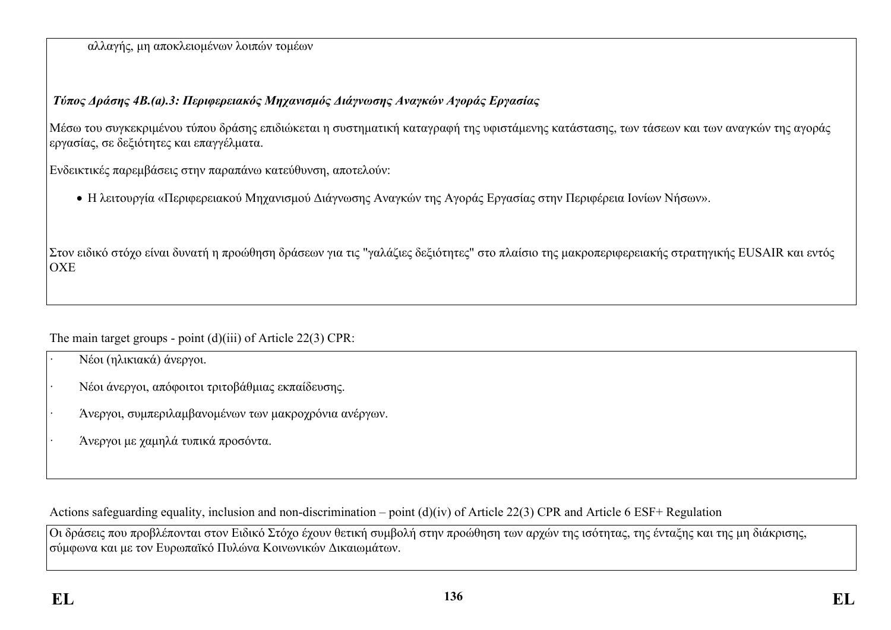αλλαγής, μη αποκλειομένων λοιπών τομέων

***Τύπος Δράσης 4Β.(α).3: Περιφερειακός Μηχανισμός Διάγνωσης Αναγκών Αγοράς Εργασίας***

Μέσω του συγκεκριμένου τύπου δράσης επιδιώκεται η συστηματική καταγραφή της υφιστάμενης κατάστασης, των τάσεων και των αναγκών της αγοράς εργασίας, σε δεξιότητες και επαγγέλματα.

Ενδεικτικές παρεμβάσεις στην παραπάνω κατεύθυνση, αποτελούν:

- Η λειτουργία «Περιφερειακού Μηχανισμού Διάγνωσης Αναγκών της Αγοράς Εργασίας στην Περιφέρεια Ιονίων Νήσων».

Στον ειδικό στόχο είναι δυνατή η προώθηση δράσεων για τις "γαλάζιες δεξιότητες" στο πλαίσιο της μακροπεριφερειακής στρατηγικής EUSAIR και εντός ΟΧΕ

The main target groups - point (d)(iii) of Article 22(3) CPR:

- Νέοι (ηλικιακά) άνεργοι.
- Νέοι άνεργοι, απόφοιτοι τριτοβάθμιας εκπαίδευσης.
- Άνεργοι, συμπεριλαμβανομένων των μακροχρόνια ανέργων.
- Άνεργοι με χαμηλά τυπικά προσόντα.

Actions safeguarding equality, inclusion and non-discrimination – point (d)(iv) of Article 22(3) CPR and Article 6 ESF+ Regulation

Οι δράσεις που προβλέπονται στον Ειδικό Στόχο έχουν θετική συμβολή στην προώθηση των αρχών της ισότητας, της ένταξης και της μη διάκρισης, σύμφωνα και με τον Ευρωπαϊκό Πυλώνα Κοινωνικών Δικαιωμάτων.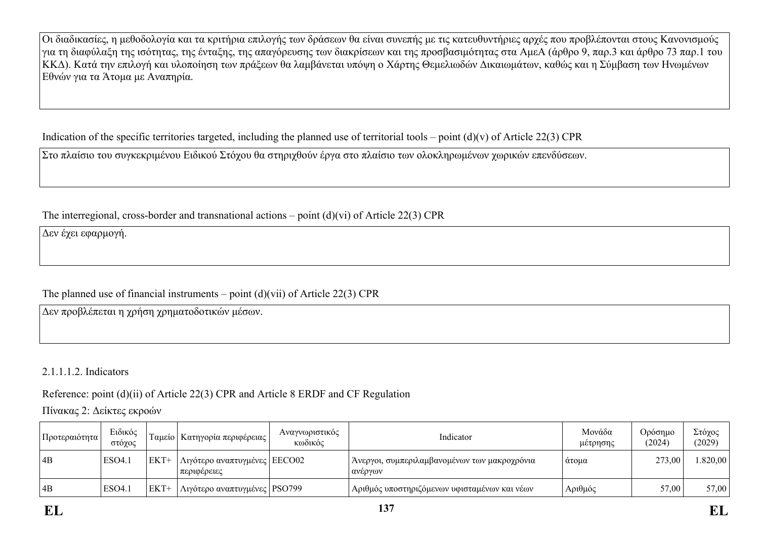Οι διαδικασίες, η μεθοδολογία και τα κριτήρια επιλογής των δράσεων θα είναι συνεπής με τις κατευθυντήριες αρχές που προβλέπονται στους Κανονισμούς για τη διαφύλαξη της ισότητας, της ένταξης, της απαγόρευσης των διακρίσεων και της προσβασιμότητας στα ΑμεΑ (άρθρο 9, παρ.3 και άρθρο 73 παρ.1 του ΚΚΔ). Κατά την επιλογή και υλοποίηση των πράξεων θα λαμβάνεται υπόψη ο Χάρτης Θεμελιωδών Δικαιωμάτων, καθώς και η Σύμβαση των Ηνωμένων Εθνών για τα Άτομα με Αναπηρία.

Indication of the specific territories targeted, including the planned use of territorial tools – point (d)(v) of Article 22(3) CPR

Στο πλαίσιο του συγκεκριμένου Ειδικού Στόχου θα στηριχθούν έργα στο πλαίσιο των ολοκληρωμένων χωρικών επενδύσεων.

The interregional, cross-border and transnational actions – point (d)(vi) of Article 22(3) CPR

Δεν έχει εφαρμογή.

The planned use of financial instruments – point (d)(vii) of Article 22(3) CPR

Δεν προβλέπεται η χρήση χρηματοδοτικών μέσων.

2.1.1.1.2. Indicators

Reference: point (d)(ii) of Article 22(3) CPR and Article 8 ERDF and CF Regulation

Πίνακας 2: Δείκτες εκροών

| Προτεραιότητα | Ειδικός στόχος | Ταμείο | Κατηγορία περιφέρειας | Αναγνωριστικός κωδικός | Indicator | Μονάδα μέτρησης | Ορόσημο (2024) | Στόχος (2029) |
|---|---|---|---|---|---|---|---|---|
| 4B | ESO4.1 | ΕΚΤ+ | Λιγότερο αναπτυγμένες περιφέρειες | EECO02 | Άνεργοι, συμπεριλαμβανομένων των μακροχρόνια ανέργων | άτομα | 273,00 | 1.820,00 |
| 4B | ESO4.1 | ΕΚΤ+ | Λιγότερο αναπτυγμένες | PSO799 | Αριθμός υποστηριζόμενων υφισταμένων και νέων | Αριθμός | 57,00 | 57,00 |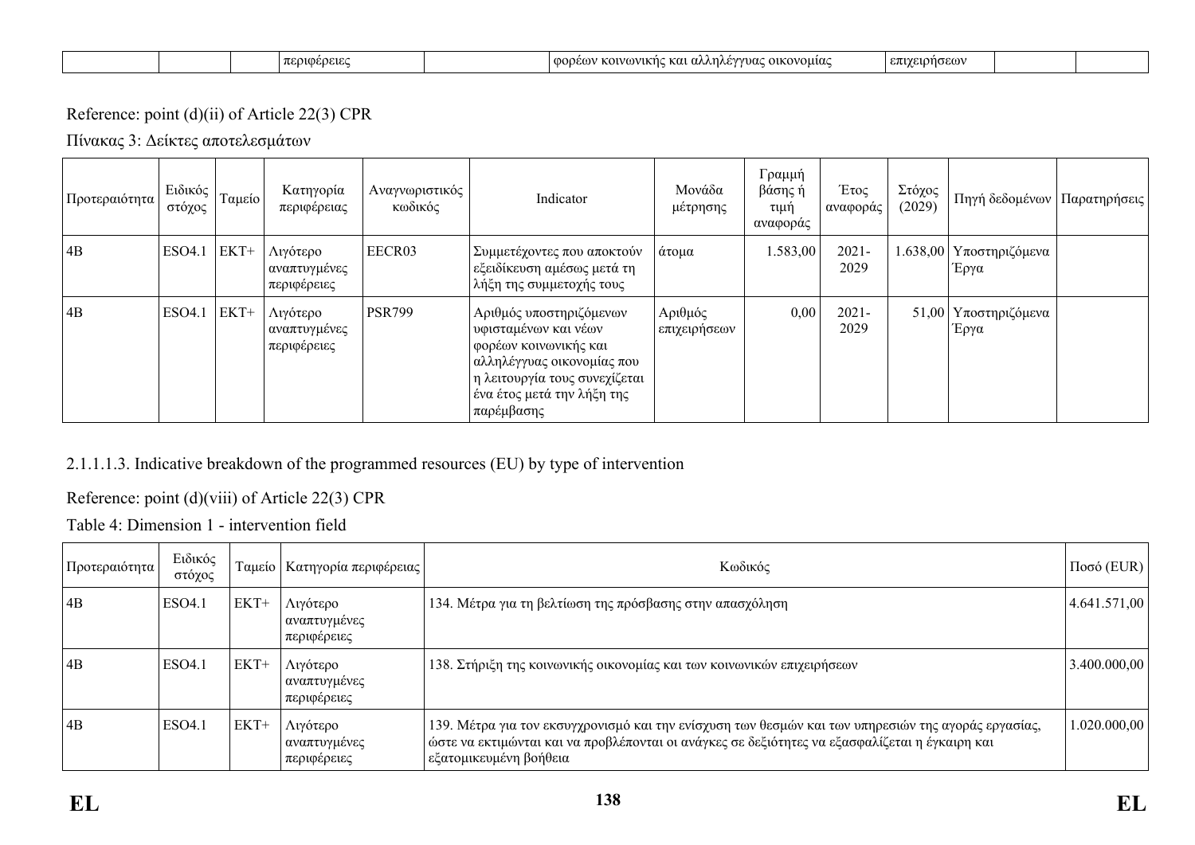| | | | περιφέρειες | | φορέων κοινωνικής και αλληλέγγυας οικονομίας | επιχειρήσεων | | |
|---|---|---|---|---|---|---|---|---|

Reference: point (d)(ii) of Article 22(3) CPR

Πίνακας 3: Δείκτες αποτελεσμάτων

| Προτεραιότητα | Ειδικός στόχος | Ταμείο | Κατηγορία περιφέρειας | Αναγνωριστικός κωδικός | Indicator | Μονάδα μέτρησης | Γραμμή βάσης ή τιμή αναφοράς | Έτος αναφοράς | Στόχος (2029) | Πηγή δεδομένων | Παρατηρήσεις |
|---|---|---|---|---|---|---|---|---|---|---|---|
| 4B | ESO4.1 | ΕΚΤ+ | Λιγότερο αναπτυγμένες περιφέρειες | EECR03 | Συμμετέχοντες που αποκτούν εξειδίκευση αμέσως μετά τη λήξη της συμμετοχής τους | άτομα | 1.583,00 | 2021-2029 | 1.638,00 | Υποστηριζόμενα Έργα | |
| 4B | ESO4.1 | ΕΚΤ+ | Λιγότερο αναπτυγμένες περιφέρειες | PSR799 | Αριθμός υποστηριζόμενων υφισταμένων και νέων φορέων κοινωνικής και αλληλέγγυας οικονομίας που η λειτουργία τους συνεχίζεται ένα έτος μετά την λήξη της παρέμβασης | Αριθμός επιχειρήσεων | 0,00 | 2021-2029 | 51,00 | Υποστηριζόμενα Έργα | |

2.1.1.1.3. Indicative breakdown of the programmed resources (EU) by type of intervention

Reference: point (d)(viii) of Article 22(3) CPR

Table 4: Dimension 1 - intervention field

| Προτεραιότητα | Ειδικός στόχος | Ταμείο | Κατηγορία περιφέρειας | Κωδικός | Ποσό (EUR) |
|---|---|---|---|---|---|
| 4B | ESO4.1 | ΕΚΤ+ | Λιγότερο αναπτυγμένες περιφέρειες | 134. Μέτρα για τη βελτίωση της πρόσβασης στην απασχόληση | 4.641.571,00 |
| 4B | ESO4.1 | ΕΚΤ+ | Λιγότερο αναπτυγμένες περιφέρειες | 138. Στήριξη της κοινωνικής οικονομίας και των κοινωνικών επιχειρήσεων | 3.400.000,00 |
| 4B | ESO4.1 | ΕΚΤ+ | Λιγότερο αναπτυγμένες περιφέρειες | 139. Μέτρα για τον εκσυγχρονισμό και την ενίσχυση των θεσμών και των υπηρεσιών της αγοράς εργασίας, ώστε να εκτιμώνται και να προβλέπονται οι ανάγκες σε δεξιότητες να εξασφαλίζεται η έγκαιρη και εξατομικευμένη βοήθεια | 1.020.000,00 |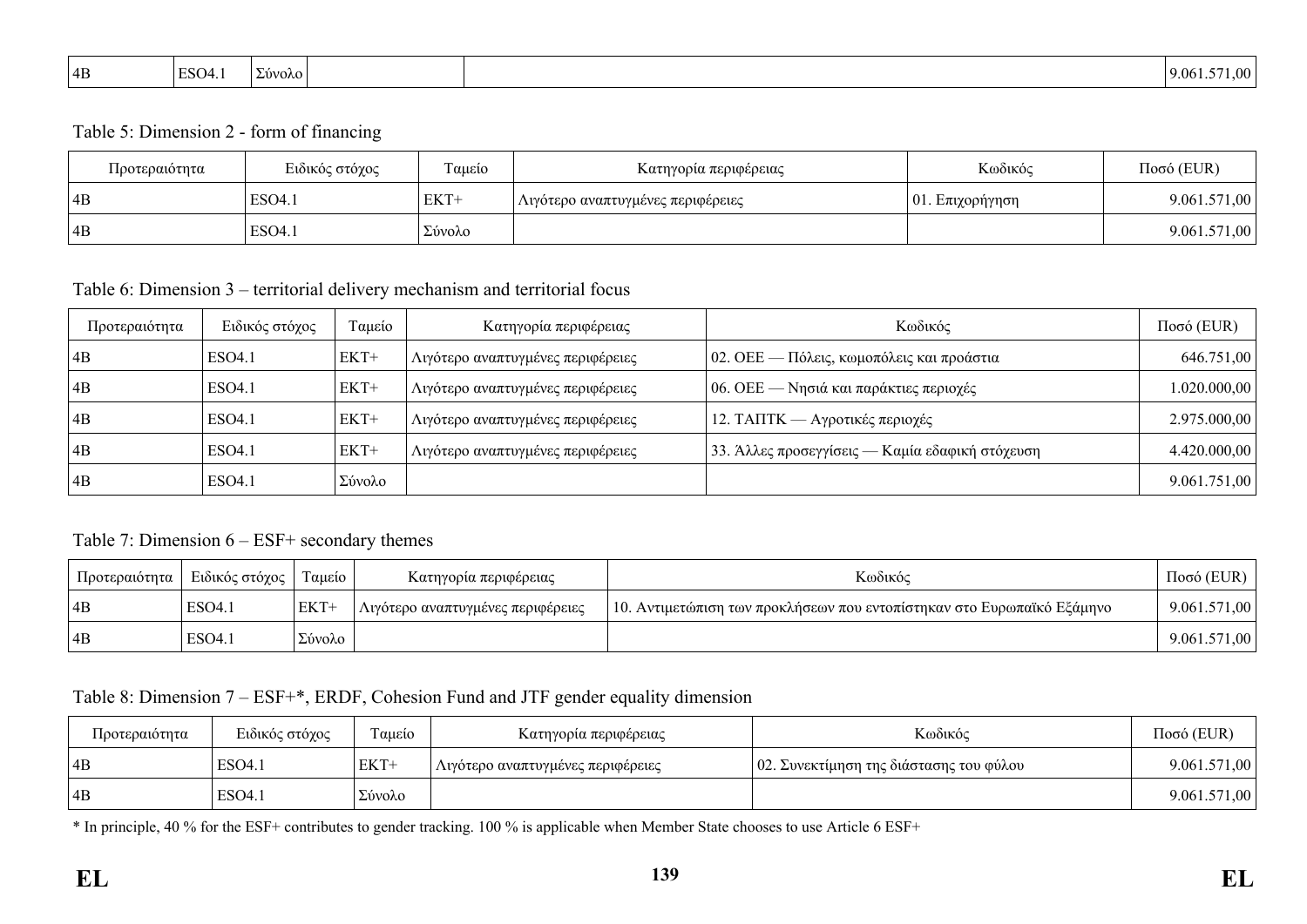| 4B | ESO4.1 | Σύνολο | | | 9.061.571,00 |
|---|---|---|---|---|---|

Table 5: Dimension 2 - form of financing

| Προτεραιότητα | Ειδικός στόχος | Ταμείο | Κατηγορία περιφέρειας | Κωδικός | Ποσό (EUR) |
|---|---|---|---|---|---|
| 4B | ESO4.1 | ΕΚΤ+ | Λιγότερο αναπτυγμένες περιφέρειες | 01. Επιχορήγηση | 9.061.571,00 |
| 4B | ESO4.1 | Σύνολο | | | 9.061.571,00 |

Table 6: Dimension 3 – territorial delivery mechanism and territorial focus

| Προτεραιότητα | Ειδικός στόχος | Ταμείο | Κατηγορία περιφέρειας | Κωδικός | Ποσό (EUR) |
|---|---|---|---|---|---|
| 4B | ESO4.1 | ΕΚΤ+ | Λιγότερο αναπτυγμένες περιφέρειες | 02. ΟΕΕ — Πόλεις, κωμοπόλεις και προάστια | 646.751,00 |
| 4B | ESO4.1 | ΕΚΤ+ | Λιγότερο αναπτυγμένες περιφέρειες | 06. ΟΕΕ — Νησιά και παράκτιες περιοχές | 1.020.000,00 |
| 4B | ESO4.1 | ΕΚΤ+ | Λιγότερο αναπτυγμένες περιφέρειες | 12. ΤΑΠΤΚ — Αγροτικές περιοχές | 2.975.000,00 |
| 4B | ESO4.1 | ΕΚΤ+ | Λιγότερο αναπτυγμένες περιφέρειες | 33. Άλλες προσεγγίσεις — Καμία εδαφική στόχευση | 4.420.000,00 |
| 4B | ESO4.1 | Σύνολο | | | 9.061.751,00 |

Table 7: Dimension 6 – ESF+ secondary themes

| Προτεραιότητα | Ειδικός στόχος | Ταμείο | Κατηγορία περιφέρειας | Κωδικός | Ποσό (EUR) |
|---|---|---|---|---|---|
| 4B | ESO4.1 | ΕΚΤ+ | Λιγότερο αναπτυγμένες περιφέρειες | 10. Αντιμετώπιση των προκλήσεων που εντοπίστηκαν στο Ευρωπαϊκό Εξάμηνο | 9.061.571,00 |
| 4B | ESO4.1 | Σύνολο | | | 9.061.571,00 |

Table 8: Dimension 7 – ESF+*, ERDF, Cohesion Fund and JTF gender equality dimension

| Προτεραιότητα | Ειδικός στόχος | Ταμείο | Κατηγορία περιφέρειας | Κωδικός | Ποσό (EUR) |
|---|---|---|---|---|---|
| 4B | ESO4.1 | ΕΚΤ+ | Λιγότερο αναπτυγμένες περιφέρειες | 02. Συνεκτίμηση της διάστασης του φύλου | 9.061.571,00 |
| 4B | ESO4.1 | Σύνολο | | | 9.061.571,00 |

* In principle, 40 % for the ESF+ contributes to gender tracking. 100 % is applicable when Member State chooses to use Article 6 ESF+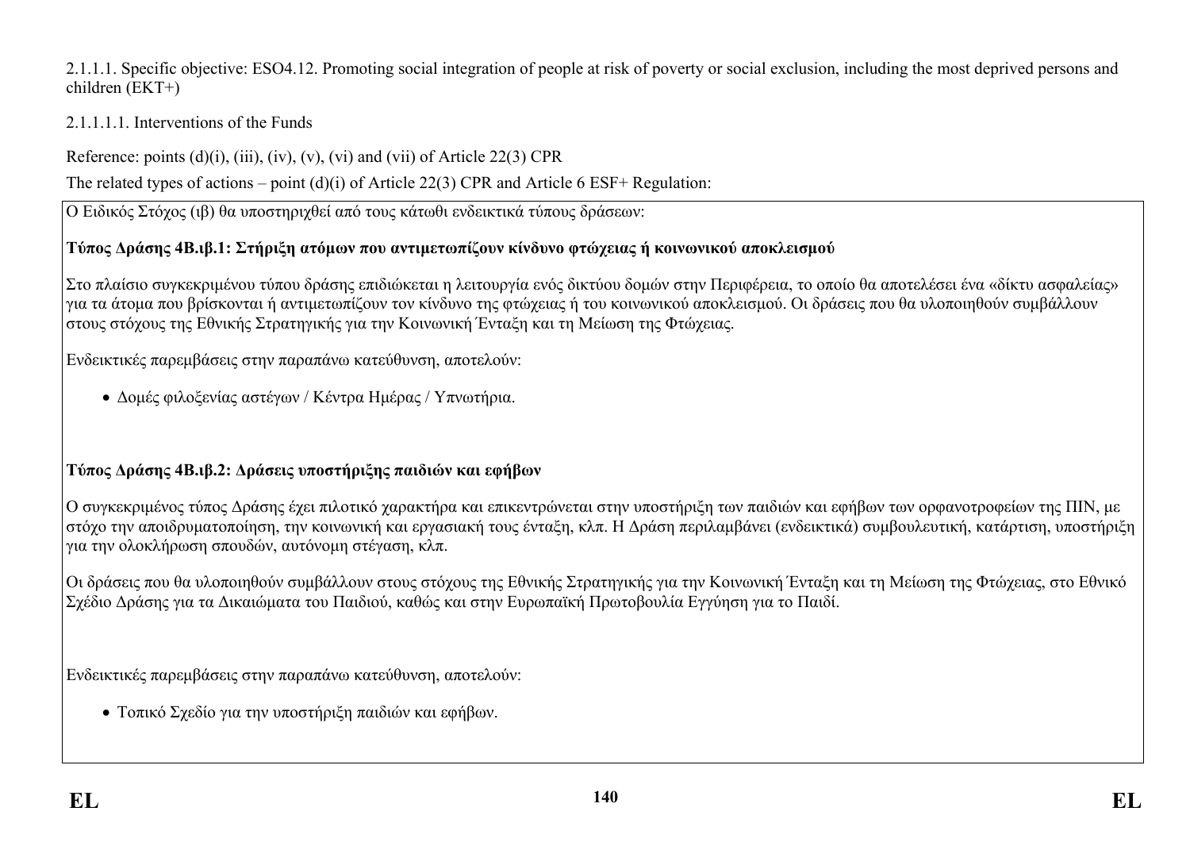2.1.1.1. Specific objective: ESO4.12. Promoting social integration of people at risk of poverty or social exclusion, including the most deprived persons and children (EKT+)

2.1.1.1.1. Interventions of the Funds

Reference: points (d)(i), (iii), (iv), (v), (vi) and (vii) of Article 22(3) CPR

The related types of actions – point (d)(i) of Article 22(3) CPR and Article 6 ESF+ Regulation:

Ο Ειδικός Στόχος (ιβ) θα υποστηριχθεί από τους κάτωθι ενδεικτικά τύπους δράσεων:

**Τύπος Δράσης 4Β.ιβ.1: Στήριξη ατόμων που αντιμετωπίζουν κίνδυνο φτώχειας ή κοινωνικού αποκλεισμού**

Στο πλαίσιο συγκεκριμένου τύπου δράσης επιδιώκεται η λειτουργία ενός δικτύου δομών στην Περιφέρεια, το οποίο θα αποτελέσει ένα «δίκτυ ασφαλείας» για τα άτομα που βρίσκονται ή αντιμετωπίζουν τον κίνδυνο της φτώχειας ή του κοινωνικού αποκλεισμού. Οι δράσεις που θα υλοποιηθούν συμβάλλουν στους στόχους της Εθνικής Στρατηγικής για την Κοινωνική Ένταξη και τη Μείωση της Φτώχειας.

Ενδεικτικές παρεμβάσεις στην παραπάνω κατεύθυνση, αποτελούν:

- Δομές φιλοξενίας αστέγων / Κέντρα Ημέρας / Υπνωτήρια.

**Τύπος Δράσης 4Β.ιβ.2: Δράσεις υποστήριξης παιδιών και εφήβων**

Ο συγκεκριμένος τύπος Δράσης έχει πιλοτικό χαρακτήρα και επικεντρώνεται στην υποστήριξη των παιδιών και εφήβων των ορφανοτροφείων της ΠΙΝ, με στόχο την αποιδρυματοποίηση, την κοινωνική και εργασιακή τους ένταξη, κλπ. Η Δράση περιλαμβάνει (ενδεικτικά) συμβουλευτική, κατάρτιση, υποστήριξη για την ολοκλήρωση σπουδών, αυτόνομη στέγαση, κλπ.

Οι δράσεις που θα υλοποιηθούν συμβάλλουν στους στόχους της Εθνικής Στρατηγικής για την Κοινωνική Ένταξη και τη Μείωση της Φτώχειας, στο Εθνικό Σχέδιο Δράσης για τα Δικαιώματα του Παιδιού, καθώς και στην Ευρωπαϊκή Πρωτοβουλία Εγγύηση για το Παιδί.

Ενδεικτικές παρεμβάσεις στην παραπάνω κατεύθυνση, αποτελούν:

- Τοπικό Σχεδίο για την υποστήριξη παιδιών και εφήβων.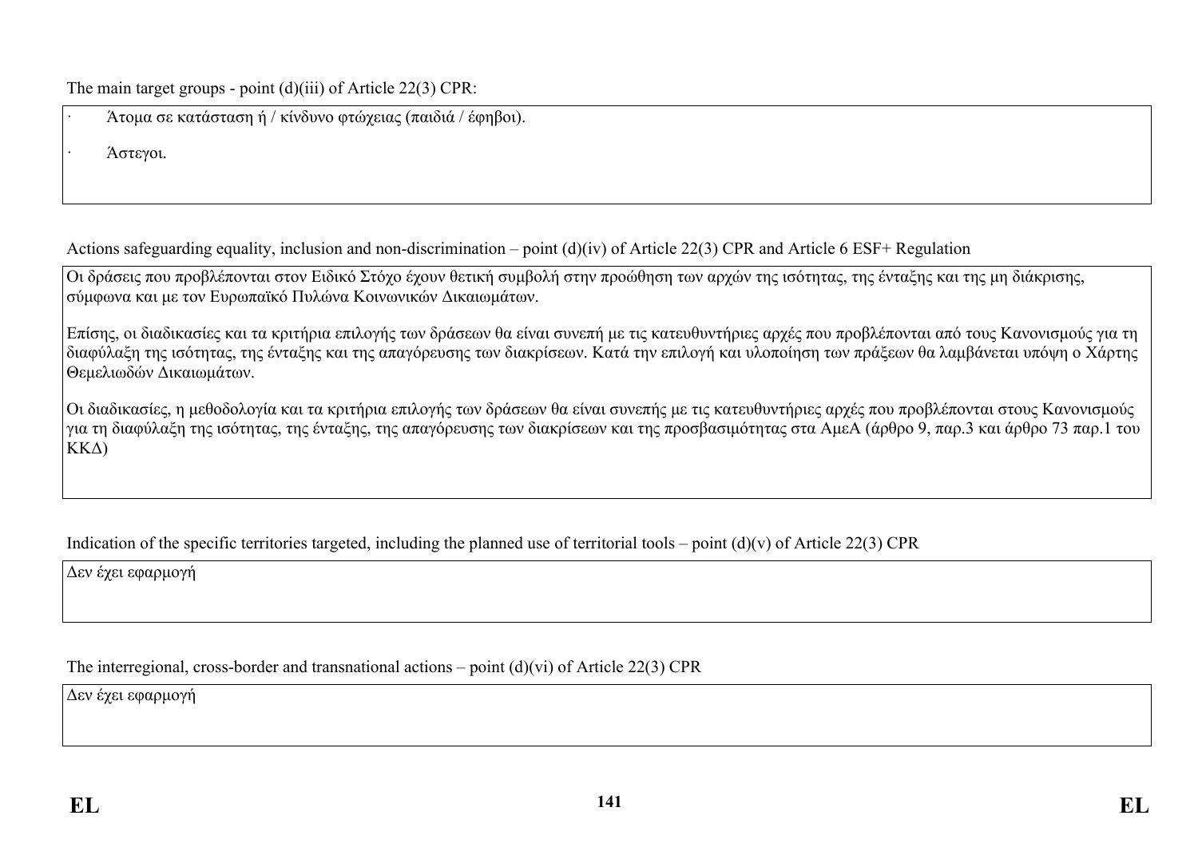The main target groups - point (d)(iii) of Article 22(3) CPR:

- Άτομα σε κατάσταση ή / κίνδυνο φτώχειας (παιδιά / έφηβοι).
- Άστεγοι.

Actions safeguarding equality, inclusion and non-discrimination – point (d)(iv) of Article 22(3) CPR and Article 6 ESF+ Regulation

Οι δράσεις που προβλέπονται στον Ειδικό Στόχο έχουν θετική συμβολή στην προώθηση των αρχών της ισότητας, της ένταξης και της μη διάκρισης, σύμφωνα και με τον Ευρωπαϊκό Πυλώνα Κοινωνικών Δικαιωμάτων.

Επίσης, οι διαδικασίες και τα κριτήρια επιλογής των δράσεων θα είναι συνεπή με τις κατευθυντήριες αρχές που προβλέπονται από τους Κανονισμούς για τη διαφύλαξη της ισότητας, της ένταξης και της απαγόρευσης των διακρίσεων. Κατά την επιλογή και υλοποίηση των πράξεων θα λαμβάνεται υπόψη ο Χάρτης Θεμελιωδών Δικαιωμάτων.

Οι διαδικασίες, η μεθοδολογία και τα κριτήρια επιλογής των δράσεων θα είναι συνεπής με τις κατευθυντήριες αρχές που προβλέπονται στους Κανονισμούς για τη διαφύλαξη της ισότητας, της ένταξης, της απαγόρευσης των διακρίσεων και της προσβασιμότητας στα ΑμεΑ (άρθρο 9, παρ.3 και άρθρο 73 παρ.1 του ΚΚΔ)

Indication of the specific territories targeted, including the planned use of territorial tools – point (d)(v) of Article 22(3) CPR

Δεν έχει εφαρμογή

The interregional, cross-border and transnational actions – point (d)(vi) of Article 22(3) CPR

Δεν έχει εφαρμογή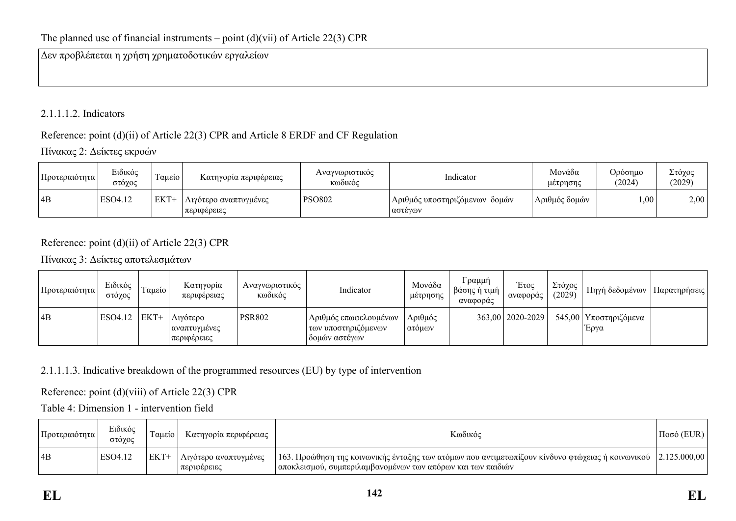The planned use of financial instruments – point (d)(vii) of Article 22(3) CPR

Δεν προβλέπεται η χρήση χρηματοδοτικών εργαλείων

2.1.1.1.2. Indicators

Reference: point (d)(ii) of Article 22(3) CPR and Article 8 ERDF and CF Regulation

Πίνακας 2: Δείκτες εκροών

| Προτεραιότητα | Ειδικός στόχος | Ταμείο | Κατηγορία περιφέρειας | Αναγνωριστικός κωδικός | Indicator | Μονάδα μέτρησης | Ορόσημο (2024) | Στόχος (2029) |
|---|---|---|---|---|---|---|---|---|
| 4B | ESO4.12 | ΕΚΤ+ | Λιγότερο αναπτυγμένες περιφέρειες | PSO802 | Αριθμός υποστηριζόμενων δομών αστέγων | Αριθμός δομών | 1,00 | 2,00 |

Reference: point (d)(ii) of Article 22(3) CPR

Πίνακας 3: Δείκτες αποτελεσμάτων

| Προτεραιότητα | Ειδικός στόχος | Ταμείο | Κατηγορία περιφέρειας | Αναγνωριστικός κωδικός | Indicator | Μονάδα μέτρησης | Γραμμή βάσης ή τιμή αναφοράς | Έτος αναφοράς | Στόχος (2029) | Πηγή δεδομένων | Παρατηρήσεις |
|---|---|---|---|---|---|---|---|---|---|---|---|
| 4B | ESO4.12 | ΕΚΤ+ | Λιγότερο αναπτυγμένες περιφέρειες | PSR802 | Αριθμός επωφελουμένων των υποστηριζόμενων δομών αστέγων | Αριθμός ατόμων | 363,00 | 2020-2029 | 545,00 | Υποστηριζόμενα Έργα | |

2.1.1.1.3. Indicative breakdown of the programmed resources (EU) by type of intervention

Reference: point (d)(viii) of Article 22(3) CPR

Table 4: Dimension 1 - intervention field

| Προτεραιότητα | Ειδικός στόχος | Ταμείο | Κατηγορία περιφέρειας | Κωδικός | Ποσό (EUR) |
|---|---|---|---|---|---|
| 4B | ESO4.12 | ΕΚΤ+ | Λιγότερο αναπτυγμένες περιφέρειες | 163. Προώθηση της κοινωνικής ένταξης των ατόμων που αντιμετωπίζουν κίνδυνο φτώχειας ή κοινωνικού αποκλεισμού, συμπεριλαμβανομένων των απόρων και των παιδιών | 2.125.000,00 |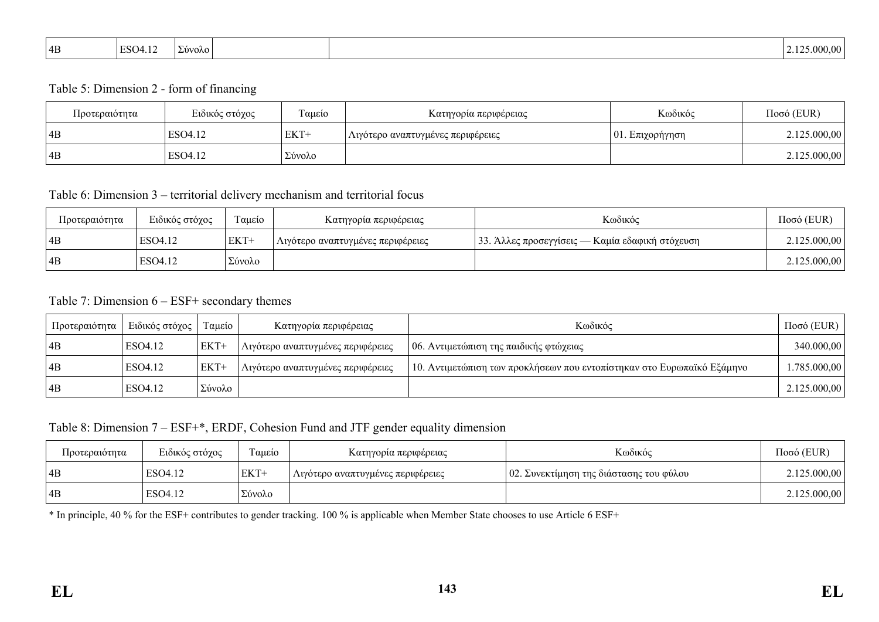| 4B | ESO4.12 | Σύνολο | | | 2.125.000,00 |
|---|---|---|---|---|---|

Table 5: Dimension 2 - form of financing

| Προτεραιότητα | Ειδικός στόχος | Ταμείο | Κατηγορία περιφέρειας | Κωδικός | Ποσό (EUR) |
|---|---|---|---|---|---|
| 4B | ESO4.12 | ΕΚΤ+ | Λιγότερο αναπτυγμένες περιφέρειες | 01. Επιχορήγηση | 2.125.000,00 |
| 4B | ESO4.12 | Σύνολο | | | 2.125.000,00 |

Table 6: Dimension 3 – territorial delivery mechanism and territorial focus

| Προτεραιότητα | Ειδικός στόχος | Ταμείο | Κατηγορία περιφέρειας | Κωδικός | Ποσό (EUR) |
|---|---|---|---|---|---|
| 4B | ESO4.12 | ΕΚΤ+ | Λιγότερο αναπτυγμένες περιφέρειες | 33. Άλλες προσεγγίσεις — Καμία εδαφική στόχευση | 2.125.000,00 |
| 4B | ESO4.12 | Σύνολο | | | 2.125.000,00 |

Table 7: Dimension 6 – ESF+ secondary themes

| Προτεραιότητα | Ειδικός στόχος | Ταμείο | Κατηγορία περιφέρειας | Κωδικός | Ποσό (EUR) |
|---|---|---|---|---|---|
| 4B | ESO4.12 | ΕΚΤ+ | Λιγότερο αναπτυγμένες περιφέρειες | 06. Αντιμετώπιση της παιδικής φτώχειας | 340.000,00 |
| 4B | ESO4.12 | ΕΚΤ+ | Λιγότερο αναπτυγμένες περιφέρειες | 10. Αντιμετώπιση των προκλήσεων που εντοπίστηκαν στο Ευρωπαϊκό Εξάμηνο | 1.785.000,00 |
| 4B | ESO4.12 | Σύνολο | | | 2.125.000,00 |

Table 8: Dimension 7 – ESF+*, ERDF, Cohesion Fund and JTF gender equality dimension

| Προτεραιότητα | Ειδικός στόχος | Ταμείο | Κατηγορία περιφέρειας | Κωδικός | Ποσό (EUR) |
|---|---|---|---|---|---|
| 4B | ESO4.12 | ΕΚΤ+ | Λιγότερο αναπτυγμένες περιφέρειες | 02. Συνεκτίμηση της διάστασης του φύλου | 2.125.000,00 |
| 4B | ESO4.12 | Σύνολο | | | 2.125.000,00 |

* In principle, 40 % for the ESF+ contributes to gender tracking. 100 % is applicable when Member State chooses to use Article 6 ESF+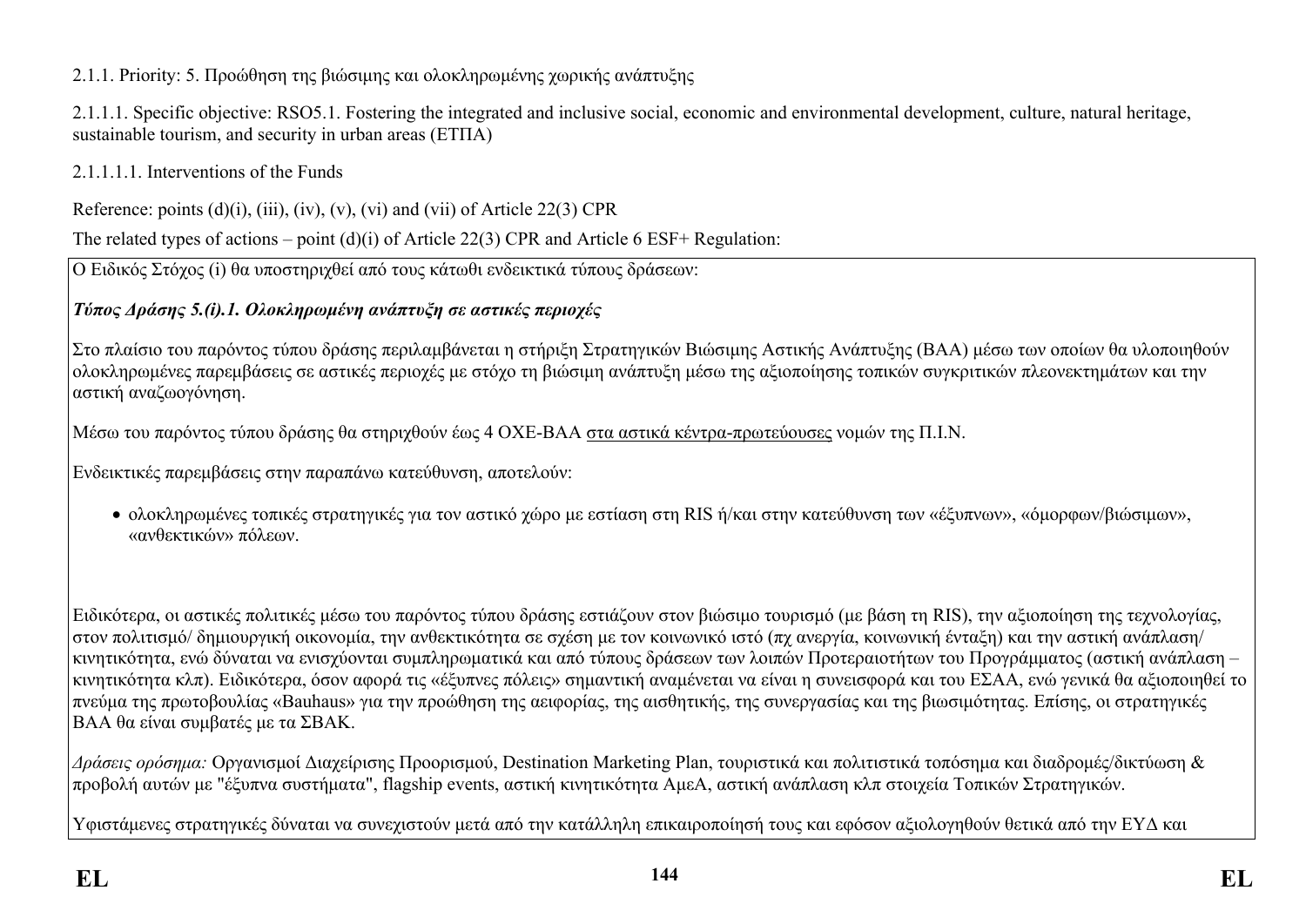2.1.1. Priority: 5. Προώθηση της βιώσιμης και ολοκληρωμένης χωρικής ανάπτυξης

2.1.1.1. Specific objective: RSO5.1. Fostering the integrated and inclusive social, economic and environmental development, culture, natural heritage, sustainable tourism, and security in urban areas (ΕΤΠΑ)

2.1.1.1.1. Interventions of the Funds

Reference: points (d)(i), (iii), (iv), (v), (vi) and (vii) of Article 22(3) CPR

The related types of actions – point (d)(i) of Article 22(3) CPR and Article 6 ESF+ Regulation:

Ο Ειδικός Στόχος (i) θα υποστηριχθεί από τους κάτωθι ενδεικτικά τύπους δράσεων:

***Τύπος Δράσης 5.(i).1. Ολοκληρωμένη ανάπτυξη σε αστικές περιοχές***

Στο πλαίσιο του παρόντος τύπου δράσης περιλαμβάνεται η στήριξη Στρατηγικών Βιώσιμης Αστικής Ανάπτυξης (ΒΑΑ) μέσω των οποίων θα υλοποιηθούν ολοκληρωμένες παρεμβάσεις σε αστικές περιοχές με στόχο τη βιώσιμη ανάπτυξη μέσω της αξιοποίησης τοπικών συγκριτικών πλεονεκτημάτων και την αστική αναζωογόνηση.

Μέσω του παρόντος τύπου δράσης θα στηριχθούν έως 4 ΟΧΕ-ΒΑΑ στα αστικά κέντρα-πρωτεύουσες νομών της Π.Ι.Ν.

Ενδεικτικές παρεμβάσεις στην παραπάνω κατεύθυνση, αποτελούν:

- ολοκληρωμένες τοπικές στρατηγικές για τον αστικό χώρο με εστίαση στη RIS ή/και στην κατεύθυνση των «έξυπνων», «όμορφων/βιώσιμων», «ανθεκτικών» πόλεων.

Ειδικότερα, οι αστικές πολιτικές μέσω του παρόντος τύπου δράσης εστιάζουν στον βιώσιμο τουρισμό (με βάση τη RIS), την αξιοποίηση της τεχνολογίας, στον πολιτισμό/ δημιουργική οικονομία, την ανθεκτικότητα σε σχέση με τον κοινωνικό ιστό (πχ ανεργία, κοινωνική ένταξη) και την αστική ανάπλαση/ κινητικότητα, ενώ δύναται να ενισχύονται συμπληρωματικά και από τύπους δράσεων των λοιπών Προτεραιοτήτων του Προγράμματος (αστική ανάπλαση – κινητικότητα κλπ). Ειδικότερα, όσον αφορά τις «έξυπνες πόλεις» σημαντική αναμένεται να είναι η συνεισφορά και του ΕΣΑΑ, ενώ γενικά θα αξιοποιηθεί το πνεύμα της πρωτοβουλίας «Bauhaus» για την προώθηση της αειφορίας, της αισθητικής, της συνεργασίας και της βιωσιμότητας. Επίσης, οι στρατηγικές ΒΑΑ θα είναι συμβατές με τα ΣΒΑΚ.

*Δράσεις ορόσημα:* Οργανισμοί Διαχείρισης Προορισμού, Destination Marketing Plan, τουριστικά και πολιτιστικά τοπόσημα και διαδρομές/δικτύωση & προβολή αυτών με "έξυπνα συστήματα", flagship events, αστική κινητικότητα ΑμεΑ, αστική ανάπλαση κλπ στοιχεία Τοπικών Στρατηγικών.

Υφιστάμενες στρατηγικές δύναται να συνεχιστούν μετά από την κατάλληλη επικαιροποίησή τους και εφόσον αξιολογηθούν θετικά από την ΕΥΔ και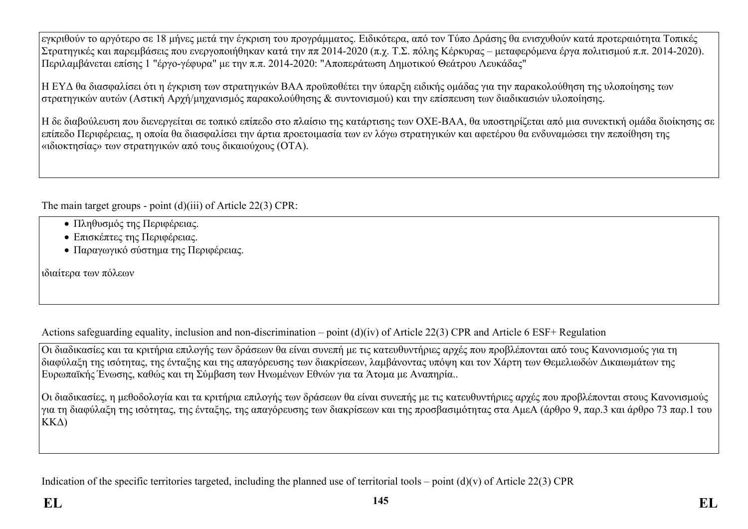εγκριθούν το αργότερο σε 18 μήνες μετά την έγκριση του προγράμματος. Ειδικότερα, από τον Τύπο Δράσης θα ενισχυθούν κατά προτεραιότητα Τοπικές Στρατηγικές και παρεμβάσεις που ενεργοποιήθηκαν κατά την πποπ 2014-2020 (π.χ. Τ.Σ. πόλης Κέρκυρας – μεταφερόμενα έργα πολιτισμού π.π. 2014-2020). Περιλαμβάνεται επίσης 1 "έργο-γέφυρα" με την π.π. 2014-2020: "Αποπεράτωση Δημοτικού Θεάτρου Λευκάδας"

Η ΕΥΔ θα διασφαλίσει ότι η έγκριση των στρατηγικών ΒΑΑ προϋποθέτει την ύπαρξη ειδικής ομάδας για την παρακολούθηση της υλοποίησης των στρατηγικών αυτών (Αστική Αρχή/μηχανισμός παρακολούθησης & συντονισμού) και την επίσπευση των διαδικασιών υλοποίησης.

Η δε διαβούλευση που διενεργείται σε τοπικό επίπεδο στο πλαίσιο της κατάρτισης των ΟΧΕ-ΒΑΑ, θα υποστηρίζεται από μια συνεκτική ομάδα διοίκησης σε επίπεδο Περιφέρειας, η οποία θα διασφαλίσει την άρτια προετοιμασία των εν λόγω στρατηγικών και αφετέρου θα ενδυναμώσει την πεποίθηση της «ιδιοκτησίας» των στρατηγικών από τους δικαιούχους (ΟΤΑ).

The main target groups - point (d)(iii) of Article 22(3) CPR:

- Πληθυσμός της Περιφέρειας.
- Επισκέπτες της Περιφέρειας.
- Παραγωγικό σύστημα της Περιφέρειας.

ιδιαίτερα των πόλεων

Actions safeguarding equality, inclusion and non-discrimination – point (d)(iv) of Article 22(3) CPR and Article 6 ESF+ Regulation

Οι διαδικασίες και τα κριτήρια επιλογής των δράσεων θα είναι συνεπή με τις κατευθυντήριες αρχές που προβλέπονται από τους Κανονισμούς για τη διαφύλαξη της ισότητας, της ένταξης και της απαγόρευσης των διακρίσεων, λαμβάνοντας υπόψη και τον Χάρτη των Θεμελιωδών Δικαιωμάτων της Ευρωπαϊκής Ένωσης, καθώς και τη Σύμβαση των Ηνωμένων Εθνών για τα Άτομα με Αναπηρία..

Οι διαδικασίες, η μεθοδολογία και τα κριτήρια επιλογής των δράσεων θα είναι συνεπής με τις κατευθυντήριες αρχές που προβλέπονται στους Κανονισμούς για τη διαφύλαξη της ισότητας, της ένταξης, της απαγόρευσης των διακρίσεων και της προσβασιμότητας στα ΑμεΑ (άρθρο 9, παρ.3 και άρθρο 73 παρ.1 του ΚΚΔ)

Indication of the specific territories targeted, including the planned use of territorial tools – point (d)(v) of Article 22(3) CPR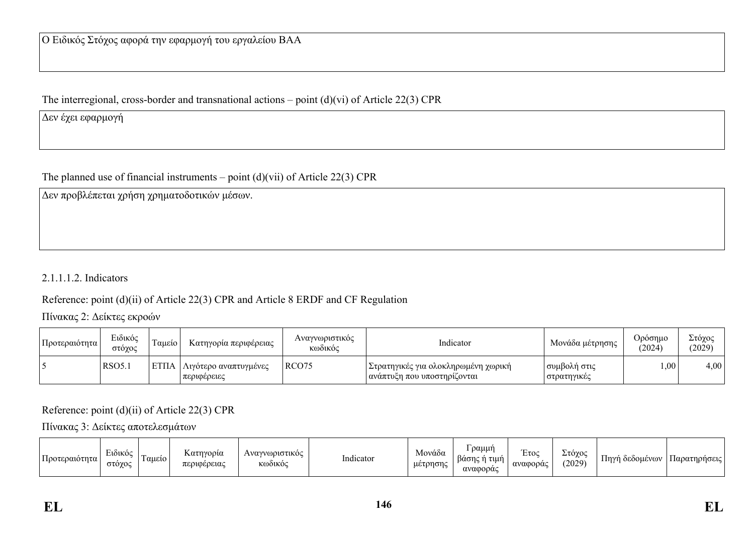| Ο Ειδικός Στόχος αφορά την εφαρμογή του εργαλείου ΒΑΑ |
| --- |

The interregional, cross-border and transnational actions – point (d)(vi) of Article 22(3) CPR

| Δεν έχει εφαρμογή |
| --- |

The planned use of financial instruments – point (d)(vii) of Article 22(3) CPR

| Δεν προβλέπεται χρήση χρηματοδοτικών μέσων. |
| --- |

2.1.1.1.2. Indicators

Reference: point (d)(ii) of Article 22(3) CPR and Article 8 ERDF and CF Regulation

Πίνακας 2: Δείκτες εκροών

| Προτεραιότητα | Ειδικός στόχος | Ταμείο | Κατηγορία περιφέρειας | Αναγνωριστικός κωδικός | Indicator | Μονάδα μέτρησης | Ορόσημο (2024) | Στόχος (2029) |
| --- | --- | --- | --- | --- | --- | --- | --- | --- |
| 5 | RSO5.1 | ΕΤΠΑ | Λιγότερο αναπτυγμένες περιφέρειες | RCO75 | Στρατηγικές για ολοκληρωμένη χωρική ανάπτυξη που υποστηρίζονται | συμβολή στις στρατηγικές | 1,00 | 4,00 |

Reference: point (d)(ii) of Article 22(3) CPR

Πίνακας 3: Δείκτες αποτελεσμάτων

| Προτεραιότητα | Ειδικός στόχος | Ταμείο | Κατηγορία περιφέρειας | Αναγνωριστικός κωδικός | Indicator | Μονάδα μέτρησης | Γραμμή βάσης ή τιμή αναφοράς | Έτος αναφοράς | Στόχος (2029) | Πηγή δεδομένων | Παρατηρήσεις |
| --- | --- | --- | --- | --- | --- | --- | --- | --- | --- | --- | --- |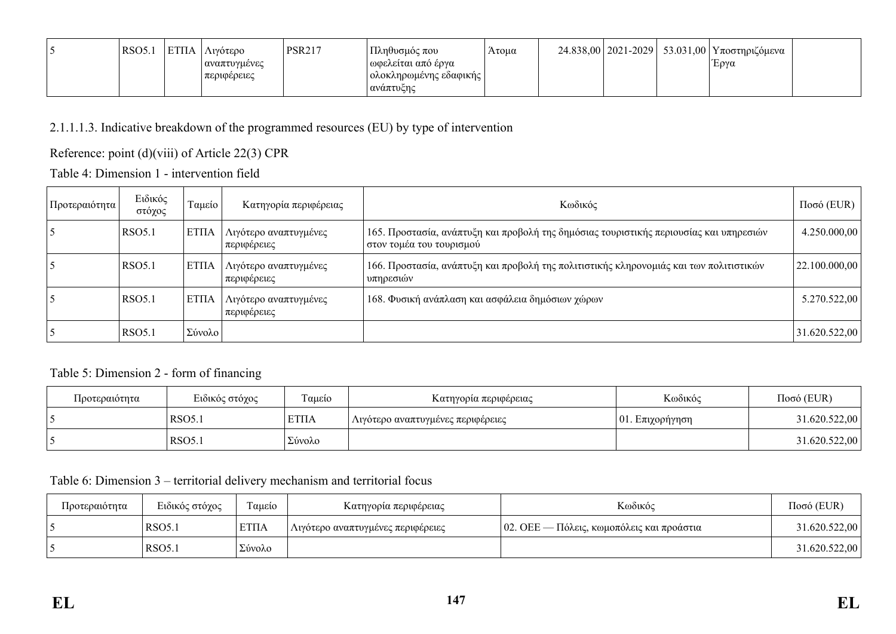| 5 | RSO5.1 | ΕΤΠΑ | Λιγότερο αναπτυγμένες περιφέρειες | PSR217 | Πληθυσμός που ωφελείται από έργα ολοκληρωμένης εδαφικής ανάπτυξης | Άτομα | 24.838,00 | 2021-2029 | 53.031,00 | Υποστηριζόμενα Έργα | |
|---|---|---|---|---|---|---|---|---|---|---|---|

2.1.1.1.3. Indicative breakdown of the programmed resources (EU) by type of intervention

Reference: point (d)(viii) of Article 22(3) CPR

Table 4: Dimension 1 - intervention field

| Προτεραιότητα | Ειδικός στόχος | Ταμείο | Κατηγορία περιφέρειας | Κωδικός | Ποσό (EUR) |
|---|---|---|---|---|---|
| 5 | RSO5.1 | ΕΤΠΑ | Λιγότερο αναπτυγμένες περιφέρειες | 165. Προστασία, ανάπτυξη και προβολή της δημόσιας τουριστικής περιουσίας και υπηρεσιών στον τομέα του τουρισμού | 4.250.000,00 |
| 5 | RSO5.1 | ΕΤΠΑ | Λιγότερο αναπτυγμένες περιφέρειες | 166. Προστασία, ανάπτυξη και προβολή της πολιτιστικής κληρονομιάς και των πολιτιστικών υπηρεσιών | 22.100.000,00 |
| 5 | RSO5.1 | ΕΤΠΑ | Λιγότερο αναπτυγμένες περιφέρειες | 168. Φυσική ανάπλαση και ασφάλεια δημόσιων χώρων | 5.270.522,00 |
| 5 | RSO5.1 | Σύνολο | | | 31.620.522,00 |

Table 5: Dimension 2 - form of financing

| Προτεραιότητα | Ειδικός στόχος | Ταμείο | Κατηγορία περιφέρειας | Κωδικός | Ποσό (EUR) |
|---|---|---|---|---|---|
| 5 | RSO5.1 | ΕΤΠΑ | Λιγότερο αναπτυγμένες περιφέρειες | 01. Επιχορήγηση | 31.620.522,00 |
| 5 | RSO5.1 | Σύνολο | | | 31.620.522,00 |

Table 6: Dimension 3 – territorial delivery mechanism and territorial focus

| Προτεραιότητα | Ειδικός στόχος | Ταμείο | Κατηγορία περιφέρειας | Κωδικός | Ποσό (EUR) |
|---|---|---|---|---|---|
| 5 | RSO5.1 | ΕΤΠΑ | Λιγότερο αναπτυγμένες περιφέρειες | 02. ΟΕΕ — Πόλεις, κωμοπόλεις και προάστια | 31.620.522,00 |
| 5 | RSO5.1 | Σύνολο | | | 31.620.522,00 |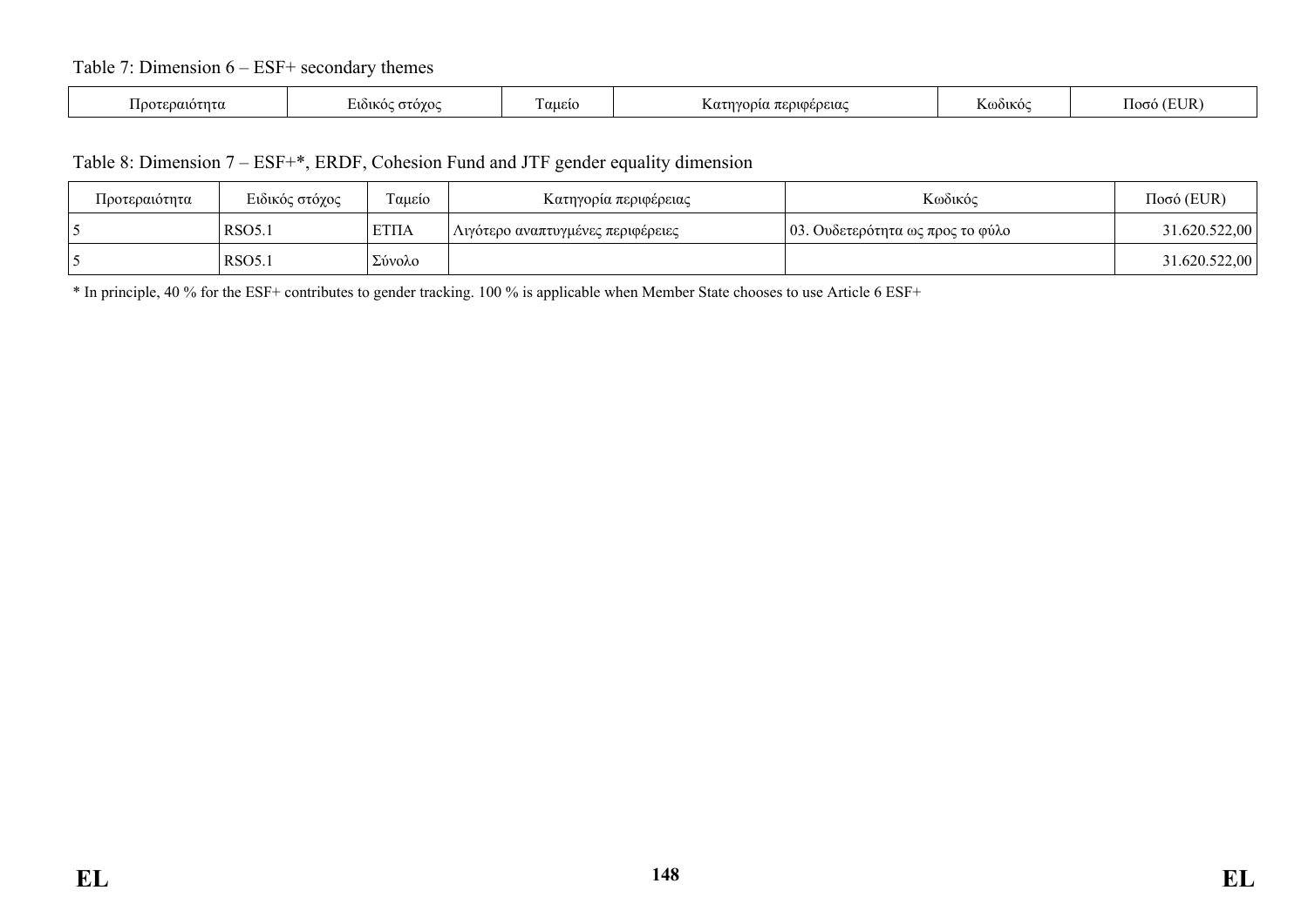Table 7: Dimension 6 – ESF+ secondary themes

| Προτεραιότητα | Ειδικός στόχος | Ταμείο | Κατηγορία περιφέρειας | Κωδικός | Ποσό (EUR) |
|---|---|---|---|---|---|

Table 8: Dimension 7 – ESF+*, ERDF, Cohesion Fund and JTF gender equality dimension

| Προτεραιότητα | Ειδικός στόχος | Ταμείο | Κατηγορία περιφέρειας | Κωδικός | Ποσό (EUR) |
|---|---|---|---|---|---|
| 5 | RSO5.1 | ΕΤΠΑ | Λιγότερο αναπτυγμένες περιφέρειες | 03. Ουδετερότητα ως προς το φύλο | 31.620.522,00 |
| 5 | RSO5.1 | Σύνολο | | | 31.620.522,00 |

* In principle, 40 % for the ESF+ contributes to gender tracking. 100 % is applicable when Member State chooses to use Article 6 ESF+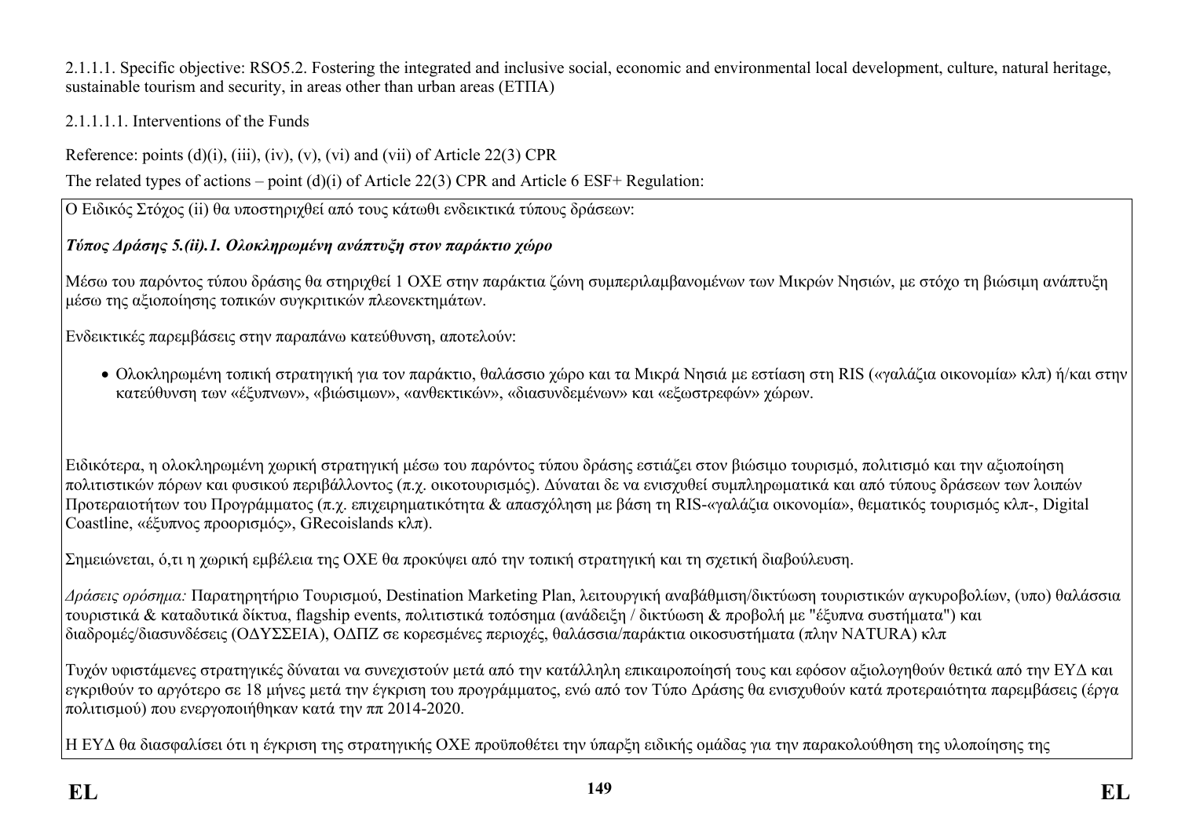2.1.1.1. Specific objective: RSO5.2. Fostering the integrated and inclusive social, economic and environmental local development, culture, natural heritage, sustainable tourism and security, in areas other than urban areas (ΕΤΠΑ)

2.1.1.1.1. Interventions of the Funds

Reference: points (d)(i), (iii), (iv), (v), (vi) and (vii) of Article 22(3) CPR

The related types of actions – point (d)(i) of Article 22(3) CPR and Article 6 ESF+ Regulation:

Ο Ειδικός Στόχος (ii) θα υποστηριχθεί από τους κάτωθι ενδεικτικά τύπους δράσεων:

*Τύπος Δράσης 5.(ii).1. Ολοκληρωμένη ανάπτυξη στον παράκτιο χώρο*

Μέσω του παρόντος τύπου δράσης θα στηριχθεί 1 ΟΧΕ στην παράκτια ζώνη συμπεριλαμβανομένων των Μικρών Νησιών, με στόχο τη βιώσιμη ανάπτυξη μέσω της αξιοποίησης τοπικών συγκριτικών πλεονεκτημάτων.

Ενδεικτικές παρεμβάσεις στην παραπάνω κατεύθυνση, αποτελούν:

- Ολοκληρωμένη τοπική στρατηγική για τον παράκτιο, θαλάσσιο χώρο και τα Μικρά Νησιά με εστίαση στη RIS («γαλάζια οικονομία» κλπ) ή/και στην κατεύθυνση των «έξυπνων», «βιώσιμων», «ανθεκτικών», «διασυνδεμένων» και «εξωστρεφών» χώρων.

Ειδικότερα, η ολοκληρωμένη χωρική στρατηγική μέσω του παρόντος τύπου δράσης εστιάζει στον βιώσιμο τουρισμό, πολιτισμό και την αξιοποίηση πολιτιστικών πόρων και φυσικού περιβάλλοντος (π.χ. οικοτουρισμός). Δύναται δε να ενισχυθεί συμπληρωματικά και από τύπους δράσεων των λοιπών Προτεραιοτήτων του Προγράμματος (π.χ. επιχειρηματικότητα & απασχόληση με βάση τη RIS-«γαλάζια οικονομία», θεματικός τουρισμός κλπ-, Digital Coastline, «έξυπνος προορισμός», GRecoislands κλπ).

Σημειώνεται, ό,τι η χωρική εμβέλεια της ΟΧΕ θα προκύψει από την τοπική στρατηγική και τη σχετική διαβούλευση.

*Δράσεις ορόσημα:* Παρατηρητήριο Τουρισμού, Destination Marketing Plan, λειτουργική αναβάθμιση/δικτύωση τουριστικών αγκυροβολίων, (υπο) θαλάσσια τουριστικά & καταδυτικά δίκτυα, flagship events, πολιτιστικά τοπόσημα (ανάδειξη / δικτύωση & προβολή με "έξυπνα συστήματα") και διαδρομές/διασυνδέσεις (ΟΔΥΣΣΕΙΑ), ΟΔΠΖ σε κορεσμένες περιοχές, θαλάσσια/παράκτια οικοσυστήματα (πλην NATURA) κλπ

Τυχόν υφιστάμενες στρατηγικές δύναται να συνεχιστούν μετά από την κατάλληλη επικαιροποίησή τους και εφόσον αξιολογηθούν θετικά από την ΕΥΔ και εγκριθούν το αργότερο σε 18 μήνες μετά την έγκριση του προγράμματος, ενώ από τον Τύπο Δράσης θα ενισχυθούν κατά προτεραιότητα παρεμβάσεις (έργα πολιτισμού) που ενεργοποιήθηκαν κατά την ππ 2014-2020.

Η ΕΥΔ θα διασφαλίσει ότι η έγκριση της στρατηγικής ΟΧΕ προϋποθέτει την ύπαρξη ειδικής ομάδας για την παρακολούθηση της υλοποίησης της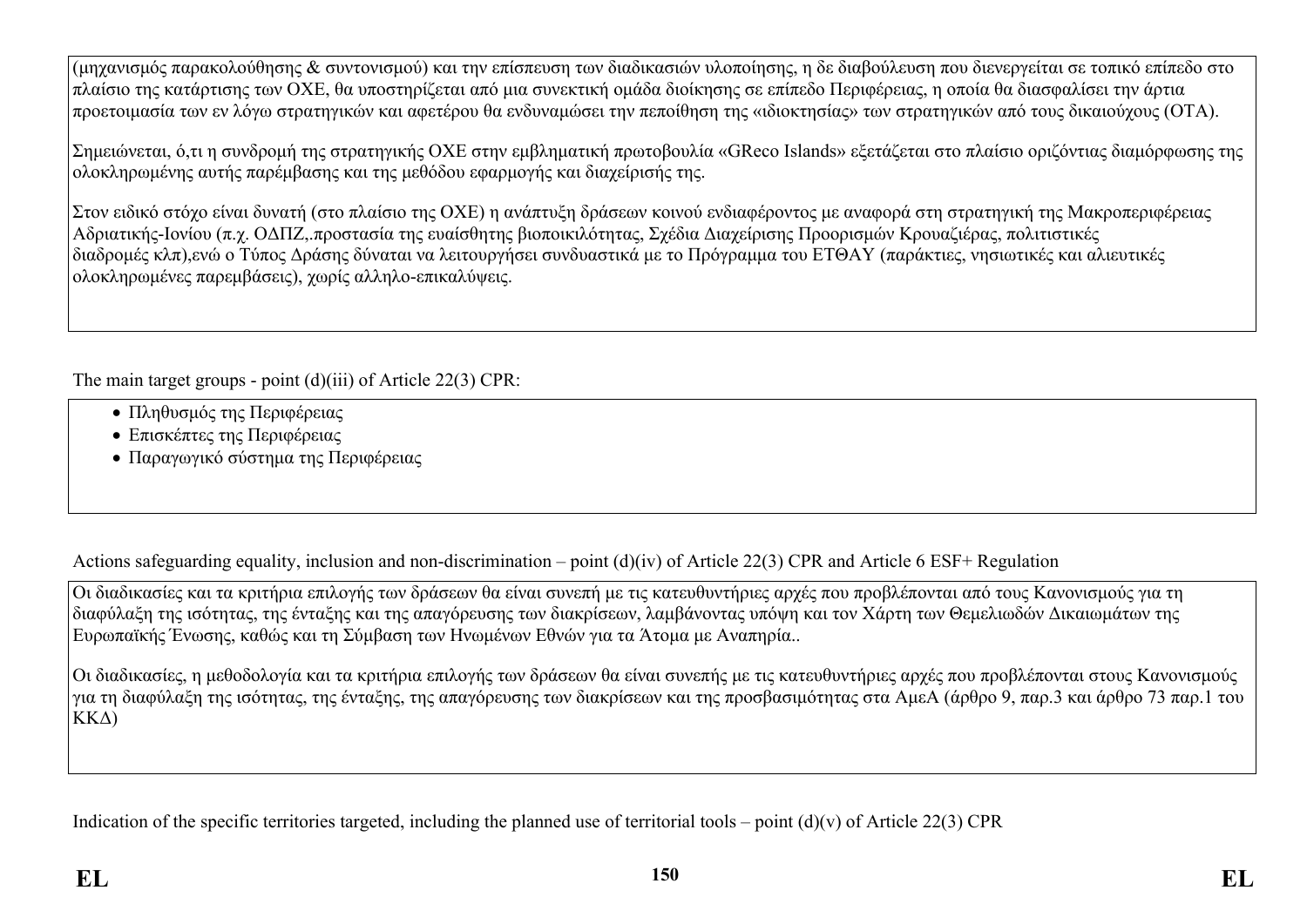(μηχανισμός παρακολούθησης & συντονισμού) και την επίσπευση των διαδικασιών υλοποίησης, η δε διαβούλευση που διενεργείται σε τοπικό επίπεδο στο πλαίσιο της κατάρτισης των ΟΧΕ, θα υποστηρίζεται από μια συνεκτική ομάδα διοίκησης σε επίπεδο Περιφέρειας, η οποία θα διασφαλίσει την άρτια προετοιμασία των εν λόγω στρατηγικών και αφετέρου θα ενδυναμώσει την πεποίθηση της «ιδιοκτησίας» των στρατηγικών από τους δικαιούχους (ΟΤΑ).

Σημειώνεται, ό,τι η συνδρομή της στρατηγικής ΟΧΕ στην εμβληματική πρωτοβουλία «GReco Islands» εξετάζεται στο πλαίσιο οριζόντιας διαμόρφωσης της ολοκληρωμένης αυτής παρέμβασης και της μεθόδου εφαρμογής και διαχείρισής της.

Στον ειδικό στόχο είναι δυνατή (στο πλαίσιο της ΟΧΕ) η ανάπτυξη δράσεων κοινού ενδιαφέροντος με αναφορά στη στρατηγική της Μακροπεριφέρειας Αδριατικής-Ιονίου (π.χ. ΟΔΠΖ,.προστασία της ευαίσθητης βιοποικιλότητας, Σχέδια Διαχείρισης Προορισμών Κρουαζιέρας, πολιτιστικές διαδρομές κλπ),ενώ ο Τύπος Δράσης δύναται να λειτουργήσει συνδυαστικά με το Πρόγραμμα του ΕΤΘΑΥ (παράκτιες, νησιωτικές και αλιευτικές ολοκληρωμένες παρεμβάσεις), χωρίς αλληλο-επικαλύψεις.

The main target groups - point (d)(iii) of Article 22(3) CPR:

- Πληθυσμός της Περιφέρειας
- Επισκέπτες της Περιφέρειας
- Παραγωγικό σύστημα της Περιφέρειας

Actions safeguarding equality, inclusion and non-discrimination – point (d)(iv) of Article 22(3) CPR and Article 6 ESF+ Regulation

Οι διαδικασίες και τα κριτήρια επιλογής των δράσεων θα είναι συνεπή με τις κατευθυντήριες αρχές που προβλέπονται από τους Κανονισμούς για τη διαφύλαξη της ισότητας, της ένταξης και της απαγόρευσης των διακρίσεων, λαμβάνοντας υπόψη και τον Χάρτη των Θεμελιωδών Δικαιωμάτων της Ευρωπαϊκής Ένωσης, καθώς και τη Σύμβαση των Ηνωμένων Εθνών για τα Άτομα με Αναπηρία..

Οι διαδικασίες, η μεθοδολογία και τα κριτήρια επιλογής των δράσεων θα είναι συνεπής με τις κατευθυντήριες αρχές που προβλέπονται στους Κανονισμούς για τη διαφύλαξη της ισότητας, της ένταξης, της απαγόρευσης των διακρίσεων και της προσβασιμότητας στα ΑμεΑ (άρθρο 9, παρ.3 και άρθρο 73 παρ.1 του ΚΚΔ)

Indication of the specific territories targeted, including the planned use of territorial tools – point (d)(v) of Article 22(3) CPR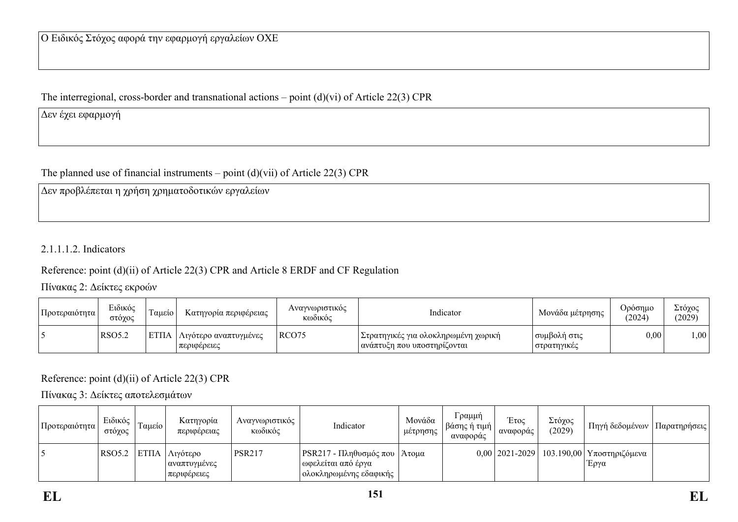| Ο Ειδικός Στόχος αφορά την εφαρμογή εργαλείων ΟΧΕ |
| --- |

The interregional, cross-border and transnational actions – point (d)(vi) of Article 22(3) CPR

| Δεν έχει εφαρμογή |
| --- |

The planned use of financial instruments – point (d)(vii) of Article 22(3) CPR

| Δεν προβλέπεται η χρήση χρηματοδοτικών εργαλείων |
| --- |

2.1.1.1.2. Indicators

Reference: point (d)(ii) of Article 22(3) CPR and Article 8 ERDF and CF Regulation

Πίνακας 2: Δείκτες εκροών

| Προτεραιότητα | Ειδικός στόχος | Ταμείο | Κατηγορία περιφέρειας | Αναγνωριστικός κωδικός | Indicator | Μονάδα μέτρησης | Ορόσημο (2024) | Στόχος (2029) |
| --- | --- | --- | --- | --- | --- | --- | --- | --- |
| 5 | RSO5.2 | ΕΤΠΑ | Λιγότερο αναπτυγμένες περιφέρειες | RCO75 | Στρατηγικές για ολοκληρωμένη χωρική ανάπτυξη που υποστηρίζονται | συμβολή στις στρατηγικές | 0,00 | 1,00 |

Reference: point (d)(ii) of Article 22(3) CPR

Πίνακας 3: Δείκτες αποτελεσμάτων

| Προτεραιότητα | Ειδικός στόχος | Ταμείο | Κατηγορία περιφέρειας | Αναγνωριστικός κωδικός | Indicator | Μονάδα μέτρησης | Γραμμή βάσης ή τιμή αναφοράς | Έτος αναφοράς | Στόχος (2029) | Πηγή δεδομένων | Παρατηρήσεις |
| --- | --- | --- | --- | --- | --- | --- | --- | --- | --- | --- | --- |
| 5 | RSO5.2 | ΕΤΠΑ | Λιγότερο αναπτυγμένες περιφέρειες | PSR217 | PSR217 - Πληθυσμός που ωφελείται από έργα ολοκληρωμένης εδαφικής | Άτομα | 0,00 | 2021-2029 | 103.190,00 | Υποστηριζόμενα Έργα | |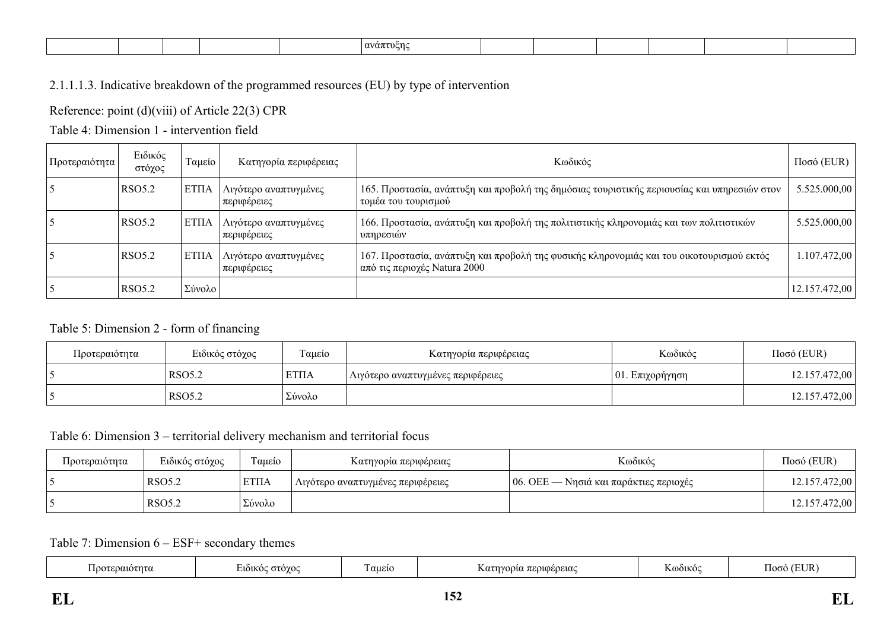| | | | | | ανάπτυξης | | | | | | |
|---|---|---|---|---|---|---|---|---|---|---|---|

2.1.1.1.3. Indicative breakdown of the programmed resources (EU) by type of intervention

Reference: point (d)(viii) of Article 22(3) CPR

Table 4: Dimension 1 - intervention field

| Προτεραιότητα | Ειδικός στόχος | Ταμείο | Κατηγορία περιφέρειας | Κωδικός | Ποσό (EUR) |
|---|---|---|---|---|---|
| 5 | RSO5.2 | ΕΤΠΑ | Λιγότερο αναπτυγμένες περιφέρειες | 165. Προστασία, ανάπτυξη και προβολή της δημόσιας τουριστικής περιουσίας και υπηρεσιών στον τομέα του τουρισμού | 5.525.000,00 |
| 5 | RSO5.2 | ΕΤΠΑ | Λιγότερο αναπτυγμένες περιφέρειες | 166. Προστασία, ανάπτυξη και προβολή της πολιτιστικής κληρονομιάς και των πολιτιστικών υπηρεσιών | 5.525.000,00 |
| 5 | RSO5.2 | ΕΤΠΑ | Λιγότερο αναπτυγμένες περιφέρειες | 167. Προστασία, ανάπτυξη και προβολή της φυσικής κληρονομιάς και του οικοτουρισμού εκτός από τις περιοχές Natura 2000 | 1.107.472,00 |
| 5 | RSO5.2 | Σύνολο | | | 12.157.472,00 |

Table 5: Dimension 2 - form of financing

| Προτεραιότητα | Ειδικός στόχος | Ταμείο | Κατηγορία περιφέρειας | Κωδικός | Ποσό (EUR) |
|---|---|---|---|---|---|
| 5 | RSO5.2 | ΕΤΠΑ | Λιγότερο αναπτυγμένες περιφέρειες | 01. Επιχορήγηση | 12.157.472,00 |
| 5 | RSO5.2 | Σύνολο | | | 12.157.472,00 |

Table 6: Dimension 3 – territorial delivery mechanism and territorial focus

| Προτεραιότητα | Ειδικός στόχος | Ταμείο | Κατηγορία περιφέρειας | Κωδικός | Ποσό (EUR) |
|---|---|---|---|---|---|
| 5 | RSO5.2 | ΕΤΠΑ | Λιγότερο αναπτυγμένες περιφέρειες | 06. ΟΕΕ — Νησιά και παράκτιες περιοχές | 12.157.472,00 |
| 5 | RSO5.2 | Σύνολο | | | 12.157.472,00 |

Table 7: Dimension 6 – ESF+ secondary themes

| Προτεραιότητα | Ειδικός στόχος | Ταμείο | Κατηγορία περιφέρειας | Κωδικός | Ποσό (EUR) |
|---|---|---|---|---|---|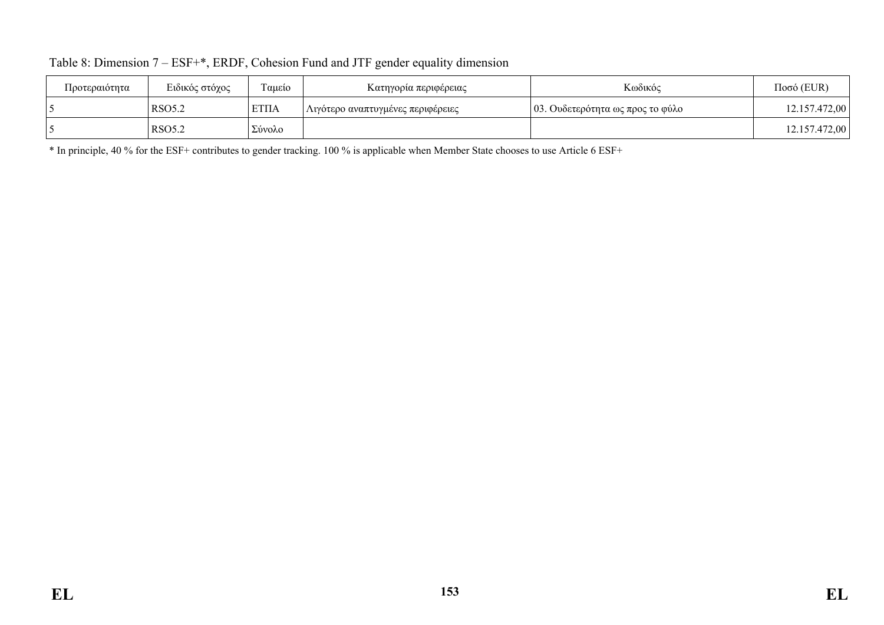Table 8: Dimension 7 – ESF+*, ERDF, Cohesion Fund and JTF gender equality dimension

| Προτεραιότητα | Ειδικός στόχος | Ταμείο | Κατηγορία περιφέρειας | Κωδικός | Ποσό (EUR) |
|---|---|---|---|---|---|
| 5 | RSO5.2 | ΕΤΠΑ | Λιγότερο αναπτυγμένες περιφέρειες | 03. Ουδετερότητα ως προς το φύλο | 12.157.472,00 |
| 5 | RSO5.2 | Σύνολο | | | 12.157.472,00 |

* In principle, 40 % for the ESF+ contributes to gender tracking. 100 % is applicable when Member State chooses to use Article 6 ESF+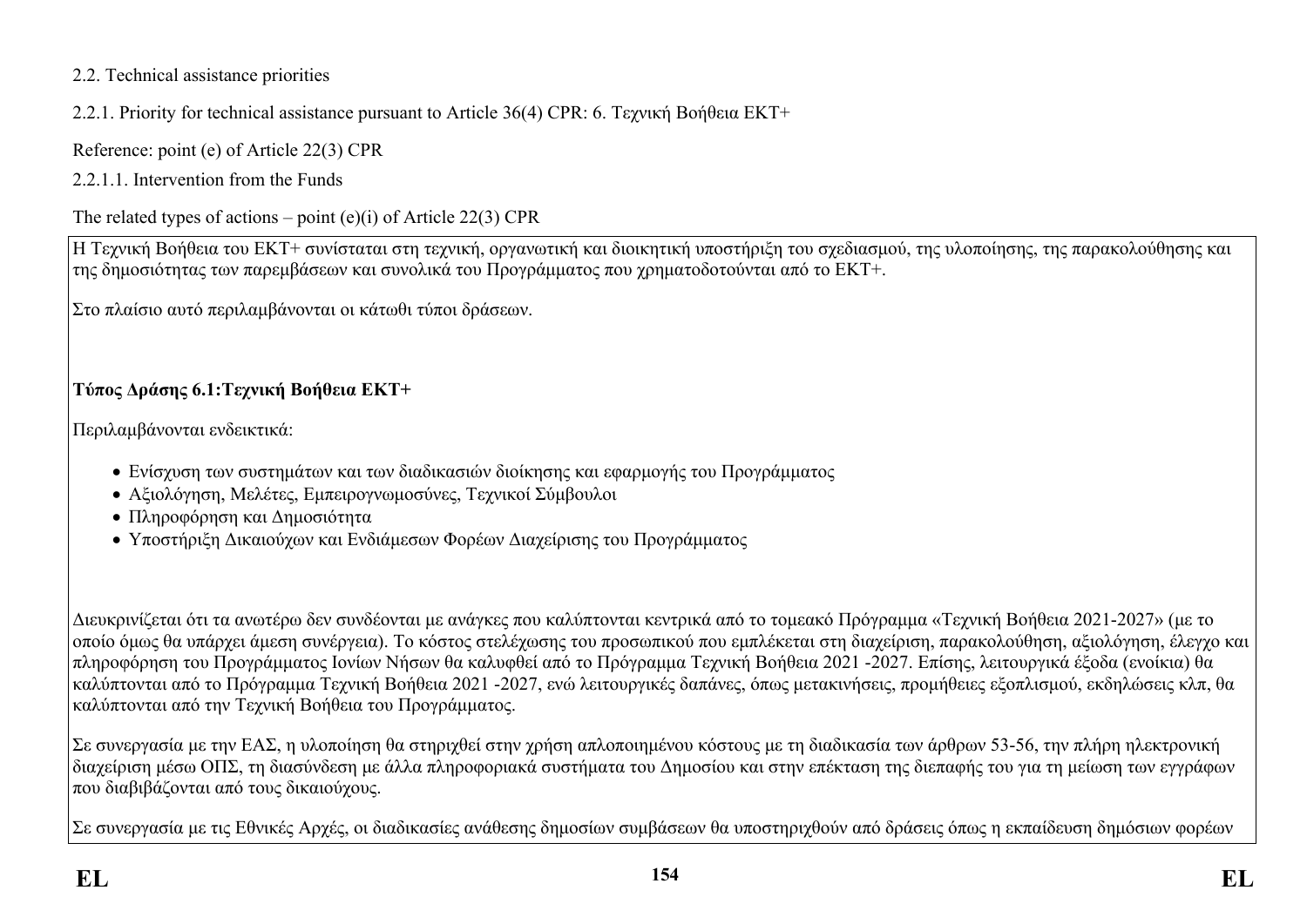2.2. Technical assistance priorities

2.2.1. Priority for technical assistance pursuant to Article 36(4) CPR: 6. Τεχνική Βοήθεια ΕΚΤ+

Reference: point (e) of Article 22(3) CPR

2.2.1.1. Intervention from the Funds

The related types of actions – point (e)(i) of Article 22(3) CPR

Η Τεχνική Βοήθεια του ΕΚΤ+ συνίσταται στη τεχνική, οργανωτική και διοικητική υποστήριξη του σχεδιασμού, της υλοποίησης, της παρακολούθησης και της δημοσιότητας των παρεμβάσεων και συνολικά του Προγράμματος που χρηματοδοτούνται από το ΕΚΤ+.

Στο πλαίσιο αυτό περιλαμβάνονται οι κάτωθι τύποι δράσεων.

**Τύπος Δράσης 6.1:Τεχνική Βοήθεια ΕΚΤ+**

Περιλαμβάνονται ενδεικτικά:

- Ενίσχυση των συστημάτων και των διαδικασιών διοίκησης και εφαρμογής του Προγράμματος
- Αξιολόγηση, Μελέτες, Εμπειρογνωμοσύνες, Τεχνικοί Σύμβουλοι
- Πληροφόρηση και Δημοσιότητα
- Υποστήριξη Δικαιούχων και Ενδιάμεσων Φορέων Διαχείρισης του Προγράμματος

Διευκρινίζεται ότι τα ανωτέρω δεν συνδέονται με ανάγκες που καλύπτονται κεντρικά από το τομεακό Πρόγραμμα «Τεχνική Βοήθεια 2021-2027» (με το οποίο όμως θα υπάρχει άμεση συνέργεια). Το κόστος στελέχωσης του προσωπικού που εμπλέκεται στη διαχείριση, παρακολούθηση, αξιολόγηση, έλεγχο και πληροφόρηση του Προγράμματος Ιονίων Νήσων θα καλυφθεί από το Πρόγραμμα Τεχνική Βοήθεια 2021 -2027. Επίσης, λειτουργικά έξοδα (ενοίκια) θα καλύπτονται από το Πρόγραμμα Τεχνική Βοήθεια 2021 -2027, ενώ λειτουργικές δαπάνες, όπως μετακινήσεις, προμήθειες εξοπλισμού, εκδηλώσεις κλπ, θα καλύπτονται από την Τεχνική Βοήθεια του Προγράμματος.

Σε συνεργασία με την ΕΑΣ, η υλοποίηση θα στηριχθεί στην χρήση απλοποιημένου κόστους με τη διαδικασία των άρθρων 53-56, την πλήρη ηλεκτρονική διαχείριση μέσω ΟΠΣ, τη διασύνδεση με άλλα πληροφοριακά συστήματα του Δημοσίου και στην επέκταση της διεπαφής του για τη μείωση των εγγράφων που διαβιβάζονται από τους δικαιούχους.

Σε συνεργασία με τις Εθνικές Αρχές, οι διαδικασίες ανάθεσης δημοσίων συμβάσεων θα υποστηριχθούν από δράσεις όπως η εκπαίδευση δημόσιων φορέων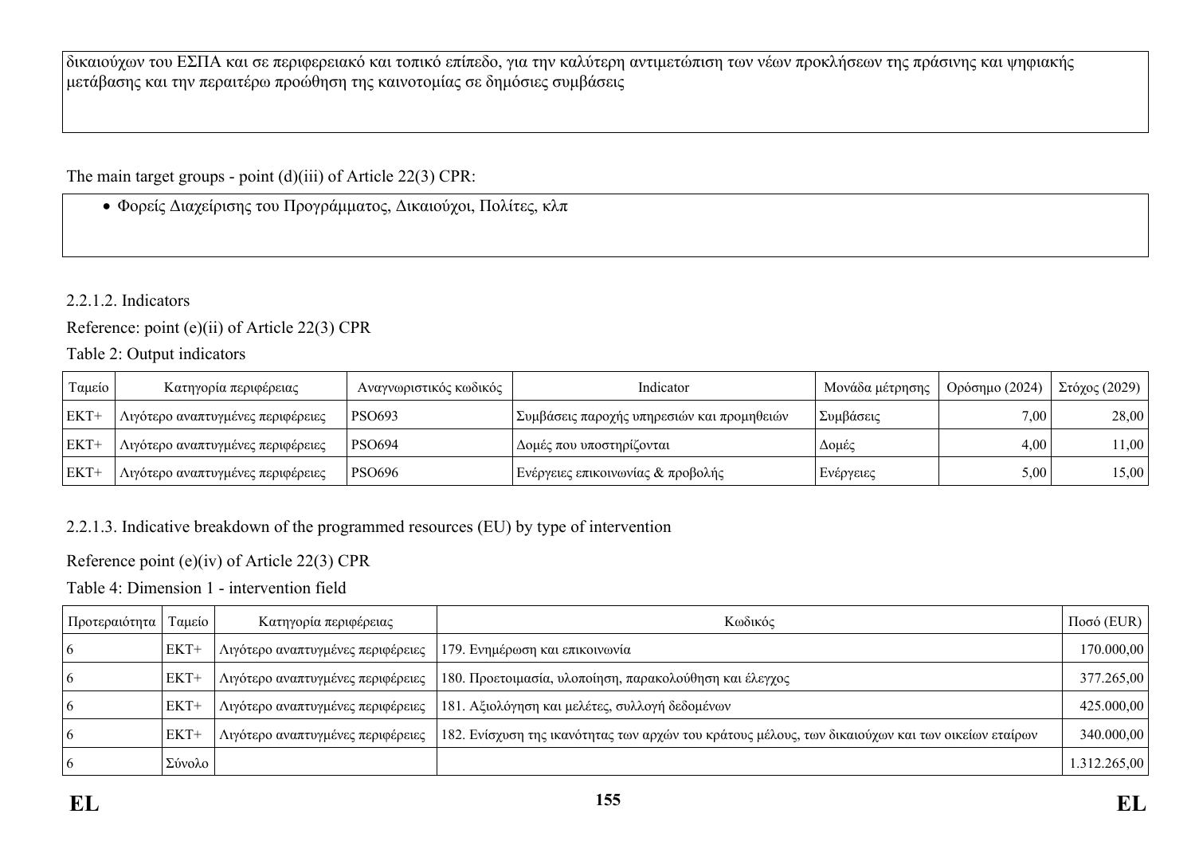| δικαιούχων του ΕΣΠΑ και σε περιφερειακό και τοπικό επίπεδο, για την καλύτερη αντιμετώπιση των νέων προκλήσεων της πράσινης και ψηφιακής μετάβασης και την περαιτέρω προώθηση της καινοτομίας σε δημόσιες συμβάσεις |
|---|

The main target groups - point (d)(iii) of Article 22(3) CPR:

- Φορείς Διαχείρισης του Προγράμματος, Δικαιούχοι, Πολίτες, κλπ

2.2.1.2. Indicators

Reference: point (e)(ii) of Article 22(3) CPR

Table 2: Output indicators

| Ταμείο | Κατηγορία περιφέρειας | Αναγνωριστικός κωδικός | Indicator | Μονάδα μέτρησης | Ορόσημο (2024) | Στόχος (2029) |
|---|---|---|---|---|---|---|
| ΕΚΤ+ | Λιγότερο αναπτυγμένες περιφέρειες | PSO693 | Συμβάσεις παροχής υπηρεσιών και προμηθειών | Συμβάσεις | 7,00 | 28,00 |
| ΕΚΤ+ | Λιγότερο αναπτυγμένες περιφέρειες | PSO694 | Δομές που υποστηρίζονται | Δομές | 4,00 | 11,00 |
| ΕΚΤ+ | Λιγότερο αναπτυγμένες περιφέρειες | PSO696 | Ενέργειες επικοινωνίας & προβολής | Ενέργειες | 5,00 | 15,00 |

2.2.1.3. Indicative breakdown of the programmed resources (EU) by type of intervention

Reference point (e)(iv) of Article 22(3) CPR

Table 4: Dimension 1 - intervention field

| Προτεραιότητα | Ταμείο | Κατηγορία περιφέρειας | Κωδικός | Ποσό (EUR) |
|---|---|---|---|---|
| 6 | ΕΚΤ+ | Λιγότερο αναπτυγμένες περιφέρειες | 179. Ενημέρωση και επικοινωνία | 170.000,00 |
| 6 | ΕΚΤ+ | Λιγότερο αναπτυγμένες περιφέρειες | 180. Προετοιμασία, υλοποίηση, παρακολούθηση και έλεγχος | 377.265,00 |
| 6 | ΕΚΤ+ | Λιγότερο αναπτυγμένες περιφέρειες | 181. Αξιολόγηση και μελέτες, συλλογή δεδομένων | 425.000,00 |
| 6 | ΕΚΤ+ | Λιγότερο αναπτυγμένες περιφέρειες | 182. Ενίσχυση της ικανότητας των αρχών του κράτους μέλους, των δικαιούχων και των οικείων εταίρων | 340.000,00 |
| 6 | Σύνολο | | | 1.312.265,00 |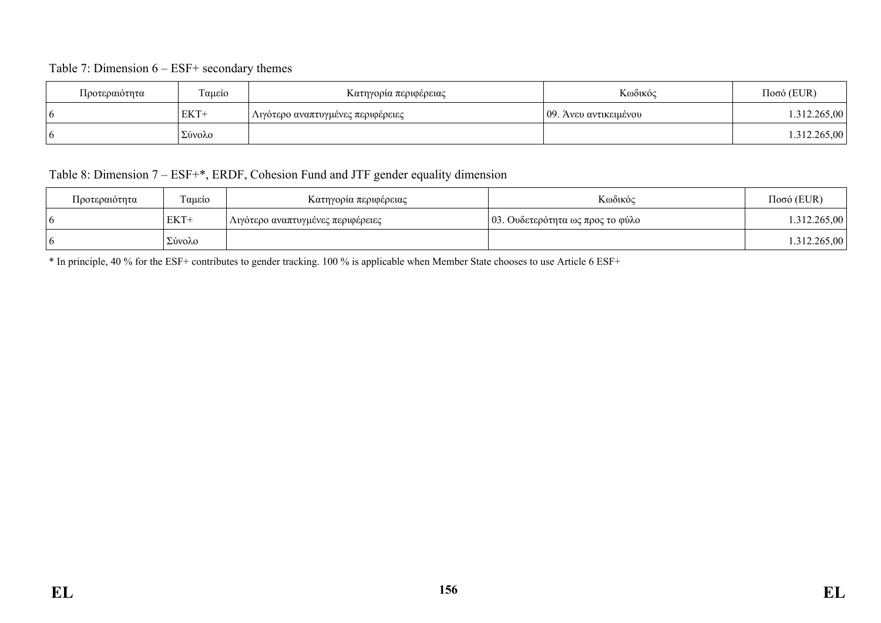Table 7: Dimension 6 – ESF+ secondary themes

| Προτεραιότητα | Ταμείο | Κατηγορία περιφέρειας | Κωδικός | Ποσό (EUR) |
|---|---|---|---|---|
| 6 | ΕΚΤ+ | Λιγότερο αναπτυγμένες περιφέρειες | 09. Άνευ αντικειμένου | 1.312.265,00 |
| 6 | Σύνολο | | | 1.312.265,00 |

Table 8: Dimension 7 – ESF+*, ERDF, Cohesion Fund and JTF gender equality dimension

| Προτεραιότητα | Ταμείο | Κατηγορία περιφέρειας | Κωδικός | Ποσό (EUR) |
|---|---|---|---|---|
| 6 | ΕΚΤ+ | Λιγότερο αναπτυγμένες περιφέρειες | 03. Ουδετερότητα ως προς το φύλο | 1.312.265,00 |
| 6 | Σύνολο | | | 1.312.265,00 |

* In principle, 40 % for the ESF+ contributes to gender tracking. 100 % is applicable when Member State chooses to use Article 6 ESF+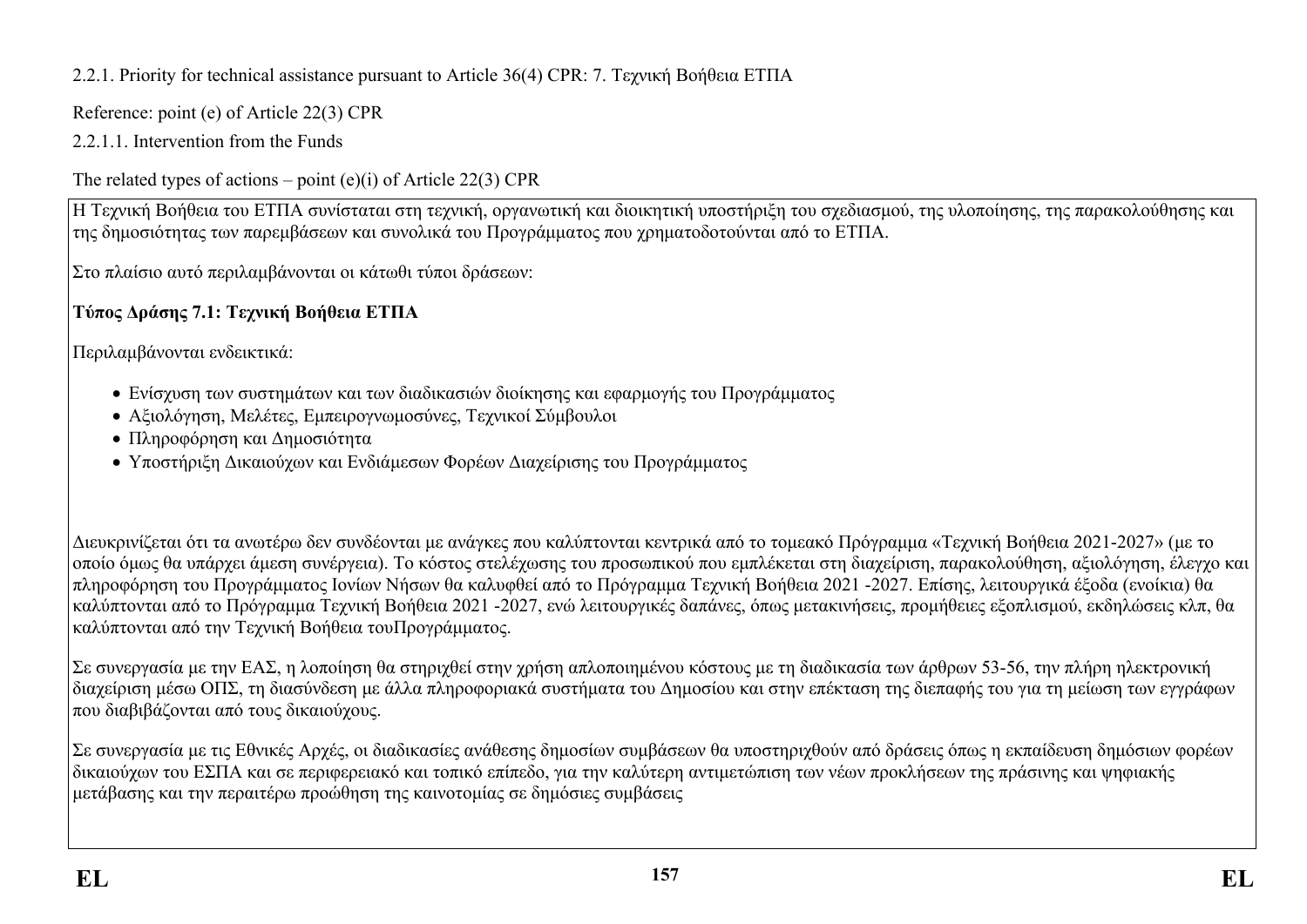2.2.1. Priority for technical assistance pursuant to Article 36(4) CPR: 7. Τεχνική Βοήθεια ΕΤΠΑ

Reference: point (e) of Article 22(3) CPR

2.2.1.1. Intervention from the Funds

The related types of actions – point (e)(i) of Article 22(3) CPR

Η Τεχνική Βοήθεια του ΕΤΠΑ συνίσταται στη τεχνική, οργανωτική και διοικητική υποστήριξη του σχεδιασμού, της υλοποίησης, της παρακολούθησης και της δημοσιότητας των παρεμβάσεων και συνολικά του Προγράμματος που χρηματοδοτούνται από το ΕΤΠΑ.

Στο πλαίσιο αυτό περιλαμβάνονται οι κάτωθι τύποι δράσεων:

**Τύπος Δράσης 7.1: Τεχνική Βοήθεια ΕΤΠΑ**

Περιλαμβάνονται ενδεικτικά:

- Ενίσχυση των συστημάτων και των διαδικασιών διοίκησης και εφαρμογής του Προγράμματος
- Αξιολόγηση, Μελέτες, Εμπειρογνωμοσύνες, Τεχνικοί Σύμβουλοι
- Πληροφόρηση και Δημοσιότητα
- Υποστήριξη Δικαιούχων και Ενδιάμεσων Φορέων Διαχείρισης του Προγράμματος

Διευκρινίζεται ότι τα ανωτέρω δεν συνδέονται με ανάγκες που καλύπτονται κεντρικά από το τομεακό Πρόγραμμα «Τεχνική Βοήθεια 2021-2027» (με το οποίο όμως θα υπάρχει άμεση συνέργεια). Το κόστος στελέχωσης του προσωπικού που εμπλέκεται στη διαχείριση, παρακολούθηση, αξιολόγηση, έλεγχο και πληροφόρηση του Προγράμματος Ιονίων Νήσων θα καλυφθεί από το Πρόγραμμα Τεχνική Βοήθεια 2021 -2027. Επίσης, λειτουργικά έξοδα (ενοίκια) θα καλύπτονται από το Πρόγραμμα Τεχνική Βοήθεια 2021 -2027, ενώ λειτουργικές δαπάνες, όπως μετακινήσεις, προμήθειες εξοπλισμού, εκδηλώσεις κλπ, θα καλύπτονται από την Τεχνική Βοήθεια τουΠρογράμματος.

Σε συνεργασία με την ΕΑΣ, η λοποίηση θα στηριχθεί στην χρήση απλοποιημένου κόστους με τη διαδικασία των άρθρων 53-56, την πλήρη ηλεκτρονική διαχείριση μέσω ΟΠΣ, τη διασύνδεση με άλλα πληροφοριακά συστήματα του Δημοσίου και στην επέκταση της διεπαφής του για τη μείωση των εγγράφων που διαβιβάζονται από τους δικαιούχους.

Σε συνεργασία με τις Εθνικές Αρχές, οι διαδικασίες ανάθεσης δημοσίων συμβάσεων θα υποστηριχθούν από δράσεις όπως η εκπαίδευση δημόσιων φορέων δικαιούχων του ΕΣΠΑ και σε περιφερειακό και τοπικό επίπεδο, για την καλύτερη αντιμετώπιση των νέων προκλήσεων της πράσινης και ψηφιακής μετάβασης και την περαιτέρω προώθηση της καινοτομίας σε δημόσιες συμβάσεις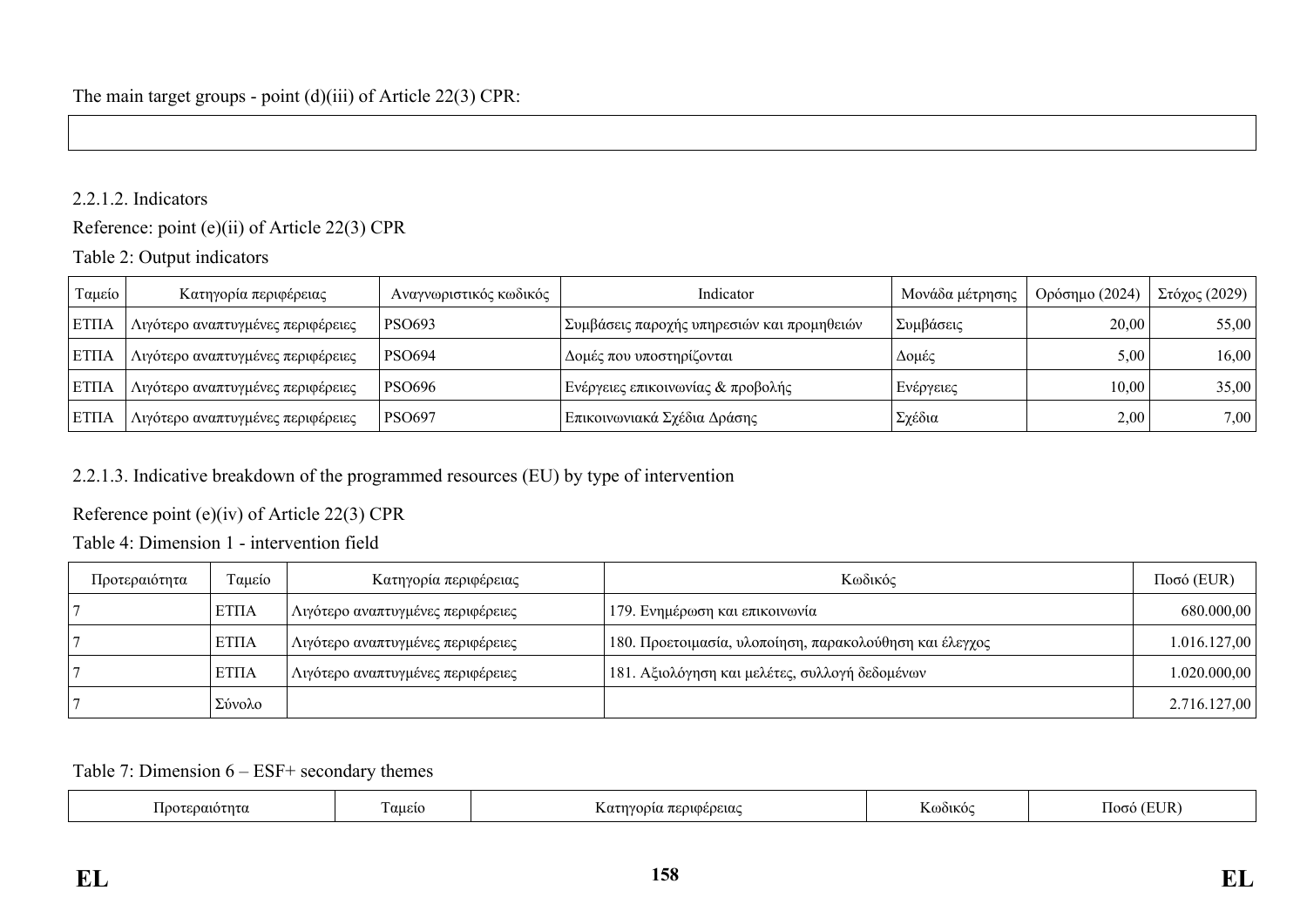The main target groups - point (d)(iii) of Article 22(3) CPR:

| |
|---|
| |

2.2.1.2. Indicators

Reference: point (e)(ii) of Article 22(3) CPR

Table 2: Output indicators

| Ταμείο | Κατηγορία περιφέρειας | Αναγνωριστικός κωδικός | Indicator | Μονάδα μέτρησης | Ορόσημο (2024) | Στόχος (2029) |
|---|---|---|---|---|---|---|
| ΕΤΠΑ | Λιγότερο αναπτυγμένες περιφέρειες | PSO693 | Συμβάσεις παροχής υπηρεσιών και προμηθειών | Συμβάσεις | 20,00 | 55,00 |
| ΕΤΠΑ | Λιγότερο αναπτυγμένες περιφέρειες | PSO694 | Δομές που υποστηρίζονται | Δομές | 5,00 | 16,00 |
| ΕΤΠΑ | Λιγότερο αναπτυγμένες περιφέρειες | PSO696 | Ενέργειες επικοινωνίας & προβολής | Ενέργειες | 10,00 | 35,00 |
| ΕΤΠΑ | Λιγότερο αναπτυγμένες περιφέρειες | PSO697 | Επικοινωνιακά Σχέδια Δράσης | Σχέδια | 2,00 | 7,00 |

2.2.1.3. Indicative breakdown of the programmed resources (EU) by type of intervention

Reference point (e)(iv) of Article 22(3) CPR

Table 4: Dimension 1 - intervention field

| Προτεραιότητα | Ταμείο | Κατηγορία περιφέρειας | Κωδικός | Ποσό (EUR) |
|---|---|---|---|---|
| 7 | ΕΤΠΑ | Λιγότερο αναπτυγμένες περιφέρειες | 179. Ενημέρωση και επικοινωνία | 680.000,00 |
| 7 | ΕΤΠΑ | Λιγότερο αναπτυγμένες περιφέρειες | 180. Προετοιμασία, υλοποίηση, παρακολούθηση και έλεγχος | 1.016.127,00 |
| 7 | ΕΤΠΑ | Λιγότερο αναπτυγμένες περιφέρειες | 181. Αξιολόγηση και μελέτες, συλλογή δεδομένων | 1.020.000,00 |
| 7 | Σύνολο | | | 2.716.127,00 |

Table 7: Dimension 6 – ESF+ secondary themes

| Προτεραιότητα | Ταμείο | Κατηγορία περιφέρειας | Κωδικός | Ποσό (EUR) |
|---|---|---|---|---|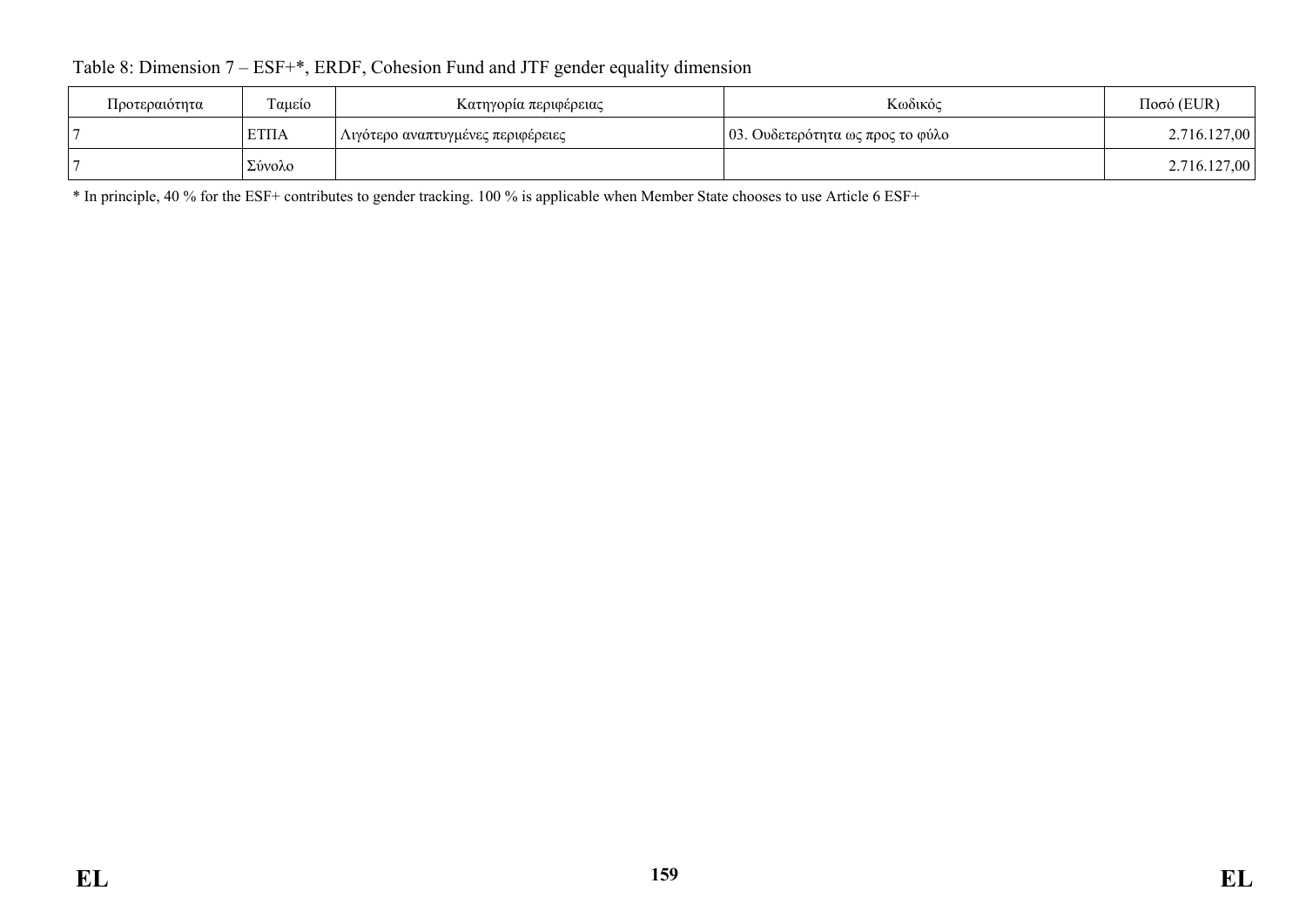Table 8: Dimension 7 – ESF+*, ERDF, Cohesion Fund and JTF gender equality dimension

| Προτεραιότητα | Ταμείο | Κατηγορία περιφέρειας | Κωδικός | Ποσό (EUR) |
|---|---|---|---|---|
| 7 | ΕΤΠΑ | Λιγότερο αναπτυγμένες περιφέρειες | 03. Ουδετερότητα ως προς το φύλο | 2.716.127,00 |
| 7 | Σύνολο | | | 2.716.127,00 |

* In principle, 40 % for the ESF+ contributes to gender tracking. 100 % is applicable when Member State chooses to use Article 6 ESF+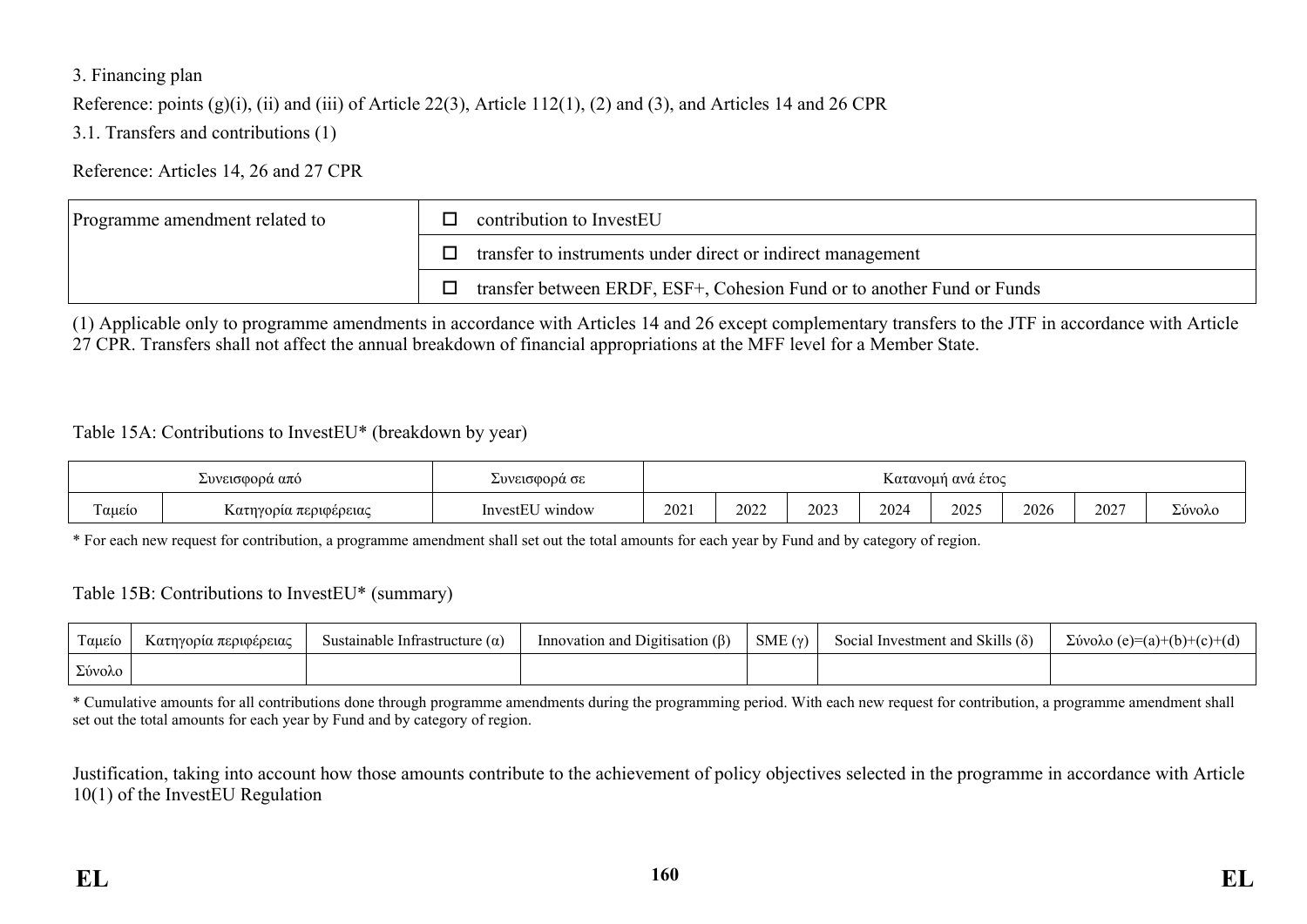3. Financing plan

Reference: points (g)(i), (ii) and (iii) of Article 22(3), Article 112(1), (2) and (3), and Articles 14 and 26 CPR

3.1. Transfers and contributions (1)

Reference: Articles 14, 26 and 27 CPR

| Programme amendment related to | ☐ contribution to InvestEU |
|---|---|
| | ☐ transfer to instruments under direct or indirect management |
| | ☐ transfer between ERDF, ESF+, Cohesion Fund or to another Fund or Funds |

(1) Applicable only to programme amendments in accordance with Articles 14 and 26 except complementary transfers to the JTF in accordance with Article 27 CPR. Transfers shall not affect the annual breakdown of financial appropriations at the MFF level for a Member State.

Table 15A: Contributions to InvestEU* (breakdown by year)

| Συνεισφορά από | | Συνεισφορά σε | Κατανομή ανά έτος | | | | | | | |
|---|---|---|---|---|---|---|---|---|---|---|
| Ταμείο | Κατηγορία περιφέρειας | InvestEU window | 2021 | 2022 | 2023 | 2024 | 2025 | 2026 | 2027 | Σύνολο |

\* For each new request for contribution, a programme amendment shall set out the total amounts for each year by Fund and by category of region.

Table 15B: Contributions to InvestEU* (summary)

| Ταμείο | Κατηγορία περιφέρειας | Sustainable Infrastructure (α) | Innovation and Digitisation (β) | SME (γ) | Social Investment and Skills (δ) | Σύνολο (e)=(a)+(b)+(c)+(d) |
|---|---|---|---|---|---|---|
| Σύνολο | | | | | | |

\* Cumulative amounts for all contributions done through programme amendments during the programming period. With each new request for contribution, a programme amendment shall set out the total amounts for each year by Fund and by category of region.

Justification, taking into account how those amounts contribute to the achievement of policy objectives selected in the programme in accordance with Article 10(1) of the InvestEU Regulation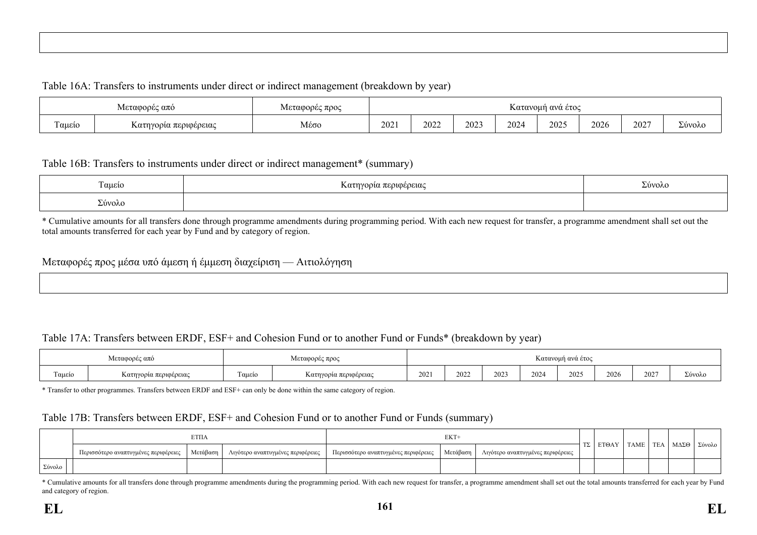Table 16A: Transfers to instruments under direct or indirect management (breakdown by year)

| Μεταφορές από | | Μεταφορές προς | Κατανομή ανά έτος | | | | | | | |
|---|---|---|---|---|---|---|---|---|---|---|
| Ταμείο | Κατηγορία περιφέρειας | Μέσο | 2021 | 2022 | 2023 | 2024 | 2025 | 2026 | 2027 | Σύνολο |

Table 16B: Transfers to instruments under direct or indirect management* (summary)

| Ταμείο | Κατηγορία περιφέρειας | Σύνολο |
|---|---|---|
| Σύνολο | | |

* Cumulative amounts for all transfers done through programme amendments during programming period. With each new request for transfer, a programme amendment shall set out the total amounts transferred for each year by Fund and by category of region.

Μεταφορές προς μέσα υπό άμεση ή έμμεση διαχείριση — Αιτιολόγηση

Table 17A: Transfers between ERDF, ESF+ and Cohesion Fund or to another Fund or Funds* (breakdown by year)

| Μεταφορές από | | Μεταφορές προς | | Κατανομή ανά έτος | | | | | | | |
|---|---|---|---|---|---|---|---|---|---|---|---|
| Ταμείο | Κατηγορία περιφέρειας | Ταμείο | Κατηγορία περιφέρειας | 2021 | 2022 | 2023 | 2024 | 2025 | 2026 | 2027 | Σύνολο |

* Transfer to other programmes. Transfers between ERDF and ESF+ can only be done within the same category of region.

Table 17B: Transfers between ERDF, ESF+ and Cohesion Fund or to another Fund or Funds (summary)

| | ΕΤΠΑ | | | ΕΚΤ+ | | | ΤΣ | ΕΤΘΑΥ | ΤΑΜΕ | ΤΕΑ | ΜΔΣΘ | Σύνολο |
|---|---|---|---|---|---|---|---|---|---|---|---|---|
| | Περισσότερο αναπτυγμένες περιφέρειες | Μετάβαση | Λιγότερο αναπτυγμένες περιφέρειες | Περισσότερο αναπτυγμένες περιφέρειες | Μετάβαση | Λιγότερο αναπτυγμένες περιφέρειες | | | | | | |
| Σύνολο | | | | | | | | | | | | |

* Cumulative amounts for all transfers done through programme amendments during the programming period. With each new request for transfer, a programme amendment shall set out the total amounts transferred for each year by Fund and category of region.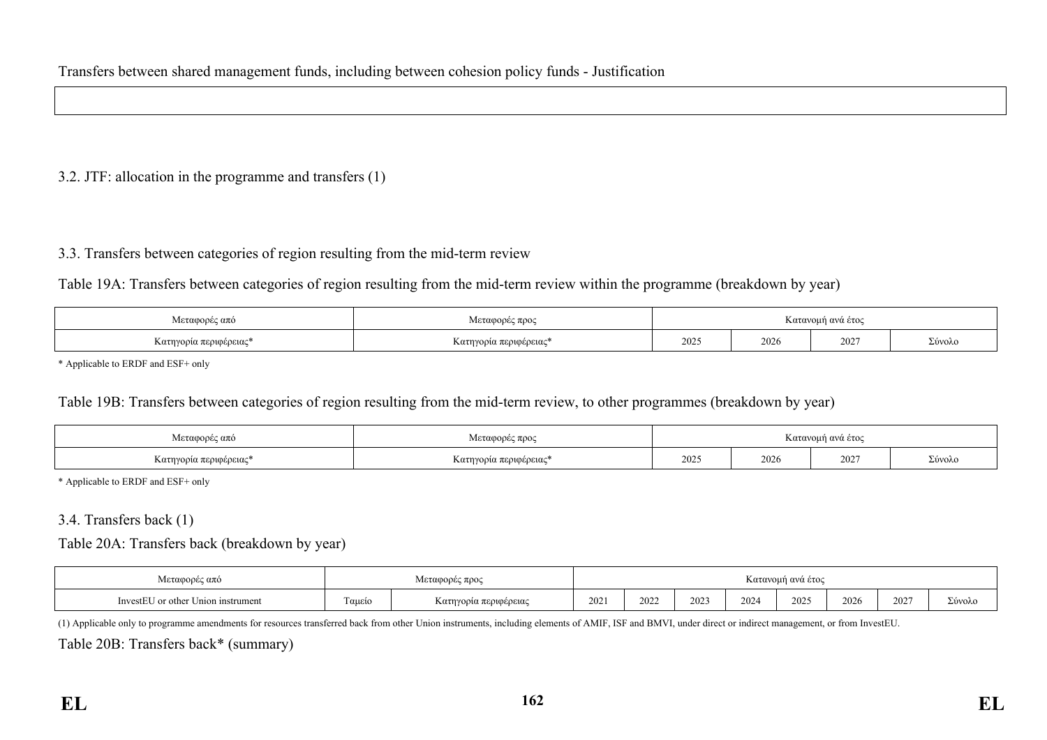Transfers between shared management funds, including between cohesion policy funds - Justification

| |
|---|
| |

3.2. JTF: allocation in the programme and transfers (1)

3.3. Transfers between categories of region resulting from the mid-term review

Table 19A: Transfers between categories of region resulting from the mid-term review within the programme (breakdown by year)

| Μεταφορές από | Μεταφορές προς | Κατανομή ανά έτος | | | |
|---|---|---|---|---|---|
| Κατηγορία περιφέρειας* | Κατηγορία περιφέρειας* | 2025 | 2026 | 2027 | Σύνολο |

* Applicable to ERDF and ESF+ only

Table 19B: Transfers between categories of region resulting from the mid-term review, to other programmes (breakdown by year)

| Μεταφορές από | Μεταφορές προς | Κατανομή ανά έτος | | | |
|---|---|---|---|---|---|
| Κατηγορία περιφέρειας* | Κατηγορία περιφέρειας* | 2025 | 2026 | 2027 | Σύνολο |

* Applicable to ERDF and ESF+ only

3.4. Transfers back (1)

Table 20A: Transfers back (breakdown by year)

| Μεταφορές από | Μεταφορές προς | | Κατανομή ανά έτος | | | | | | | |
|---|---|---|---|---|---|---|---|---|---|---|
| InvestEU or other Union instrument | Ταμείο | Κατηγορία περιφέρειας | 2021 | 2022 | 2023 | 2024 | 2025 | 2026 | 2027 | Σύνολο |

(1) Applicable only to programme amendments for resources transferred back from other Union instruments, including elements of AMIF, ISF and BMVI, under direct or indirect management, or from InvestEU.

Table 20B: Transfers back* (summary)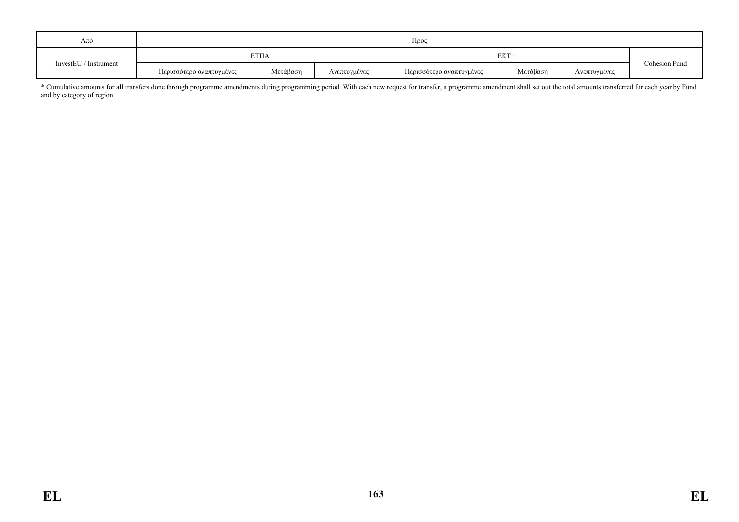| Από | Προς | | | | | | |
|---|---|---|---|---|---|---|---|
| InvestEU / Instrument | ΕΤΠΑ | | | ΕΚΤ+ | | | Cohesion Fund |
| | Περισσότερο αναπτυγμένες | Μετάβαση | Ανεπτυγμένες | Περισσότερο αναπτυγμένες | Μετάβαση | Ανεπτυγμένες | |

* Cumulative amounts for all transfers done through programme amendments during programming period. With each new request for transfer, a programme amendment shall set out the total amounts transferred for each year by Fund and by category of region.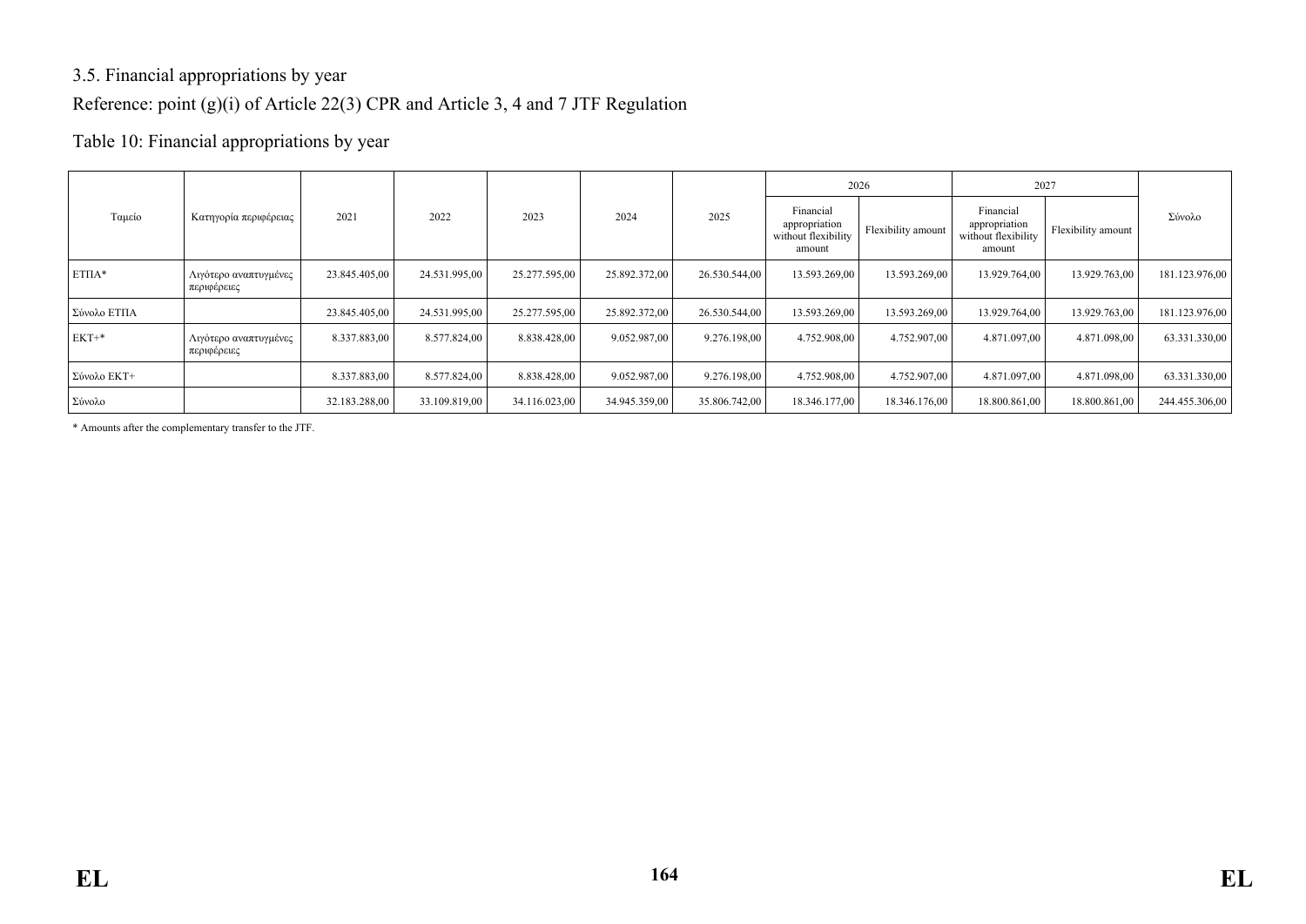3.5. Financial appropriations by year

Reference: point (g)(i) of Article 22(3) CPR and Article 3, 4 and 7 JTF Regulation

Table 10: Financial appropriations by year

| Ταμείο | Κατηγορία περιφέρειας | 2021 | 2022 | 2023 | 2024 | 2025 | 2026 | | 2027 | | Σύνολο |
|---|---|---|---|---|---|---|---|---|---|---|---|
| | | | | | | | Financial appropriation without flexibility amount | Flexibility amount | Financial appropriation without flexibility amount | Flexibility amount | |
| ΕΤΠΑ* | Λιγότερο αναπτυγμένες περιφέρειες | 23.845.405,00 | 24.531.995,00 | 25.277.595,00 | 25.892.372,00 | 26.530.544,00 | 13.593.269,00 | 13.593.269,00 | 13.929.764,00 | 13.929.763,00 | 181.123.976,00 |
| Σύνολο ΕΤΠΑ | | 23.845.405,00 | 24.531.995,00 | 25.277.595,00 | 25.892.372,00 | 26.530.544,00 | 13.593.269,00 | 13.593.269,00 | 13.929.764,00 | 13.929.763,00 | 181.123.976,00 |
| ΕΚΤ+* | Λιγότερο αναπτυγμένες περιφέρειες | 8.337.883,00 | 8.577.824,00 | 8.838.428,00 | 9.052.987,00 | 9.276.198,00 | 4.752.908,00 | 4.752.907,00 | 4.871.097,00 | 4.871.098,00 | 63.331.330,00 |
| Σύνολο ΕΚΤ+ | | 8.337.883,00 | 8.577.824,00 | 8.838.428,00 | 9.052.987,00 | 9.276.198,00 | 4.752.908,00 | 4.752.907,00 | 4.871.097,00 | 4.871.098,00 | 63.331.330,00 |
| Σύνολο | | 32.183.288,00 | 33.109.819,00 | 34.116.023,00 | 34.945.359,00 | 35.806.742,00 | 18.346.177,00 | 18.346.176,00 | 18.800.861,00 | 18.800.861,00 | 244.455.306,00 |

* Amounts after the complementary transfer to the JTF.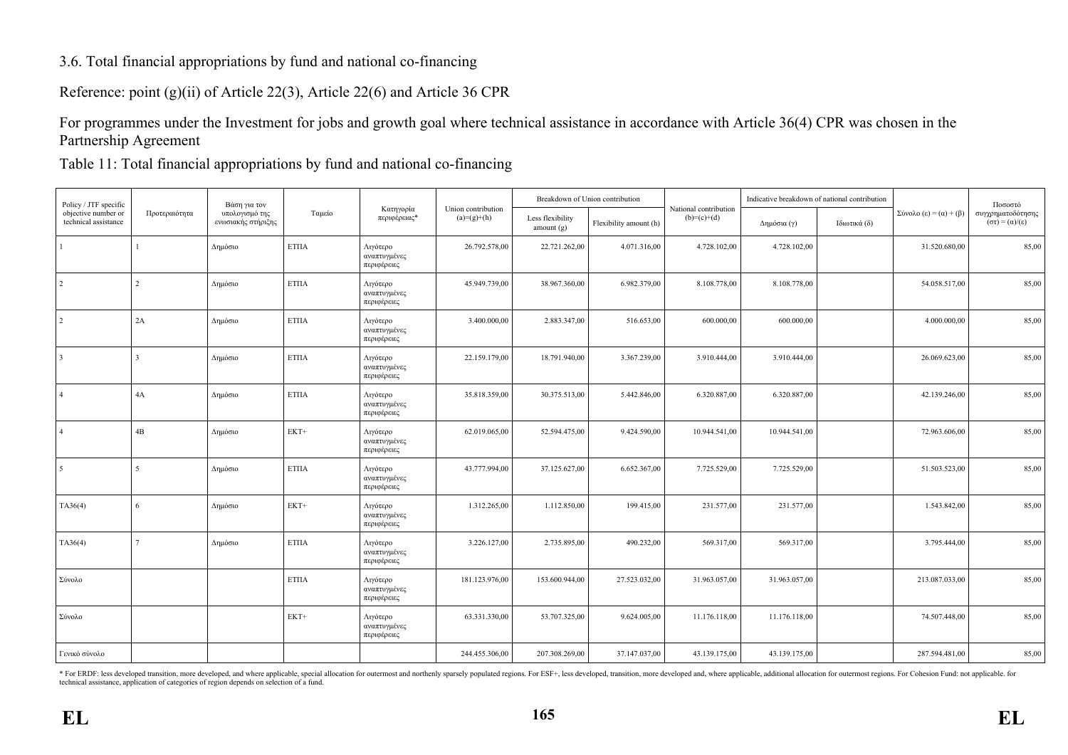3.6. Total financial appropriations by fund and national co-financing

Reference: point (g)(ii) of Article 22(3), Article 22(6) and Article 36 CPR

For programmes under the Investment for jobs and growth goal where technical assistance in accordance with Article 36(4) CPR was chosen in the Partnership Agreement

Table 11: Total financial appropriations by fund and national co-financing

| Policy / JTF specific objective number or technical assistance | Προτεραιότητα | Βάση για τον υπολογισμό της ενωσιακής στήριξης | Ταμείο | Κατηγορία περιφέρειας* | Union contribution (a)=(g)+(h) | Breakdown of Union contribution | | National contribution (b)=(c)+(d) | Indicative breakdown of national contribution | | Σύνολο (ε) = (α) + (β) | Ποσοστό συγχρηματοδότησης (στ) = (α)/(ε) |
|---|---|---|---|---|---|---|---|---|---|---|---|---|
| | | | | | | Less flexibility amount (g) | Flexibility amount (h) | | Δημόσια (γ) | Ιδιωτικά (δ) | | |
| 1 | 1 | Δημόσιο | ΕΤΠΑ | Λιγότερο αναπτυγμένες περιφέρειες | 26.792.578,00 | 22.721.262,00 | 4.071.316,00 | 4.728.102,00 | 4.728.102,00 | | 31.520.680,00 | 85,00 |
| 2 | 2 | Δημόσιο | ΕΤΠΑ | Λιγότερο αναπτυγμένες περιφέρειες | 45.949.739,00 | 38.967.360,00 | 6.982.379,00 | 8.108.778,00 | 8.108.778,00 | | 54.058.517,00 | 85,00 |
| 2 | 2A | Δημόσιο | ΕΤΠΑ | Λιγότερο αναπτυγμένες περιφέρειες | 3.400.000,00 | 2.883.347,00 | 516.653,00 | 600.000,00 | 600.000,00 | | 4.000.000,00 | 85,00 |
| 3 | 3 | Δημόσιο | ΕΤΠΑ | Λιγότερο αναπτυγμένες περιφέρειες | 22.159.179,00 | 18.791.940,00 | 3.367.239,00 | 3.910.444,00 | 3.910.444,00 | | 26.069.623,00 | 85,00 |
| 4 | 4A | Δημόσιο | ΕΤΠΑ | Λιγότερο αναπτυγμένες περιφέρειες | 35.818.359,00 | 30.375.513,00 | 5.442.846,00 | 6.320.887,00 | 6.320.887,00 | | 42.139.246,00 | 85,00 |
| 4 | 4B | Δημόσιο | ΕΚΤ+ | Λιγότερο αναπτυγμένες περιφέρειες | 62.019.065,00 | 52.594.475,00 | 9.424.590,00 | 10.944.541,00 | 10.944.541,00 | | 72.963.606,00 | 85,00 |
| 5 | 5 | Δημόσιο | ΕΤΠΑ | Λιγότερο αναπτυγμένες περιφέρειες | 43.777.994,00 | 37.125.627,00 | 6.652.367,00 | 7.725.529,00 | 7.725.529,00 | | 51.503.523,00 | 85,00 |
| TA36(4) | 6 | Δημόσιο | ΕΚΤ+ | Λιγότερο αναπτυγμένες περιφέρειες | 1.312.265,00 | 1.112.850,00 | 199.415,00 | 231.577,00 | 231.577,00 | | 1.543.842,00 | 85,00 |
| TA36(4) | 7 | Δημόσιο | ΕΤΠΑ | Λιγότερο αναπτυγμένες περιφέρειες | 3.226.127,00 | 2.735.895,00 | 490.232,00 | 569.317,00 | 569.317,00 | | 3.795.444,00 | 85,00 |
| Σύνολο | | | ΕΤΠΑ | Λιγότερο αναπτυγμένες περιφέρειες | 181.123.976,00 | 153.600.944,00 | 27.523.032,00 | 31.963.057,00 | 31.963.057,00 | | 213.087.033,00 | 85,00 |
| Σύνολο | | | ΕΚΤ+ | Λιγότερο αναπτυγμένες περιφέρειες | 63.331.330,00 | 53.707.325,00 | 9.624.005,00 | 11.176.118,00 | 11.176.118,00 | | 74.507.448,00 | 85,00 |
| Γενικό σύνολο | | | | | 244.455.306,00 | 207.308.269,00 | 37.147.037,00 | 43.139.175,00 | 43.139.175,00 | | 287.594.481,00 | 85,00 |

* For ERDF: less developed transition, more developed, and where applicable, special allocation for outermost and northenly sparsely populated regions. For ESF+, less developed, transition, more developed and, where applicable, additional allocation for outermost regions. For Cohesion Fund: not applicable. for technical assistance, application of categories of region depends on selection of a fund.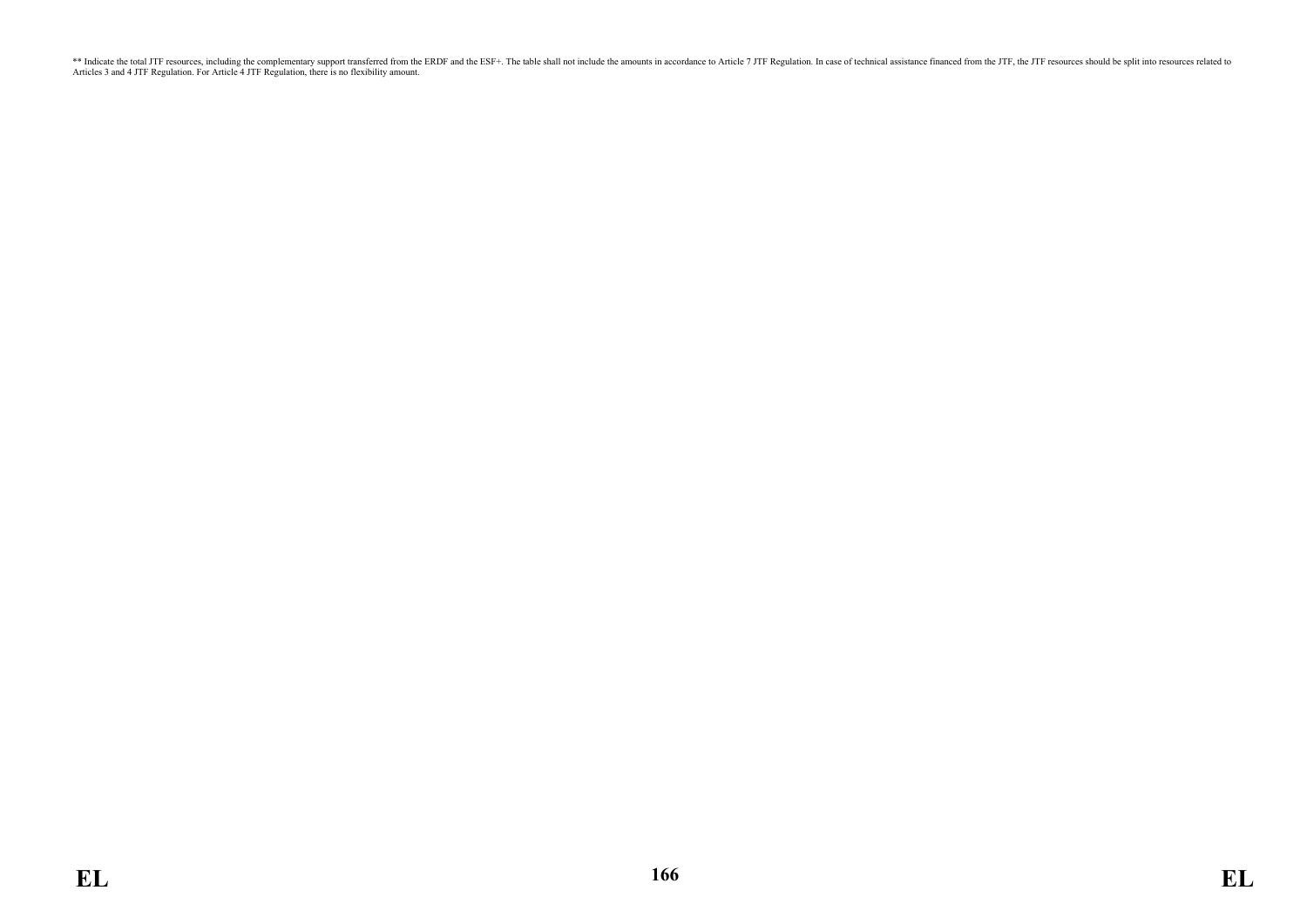** Indicate the total JTF resources, including the complementary support transferred from the ERDF and the ESF+. The table shall not include the amounts in accordance to Article 7 JTF Regulation. In case of technical assistance financed from the JTF, the JTF resources should be split into resources related to Articles 3 and 4 JTF Regulation. For Article 4 JTF Regulation, there is no flexibility amount.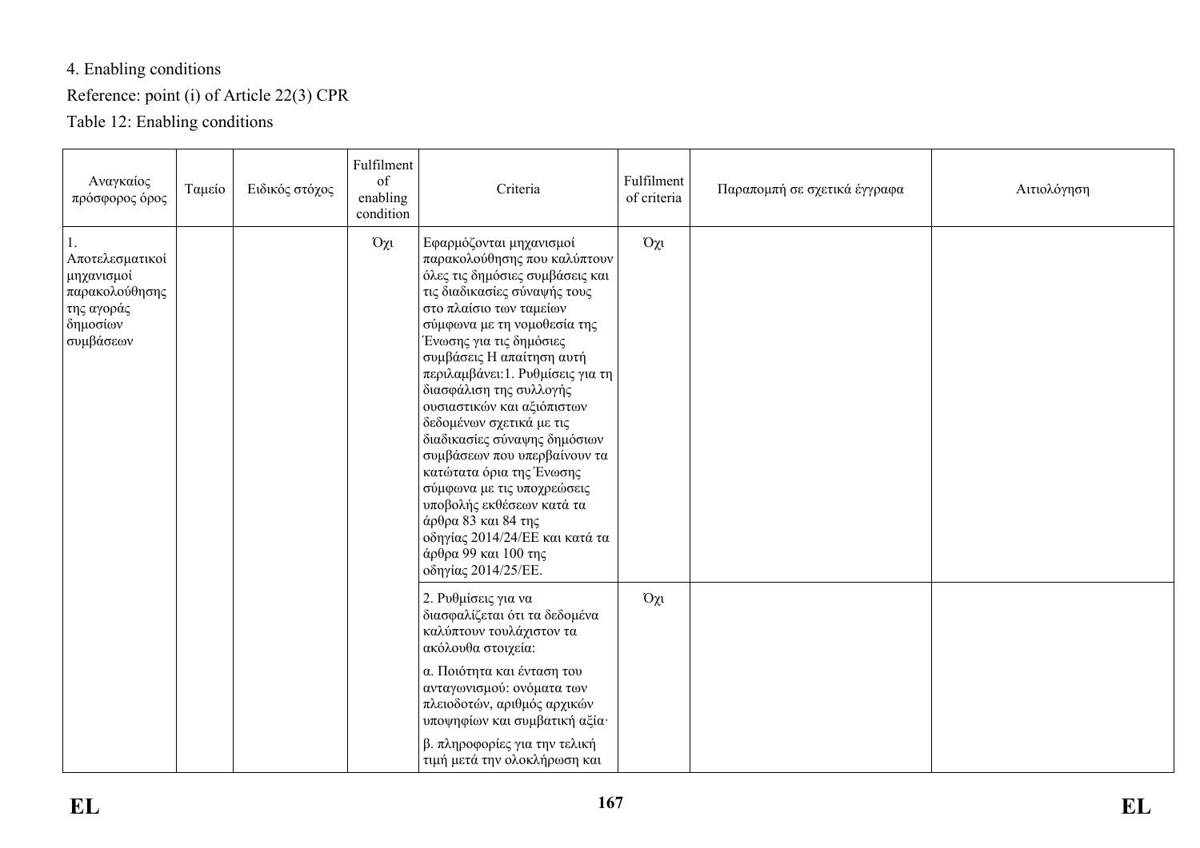4. Enabling conditions

Reference: point (i) of Article 22(3) CPR

Table 12: Enabling conditions

| Αναγκαίος πρόσφορος όρος | Ταμείο | Ειδικός στόχος | Fulfilment of enabling condition | Criteria | Fulfilment of criteria | Παραπομπή σε σχετικά έγγραφα | Αιτιολόγηση |
|---|---|---|---|---|---|---|---|
| 1. Αποτελεσματικοί μηχανισμοί παρακολούθησης της αγοράς δημοσίων συμβάσεων | | | Όχι | Εφαρμόζονται μηχανισμοί παρακολούθησης που καλύπτουν όλες τις δημόσιες συμβάσεις και τις διαδικασίες σύναψής τους στο πλαίσιο των ταμείων σύμφωνα με τη νομοθεσία της Ένωσης για τις δημόσιες συμβάσεις Η απαίτηση αυτή περιλαμβάνει:1. Ρυθμίσεις για τη διασφάλιση της συλλογής ουσιαστικών και αξιόπιστων δεδομένων σχετικά με τις διαδικασίες σύναψης δημόσιων συμβάσεων που υπερβαίνουν τα κατώτατα όρια της Ένωσης σύμφωνα με τις υποχρεώσεις υποβολής εκθέσεων κατά τα άρθρα 83 και 84 της οδηγίας 2014/24/ΕΕ και κατά τα άρθρα 99 και 100 της οδηγίας 2014/25/ΕΕ. | Όχι | | |
| | | | | 2. Ρυθμίσεις για να διασφαλίζεται ότι τα δεδομένα καλύπτουν τουλάχιστον τα ακόλουθα στοιχεία:<br><br>α. Ποιότητα και ένταση του ανταγωνισμού: ονόματα των πλειοδοτών, αριθμός αρχικών υποψηφίων και συμβατική αξία·<br><br>β. πληροφορίες για την τελική τιμή μετά την ολοκλήρωση και | Όχι | | |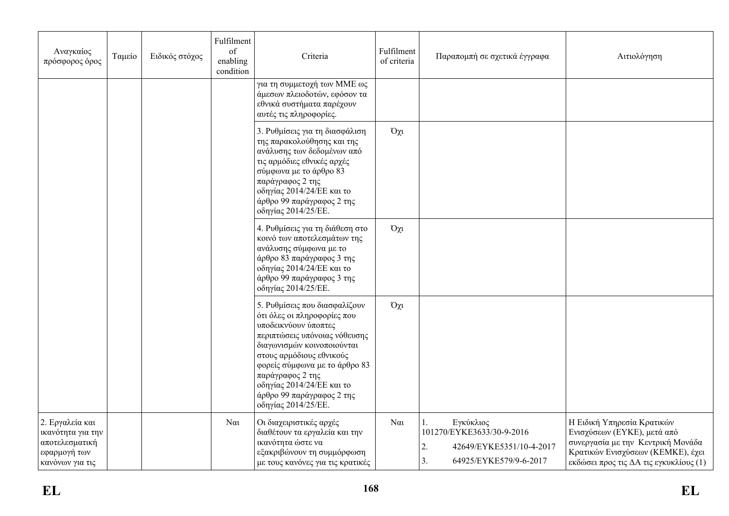| Αναγκαίος πρόσφορος όρος | Ταμείο | Ειδικός στόχος | Fulfilment of enabling condition | Criteria | Fulfilment of criteria | Παραπομπή σε σχετικά έγγραφα | Αιτιολόγηση |
|---|---|---|---|---|---|---|---|
| | | | | για τη συμμετοχή των ΜΜΕ ως άμεσων πλειοδοτών, εφόσον τα εθνικά συστήματα παρέχουν αυτές τις πληροφορίες. | | | |
| | | | | 3. Ρυθμίσεις για τη διασφάλιση της παρακολούθησης και της ανάλυσης των δεδομένων από τις αρμόδιες εθνικές αρχές σύμφωνα με το άρθρο 83 παράγραφος 2 της οδηγίας 2014/24/ΕΕ και το άρθρο 99 παράγραφος 2 της οδηγίας 2014/25/ΕΕ. | Όχι | | |
| | | | | 4. Ρυθμίσεις για τη διάθεση στο κοινό των αποτελεσμάτων της ανάλυσης σύμφωνα με το άρθρο 83 παράγραφος 3 της οδηγίας 2014/24/ΕΕ και το άρθρο 99 παράγραφος 3 της οδηγίας 2014/25/ΕΕ. | Όχι | | |
| | | | | 5. Ρυθμίσεις που διασφαλίζουν ότι όλες οι πληροφορίες που υποδεικνύουν ύποπτες περιπτώσεις υπόνοιας νόθευσης διαγωνισμών κοινοποιούνται στους αρμόδιους εθνικούς φορείς σύμφωνα με το άρθρο 83 παράγραφος 2 της οδηγίας 2014/24/ΕΕ και το άρθρο 99 παράγραφος 2 της οδηγίας 2014/25/ΕΕ. | Όχι | | |
| 2. Εργαλεία και ικανότητα για την αποτελεσματική εφαρμογή των κανόνων για τις | | | Ναι | Οι διαχειριστικές αρχές διαθέτουν τα εργαλεία και την ικανότητα ώστε να εξακριβώνουν τη συμμόρφωση με τους κανόνες για τις κρατικές | Ναι | 1. Εγκύκλιος 101270/ΕΥΚΕ3633/30-9-2016<br>2. 42649/ΕΥΚΕ5351/10-4-2017<br>3. 64925/ΕΥΚΕ579/9-6-2017 | Η Ειδική Υπηρεσία Κρατικών Ενισχύσεων (ΕΥΚΕ), μετά από συνεργασία με την Κεντρική Μονάδα Κρατικών Ενισχύσεων (ΚΕΜΚΕ), έχει εκδώσει προς τις ΔΑ τις εγκυκλίους (1) |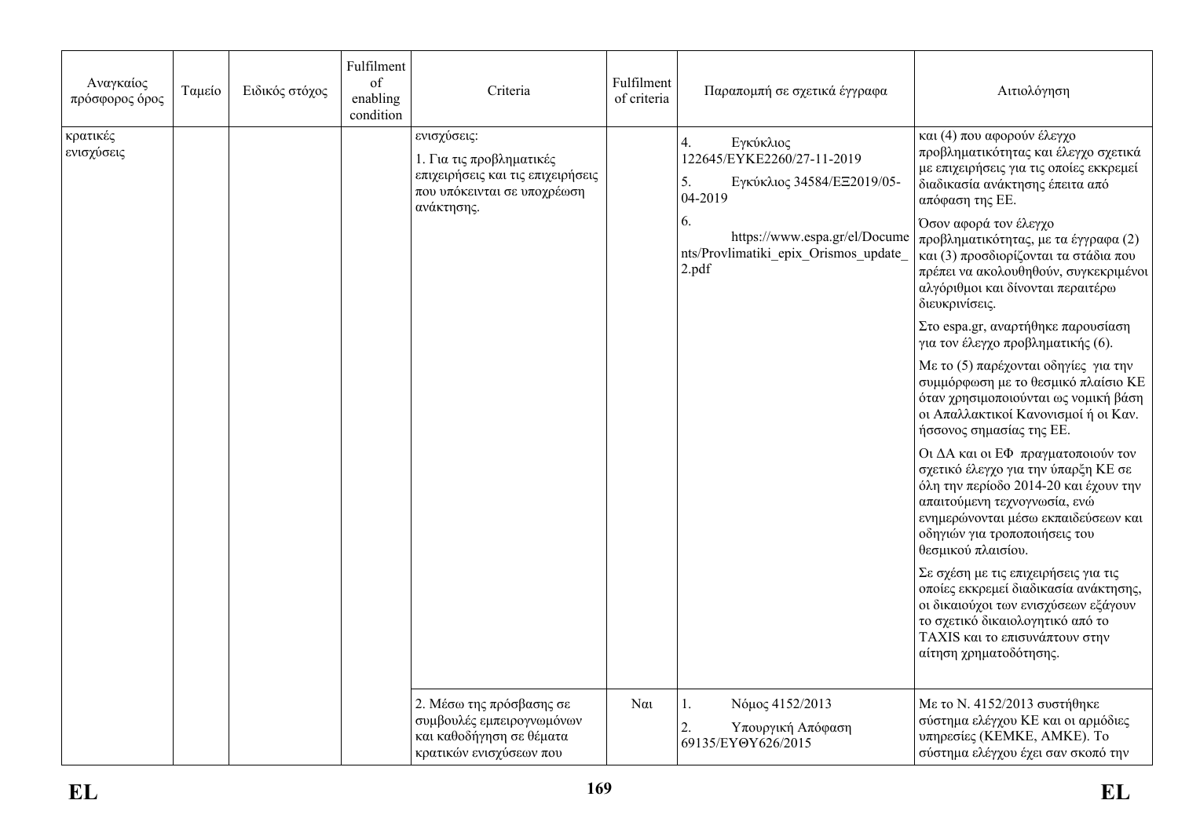| Αναγκαίος πρόσφορος όρος | Ταμείο | Ειδικός στόχος | Fulfilment of enabling condition | Criteria | Fulfilment of criteria | Παραπομπή σε σχετικά έγγραφα | Αιτιολόγηση |
|---|---|---|---|---|---|---|---|
| κρατικές ενισχύσεις | | | | ενισχύσεις:<br>1. Για τις προβληματικές επιχειρήσεις και τις επιχειρήσεις που υπόκεινται σε υποχρέωση ανάκτησης. | | 4. Εγκύκλιος 122645/ΕΥΚΕ2260/27-11-2019<br>5. Εγκύκλιος 34584/ΕΞ2019/05-04-2019<br>6. https://www.espa.gr/el/Documents/Provlimatiki_epix_Orismos_update_2.pdf | και (4) που αφορούν έλεγχο προβληματικότητας και έλεγχο σχετικά με επιχειρήσεις για τις οποίες εκκρεμεί διαδικασία ανάκτησης έπειτα από απόφαση της ΕΕ.<br>Όσον αφορά τον έλεγχο προβληματικότητας, με τα έγγραφα (2) και (3) προσδιορίζονται τα στάδια που πρέπει να ακολουθηθούν, συγκεκριμένοι αλγόριθμοι και δίνονται περαιτέρω διευκρινίσεις.<br>Στο espa.gr, αναρτήθηκε παρουσίαση για τον έλεγχο προβληματικής (6).<br>Με το (5) παρέχονται οδηγίες για την συμμόρφωση με το θεσμικό πλαίσιο ΚΕ όταν χρησιμοποιούνται ως νομική βάση οι Απαλλακτικοί Κανονισμοί ή οι Καν. ήσσονος σημασίας της ΕΕ.<br>Οι ΔΑ και οι ΕΦ πραγματοποιούν τον σχετικό έλεγχο για την ύπαρξη ΚΕ σε όλη την περίοδο 2014-20 και έχουν την απαιτούμενη τεχνογνωσία, ενώ ενημερώνονται μέσω εκπαιδεύσεων και οδηγιών για τροποποιήσεις του θεσμικού πλαισίου.<br>Σε σχέση με τις επιχειρήσεις για τις οποίες εκκρεμεί διαδικασία ανάκτησης, οι δικαιούχοι των ενισχύσεων εξάγουν το σχετικό δικαιολογητικό από το TAXIS και το επισυνάπτουν στην αίτηση χρηματοδότησης. |
| | | | | 2. Μέσω της πρόσβασης σε συμβουλές εμπειρογνωμόνων και καθοδήγηση σε θέματα κρατικών ενισχύσεων που | Ναι | 1. Νόμος 4152/2013<br>2. Υπουργική Απόφαση 69135/ΕΥΘΥ626/2015 | Με το Ν. 4152/2013 συστήθηκε σύστημα ελέγχου ΚΕ και οι αρμόδιες υπηρεσίες (ΚΕΜΚΕ, ΑΜΚΕ). Το σύστημα ελέγχου έχει σαν σκοπό την |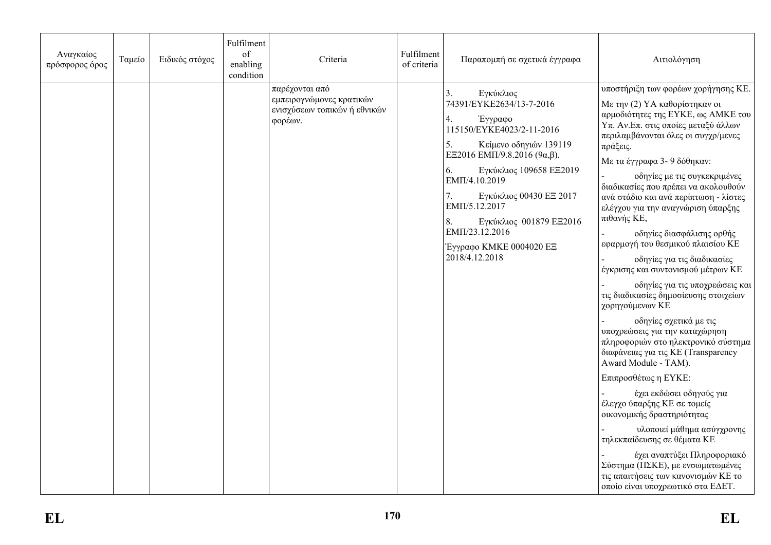| Αναγκαίος πρόσφορος όρος | Ταμείο | Ειδικός στόχος | Fulfilment of enabling condition | Criteria | Fulfilment of criteria | Παραπομπή σε σχετικά έγγραφα | Αιτιολόγηση |
|---|---|---|---|---|---|---|---|
| | | | | παρέχονται από εμπειρογνώμονες κρατικών ενισχύσεων τοπικών ή εθνικών φορέων. | | 3. Εγκύκλιος 74391/ΕΥΚΕ2634/13-7-2016<br>4. Έγγραφο 115150/ΕΥΚΕ4023/2-11-2016<br>5. Κείμενο οδηγιών 139119 ΕΞ2016 ΕΜΠ/9.8.2016 (9α,β).<br>6. Εγκύκλιος 109658 ΕΞ2019 ΕΜΠ/4.10.2019<br>7. Εγκύκλιος 00430 ΕΞ 2017 ΕΜΠ/5.12.2017<br>8. Εγκύκλιος 001879 ΕΞ2016 ΕΜΠ/23.12.2016<br>Έγγραφο ΚΜΚΕ 0004020 ΕΞ 2018/4.12.2018 | υποστήριξη των φορέων χορήγησης ΚΕ.<br>Με την (2) ΥΑ καθορίστηκαν οι αρμοδιότητες της ΕΥΚΕ, ως ΑΜΚΕ του Υπ. Αν.Επ. στις οποίες μεταξύ άλλων περιλαμβάνονται όλες οι συγχρ/μενες πράξεις.<br>Με τα έγγραφα 3- 9 δόθηκαν:<br>- οδηγίες με τις συγκεκριμένες διαδικασίες που πρέπει να ακολουθούν ανά στάδιο και ανά περίπτωση - λίστες ελέγχου για την αναγνώριση ύπαρξης πιθανής ΚΕ,<br>- οδηγίες διασφάλισης ορθής εφαρμογή του θεσμικού πλαισίου ΚΕ<br>- οδηγίες για τις διαδικασίες έγκρισης και συντονισμού μέτρων ΚΕ<br>- οδηγίες για τις υποχρεώσεις και τις διαδικασίες δημοσίευσης στοιχείων χορηγούμενων ΚΕ<br>- οδηγίες σχετικά με τις υποχρεώσεις για την καταχώρηση πληροφοριών στο ηλεκτρονικό σύστημα διαφάνειας για τις ΚΕ (Transparency Award Module - TAM).<br>Επιπροσθέτως η ΕΥΚΕ:<br>- έχει εκδώσει οδηγούς για έλεγχο ύπαρξης ΚΕ σε τομείς οικονομικής δραστηριότητας<br>- υλοποιεί μάθημα ασύγχρονης τηλεκπαίδευσης σε θέματα ΚΕ<br>- έχει αναπτύξει Πληροφοριακό Σύστημα (ΠΣΚΕ), με ενσωματωμένες τις απαιτήσεις των κανονισμών ΚΕ το οποίο είναι υποχρεωτικό στα ΕΔΕΤ. |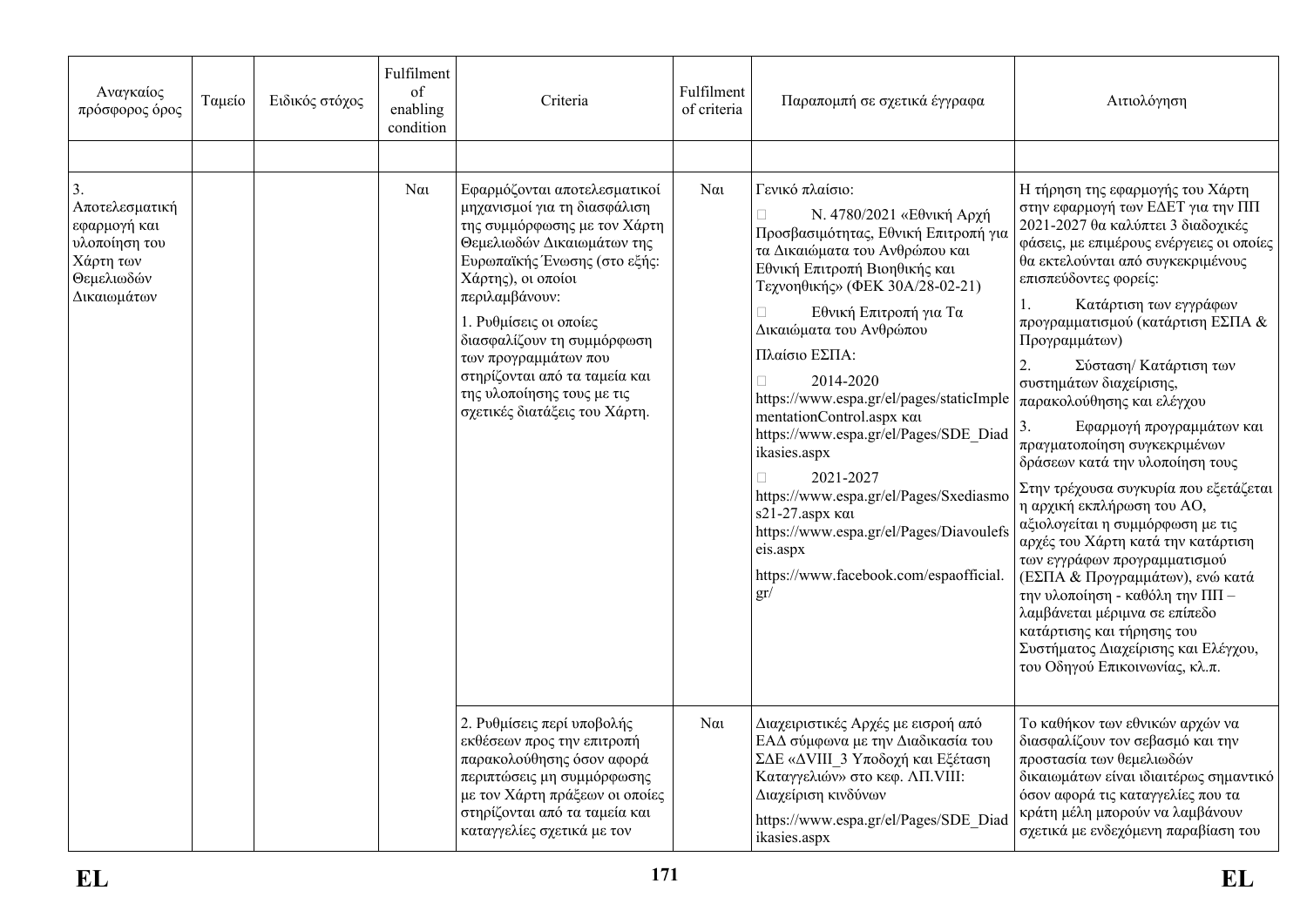| Αναγκαίος πρόσφορος όρος | Ταμείο | Ειδικός στόχος | Fulfilment of enabling condition | Criteria | Fulfilment of criteria | Παραπομπή σε σχετικά έγγραφα | Αιτιολόγηση |
|---|---|---|---|---|---|---|---|
| | | | | | | | |
| 3. Αποτελεσματική εφαρμογή και υλοποίηση του Χάρτη των Θεμελιωδών Δικαιωμάτων | | | Ναι | Εφαρμόζονται αποτελεσματικοί μηχανισμοί για τη διασφάλιση της συμμόρφωσης με τον Χάρτη Θεμελιωδών Δικαιωμάτων της Ευρωπαϊκής Ένωσης (στο εξής: Χάρτης), οι οποίοι περιλαμβάνουν:<br><br>1. Ρυθμίσεις οι οποίες διασφαλίζουν τη συμμόρφωση των προγραμμάτων που στηρίζονται από τα ταμεία και της υλοποίησής τους με τις σχετικές διατάξεις του Χάρτη. | Ναι | Γενικό πλαίσιο:<br><br>- Ν. 4780/2021 «Εθνική Αρχή Προσβασιμότητας, Εθνική Επιτροπή για τα Δικαιώματα του Ανθρώπου και Εθνική Επιτροπή Βιοηθικής και Τεχνοηθικής» (ΦΕΚ 30Α/28-02-21)<br>- Εθνική Επιτροπή για Τα Δικαιώματα του Ανθρώπου<br><br>Πλαίσιο ΕΣΠΑ:<br><br>- 2014-2020 https://www.espa.gr/el/pages/staticImplementationControl.aspx και https://www.espa.gr/el/Pages/SDE_Diadikasies.aspx<br>- 2021-2027 https://www.espa.gr/el/Pages/Sxediasmos21-27.aspx και https://www.espa.gr/el/Pages/Diavoulefseis.aspx<br><br>https://www.facebook.com/espaofficial.gr/ | Η τήρηση της εφαρμογής του Χάρτη στην εφαρμογή των ΕΔΕΤ για την ΠΠ 2021-2027 θα καλύπτει 3 διαδοχικές φάσεις, με επιμέρους ενέργειες οι οποίες θα εκτελούνται από συγκεκριμένους επισπεύδοντες φορείς:<br><br>1. Κατάρτιση των εγγράφων προγραμματισμού (κατάρτιση ΕΣΠΑ & Προγραμμάτων)<br>2. Σύσταση/ Κατάρτιση των συστημάτων διαχείρισης, παρακολούθησης και ελέγχου<br>3. Εφαρμογή προγραμμάτων και πραγματοποίηση συγκεκριμένων δράσεων κατά την υλοποίηση τους<br><br>Στην τρέχουσα συγκυρία που εξετάζεται η αρχική εκπλήρωση του ΑΟ, αξιολογείται η συμμόρφωση με τις αρχές του Χάρτη κατά την κατάρτιση των εγγράφων προγραμματισμού (ΕΣΠΑ & Προγραμμάτων), ενώ κατά την υλοποίηση - καθόλη την ΠΠ – λαμβάνεται μέριμνα σε επίπεδο κατάρτισης και τήρησης του Συστήματος Διαχείρισης και Ελέγχου, του Οδηγού Επικοινωνίας, κλ.π. |
| | | | | 2. Ρυθμίσεις περί υποβολής εκθέσεων προς την επιτροπή παρακολούθησης όσον αφορά περιπτώσεις μη συμμόρφωσης με τον Χάρτη πράξεων οι οποίες στηρίζονται από τα ταμεία και καταγγελίες σχετικά με τον | Ναι | Διαχειριστικές Αρχές με εισροή από ΕΑΔ σύμφωνα με την Διαδικασία του ΣΔΕ «ΔVIII_3 Υποδοχή και Εξέταση Καταγγελιών» στο κεφ. ΔΠ.VIII: Διαχείριση κινδύνων<br><br>https://www.espa.gr/el/Pages/SDE_Diadikasies.aspx | Το καθήκον των εθνικών αρχών να διασφαλίζουν τον σεβασμό και την προστασία των θεμελιωδών δικαιωμάτων είναι ιδιαιτέρως σημαντικό όσον αφορά τις καταγγελίες που τα κράτη μέλη μπορούν να λαμβάνουν σχετικά με ενδεχόμενη παραβίαση του |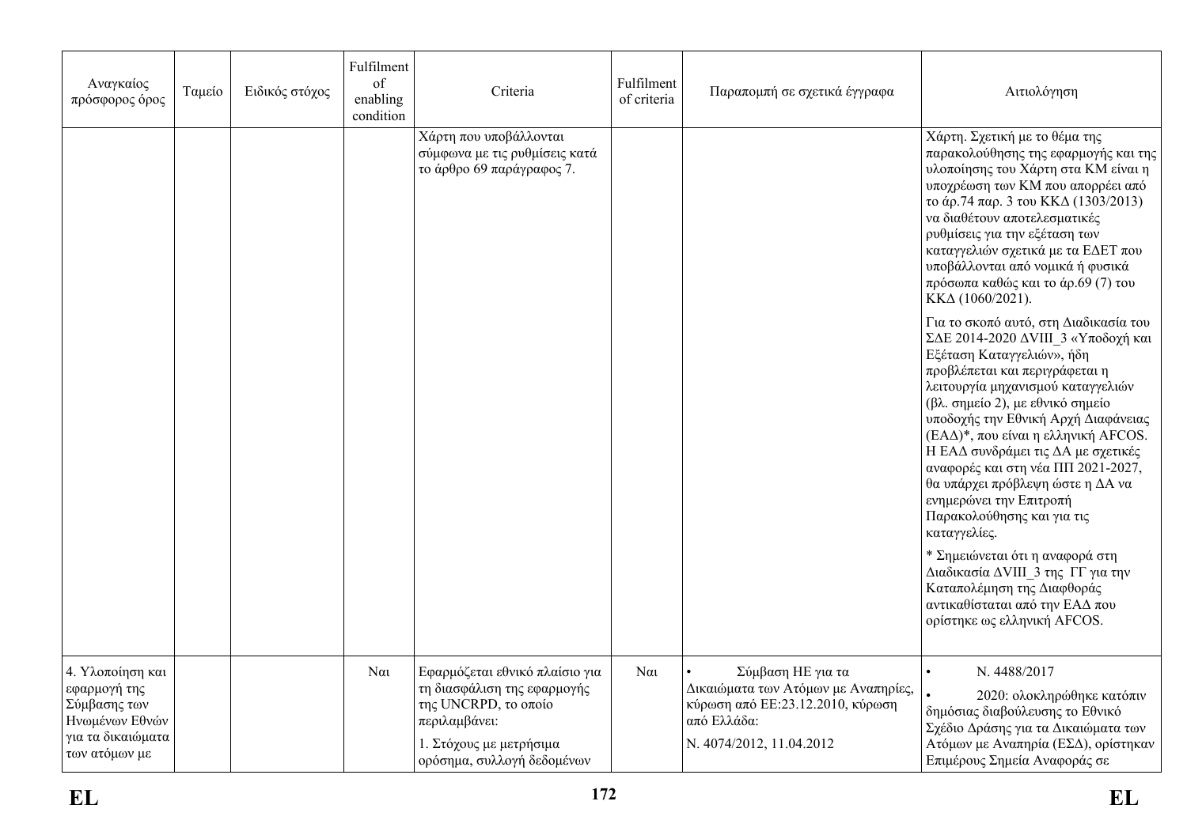| Αναγκαίος πρόσφορος όρος | Ταμείο | Ειδικός στόχος | Fulfilment of enabling condition | Criteria | Fulfilment of criteria | Παραπομπή σε σχετικά έγγραφα | Αιτιολόγηση |
|---|---|---|---|---|---|---|---|
| | | | | Χάρτη που υποβάλλονται σύμφωνα με τις ρυθμίσεις κατά το άρθρο 69 παράγραφος 7. | | | Χάρτη. Σχετική με το θέμα της παρακολούθησης της εφαρμογής και της υλοποίησης του Χάρτη στα ΚΜ είναι η υποχρέωση των ΚΜ που απορρέει από το άρ.74 παρ. 3 του ΚΚΔ (1303/2013) να διαθέτουν αποτελεσματικές ρυθμίσεις για την εξέταση των καταγγελιών σχετικά με τα ΕΔΕΤ που υποβάλλονται από νομικά ή φυσικά πρόσωπα καθώς και το άρ.69 (7) του ΚΚΔ (1060/2021).<br><br>Για το σκοπό αυτό, στη Διαδικασία του ΣΔΕ 2014-2020 ΔVIII_3 «Υποδοχή και Εξέταση Καταγγελιών», ήδη προβλέπεται και περιγράφεται η λειτουργία μηχανισμού καταγγελιών (βλ. σημείο 2), με εθνικό σημείο υποδοχής την Εθνική Αρχή Διαφάνειας (ΕΑΔ)*, που είναι η ελληνική AFCOS. Η ΕΑΔ συνδράμει τις ΔΑ με σχετικές αναφορές και στη νέα ΠΠ 2021-2027, θα υπάρχει πρόβλεψη ώστε η ΔΑ να ενημερώνει την Επιτροπή Παρακολούθησης και για τις καταγγελίες.<br><br>* Σημειώνεται ότι η αναφορά στη Διαδικασία ΔVIII_3 της ΓΓ για την Καταπολέμηση της Διαφθοράς αντικαθίσταται από την ΕΑΔ που ορίστηκε ως ελληνική AFCOS. |
| 4. Υλοποίηση και εφαρμογή της Σύμβασης των Ηνωμένων Εθνών για τα δικαιώματα των ατόμων με | | | Ναι | Εφαρμόζεται εθνικό πλαίσιο για τη διασφάλιση της εφαρμογής της UNCRPD, το οποίο περιλαμβάνει:<br><br>1. Στόχους με μετρήσιμα ορόσημα, συλλογή δεδομένων | Ναι | • Σύμβαση ΗΕ για τα Δικαιώματα των Ατόμων με Αναπηρίες, κύρωση από ΕΕ:23.12.2010, κύρωση από Ελλάδα:<br><br>Ν. 4074/2012, 11.04.2012 | • Ν. 4488/2017<br><br>• 2020: ολοκληρώθηκε κατόπιν δημόσιας διαβούλευσης το Εθνικό Σχέδιο Δράσης για τα Δικαιώματα των Ατόμων με Αναπηρία (ΕΣΔ), ορίστηκαν Επιμέρους Σημεία Αναφοράς σε |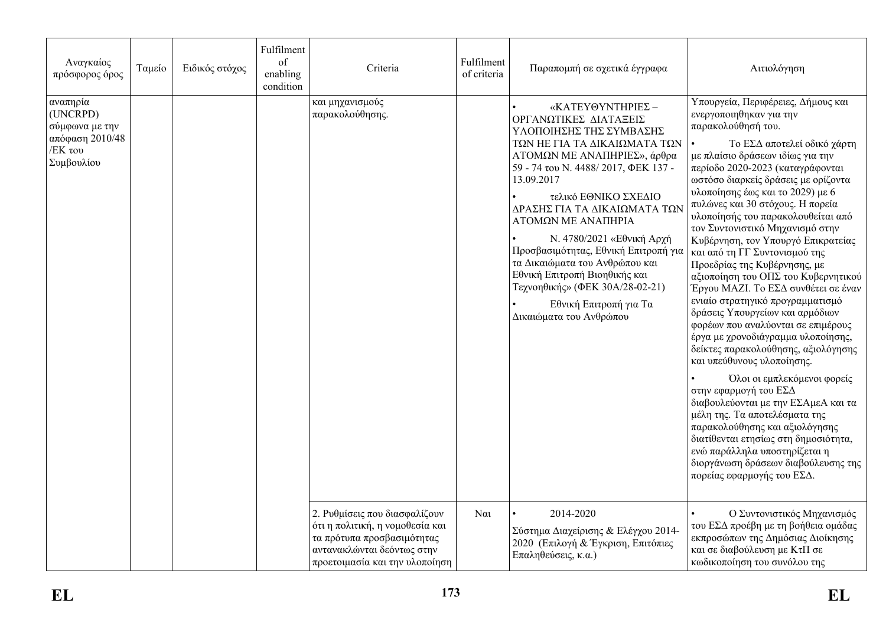| Αναγκαίος πρόσφορος όρος | Ταμείο | Ειδικός στόχος | Fulfilment of enabling condition | Criteria | Fulfilment of criteria | Παραπομπή σε σχετικά έγγραφα | Αιτιολόγηση |
|---|---|---|---|---|---|---|---|
| αναπηρία (UNCRPD) σύμφωνα με την απόφαση 2010/48 /ΕΚ του Συμβουλίου | | | | και μηχανισμούς παρακολούθησης. | | • «ΚΑΤΕΥΘΥΝΤΗΡΙΕΣ – ΟΡΓΑΝΩΤΙΚΕΣ ΔΙΑΤΑΞΕΙΣ ΥΛΟΠΟΙΗΣΗΣ ΤΗΣ ΣΥΜΒΑΣΗΣ ΤΩΝ ΗΕ ΓΙΑ ΤΑ ΔΙΚΑΙΩΜΑΤΑ ΤΩΝ ΑΤΟΜΩΝ ΜΕ ΑΝΑΠΗΡΙΕΣ», άρθρα 59 - 74 του Ν. 4488/ 2017, ΦΕΚ 137 - 13.09.2017<br>• τελικό ΕΘΝΙΚΟ ΣΧΕΔΙΟ ΔΡΑΣΗΣ ΓΙΑ ΤΑ ΔΙΚΑΙΩΜΑΤΑ ΤΩΝ ΑΤΟΜΩΝ ΜΕ ΑΝΑΠΗΡΙΑ<br>• Ν. 4780/2021 «Εθνική Αρχή Προσβασιμότητας, Εθνική Επιτροπή για τα Δικαιώματα του Ανθρώπου και Εθνική Επιτροπή Βιοηθικής και Τεχνοηθικής» (ΦΕΚ 30Α/28-02-21)<br>• Εθνική Επιτροπή για Τα Δικαιώματα του Ανθρώπου | Υπουργεία, Περιφέρειες, Δήμους και ενεργοποιηθηκαν για την παρακολούθησή του.<br>• Το ΕΣΔ αποτελεί οδικό χάρτη με πλαίσιο δράσεων ιδίως για την περίοδο 2020-2023 (καταγράφονται ωστόσο διαρκείς δράσεις με ορίζοντα υλοποίησης έως και το 2029) με 6 πυλώνες και 30 στόχους. Η πορεία υλοποίησής του παρακολουθείται από τον Συντονιστικό Μηχανισμό στην Κυβέρνηση, τον Υπουργό Επικρατείας και από τη ΓΓ Συντονισμού της Προεδρίας της Κυβέρνησης, με αξιοποίηση του ΟΠΣ του Κυβερνητικού Έργου ΜΑΖΙ. Το ΕΣΔ συνθέτει σε έναν ενιαίο στρατηγικό προγραμματισμό δράσεις Υπουργείων και αρμόδιων φορέων που αναλύονται σε επιμέρους έργα με χρονοδιάγραμμα υλοποίησης, δείκτες παρακολούθησης, αξιολόγησης και υπεύθυνους υλοποίησης.<br>• Όλοι οι εμπλεκόμενοι φορείς στην εφαρμογή του ΕΣΔ διαβουλεύονται με την ΕΣΑμεΑ και τα μέλη της. Τα αποτελέσματα της παρακολούθησης και αξιολόγησης διατίθενται ετησίως στη δημοσιότητα, ενώ παράλληλα υποστηρίζεται η διοργάνωση δράσεων διαβούλευσης της πορείας εφαρμογής του ΕΣΔ. |
| | | | | 2. Ρυθμίσεις που διασφαλίζουν ότι η πολιτική, η νομοθεσία και τα πρότυπα προσβασιμότητας αντανακλώνται δεόντως στην προετοιμασία και την υλοποίηση | Ναι | • 2014-2020<br>Σύστημα Διαχείρισης & Ελέγχου 2014-2020 (Επιλογή & Έγκριση, Επιτόπιες Επαληθεύσεις, κ.α.) | • Ο Συντονιστικός Μηχανισμός του ΕΣΔ προέβη με τη βοήθεια ομάδας εκπροσώπων της Δημόσιας Διοίκησης και σε διαβούλευση με ΚτΠ σε κωδικοποίηση του συνόλου της |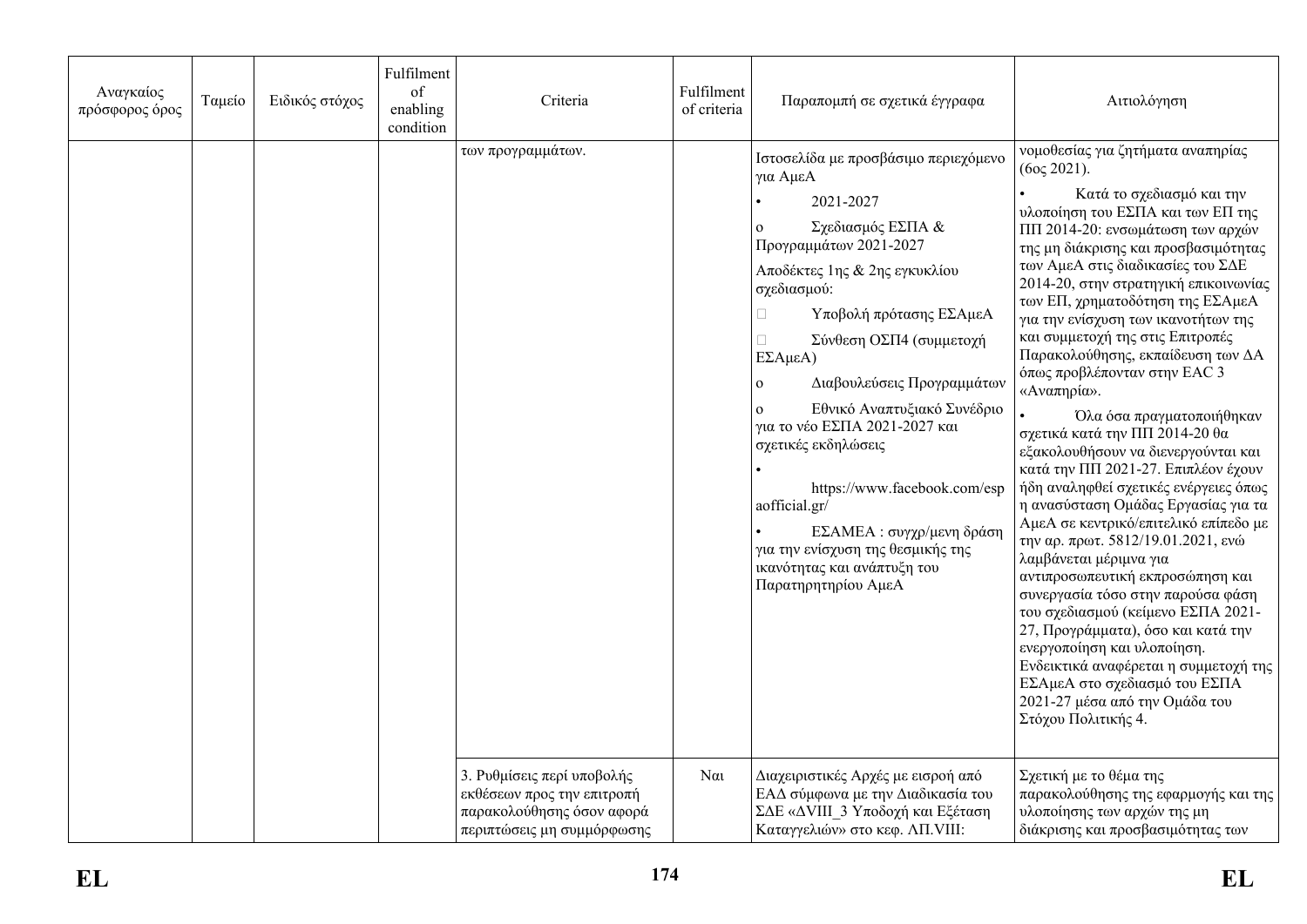| Αναγκαίος πρόσφορος όρος | Ταμείο | Ειδικός στόχος | Fulfilment of enabling condition | Criteria | Fulfilment of criteria | Παραπομπή σε σχετικά έγγραφα | Αιτιολόγηση |
|---|---|---|---|---|---|---|---|
| | | | | των προγραμμάτων. | | Ιστοσελίδα με προσβάσιμο περιεχόμενο για ΑμεΑ<br>• 2021-2027<br>o Σχεδιασμός ΕΣΠΑ & Προγραμμάτων 2021-2027<br>Αποδέκτες 1ης & 2ης εγκυκλίου σχεδιασμού:<br> Υποβολή πρότασης ΕΣΑμεΑ<br> Σύνθεση ΟΣΠ4 (συμμετοχή ΕΣΑμεΑ)<br>o Διαβουλεύσεις Προγραμμάτων<br>o Εθνικό Αναπτυξιακό Συνέδριο για το νέο ΕΣΠΑ 2021-2027 και σχετικές εκδηλώσεις<br>• https://www.facebook.com/espaofficial.gr/<br>• ΕΣΑΜΕΑ : συγχρ/μενη δράση για την ενίσχυση της θεσμικής της ικανότητας και ανάπτυξη του Παρατηρητηρίου ΑμεΑ | νομοθεσίας για ζητήματα αναπηρίας (6ος 2021).<br>• Κατά το σχεδιασμό και την υλοποίηση του ΕΣΠΑ και των ΕΠ της ΠΠ 2014-20: ενσωμάτωση των αρχών της μη διάκρισης και προσβασιμότητας των ΑμεΑ στις διαδικασίες του ΣΔΕ 2014-20, στην στρατηγική επικοινωνίας των ΕΠ, χρηματοδότηση της ΕΣΑμεΑ για την ενίσχυση των ικανοτήτων της και συμμετοχή της στις Επιτροπές Παρακολούθησης, εκπαίδευση των ΔΑ όπως προβλέπονταν στην ΕΑC 3 «Αναπηρία».<br>• Όλα όσα πραγματοποιήθηκαν σχετικά κατά την ΠΠ 2014-20 θα εξακολουθήσουν να διενεργούνται και κατά την ΠΠ 2021-27. Επιπλέον έχουν ήδη αναληφθεί σχετικές ενέργειες όπως η ανασύσταση Ομάδας Εργασίας για τα ΑμεΑ σε κεντρικό/επιτελικό επίπεδο με την αρ. πρωτ. 5812/19.01.2021, ενώ λαμβάνεται μέριμνα για αντιπροσωπευτική εκπροσώπηση και συνεργασία τόσο στην παρούσα φάση του σχεδιασμού (κείμενο ΕΣΠΑ 2021-27, Προγράμματα), όσο και κατά την ενεργοποίηση και υλοποίηση. Ενδεικτικά αναφέρεται η συμμετοχή της ΕΣΑμεΑ στο σχεδιασμό του ΕΣΠΑ 2021-27 μέσα από την Ομάδα του Στόχου Πολιτικής 4. |
| | | | | 3. Ρυθμίσεις περί υποβολής εκθέσεων προς την επιτροπή παρακολούθησης όσον αφορά περιπτώσεις μη συμμόρφωσης | Ναι | Διαχειριστικές Αρχές με εισροή από ΕΑΔ σύμφωνα με την Διαδικασία του ΣΔΕ «ΔVIII_3 Υποδοχή και Εξέταση Καταγγελιών» στο κεφ. ΑΠ.VIII: | Σχετική με το θέμα της παρακολούθησης της εφαρμογής και της υλοποίησης των αρχών της μη διάκρισης και προσβασιμότητας των |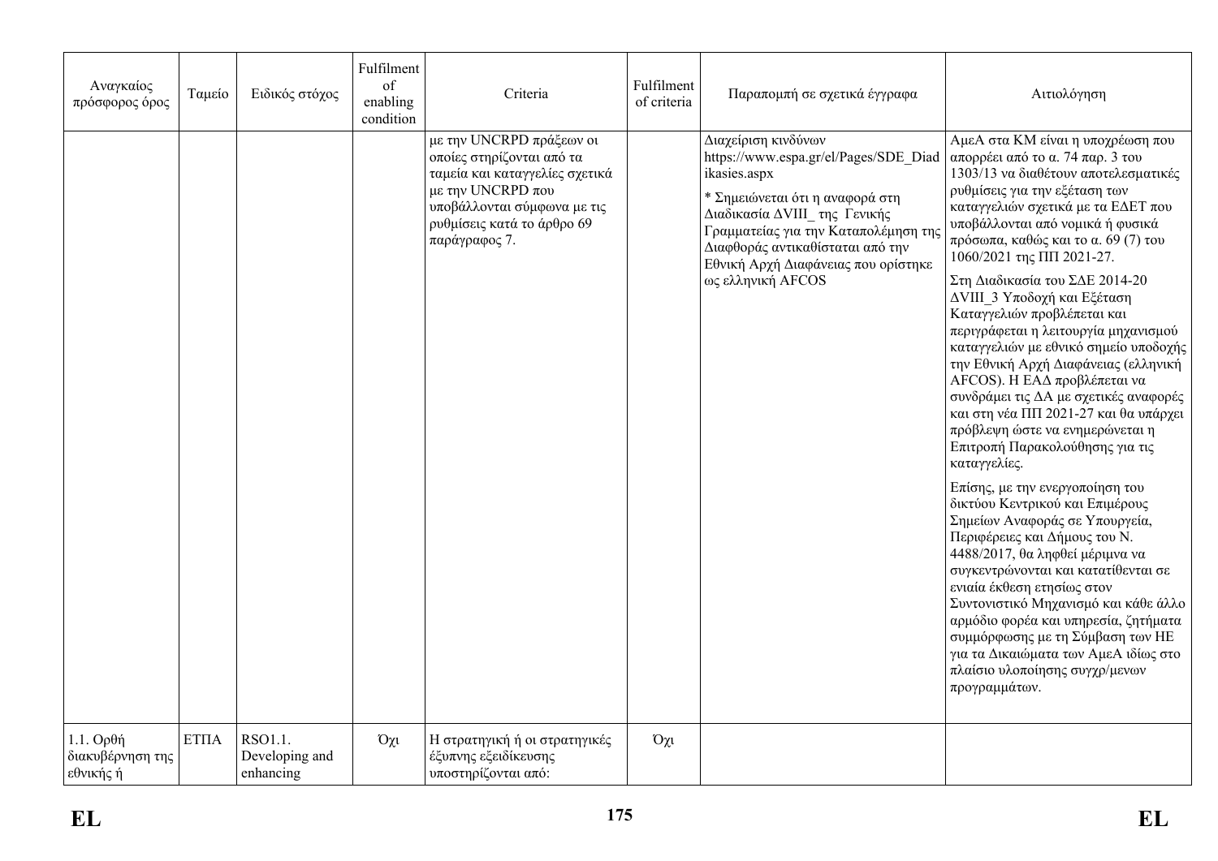| Αναγκαίος πρόσφορος όρος | Ταμείο | Ειδικός στόχος | Fulfilment of enabling condition | Criteria | Fulfilment of criteria | Παραπομπή σε σχετικά έγγραφα | Αιτιολόγηση |
|---|---|---|---|---|---|---|---|
| | | | | με την UNCRPD πράξεων οι οποίες στηρίζονται από τα ταμεία και καταγγελίες σχετικά με την UNCRPD που υποβάλλονται σύμφωνα με τις ρυθμίσεις κατά το άρθρο 69 παράγραφος 7. | | Διαχείριση κινδύνων https://www.espa.gr/el/Pages/SDE_Diadikasies.aspx<br><br>* Σημειώνεται ότι η αναφορά στη Διαδικασία ΔVIII_ της Γενικής Γραμματείας για την Καταπολέμηση της Διαφθοράς αντικαθίσταται από την Εθνική Αρχή Διαφάνειας που ορίστηκε ως ελληνική AFCOS | ΑμεΑ στα ΚΜ είναι η υποχρέωση που απορρέει από το α. 74 παρ. 3 του 1303/13 να διαθέτουν αποτελεσματικές ρυθμίσεις για την εξέταση των καταγγελιών σχετικά με τα ΕΔΕΤ που υποβάλλονται από νομικά ή φυσικά πρόσωπα, καθώς και το α. 69 (7) του 1060/2021 της ΠΠ 2021-27.<br><br>Στη Διαδικασία του ΣΔΕ 2014-20 ΔVIII_3 Υποδοχή και Εξέταση Καταγγελιών προβλέπεται και περιγράφεται η λειτουργία μηχανισμού καταγγελιών με εθνικό σημείο υποδοχής την Εθνική Αρχή Διαφάνειας (ελληνική AFCOS). Η ΕΑΔ προβλέπεται να συνδράμει τις ΔΑ με σχετικές αναφορές και στη νέα ΠΠ 2021-27 και θα υπάρχει πρόβλεψη ώστε να ενημερώνεται η Επιτροπή Παρακολούθησης για τις καταγγελίες.<br><br>Επίσης, με την ενεργοποίηση του δικτύου Κεντρικού και Επιμέρους Σημείων Αναφοράς σε Υπουργεία, Περιφέρειες και Δήμους του Ν. 4488/2017, θα ληφθεί μέριμνα να συγκεντρώνονται και κατατίθενται σε ενιαία έκθεση ετησίως στον Συντονιστικό Μηχανισμό και κάθε άλλο αρμόδιο φορέα και υπηρεσία, ζητήματα συμμόρφωσης με τη Σύμβαση των ΗΕ για τα Δικαιώματα των ΑμεΑ ιδίως στο πλαίσιο υλοποίησης συγχρ/μενων προγραμμάτων. |
| 1.1. Ορθή διακυβέρνηση της εθνικής ή | ΕΤΠΑ | RSO1.1. Developing and enhancing | Όχι | Η στρατηγική ή οι στρατηγικές έξυπνης εξειδίκευσης υποστηρίζονται από: | Όχι | | |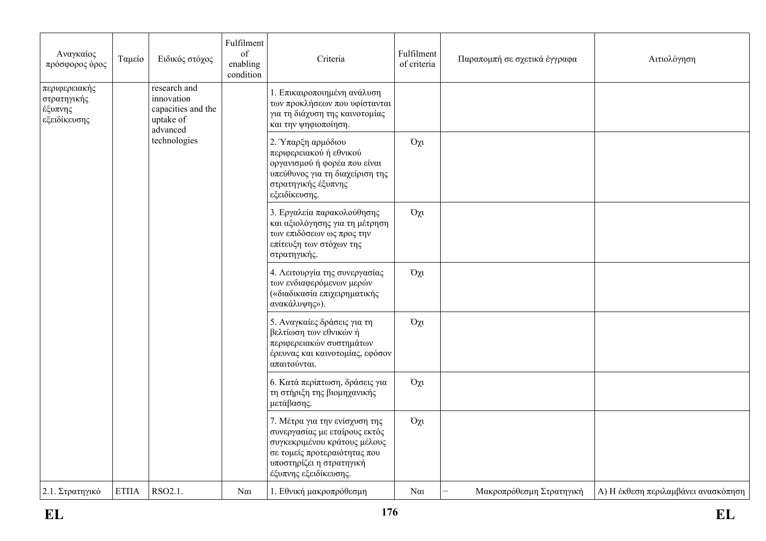| Αναγκαίος πρόσφορος όρος | Ταμείο | Ειδικός στόχος | Fulfilment of enabling condition | Criteria | Fulfilment of criteria | Παραπομπή σε σχετικά έγγραφα | Αιτιολόγηση |
|---|---|---|---|---|---|---|---|
| περιφερειακής στρατηγικής έξυπνης εξειδίκευσης | | research and innovation capacities and the uptake of advanced technologies | | 1. Επικαιροποιημένη ανάλυση των προκλήσεων που υφίστανται για τη διάχυση της καινοτομίας και την ψηφιοποίηση. | | | |
| | | | | 2. Ύπαρξη αρμόδιου περιφερειακού ή εθνικού οργανισμού ή φορέα που είναι υπεύθυνος για τη διαχείριση της στρατηγικής έξυπνης εξειδίκευσης. | Όχι | | |
| | | | | 3. Εργαλεία παρακολούθησης και αξιολόγησης για τη μέτρηση των επιδόσεων ως προς την επίτευξη των στόχων της στρατηγικής. | Όχι | | |
| | | | | 4. Λειτουργία της συνεργασίας των ενδιαφερόμενων μερών («διαδικασία επιχειρηματικής ανακάλυψης»). | Όχι | | |
| | | | | 5. Αναγκαίες δράσεις για τη βελτίωση των εθνικών ή περιφερειακών συστημάτων έρευνας και καινοτομίας, εφόσον απαιτούνται. | Όχι | | |
| | | | | 6. Κατά περίπτωση, δράσεις για τη στήριξη της βιομηχανικής μετάβασης. | Όχι | | |
| | | | | 7. Μέτρα για την ενίσχυση της συνεργασίας με εταίρους εκτός συγκεκριμένου κράτους μέλους σε τομείς προτεραιότητας που υποστηρίζει η στρατηγική έξυπνης εξειδίκευσης. | Όχι | | |
| 2.1. Στρατηγικό | ΕΤΠΑ | RSO2.1. | Ναι | 1. Εθνική μακροπρόθεσμη | Ναι | − Μακροπρόθεσμη Στρατηγική | Α) Η έκθεση περιλαμβάνει ανασκόπηση |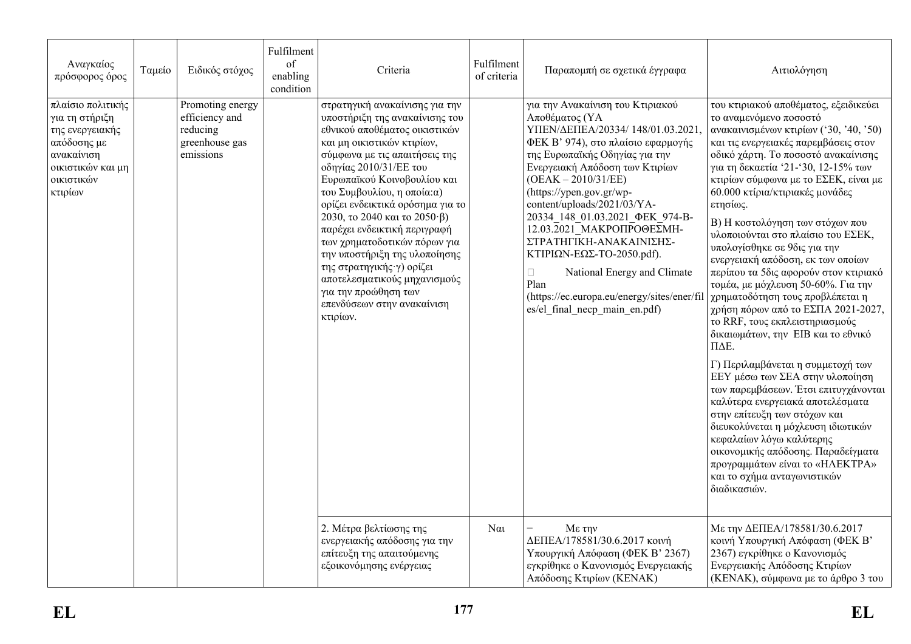| Αναγκαίος πρόσφορος όρος | Ταμείο | Ειδικός στόχος | Fulfilment of enabling condition | Criteria | Fulfilment of criteria | Παραπομπή σε σχετικά έγγραφα | Αιτιολόγηση |
|---|---|---|---|---|---|---|---|
| πλαίσιο πολιτικής για τη στήριξη της ενεργειακής απόδοσης με ανακαίνιση οικιστικών και μη οικιστικών κτιρίων | | Promoting energy efficiency and reducing greenhouse gas emissions | | στρατηγική ανακαίνισης για την υποστήριξη της ανακαίνισης του εθνικού αποθέματος οικιστικών και μη οικιστικών κτιρίων, σύμφωνα με τις απαιτήσεις της οδηγίας 2010/31/ΕΕ του Ευρωπαϊκού Κοινοβουλίου και του Συμβουλίου, η οποία:α) ορίζει ενδεικτικά ορόσημα για το 2030, το 2040 και το 2050·β) παρέχει ενδεικτική περιγραφή των χρηματοδοτικών πόρων για την υποστήριξη της υλοποίησης της στρατηγικής·γ) ορίζει αποτελεσματικούς μηχανισμούς για την προώθηση των επενδύσεων στην ανακαίνιση κτιρίων. | | για την Ανακαίνιση του Κτιριακού Αποθέματος (ΥΑ ΥΠΕΝ/ΔΕΠΕΑ/20334/ 148/01.03.2021, ΦΕΚ Β' 974), στο πλαίσιο εφαρμογής της Ευρωπαϊκής Οδηγίας για την Ενεργειακή Απόδοση των Κτιρίων (ΟΕΑΚ – 2010/31/ΕΕ) (https://ypen.gov.gr/wp-content/uploads/2021/03/ΥΑ-20334_148_01.03.2021_ΦΕΚ_974-Β-12.03.2021_ΜΑΚΡΟΠΡΟΘΕΣΜΗ-ΣΤΡΑΤΗΓΙΚΗ-ΑΝΑΚΑΙΝΙΣΗΣ-ΚΤΙΡΙΩΝ-ΕΩΣ-ΤΟ-2050.pdf).<br>□ National Energy and Climate Plan (https://ec.europa.eu/energy/sites/ener/files/el_final_necp_main_en.pdf) | του κτιριακού αποθέματος, εξειδικεύει το αναμενόμενο ποσοστό ανακαινισμένων κτιρίων ('30, '40, '50) και τις ενεργειακές παρεμβάσεις στον οδικό χάρτη. Το ποσοστό ανακαίνισης για τη δεκαετία '21-'30, 12-15% των κτιρίων σύμφωνα με το ΕΣΕΚ, είναι με 60.000 κτίρια/κτιριακές μονάδες ετησίως.<br>Β) Η κοστολόγηση των στόχων που υλοποιούνται στο πλαίσιο του ΕΣΕΚ, υπολογίσθηκε σε 9δις για την ενεργειακή απόδοση, εκ των οποίων περίπου τα 5δις αφορούν στον κτιριακό τομέα, με μόχλευση 50-60%. Για την χρηματοδότηση τους προβλέπεται η χρήση πόρων από το ΕΣΠΑ 2021-2027, το RRF, τους εκπλειστηριασμούς δικαιωμάτων, την EIB και το εθνικό ΠΔΕ.<br>Γ) Περιλαμβάνεται η συμμετοχή των ΕΕΥ μέσω των ΣΕΑ στην υλοποίηση των παρεμβάσεων. Έτσι επιτυγχάνονται καλύτερα ενεργειακά αποτελέσματα στην επίτευξη των στόχων και διευκολύνεται η μόχλευση ιδιωτικών κεφαλαίων λόγω καλύτερης οικονομικής απόδοσης. Παραδείγματα προγραμμάτων είναι το «ΗΛΕΚΤΡΑ» και το σχήμα ανταγωνιστικών διαδικασιών. |
| | | | | 2. Μέτρα βελτίωσης της ενεργειακής απόδοσης για την επίτευξη της απαιτούμενης εξοικονόμησης ενέργειας | Ναι | − Με την ΔΕΠΕΑ/178581/30.6.2017 κοινή Υπουργική Απόφαση (ΦΕΚ Β' 2367) εγκρίθηκε ο Κανονισμός Ενεργειακής Απόδοσης Κτιρίων (ΚΕΝΑΚ) | Με την ΔΕΠΕΑ/178581/30.6.2017 κοινή Υπουργική Απόφαση (ΦΕΚ Β' 2367) εγκρίθηκε ο Κανονισμός Ενεργειακής Απόδοσης Κτιρίων (ΚΕΝΑΚ), σύμφωνα με το άρθρο 3 του |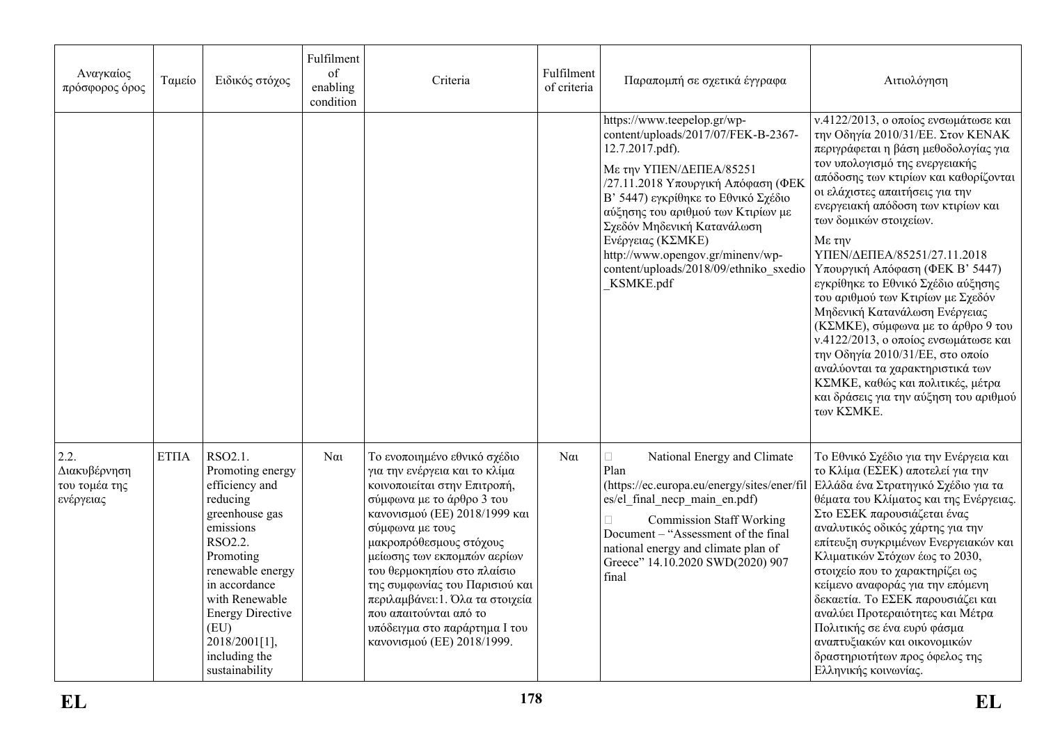| Αναγκαίος πρόσφορος όρος | Ταμείο | Ειδικός στόχος | Fulfilment of enabling condition | Criteria | Fulfilment of criteria | Παραπομπή σε σχετικά έγγραφα | Αιτιολόγηση |
|---|---|---|---|---|---|---|---|
| | | | | | | https://www.teepelop.gr/wp-content/uploads/2017/07/FEK-B-2367-12.7.2017.pdf). Με την ΥΠΕΝ/ΔΕΠΕΑ/85251 /27.11.2018 Υπουργική Απόφαση (ΦΕΚ Β' 5447) εγκρίθηκε το Εθνικό Σχέδιο αύξησης του αριθμού των Κτιρίων με Σχεδόν Μηδενική Κατανάλωση Ενέργειας (ΚΣΜΚΕ) http://www.opengov.gr/minenv/wp-content/uploads/2018/09/ethniko_sxedio_KSMKE.pdf | ν.4122/2013, ο οποίος ενσωμάτωσε και την Οδηγία 2010/31/ΕΕ. Στον ΚΕΝΑΚ περιγράφεται η βάση μεθοδολογίας για τον υπολογισμό της ενεργειακής απόδοσης των κτιρίων και καθορίζονται οι ελάχιστες απαιτήσεις για την ενεργειακή απόδοση των κτιρίων και των δομικών στοιχείων. Με την ΥΠΕΝ/ΔΕΠΕΑ/85251/27.11.2018 Υπουργική Απόφαση (ΦΕΚ Β' 5447) εγκρίθηκε το Εθνικό Σχέδιο αύξησης του αριθμού των Κτιρίων με Σχεδόν Μηδενική Κατανάλωση Ενέργειας (ΚΣΜΚΕ), σύμφωνα με το άρθρο 9 του ν.4122/2013, ο οποίος ενσωμάτωσε και την Οδηγία 2010/31/ΕΕ, στο οποίο αναλύονται τα χαρακτηριστικά των ΚΣΜΚΕ, καθώς και πολιτικές, μέτρα και δράσεις για την αύξηση του αριθμού των ΚΣΜΚΕ. |
| 2.2. Διακυβέρνηση του τομέα της ενέργειας | ΕΤΠΑ | RSO2.1. Promoting energy efficiency and reducing greenhouse gas emissions RSO2.2. Promoting renewable energy in accordance with Renewable Energy Directive (EU) 2018/2001[1], including the sustainability | Ναι | Το ενοποιημένο εθνικό σχέδιο για την ενέργεια και το κλίμα κοινοποιείται στην Επιτροπή, σύμφωνα με το άρθρο 3 του κανονισμού (ΕΕ) 2018/1999 και σύμφωνα με τους μακροπρόθεσμους στόχους μείωσης των εκπομπών αερίων του θερμοκηπίου στο πλαίσιο της συμφωνίας του Παρισιού και περιλαμβάνει:1. Όλα τα στοιχεία που απαιτούνται από το υπόδειγμα στο παράρτημα I του κανονισμού (ΕΕ) 2018/1999. | Ναι | National Energy and Climate Plan (https://ec.europa.eu/energy/sites/ener/files/el_final_necp_main_en.pdf) Commission Staff Working Document – "Assessment of the final national energy and climate plan of Greece" 14.10.2020 SWD(2020) 907 final | Το Εθνικό Σχέδιο για την Ενέργεια και το Κλίμα (ΕΣΕΚ) αποτελεί για την Ελλάδα ένα Στρατηγικό Σχέδιο για τα θέματα του Κλίματος και της Ενέργειας. Στο ΕΣΕΚ παρουσιάζεται ένας αναλυτικός οδικός χάρτης για την επίτευξη συγκριμένων Ενεργειακών και Κλιματικών Στόχων έως το 2030, στοιχείο που το χαρακτηρίζει ως κείμενο αναφοράς για την επόμενη δεκαετία. Το ΕΣΕΚ παρουσιάζει και αναλύει Προτεραιότητες και Μέτρα Πολιτικής σε ένα ευρύ φάσμα αναπτυξιακών και οικονομικών δραστηριοτήτων προς όφελος της Ελληνικής κοινωνίας. |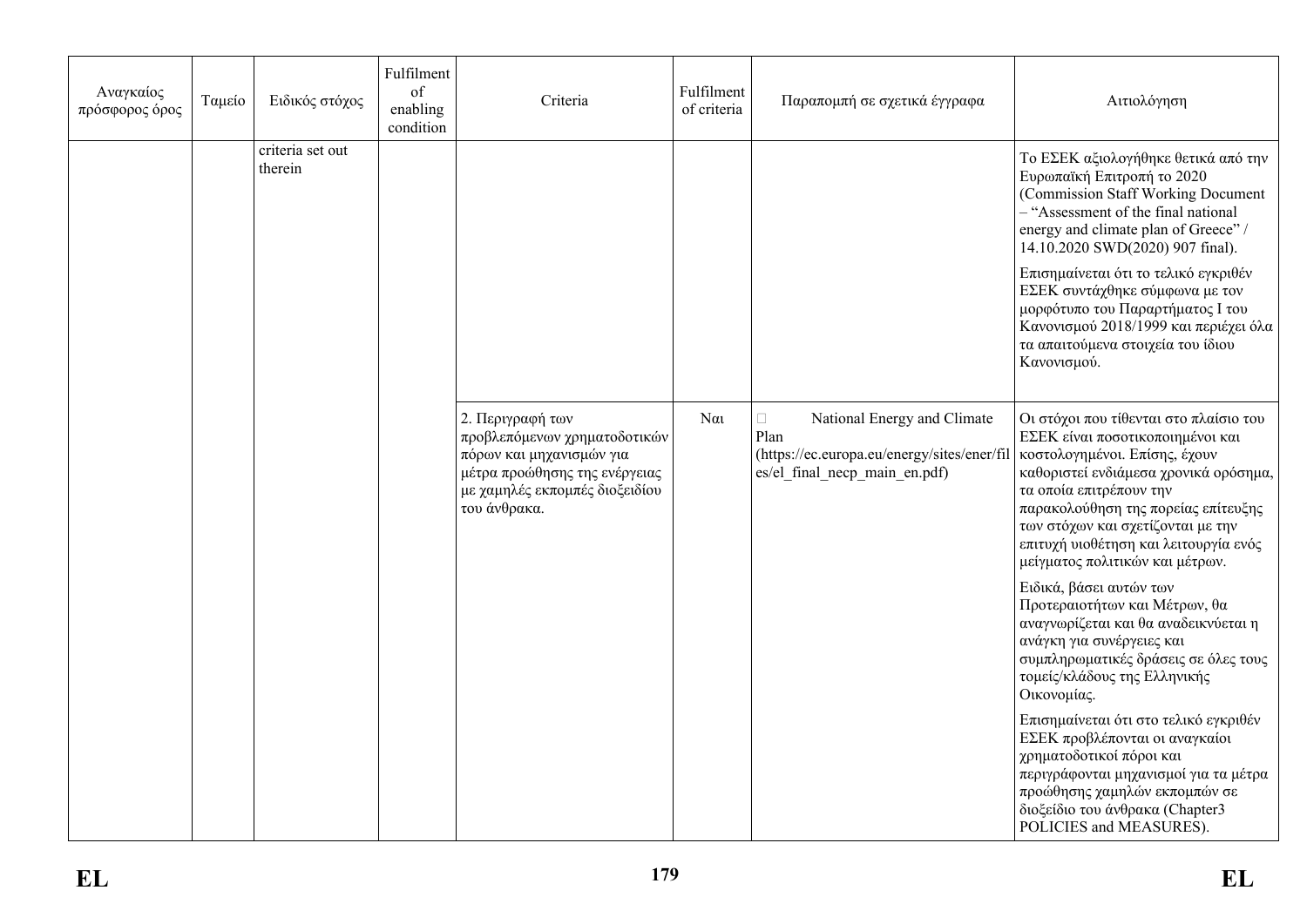| Αναγκαίος πρόσφορος όρος | Ταμείο | Ειδικός στόχος | Fulfilment of enabling condition | Criteria | Fulfilment of criteria | Παραπομπή σε σχετικά έγγραφα | Αιτιολόγηση |
|---|---|---|---|---|---|---|---|
| | | criteria set out therein | | | | | Το ΕΣΕΚ αξιολογήθηκε θετικά από την Ευρωπαϊκή Επιτροπή το 2020 (Commission Staff Working Document – "Assessment of the final national energy and climate plan of Greece" / 14.10.2020 SWD(2020) 907 final).<br><br>Επισημαίνεται ότι το τελικό εγκριθέν ΕΣΕΚ συντάχθηκε σύμφωνα με τον μορφότυπο του Παραρτήματος I του Κανονισμού 2018/1999 και περιέχει όλα τα απαιτούμενα στοιχεία του ίδιου Κανονισμού. |
| | | | | 2. Περιγραφή των προβλεπόμενων χρηματοδοτικών πόρων και μηχανισμών για μέτρα προώθησης της ενέργειας με χαμηλές εκπομπές διοξειδίου του άνθρακα. | Ναι | National Energy and Climate Plan (https://ec.europa.eu/energy/sites/ener/files/el_final_necp_main_en.pdf) | Οι στόχοι που τίθενται στο πλαίσιο του ΕΣΕΚ είναι ποσοτικοποιημένοι και κοστολογημένοι. Επίσης, έχουν καθοριστεί ενδιάμεσα χρονικά ορόσημα, τα οποία επιτρέπουν την παρακολούθηση της πορείας επίτευξης των στόχων και σχετίζονται με την επιτυχή υιοθέτηση και λειτουργία ενός μείγματος πολιτικών και μέτρων.<br><br>Ειδικά, βάσει αυτών των Προτεραιοτήτων και Μέτρων, θα αναγνωρίζεται και θα αναδεικνύεται η ανάγκη για συνέργειες και συμπληρωματικές δράσεις σε όλες τους τομείς/κλάδους της Ελληνικής Οικονομίας.<br><br>Επισημαίνεται ότι στο τελικό εγκριθέν ΕΣΕΚ προβλέπονται οι αναγκαίοι χρηματοδοτικοί πόροι και περιγράφονται μηχανισμοί για τα μέτρα προώθησης χαμηλών εκπομπών σε διοξείδιο του άνθρακα (Chapter3 POLICIES and MEASURES). |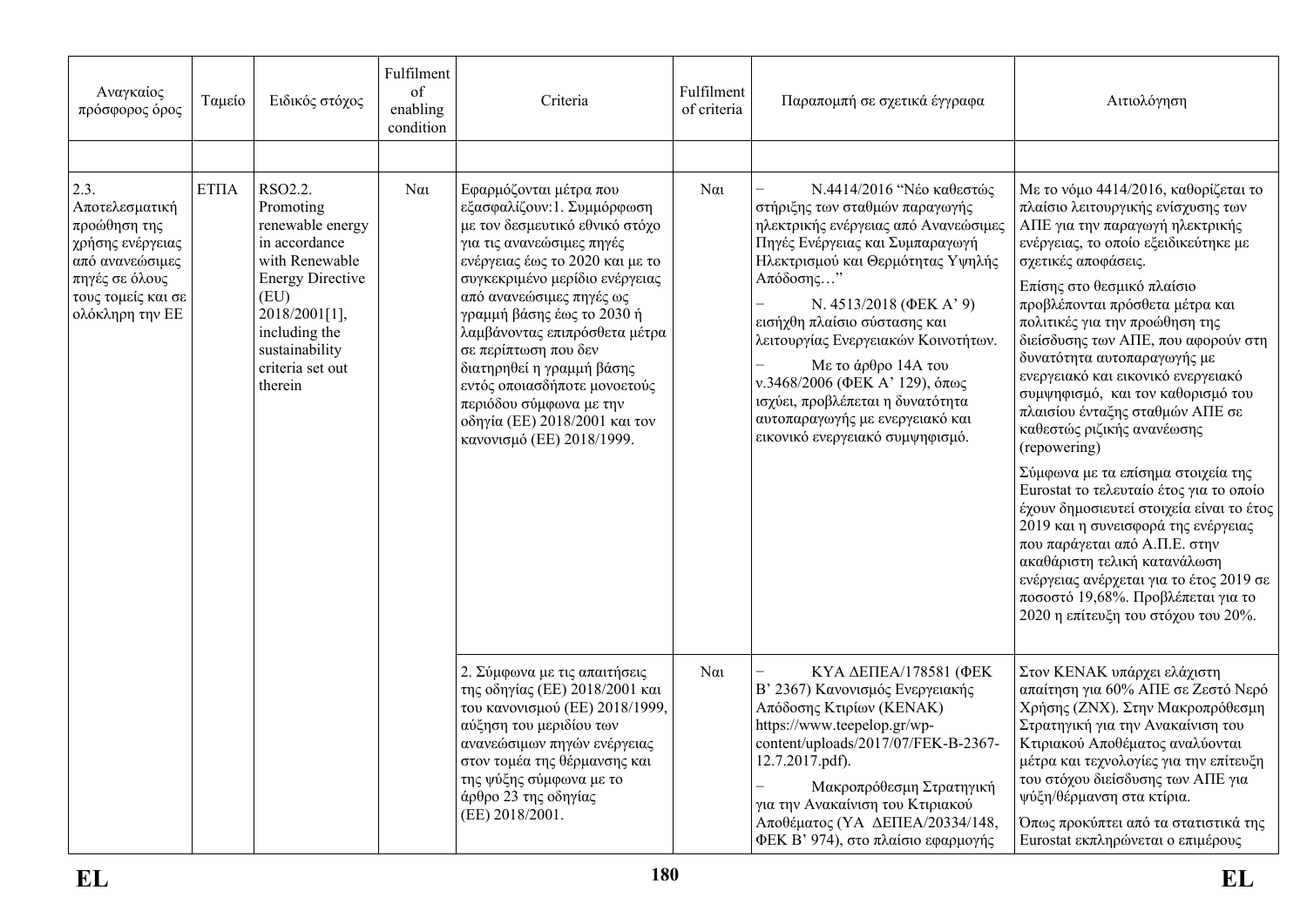| Αναγκαίος πρόσφορος όρος | Ταμείο | Ειδικός στόχος | Fulfilment of enabling condition | Criteria | Fulfilment of criteria | Παραπομπή σε σχετικά έγγραφα | Αιτιολόγηση |
|---|---|---|---|---|---|---|---|
| | | | | | | | |
| 2.3. Αποτελεσματική προώθηση της χρήσης ενέργειας από ανανεώσιμες πηγές σε όλους τους τομείς και σε ολόκληρη την ΕΕ | ΕΤΠΑ | RSO2.2. Promoting renewable energy in accordance with Renewable Energy Directive (EU) 2018/2001[1], including the sustainability criteria set out therein | Ναι | Εφαρμόζονται μέτρα που εξασφαλίζουν:1. Συμμόρφωση με τον δεσμευτικό εθνικό στόχο για τις ανανεώσιμες πηγές ενέργειας έως το 2020 και με το συγκεκριμένο μερίδιο ενέργειας από ανανεώσιμες πηγές ως γραμμή βάσης έως το 2030 ή λαμβάνοντας επιπρόσθετα μέτρα σε περίπτωση που δεν διατηρηθεί η γραμμή βάσης εντός οποιασδήποτε μονοετούς περιόδου σύμφωνα με την οδηγία (ΕΕ) 2018/2001 και τον κανονισμό (ΕΕ) 2018/1999. | Ναι | − Ν.4414/2016 "Νέο καθεστώς στήριξης των σταθμών παραγωγής ηλεκτρικής ενέργειας από Ανανεώσιμες Πηγές Ενέργειας και Συμπαραγωγή Ηλεκτρισμού και Θερμότητας Υψηλής Απόδοσης…"<br>− Ν. 4513/2018 (ΦΕΚ Α' 9) εισήχθη πλαίσιο σύστασης και λειτουργίας Ενεργειακών Κοινοτήτων.<br>− Με το άρθρο 14Α του ν.3468/2006 (ΦΕΚ Α' 129), όπως ισχύει, προβλέπεται η δυνατότητα αυτοπαραγωγής με ενεργειακό και εικονικό ενεργειακό συμψηφισμό. | Με το νόμο 4414/2016, καθορίζεται το πλαίσιο λειτουργικής ενίσχυσης των ΑΠΕ για την παραγωγή ηλεκτρικής ενέργειας, το οποίο εξειδικεύτηκε με σχετικές αποφάσεις.<br>Επίσης στο θεσμικό πλαίσιο προβλέπονται πρόσθετα μέτρα και πολιτικές για την προώθηση της διείσδυσης των ΑΠΕ, που αφορούν στη δυνατότητα αυτοπαραγωγής με ενεργειακό και εικονικό ενεργειακό συμψηφισμό, και τον καθορισμό του πλαισίου ένταξης σταθμών ΑΠΕ σε καθεστώς ριζικής ανανέωσης (repowering)<br>Σύμφωνα με τα επίσημα στοιχεία της Eurostat το τελευταίο έτος για το οποίο έχουν δημοσιευτεί στοιχεία είναι το έτος 2019 και η συνεισφορά της ενέργειας που παράγεται από Α.Π.Ε. στην ακαθάριστη τελική κατανάλωση ενέργειας ανέρχεται για το έτος 2019 σε ποσοστό 19,68%. Προβλέπεται για το 2020 η επίτευξη του στόχου του 20%. |
| | | | | 2. Σύμφωνα με τις απαιτήσεις της οδηγίας (ΕΕ) 2018/2001 και του κανονισμού (ΕΕ) 2018/1999, αύξηση του μεριδίου των ανανεώσιμων πηγών ενέργειας στον τομέα της θέρμανσης και της ψύξης σύμφωνα με το άρθρο 23 της οδηγίας (ΕΕ) 2018/2001. | Ναι | − ΚΥΑ ΔΕΠΕΑ/178581 (ΦΕΚ Β' 2367) Κανονισμός Ενεργειακής Απόδοσης Κτιρίων (ΚΕΝΑΚ) https://www.teepelop.gr/wp-content/uploads/2017/07/FEK-B-2367-12.7.2017.pdf).<br>− Μακροπρόθεσμη Στρατηγική για την Ανακαίνιση του Κτιριακού Αποθέματος (ΥΑ ΔΕΠΕΑ/20334/148, ΦΕΚ Β' 974), στο πλαίσιο εφαρμογής | Στον ΚΕΝΑΚ υπάρχει ελάχιστη απαίτηση για 60% ΑΠΕ σε Ζεστό Νερό Χρήσης (ΖΝΧ). Στην Μακροπρόθεσμη Στρατηγική για την Ανακαίνιση του Κτιριακού Αποθέματος αναλύονται μέτρα και τεχνολογίες για την επίτευξη του στόχου διείσδυσης των ΑΠΕ για ψύξη/θέρμανση στα κτίρια.<br>Όπως προκύπτει από τα στατιστικά της Eurostat εκπληρώνεται ο επιμέρους |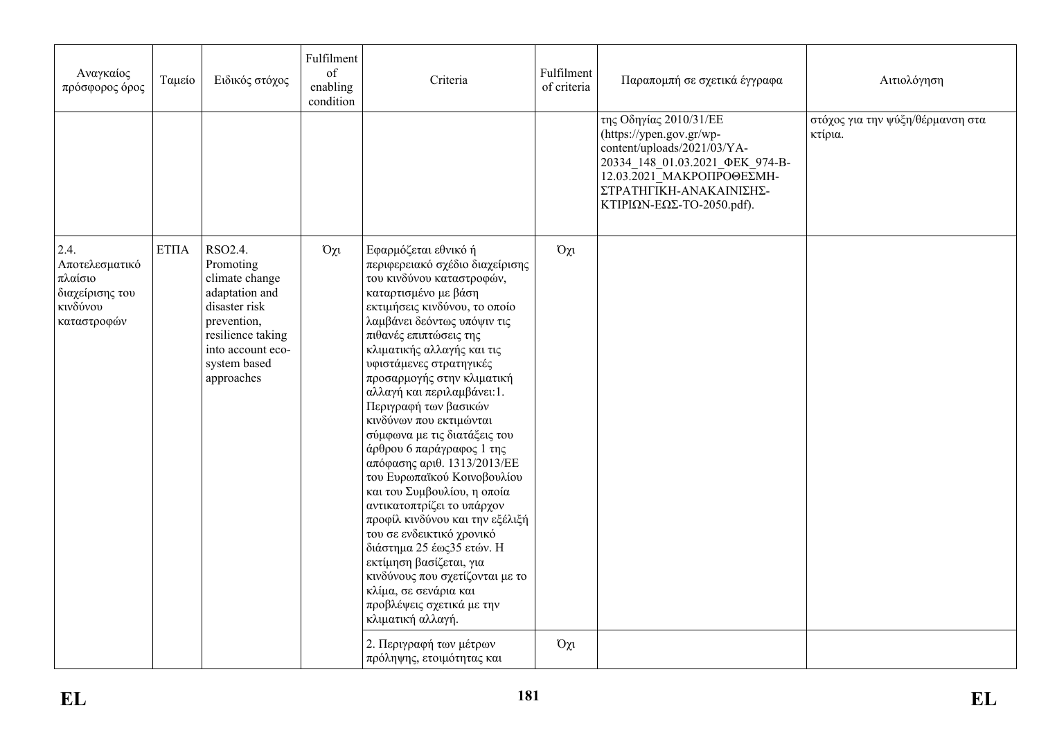| Αναγκαίος πρόσφορος όρος | Ταμείο | Ειδικός στόχος | Fulfilment of enabling condition | Criteria | Fulfilment of criteria | Παραπομπή σε σχετικά έγγραφα | Αιτιολόγηση |
|---|---|---|---|---|---|---|---|
| | | | | | | της Οδηγίας 2010/31/ΕΕ (https://ypen.gov.gr/wp-content/uploads/2021/03/YA-20334_148_01.03.2021_ΦΕΚ_974-Β-12.03.2021_ΜΑΚΡΟΠΡΟΘΕΣΜΗ-ΣΤΡΑΤΗΓΙΚΗ-ΑΝΑΚΑΙΝΙΣΗΣ-ΚΤΙΡΙΩΝ-ΕΩΣ-ΤΟ-2050.pdf). | στόχος για την ψύξη/θέρμανση στα κτίρια. |
| 2.4. Αποτελεσματικό πλαίσιο διαχείρισης του κινδύνου καταστροφών | ΕΤΠΑ | RSO2.4. Promoting climate change adaptation and disaster risk prevention, resilience taking into account eco-system based approaches | Όχι | Εφαρμόζεται εθνικό ή περιφερειακό σχέδιο διαχείρισης του κινδύνου καταστροφών, καταρτισμένο με βάση εκτιμήσεις κινδύνου, το οποίο λαμβάνει δεόντως υπόψιν τις πιθανές επιπτώσεις της κλιματικής αλλαγής και τις υφιστάμενες στρατηγικές προσαρμογής στην κλιματική αλλαγή και περιλαμβάνει:1. Περιγραφή των βασικών κινδύνων που εκτιμώνται σύμφωνα με τις διατάξεις του άρθρου 6 παράγραφος 1 της απόφασης αριθ. 1313/2013/ΕΕ του Ευρωπαϊκού Κοινοβουλίου και του Συμβουλίου, η οποία αντικατοπτρίζει το υπάρχον προφίλ κινδύνου και την εξέλιξή του σε ενδεικτικό χρονικό διάστημα 25 έως35 ετών. Η εκτίμηση βασίζεται, για κινδύνους που σχετίζονται με το κλίμα, σε σενάρια και προβλέψεις σχετικά με την κλιματική αλλαγή. | Όχι | | |
| | | | | 2. Περιγραφή των μέτρων πρόληψης, ετοιμότητας και | Όχι | | |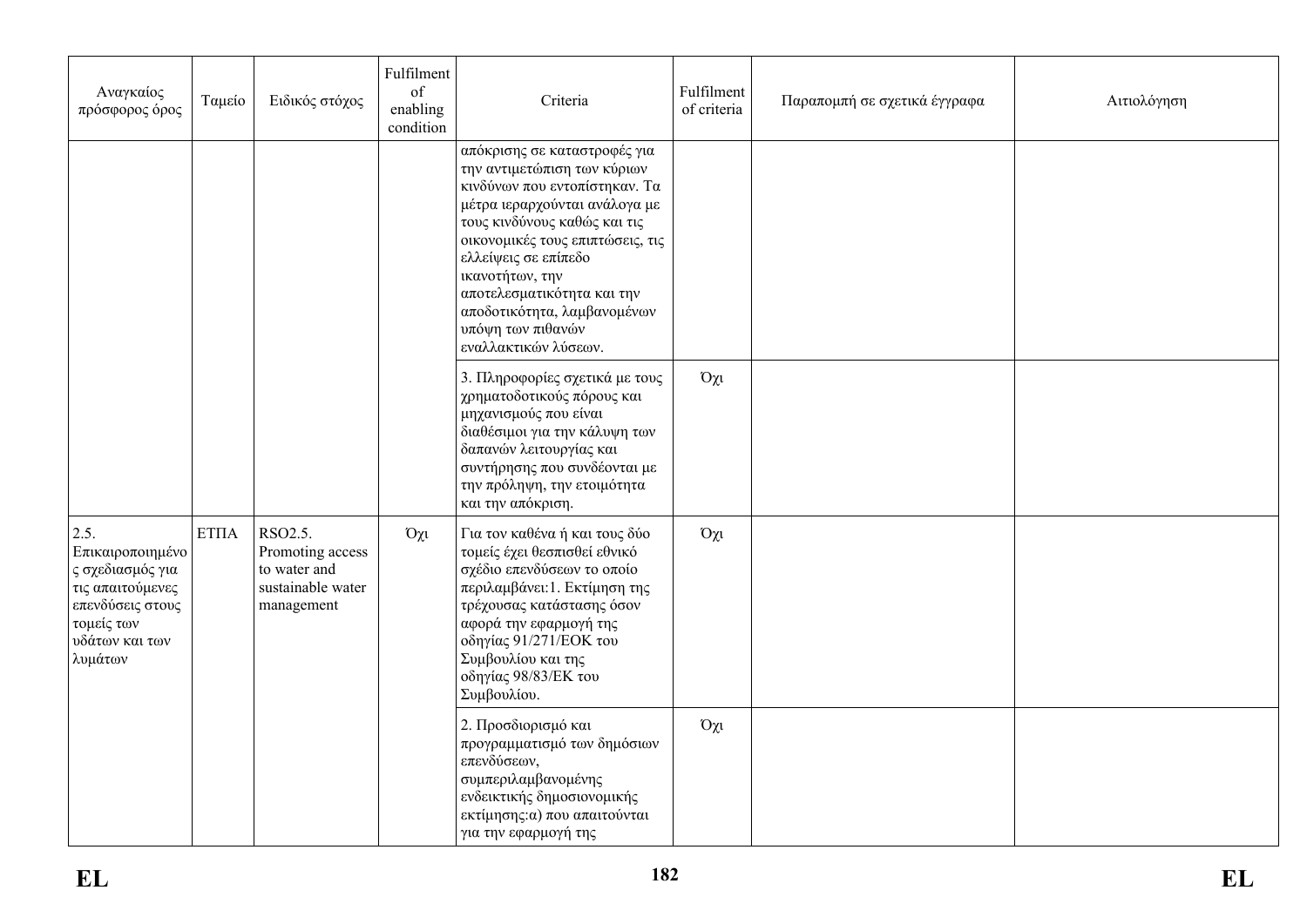| Αναγκαίος πρόσφορος όρος | Ταμείο | Ειδικός στόχος | Fulfilment of enabling condition | Criteria | Fulfilment of criteria | Παραπομπή σε σχετικά έγγραφα | Αιτιολόγηση |
|---|---|---|---|---|---|---|---|
| | | | | απόκρισης σε καταστροφές για την αντιμετώπιση των κύριων κινδύνων που εντοπίστηκαν. Τα μέτρα ιεραρχούνται ανάλογα με τους κινδύνους καθώς και τις οικονομικές τους επιπτώσεις, τις ελλείψεις σε επίπεδο ικανοτήτων, την αποτελεσματικότητα και την αποδοτικότητα, λαμβανομένων υπόψη των πιθανών εναλλακτικών λύσεων. | | | |
| | | | | 3. Πληροφορίες σχετικά με τους χρηματοδοτικούς πόρους και μηχανισμούς που είναι διαθέσιμοι για την κάλυψη των δαπανών λειτουργίας και συντήρησης που συνδέονται με την πρόληψη, την ετοιμότητα και την απόκριση. | Όχι | | |
| 2.5. Επικαιροποιημένος σχεδιασμός για τις απαιτούμενες επενδύσεις στους τομείς των υδάτων και των λυμάτων | ΕΤΠΑ | RSO2.5. Promoting access to water and sustainable water management | Όχι | Για τον καθένα ή και τους δύο τομείς έχει θεσπισθεί εθνικό σχέδιο επενδύσεων το οποίο περιλαμβάνει:1. Εκτίμηση της τρέχουσας κατάστασης όσον αφορά την εφαρμογή της οδηγίας 91/271/ΕΟΚ του Συμβουλίου και της οδηγίας 98/83/ΕΚ του Συμβουλίου. | Όχι | | |
| | | | | 2. Προσδιορισμό και προγραμματισμό των δημόσιων επενδύσεων, συμπεριλαμβανομένης ενδεικτικής δημοσιονομικής εκτίμησης:α) που απαιτούνται για την εφαρμογή της | Όχι | | |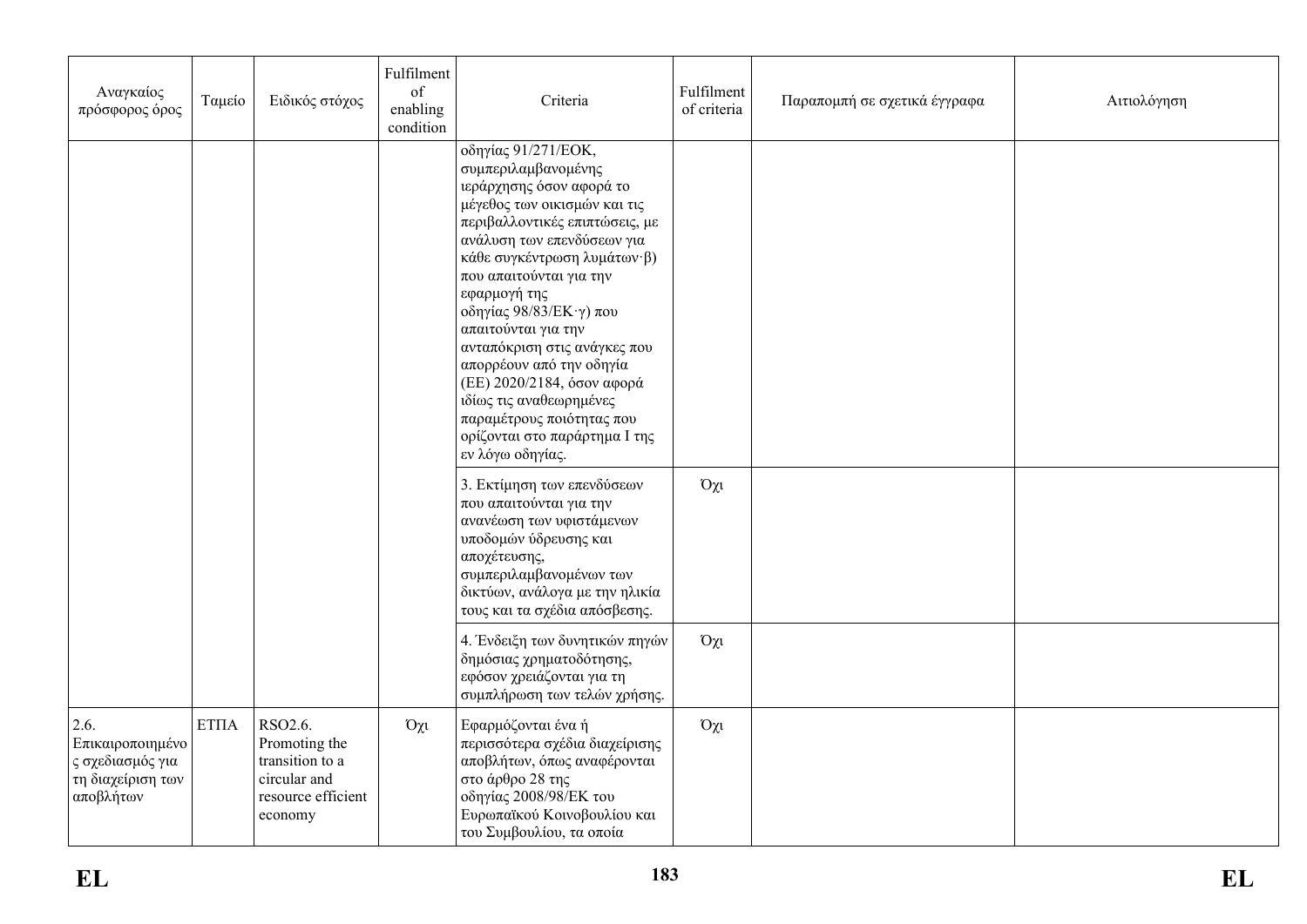| Αναγκαίος πρόσφορος όρος | Ταμείο | Ειδικός στόχος | Fulfilment of enabling condition | Criteria | Fulfilment of criteria | Παραπομπή σε σχετικά έγγραφα | Αιτιολόγηση |
|---|---|---|---|---|---|---|---|
| | | | | οδηγίας 91/271/ΕΟΚ, συμπεριλαμβανομένης ιεράρχησης όσον αφορά το μέγεθος των οικισμών και τις περιβαλλοντικές επιπτώσεις, με ανάλυση των επενδύσεων για κάθε συγκέντρωση λυμάτων·β) που απαιτούνται για την εφαρμογή της οδηγίας 98/83/ΕΚ·γ) που απαιτούνται για την ανταπόκριση στις ανάγκες που απορρέουν από την οδηγία (ΕΕ) 2020/2184, όσον αφορά ιδίως τις αναθεωρημένες παραμέτρους ποιότητας που ορίζονται στο παράρτημα I της εν λόγω οδηγίας. | | | |
| | | | | 3. Εκτίμηση των επενδύσεων που απαιτούνται για την ανανέωση των υφιστάμενων υποδομών ύδρευσης και αποχέτευσης, συμπεριλαμβανομένων των δικτύων, ανάλογα με την ηλικία τους και τα σχέδια απόσβεσης. | Όχι | | |
| | | | | 4. Ένδειξη των δυνητικών πηγών δημόσιας χρηματοδότησης, εφόσον χρειάζονται για τη συμπλήρωση των τελών χρήσης. | Όχι | | |
| 2.6. Επικαιροποιημένος σχεδιασμός για τη διαχείριση των αποβλήτων | ΕΤΠΑ | RSO2.6. Promoting the transition to a circular and resource efficient economy | Όχι | Εφαρμόζονται ένα ή περισσότερα σχέδια διαχείρισης αποβλήτων, όπως αναφέρονται στο άρθρο 28 της οδηγίας 2008/98/ΕΚ του Ευρωπαϊκού Κοινοβουλίου και του Συμβουλίου, τα οποία | Όχι | | |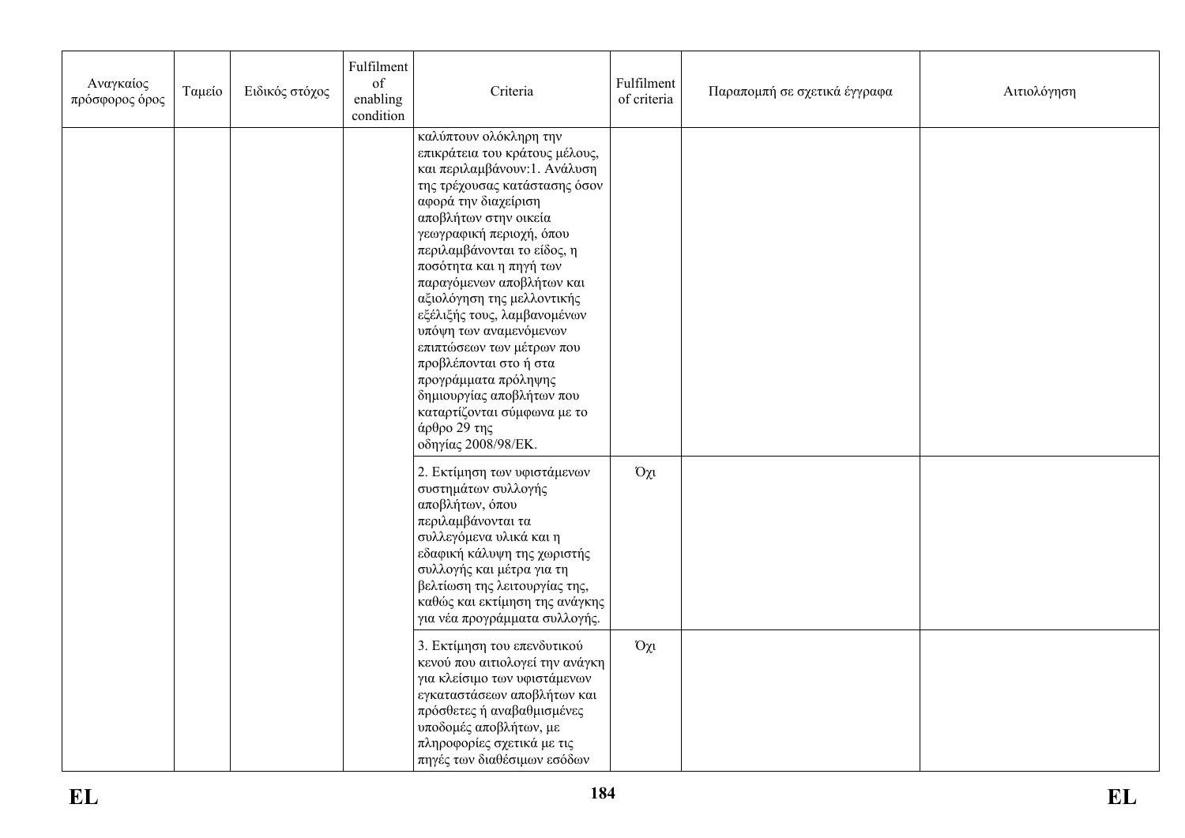| Αναγκαίος πρόσφορος όρος | Ταμείο | Ειδικός στόχος | Fulfilment of enabling condition | Criteria | Fulfilment of criteria | Παραπομπή σε σχετικά έγγραφα | Αιτιολόγηση |
|---|---|---|---|---|---|---|---|
| | | | | καλύπτουν ολόκληρη την επικράτεια του κράτους μέλους, και περιλαμβάνουν:1. Ανάλυση της τρέχουσας κατάστασης όσον αφορά την διαχείριση αποβλήτων στην οικεία γεωγραφική περιοχή, όπου περιλαμβάνονται το είδος, η ποσότητα και η πηγή των παραγόμενων αποβλήτων και αξιολόγηση της μελλοντικής εξέλιξής τους, λαμβανομένων υπόψη των αναμενόμενων επιπτώσεων των μέτρων που προβλέπονται στο ή στα προγράμματα πρόληψης δημιουργίας αποβλήτων που καταρτίζονται σύμφωνα με το άρθρο 29 της οδηγίας 2008/98/ΕΚ. | | | |
| | | | | 2. Εκτίμηση των υφιστάμενων συστημάτων συλλογής αποβλήτων, όπου περιλαμβάνονται τα συλλεγόμενα υλικά και η εδαφική κάλυψη της χωριστής συλλογής και μέτρα για τη βελτίωση της λειτουργίας της, καθώς και εκτίμηση της ανάγκης για νέα προγράμματα συλλογής. | Όχι | | |
| | | | | 3. Εκτίμηση του επενδυτικού κενού που αιτιολογεί την ανάγκη για κλείσιμο των υφιστάμενων εγκαταστάσεων αποβλήτων και πρόσθετες ή αναβαθμισμένες υποδομές αποβλήτων, με πληροφορίες σχετικά με τις πηγές των διαθέσιμων εσόδων | Όχι | | |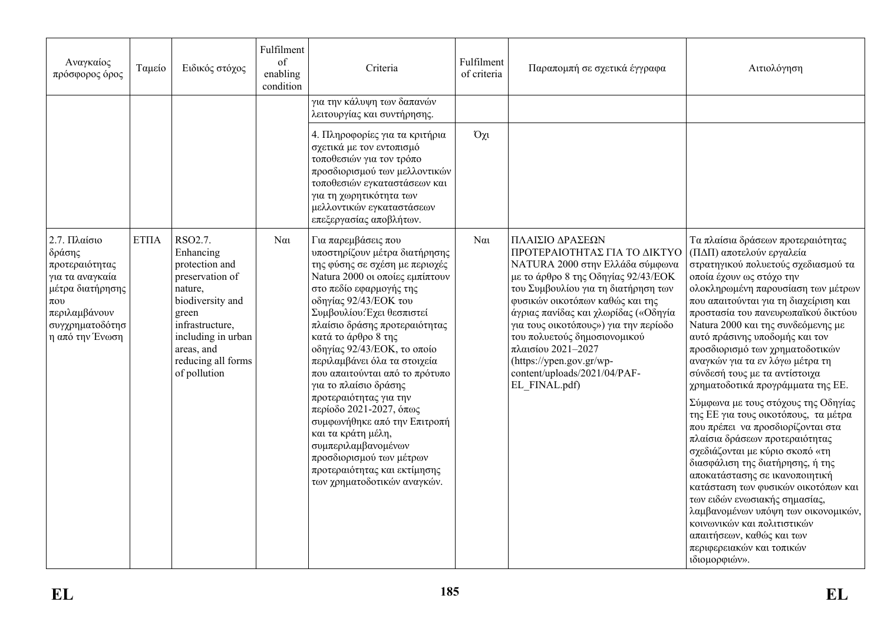| Αναγκαίος πρόσφορος όρος | Ταμείο | Ειδικός στόχος | Fulfilment of enabling condition | Criteria | Fulfilment of criteria | Παραπομπή σε σχετικά έγγραφα | Αιτιολόγηση |
|---|---|---|---|---|---|---|---|
| | | | | για την κάλυψη των δαπανών λειτουργίας και συντήρησης. | | | |
| | | | | 4. Πληροφορίες για τα κριτήρια σχετικά με τον εντοπισμό τοποθεσιών για τον τρόπο προσδιορισμού των μελλοντικών τοποθεσιών εγκαταστάσεων και για τη χωρητικότητα των μελλοντικών εγκαταστάσεων επεξεργασίας αποβλήτων. | Όχι | | |
| 2.7. Πλαίσιο δράσης προτεραιότητας για τα αναγκαία μέτρα διατήρησης που περιλαμβάνουν συγχρηματοδότηση από την Ένωση | ΕΤΠΑ | RSO2.7. Enhancing protection and preservation of nature, biodiversity and green infrastructure, including in urban areas, and reducing all forms of pollution | Ναι | Για παρεμβάσεις που υποστηρίζουν μέτρα διατήρησης της φύσης σε σχέση με περιοχές Natura 2000 οι οποίες εμπίπτουν στο πεδίο εφαρμογής της οδηγίας 92/43/ΕΟΚ του Συμβουλίου:Έχει θεσπιστεί πλαίσιο δράσης προτεραιότητας κατά το άρθρο 8 της οδηγίας 92/43/ΕΟΚ, το οποίο περιλαμβάνει όλα τα στοιχεία που απαιτούνται από το πρότυπο για το πλαίσιο δράσης προτεραιότητας για την περίοδο 2021-2027, όπως συμφωνήθηκε από την Επιτροπή και τα κράτη μέλη, συμπεριλαμβανομένων προσδιορισμού των μέτρων προτεραιότητας και εκτίμησης των χρηματοδοτικών αναγκών. | Ναι | ΠΛΑΙΣΙΟ ΔΡΑΣΕΩΝ ΠΡΟΤΕΡΑΙΟΤΗΤΑΣ ΓΙΑ ΤΟ ΔΙΚΤΥΟ NATURA 2000 στην Ελλάδα σύμφωνα με το άρθρο 8 της Οδηγίας 92/43/ΕΟΚ του Συμβουλίου για τη διατήρηση των φυσικών οικοτόπων καθώς και της άγριας πανίδας και χλωρίδας («Οδηγία για τους οικοτόπους») για την περίοδο του πολυετούς δημοσιονομικού πλαισίου 2021–2027 (https://ypen.gov.gr/wp-content/uploads/2021/04/PAF-EL_FINAL.pdf) | Τα πλαίσια δράσεων προτεραιότητας (ΠΔΠ) αποτελούν εργαλεία στρατηγικού πολυετούς σχεδιασμού τα οποία έχουν ως στόχο την ολοκληρωμένη παρουσίαση των μέτρων που απαιτούνται για τη διαχείριση και προστασία του πανευρωπαϊκού δικτύου Natura 2000 και της συνδεόμενης με αυτό πράσινης υποδομής και τον προσδιορισμό των χρηματοδοτικών αναγκών για τα εν λόγω μέτρα τη σύνδεσή τους με τα αντίστοιχα χρηματοδοτικά προγράμματα της ΕΕ.<br><br>Σύμφωνα με τους στόχους της Οδηγίας της ΕΕ για τους οικοτόπους, τα μέτρα που πρέπει να προσδιορίζονται στα πλαίσια δράσεων προτεραιότητας σχεδιάζονται με κύριο σκοπό «τη διασφάλιση της διατήρησης, ή της αποκατάστασης σε ικανοποιητική κατάσταση των φυσικών οικοτόπων και των ειδών ενωσιακής σημασίας, λαμβανομένων υπόψη των οικονομικών, κοινωνικών και πολιτιστικών απαιτήσεων, καθώς και των περιφερειακών και τοπικών ιδιομορφιών». |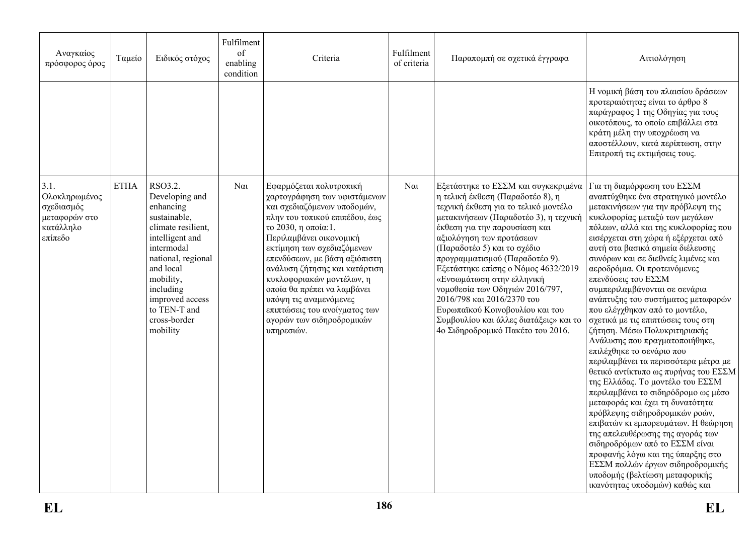| Αναγκαίος πρόσφορος όρος | Ταμείο | Ειδικός στόχος | Fulfilment of enabling condition | Criteria | Fulfilment of criteria | Παραπομπή σε σχετικά έγγραφα | Αιτιολόγηση |
|---|---|---|---|---|---|---|---|
| | | | | | | | Η νομική βάση του πλαισίου δράσεων προτεραιότητας είναι το άρθρο 8 παράγραφος 1 της Οδηγίας για τους οικοτόπους, το οποίο επιβάλλει στα κράτη μέλη την υποχρέωση να αποστέλλουν, κατά περίπτωση, στην Επιτροπή τις εκτιμήσεις τους. |
| 3.1. Ολοκληρωμένος σχεδιασμός μεταφορών στο κατάλληλο επίπεδο | ΕΤΠΑ | RSO3.2. Developing and enhancing sustainable, climate resilient, intelligent and intermodal national, regional and local mobility, including improved access to TEN-T and cross-border mobility | Ναι | Εφαρμόζεται πολυτροπική χαρτογράφηση των υφιστάμενων και σχεδιαζόμενων υποδομών, πλην του τοπικού επιπέδου, έως το 2030, η οποία:1. Περιλαμβάνει οικονομική εκτίμηση των σχεδιαζόμενων επενδύσεων, με βάση αξιόπιστη ανάλυση ζήτησης και κατάρτιση κυκλοφοριακών μοντέλων, η οποία θα πρέπει να λαμβάνει υπόψη τις αναμενόμενες επιπτώσεις του ανοίγματος των αγορών των σιδηροδρομικών υπηρεσιών. | Ναι | Εξετάστηκε το ΕΣΣΜ και συγκεκριμένα η τελική έκθεση (Παραδοτέο 8), η τεχνική έκθεση για το τελικό μοντέλο μετακινήσεων (Παραδοτέο 3), η τεχνική έκθεση για την παρουσίαση και αξιολόγηση των προτάσεων (Παραδοτέο 5) και το σχέδιο προγραμματισμού (Παραδοτέο 9). Εξετάστηκε επίσης ο Νόμος 4632/2019 «Ενσωμάτωση στην ελληνική νομοθεσία των Οδηγιών 2016/797, 2016/798 και 2016/2370 του Ευρωπαϊκού Κοινοβουλίου και του Συμβουλίου και άλλες διατάξεις» και το 4ο Σιδηροδρομικό Πακέτο του 2016. | Για τη διαμόρφωση του ΕΣΣΜ αναπτύχθηκε ένα στρατηγικό μοντέλο μετακινήσεων για την πρόβλεψη της κυκλοφορίας μεταξύ των μεγάλων πόλεων, αλλά και της κυκλοφορίας που εισέρχεται στη χώρα ή εξέρχεται από αυτή στα βασικά σημεία διέλευσης συνόρων και σε διεθνείς λιμένες και αεροδρόμια. Οι προτεινόμενες επενδύσεις του ΕΣΣΜ συμπεριλαμβάνονται σε σενάρια ανάπτυξης του συστήματος μεταφορών που ελέγχθηκαν από το μοντέλο, σχετικά με τις επιπτώσεις τους στη ζήτηση. Μέσω Πολυκριτηριακής Ανάλυσης που πραγματοποιήθηκε, επιλέχθηκε το σενάριο που περιλαμβάνει τα περισσότερα μέτρα με θετικό αντίκτυπο ως πυρήνας του ΕΣΣΜ της Ελλάδας. Το μοντέλο του ΕΣΣΜ περιλαμβάνει το σιδηρόδρομο ως μέσο μεταφοράς και έχει τη δυνατότητα πρόβλεψης σιδηροδρομικών ροών, επιβατών κι εμπορευμάτων. Η θεώρηση της απελευθέρωσης της αγοράς των σιδηροδρόμων από το ΕΣΣΜ είναι προφανής λόγω και της ύπαρξης στο ΕΣΣΜ πολλών έργων σιδηροδρομικής υποδομής (βελτίωση μεταφορικής ικανότητας υποδομών) καθώς και |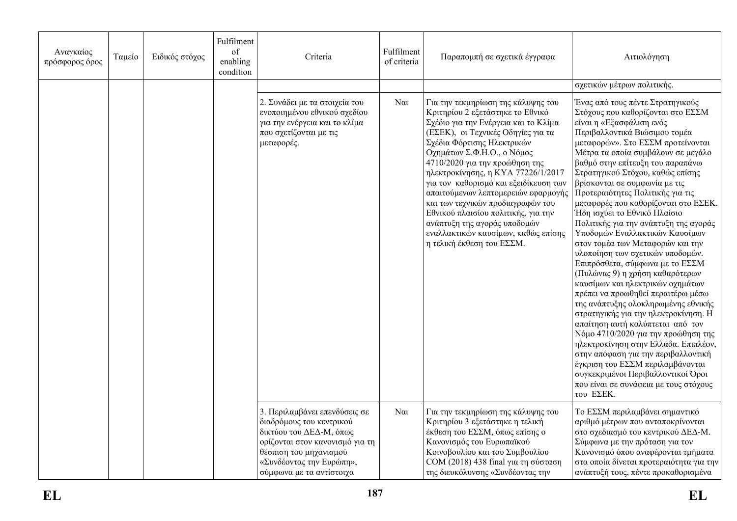| Αναγκαίος πρόσφορος όρος | Ταμείο | Ειδικός στόχος | Fulfilment of enabling condition | Criteria | Fulfilment of criteria | Παραπομπή σε σχετικά έγγραφα | Αιτιολόγηση |
|---|---|---|---|---|---|---|---|
| | | | | | | | σχετικών μέτρων πολιτικής. |
| | | | | 2. Συνάδει με τα στοιχεία του ενοποιημένου εθνικού σχεδίου για την ενέργεια και το κλίμα που σχετίζονται με τις μεταφορές. | Ναι | Για την τεκμηρίωση της κάλυψης του Κριτηρίου 2 εξετάστηκε το Εθνικό Σχέδιο για την Ενέργεια και το Κλίμα (ΕΣΕΚ), οι Τεχνικές Οδηγίες για τα Σχέδια Φόρτισης Ηλεκτρικών Οχημάτων Σ.Φ.Η.Ο., ο Νόμος 4710/2020 για την προώθηση της ηλεκτροκίνησης, η ΚΥΑ 77226/1/2017 για τον καθορισμό και εξειδίκευση των απαιτούμενων λεπτομερειών εφαρμογής και των τεχνικών προδιαγραφών του Εθνικού πλαισίου πολιτικής, για την ανάπτυξη της αγοράς υποδομών εναλλακτικών καυσίμων, καθώς επίσης η τελική έκθεση του ΕΣΣΜ. | Ένας από τους πέντε Στρατηγικούς Στόχους που καθορίζονται στο ΕΣΣΜ είναι η «Εξασφάλιση ενός Περιβαλλοντικά Βιώσιμου τομέα μεταφορών». Στο ΕΣΣΜ προτείνονται Μέτρα τα οποία συμβάλουν σε μεγάλο βαθμό στην επίτευξη του παραπάνω Στρατηγικού Στόχου, καθώς επίσης βρίσκονται σε συμφωνία με τις Προτεραιότητες Πολιτικής για τις μεταφορές που καθορίζονται στο ΕΣΕΚ. Ήδη ισχύει το Εθνικό Πλαίσιο Πολιτικής για την ανάπτυξη της αγοράς Υποδομών Εναλλακτικών Καυσίμων στον τομέα των Μεταφορών και την υλοποίηση των σχετικών υποδομών. Επιπρόσθετα, σύμφωνα με το ΕΣΣΜ (Πυλώνας 9) η χρήση καθαρότερων καυσίμων και ηλεκτρικών οχημάτων πρέπει να προωθηθεί περαιτέρω μέσω της ανάπτυξης ολοκληρωμένης εθνικής στρατηγικής για την ηλεκτροκίνηση. Η απαίτηση αυτή καλύπτεται από τον Νόμο 4710/2020 για την προώθηση της ηλεκτροκίνηση στην Ελλάδα. Επιπλέον, στην απόφαση για την περιβαλλοντική έγκριση του ΕΣΣΜ περιλαμβάνονται συγκεκριμένοι Περιβαλλοντικοί Όροι που είναι σε συνάφεια με τους στόχους του ΕΣΕΚ. |
| | | | | 3. Περιλαμβάνει επενδύσεις σε διαδρόμους του κεντρικού δικτύου του ΔΕΔ-Μ, όπως ορίζονται στον κανονισμό για τη θέσπιση του μηχανισμού «Συνδέοντας την Ευρώπη», σύμφωνα με τα αντίστοιχα | Ναι | Για την τεκμηρίωση της κάλυψης του Κριτηρίου 3 εξετάστηκε η τελική έκθεση του ΕΣΣΜ, όπως επίσης ο Κανονισμός του Ευρωπαϊκού Κοινοβουλίου και του Συμβουλίου COM (2018) 438 final για τη σύσταση της διευκόλυνσης «Συνδέοντας την | Το ΕΣΣΜ περιλαμβάνει σημαντικό αριθμό μέτρων που ανταποκρίνονται στο σχεδιασμό του κεντρικού ΔΕΔ-Μ. Σύμφωνα με την πρόταση για τον Κανονισμό όπου αναφέρονται τμήματα στα οποία δίνεται προτεραιότητα για την ανάπτυξή τους, πέντε προκαθορισμένα |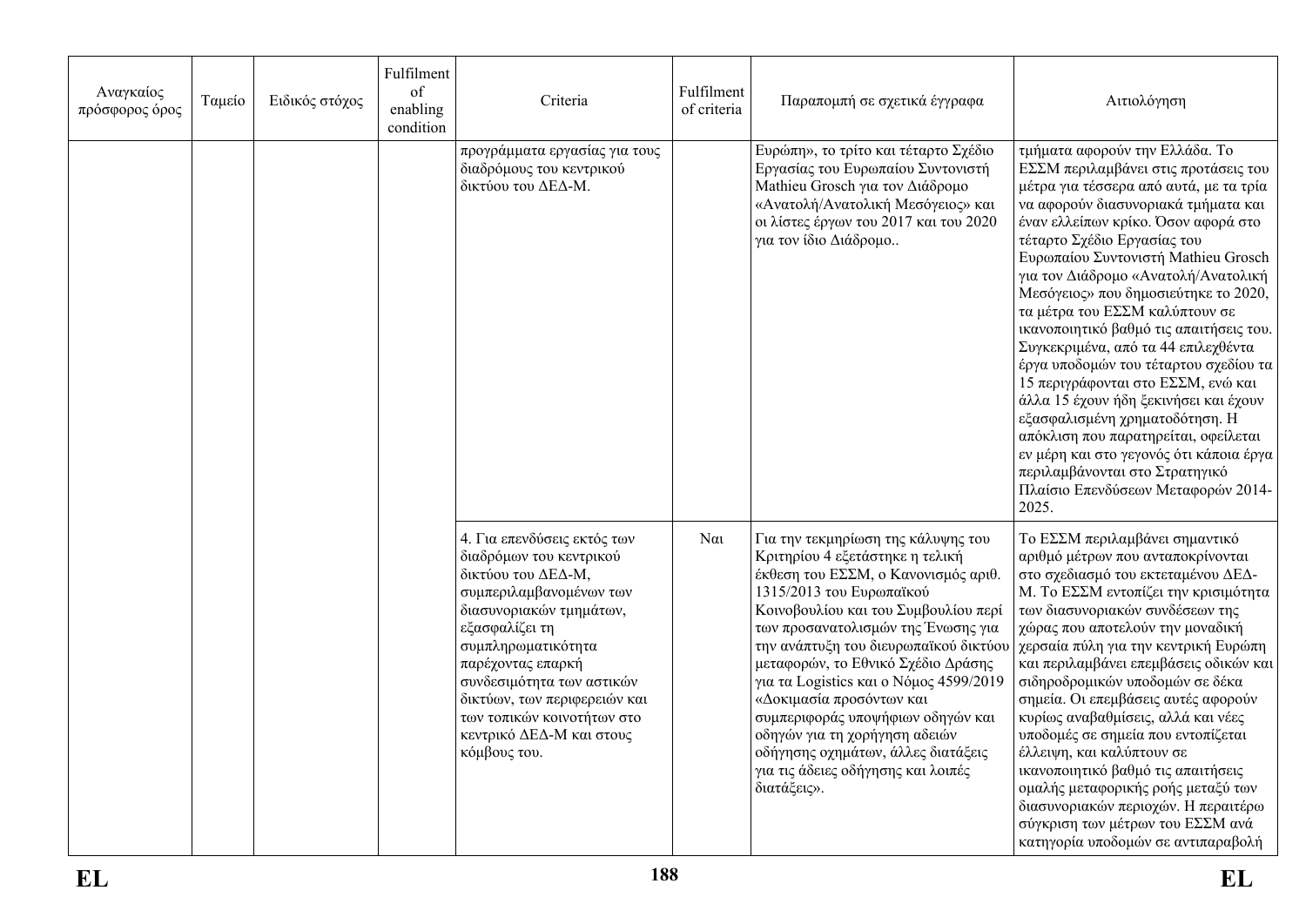| Αναγκαίος πρόσφορος όρος | Ταμείο | Ειδικός στόχος | Fulfilment of enabling condition | Criteria | Fulfilment of criteria | Παραπομπή σε σχετικά έγγραφα | Αιτιολόγηση |
|---|---|---|---|---|---|---|---|
| | | | | προγράμματα εργασίας για τους διαδρόμους του κεντρικού δικτύου του ΔΕΔ-Μ. | | Ευρώπη», το τρίτο και τέταρτο Σχέδιο Εργασίας του Ευρωπαίου Συντονιστή Mathieu Grosch για τον Διάδρομο «Ανατολή/Ανατολική Μεσόγειος» και οι λίστες έργων του 2017 και του 2020 για τον ίδιο Διάδρομο.. | τμήματα αφορούν την Ελλάδα. Το ΕΣΣΜ περιλαμβάνει στις προτάσεις του μέτρα για τέσσερα από αυτά, με τα τρία να αφορούν διασυνοριακά τμήματα και έναν ελλείπων κρίκο. Όσον αφορά στο τέταρτο Σχέδιο Εργασίας του Ευρωπαίου Συντονιστή Mathieu Grosch για τον Διάδρομο «Ανατολή/Ανατολική Μεσόγειος» που δημοσιεύτηκε το 2020, τα μέτρα του ΕΣΣΜ καλύπτουν σε ικανοποιητικό βαθμό τις απαιτήσεις του. Συγκεκριμένα, από τα 44 επιλεχθέντα έργα υποδομών του τέταρτου σχεδίου τα 15 περιγράφονται στο ΕΣΣΜ, ενώ και άλλα 15 έχουν ήδη ξεκινήσει και έχουν εξασφαλισμένη χρηματοδότηση. Η απόκλιση που παρατηρείται, οφείλεται εν μέρη και στο γεγονός ότι κάποια έργα περιλαμβάνονται στο Στρατηγικό Πλαίσιο Επενδύσεων Μεταφορών 2014-2025. |
| | | | | 4. Για επενδύσεις εκτός των διαδρόμων του κεντρικού δικτύου του ΔΕΔ-Μ, συμπεριλαμβανομένων των διασυνοριακών τμημάτων, εξασφαλίζει τη συμπληρωματικότητα παρέχοντας επαρκή συνδεσιμότητα των αστικών δικτύων, των περιφερειών και των τοπικών κοινοτήτων στο κεντρικό ΔΕΔ-Μ και στους κόμβους του. | Ναι | Για την τεκμηρίωση της κάλυψης του Κριτηρίου 4 εξετάστηκε η τελική έκθεση του ΕΣΣΜ, ο Κανονισμός αριθ. 1315/2013 του Ευρωπαϊκού Κοινοβουλίου και του Συμβουλίου περί των προσανατολισμών της Ένωσης για την ανάπτυξη του διευρωπαϊκού δικτύου μεταφορών, το Εθνικό Σχέδιο Δράσης για τα Logistics και ο Νόμος 4599/2019 «Δοκιμασία προσόντων και συμπεριφοράς υποψήφιων οδηγών και οδηγών για τη χορήγηση αδειών οδήγησης οχημάτων, άλλες διατάξεις για τις άδειες οδήγησης και λοιπές διατάξεις». | Το ΕΣΣΜ περιλαμβάνει σημαντικό αριθμό μέτρων που ανταποκρίνονται στο σχεδιασμό του εκτεταμένου ΔΕΔ-Μ. Το ΕΣΣΜ εντοπίζει την κρισιμότητα των διασυνοριακών συνδέσεων της χώρας που αποτελούν την μοναδική χερσαία πύλη για την κεντρική Ευρώπη και περιλαμβάνει επεμβάσεις οδικών και σιδηροδρομικών υποδομών σε δέκα σημεία. Οι επεμβάσεις αυτές αφορούν κυρίως αναβαθμίσεις, αλλά και νέες υποδομές σε σημεία που εντοπίζεται έλλειψη, και καλύπτουν σε ικανοποιητικό βαθμό τις απαιτήσεις ομαλής μεταφορικής ροής μεταξύ των διασυνοριακών περιοχών. Η περαιτέρω σύγκριση των μέτρων του ΕΣΣΜ ανά κατηγορία υποδομών σε αντιπαραβολή |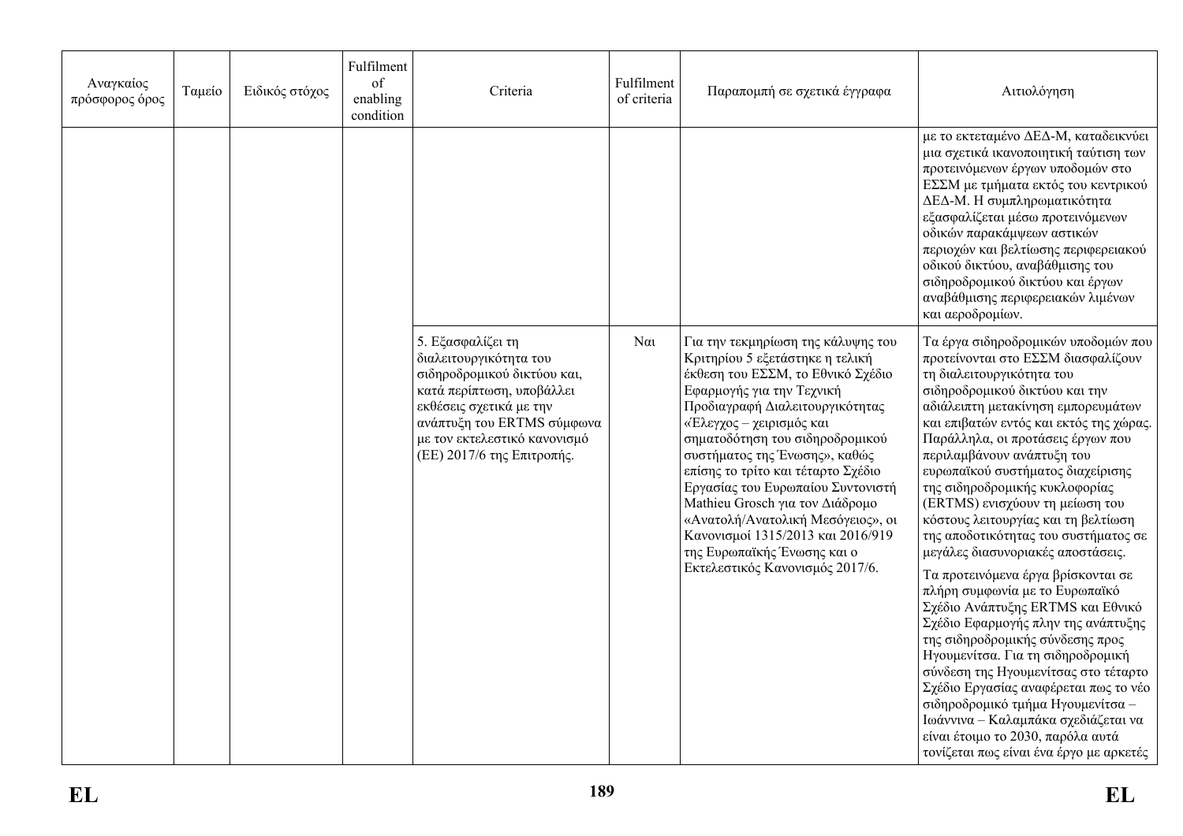| Αναγκαίος πρόσφορος όρος | Ταμείο | Ειδικός στόχος | Fulfilment of enabling condition | Criteria | Fulfilment of criteria | Παραπομπή σε σχετικά έγγραφα | Αιτιολόγηση |
|---|---|---|---|---|---|---|---|
| | | | | | | | με το εκτεταμένο ΔΕΔ-Μ, καταδεικνύει μια σχετικά ικανοποιητική ταύτιση των προτεινόμενων έργων υποδομών στο ΕΣΣΜ με τμήματα εκτός του κεντρικού ΔΕΔ-Μ. Η συμπληρωματικότητα εξασφαλίζεται μέσω προτεινόμενων οδικών παρακάμψεων αστικών περιοχών και βελτίωσης περιφερειακού οδικού δικτύου, αναβάθμισης του σιδηροδρομικού δικτύου και έργων αναβάθμισης περιφερειακών λιμένων και αεροδρομίων. |
| | | | | 5. Εξασφαλίζει τη διαλειτουργικότητα του σιδηροδρομικού δικτύου και, κατά περίπτωση, υποβάλλει εκθέσεις σχετικά με την ανάπτυξη του ERTMS σύμφωνα με τον εκτελεστικό κανονισμό (ΕΕ) 2017/6 της Επιτροπής. | Ναι | Για την τεκμηρίωση της κάλυψης του Κριτηρίου 5 εξετάστηκε η τελική έκθεση του ΕΣΣΜ, το Εθνικό Σχέδιο Εφαρμογής για την Τεχνική Προδιαγραφή Διαλειτουργικότητας «Έλεγχος – χειρισμός και σηματοδότηση του σιδηροδρομικού συστήματος της Ένωσης», καθώς επίσης το τρίτο και τέταρτο Σχέδιο Εργασίας του Ευρωπαίου Συντονιστή Mathieu Grosch για τον Διάδρομο «Ανατολή/Ανατολική Μεσόγειος», οι Κανονισμοί 1315/2013 και 2016/919 της Ευρωπαϊκής Ένωσης και ο Εκτελεστικός Κανονισμός 2017/6. | Τα έργα σιδηροδρομικών υποδομών που προτείνονται στο ΕΣΣΜ διασφαλίζουν τη διαλειτουργικότητα του σιδηροδρομικού δικτύου και την αδιάλειπτη μετακίνηση εμπορευμάτων και επιβατών εντός και εκτός της χώρας. Παράλληλα, οι προτάσεις έργων που περιλαμβάνουν ανάπτυξη του ευρωπαϊκού συστήματος διαχείρισης της σιδηροδρομικής κυκλοφορίας (ERTMS) ενισχύουν τη μείωση του κόστους λειτουργίας και τη βελτίωση της αποδοτικότητας του συστήματος σε μεγάλες διασυνοριακές αποστάσεις.<br><br>Τα προτεινόμενα έργα βρίσκονται σε πλήρη συμφωνία με το Ευρωπαϊκό Σχέδιο Ανάπτυξης ERTMS και Εθνικό Σχέδιο Εφαρμογής πλην της ανάπτυξης της σιδηροδρομικής σύνδεσης προς Ηγουμενίτσα. Για τη σιδηροδρομική σύνδεση της Ηγουμενίτσας στο τέταρτο Σχέδιο Εργασίας αναφέρεται πως το νέο σιδηροδρομικό τμήμα Ηγουμενίτσα – Ιωάννινα – Καλαμπάκα σχεδιάζεται να είναι έτοιμο το 2030, παρόλα αυτά τονίζεται πως είναι ένα έργο με αρκετές |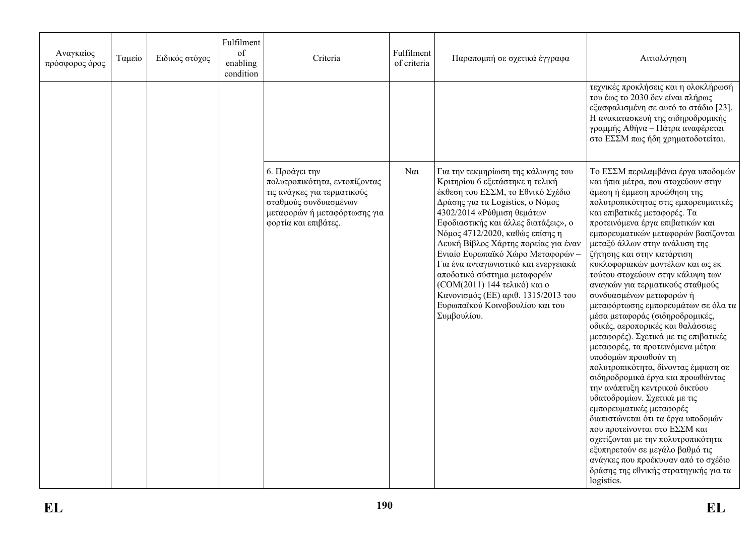| Αναγκαίος πρόσφορος όρος | Ταμείο | Ειδικός στόχος | Fulfilment of enabling condition | Criteria | Fulfilment of criteria | Παραπομπή σε σχετικά έγγραφα | Αιτιολόγηση |
|---|---|---|---|---|---|---|---|
| | | | | | | | τεχνικές προκλήσεις και η ολοκλήρωσή του έως το 2030 δεν είναι πλήρως εξασφαλισμένη σε αυτό το στάδιο [23]. Η ανακατασκευή της σιδηροδρομικής γραμμής Αθήνα – Πάτρα αναφέρεται στο ΕΣΣΜ πως ήδη χρηματοδοτείται. |
| | | | | 6. Προάγει την πολυτροπικότητα, εντοπίζοντας τις ανάγκες για τερματικούς σταθμούς συνδυασμένων μεταφορών ή μεταφόρτωσης για φορτία και επιβάτες. | Ναι | Για την τεκμηρίωση της κάλυψης του Κριτηρίου 6 εξετάστηκε η τελική έκθεση του ΕΣΣΜ, το Εθνικό Σχέδιο Δράσης για τα Logistics, ο Νόμος 4302/2014 «Ρύθμιση θεμάτων Εφοδιαστικής και άλλες διατάξεις», ο Νόμος 4712/2020, καθώς επίσης η Λευκή Βίβλος Χάρτης πορείας για έναν Ενιαίο Ευρωπαϊκό Χώρο Μεταφορών – Για ένα ανταγωνιστικό και ενεργειακά αποδοτικό σύστημα μεταφορών (COM(2011) 144 τελικό) και ο Κανονισμός (ΕΕ) αριθ. 1315/2013 του Ευρωπαϊκού Κοινοβουλίου και του Συμβουλίου. | Το ΕΣΣΜ περιλαμβάνει έργα υποδομών και ήπια μέτρα, που στοχεύουν στην άμεση ή έμμεση προώθηση της πολυτροπικότητας στις εμπορευματικές και επιβατικές μεταφορές. Τα προτεινόμενα έργα επιβατικών και εμπορευματικών μεταφορών βασίζονται μεταξύ άλλων στην ανάλυση της ζήτησης και στην κατάρτιση κυκλοφοριακών μοντέλων και ως εκ τούτου στοχεύουν στην κάλυψη των αναγκών για τερματικούς σταθμούς συνδυασμένων μεταφορών ή μεταφόρτωσης εμπορευμάτων σε όλα τα μέσα μεταφοράς (σιδηροδρομικές, οδικές, αεροπορικές και θαλάσσιες μεταφορές). Σχετικά με τις επιβατικές μεταφορές, τα προτεινόμενα μέτρα υποδομών προωθούν τη πολυτροπικότητα, δίνοντας έμφαση σε σιδηροδρομικά έργα και προωθώντας την ανάπτυξη κεντρικού δικτύου υδατοδρομίων. Σχετικά με τις εμπορευματικές μεταφορές διαπιστώνεται ότι τα έργα υποδομών που προτείνονται στο ΕΣΣΜ και σχετίζονται με την πολυτροπικότητα εξυπηρετούν σε μεγάλο βαθμό τις ανάγκες που προέκυψαν από το σχέδιο δράσης της εθνικής στρατηγικής για τα logistics. |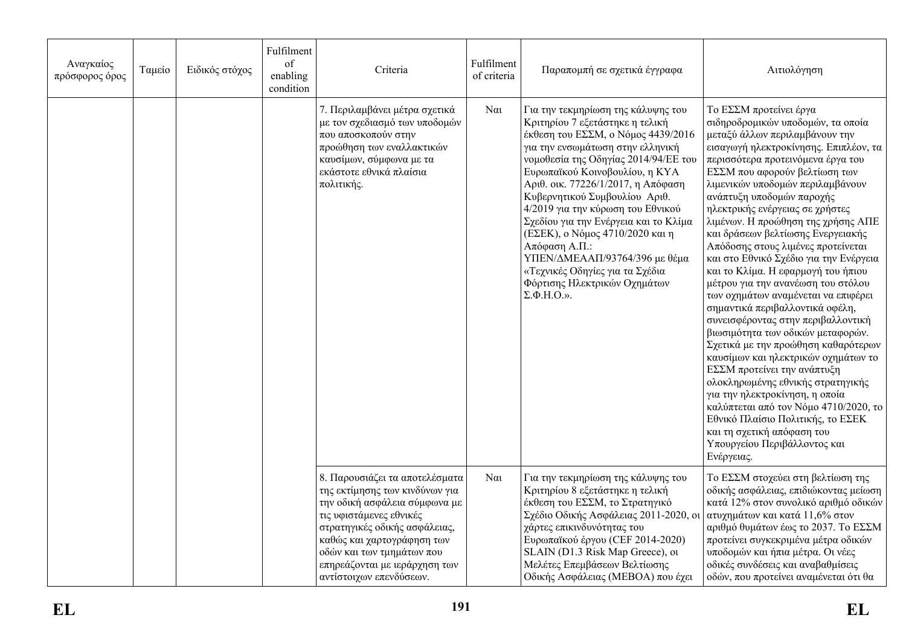| Αναγκαίος πρόσφορος όρος | Ταμείο | Ειδικός στόχος | Fulfilment of enabling condition | Criteria | Fulfilment of criteria | Παραπομπή σε σχετικά έγγραφα | Αιτιολόγηση |
|---|---|---|---|---|---|---|---|
| | | | | 7. Περιλαμβάνει μέτρα σχετικά με τον σχεδιασμό των υποδομών που αποσκοπούν στην προώθηση των εναλλακτικών καυσίμων, σύμφωνα με τα εκάστοτε εθνικά πλαίσια πολιτικής. | Ναι | Για την τεκμηρίωση της κάλυψης του Κριτηρίου 7 εξετάστηκε η τελική έκθεση του ΕΣΣΜ, ο Νόμος 4439/2016 για την ενσωμάτωση στην ελληνική νομοθεσία της Οδηγίας 2014/94/ΕΕ του Ευρωπαϊκού Κοινοβουλίου, η ΚΥΑ Αριθ. οικ. 77226/1/2017, η Απόφαση Κυβερνητικού Συμβουλίου Αριθ. 4/2019 για την κύρωση του Εθνικού Σχεδίου για την Ενέργεια και το Κλίμα (ΕΣΕΚ), ο Νόμος 4710/2020 και η Απόφαση Α.Π.: ΥΠΕΝ/ΔΜΕΑΑΠ/93764/396 με θέμα «Τεχνικές Οδηγίες για τα Σχέδια Φόρτισης Ηλεκτρικών Οχημάτων Σ.Φ.Η.Ο.». | Το ΕΣΣΜ προτείνει έργα σιδηροδρομικών υποδομών, τα οποία μεταξύ άλλων περιλαμβάνουν την εισαγωγή ηλεκτροκίνησης. Επιπλέον, τα περισσότερα προτεινόμενα έργα του ΕΣΣΜ που αφορούν βελτίωση των λιμενικών υποδομών περιλαμβάνουν ανάπτυξη υποδομών παροχής ηλεκτρικής ενέργειας σε χρήστες λιμένων. Η προώθηση της χρήσης ΑΠΕ και δράσεων βελτίωσης Ενεργειακής Απόδοσης στους λιμένες προτείνεται και στο Εθνικό Σχέδιο για την Ενέργεια και το Κλίμα. Η εφαρμογή του ήπιου μέτρου για την ανανέωση του στόλου των οχημάτων αναμένεται να επιφέρει σημαντικά περιβαλλοντικά οφέλη, συνεισφέροντας στην περιβαλλοντική βιωσιμότητα των οδικών μεταφορών. Σχετικά με την προώθηση καθαρότερων καυσίμων και ηλεκτρικών οχημάτων το ΕΣΣΜ προτείνει την ανάπτυξη ολοκληρωμένης εθνικής στρατηγικής για την ηλεκτροκίνηση, η οποία καλύπτεται από τον Νόμο 4710/2020, το Εθνικό Πλαίσιο Πολιτικής, το ΕΣΕΚ και τη σχετική απόφαση του Υπουργείου Περιβάλλοντος και Ενέργειας. |
| | | | | 8. Παρουσιάζει τα αποτελέσματα της εκτίμησης των κινδύνων για την οδική ασφάλεια σύμφωνα με τις υφιστάμενες εθνικές στρατηγικές οδικής ασφάλειας, καθώς και χαρτογράφηση των οδών και των τμημάτων που επηρεάζονται με ιεράρχηση των αντίστοιχων επενδύσεων. | Ναι | Για την τεκμηρίωση της κάλυψης του Κριτηρίου 8 εξετάστηκε η τελική έκθεση του ΕΣΣΜ, το Στρατηγικό Σχέδιο Οδικής Ασφάλειας 2011-2020, οι χάρτες επικινδυνότητας του Ευρωπαϊκού έργου (CEF 2014-2020) SLAIN (D1.3 Risk Map Greece), οι Μελέτες Επεμβάσεων Βελτίωσης Οδικής Ασφάλειας (ΜΕΒΟΑ) που έχει | Το ΕΣΣΜ στοχεύει στη βελτίωση της οδικής ασφάλειας, επιδιώκοντας μείωση κατά 12% στον συνολικό αριθμό οδικών ατυχημάτων και κατά 11,6% στον αριθμό θυμάτων έως το 2037. Το ΕΣΣΜ προτείνει συγκεκριμένα μέτρα οδικών υποδομών και ήπια μέτρα. Οι νέες οδικές συνδέσεις και αναβαθμίσεις οδών, που προτείνει αναμένεται ότι θα |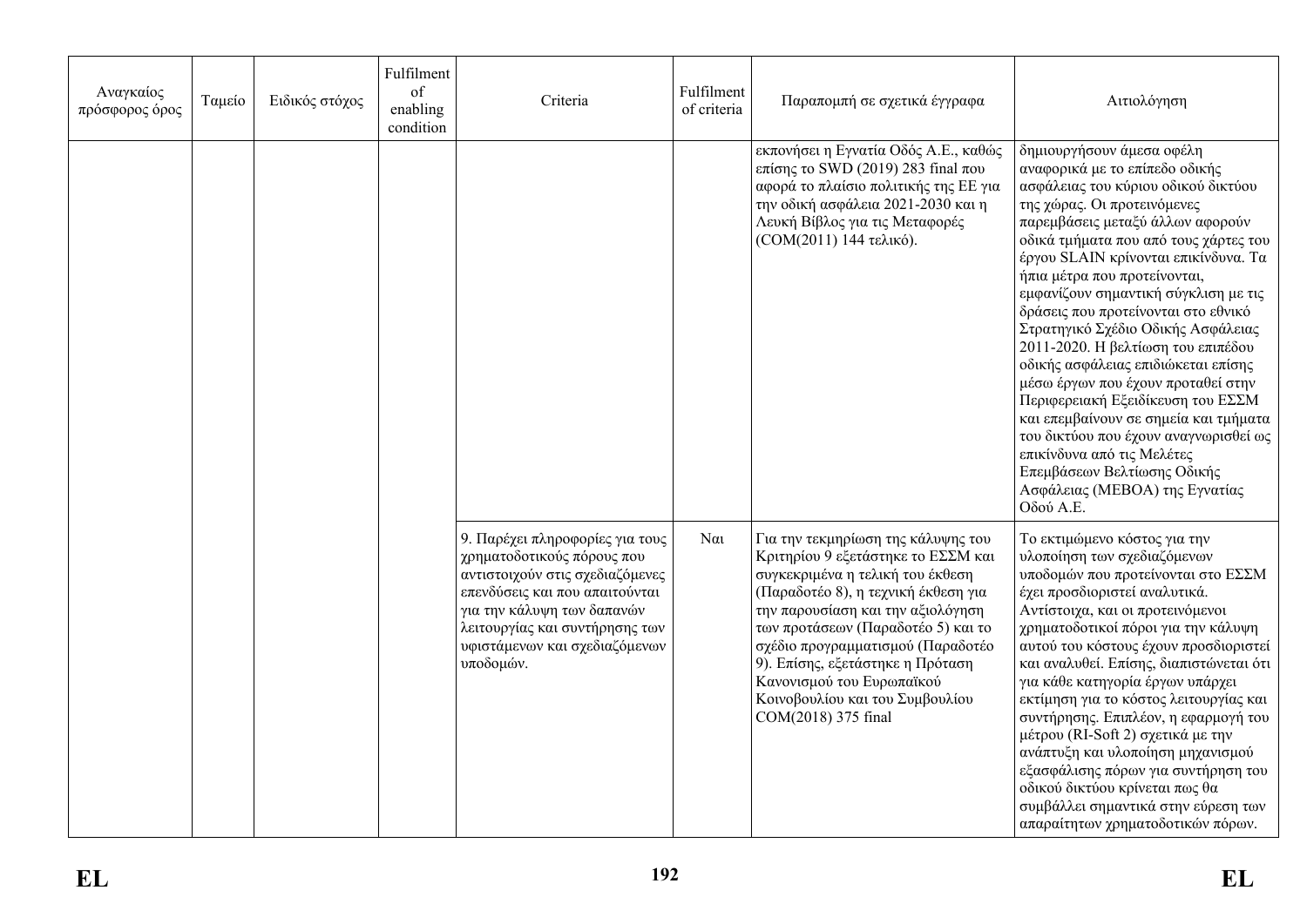| Αναγκαίος πρόσφορος όρος | Ταμείο | Ειδικός στόχος | Fulfilment of enabling condition | Criteria | Fulfilment of criteria | Παραπομπή σε σχετικά έγγραφα | Αιτιολόγηση |
|---|---|---|---|---|---|---|---|
| | | | | | | εκπονήσει η Εγνατία Οδός Α.Ε., καθώς επίσης το SWD (2019) 283 final που αφορά το πλαίσιο πολιτικής της ΕΕ για την οδική ασφάλεια 2021-2030 και η Λευκή Βίβλος για τις Μεταφορές (COM(2011) 144 τελικό). | δημιουργήσουν άμεσα οφέλη αναφορικά με το επίπεδο οδικής ασφάλειας του κύριου οδικού δικτύου της χώρας. Οι προτεινόμενες παρεμβάσεις μεταξύ άλλων αφορούν οδικά τμήματα που από τους χάρτες του έργου SLAIN κρίνονται επικίνδυνα. Τα ήπια μέτρα που προτείνονται, εμφανίζουν σημαντική σύγκλιση με τις δράσεις που προτείνονται στο εθνικό Στρατηγικό Σχέδιο Οδικής Ασφάλειας 2011-2020. Η βελτίωση του επιπέδου οδικής ασφάλειας επιδιώκεται επίσης μέσω έργων που έχουν προταθεί στην Περιφερειακή Εξειδίκευση του ΕΣΣΜ και επεμβαίνουν σε σημεία και τμήματα του δικτύου που έχουν αναγνωρισθεί ως επικίνδυνα από τις Μελέτες Επεμβάσεων Βελτίωσης Οδικής Ασφάλειας (ΜΕΒΟΑ) της Εγνατίας Οδού Α.Ε. |
| | | | | 9. Παρέχει πληροφορίες για τους χρηματοδοτικούς πόρους που αντιστοιχούν στις σχεδιαζόμενες επενδύσεις και που απαιτούνται για την κάλυψη των δαπανών λειτουργίας και συντήρησης των υφιστάμενων και σχεδιαζόμενων υποδομών. | Ναι | Για την τεκμηρίωση της κάλυψης του Κριτηρίου 9 εξετάστηκε το ΕΣΣΜ και συγκεκριμένα η τελική του έκθεση (Παραδοτέο 8), η τεχνική έκθεση για την παρουσίαση και την αξιολόγηση των προτάσεων (Παραδοτέο 5) και το σχέδιο προγραμματισμού (Παραδοτέο 9). Επίσης, εξετάστηκε η Πρόταση Κανονισμού του Ευρωπαϊκού Κοινοβουλίου και του Συμβουλίου COM(2018) 375 final | Το εκτιμώμενο κόστος για την υλοποίηση των σχεδιαζόμενων υποδομών που προτείνονται στο ΕΣΣΜ έχει προσδιοριστεί αναλυτικά. Αντίστοιχα, και οι προτεινόμενοι χρηματοδοτικοί πόροι για την κάλυψη αυτού του κόστους έχουν προσδιοριστεί και αναλυθεί. Επίσης, διαπιστώνεται ότι για κάθε κατηγορία έργων υπάρχει εκτίμηση για το κόστος λειτουργίας και συντήρησης. Επιπλέον, η εφαρμογή του μέτρου (RI-Soft 2) σχετικά με την ανάπτυξη και υλοποίηση μηχανισμού εξασφάλισης πόρων για συντήρηση του οδικού δικτύου κρίνεται πως θα συμβάλλει σημαντικά στην εύρεση των απαραίτητων χρηματοδοτικών πόρων. |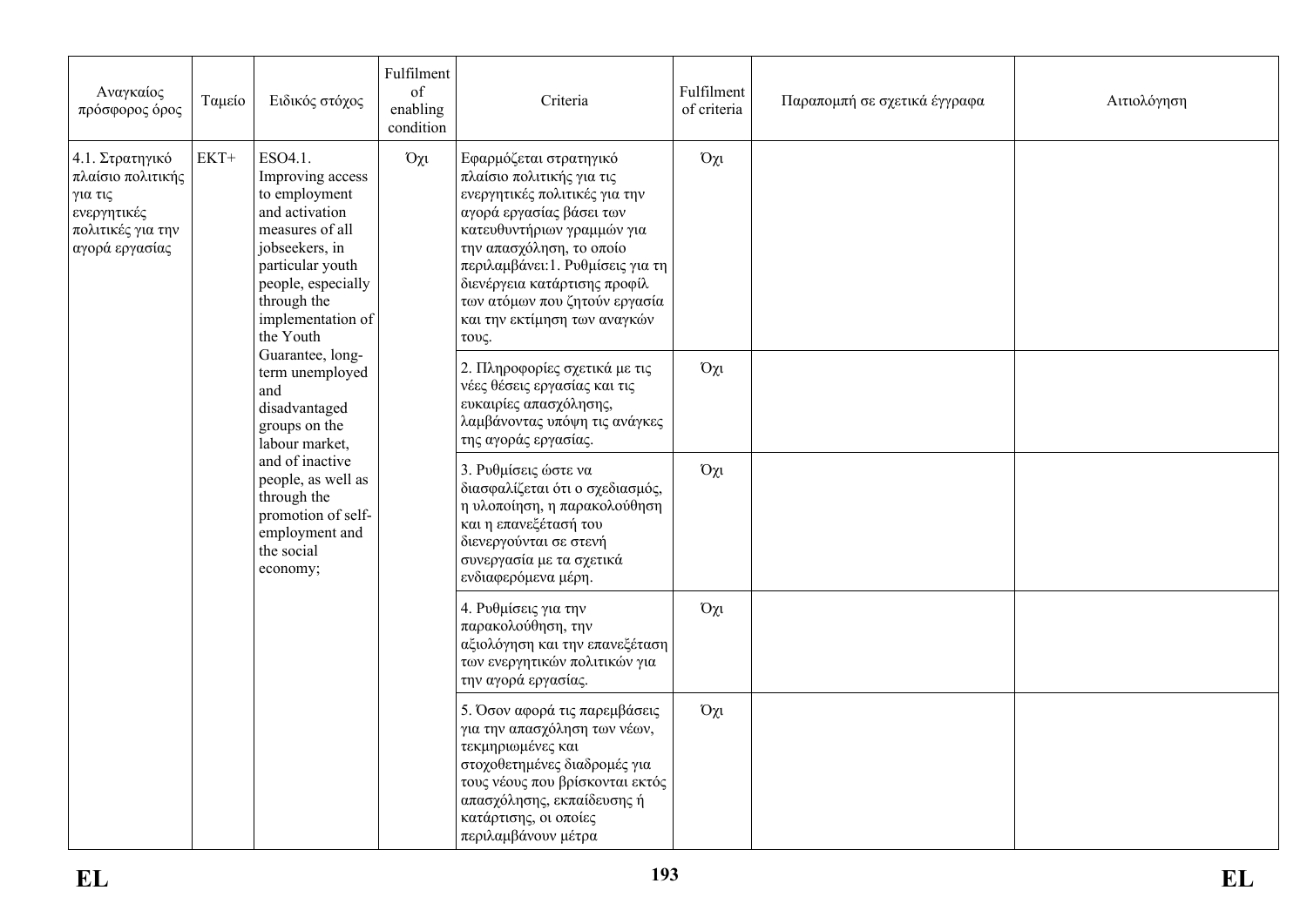| Αναγκαίος πρόσφορος όρος | Ταμείο | Ειδικός στόχος | Fulfilment of enabling condition | Criteria | Fulfilment of criteria | Παραπομπή σε σχετικά έγγραφα | Αιτιολόγηση |
|---|---|---|---|---|---|---|---|
| 4.1. Στρατηγικό πλαίσιο πολιτικής για τις ενεργητικές πολιτικές για την αγορά εργασίας | ΕΚΤ+ | ESO4.1. Improving access to employment and activation measures of all jobseekers, in particular youth people, especially through the implementation of the Youth Guarantee, long-term unemployed and disadvantaged groups on the labour market, and of inactive people, as well as through the promotion of self-employment and the social economy; | Όχι | Εφαρμόζεται στρατηγικό πλαίσιο πολιτικής για τις ενεργητικές πολιτικές για την αγορά εργασίας βάσει των κατευθυντήριων γραμμών για την απασχόληση, το οποίο περιλαμβάνει:1. Ρυθμίσεις για τη διενέργεια κατάρτισης προφίλ των ατόμων που ζητούν εργασία και την εκτίμηση των αναγκών τους. | Όχι | | |
| | | | | 2. Πληροφορίες σχετικά με τις νέες θέσεις εργασίας και τις ευκαιρίες απασχόλησης, λαμβάνοντας υπόψη τις ανάγκες της αγοράς εργασίας. | Όχι | | |
| | | | | 3. Ρυθμίσεις ώστε να διασφαλίζεται ότι ο σχεδιασμός, η υλοποίηση, η παρακολούθηση και η επανεξέτασή του διενεργούνται σε στενή συνεργασία με τα σχετικά ενδιαφερόμενα μέρη. | Όχι | | |
| | | | | 4. Ρυθμίσεις για την παρακολούθηση, την αξιολόγηση και την επανεξέταση των ενεργητικών πολιτικών για την αγορά εργασίας. | Όχι | | |
| | | | | 5. Όσον αφορά τις παρεμβάσεις για την απασχόληση των νέων, τεκμηριωμένες και στοχοθετημένες διαδρομές για τους νέους που βρίσκονται εκτός απασχόλησης, εκπαίδευσης ή κατάρτισης, οι οποίες περιλαμβάνουν μέτρα | Όχι | | |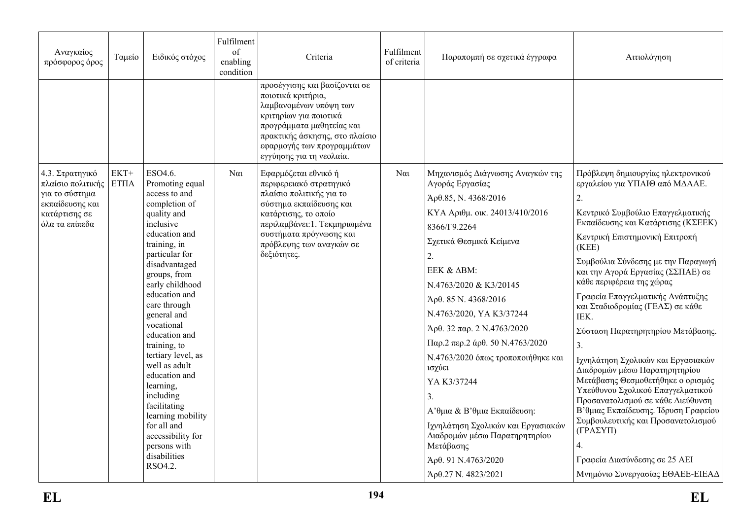| Αναγκαίος πρόσφορος όρος | Ταμείο | Ειδικός στόχος | Fulfilment of enabling condition | Criteria | Fulfilment of criteria | Παραπομπή σε σχετικά έγγραφα | Αιτιολόγηση |
|---|---|---|---|---|---|---|---|
| | | | | προσέγγισης και βασίζονται σε ποιοτικά κριτήρια, λαμβανομένων υπόψη των κριτηρίων για ποιοτικά προγράμματα μαθητείας και πρακτικής άσκησης, στο πλαίσιο εφαρμογής των προγραμμάτων εγγύησης για τη νεολαία. | | | |
| 4.3. Στρατηγικό πλαίσιο πολιτικής για το σύστημα εκπαίδευσης και κατάρτισης σε όλα τα επίπεδα | ΕΚΤ+ ΕΤΠΑ | ESO4.6. Promoting equal access to and completion of quality and inclusive education and training, in particular for disadvantaged groups, from early childhood education and care through general and vocational education and training, to tertiary level, as well as adult education and learning, including facilitating learning mobility for all and accessibility for persons with disabilities RSO4.2. | Ναι | Εφαρμόζεται εθνικό ή περιφερειακό στρατηγικό πλαίσιο πολιτικής για το σύστημα εκπαίδευσης και κατάρτισης, το οποίο περιλαμβάνει:1. Τεκμηριωμένα συστήματα πρόγνωσης και πρόβλεψης των αναγκών σε δεξιότητες. | Ναι | Μηχανισμός Διάγνωσης Αναγκών της Αγοράς Εργασίας<br>Άρθ.85, Ν. 4368/2016<br>ΚΥΑ Αριθμ. οικ. 24013/410/2016<br>8366/Γ9.2264<br>Σχετικά Θεσμικά Κείμενα<br>2.<br>ΕΕΚ & ΔΒΜ:<br>Ν.4763/2020 & Κ3/20145<br>Άρθ. 85 Ν. 4368/2016<br>Ν.4763/2020, ΥΑ Κ3/37244<br>Άρθ. 32 παρ. 2 Ν.4763/2020<br>Παρ.2 περ.2 άρθ. 50 Ν.4763/2020<br>Ν.4763/2020 όπως τροποποιήθηκε και ισχύει<br>ΥΑ Κ3/37244<br>3.<br>Α'θμια & Β'θμια Εκπαίδευση:<br>Ιχνηλάτηση Σχολικών και Εργασιακών Διαδρομών μέσω Παρατηρητηρίου Μετάβασης<br>Άρθ. 91 Ν.4763/2020<br>Άρθ.27 Ν. 4823/2021 | Πρόβλεψη δημιουργίας ηλεκτρονικού εργαλείου για ΥΠΑΙΘ από ΜΔΑΑΕ.<br>2.<br>Κεντρικό Συμβούλιο Επαγγελματικής Εκπαίδευσης και Κατάρτισης (ΚΣΕΕΚ)<br>Κεντρική Επιστημονική Επιτροπή (ΚΕΕ)<br>Συμβούλια Σύνδεσης με την Παραγωγή και την Αγορά Εργασίας (ΣΣΠΑΕ) σε κάθε περιφέρεια της χώρας<br>Γραφεία Επαγγελματικής Ανάπτυξης και Σταδιοδρομίας (ΓΕΑΣ) σε κάθε ΙΕΚ.<br>Σύσταση Παρατηρητηρίου Μετάβασης.<br>3.<br>Ιχνηλάτηση Σχολικών και Εργασιακών Διαδρομών μέσω Παρατηρητηρίου Μετάβασης Θεσμοθετήθηκε ο ορισμός Υπεύθυνου Σχολικού Επαγγελματικού Προσανατολισμού σε κάθε Διεύθυνση Β'θμιας Εκπαίδευσης. Ίδρυση Γραφείου Συμβουλευτικής και Προσανατολισμού (ΓΡΑΣΥΠ)<br>4.<br>Γραφεία Διασύνδεσης σε 25 ΑΕΙ<br>Μνημόνιο Συνεργασίας ΕΘΑΕΕ-ΕΙΕΑΔ |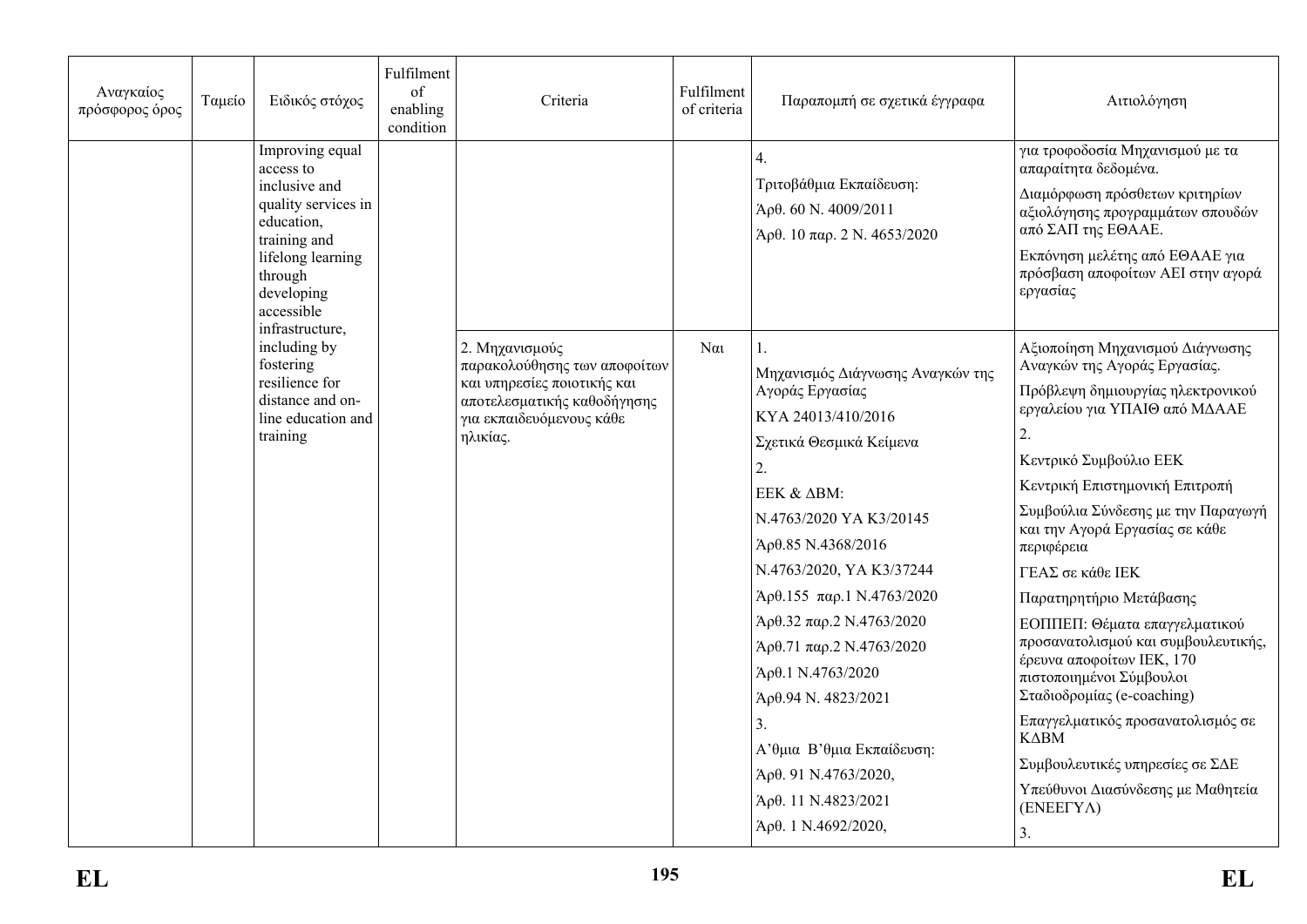| Αναγκαίος πρόσφορος όρος | Ταμείο | Ειδικός στόχος | Fulfilment of enabling condition | Criteria | Fulfilment of criteria | Παραπομπή σε σχετικά έγγραφα | Αιτιολόγηση |
|---|---|---|---|---|---|---|---|
| | | Improving equal access to inclusive and quality services in education, training and lifelong learning through developing accessible infrastructure, including by fostering resilience for distance and on-line education and training | | | | 4.<br>Τριτοβάθμια Εκπαίδευση:<br>Άρθ. 60 Ν. 4009/2011<br>Άρθ. 10 παρ. 2 Ν. 4653/2020 | για τροφοδοσία Μηχανισμού με τα απαραίτητα δεδομένα.<br>Διαμόρφωση πρόσθετων κριτηρίων αξιολόγησης προγραμμάτων σπουδών από ΣΑΠ της ΕΘΑΑΕ.<br>Εκπόνηση μελέτης από ΕΘΑΑΕ για πρόσβαση αποφοίτων ΑΕΙ στην αγορά εργασίας |
| | | | | 2. Μηχανισμούς παρακολούθησης των αποφοίτων και υπηρεσίες ποιοτικής και αποτελεσματικής καθοδήγησης για εκπαιδευόμενους κάθε ηλικίας. | Ναι | 1.<br>Μηχανισμός Διάγνωσης Αναγκών της Αγοράς Εργασίας<br>ΚΥΑ 24013/410/2016<br>Σχετικά Θεσμικά Κείμενα<br>2.<br>ΕΕΚ & ΔΒΜ:<br>Ν.4763/2020 ΥΑ Κ3/20145<br>Άρθ.85 Ν.4368/2016<br>Ν.4763/2020, ΥΑ Κ3/37244<br>Άρθ.155 παρ.1 Ν.4763/2020<br>Άρθ.32 παρ.2 Ν.4763/2020<br>Άρθ.71 παρ.2 Ν.4763/2020<br>Άρθ.1 Ν.4763/2020<br>Άρθ.94 Ν. 4823/2021<br>3.<br>Α'θμια Β'θμια Εκπαίδευση:<br>Άρθ. 91 Ν.4763/2020,<br>Άρθ. 11 Ν.4823/2021<br>Άρθ. 1 Ν.4692/2020, | Αξιοποίηση Μηχανισμού Διάγνωσης Αναγκών της Αγοράς Εργασίας.<br>Πρόβλεψη δημιουργίας ηλεκτρονικού εργαλείου για ΥΠΑΙΘ από ΜΔΑΑΕ<br>2.<br>Κεντρικό Συμβούλιο ΕΕΚ<br>Κεντρική Επιστημονική Επιτροπή<br>Συμβούλια Σύνδεσης με την Παραγωγή και την Αγορά Εργασίας σε κάθε περιφέρεια<br>ΓΕΑΣ σε κάθε ΙΕΚ<br>Παρατηρητήριο Μετάβασης<br>ΕΟΠΠΕΠ: Θέματα επαγγελματικού προσανατολισμού και συμβουλευτικής, έρευνα αποφοίτων ΙΕΚ, 170 πιστοποιημένοι Σύμβουλοι Σταδιοδρομίας (e-coaching)<br>Επαγγελματικός προσανατολισμός σε ΚΔΒΜ<br>Συμβουλευτικές υπηρεσίες σε ΣΔΕ<br>Υπεύθυνοι Διασύνδεσης με Μαθητεία (ΕΝΕΕΓΥΛ)<br>3. |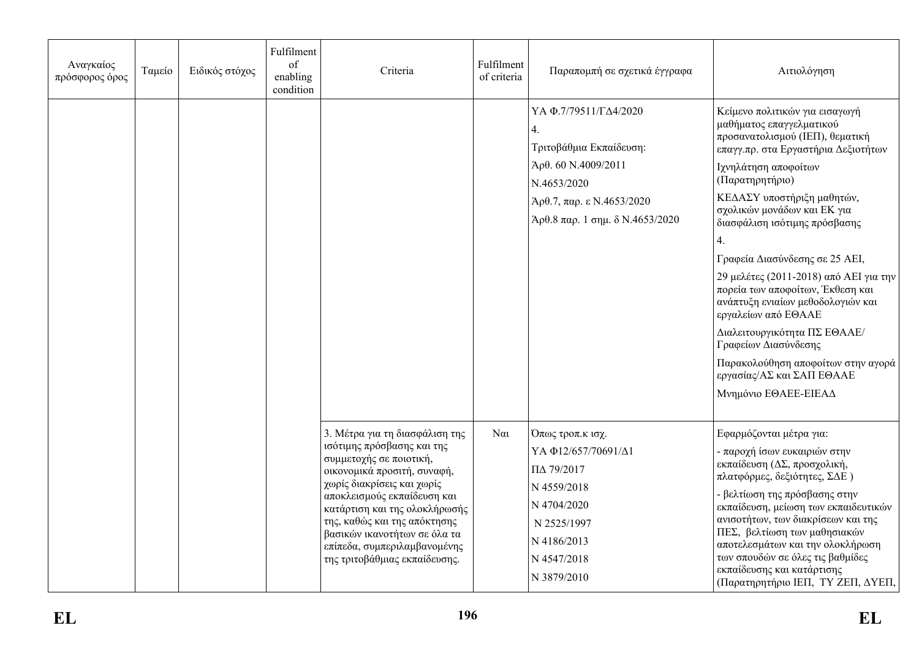| Αναγκαίος πρόσφορος όρος | Ταμείο | Ειδικός στόχος | Fulfilment of enabling condition | Criteria | Fulfilment of criteria | Παραπομπή σε σχετικά έγγραφα | Αιτιολόγηση |
|---|---|---|---|---|---|---|---|
| | | | | | | ΥΑ Φ.7/79511/ΓΔ4/2020<br><br>4.<br><br>Τριτοβάθμια Εκπαίδευση:<br><br>Άρθ. 60 Ν.4009/2011<br><br>Ν.4653/2020<br><br>Άρθ.7, παρ. ε Ν.4653/2020<br><br>Άρθ.8 παρ. 1 σημ. δ Ν.4653/2020 | Κείμενο πολιτικών για εισαγωγή μαθήματος επαγγελματικού προσανατολισμού (ΙΕΠ), θεματική επαγγ.πρ. στα Εργαστήρια Δεξιοτήτων<br><br>Ιχνηλάτηση αποφοίτων (Παρατηρητήριο)<br><br>ΚΕΔΑΣΥ υποστήριξη μαθητών, σχολικών μονάδων και ΕΚ για διασφάλιση ισότιμης πρόσβασης<br><br>4.<br><br>Γραφεία Διασύνδεσης σε 25 ΑΕΙ,<br><br>29 μελέτες (2011-2018) από ΑΕΙ για την πορεία των αποφοίτων, Έκθεση και ανάπτυξη ενιαίων μεθοδολογιών και εργαλείων από ΕΘΑΑΕ<br><br>Διαλειτουργικότητα ΠΣ ΕΘΑΑΕ/ Γραφείων Διασύνδεσης<br><br>Παρακολούθηση αποφοίτων στην αγορά εργασίας/ΑΣ και ΣΑΠ ΕΘΑΑΕ<br><br>Μνημόνιο ΕΘΑΕΕ-ΕΙΕΑΔ |
| | | | | 3. Μέτρα για τη διασφάλιση της ισότιμης πρόσβασης και της συμμετοχής σε ποιοτική, οικονομικά προσιτή, συναφή, χωρίς διακρίσεις και χωρίς αποκλεισμούς εκπαίδευση και κατάρτιση και της ολοκλήρωσής της, καθώς και της απόκτησης βασικών ικανοτήτων σε όλα τα επίπεδα, συμπεριλαμβανομένης της τριτοβάθμιας εκπαίδευσης. | Ναι | Όπως τροπ.κ ισχ.<br><br>ΥΑ Φ12/657/70691/Δ1<br><br>ΠΔ 79/2017<br><br>Ν 4559/2018<br><br>Ν 4704/2020<br><br>Ν 2525/1997<br><br>Ν 4186/2013<br><br>Ν 4547/2018<br><br>Ν 3879/2010 | Εφαρμόζονται μέτρα για:<br><br>- παροχή ίσων ευκαιριών στην εκπαίδευση (ΔΣ, προσχολική, πλατφόρμες, δεξιότητες, ΣΔΕ )<br><br>- βελτίωση της πρόσβασης στην εκπαίδευση, μείωση των εκπαιδευτικών ανισοτήτων, των διακρίσεων και της ΠΕΣ, βελτίωση των μαθησιακών αποτελεσμάτων και την ολοκλήρωση των σπουδών σε όλες τις βαθμίδες εκπαίδευσης και κατάρτισης (Παρατηρητήριο ΙΕΠ, ΤΥ ΖΕΠ, ΔΥΕΠ, |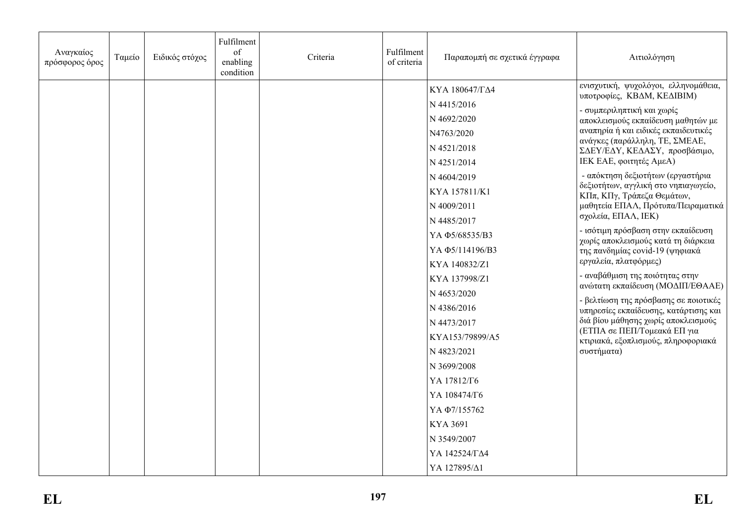| Αναγκαίος πρόσφορος όρος | Ταμείο | Ειδικός στόχος | Fulfilment of enabling condition | Criteria | Fulfilment of criteria | Παραπομπή σε σχετικά έγγραφα | Αιτιολόγηση |
|---|---|---|---|---|---|---|---|
| | | | | | | ΚΥΑ 180647/ΓΔ4<br>Ν 4415/2016<br>Ν 4692/2020<br>Ν4763/2020<br>Ν 4521/2018<br>Ν 4251/2014<br>Ν 4604/2019<br>ΚΥΑ 157811/Κ1<br>Ν 4009/2011<br>Ν 4485/2017<br>ΥΑ Φ5/68535/Β3<br>ΥΑ Φ5/114196/Β3<br>ΚΥΑ 140832/Ζ1<br>ΚΥΑ 137998/Ζ1<br>Ν 4653/2020<br>Ν 4386/2016<br>Ν 4473/2017<br>ΚΥΑ153/79899/Α5<br>Ν 4823/2021<br>Ν 3699/2008<br>ΥΑ 17812/Γ6<br>ΥΑ 108474/Γ6<br>ΥΑ Φ7/155762<br>ΚΥΑ 3691<br>Ν 3549/2007<br>ΥΑ 142524/ΓΔ4<br>ΥΑ 127895/Δ1 | ενισχυτική, ψυχολόγοι, ελληνομάθεια, υποτροφίες, ΚΒΔΜ, ΚΕΔΙΒΙΜ)<br>- συμπεριληπτική και χωρίς αποκλεισμούς εκπαίδευση μαθητών με αναπηρία ή και ειδικές εκπαιδευτικές ανάγκες (παράλληλη, ΤΕ, ΣΜΕΑΕ, ΣΔΕΥ/ΕΔΥ, ΚΕΔΑΣΥ, προσβάσιμο, ΙΕΚ ΕΑΕ, φοιτητές ΑμεΑ)<br>- απόκτηση δεξιοτήτων (εργαστήρια δεξιοτήτων, αγγλική στο νηπιαγωγείο, ΚΠπ, ΚΠγ, Τράπεζα Θεμάτων, μαθητεία ΕΠΑΛ, Πρότυπα/Πειραματικά σχολεία, ΕΠΑΛ, ΙΕΚ)<br>- ισότιμη πρόσβαση στην εκπαίδευση χωρίς αποκλεισμούς κατά τη διάρκεια της πανδημίας covid-19 (ψηφιακά εργαλεία, πλατφόρμες)<br>- αναβάθμιση της ποιότητας στην ανώτατη εκπαίδευση (ΜΟΔΙΠ/ΕΘΑΑΕ)<br>- βελτίωση της πρόσβασης σε ποιοτικές υπηρεσίες εκπαίδευσης, κατάρτισης και διά βίου μάθησης χωρίς αποκλεισμούς (ΕΤΠΑ σε ΠΕΠ/Τομεακά ΕΠ για κτιριακά, εξοπλισμούς, πληροφοριακά συστήματα) |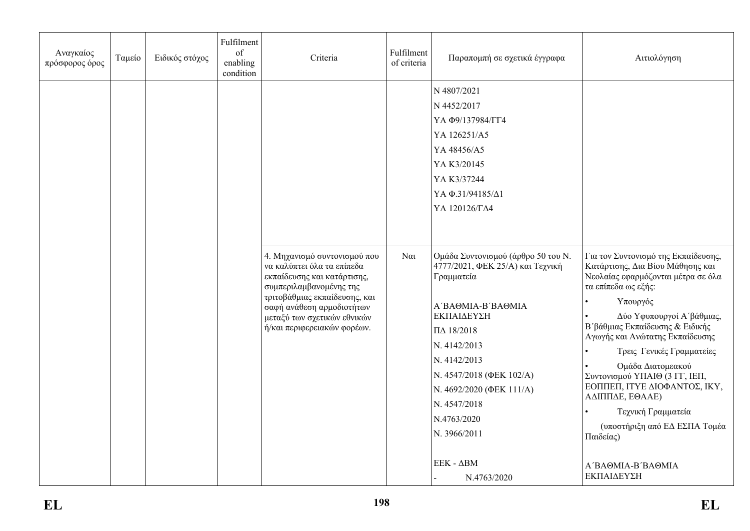| Αναγκαίος πρόσφορος όρος | Ταμείο | Ειδικός στόχος | Fulfilment of enabling condition | Criteria | Fulfilment of criteria | Παραπομπή σε σχετικά έγγραφα | Αιτιολόγηση |
|---|---|---|---|---|---|---|---|
| | | | | | | N 4807/2021<br>N 4452/2017<br>ΥΑ Φ9/137984/ΓΓ4<br>ΥΑ 126251/Α5<br>ΥΑ 48456/Α5<br>ΥΑ Κ3/20145<br>ΥΑ Κ3/37244<br>ΥΑ Φ.31/94185/Δ1<br>ΥΑ 120126/ΓΔ4 | |
| | | | | 4. Μηχανισμό συντονισμού που να καλύπτει όλα τα επίπεδα εκπαίδευσης και κατάρτισης, συμπεριλαμβανομένης της τριτοβάθμιας εκπαίδευσης, και σαφή ανάθεση αρμοδιοτήτων μεταξύ των σχετικών εθνικών ή/και περιφερειακών φορέων. | Ναι | Ομάδα Συντονισμού (άρθρο 50 του Ν. 4777/2021, ΦΕΚ 25/Α) και Τεχνική Γραμματεία<br><br>Α΄ΒΑΘΜΙΑ-Β΄ΒΑΘΜΙΑ ΕΚΠΑΙΔΕΥΣΗ<br>ΠΔ 18/2018<br>Ν. 4142/2013<br>Ν. 4142/2013<br>Ν. 4547/2018 (ΦΕΚ 102/Α)<br>Ν. 4692/2020 (ΦΕΚ 111/Α)<br>Ν. 4547/2018<br>Ν.4763/2020<br>Ν. 3966/2011<br><br>ΕΕΚ - ΔΒΜ<br>- Ν.4763/2020 | Για τον Συντονισμό της Εκπαίδευσης, Κατάρτισης, Δια Βίου Μάθησης και Νεολαίας εφαρμόζονται μέτρα σε όλα τα επίπεδα ως εξής:<br>• Υπουργός<br>• Δύο Υφυπουργοί Α΄βάθμιας, Β΄βάθμιας Εκπαίδευσης & Ειδικής Αγωγής και Ανώτατης Εκπαίδευσης<br>• Τρεις Γενικές Γραμματείες<br>• Ομάδα Διατομεακού Συντονισμού ΥΠΑΙΘ (3 ΓΓ, ΙΕΠ, ΕΟΠΠΕΠ, ΙΤΥΕ ΔΙΟΦΑΝΤΟΣ, ΙΚΥ, ΑΔΙΠΠΔΕ, ΕΘΑΑΕ)<br>• Τεχνική Γραμματεία<br>(υποστήριξη από ΕΔ ΕΣΠΑ Τομέα Παιδείας)<br><br>Α΄ΒΑΘΜΙΑ-Β΄ΒΑΘΜΙΑ ΕΚΠΑΙΔΕΥΣΗ |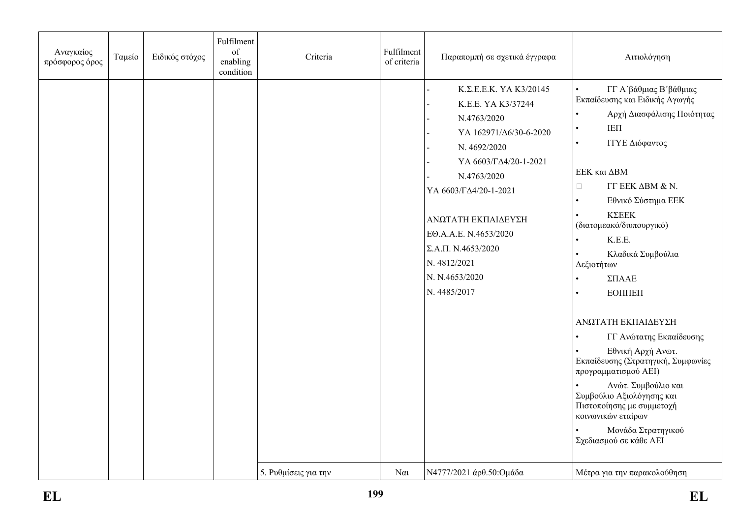| Αναγκαίος πρόσφορος όρος | Ταμείο | Ειδικός στόχος | Fulfilment of enabling condition | Criteria | Fulfilment of criteria | Παραπομπή σε σχετικά έγγραφα | Αιτιολόγηση |
|---|---|---|---|---|---|---|---|
| | | | | | | - Κ.Σ.Ε.Ε.Κ. ΥΑ Κ3/20145<br>- Κ.Ε.Ε. ΥΑ Κ3/37244<br>- Ν.4763/2020<br>- ΥΑ 162971/Δ6/30-6-2020<br>- Ν. 4692/2020<br>- ΥΑ 6603/ΓΔ4/20-1-2021<br>- Ν.4763/2020<br>ΥΑ 6603/ΓΔ4/20-1-2021<br><br>ΑΝΩΤΑΤΗ ΕΚΠΑΙΔΕΥΣΗ<br>ΕΘ.Α.Α.Ε. Ν.4653/2020<br>Σ.Α.Π. Ν.4653/2020<br>Ν. 4812/2021<br>Ν. Ν.4653/2020<br>Ν. 4485/2017 | • ΓΓ Α΄βάθμιας Β΄βάθμιας Εκπαίδευσης και Ειδικής Αγωγής<br>• Αρχή Διασφάλισης Ποιότητας<br>• ΙΕΠ<br>• ΙΤΥΕ Διόφαντος<br><br>ΕΕΚ και ΔΒΜ<br>• ΓΓ ΕΕΚ ΔΒΜ & Ν.<br>• Εθνικό Σύστημα ΕΕΚ<br>• ΚΣΕΕΚ (διατομεακό/διυπουργικό)<br>• Κ.Ε.Ε.<br>• Κλαδικά Συμβούλια Δεξιοτήτων<br>• ΣΠΑΑΕ<br>• ΕΟΠΠΕΠ<br><br>ΑΝΩΤΑΤΗ ΕΚΠΑΙΔΕΥΣΗ<br>• ΓΓ Ανώτατης Εκπαίδευσης<br>• Εθνική Αρχή Ανωτ. Εκπαίδευσης (Στρατηγική, Συμφωνίες προγραμματισμού ΑΕΙ)<br>• Ανώτ. Συμβούλιο και Συμβούλιο Αξιολόγησης και Πιστοποίησης με συμμετοχή κοινωνικών εταίρων<br>• Μονάδα Στρατηγικού Σχεδιασμού σε κάθε ΑΕΙ |
| | | | | 5. Ρυθμίσεις για την | Ναι | Ν4777/2021 άρθ.50:Ομάδα | Μέτρα για την παρακολούθηση |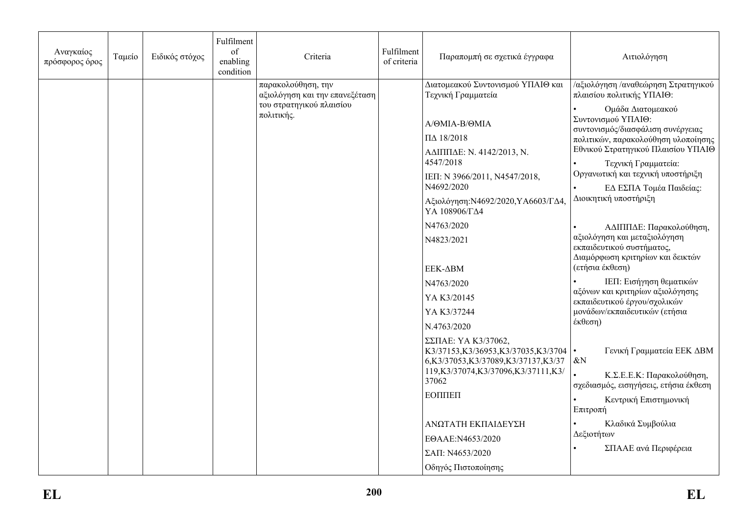| Αναγκαίος πρόσφορος όρος | Ταμείο | Ειδικός στόχος | Fulfilment of enabling condition | Criteria | Fulfilment of criteria | Παραπομπή σε σχετικά έγγραφα | Αιτιολόγηση |
|---|---|---|---|---|---|---|---|
| | | | | παρακολούθηση, την αξιολόγηση και την επανεξέταση του στρατηγικού πλαισίου πολιτικής. | | Διατομεακού Συντονισμού ΥΠΑΙΘ και Τεχνική Γραμματεία<br><br>Α/ΘΜΙΑ-Β/ΘΜΙΑ<br>ΠΔ 18/2018<br>ΑΔΙΠΠΔΕ: Ν. 4142/2013, Ν. 4547/2018<br>ΙΕΠ: Ν 3966/2011, Ν4547/2018, Ν4692/2020<br>Αξιολόγηση:Ν4692/2020,ΥΑ6603/ΓΔ4, ΥΑ 108906/ΓΔ4<br>Ν4763/2020<br>Ν4823/2021<br><br>ΕΕΚ-ΔΒΜ<br>Ν4763/2020<br>ΥΑ Κ3/20145<br>ΥΑ Κ3/37244<br>Ν.4763/2020<br>ΣΣΠΑΕ: ΥΑ Κ3/37062, Κ3/37153,Κ3/36953,Κ3/37035,Κ3/37046,Κ3/37053,Κ3/37089,Κ3/37137,Κ3/37119,Κ3/37074,Κ3/37096,Κ3/37111,Κ3/37062<br>ΕΟΠΠΕΠ<br><br>ΑΝΩΤΑΤΗ ΕΚΠΑΙΔΕΥΣΗ<br>ΕΘΑΑΕ:Ν4653/2020<br>ΣΑΠ: Ν4653/2020<br>Οδηγός Πιστοποίησης | /αξιολόγηση /αναθεώρηση Στρατηγικού πλαισίου πολιτικής ΥΠΑΙΘ:<br>• Ομάδα Διατομεακού Συντονισμού ΥΠΑΙΘ: συντονισμός/διασφάλιση συνέργειας πολιτικών, παρακολούθηση υλοποίησης Εθνικού Στρατηγικού Πλαισίου ΥΠΑΙΘ<br>• Τεχνική Γραμματεία: Οργανωτική και τεχνική υποστήριξη<br>• ΕΔ ΕΣΠΑ Τομέα Παιδείας: Διοικητική υποστήριξη<br><br>• ΑΔΙΠΠΔΕ: Παρακολούθηση, αξιολόγηση και μεταξιολόγηση εκπαιδευτικού συστήματος, Διαμόρφωση κριτηρίων και δεικτών (ετήσια έκθεση)<br>• ΙΕΠ: Εισήγηση θεματικών αξόνων και κριτηρίων αξιολόγησης εκπαιδευτικού έργου/σχολικών μονάδων/εκπαιδευτικών (ετήσια έκθεση)<br><br>• Γενική Γραμματεία ΕΕΚ ΔΒΜ &Ν<br>• Κ.Σ.Ε.Ε.Κ: Παρακολούθηση, σχεδιασμός, εισηγήσεις, ετήσια έκθεση<br>• Κεντρική Επιστημονική Επιτροπή<br>• Κλαδικά Συμβούλια Δεξιοτήτων<br>• ΣΠΑΑΕ ανά Περιφέρεια |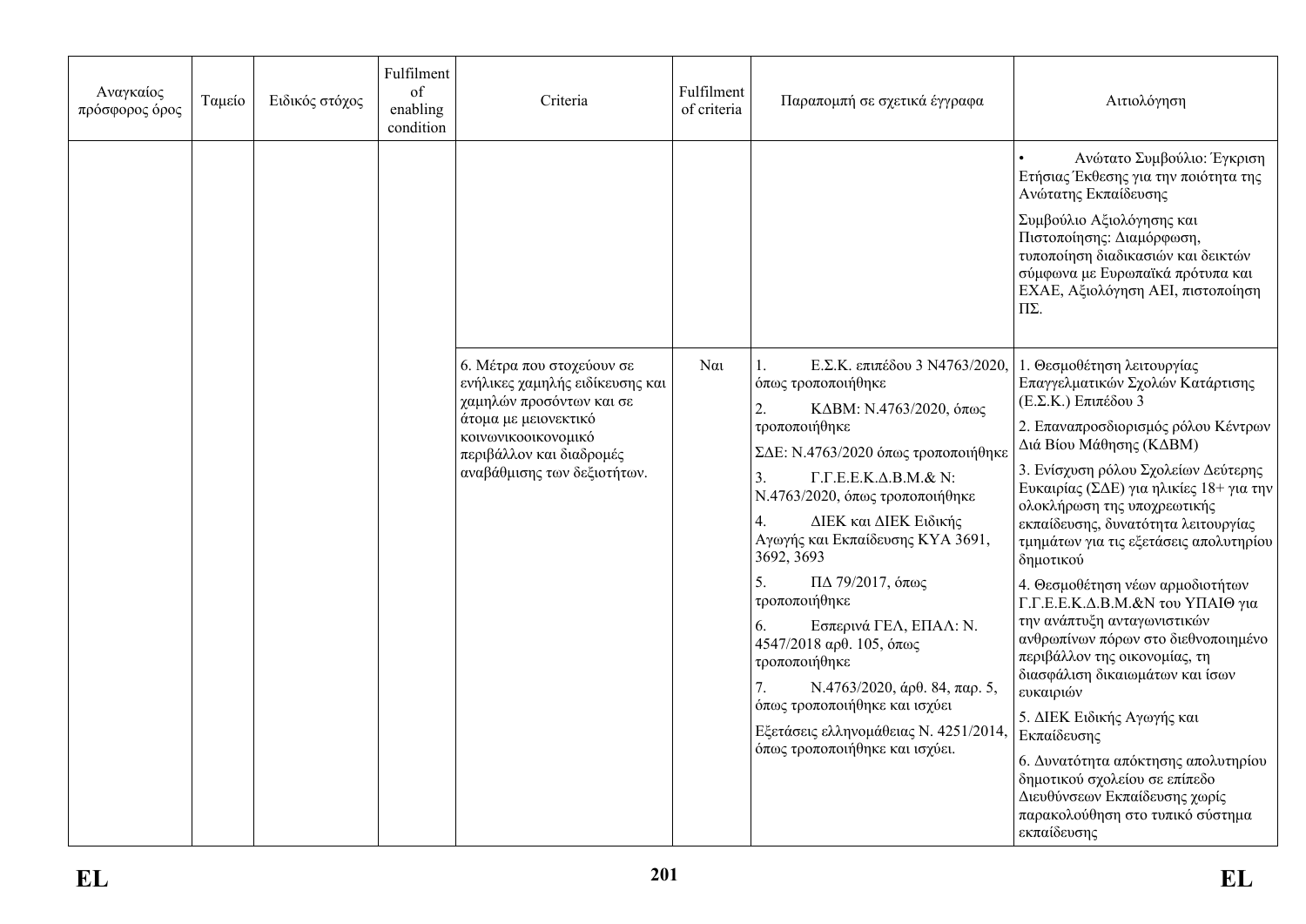| Αναγκαίος πρόσφορος όρος | Ταμείο | Ειδικός στόχος | Fulfilment of enabling condition | Criteria | Fulfilment of criteria | Παραπομπή σε σχετικά έγγραφα | Αιτιολόγηση |
|---|---|---|---|---|---|---|---|
| | | | | | | | • Ανώτατο Συμβούλιο: Έγκριση Ετήσιας Έκθεσης για την ποιότητα της Ανώτατης Εκπαίδευσης<br><br>Συμβούλιο Αξιολόγησης και Πιστοποίησης: Διαμόρφωση, τυποποίηση διαδικασιών και δεικτών σύμφωνα με Ευρωπαϊκά πρότυπα και ΕΧΑΕ, Αξιολόγηση ΑΕΙ, πιστοποίηση ΠΣ. |
| | | | | 6. Μέτρα που στοχεύουν σε ενήλικες χαμηλής ειδίκευσης και χαμηλών προσόντων και σε άτομα με μειονεκτικό κοινωνικοοικονομικό περιβάλλον και διαδρομές αναβάθμισης των δεξιοτήτων. | Ναι | 1. Ε.Σ.Κ. επιπέδου 3 Ν4763/2020, όπως τροποποιήθηκε<br><br>2. ΚΔΒΜ: Ν.4763/2020, όπως τροποποιήθηκε<br><br>ΣΔΕ: Ν.4763/2020 όπως τροποποιήθηκε<br><br>3. Γ.Γ.Ε.Ε.Κ.Δ.Β.Μ.& Ν: Ν.4763/2020, όπως τροποποιήθηκε<br><br>4. ΔΙΕΚ και ΔΙΕΚ Ειδικής Αγωγής και Εκπαίδευσης ΚΥΑ 3691, 3692, 3693<br><br>5. ΠΔ 79/2017, όπως τροποποιήθηκε<br><br>6. Εσπερινά ΓΕΛ, ΕΠΑΛ: Ν. 4547/2018 αρθ. 105, όπως τροποποιήθηκε<br><br>7. Ν.4763/2020, άρθ. 84, παρ. 5, όπως τροποποιήθηκε και ισχύει<br><br>Εξετάσεις ελληνομάθειας Ν. 4251/2014, όπως τροποποιήθηκε και ισχύει. | 1. Θεσμοθέτηση λειτουργίας Επαγγελματικών Σχολών Κατάρτισης (Ε.Σ.Κ.) Επιπέδου 3<br><br>2. Επαναπροσδιορισμός ρόλου Κέντρων Διά Βίου Μάθησης (ΚΔΒΜ)<br><br>3. Ενίσχυση ρόλου Σχολείων Δεύτερης Ευκαιρίας (ΣΔΕ) για ηλικίες 18+ για την ολοκλήρωση της υποχρεωτικής εκπαίδευσης, δυνατότητα λειτουργίας τμημάτων για τις εξετάσεις απολυτηρίου δημοτικού<br><br>4. Θεσμοθέτηση νέων αρμοδιοτήτων Γ.Γ.Ε.Ε.Κ.Δ.Β.Μ.&Ν του ΥΠΑΙΘ για την ανάπτυξη ανταγωνιστικών ανθρωπίνων πόρων στο διεθνοποιημένο περιβάλλον της οικονομίας, τη διασφάλιση δικαιωμάτων και ίσων ευκαιριών<br><br>5. ΔΙΕΚ Ειδικής Αγωγής και Εκπαίδευσης<br><br>6. Δυνατότητα απόκτησης απολυτηρίου δημοτικού σχολείου σε επίπεδο Διευθύνσεων Εκπαίδευσης χωρίς παρακολούθηση στο τυπικό σύστημα εκπαίδευσης |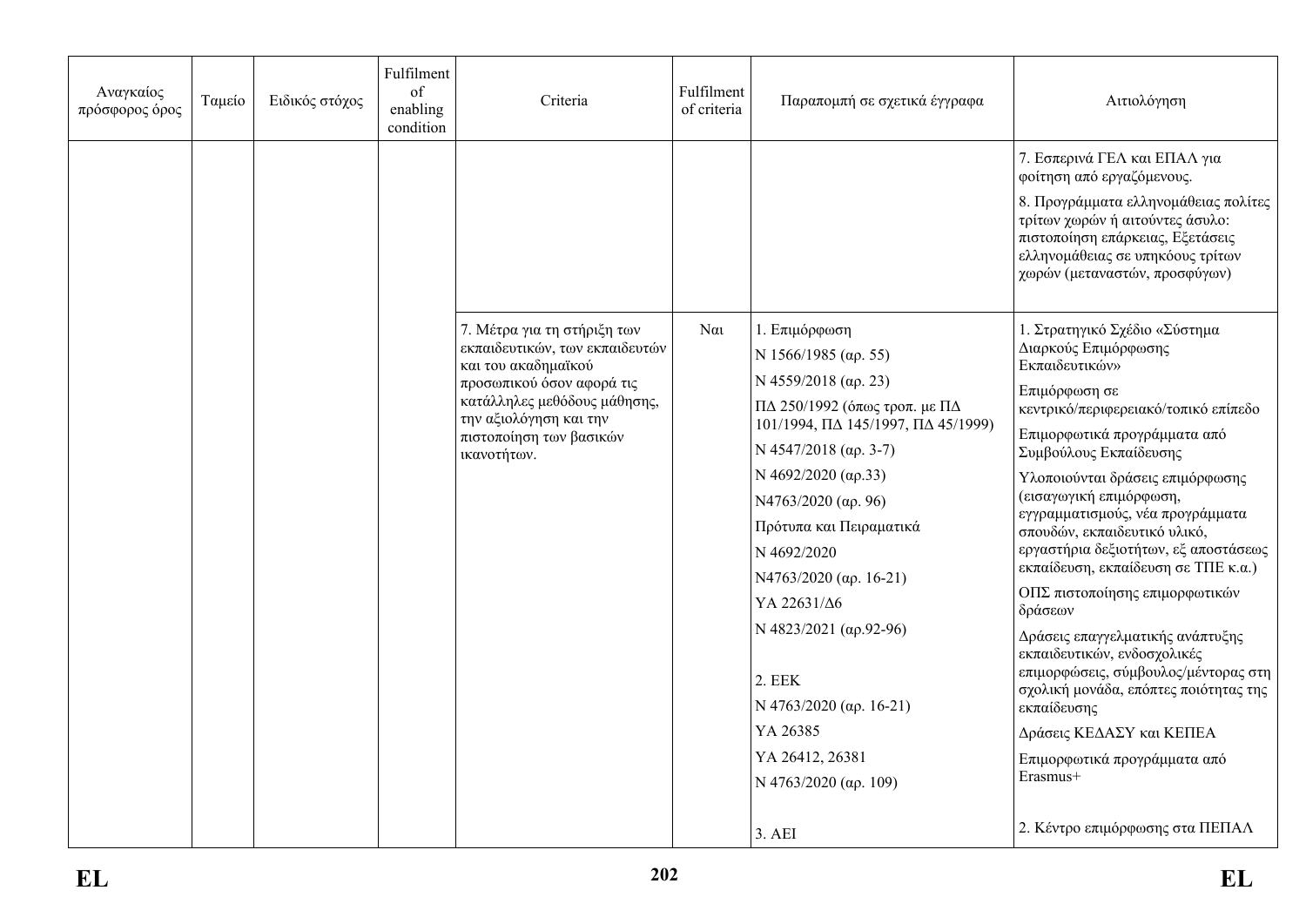| Αναγκαίος πρόσφορος όρος | Ταμείο | Ειδικός στόχος | Fulfilment of enabling condition | Criteria | Fulfilment of criteria | Παραπομπή σε σχετικά έγγραφα | Αιτιολόγηση |
|---|---|---|---|---|---|---|---|
| | | | | | | | 7. Εσπερινά ΓΕΛ και ΕΠΑΛ για φοίτηση από εργαζόμενους.<br>8. Προγράμματα ελληνομάθειας πολίτες τρίτων χωρών ή αιτούντες άσυλο: πιστοποίηση επάρκειας, Εξετάσεις ελληνομάθειας σε υπηκόους τρίτων χωρών (μεταναστών, προσφύγων) |
| | | | | 7. Μέτρα για τη στήριξη των εκπαιδευτικών, των εκπαιδευτών και του ακαδημαϊκού προσωπικού όσον αφορά τις κατάλληλες μεθόδους μάθησης, την αξιολόγηση και την πιστοποίηση των βασικών ικανοτήτων. | Ναι | 1. Επιμόρφωση<br>Ν 1566/1985 (αρ. 55)<br>Ν 4559/2018 (αρ. 23)<br>ΠΔ 250/1992 (όπως τροπ. με ΠΔ 101/1994, ΠΔ 145/1997, ΠΔ 45/1999)<br>Ν 4547/2018 (αρ. 3-7)<br>Ν 4692/2020 (αρ.33)<br>Ν4763/2020 (αρ. 96)<br>Πρότυπα και Πειραματικά<br>Ν 4692/2020<br>Ν4763/2020 (αρ. 16-21)<br>ΥΑ 22631/Δ6<br>Ν 4823/2021 (αρ.92-96)<br><br>2. ΕΕΚ<br>Ν 4763/2020 (αρ. 16-21)<br>ΥΑ 26385<br>ΥΑ 26412, 26381<br>Ν 4763/2020 (αρ. 109)<br><br>3. ΑΕΙ | 1. Στρατηγικό Σχέδιο «Σύστημα Διαρκούς Επιμόρφωσης Εκπαιδευτικών»<br>Επιμόρφωση σε κεντρικό/περιφερειακό/τοπικό επίπεδο<br>Επιμορφωτικά προγράμματα από Συμβούλους Εκπαίδευσης<br>Υλοποιούνται δράσεις επιμόρφωσης (εισαγωγική επιμόρφωση, εγγραμματισμούς, νέα προγράμματα σπουδών, εκπαιδευτικό υλικό, εργαστήρια δεξιοτήτων, εξ αποστάσεως εκπαίδευση, εκπαίδευση σε ΤΠΕ κ.α.)<br>ΟΠΣ πιστοποίησης επιμορφωτικών δράσεων<br>Δράσεις επαγγελματικής ανάπτυξης εκπαιδευτικών, ενδοσχολικές επιμορφώσεις, σύμβουλος/μέντορας στη σχολική μονάδα, επόπτες ποιότητας της εκπαίδευσης<br>Δράσεις ΚΕΔΑΣΥ και ΚΕΠΕΑ<br>Επιμορφωτικά προγράμματα από Erasmus+<br><br>2. Κέντρο επιμόρφωσης στα ΠΕΠΑΛ |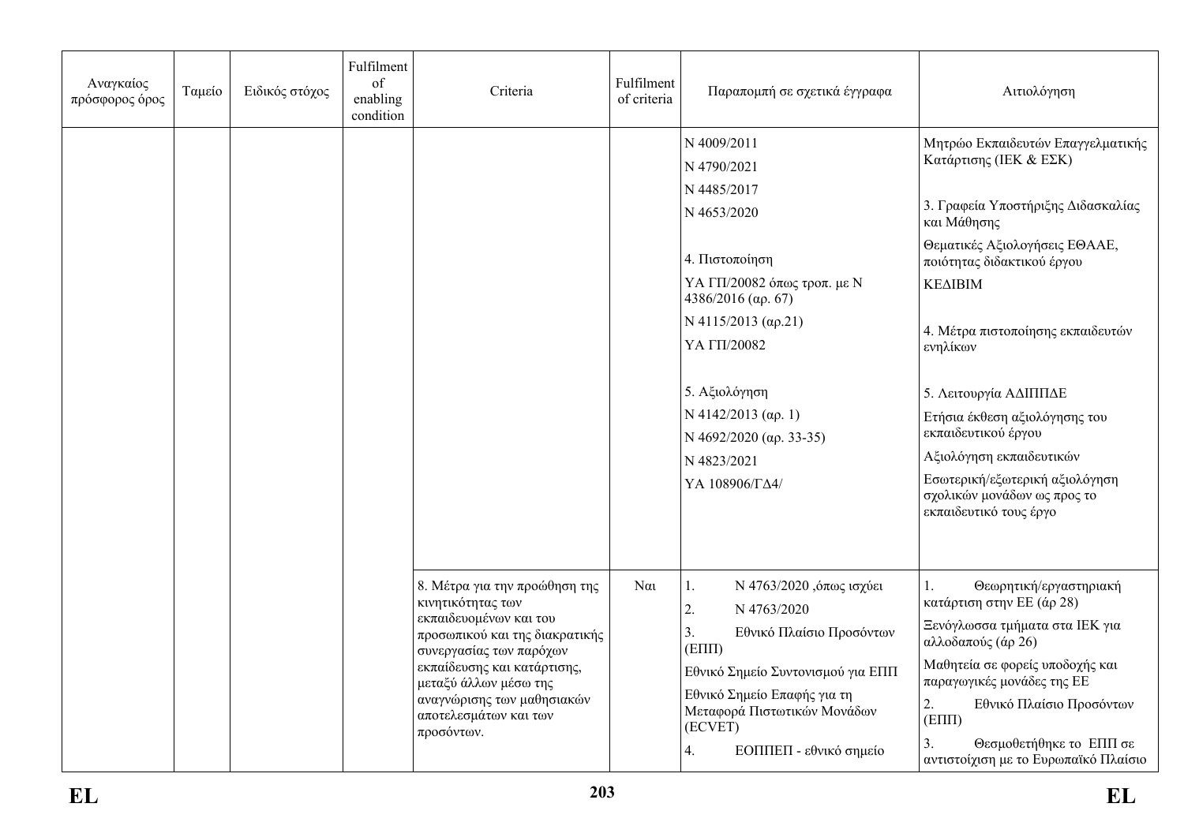| Αναγκαίος πρόσφορος όρος | Ταμείο | Ειδικός στόχος | Fulfilment of enabling condition | Criteria | Fulfilment of criteria | Παραπομπή σε σχετικά έγγραφα | Αιτιολόγηση |
|---|---|---|---|---|---|---|---|
| | | | | | | Ν 4009/2011<br>Ν 4790/2021<br>Ν 4485/2017<br>Ν 4653/2020<br><br>4. Πιστοποίηση<br>ΥΑ ΓΠ/20082 όπως τροπ. με Ν 4386/2016 (αρ. 67)<br>Ν 4115/2013 (αρ.21)<br>ΥΑ ΓΠ/20082<br><br>5. Αξιολόγηση<br>Ν 4142/2013 (αρ. 1)<br>Ν 4692/2020 (αρ. 33-35)<br>Ν 4823/2021<br>ΥΑ 108906/ΓΔ4/ | Μητρώο Εκπαιδευτών Επαγγελματικής Κατάρτισης (ΙΕΚ & ΕΣΚ)<br><br>3. Γραφεία Υποστήριξης Διδασκαλίας και Μάθησης<br>Θεματικές Αξιολογήσεις ΕΘΑΑΕ, ποιότητας διδακτικού έργου<br>ΚΕΔΙΒΙΜ<br><br>4. Μέτρα πιστοποίησης εκπαιδευτών ενηλίκων<br><br>5. Λειτουργία ΑΔΙΠΠΔΕ<br>Ετήσια έκθεση αξιολόγησης του εκπαιδευτικού έργου<br>Αξιολόγηση εκπαιδευτικών<br>Εσωτερική/εξωτερική αξιολόγηση σχολικών μονάδων ως προς το εκπαιδευτικό τους έργο |
| | | | | 8. Μέτρα για την προώθηση της κινητικότητας των εκπαιδευομένων και του προσωπικού και της διακρατικής συνεργασίας των παρόχων εκπαίδευσης και κατάρτισης, μεταξύ άλλων μέσω της αναγνώρισης των μαθησιακών αποτελεσμάτων και των προσόντων. | Ναι | 1. Ν 4763/2020 ,όπως ισχύει<br>2. Ν 4763/2020<br>3. Εθνικό Πλαίσιο Προσόντων (ΕΠΠ)<br>Εθνικό Σημείο Συντονισμού για ΕΠΠ<br>Εθνικό Σημείο Επαφής για τη Μεταφορά Πιστωτικών Μονάδων (ECVET)<br>4. ΕΟΠΠΕΠ - εθνικό σημείο | 1. Θεωρητική/εργαστηριακή κατάρτιση στην ΕΕ (άρ 28)<br>Ξενόγλωσσα τμήματα στα ΙΕΚ για αλλοδαπούς (άρ 26)<br>Μαθητεία σε φορείς υποδοχής και παραγωγικές μονάδες της ΕΕ<br>2. Εθνικό Πλαίσιο Προσόντων (ΕΠΠ)<br>3. Θεσμοθετήθηκε το ΕΠΠ σε αντιστοίχιση με το Ευρωπαϊκό Πλαίσιο |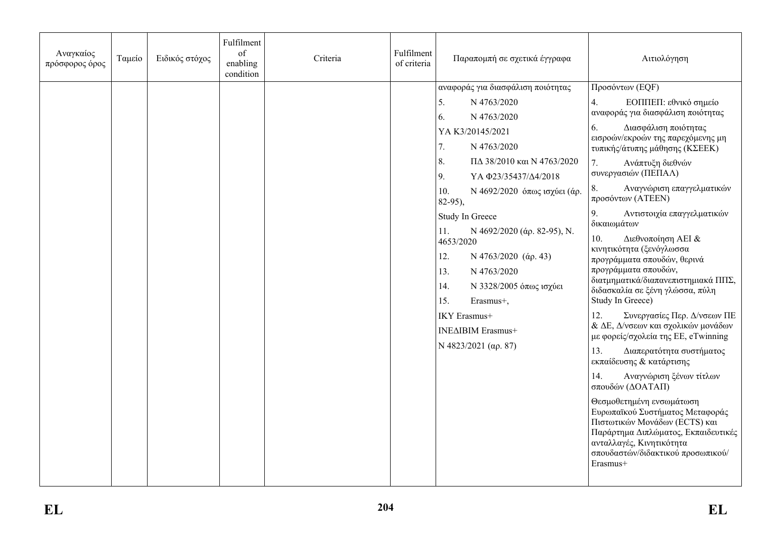| Αναγκαίος πρόσφορος όρος | Ταμείο | Ειδικός στόχος | Fulfilment of enabling condition | Criteria | Fulfilment of criteria | Παραπομπή σε σχετικά έγγραφα | Αιτιολόγηση |
|---|---|---|---|---|---|---|---|
| | | | | | | αναφοράς για διασφάλιση ποιότητας<br>5. Ν 4763/2020<br>6. Ν 4763/2020<br>ΥΑ Κ3/20145/2021<br>7. Ν 4763/2020<br>8. ΠΔ 38/2010 και Ν 4763/2020<br>9. ΥΑ Φ23/35437/Δ4/2018<br>10. Ν 4692/2020 όπως ισχύει (άρ. 82-95),<br>Study In Greece<br>11. Ν 4692/2020 (άρ. 82-95), Ν. 4653/2020<br>12. Ν 4763/2020 (άρ. 43)<br>13. Ν 4763/2020<br>14. Ν 3328/2005 όπως ισχύει<br>15. Erasmus+,<br>ΙΚΥ Erasmus+<br>ΙΝΕΔΙΒΙΜ Erasmus+<br>Ν 4823/2021 (αρ. 87) | Προσόντων (EQF)<br>4. ΕΟΠΠΕΠ: εθνικό σημείο αναφοράς για διασφάλιση ποιότητας<br>6. Διασφάλιση ποιότητας εισροών/εκροών της παρεχόμενης μη τυπικής/άτυπης μάθησης (ΚΣΕΕΚ)<br>7. Ανάπτυξη διεθνών συνεργασιών (ΠΕΠΑΛ)<br>8. Αναγνώριση επαγγελματικών προσόντων (ΑΤΕΕΝ)<br>9. Αντιστοιχία επαγγελματικών δικαιωμάτων<br>10. Διεθνοποίηση ΑΕΙ & κινητικότητα (ξενόγλωσσα προγράμματα σπουδών, θερινά προγράμματα σπουδών, διατμηματικά/διαπανεπιστημιακά ΠΠΣ, διδασκαλία σε ξένη γλώσσα, πύλη Study In Greece)<br>12. Συνεργασίες Περ. Δ/νσεων ΠΕ & ΔΕ, Δ/νσεων και σχολικών μονάδων με φορείς/σχολεία της ΕΕ, eTwinning<br>13. Διαπερατότητα συστήματος εκπαίδευσης & κατάρτισης<br>14. Αναγνώριση ξένων τίτλων σπουδών (ΔΟΑΤΑΠ)<br>Θεσμοθετημένη ενσωμάτωση Ευρωπαϊκού Συστήματος Μεταφοράς Πιστωτικών Μονάδων (ECTS) και Παράρτημα Διπλώματος, Εκπαιδευτικές ανταλλαγές, Κινητικότητα σπουδαστών/διδακτικού προσωπικού/ Erasmus+ |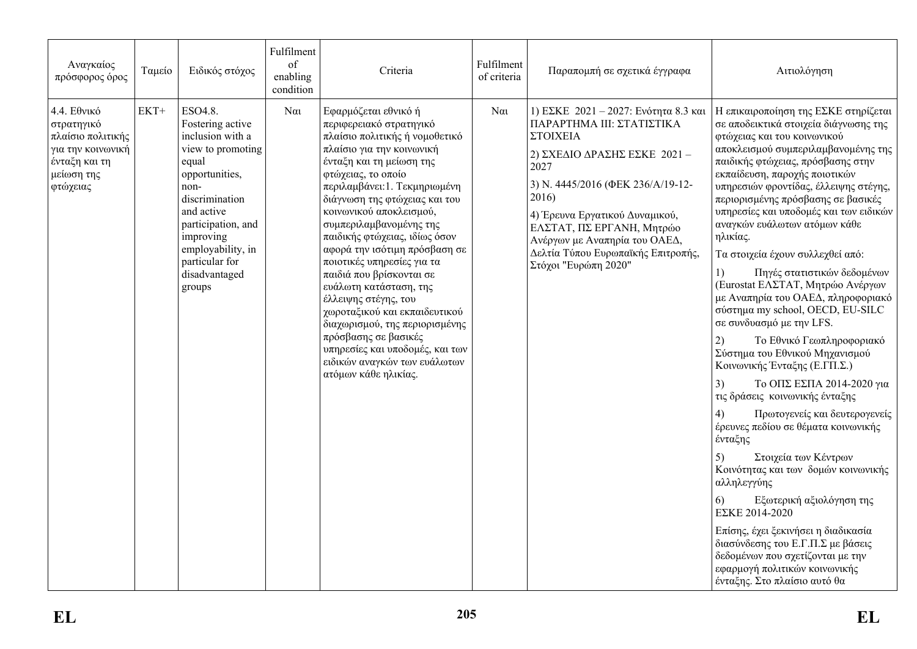| Αναγκαίος πρόσφορος όρος | Ταμείο | Ειδικός στόχος | Fulfilment of enabling condition | Criteria | Fulfilment of criteria | Παραπομπή σε σχετικά έγγραφα | Αιτιολόγηση |
|---|---|---|---|---|---|---|---|
| 4.4. Εθνικό στρατηγικό πλαίσιο πολιτικής για την κοινωνική ένταξη και τη μείωση της φτώχειας | ΕΚΤ+ | ESO4.8. Fostering active inclusion with a view to promoting equal opportunities, non-discrimination and active participation, and improving employability, in particular for disadvantaged groups | Ναι | Εφαρμόζεται εθνικό ή περιφερειακό στρατηγικό πλαίσιο πολιτικής ή νομοθετικό πλαίσιο για την κοινωνική ένταξη και τη μείωση της φτώχειας, το οποίο περιλαμβάνει:1. Τεκμηριωμένη διάγνωση της φτώχειας και του κοινωνικού αποκλεισμού, συμπεριλαμβανομένης της παιδικής φτώχειας, ιδίως όσον αφορά την ισότιμη πρόσβαση σε ποιοτικές υπηρεσίες για τα παιδιά που βρίσκονται σε ευάλωτη κατάσταση, της έλλειψης στέγης, του χωροταξικού και εκπαιδευτικού διαχωρισμού, της περιορισμένης πρόσβασης σε βασικές υπηρεσίες και υποδομές, και των ειδικών αναγκών των ευάλωτων ατόμων κάθε ηλικίας. | Ναι | 1) ΕΣΚΕ 2021 – 2027: Ενότητα 8.3 και ΠΑΡΑΡΤΗΜΑ ΙΙΙ: ΣΤΑΤΙΣΤΙΚΑ ΣΤΟΙΧΕΙΑ<br><br>2) ΣΧΕΔΙΟ ΔΡΑΣΗΣ ΕΣΚΕ 2021 – 2027<br><br>3) Ν. 4445/2016 (ΦΕΚ 236/Α/19-12-2016)<br><br>4) Έρευνα Εργατικού Δυναμικού, ΕΛΣΤΑΤ, ΠΣ ΕΡΓΑΝΗ, Μητρώο Ανέργων με Αναπηρία του ΟΑΕΔ, Δελτία Τύπου Ευρωπαϊκής Επιτροπής, Στόχοι "Ευρώπη 2020" | Η επικαιροποίηση της ΕΣΚΕ στηρίζεται σε αποδεικτικά στοιχεία διάγνωσης της φτώχειας και του κοινωνικού αποκλεισμού συμπεριλαμβανομένης της παιδικής φτώχειας, πρόσβασης στην εκπαίδευση, παροχής ποιοτικών υπηρεσιών φροντίδας, έλλειψης στέγης, περιορισμένης πρόσβασης σε βασικές υπηρεσίες και υποδομές και των ειδικών αναγκών ευάλωτων ατόμων κάθε ηλικίας.<br><br>Τα στοιχεία έχουν συλλεχθεί από:<br><br>1) Πηγές στατιστικών δεδομένων (Eurostat ΕΛΣΤΑΤ, Μητρώο Ανέργων με Αναπηρία του ΟΑΕΔ, πληροφοριακό σύστημα my school, OECD, EU-SILC σε συνδυασμό με την LFS.<br><br>2) Το Εθνικό Γεωπληροφοριακό Σύστημα του Εθνικού Μηχανισμού Κοινωνικής Ένταξης (Ε.ΓΠ.Σ.)<br><br>3) Το ΟΠΣ ΕΣΠΑ 2014-2020 για τις δράσεις κοινωνικής ένταξης<br><br>4) Πρωτογενείς και δευτερογενείς έρευνες πεδίου σε θέματα κοινωνικής ένταξης<br><br>5) Στοιχεία των Κέντρων Κοινότητας και των δομών κοινωνικής αλληλεγγύης<br><br>6) Εξωτερική αξιολόγηση της ΕΣΚΕ 2014-2020<br><br>Επίσης, έχει ξεκινήσει η διαδικασία διασύνδεσης του Ε.Γ.Π.Σ με βάσεις δεδομένων που σχετίζονται με την εφαρμογή πολιτικών κοινωνικής ένταξης. Στο πλαίσιο αυτό θα |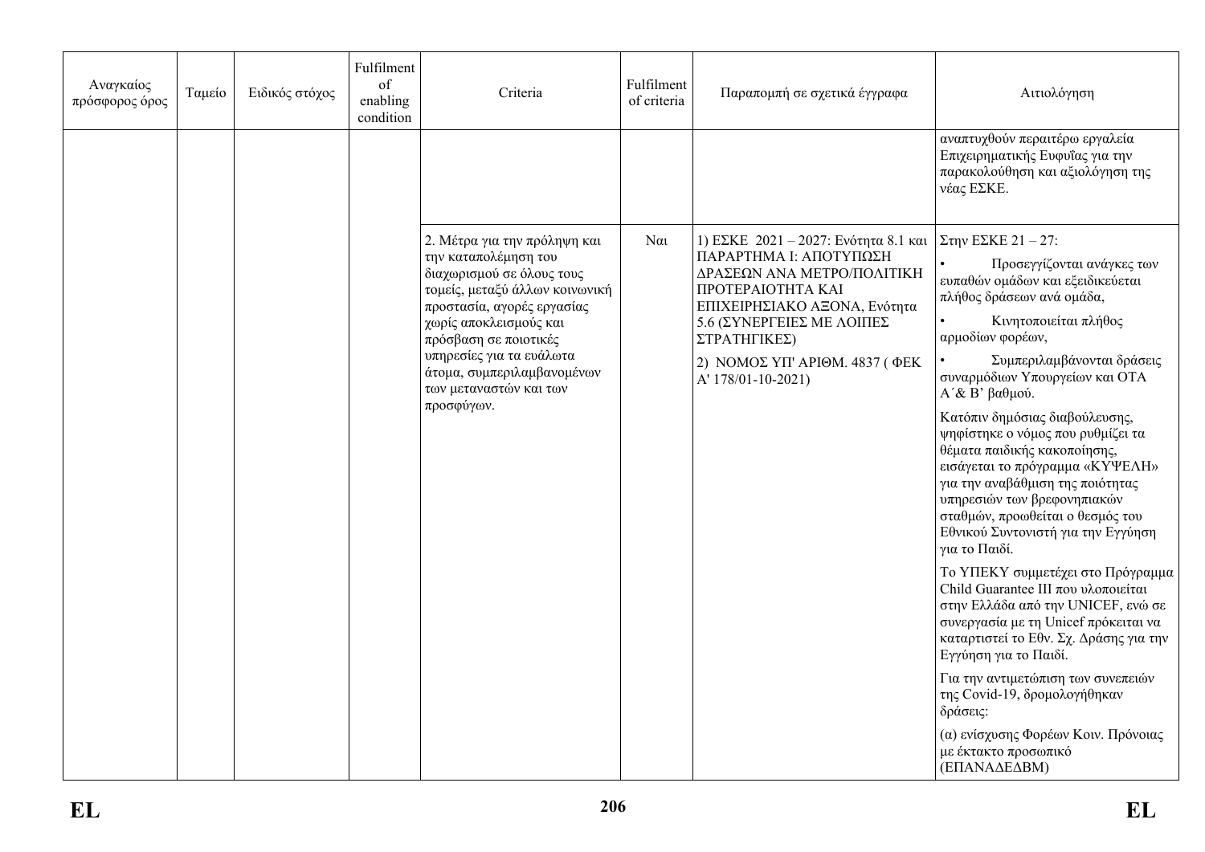| Αναγκαίος πρόσφορος όρος | Ταμείο | Ειδικός στόχος | Fulfilment of enabling condition | Criteria | Fulfilment of criteria | Παραπομπή σε σχετικά έγγραφα | Αιτιολόγηση |
|---|---|---|---|---|---|---|---|
| | | | | | | | αναπτυχθούν περαιτέρω εργαλεία Επιχειρηματικής Ευφυΐας για την παρακολούθηση και αξιολόγηση της νέας ΕΣΚΕ. |
| | | | | 2. Μέτρα για την πρόληψη και την καταπολέμηση του διαχωρισμού σε όλους τους τομείς, μεταξύ άλλων κοινωνική προστασία, αγορές εργασίας χωρίς αποκλεισμούς και πρόσβαση σε ποιοτικές υπηρεσίες για τα ευάλωτα άτομα, συμπεριλαμβανομένων των μεταναστών και των προσφύγων. | Ναι | 1) ΕΣΚΕ 2021 – 2027: Ενότητα 8.1 και ΠΑΡΑΡΤΗΜΑ Ι: ΑΠΟΤΥΠΩΣΗ ΔΡΑΣΕΩΝ ΑΝΑ ΜΕΤΡΟ/ΠΟΛΙΤΙΚΗ ΠΡΟΤΕΡΑΙΟΤΗΤΑ ΚΑΙ ΕΠΙΧΕΙΡΗΣΙΑΚΟ ΑΞΟΝΑ, Ενότητα 5.6 (ΣΥΝΕΡΓΕΙΕΣ ΜΕ ΛΟΙΠΕΣ ΣΤΡΑΤΗΓΙΚΕΣ)<br><br>2) ΝΟΜΟΣ ΥΠ' ΑΡΙΘΜ. 4837 ( ΦΕΚ Α' 178/01-10-2021) | Στην ΕΣΚΕ 21 – 27:<br><br>• Προσεγγίζονται ανάγκες των ευπαθών ομάδων και εξειδικεύεται πλήθος δράσεων ανά ομάδα,<br><br>• Κινητοποιείται πλήθος αρμοδίων φορέων,<br><br>• Συμπεριλαμβάνονται δράσεις συναρμόδιων Υπουργείων και ΟΤΑ Α΄& Β' βαθμού.<br><br>Κατόπιν δημόσιας διαβούλευσης, ψηφίστηκε ο νόμος που ρυθμίζει τα θέματα παιδικής κακοποίησης, εισάγεται το πρόγραμμα «ΚΥΨΕΛΗ» για την αναβάθμιση της ποιότητας υπηρεσιών των βρεφονηπιακών σταθμών, προωθείται ο θεσμός του Εθνικού Συντονιστή για την Εγγύηση για το Παιδί.<br><br>Το ΥΠΕΚΥ συμμετέχει στο Πρόγραμμα Child Guarantee III που υλοποιείται στην Ελλάδα από την UNICEF, ενώ σε συνεργασία με τη Unicef πρόκειται να καταρτιστεί το Εθν. Σχ. Δράσης για την Εγγύηση για το Παιδί.<br><br>Για την αντιμετώπιση των συνεπειών της Covid-19, δρομολογήθηκαν δράσεις:<br><br>(α) ενίσχυσης Φορέων Κοιν. Πρόνοιας με έκτακτο προσωπικό (ΕΠΑΝΑΔΕΔΒΜ) |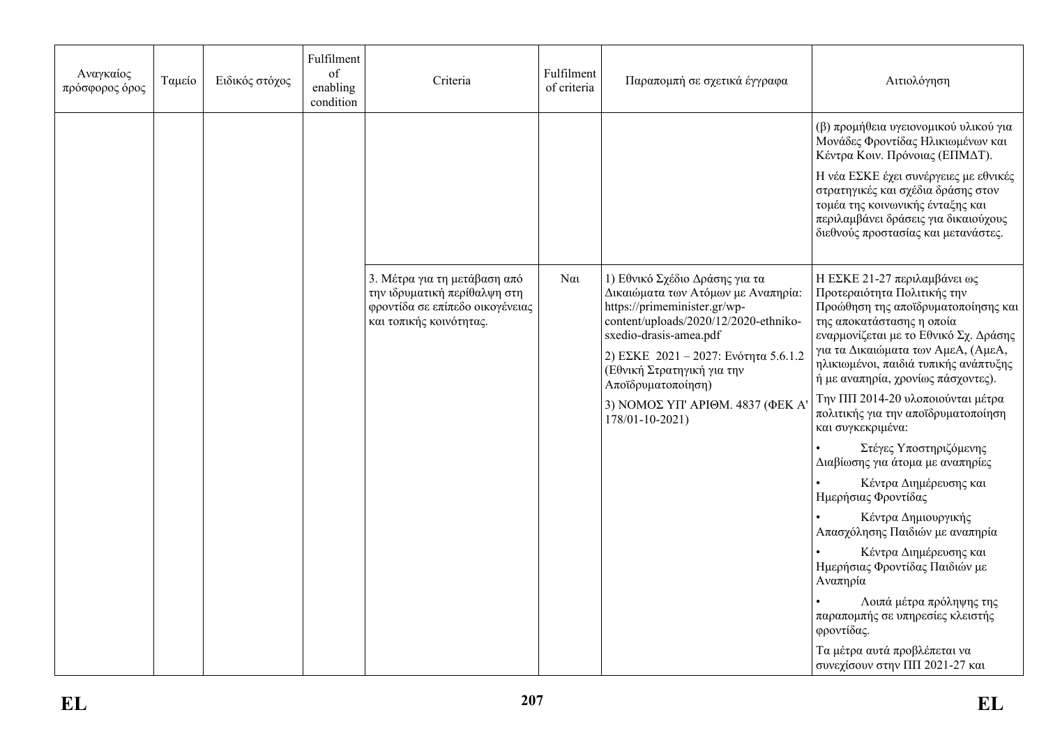| Αναγκαίος πρόσφορος όρος | Ταμείο | Ειδικός στόχος | Fulfilment of enabling condition | Criteria | Fulfilment of criteria | Παραπομπή σε σχετικά έγγραφα | Αιτιολόγηση |
|---|---|---|---|---|---|---|---|
| | | | | | | | (β) προμήθεια υγειονομικού υλικού για Μονάδες Φροντίδας Ηλικιωμένων και Κέντρα Κοιν. Πρόνοιας (ΕΠΜΔΤ).<br><br>Η νέα ΕΣΚΕ έχει συνέργειες με εθνικές στρατηγικές και σχέδια δράσης στον τομέα της κοινωνικής ένταξης και περιλαμβάνει δράσεις για δικαιούχους διεθνούς προστασίας και μετανάστες. |
| | | | | 3. Μέτρα για τη μετάβαση από την ιδρυματική περίθαλψη στη φροντίδα σε επίπεδο οικογένειας και τοπικής κοινότητας. | Ναι | 1) Εθνικό Σχέδιο Δράσης για τα Δικαιώματα των Ατόμων με Αναπηρία: https://primeminister.gr/wp-content/uploads/2020/12/2020-ethniko-sxedio-drasis-amea.pdf<br><br>2) ΕΣΚΕ 2021 – 2027: Ενότητα 5.6.1.2 (Εθνική Στρατηγική για την Αποϊδρυματοποίηση)<br><br>3) ΝΟΜΟΣ ΥΠ' ΑΡΙΘΜ. 4837 (ΦΕΚ Α' 178/01-10-2021) | Η ΕΣΚΕ 21-27 περιλαμβάνει ως Προτεραιότητα Πολιτικής την Προώθηση της αποϊδρυματοποίησης και της αποκατάστασης η οποία εναρμονίζεται με το Εθνικό Σχ. Δράσης για τα Δικαιώματα των ΑμεΑ, (ΑμεΑ, ηλικιωμένοι, παιδιά τυπικής ανάπτυξης ή με αναπηρία, χρονίως πάσχοντες).<br><br>Την ΠΠ 2014-20 υλοποιούνται μέτρα πολιτικής για την αποϊδρυματοποίηση και συγκεκριμένα:<br><br>• Στέγες Υποστηριζόμενης Διαβίωσης για άτομα με αναπηρίες<br><br>• Κέντρα Διημέρευσης και Ημερήσιας Φροντίδας<br><br>• Κέντρα Δημιουργικής Απασχόλησης Παιδιών με αναπηρία<br><br>• Κέντρα Διημέρευσης και Ημερήσιας Φροντίδας Παιδιών με Αναπηρία<br><br>• Λοιπά μέτρα πρόληψης της παραπομπής σε υπηρεσίες κλειστής φροντίδας.<br><br>Τα μέτρα αυτά προβλέπεται να συνεχίσουν στην ΠΠ 2021-27 και |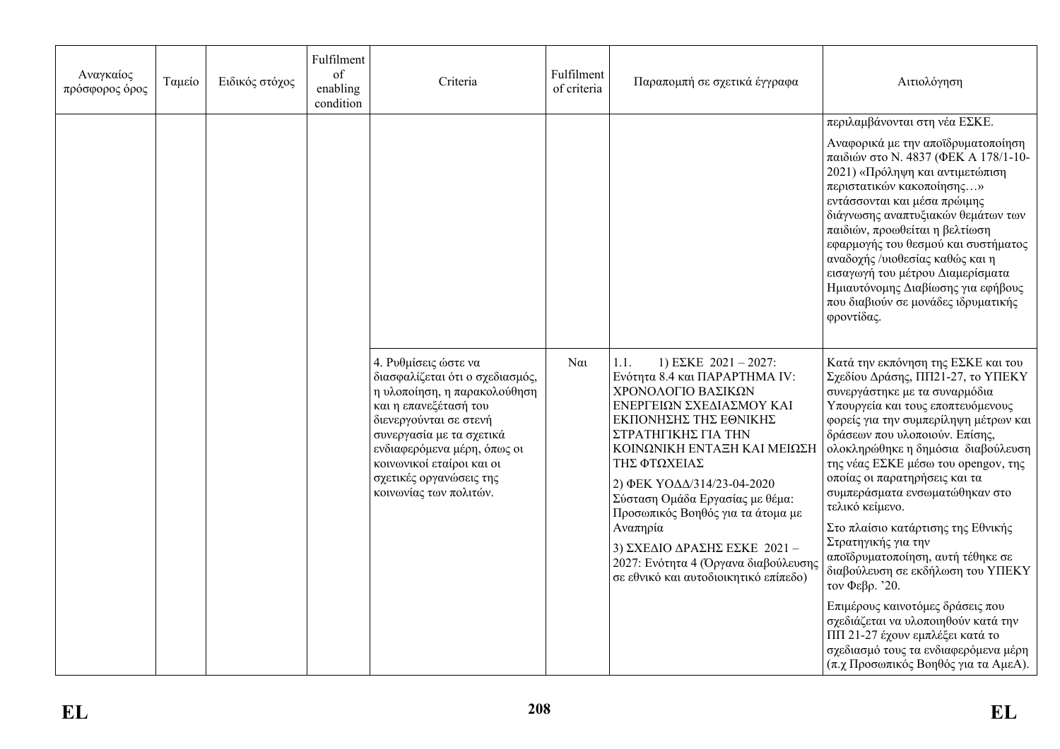| Αναγκαίος πρόσφορος όρος | Ταμείο | Ειδικός στόχος | Fulfilment of enabling condition | Criteria | Fulfilment of criteria | Παραπομπή σε σχετικά έγγραφα | Αιτιολόγηση |
|---|---|---|---|---|---|---|---|
| | | | | | | | περιλαμβάνονται στη νέα ΕΣΚΕ.<br><br>Αναφορικά με την αποϊδρυματοποίηση παιδιών στο Ν. 4837 (ΦΕΚ Α 178/1-10-2021) «Πρόληψη και αντιμετώπιση περιστατικών κακοποίησης…» εντάσσονται και μέσα πρώιμης διάγνωσης αναπτυξιακών θεμάτων των παιδιών, προωθείται η βελτίωση εφαρμογής του θεσμού και συστήματος αναδοχής /υιοθεσίας καθώς και η εισαγωγή του μέτρου Διαμερίσματα Ημιαυτόνομης Διαβίωσης για εφήβους που διαβιούν σε μονάδες ιδρυματικής φροντίδας. |
| | | | | 4. Ρυθμίσεις ώστε να διασφαλίζεται ότι ο σχεδιασμός, η υλοποίηση, η παρακολούθηση και η επανεξέτασή του διενεργούνται σε στενή συνεργασία με τα σχετικά ενδιαφερόμενα μέρη, όπως οι κοινωνικοί εταίροι και οι σχετικές οργανώσεις της κοινωνίας των πολιτών. | Ναι | 1.1. 1) ΕΣΚΕ 2021 – 2027: Ενότητα 8.4 και ΠΑΡΑΡΤΗΜΑ IV: ΧΡΟΝΟΛΟΓΙΟ ΒΑΣΙΚΩΝ ΕΝΕΡΓΕΙΩΝ ΣΧΕΔΙΑΣΜΟΥ ΚΑΙ ΕΚΠΟΝΗΣΗΣ ΤΗΣ ΕΘΝΙΚΗΣ ΣΤΡΑΤΗΓΙΚΗΣ ΓΙΑ ΤΗΝ ΚΟΙΝΩΝΙΚΗ ΕΝΤΑΞΗ ΚΑΙ ΜΕΙΩΣΗ ΤΗΣ ΦΤΩΧΕΙΑΣ<br><br>2) ΦΕΚ ΥΟΔΔ/314/23-04-2020 Σύσταση Ομάδα Εργασίας με θέμα: Προσωπικός Βοηθός για τα άτομα με Αναπηρία<br><br>3) ΣΧΕΔΙΟ ΔΡΑΣΗΣ ΕΣΚΕ 2021 – 2027: Ενότητα 4 (Όργανα διαβούλευσης σε εθνικό και αυτοδιοικητικό επίπεδο) | Κατά την εκπόνηση της ΕΣΚΕ και του Σχεδίου Δράσης, ΠΠ21-27, το ΥΠΕΚΥ συνεργάστηκε με τα συναρμόδια Υπουργεία και τους εποπτευόμενους φορείς για την συμπερίληψη μέτρων και δράσεων που υλοποιούν. Επίσης, ολοκληρώθηκε η δημόσια διαβούλευση της νέας ΕΣΚΕ μέσω του opengov, της οποίας οι παρατηρήσεις και τα συμπεράσματα ενσωματώθηκαν στο τελικό κείμενο.<br><br>Στο πλαίσιο κατάρτισης της Εθνικής Στρατηγικής για την αποϊδρυματοποίηση, αυτή τέθηκε σε διαβούλευση σε εκδήλωση του ΥΠΕΚΥ τον Φεβρ. '20.<br><br>Επιμέρους καινοτόμες δράσεις που σχεδιάζεται να υλοποιηθούν κατά την ΠΠ 21-27 έχουν εμπλέξει κατά το σχεδιασμό τους τα ενδιαφερόμενα μέρη (π.χ Προσωπικός Βοηθός για τα ΑμεΑ). |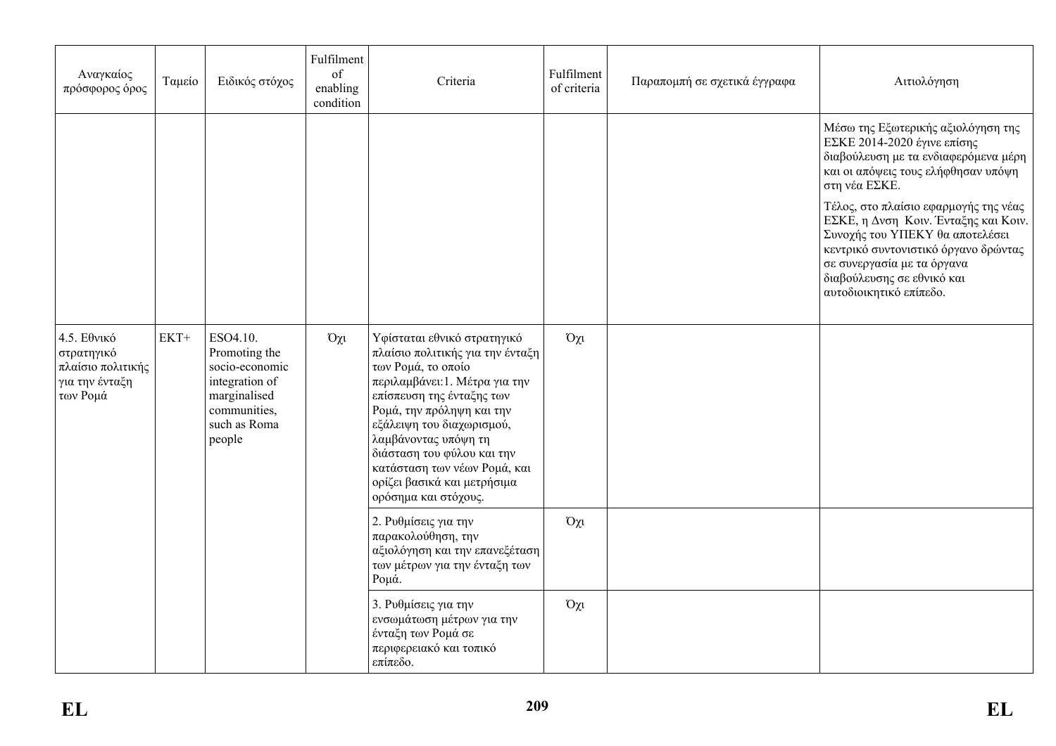| Αναγκαίος πρόσφορος όρος | Ταμείο | Ειδικός στόχος | Fulfilment of enabling condition | Criteria | Fulfilment of criteria | Παραπομπή σε σχετικά έγγραφα | Αιτιολόγηση |
|---|---|---|---|---|---|---|---|
| | | | | | | | Μέσω της Εξωτερικής αξιολόγηση της ΕΣΚΕ 2014-2020 έγινε επίσης διαβούλευση με τα ενδιαφερόμενα μέρη και οι απόψεις τους ελήφθησαν υπόψη στη νέα ΕΣΚΕ.<br><br>Τέλος, στο πλαίσιο εφαρμογής της νέας ΕΣΚΕ, η Δνση Κοιν. Ένταξης και Κοιν. Συνοχής του ΥΠΕΚΥ θα αποτελέσει κεντρικό συντονιστικό όργανο δρώντας σε συνεργασία με τα όργανα διαβούλευσης σε εθνικό και αυτοδιοικητικό επίπεδο. |
| 4.5. Εθνικό στρατηγικό πλαίσιο πολιτικής για την ένταξη των Ρομά | ΕΚΤ+ | ESO4.10. Promoting the socio-economic integration of marginalised communities, such as Roma people | Όχι | Υφίσταται εθνικό στρατηγικό πλαίσιο πολιτικής για την ένταξη των Ρομά, το οποίο περιλαμβάνει:1. Μέτρα για την επίσπευση της ένταξης των Ρομά, την πρόληψη και την εξάλειψη του διαχωρισμού, λαμβάνοντας υπόψη τη διάσταση του φύλου και την κατάσταση των νέων Ρομά, και ορίζει βασικά και μετρήσιμα ορόσημα και στόχους. | Όχι | | |
| | | | | 2. Ρυθμίσεις για την παρακολούθηση, την αξιολόγηση και την επανεξέταση των μέτρων για την ένταξη των Ρομά. | Όχι | | |
| | | | | 3. Ρυθμίσεις για την ενσωμάτωση μέτρων για την ένταξη των Ρομά σε περιφερειακό και τοπικό επίπεδο. | Όχι | | |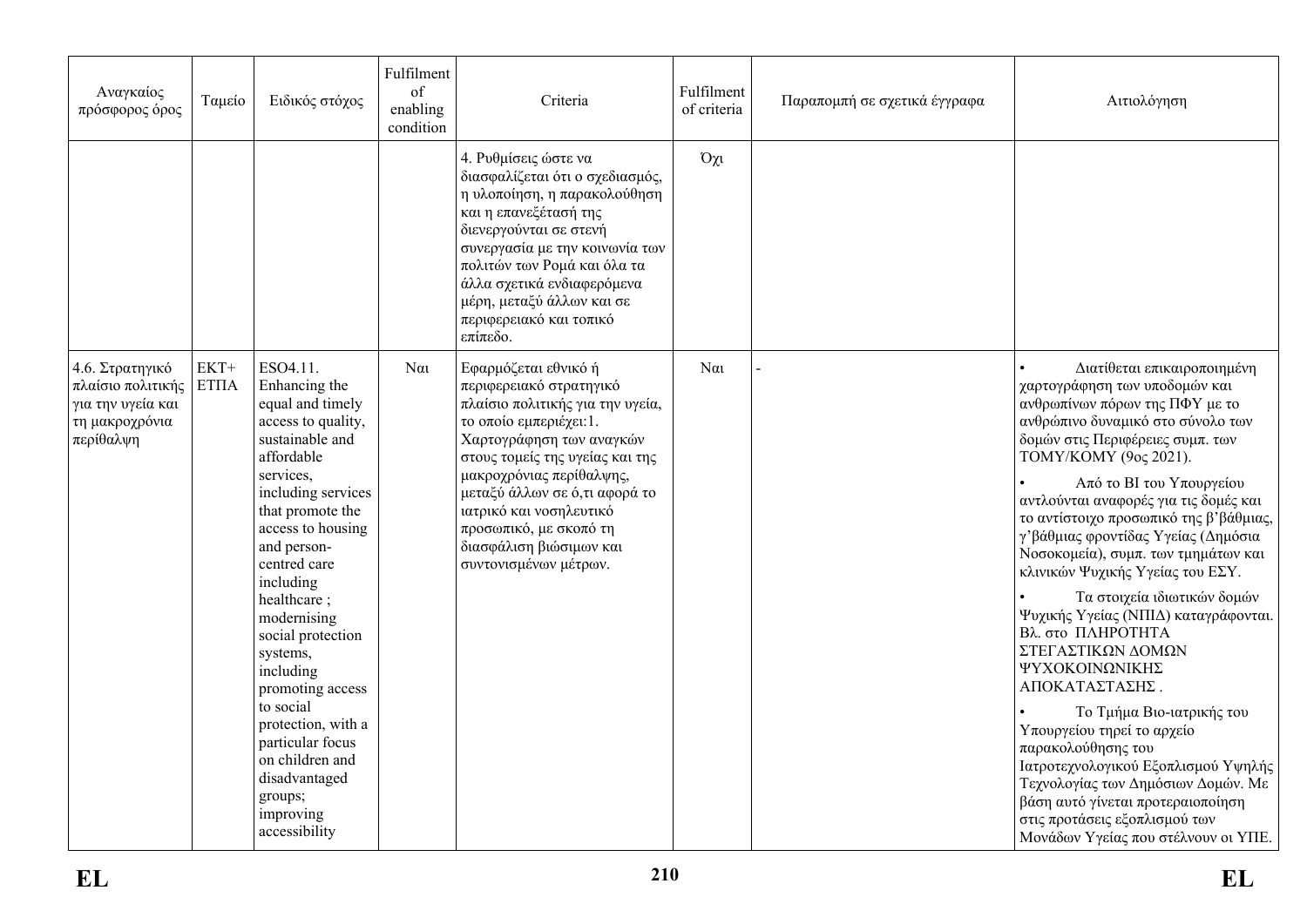| Αναγκαίος πρόσφορος όρος | Ταμείο | Ειδικός στόχος | Fulfilment of enabling condition | Criteria | Fulfilment of criteria | Παραπομπή σε σχετικά έγγραφα | Αιτιολόγηση |
|---|---|---|---|---|---|---|---|
| | | | | 4. Ρυθμίσεις ώστε να διασφαλίζεται ότι ο σχεδιασμός, η υλοποίηση, η παρακολούθηση και η επανεξέτασή της διενεργούνται σε στενή συνεργασία με την κοινωνία των πολιτών των Ρομά και όλα τα άλλα σχετικά ενδιαφερόμενα μέρη, μεταξύ άλλων και σε περιφερειακό και τοπικό επίπεδο. | Όχι | | |
| 4.6. Στρατηγικό πλαίσιο πολιτικής για την υγεία και τη μακροχρόνια περίθαλψη | ΕΚΤ+ ΕΤΠΑ | ESO4.11. Enhancing the equal and timely access to quality, sustainable and affordable services, including services that promote the access to housing and person-centred care including healthcare ; modernising social protection systems, including promoting access to social protection, with a particular focus on children and disadvantaged groups; improving accessibility | Ναι | Εφαρμόζεται εθνικό ή περιφερειακό στρατηγικό πλαίσιο πολιτικής για την υγεία, το οποίο εμπεριέχει:1. Χαρτογράφηση των αναγκών στους τομείς της υγείας και της μακροχρόνιας περίθαλψης, μεταξύ άλλων σε ό,τι αφορά το ιατρικό και νοσηλευτικό προσωπικό, με σκοπό τη διασφάλιση βιώσιμων και συντονισμένων μέτρων. | Ναι | - | • Διατίθεται επικαιροποιημένη χαρτογράφηση των υποδομών και ανθρωπίνων πόρων της ΠΦΥ με το ανθρώπινο δυναμικό στο σύνολο των δομών στις Περιφέρειες συμπ. των ΤΟΜΥ/ΚΟΜΥ (9ος 2021).<br>• Από το BI του Υπουργείου αντλούνται αναφορές για τις δομές και το αντίστοιχο προσωπικό της β'βάθμιας, γ'βάθμιας φροντίδας Υγείας (Δημόσια Νοσοκομεία), συμπ. των τμημάτων και κλινικών Ψυχικής Υγείας του ΕΣΥ.<br>• Τα στοιχεία ιδιωτικών δομών Ψυχικής Υγείας (ΝΠΙΔ) καταγράφονται. Βλ. στο ΠΛΗΡΟΤΗΤΑ ΣΤΕΓΑΣΤΙΚΩΝ ΔΟΜΩΝ ΨΥΧΟΚΟΙΝΩΝΙΚΗΣ ΑΠΟΚΑΤΑΣΤΑΣΗΣ .<br>• Το Τμήμα Βιο-ιατρικής του Υπουργείου τηρεί το αρχείο παρακολούθησης του Ιατροτεχνολογικού Εξοπλισμού Υψηλής Τεχνολογίας των Δημόσιων Δομών. Με βάση αυτό γίνεται προτεραιοποίηση στις προτάσεις εξοπλισμού των Μονάδων Υγείας που στέλνουν οι ΥΠΕ. |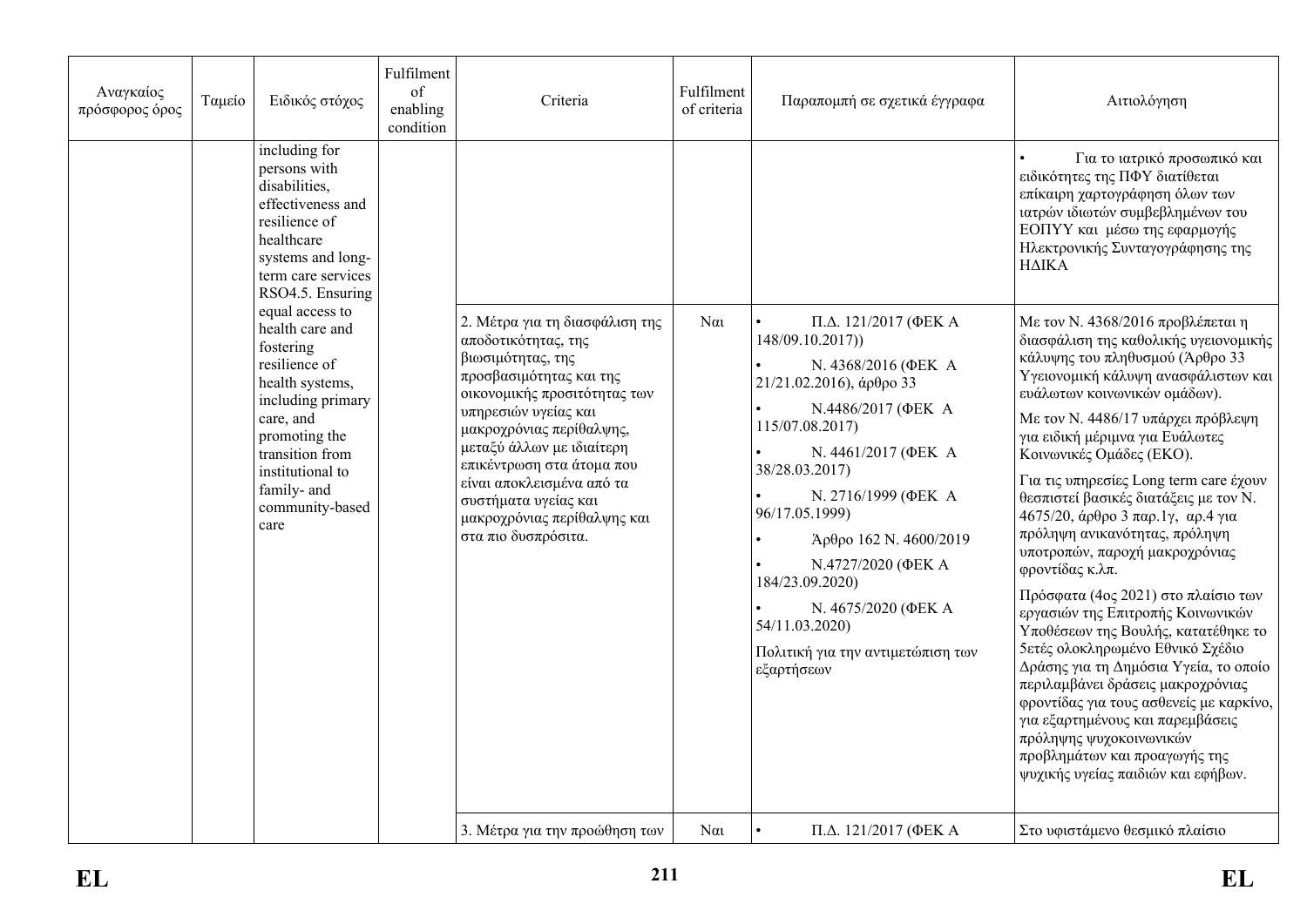| Αναγκαίος πρόσφορος όρος | Ταμείο | Ειδικός στόχος | Fulfilment of enabling condition | Criteria | Fulfilment of criteria | Παραπομπή σε σχετικά έγγραφα | Αιτιολόγηση |
|---|---|---|---|---|---|---|---|
| | | including for persons with disabilities, effectiveness and resilience of healthcare systems and long-term care services RSO4.5. Ensuring equal access to health care and fostering resilience of health systems, including primary care, and promoting the transition from institutional to family- and community-based care | | | | | • Για το ιατρικό προσωπικό και ειδικότητες της ΠΦΥ διατίθεται επίκαιρη χαρτογράφηση όλων των ιατρών ιδιωτών συμβεβλημένων του ΕΟΠΥΥ και μέσω της εφαρμογής Ηλεκτρονικής Συνταγογράφησης της ΗΔΙΚΑ |
| | | | | 2. Μέτρα για τη διασφάλιση της αποδοτικότητας, της βιωσιμότητας, της προσβασιμότητας και της οικονομικής προσιτότητας των υπηρεσιών υγείας και μακροχρόνιας περίθαλψης, μεταξύ άλλων με ιδιαίτερη επικέντρωση στα άτομα που είναι αποκλεισμένα από τα συστήματα υγείας και μακροχρόνιας περίθαλψης και στα πιο δυσπρόσιτα. | Ναι | • Π.Δ. 121/2017 (ΦΕΚ Α 148/09.10.2017))<br>• Ν. 4368/2016 (ΦΕΚ Α 21/21.02.2016), άρθρο 33<br>• Ν.4486/2017 (ΦΕΚ Α 115/07.08.2017)<br>• Ν. 4461/2017 (ΦΕΚ Α 38/28.03.2017)<br>• Ν. 2716/1999 (ΦΕΚ Α 96/17.05.1999)<br>• Άρθρο 162 Ν. 4600/2019<br>• Ν.4727/2020 (ΦΕΚ Α 184/23.09.2020)<br>• Ν. 4675/2020 (ΦΕΚ Α 54/11.03.2020)<br>Πολιτική για την αντιμετώπιση των εξαρτήσεων | Με τον Ν. 4368/2016 προβλέπεται η διασφάλιση της καθολικής υγειονομικής κάλυψης του πληθυσμού (Άρθρο 33 Υγειονομική κάλυψη ανασφάλιστων και ευάλωτων κοινωνικών ομάδων).<br>Με τον Ν. 4486/17 υπάρχει πρόβλεψη για ειδική μέριμνα για Ευάλωτες Κοινωνικές Ομάδες (ΕΚΟ).<br>Για τις υπηρεσίες Long term care έχουν θεσπιστεί βασικές διατάξεις με τον Ν. 4675/20, άρθρο 3 παρ.1γ, αρ.4 για πρόληψη ανικανότητας, πρόληψη υποτροπών, παροχή μακροχρόνιας φροντίδας κ.λπ.<br>Πρόσφατα (4ος 2021) στο πλαίσιο των εργασιών της Επιτροπής Κοινωνικών Υποθέσεων της Βουλής, κατατέθηκε το 5ετές ολοκληρωμένο Εθνικό Σχέδιο Δράσης για τη Δημόσια Υγεία, το οποίο περιλαμβάνει δράσεις μακροχρόνιας φροντίδας για τους ασθενείς με καρκίνο, για εξαρτημένους και παρεμβάσεις πρόληψης ψυχοκοινωνικών προβλημάτων και προαγωγής της ψυχικής υγείας παιδιών και εφήβων. |
| | | | | 3. Μέτρα για την προώθηση των | Ναι | • Π.Δ. 121/2017 (ΦΕΚ Α | Στο υφιστάμενο θεσμικό πλαίσιο |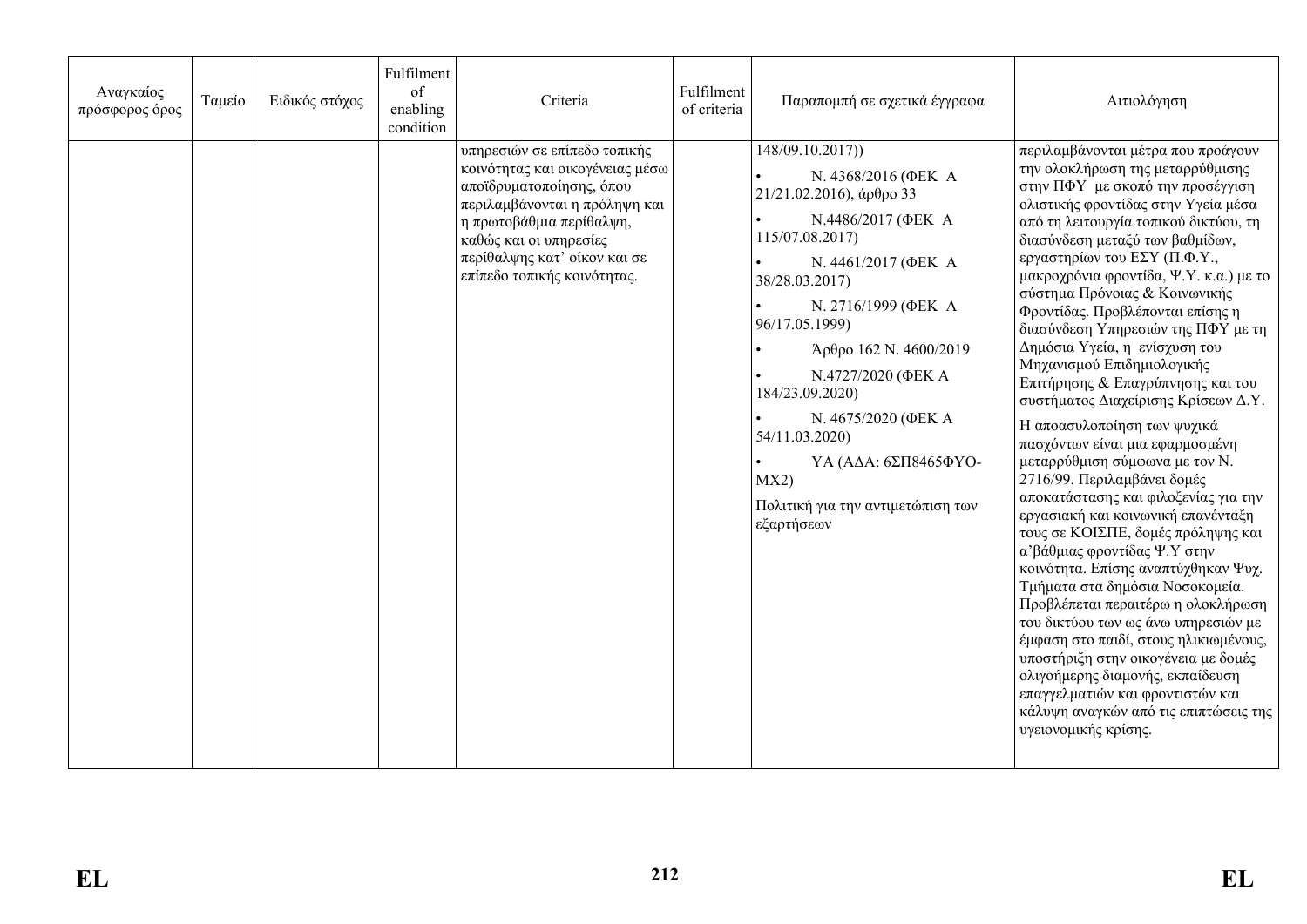| Αναγκαίος πρόσφορος όρος | Ταμείο | Ειδικός στόχος | Fulfilment of enabling condition | Criteria | Fulfilment of criteria | Παραπομπή σε σχετικά έγγραφα | Αιτιολόγηση |
|---|---|---|---|---|---|---|---|
| | | | | υπηρεσιών σε επίπεδο τοπικής κοινότητας και οικογένειας μέσω αποϊδρυματοποίησης, όπου περιλαμβάνονται η πρόληψη και η πρωτοβάθμια περίθαλψη, καθώς και οι υπηρεσίες περίθαλψης κατ' οίκον και σε επίπεδο τοπικής κοινότητας. | | 148/09.10.2017))<br>• Ν. 4368/2016 (ΦΕΚ Α 21/21.02.2016), άρθρο 33<br>• Ν.4486/2017 (ΦΕΚ Α 115/07.08.2017)<br>• Ν. 4461/2017 (ΦΕΚ Α 38/28.03.2017)<br>• Ν. 2716/1999 (ΦΕΚ Α 96/17.05.1999)<br>• Άρθρο 162 Ν. 4600/2019<br>• Ν.4727/2020 (ΦΕΚ Α 184/23.09.2020)<br>• Ν. 4675/2020 (ΦΕΚ Α 54/11.03.2020)<br>• ΥΑ (ΑΔΑ: 6ΣΠ8465ΦΥΟ-ΜΧ2)<br>Πολιτική για την αντιμετώπιση των εξαρτήσεων | περιλαμβάνονται μέτρα που προάγουν την ολοκλήρωση της μεταρρύθμισης στην ΠΦΥ με σκοπό την προσέγγιση ολιστικής φροντίδας στην Υγεία μέσα από τη λειτουργία τοπικού δικτύου, τη διασύνδεση μεταξύ των βαθμίδων, εργαστηρίων του ΕΣΥ (Π.Φ.Υ., μακροχρόνια φροντίδα, Ψ.Υ. κ.α.) με το σύστημα Πρόνοιας & Κοινωνικής Φροντίδας. Προβλέπονται επίσης η διασύνδεση Υπηρεσιών της ΠΦΥ με τη Δημόσια Υγεία, η ενίσχυση του Μηχανισμού Επιδημιολογικής Επιτήρησης & Επαγρύπνησης και του συστήματος Διαχείρισης Κρίσεων Δ.Υ.<br>Η αποασυλοποίηση των ψυχικά πασχόντων είναι μια εφαρμοσμένη μεταρρύθμιση σύμφωνα με τον Ν. 2716/99. Περιλαμβάνει δομές αποκατάστασης και φιλοξενίας για την εργασιακή και κοινωνική επανένταξη τους σε ΚΟΙΣΠΕ, δομές πρόληψης και α'βάθμιας φροντίδας Ψ.Υ στην κοινότητα. Επίσης αναπτύχθηκαν Ψυχ. Τμήματα στα δημόσια Νοσοκομεία. Προβλέπεται περαιτέρω η ολοκλήρωση του δικτύου των ως άνω υπηρεσιών με έμφαση στο παιδί, στους ηλικιωμένους, υποστήριξη στην οικογένεια με δομές ολιγοήμερης διαμονής, εκπαίδευση επαγγελματιών και φροντιστών και κάλυψη αναγκών από τις επιπτώσεις της υγειονομικής κρίσης. |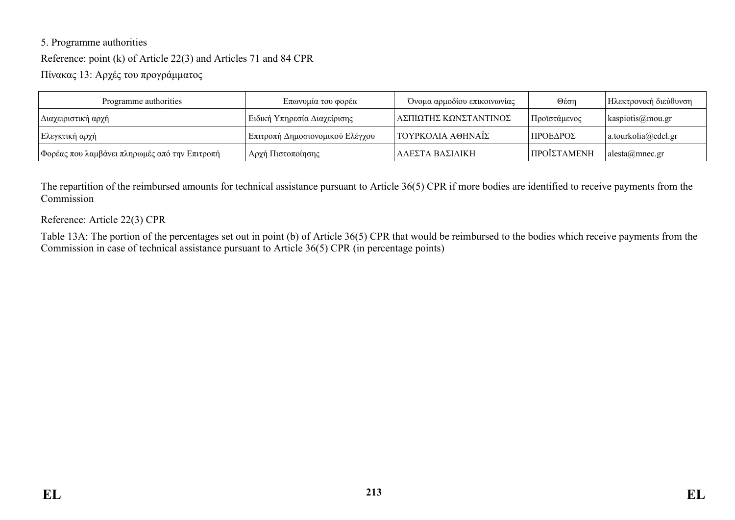5. Programme authorities

Reference: point (k) of Article 22(3) and Articles 71 and 84 CPR

Πίνακας 13: Αρχές του προγράμματος

| Programme authorities | Επωνυμία του φορέα | Όνομα αρμοδίου επικοινωνίας | Θέση | Ηλεκτρονική διεύθυνση |
|---|---|---|---|---|
| Διαχειριστική αρχή | Ειδική Υπηρεσία Διαχείρισης | ΑΣΠΙΩΤΗΣ ΚΩΝΣΤΑΝΤΙΝΟΣ | Προϊστάμενος | kaspiotis@mou.gr |
| Ελεγκτική αρχή | Επιτροπή Δημοσιονομικού Ελέγχου | ΤΟΥΡΚΟΛΙΑ ΑΘΗΝΑΪΣ | ΠΡΟΕΔΡΟΣ | a.tourkolia@edel.gr |
| Φορέας που λαμβάνει πληρωμές από την Επιτροπή | Αρχή Πιστοποίησης | ΑΛΕΣΤΑ ΒΑΣΙΛΙΚΗ | ΠΡΟΪΣΤΑΜΕΝΗ | alesta@mnec.gr |

The repartition of the reimbursed amounts for technical assistance pursuant to Article 36(5) CPR if more bodies are identified to receive payments from the Commission

Reference: Article 22(3) CPR

Table 13A: The portion of the percentages set out in point (b) of Article 36(5) CPR that would be reimbursed to the bodies which receive payments from the Commission in case of technical assistance pursuant to Article 36(5) CPR (in percentage points)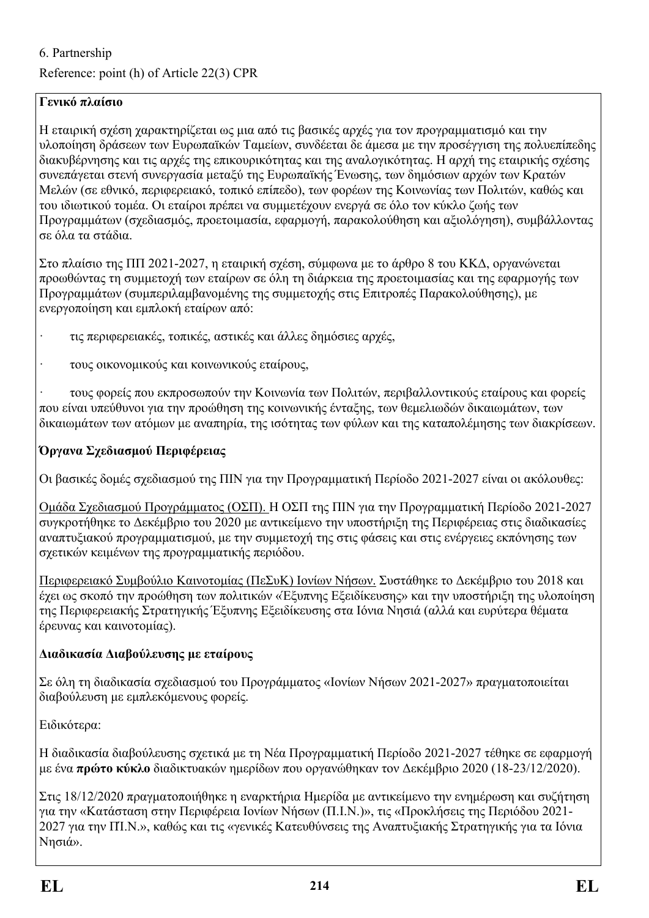6. Partnership

Reference: point (h) of Article 22(3) CPR

**Γενικό πλαίσιο**

Η εταιρική σχέση χαρακτηρίζεται ως μια από τις βασικές αρχές για τον προγραμματισμό και την υλοποίηση δράσεων των Ευρωπαϊκών Ταμείων, συνδέεται δε άμεσα με την προσέγγιση της πολυεπίπεδης διακυβέρνησης και τις αρχές της επικουρικότητας και της αναλογικότητας. Η αρχή της εταιρικής σχέσης συνεπάγεται στενή συνεργασία μεταξύ της Ευρωπαϊκής Ένωσης, των δημόσιων αρχών των Κρατών Μελών (σε εθνικό, περιφερειακό, τοπικό επίπεδο), των φορέων της Κοινωνίας των Πολιτών, καθώς και του ιδιωτικού τομέα. Οι εταίροι πρέπει να συμμετέχουν ενεργά σε όλο τον κύκλο ζωής των Προγραμμάτων (σχεδιασμός, προετοιμασία, εφαρμογή, παρακολούθηση και αξιολόγηση), συμβάλλοντας σε όλα τα στάδια.

Στο πλαίσιο της ΠΠ 2021-2027, η εταιρική σχέση, σύμφωνα με το άρθρο 8 του ΚΚΔ, οργανώνεται προωθώντας τη συμμετοχή των εταίρων σε όλη τη διάρκεια της προετοιμασίας και της εφαρμογής των Προγραμμάτων (συμπεριλαμβανομένης της συμμετοχής στις Επιτροπές Παρακολούθησης), με ενεργοποίηση και εμπλοκή εταίρων από:

· τις περιφερειακές, τοπικές, αστικές και άλλες δημόσιες αρχές,

· τους οικονομικούς και κοινωνικούς εταίρους,

· τους φορείς που εκπροσωπούν την Κοινωνία των Πολιτών, περιβαλλοντικούς εταίρους και φορείς που είναι υπεύθυνοι για την προώθηση της κοινωνικής ένταξης, των θεμελιωδών δικαιωμάτων, των δικαιωμάτων των ατόμων με αναπηρία, της ισότητας των φύλων και της καταπολέμησης των διακρίσεων.

**Όργανα Σχεδιασμού Περιφέρειας**

Οι βασικές δομές σχεδιασμού της ΠΙΝ για την Προγραμματική Περίοδο 2021-2027 είναι οι ακόλουθες:

Ομάδα Σχεδιασμού Προγράμματος (ΟΣΠ). Η ΟΣΠ της ΠΙΝ για την Προγραμματική Περίοδο 2021-2027 συγκροτήθηκε το Δεκέμβριο του 2020 με αντικείμενο την υποστήριξη της Περιφέρειας στις διαδικασίες αναπτυξιακού προγραμματισμού, με την συμμετοχή της στις φάσεις και στις ενέργειες εκπόνησης των σχετικών κειμένων της προγραμματικής περιόδου.

Περιφερειακό Συμβούλιο Καινοτομίας (ΠεΣυΚ) Ιονίων Νήσων. Συστάθηκε το Δεκέμβριο του 2018 και έχει ως σκοπό την προώθηση των πολιτικών «Έξυπνης Εξειδίκευσης» και την υποστήριξη της υλοποίηση της Περιφερειακής Στρατηγικής Έξυπνης Εξειδίκευσης στα Ιόνια Νησιά (αλλά και ευρύτερα θέματα έρευνας και καινοτομίας).

**Διαδικασία Διαβούλευσης με εταίρους**

Σε όλη τη διαδικασία σχεδιασμού του Προγράμματος «Ιονίων Νήσων 2021-2027» πραγματοποιείται διαβούλευση με εμπλεκόμενους φορείς.

Ειδικότερα:

Η διαδικασία διαβούλευσης σχετικά με τη Νέα Προγραμματική Περίοδο 2021-2027 τέθηκε σε εφαρμογή με ένα **πρώτο κύκλο** διαδικτυακών ημερίδων που οργανώθηκαν τον Δεκέμβριο 2020 (18-23/12/2020).

Στις 18/12/2020 πραγματοποιήθηκε η εναρκτήρια Ημερίδα με αντικείμενο την ενημέρωση και συζήτηση για την «Κατάσταση στην Περιφέρεια Ιονίων Νήσων (Π.Ι.Ν.)», τις «Προκλήσεις της Περιόδου 2021-2027 για την ΠΙ.Ν.», καθώς και τις «γενικές Κατευθύνσεις της Αναπτυξιακής Στρατηγικής για τα Ιόνια Νησιά».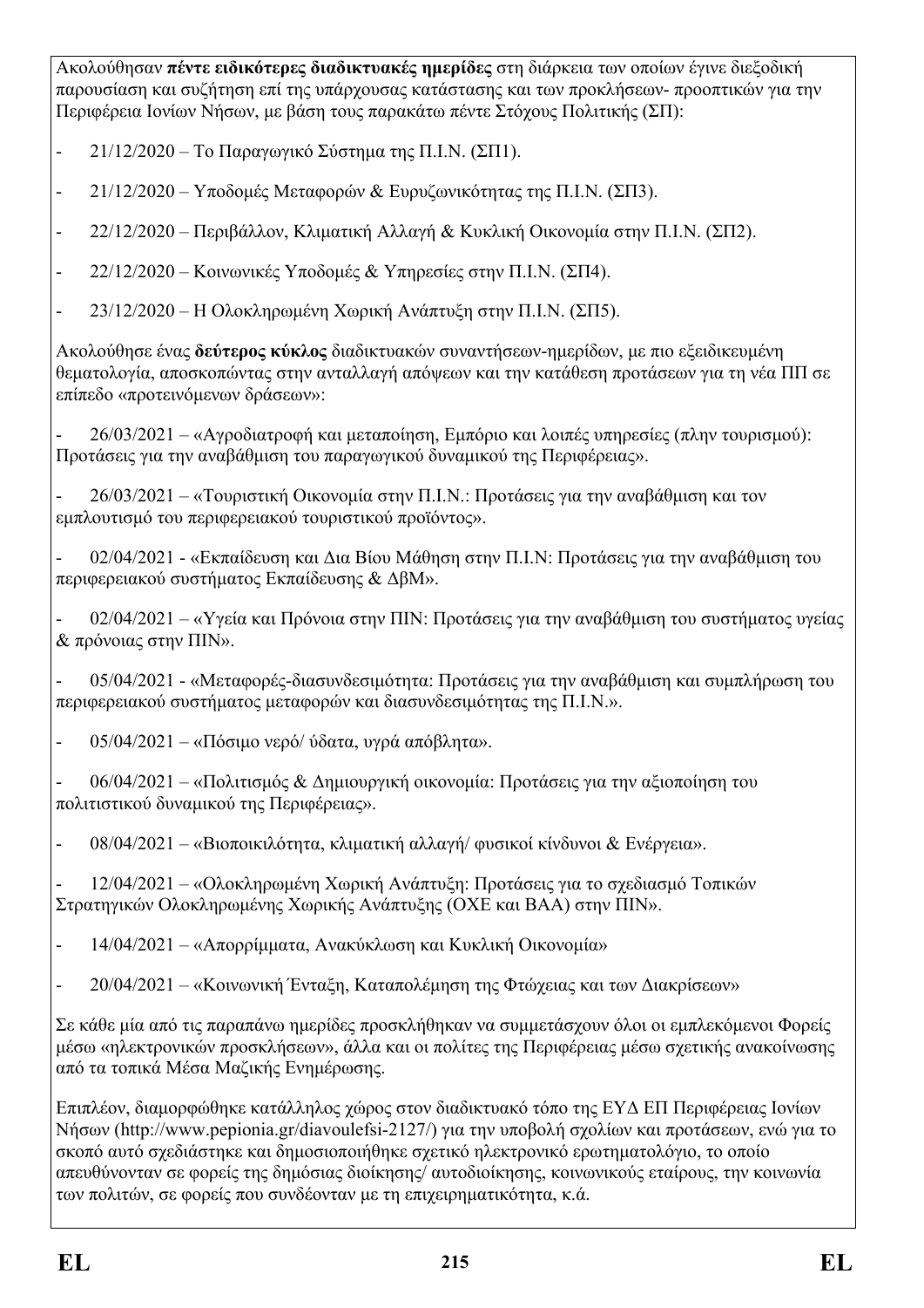Ακολούθησαν **πέντε ειδικότερες διαδικτυακές ημερίδες** στη διάρκεια των οποίων έγινε διεξοδική παρουσίαση και συζήτηση επί της υπάρχουσας κατάστασης και των προκλήσεων- προοπτικών για την Περιφέρεια Ιονίων Νήσων, με βάση τους παρακάτω πέντε Στόχους Πολιτικής (ΣΠ):

- 21/12/2020 – Το Παραγωγικό Σύστημα της Π.Ι.Ν. (ΣΠ1).
- 21/12/2020 – Υποδομές Μεταφορών & Ευρυζωνικότητας της Π.Ι.Ν. (ΣΠ3).
- 22/12/2020 – Περιβάλλον, Κλιματική Αλλαγή & Κυκλική Οικονομία στην Π.Ι.Ν. (ΣΠ2).
- 22/12/2020 – Κοινωνικές Υποδομές & Υπηρεσίες στην Π.Ι.Ν. (ΣΠ4).
- 23/12/2020 – Η Ολοκληρωμένη Χωρική Ανάπτυξη στην Π.Ι.Ν. (ΣΠ5).

Ακολούθησε ένας **δεύτερος κύκλος** διαδικτυακών συναντήσεων-ημερίδων, με πιο εξειδικευμένη θεματολογία, αποσκοπώντας στην ανταλλαγή απόψεων και την κατάθεση προτάσεων για τη νέα ΠΠ σε επίπεδο «προτεινόμενων δράσεων»:

- 26/03/2021 – «Αγροδιατροφή και μεταποίηση, Εμπόριο και λοιπές υπηρεσίες (πλην τουρισμού): Προτάσεις για την αναβάθμιση του παραγωγικού δυναμικού της Περιφέρειας».
- 26/03/2021 – «Τουριστική Οικονομία στην Π.Ι.Ν.: Προτάσεις για την αναβάθμιση και τον εμπλουτισμό του περιφερειακού τουριστικού προϊόντος».
- 02/04/2021 - «Εκπαίδευση και Δια Βίου Μάθηση στην Π.Ι.Ν: Προτάσεις για την αναβάθμιση του περιφερειακού συστήματος Εκπαίδευσης & ΔβΜ».
- 02/04/2021 – «Υγεία και Πρόνοια στην ΠΙΝ: Προτάσεις για την αναβάθμιση του συστήματος υγείας & πρόνοιας στην ΠΙΝ».
- 05/04/2021 - «Μεταφορές-διασυνδεσιμότητα: Προτάσεις για την αναβάθμιση και συμπλήρωση του περιφερειακού συστήματος μεταφορών και διασυνδεσιμότητας της Π.Ι.Ν.».
- 05/04/2021 – «Πόσιμο νερό/ ύδατα, υγρά απόβλητα».
- 06/04/2021 – «Πολιτισμός & Δημιουργική οικονομία: Προτάσεις για την αξιοποίηση του πολιτιστικού δυναμικού της Περιφέρειας».
- 08/04/2021 – «Βιοποικιλότητα, κλιματική αλλαγή/ φυσικοί κίνδυνοι & Ενέργεια».
- 12/04/2021 – «Ολοκληρωμένη Χωρική Ανάπτυξη: Προτάσεις για το σχεδιασμό Τοπικών Στρατηγικών Ολοκληρωμένης Χωρικής Ανάπτυξης (ΟΧΕ και ΒΑΑ) στην ΠΙΝ».
- 14/04/2021 – «Απορρίμματα, Ανακύκλωση και Κυκλική Οικονομία»
- 20/04/2021 – «Κοινωνική Ένταξη, Καταπολέμηση της Φτώχειας και των Διακρίσεων»

Σε κάθε μία από τις παραπάνω ημερίδες προσκλήθηκαν να συμμετάσχουν όλοι οι εμπλεκόμενοι Φορείς μέσω «ηλεκτρονικών προσκλήσεων», άλλα και οι πολίτες της Περιφέρειας μέσω σχετικής ανακοίνωσης από τα τοπικά Μέσα Μαζικής Ενημέρωσης.

Επιπλέον, διαμορφώθηκε κατάλληλος χώρος στον διαδικτυακό τόπο της ΕΥΔ ΕΠ Περιφέρειας Ιονίων Νήσων (http://www.pepionia.gr/diavoulefsi-2127/) για την υποβολή σχολίων και προτάσεων, ενώ για το σκοπό αυτό σχεδιάστηκε και δημοσιοποιήθηκε σχετικό ηλεκτρονικό ερωτηματολόγιο, το οποίο απευθύνονταν σε φορείς της δημόσιας διοίκησης/ αυτοδιοίκησης, κοινωνικούς εταίρους, την κοινωνία των πολιτών, σε φορείς που συνδέονταν με τη επιχειρηματικότητα, κ.ά.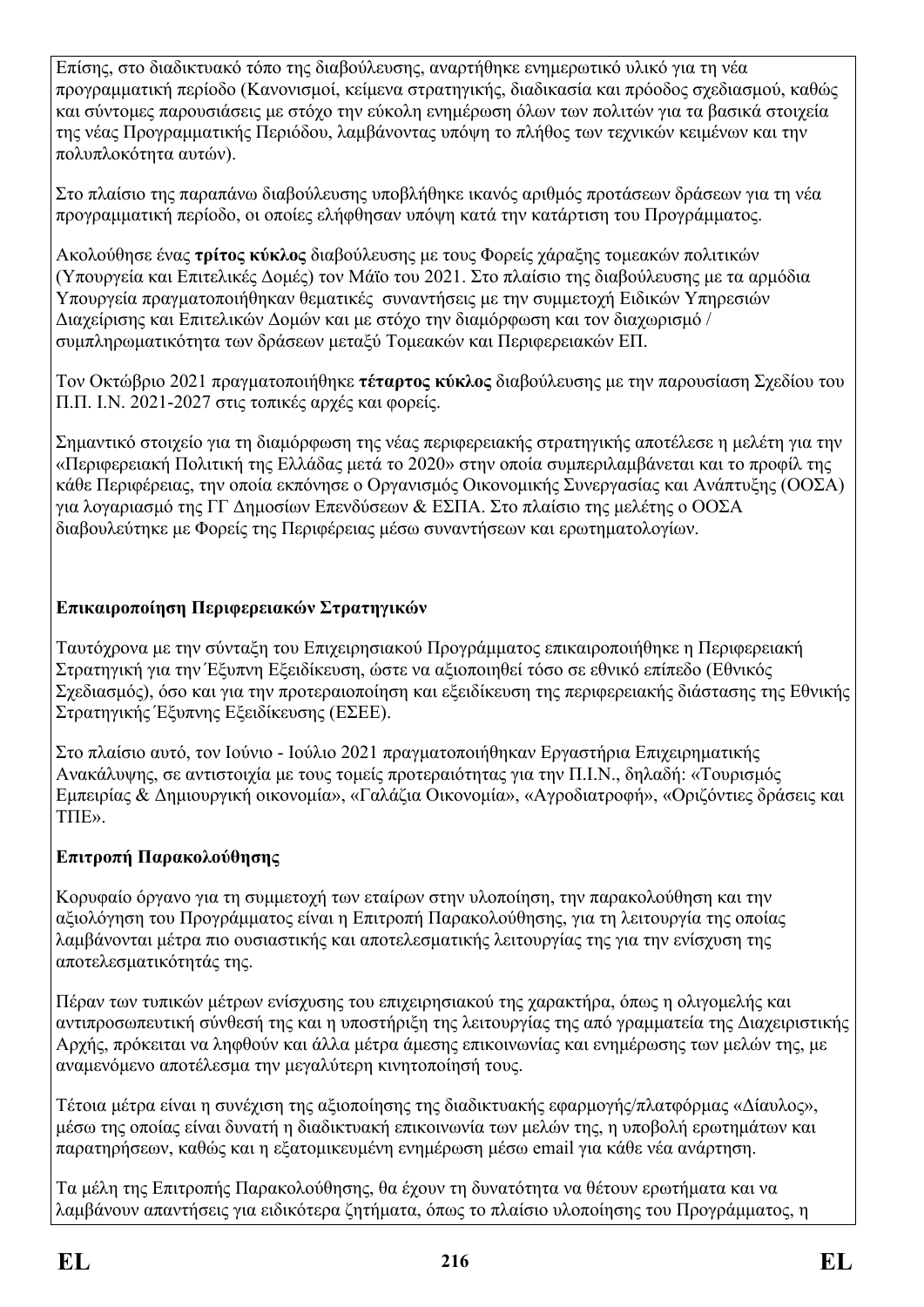Επίσης, στο διαδικτυακό τόπο της διαβούλευσης, αναρτήθηκε ενημερωτικό υλικό για τη νέα προγραμματική περίοδο (Κανονισμοί, κείμενα στρατηγικής, διαδικασία και πρόοδος σχεδιασμού, καθώς και σύντομες παρουσιάσεις με στόχο την εύκολη ενημέρωση όλων των πολιτών για τα βασικά στοιχεία της νέας Προγραμματικής Περιόδου, λαμβάνοντας υπόψη το πλήθος των τεχνικών κειμένων και την πολυπλοκότητα αυτών).

Στο πλαίσιο της παραπάνω διαβούλευσης υποβλήθηκε ικανός αριθμός προτάσεων δράσεων για τη νέα προγραμματική περίοδο, οι οποίες ελήφθησαν υπόψη κατά την κατάρτιση του Προγράμματος.

Ακολούθησε ένας **τρίτος κύκλος** διαβούλευσης με τους Φορείς χάραξης τομεακών πολιτικών (Υπουργεία και Επιτελικές Δομές) τον Μάϊο του 2021. Στο πλαίσιο της διαβούλευσης με τα αρμόδια Υπουργεία πραγματοποιήθηκαν θεματικές  συναντήσεις με την συμμετοχή Ειδικών Υπηρεσιών Διαχείρισης και Επιτελικών Δομών και με στόχο την διαμόρφωση και τον διαχωρισμό / συμπληρωματικότητα των δράσεων μεταξύ Τομεακών και Περιφερειακών ΕΠ.

Τον Οκτώβριο 2021 πραγματοποιήθηκε **τέταρτος κύκλος** διαβούλευσης με την παρουσίαση Σχεδίου του Π.Π. Ι.Ν. 2021-2027 στις τοπικές αρχές και φορείς.

Σημαντικό στοιχείο για τη διαμόρφωση της νέας περιφερειακής στρατηγικής αποτέλεσε η μελέτη για την «Περιφερειακή Πολιτική της Ελλάδας μετά το 2020» στην οποία συμπεριλαμβάνεται και το προφίλ της κάθε Περιφέρειας, την οποία εκπόνησε ο Οργανισμός Οικονομικής Συνεργασίας και Ανάπτυξης (ΟΟΣΑ) για λογαριασμό της ΓΓ Δημοσίων Επενδύσεων & ΕΣΠΑ. Στο πλαίσιο της μελέτης ο ΟΟΣΑ διαβουλεύτηκε με Φορείς της Περιφέρειας μέσω συναντήσεων και ερωτηματολογίων.

**Επικαιροποίηση Περιφερειακών Στρατηγικών**

Ταυτόχρονα με την σύνταξη του Επιχειρησιακού Προγράμματος επικαιροποιήθηκε η Περιφερειακή Στρατηγική για την Έξυπνη Εξειδίκευση, ώστε να αξιοποιηθεί τόσο σε εθνικό επίπεδο (Εθνικός Σχεδιασμός), όσο και για την προτεραιοποίηση και εξειδίκευση της περιφερειακής διάστασης της Εθνικής Στρατηγικής Έξυπνης Εξειδίκευσης (ΕΣΕΕ).

Στο πλαίσιο αυτό, τον Ιούνιο - Ιούλιο 2021 πραγματοποιήθηκαν Εργαστήρια Επιχειρηματικής Ανακάλυψης, σε αντιστοιχία με τους τομείς προτεραιότητας για την Π.Ι.Ν., δηλαδή: «Τουρισμός Εμπειρίας & Δημιουργική οικονομία», «Γαλάζια Οικονομία», «Αγροδιατροφή», «Οριζόντιες δράσεις και ΤΠΕ».

**Επιτροπή Παρακολούθησης**

Κορυφαίο όργανο για τη συμμετοχή των εταίρων στην υλοποίηση, την παρακολούθηση και την αξιολόγηση του Προγράμματος είναι η Επιτροπή Παρακολούθησης, για τη λειτουργία της οποίας λαμβάνονται μέτρα πιο ουσιαστικής και αποτελεσματικής λειτουργίας της για την ενίσχυση της αποτελεσματικότητάς της.

Πέραν των τυπικών μέτρων ενίσχυσης του επιχειρησιακού της χαρακτήρα, όπως η ολιγομελής και αντιπροσωπευτική σύνθεσή της και η υποστήριξη της λειτουργίας της από γραμματεία της Διαχειριστικής Αρχής, πρόκειται να ληφθούν και άλλα μέτρα άμεσης επικοινωνίας και ενημέρωσης των μελών της, με αναμενόμενο αποτέλεσμα την μεγαλύτερη κινητοποίησή τους.

Τέτοια μέτρα είναι η συνέχιση της αξιοποίησης της διαδικτυακής εφαρμογής/πλατφόρμας «Δίαυλος», μέσω της οποίας είναι δυνατή η διαδικτυακή επικοινωνία των μελών της, η υποβολή ερωτημάτων και παρατηρήσεων, καθώς και η εξατομικευμένη ενημέρωση μέσω email για κάθε νέα ανάρτηση.

Τα μέλη της Επιτροπής Παρακολούθησης, θα έχουν τη δυνατότητα να θέτουν ερωτήματα και να λαμβάνουν απαντήσεις για ειδικότερα ζητήματα, όπως το πλαίσιο υλοποίησης του Προγράμματος, η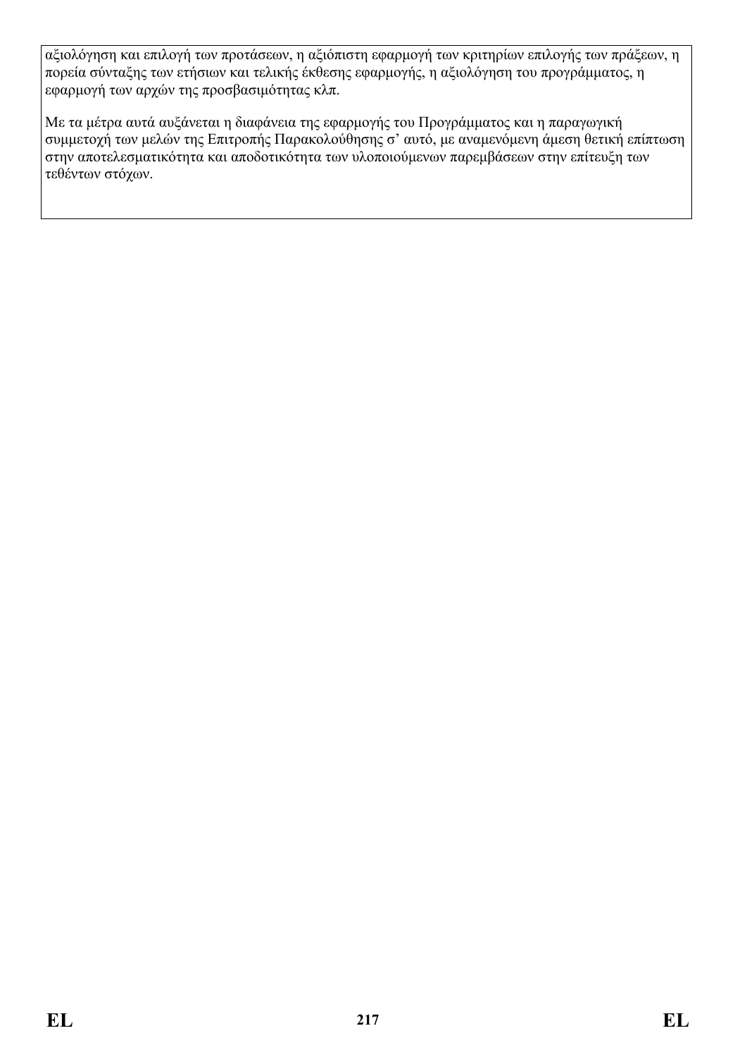αξιολόγηση και επιλογή των προτάσεων, η αξιόπιστη εφαρμογή των κριτηρίων επιλογής των πράξεων, η πορεία σύνταξης των ετήσιων και τελικής έκθεσης εφαρμογής, η αξιολόγηση του προγράμματος, η εφαρμογή των αρχών της προσβασιμότητας κλπ.

Με τα μέτρα αυτά αυξάνεται η διαφάνεια της εφαρμογής του Προγράμματος και η παραγωγική συμμετοχή των μελών της Επιτροπής Παρακολούθησης σ' αυτό, με αναμενόμενη άμεση θετική επίπτωση στην αποτελεσματικότητα και αποδοτικότητα των υλοποιούμενων παρεμβάσεων στην επίτευξη των τεθέντων στόχων.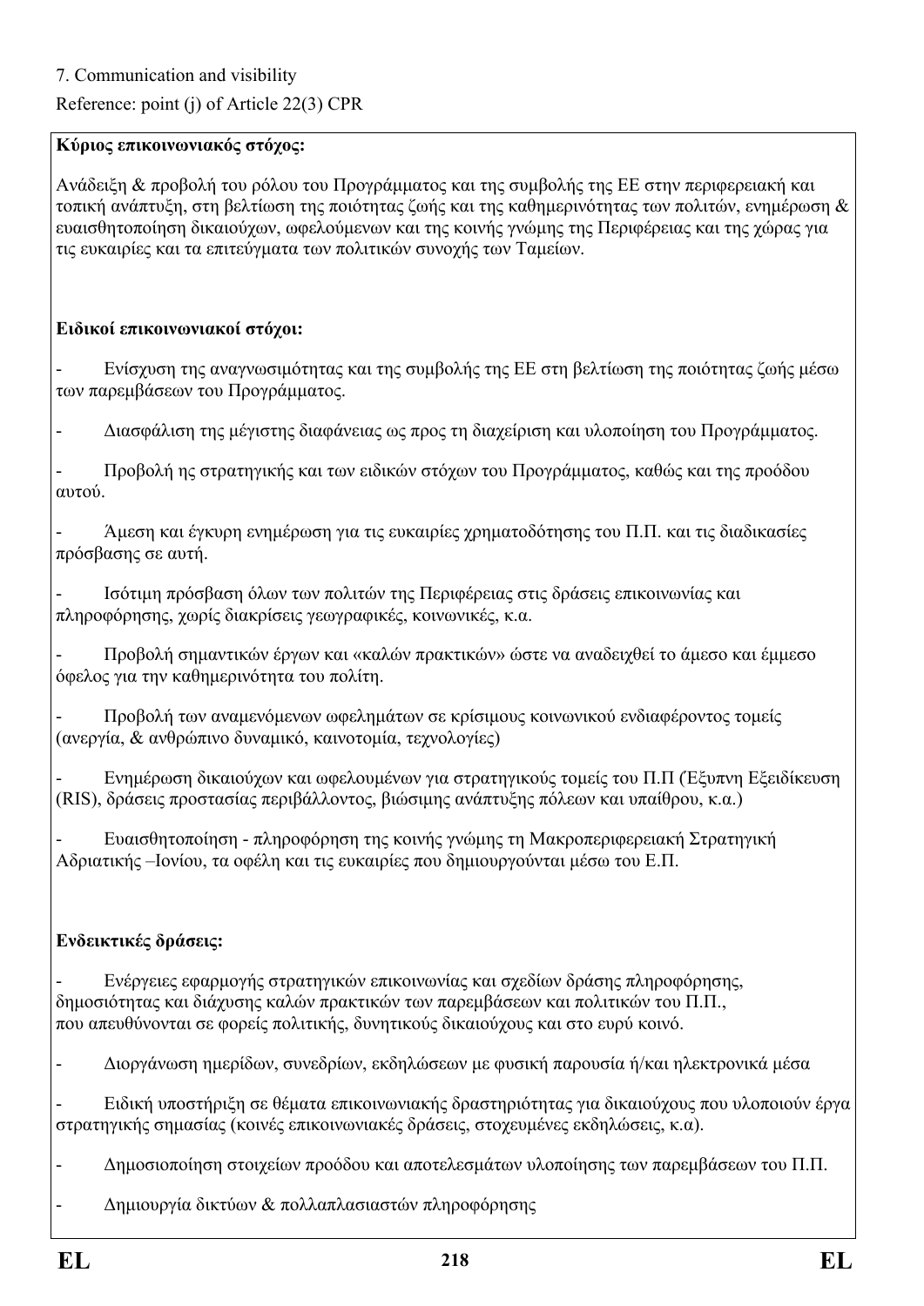7. Communication and visibility

Reference: point (j) of Article 22(3) CPR

**Κύριος επικοινωνιακός στόχος:**

Ανάδειξη & προβολή του ρόλου του Προγράμματος και της συμβολής της ΕΕ στην περιφερειακή και τοπική ανάπτυξη, στη βελτίωση της ποιότητας ζωής και της καθημερινότητας των πολιτών, ενημέρωση & ευαισθητοποίηση δικαιούχων, ωφελούμενων και της κοινής γνώμης της Περιφέρειας και της χώρας για τις ευκαιρίες και τα επιτεύγματα των πολιτικών συνοχής των Ταμείων.

**Ειδικοί επικοινωνιακοί στόχοι:**

- Ενίσχυση της αναγνωσιμότητας και της συμβολής της ΕΕ στη βελτίωση της ποιότητας ζωής μέσω των παρεμβάσεων του Προγράμματος.
- Διασφάλιση της μέγιστης διαφάνειας ως προς τη διαχείριση και υλοποίηση του Προγράμματος.
- Προβολή ης στρατηγικής και των ειδικών στόχων του Προγράμματος, καθώς και της προόδου αυτού.
- Άμεση και έγκυρη ενημέρωση για τις ευκαιρίες χρηματοδότησης του Π.Π. και τις διαδικασίες πρόσβασης σε αυτή.
- Ισότιμη πρόσβαση όλων των πολιτών της Περιφέρειας στις δράσεις επικοινωνίας και πληροφόρησης, χωρίς διακρίσεις γεωγραφικές, κοινωνικές, κ.α.
- Προβολή σημαντικών έργων και «καλών πρακτικών» ώστε να αναδειχθεί το άμεσο και έμμεσο όφελος για την καθημερινότητα του πολίτη.
- Προβολή των αναμενόμενων ωφελημάτων σε κρίσιμους κοινωνικού ενδιαφέροντος τομείς (ανεργία, & ανθρώπινο δυναμικό, καινοτομία, τεχνολογίες)
- Ενημέρωση δικαιούχων και ωφελουμένων για στρατηγικούς τομείς του Π.Π (Έξυπνη Εξειδίκευση (RIS), δράσεις προστασίας περιβάλλοντος, βιώσιμης ανάπτυξης πόλεων και υπαίθρου, κ.α.)
- Ευαισθητοποίηση - πληροφόρηση της κοινής γνώμης τη Μακροπεριφερειακή Στρατηγική Αδριατικής –Ιονίου, τα οφέλη και τις ευκαιρίες που δημιουργούνται μέσω του Ε.Π.

**Ενδεικτικές δράσεις:**

- Ενέργειες εφαρμογής στρατηγικών επικοινωνίας και σχεδίων δράσης πληροφόρησης, δημοσιότητας και διάχυσης καλών πρακτικών των παρεμβάσεων και πολιτικών του Π.Π., που απευθύνονται σε φορείς πολιτικής, δυνητικούς δικαιούχους και στο ευρύ κοινό.
- Διοργάνωση ημερίδων, συνεδρίων, εκδηλώσεων με φυσική παρουσία ή/και ηλεκτρονικά μέσα
- Ειδική υποστήριξη σε θέματα επικοινωνιακής δραστηριότητας για δικαιούχους που υλοποιούν έργα στρατηγικής σημασίας (κοινές επικοινωνιακές δράσεις, στοχευμένες εκδηλώσεις, κ.α).
- Δημοσιοποίηση στοιχείων προόδου και αποτελεσμάτων υλοποίησης των παρεμβάσεων του Π.Π.
- Δημιουργία δικτύων & πολλαπλασιαστών πληροφόρησης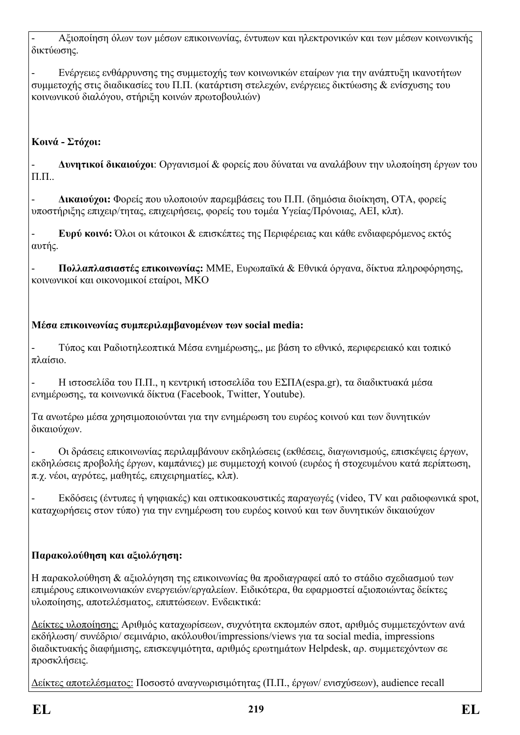- Αξιοποίηση όλων των μέσων επικοινωνίας, έντυπων και ηλεκτρονικών και των μέσων κοινωνικής δικτύωσης.

- Ενέργειες ενθάρρυνσης της συμμετοχής των κοινωνικών εταίρων για την ανάπτυξη ικανοτήτων συμμετοχής στις διαδικασίες του Π.Π. (κατάρτιση στελεχών, ενέργειες δικτύωσης & ενίσχυσης του κοινωνικού διαλόγου, στήριξη κοινών πρωτοβουλιών)

**Κοινά - Στόχοι:**

- **Δυνητικοί δικαιούχοι**: Οργανισμοί & φορείς που δύναται να αναλάβουν την υλοποίηση έργων του Π.Π..

- **Δικαιούχοι:** Φορείς που υλοποιούν παρεμβάσεις του Π.Π. (δημόσια διοίκηση, ΟΤΑ, φορείς υποστήριξης επιχειρ/τητας, επιχειρήσεις, φορείς του τομέα Υγείας/Πρόνοιας, ΑΕΙ, κλπ).

- **Ευρύ κοινό:** Όλοι οι κάτοικοι & επισκέπτες της Περιφέρειας και κάθε ενδιαφερόμενος εκτός αυτής.

- **Πολλαπλασιαστές επικοινωνίας:** ΜΜΕ, Ευρωπαϊκά & Εθνικά όργανα, δίκτυα πληροφόρησης, κοινωνικοί και οικονομικοί εταίροι, ΜΚΟ

**Μέσα επικοινωνίας συμπεριλαμβανομένων των social media:**

- Τύπος και Ραδιοτηλεοπτικά Μέσα ενημέρωσης,, με βάση το εθνικό, περιφερειακό και τοπικό πλαίσιο.

- Η ιστοσελίδα του Π.Π., η κεντρική ιστοσελίδα του ΕΣΠΑ(espa.gr), τα διαδικτυακά μέσα ενημέρωσης, τα κοινωνικά δίκτυα (Facebook, Twitter, Youtube).

Τα ανωτέρω μέσα χρησιμοποιούνται για την ενημέρωση του ευρέος κοινού και των δυνητικών δικαιούχων.

- Οι δράσεις επικοινωνίας περιλαμβάνουν εκδηλώσεις (εκθέσεις, διαγωνισμούς, επισκέψεις έργων, εκδηλώσεις προβολής έργων, καμπάνιες) με συμμετοχή κοινού (ευρέος ή στοχευμένου κατά περίπτωση, π.χ. νέοι, αγρότες, μαθητές, επιχειρηματίες, κλπ).

- Εκδόσεις (έντυπες ή ψηφιακές) και οπτικοακουστικές παραγωγές (video, TV και ραδιοφωνικά spot, καταχωρήσεις στον τύπο) για την ενημέρωση του ευρέος κοινού και των δυνητικών δικαιούχων

**Παρακολούθηση και αξιολόγηση:**

Η παρακολούθηση & αξιολόγηση της επικοινωνίας θα προδιαγραφεί από το στάδιο σχεδιασμού των επιμέρους επικοινωνιακών ενεργειών/εργαλείων. Ειδικότερα, θα εφαρμοστεί αξιοποιώντας δείκτες υλοποίησης, αποτελέσματος, επιπτώσεων. Ενδεικτικά:

<u>Δείκτες υλοποίησης:</u> Αριθμός καταχωρίσεων, συχνότητα εκπομπών σποτ, αριθμός συμμετεχόντων ανά εκδήλωση/ συνέδριο/ σεμινάριο, ακόλουθοι/impressions/views για τα social media, impressions διαδικτυακής διαφήμισης, επισκεψιμότητα, αριθμός ερωτημάτων Helpdesk, αρ. συμμετεχόντων σε προσκλήσεις.

<u>Δείκτες αποτελέσματος:</u> Ποσοστό αναγνωρισιμότητας (Π.Π., έργων/ ενισχύσεων), audience recall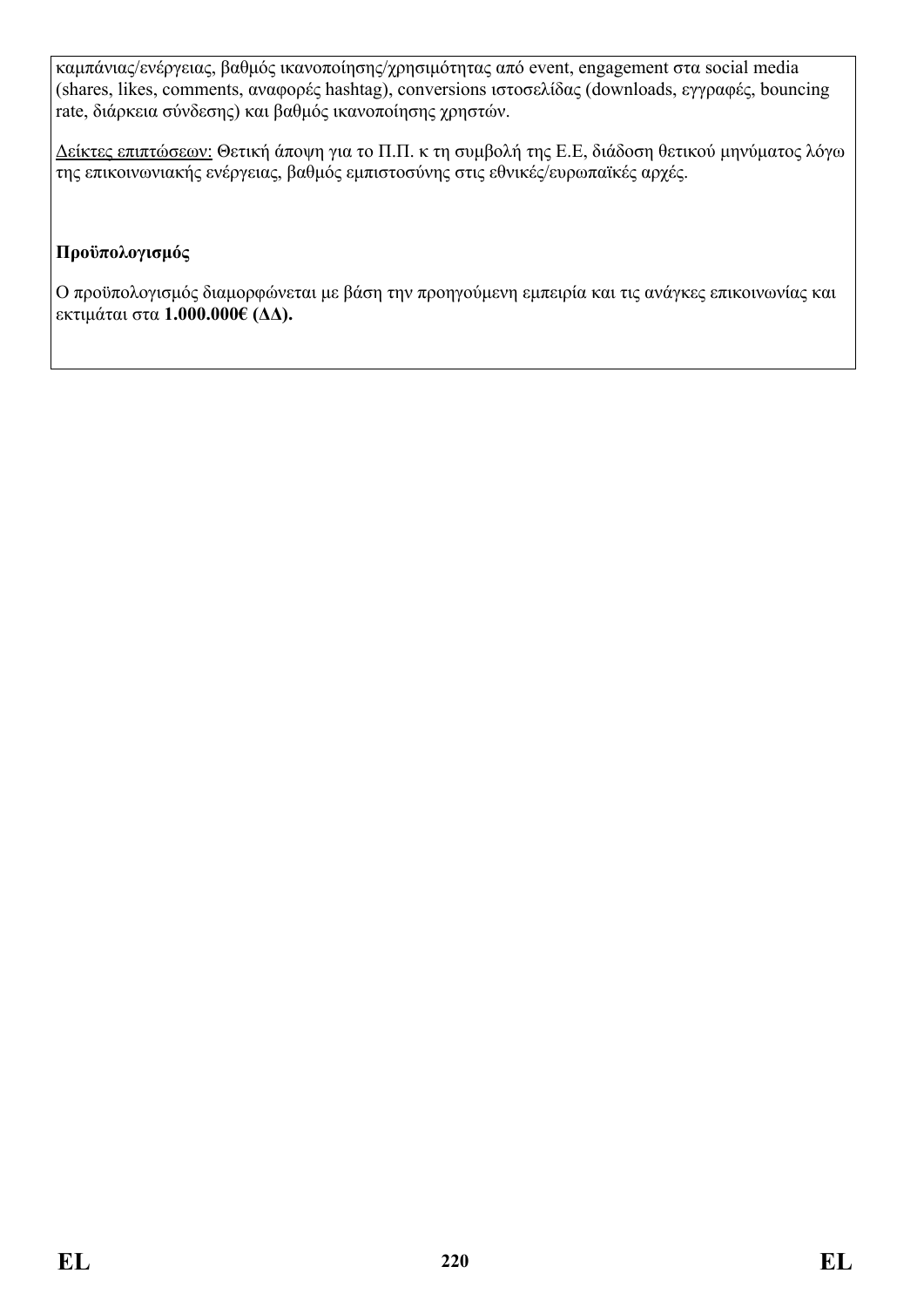καμπάνιας/ενέργειας, βαθμός ικανοποίησης/χρησιμότητας από event, engagement στα social media (shares, likes, comments, αναφορές hashtag), conversions ιστοσελίδας (downloads, εγγραφές, bouncing rate, διάρκεια σύνδεσης) και βαθμός ικανοποίησης χρηστών.

Δείκτες επιπτώσεων: Θετική άποψη για το Π.Π. κ τη συμβολή της Ε.Ε, διάδοση θετικού μηνύματος λόγω της επικοινωνιακής ενέργειας, βαθμός εμπιστοσύνης στις εθνικές/ευρωπαϊκές αρχές.

**Προϋπολογισμός**

Ο προϋπολογισμός διαμορφώνεται με βάση την προηγούμενη εμπειρία και τις ανάγκες επικοινωνίας και εκτιμάται στα **1.000.000€ (ΔΔ).**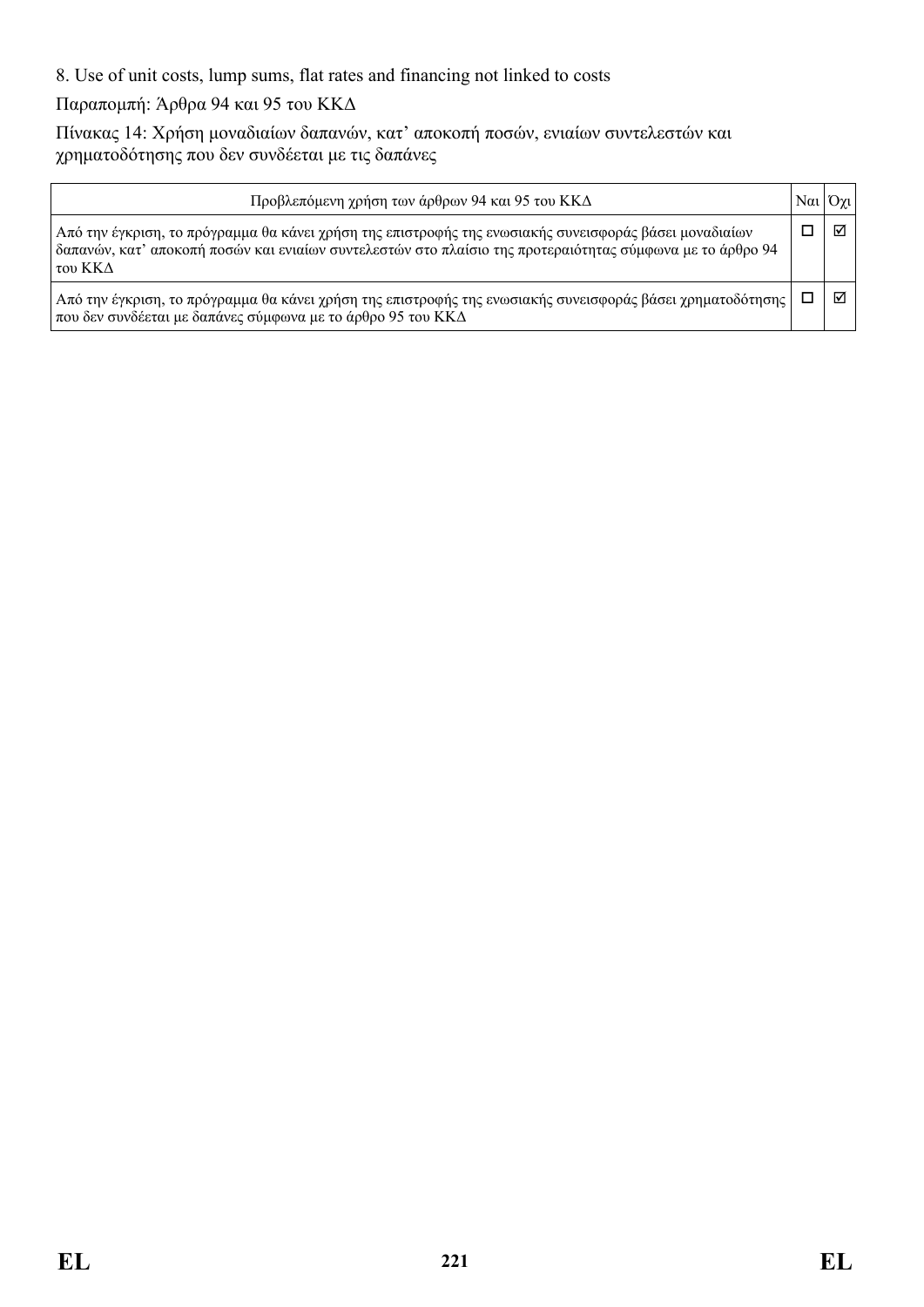8. Use of unit costs, lump sums, flat rates and financing not linked to costs

Παραπομπή: Άρθρα 94 και 95 του ΚΚΔ

Πίνακας 14: Χρήση μοναδιαίων δαπανών, κατ' αποκοπή ποσών, ενιαίων συντελεστών και χρηματοδότησης που δεν συνδέεται με τις δαπάνες

| Προβλεπόμενη χρήση των άρθρων 94 και 95 του ΚΚΔ | Ναι | Όχι |
|---|---|---|
| Από την έγκριση, το πρόγραμμα θα κάνει χρήση της επιστροφής της ενωσιακής συνεισφοράς βάσει μοναδιαίων δαπανών, κατ' αποκοπή ποσών και ενιαίων συντελεστών στο πλαίσιο της προτεραιότητας σύμφωνα με το άρθρο 94 του ΚΚΔ | ☐ | ☑ |
| Από την έγκριση, το πρόγραμμα θα κάνει χρήση της επιστροφής της ενωσιακής συνεισφοράς βάσει χρηματοδότησης που δεν συνδέεται με δαπάνες σύμφωνα με το άρθρο 95 του ΚΚΔ | ☐ | ☑ |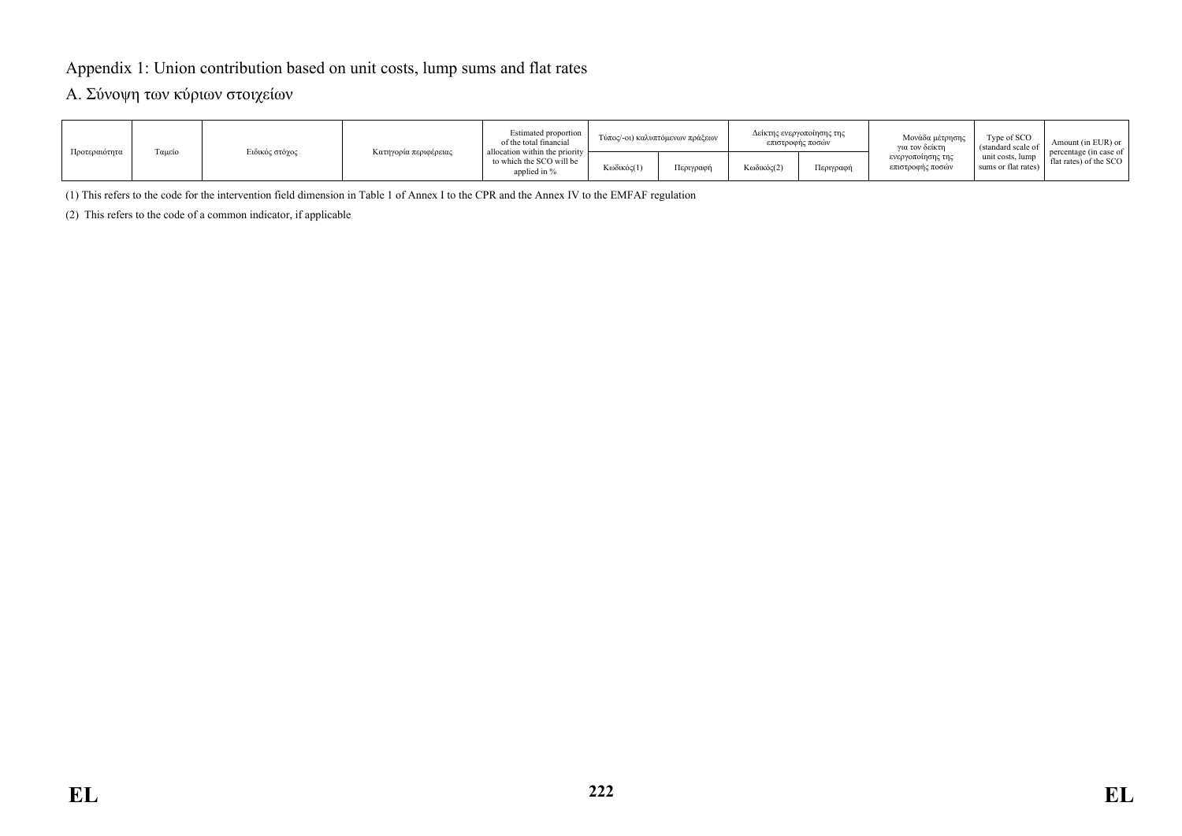## Appendix 1: Union contribution based on unit costs, lump sums and flat rates

### A. Σύνοψη των κύριων στοιχείων

| Προτεραιότητα | Ταμείο | Ειδικός στόχος | Κατηγορία περιφέρειας | Estimated proportion of the total financial allocation within the priority to which the SCO will be applied in % | Τύπος/-οι) καλυπτόμενων πράξεων | | Δείκτης ενεργοποίησης της επιστροφής ποσών | | Μονάδα μέτρησης για τον δείκτη ενεργοποίησης της επιστροφής ποσών | Type of SCO (standard scale of unit costs, lump sums or flat rates) | Amount (in EUR) or percentage (in case of flat rates) of the SCO |
|---|---|---|---|---|---|---|---|---|---|---|---|
| | | | | | Κωδικός(1) | Περιγραφή | Κωδικός(2) | Περιγραφή | | | |

(1) This refers to the code for the intervention field dimension in Table 1 of Annex I to the CPR and the Annex IV to the EMFAF regulation

(2) This refers to the code of a common indicator, if applicable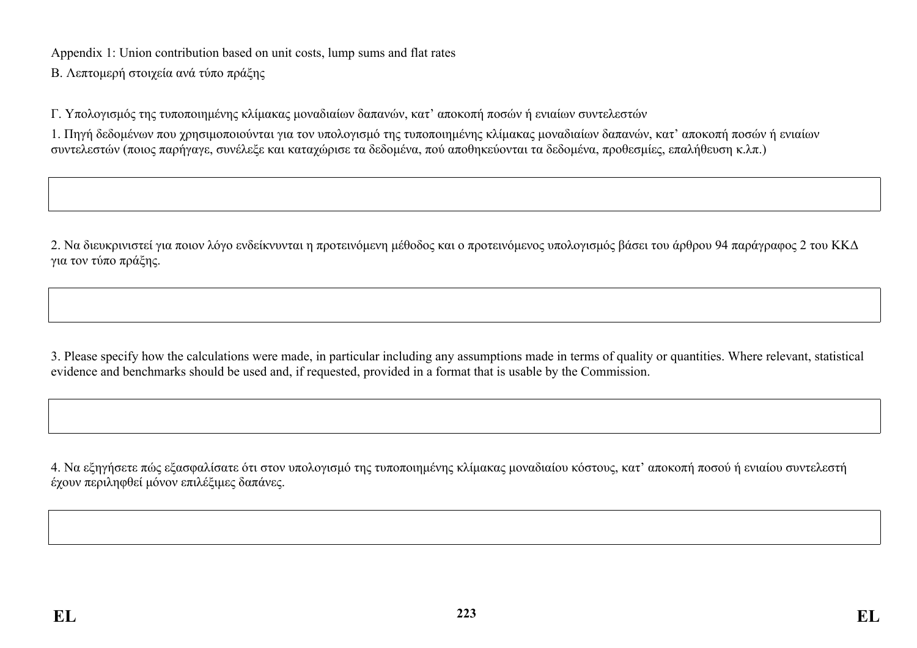Appendix 1: Union contribution based on unit costs, lump sums and flat rates

B. Λεπτομερή στοιχεία ανά τύπο πράξης

Γ. Υπολογισμός της τυποποιημένης κλίμακας μοναδιαίων δαπανών, κατ' αποκοπή ποσών ή ενιαίων συντελεστών

1. Πηγή δεδομένων που χρησιμοποιούνται για τον υπολογισμό της τυποποιημένης κλίμακας μοναδιαίων δαπανών, κατ' αποκοπή ποσών ή ενιαίων συντελεστών (ποιος παρήγαγε, συνέλεξε και καταχώρισε τα δεδομένα, πού αποθηκεύονται τα δεδομένα, προθεσμίες, επαλήθευση κ.λπ.)

| |
|---|
| |

2. Να διευκρινιστεί για ποιον λόγο ενδείκνυνται η προτεινόμενη μέθοδος και ο προτεινόμενος υπολογισμός βάσει του άρθρου 94 παράγραφος 2 του ΚΚΔ για τον τύπο πράξης.

| |
|---|
| |

3. Please specify how the calculations were made, in particular including any assumptions made in terms of quality or quantities. Where relevant, statistical evidence and benchmarks should be used and, if requested, provided in a format that is usable by the Commission.

| |
|---|
| |

4. Να εξηγήσετε πώς εξασφαλίσατε ότι στον υπολογισμό της τυποποιημένης κλίμακας μοναδιαίου κόστους, κατ' αποκοπή ποσού ή ενιαίου συντελεστή έχουν περιληφθεί μόνον επιλέξιμες δαπάνες.

| |
|---|
| |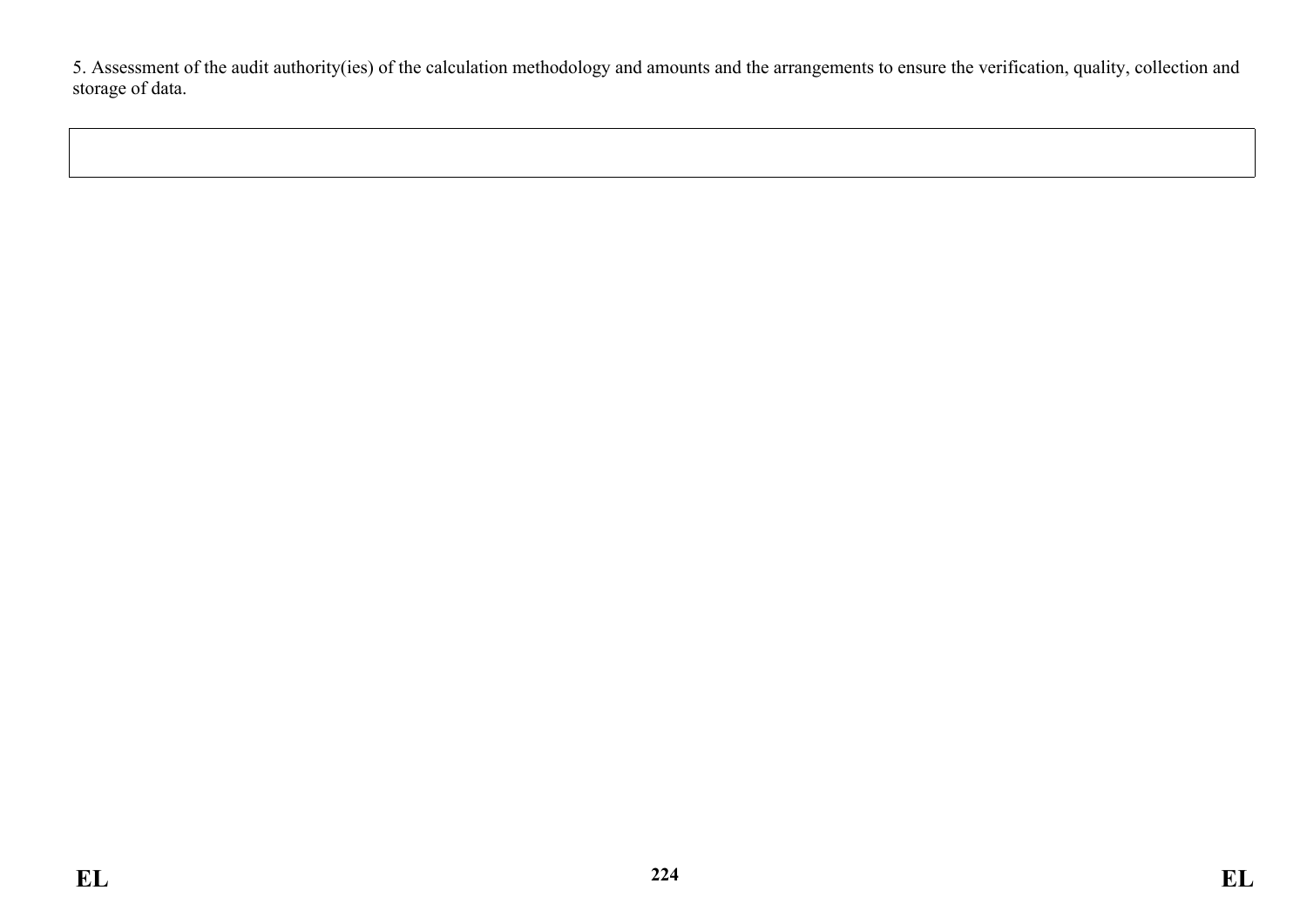5. Assessment of the audit authority(ies) of the calculation methodology and amounts and the arrangements to ensure the verification, quality, collection and storage of data.

| |
|---|
| |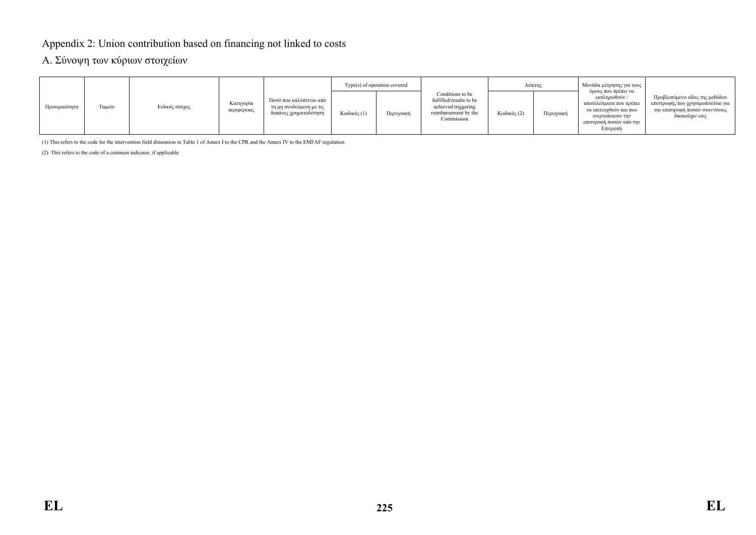# Appendix 2: Union contribution based on financing not linked to costs

## A. Σύνοψη των κύριων στοιχείων

| Προτεραιότητα | Ταμείο | Ειδικός στόχος | Κατηγορία περιφέρειας | Ποσό που καλύπτεται από τη μη συνδεόμενη με τις δαπάνες χρηματοδότηση | Type(s) of operation covered | | Conditions to be fulfilled/results to be achieved triggering reimbursement by the Commission | Δείκτης | | Μονάδα μέτρησης για τους όρους που πρέπει να εκπληρωθούν / αποτελέσματα που πρέπει να επιτευχθούν και που ενεργοποιούν την επιστροφή ποσών από την Επιτροπή | Προβλεπόμενο είδος της μεθόδου επιστροφής που χρησιμοποιείται για την επιστροφή ποσών στον/στους δικαιούχο/-ους |
|---|---|---|---|---|---|---|---|---|---|---|---|
| | | | | | Κωδικός (1) | Περιγραφή | | Κωδικός (2) | Περιγραφή | | |

(1) This refers to the code for the intervention field dimension in Table 1 of Annex I to the CPR and the Annex IV to the EMFAF regulation

(2) This refers to the code of a common indicator, if applicable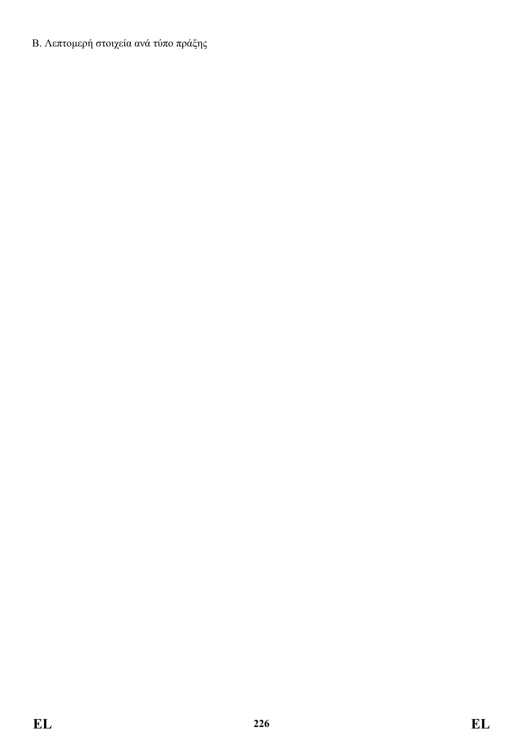B. Λεπτομερή στοιχεία ανά τύπο πράξης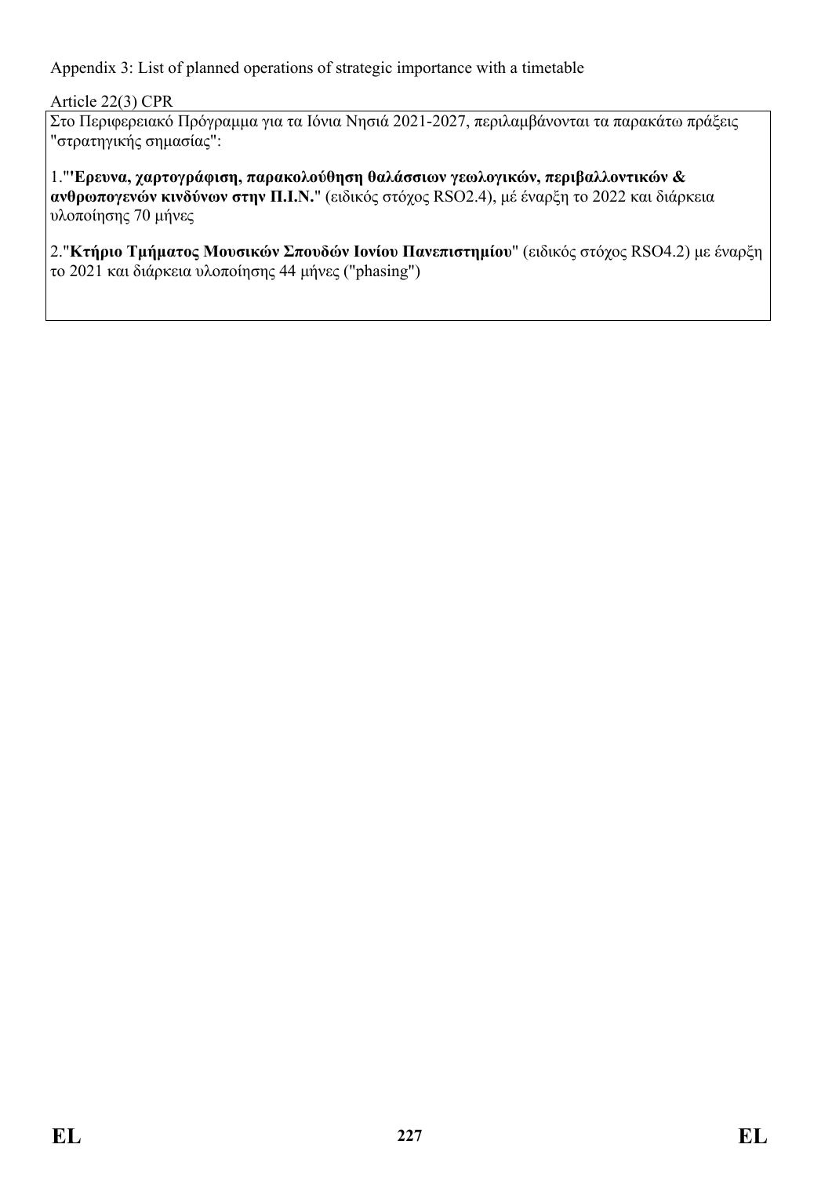Appendix 3: List of planned operations of strategic importance with a timetable

Article 22(3) CPR

Στο Περιφερειακό Πρόγραμμα για τα Ιόνια Νησιά 2021-2027, περιλαμβάνονται τα παρακάτω πράξεις "στρατηγικής σημασίας":

1."**Έρευνα, χαρτογράφιση, παρακολούθηση θαλάσσιων γεωλογικών, περιβαλλοντικών & ανθρωπογενών κινδύνων στην Π.Ι.Ν.**" (ειδικός στόχος RSO2.4), μέ έναρξη το 2022 και διάρκεια υλοποίησης 70 μήνες

2."**Κτήριο Τμήματος Μουσικών Σπουδών Ιονίου Πανεπιστημίου**" (ειδικός στόχος RSO4.2) με έναρξη το 2021 και διάρκεια υλοποίησης 44 μήνες ("phasing")